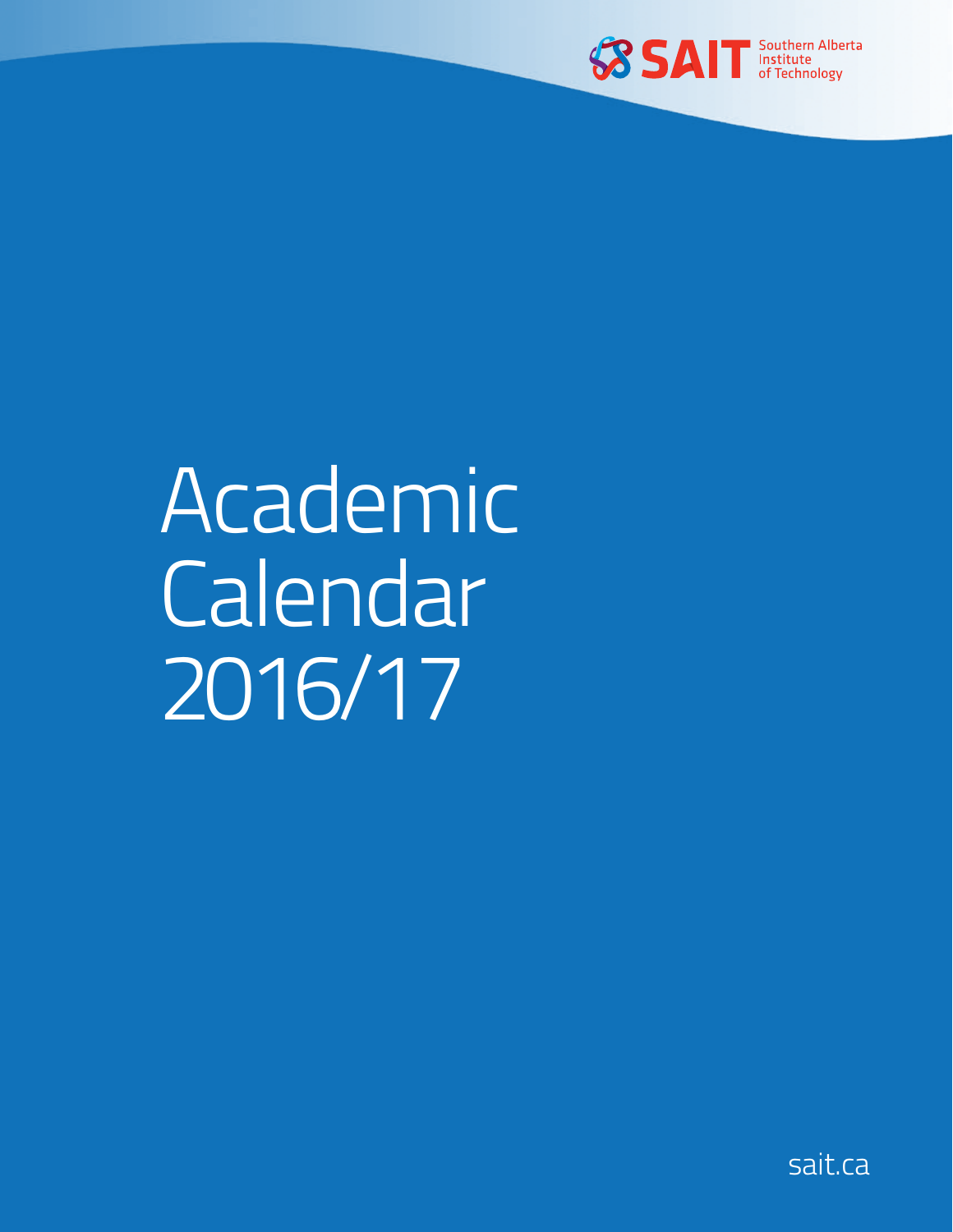SAIT Southern Alberta Institute of Technology

# Academic Calendar 2016/17

sait.ca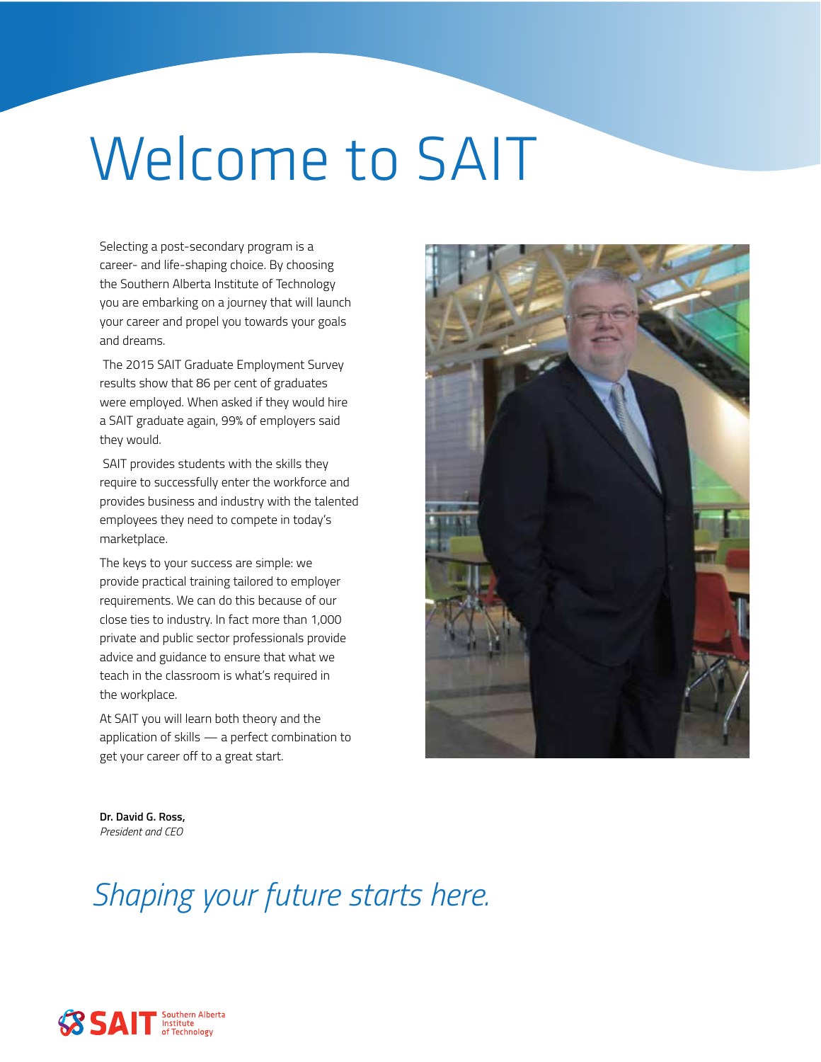# Welcome to SAIT

Selecting a post-secondary program is a career- and life-shaping choice. By choosing the Southern Alberta Institute of Technology you are embarking on a journey that will launch your career and propel you towards your goals and dreams.

The 2015 SAIT Graduate Employment Survey results show that 86 per cent of graduates were employed. When asked if they would hire a SAIT graduate again, 99% of employers said they would.

SAIT provides students with the skills they require to successfully enter the workforce and provides business and industry with the talented employees they need to compete in today's marketplace.

The keys to your success are simple: we provide practical training tailored to employer requirements. We can do this because of our close ties to industry. In fact more than 1,000 private and public sector professionals provide advice and guidance to ensure that what we teach in the classroom is what's required in the workplace.

At SAIT you will learn both theory and the application of skills — a perfect combination to get your career off to a great start.

**Dr. David G. Ross,**
*President and CEO*

*Shaping your future starts here.*

SAIT Southern Alberta Institute of Technology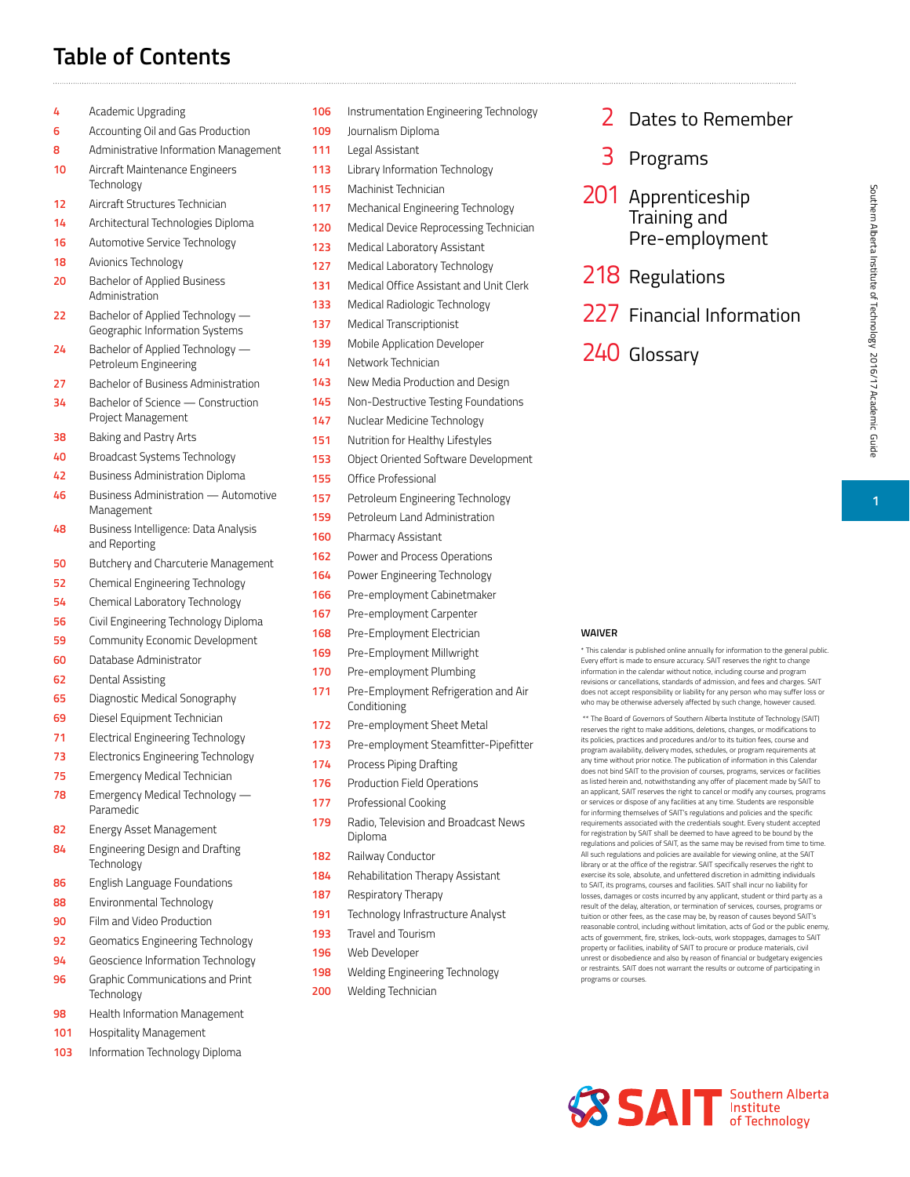# Table of Contents

- 4 Academic Upgrading
- 6 Accounting Oil and Gas Production
- 8 Administrative Information Management
- 10 Aircraft Maintenance Engineers Technology
- 12 Aircraft Structures Technician
- 14 Architectural Technologies Diploma
- 16 Automotive Service Technology
- 18 Avionics Technology
- 20 Bachelor of Applied Business Administration
- 22 Bachelor of Applied Technology — Geographic Information Systems
- 24 Bachelor of Applied Technology — Petroleum Engineering
- 27 Bachelor of Business Administration
- 34 Bachelor of Science — Construction Project Management
- 38 Baking and Pastry Arts
- 40 Broadcast Systems Technology
- 42 Business Administration Diploma
- 46 Business Administration — Automotive Management
- 48 Business Intelligence: Data Analysis and Reporting
- 50 Butchery and Charcuterie Management
- 52 Chemical Engineering Technology
- 54 Chemical Laboratory Technology
- 56 Civil Engineering Technology Diploma
- 59 Community Economic Development
- 60 Database Administrator
- 62 Dental Assisting
- 65 Diagnostic Medical Sonography
- 69 Diesel Equipment Technician
- 71 Electrical Engineering Technology
- 73 Electronics Engineering Technology
- 75 Emergency Medical Technician
- 78 Emergency Medical Technology — Paramedic
- 82 Energy Asset Management
- 84 Engineering Design and Drafting Technology
- 86 English Language Foundations
- 88 Environmental Technology
- 90 Film and Video Production
- 92 Geomatics Engineering Technology
- 94 Geoscience Information Technology
- 96 Graphic Communications and Print Technology
- 98 Health Information Management
- 101 Hospitality Management
- 103 Information Technology Diploma
- 106 Instrumentation Engineering Technology
- 109 Journalism Diploma
- 111 Legal Assistant
- 113 Library Information Technology
- 115 Machinist Technician
- 117 Mechanical Engineering Technology
- 120 Medical Device Reprocessing Technician
- 123 Medical Laboratory Assistant
- 127 Medical Laboratory Technology
- 131 Medical Office Assistant and Unit Clerk
- 133 Medical Radiologic Technology
- 137 Medical Transcriptionist
- 139 Mobile Application Developer
- 141 Network Technician
- 143 New Media Production and Design
- 145 Non-Destructive Testing Foundations
- 147 Nuclear Medicine Technology
- 151 Nutrition for Healthy Lifestyles
- 153 Object Oriented Software Development
- 155 Office Professional
- 157 Petroleum Engineering Technology
- 159 Petroleum Land Administration
- 160 Pharmacy Assistant
- 162 Power and Process Operations
- 164 Power Engineering Technology
- 166 Pre-employment Cabinetmaker
- 167 Pre-employment Carpenter
- 168 Pre-Employment Electrician
- 169 Pre-Employment Millwright
- 170 Pre-employment Plumbing
- 171 Pre-Employment Refrigeration and Air Conditioning
- 172 Pre-employment Sheet Metal
- 173 Pre-employment Steamfitter-Pipefitter
- 174 Process Piping Drafting
- 176 Production Field Operations
- 177 Professional Cooking
- 179 Radio, Television and Broadcast News Diploma
- 182 Railway Conductor
- 184 Rehabilitation Therapy Assistant
- 187 Respiratory Therapy
- 191 Technology Infrastructure Analyst
- 193 Travel and Tourism
- 196 Web Developer
- 198 Welding Engineering Technology
- 200 Welding Technician

- 2 Dates to Remember
- 3 Programs
- 201 Apprenticeship Training and Pre-employment
- 218 Regulations
- 227 Financial Information
- 240 Glossary

**WAIVER**

\* This calendar is published online annually for information to the general public. Every effort is made to ensure accuracy. SAIT reserves the right to change information in the calendar without notice, including course and program revisions or cancellations, standards of admission, and fees and charges. SAIT does not accept responsibility or liability for any person who may suffer loss or who may be otherwise adversely affected by such change, however caused.

\*\* The Board of Governors of Southern Alberta Institute of Technology (SAIT) reserves the right to make additions, deletions, changes, or modifications to its policies, practices and procedures and/or to its tuition fees, course and program availability, delivery modes, schedules, or program requirements at any time without prior notice. The publication of information in this Calendar does not bind SAIT to the provision of courses, programs, services or facilities as listed herein and, notwithstanding any offer of placement made by SAIT to an applicant, SAIT reserves the right to cancel or modify any courses, programs or services or dispose of any facilities at any time. Students are responsible for informing themselves of SAIT's regulations and policies and the specific requirements associated with the credentials sought. Every student accepted for registration by SAIT shall be deemed to have agreed to be bound by the regulations and policies of SAIT, as the same may be revised from time to time. All such regulations and policies are available for viewing online, at the SAIT library or at the office of the registrar. SAIT specifically reserves the right to exercise its sole, absolute, and unfettered discretion in admitting individuals to SAIT, its programs, courses and facilities. SAIT shall incur no liability for losses, damages or costs incurred by any applicant, student or third party as a result of the delay, alteration, or termination of services, courses, programs or tuition or other fees, as the case may be, by reason of causes beyond SAIT's reasonable control, including without limitation, acts of God or the public enemy, acts of government, fire, strikes, lock-outs, work stoppages, damages to SAIT property or facilities, inability of SAIT to procure or produce materials, civil unrest or disobedience and also by reason of financial or budgetary exigencies or restraints. SAIT does not warrant the results or outcome of participating in programs or courses.

SAIT Southern Alberta Institute of Technology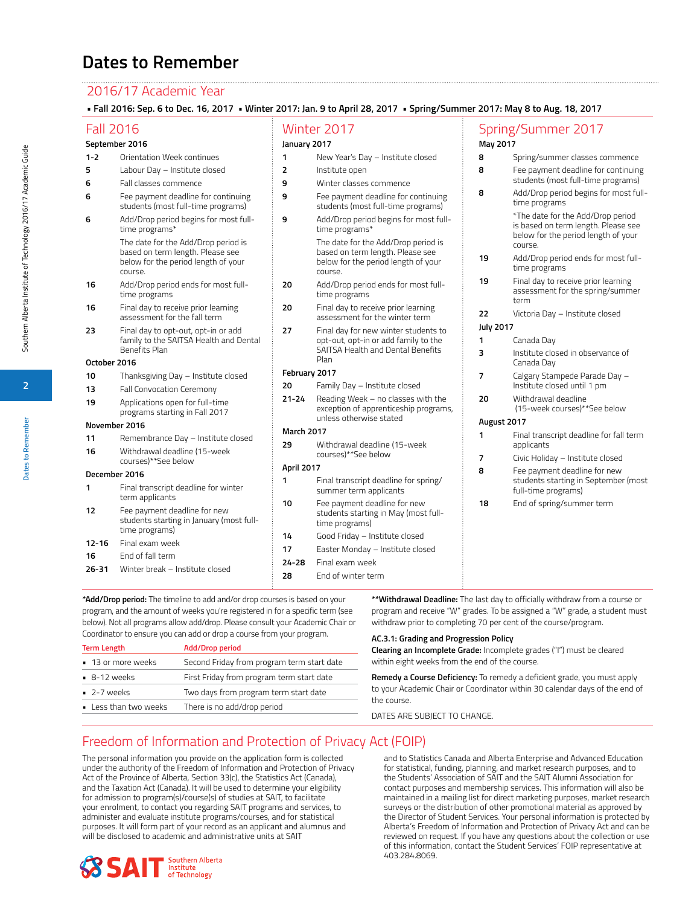# Dates to Remember

## 2016/17 Academic Year

- Fall 2016: Sep. 6 to Dec. 16, 2017
- Winter 2017: Jan. 9 to April 28, 2017
- Spring/Summer 2017: May 8 to Aug. 18, 2017

## Fall 2016

**September 2016**

| | |
|---|---|
| 1-2 | Orientation Week continues |
| 5 | Labour Day – Institute closed |
| 6 | Fall classes commence |
| 6 | Fee payment deadline for continuing students (most full-time programs) |
| 6 | Add/Drop period begins for most full-time programs* The date for the Add/Drop period is based on term length. Please see below for the period length of your course. |
| 16 | Add/Drop period ends for most full-time programs |
| 16 | Final day to receive prior learning assessment for the fall term |
| 23 | Final day to opt-out, opt-in or add family to the SAITSA Health and Dental Benefits Plan |

**October 2016**

| | |
|---|---|
| 10 | Thanksgiving Day – Institute closed |
| 13 | Fall Convocation Ceremony |
| 19 | Applications open for full-time programs starting in Fall 2017 |

**November 2016**

| | |
|---|---|
| 11 | Remembrance Day – Institute closed |
| 16 | Withdrawal deadline (15-week courses)**See below |

**December 2016**

| | |
|---|---|
| 1 | Final transcript deadline for winter term applicants |
| 12 | Fee payment deadline for new students starting in January (most full-time programs) |
| 12-16 | Final exam week |
| 16 | End of fall term |
| 26-31 | Winter break – Institute closed |

## Winter 2017

**January 2017**

| | |
|---|---|
| 1 | New Year's Day – Institute closed |
| 2 | Institute open |
| 9 | Winter classes commence |
| 9 | Fee payment deadline for continuing students (most full-time programs) |
| 9 | Add/Drop period begins for most full-time programs* The date for the Add/Drop period is based on term length. Please see below for the period length of your course. |
| 20 | Add/Drop period ends for most full-time programs |
| 20 | Final day to receive prior learning assessment for the winter term |
| 27 | Final day for new winter students to opt-out, opt-in or add family to the SAITSA Health and Dental Benefits Plan |

**February 2017**

| | |
|---|---|
| 20 | Family Day – Institute closed |
| 21-24 | Reading Week – no classes with the exception of apprenticeship programs, unless otherwise stated |

**March 2017**

| | |
|---|---|
| 29 | Withdrawal deadline (15-week courses)**See below |

**April 2017**

| | |
|---|---|
| 1 | Final transcript deadline for spring/summer term applicants |
| 10 | Fee payment deadline for new students starting in May (most full-time programs) |
| 14 | Good Friday – Institute closed |
| 17 | Easter Monday – Institute closed |
| 24-28 | Final exam week |
| 28 | End of winter term |

## Spring/Summer 2017

**May 2017**

| | |
|---|---|
| 8 | Spring/summer classes commence |
| 8 | Fee payment deadline for continuing students (most full-time programs) |
| 8 | Add/Drop period begins for most full-time programs *The date for the Add/Drop period is based on term length. Please see below for the period length of your course. |
| 19 | Add/Drop period ends for most full-time programs |
| 19 | Final day to receive prior learning assessment for the spring/summer term |
| 22 | Victoria Day – Institute closed |

**July 2017**

| | |
|---|---|
| 1 | Canada Day |
| 3 | Institute closed in observance of Canada Day |
| 7 | Calgary Stampede Parade Day – Institute closed until 1 pm |
| 20 | Withdrawal deadline (15-week courses)**See below |

**August 2017**

| | |
|---|---|
| 1 | Final transcript deadline for fall term applicants |
| 7 | Civic Holiday – Institute closed |
| 8 | Fee payment deadline for new students starting in September (most full-time programs) |
| 18 | End of spring/summer term |

***Add/Drop period:** The timeline to add and/or drop courses is based on your program, and the amount of weeks you're registered in for a specific term (see below). Not all programs allow add/drop. Please consult your Academic Chair or Coordinator to ensure you can add or drop a course from your program.

| Term Length | Add/Drop period |
|---|---|
| 13 or more weeks | Second Friday from program term start date |
| 8-12 weeks | First Friday from program term start date |
| 2-7 weeks | Two days from program term start date |
| Less than two weeks | There is no add/drop period |

****Withdrawal Deadline:** The last day to officially withdraw from a course or program and receive "W" grades. To be assigned a "W" grade, a student must withdraw prior to completing 70 per cent of the course/program.

**AC.3.1: Grading and Progression Policy**

**Clearing an Incomplete Grade:** Incomplete grades ("I") must be cleared within eight weeks from the end of the course.

**Remedy a Course Deficiency:** To remedy a deficient grade, you must apply to your Academic Chair or Coordinator within 30 calendar days of the end of the course.

DATES ARE SUBJECT TO CHANGE.

## Freedom of Information and Protection of Privacy Act (FOIP)

The personal information you provide on the application form is collected under the authority of the Freedom of Information and Protection of Privacy Act of the Province of Alberta, Section 33(c), the Statistics Act (Canada), and the Taxation Act (Canada). It will be used to determine your eligibility for admission to program(s)/course(s) of studies at SAIT, to facilitate your enrolment, to contact you regarding SAIT programs and services, to administer and evaluate institute programs/courses, and for statistical purposes. It will form part of your record as an applicant and alumnus and will be disclosed to academic and administrative units at SAIT and to Statistics Canada and Alberta Enterprise and Advanced Education for statistical, funding, planning, and market research purposes, and to the Students' Association of SAIT and the SAIT Alumni Association for contact purposes and membership services. This information will also be maintained in a mailing list for direct marketing purposes, market research surveys or the distribution of other promotional material as approved by the Director of Student Services. Your personal information is protected by Alberta's Freedom of Information and Protection of Privacy Act and can be reviewed on request. If you have any questions about the collection or use of this information, contact the Student Services' FOIP representative at 403.284.8069.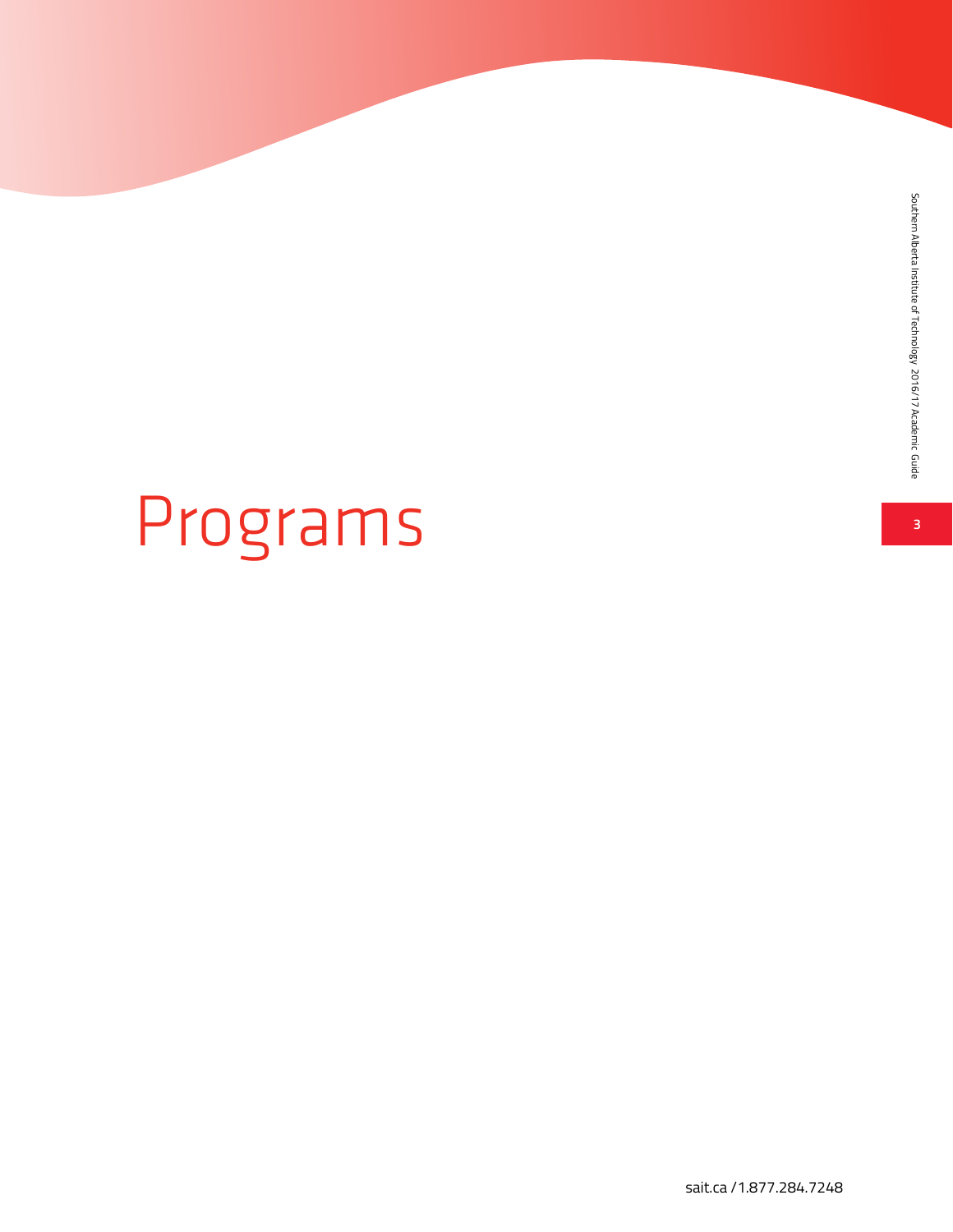# Programs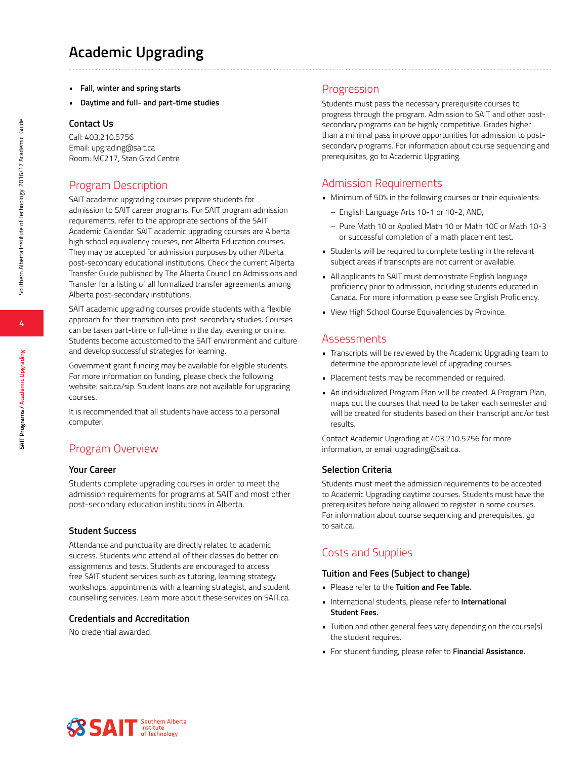# Academic Upgrading

- **Fall, winter and spring starts**
- **Daytime and full- and part-time studies**

### Contact Us

Call: 403.210.5756
Email: upgrading@sait.ca
Room: MC217, Stan Grad Centre

## Program Description

SAIT academic upgrading courses prepare students for admission to SAIT career programs. For SAIT program admission requirements, refer to the appropriate sections of the SAIT Academic Calendar. SAIT academic upgrading courses are Alberta high school equivalency courses, not Alberta Education courses. They may be accepted for admission purposes by other Alberta post-secondary educational institutions. Check the current Alberta Transfer Guide published by The Alberta Council on Admissions and Transfer for a listing of all formalized transfer agreements among Alberta post-secondary institutions.

SAIT academic upgrading courses provide students with a flexible approach for their transition into post-secondary studies. Courses can be taken part-time or full-time in the day, evening or online. Students become accustomed to the SAIT environment and culture and develop successful strategies for learning.

Government grant funding may be available for eligible students. For more information on funding, please check the following website: sait.ca/sip. Student loans are not available for upgrading courses.

It is recommended that all students have access to a personal computer.

## Program Overview

### Your Career

Students complete upgrading courses in order to meet the admission requirements for programs at SAIT and most other post-secondary education institutions in Alberta.

### Student Success

Attendance and punctuality are directly related to academic success. Students who attend all of their classes do better on assignments and tests. Students are encouraged to access free SAIT student services such as tutoring, learning strategy workshops, appointments with a learning strategist, and student counselling services. Learn more about these services on SAIT.ca.

### Credentials and Accreditation

No credential awarded.

## Progression

Students must pass the necessary prerequisite courses to progress through the program. Admission to SAIT and other post-secondary programs can be highly competitive. Grades higher than a minimal pass improve opportunities for admission to post-secondary programs. For information about course sequencing and prerequisites, go to Academic Upgrading.

## Admission Requirements

- Minimum of 50% in the following courses or their equivalents:
  - English Language Arts 10-1 or 10-2, AND,
  - Pure Math 10 or Applied Math 10 or Math 10C or Math 10-3 or successful completion of a math placement test.
- Students will be required to complete testing in the relevant subject areas if transcripts are not current or available.
- All applicants to SAIT must demonstrate English language proficiency prior to admission, including students educated in Canada. For more information, please see English Proficiency.
- View High School Course Equivalencies by Province.

## Assessments

- Transcripts will be reviewed by the Academic Upgrading team to determine the appropriate level of upgrading courses.
- Placement tests may be recommended or required.
- An individualized Program Plan will be created. A Program Plan, maps out the courses that need to be taken each semester and will be created for students based on their transcript and/or test results.

Contact Academic Upgrading at 403.210.5756 for more information, or email upgrading@sait.ca.

### Selection Criteria

Students must meet the admission requirements to be accepted to Academic Upgrading daytime courses. Students must have the prerequisites before being allowed to register in some courses. For information about course sequencing and prerequisites, go to sait.ca.

## Costs and Supplies

### Tuition and Fees (Subject to change)

- Please refer to the **Tuition and Fee Table.**
- International students, please refer to **International Student Fees.**
- Tuition and other general fees vary depending on the course(s) the student requires.
- For student funding, please refer to **Financial Assistance.**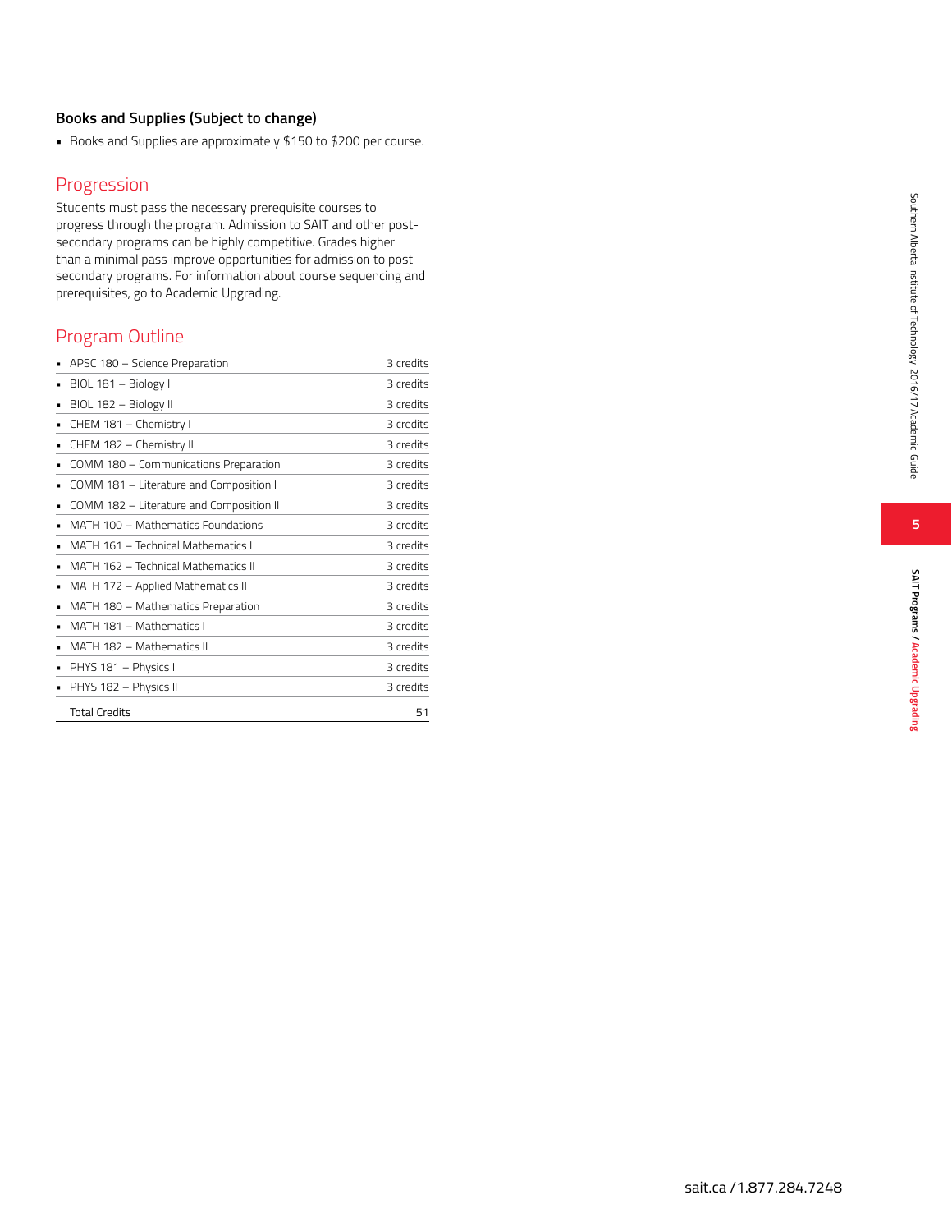### Books and Supplies (Subject to change)

- Books and Supplies are approximately $150 to $200 per course.

## Progression

Students must pass the necessary prerequisite courses to progress through the program. Admission to SAIT and other post-secondary programs can be highly competitive. Grades higher than a minimal pass improve opportunities for admission to post-secondary programs. For information about course sequencing and prerequisites, go to Academic Upgrading.

## Program Outline

| Course | Credits |
|---|---|
| APSC 180 – Science Preparation | 3 credits |
| BIOL 181 – Biology I | 3 credits |
| BIOL 182 – Biology II | 3 credits |
| CHEM 181 – Chemistry I | 3 credits |
| CHEM 182 – Chemistry II | 3 credits |
| COMM 180 – Communications Preparation | 3 credits |
| COMM 181 – Literature and Composition I | 3 credits |
| COMM 182 – Literature and Composition II | 3 credits |
| MATH 100 – Mathematics Foundations | 3 credits |
| MATH 161 – Technical Mathematics I | 3 credits |
| MATH 162 – Technical Mathematics II | 3 credits |
| MATH 172 – Applied Mathematics II | 3 credits |
| MATH 180 – Mathematics Preparation | 3 credits |
| MATH 181 – Mathematics I | 3 credits |
| MATH 182 – Mathematics II | 3 credits |
| PHYS 181 – Physics I | 3 credits |
| PHYS 182 – Physics II | 3 credits |
| Total Credits | 51 |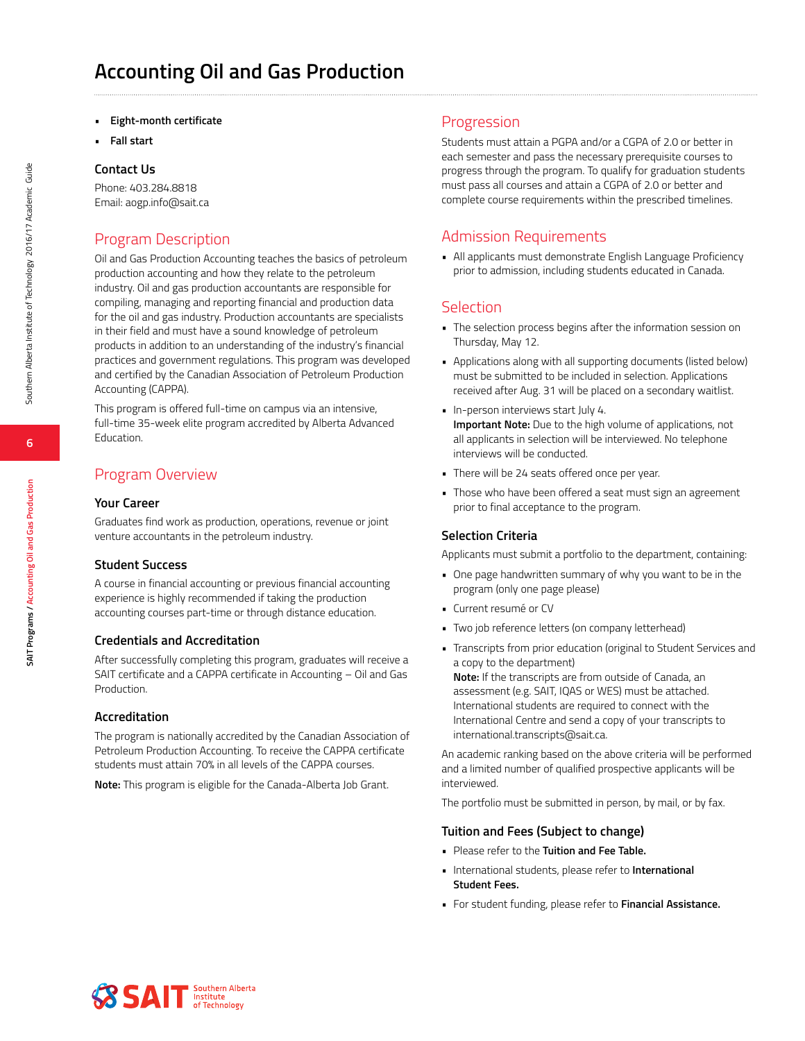# Accounting Oil and Gas Production

- **Eight-month certificate**
- **Fall start**

### Contact Us

Phone: 403.284.8818
Email: aogp.info@sait.ca

## Program Description

Oil and Gas Production Accounting teaches the basics of petroleum production accounting and how they relate to the petroleum industry. Oil and gas production accountants are responsible for compiling, managing and reporting financial and production data for the oil and gas industry. Production accountants are specialists in their field and must have a sound knowledge of petroleum products in addition to an understanding of the industry's financial practices and government regulations. This program was developed and certified by the Canadian Association of Petroleum Production Accounting (CAPPA).

This program is offered full-time on campus via an intensive, full-time 35-week elite program accredited by Alberta Advanced Education.

## Program Overview

### Your Career

Graduates find work as production, operations, revenue or joint venture accountants in the petroleum industry.

### Student Success

A course in financial accounting or previous financial accounting experience is highly recommended if taking the production accounting courses part-time or through distance education.

### Credentials and Accreditation

After successfully completing this program, graduates will receive a SAIT certificate and a CAPPA certificate in Accounting – Oil and Gas Production.

### Accreditation

The program is nationally accredited by the Canadian Association of Petroleum Production Accounting. To receive the CAPPA certificate students must attain 70% in all levels of the CAPPA courses.

**Note:** This program is eligible for the Canada-Alberta Job Grant.

## Progression

Students must attain a PGPA and/or a CGPA of 2.0 or better in each semester and pass the necessary prerequisite courses to progress through the program. To qualify for graduation students must pass all courses and attain a CGPA of 2.0 or better and complete course requirements within the prescribed timelines.

## Admission Requirements

- All applicants must demonstrate English Language Proficiency prior to admission, including students educated in Canada.

## Selection

- The selection process begins after the information session on Thursday, May 12.
- Applications along with all supporting documents (listed below) must be submitted to be included in selection. Applications received after Aug. 31 will be placed on a secondary waitlist.
- In-person interviews start July 4.
  **Important Note:** Due to the high volume of applications, not all applicants in selection will be interviewed. No telephone interviews will be conducted.
- There will be 24 seats offered once per year.
- Those who have been offered a seat must sign an agreement prior to final acceptance to the program.

### Selection Criteria

Applicants must submit a portfolio to the department, containing:

- One page handwritten summary of why you want to be in the program (only one page please)
- Current resumé or CV
- Two job reference letters (on company letterhead)
- Transcripts from prior education (original to Student Services and a copy to the department)
  **Note:** If the transcripts are from outside of Canada, an assessment (e.g. SAIT, IQAS or WES) must be attached. International students are required to connect with the International Centre and send a copy of your transcripts to international.transcripts@sait.ca.

An academic ranking based on the above criteria will be performed and a limited number of qualified prospective applicants will be interviewed.

The portfolio must be submitted in person, by mail, or by fax.

### Tuition and Fees (Subject to change)

- Please refer to the **Tuition and Fee Table.**
- International students, please refer to **International Student Fees.**
- For student funding, please refer to **Financial Assistance.**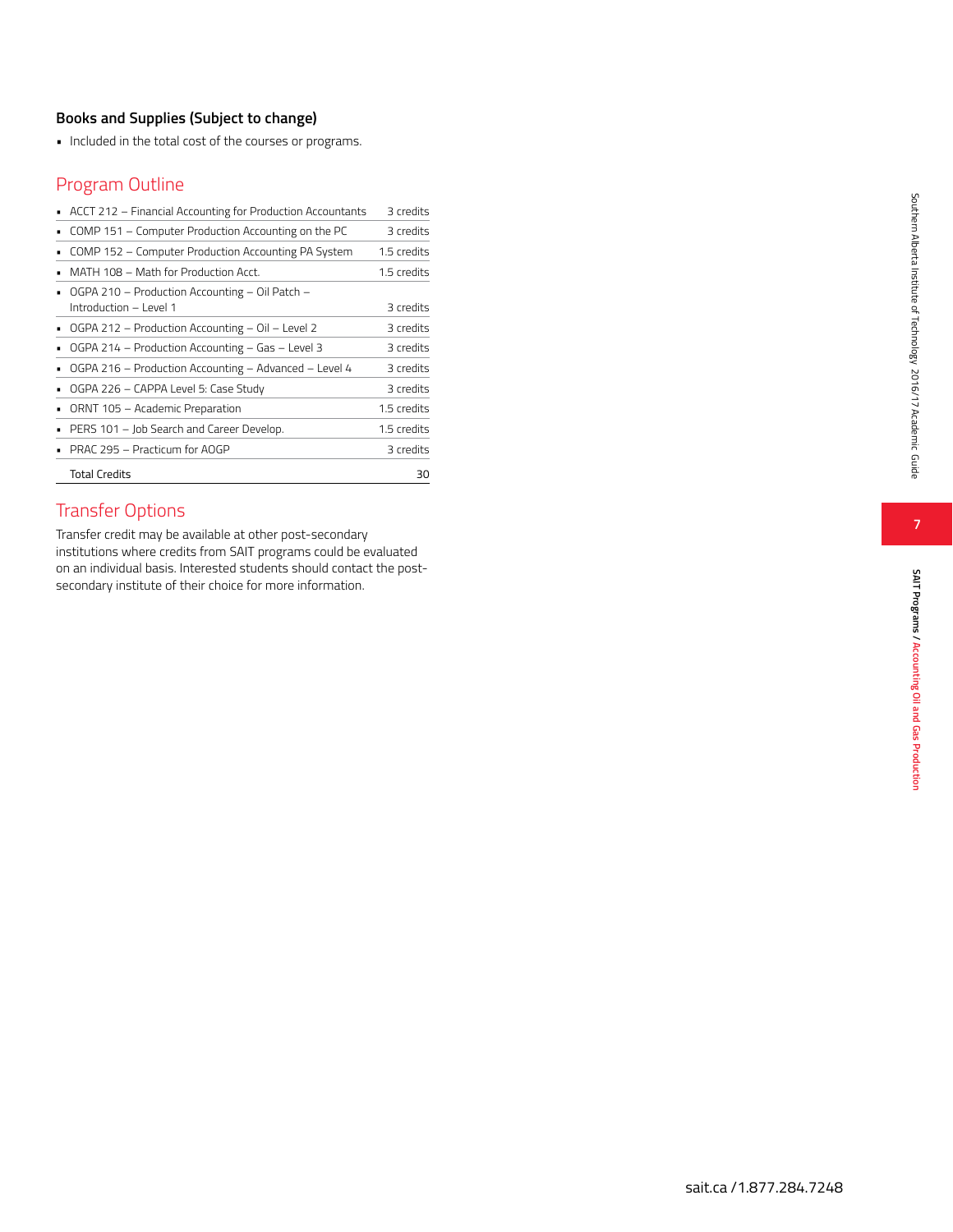### Books and Supplies (Subject to change)

- Included in the total cost of the courses or programs.

## Program Outline

| Course | Credits |
|---|---|
| ACCT 212 – Financial Accounting for Production Accountants | 3 credits |
| COMP 151 – Computer Production Accounting on the PC | 3 credits |
| COMP 152 – Computer Production Accounting PA System | 1.5 credits |
| MATH 108 – Math for Production Acct. | 1.5 credits |
| OGPA 210 – Production Accounting – Oil Patch – Introduction – Level 1 | 3 credits |
| OGPA 212 – Production Accounting – Oil – Level 2 | 3 credits |
| OGPA 214 – Production Accounting – Gas – Level 3 | 3 credits |
| OGPA 216 – Production Accounting – Advanced – Level 4 | 3 credits |
| OGPA 226 – CAPPA Level 5: Case Study | 3 credits |
| ORNT 105 – Academic Preparation | 1.5 credits |
| PERS 101 – Job Search and Career Develop. | 1.5 credits |
| PRAC 295 – Practicum for AOGP | 3 credits |
| Total Credits | 30 |

## Transfer Options

Transfer credit may be available at other post-secondary institutions where credits from SAIT programs could be evaluated on an individual basis. Interested students should contact the post-secondary institute of their choice for more information.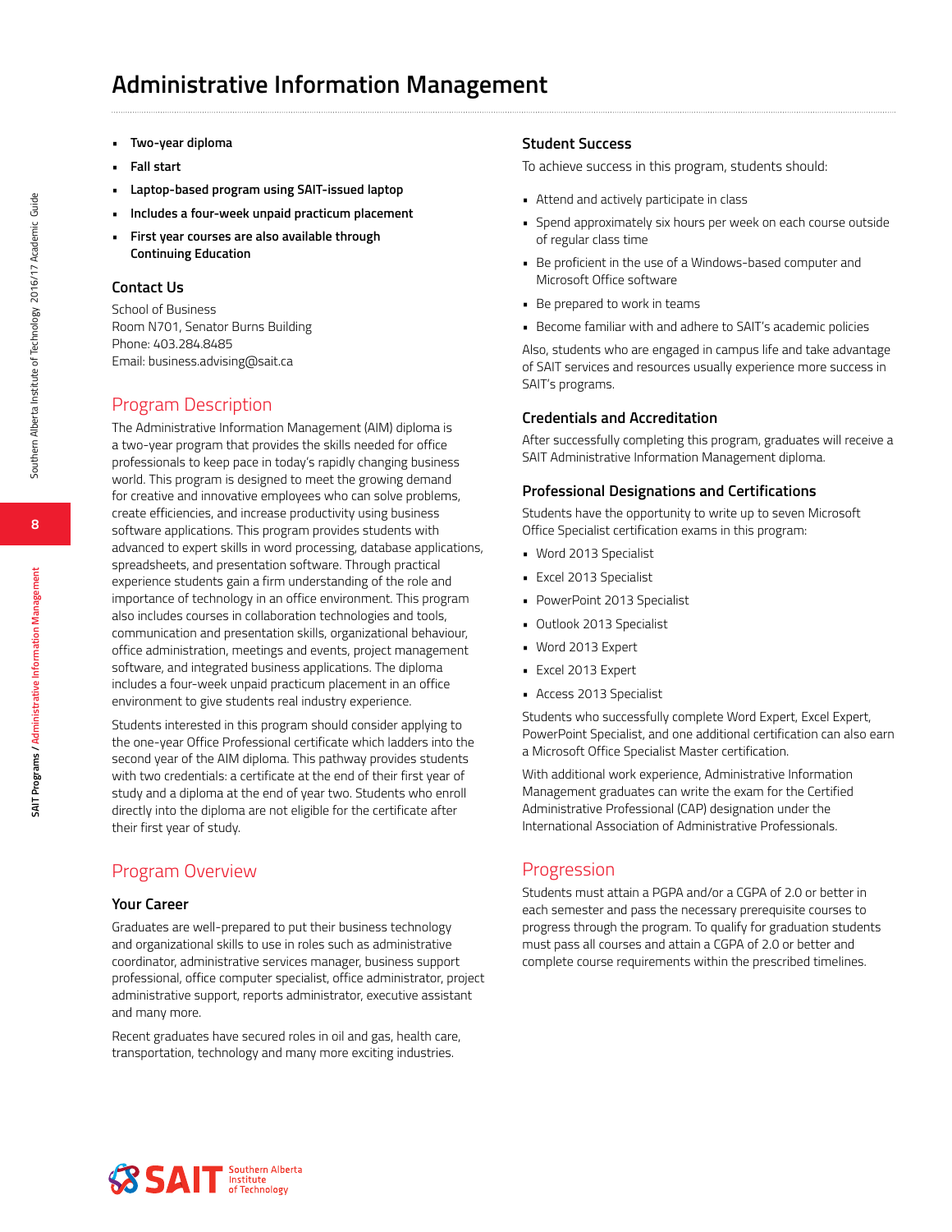# Administrative Information Management

- **Two-year diploma**
- **Fall start**
- **Laptop-based program using SAIT-issued laptop**
- **Includes a four-week unpaid practicum placement**
- **First year courses are also available through Continuing Education**

### Contact Us

School of Business
Room N701, Senator Burns Building
Phone: 403.284.8485
Email: business.advising@sait.ca

## Program Description

The Administrative Information Management (AIM) diploma is a two-year program that provides the skills needed for office professionals to keep pace in today's rapidly changing business world. This program is designed to meet the growing demand for creative and innovative employees who can solve problems, create efficiencies, and increase productivity using business software applications. This program provides students with advanced to expert skills in word processing, database applications, spreadsheets, and presentation software. Through practical experience students gain a firm understanding of the role and importance of technology in an office environment. This program also includes courses in collaboration technologies and tools, communication and presentation skills, organizational behaviour, office administration, meetings and events, project management software, and integrated business applications. The diploma includes a four-week unpaid practicum placement in an office environment to give students real industry experience.

Students interested in this program should consider applying to the one-year Office Professional certificate which ladders into the second year of the AIM diploma. This pathway provides students with two credentials: a certificate at the end of their first year of study and a diploma at the end of year two. Students who enroll directly into the diploma are not eligible for the certificate after their first year of study.

## Program Overview

### Your Career

Graduates are well-prepared to put their business technology and organizational skills to use in roles such as administrative coordinator, administrative services manager, business support professional, office computer specialist, office administrator, project administrative support, reports administrator, executive assistant and many more.

Recent graduates have secured roles in oil and gas, health care, transportation, technology and many more exciting industries.

### Student Success

To achieve success in this program, students should:

- Attend and actively participate in class
- Spend approximately six hours per week on each course outside of regular class time
- Be proficient in the use of a Windows-based computer and Microsoft Office software
- Be prepared to work in teams
- Become familiar with and adhere to SAIT's academic policies

Also, students who are engaged in campus life and take advantage of SAIT services and resources usually experience more success in SAIT's programs.

### Credentials and Accreditation

After successfully completing this program, graduates will receive a SAIT Administrative Information Management diploma.

### Professional Designations and Certifications

Students have the opportunity to write up to seven Microsoft Office Specialist certification exams in this program:

- Word 2013 Specialist
- Excel 2013 Specialist
- PowerPoint 2013 Specialist
- Outlook 2013 Specialist
- Word 2013 Expert
- Excel 2013 Expert
- Access 2013 Specialist

Students who successfully complete Word Expert, Excel Expert, PowerPoint Specialist, and one additional certification can also earn a Microsoft Office Specialist Master certification.

With additional work experience, Administrative Information Management graduates can write the exam for the Certified Administrative Professional (CAP) designation under the International Association of Administrative Professionals.

## Progression

Students must attain a PGPA and/or a CGPA of 2.0 or better in each semester and pass the necessary prerequisite courses to progress through the program. To qualify for graduation students must pass all courses and attain a CGPA of 2.0 or better and complete course requirements within the prescribed timelines.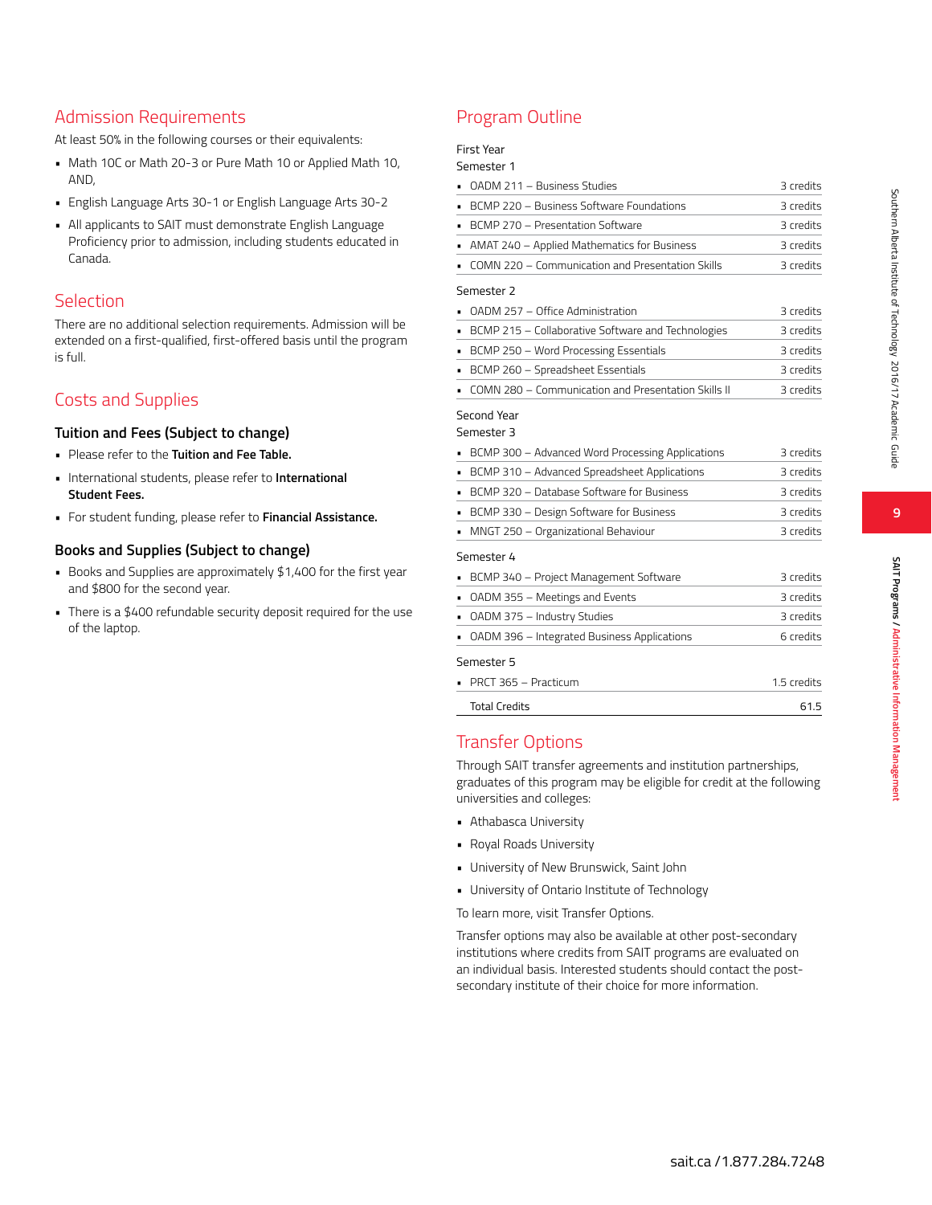## Admission Requirements

At least 50% in the following courses or their equivalents:

- Math 10C or Math 20-3 or Pure Math 10 or Applied Math 10, AND,
- English Language Arts 30-1 or English Language Arts 30-2
- All applicants to SAIT must demonstrate English Language Proficiency prior to admission, including students educated in Canada.

## Selection

There are no additional selection requirements. Admission will be extended on a first-qualified, first-offered basis until the program is full.

## Costs and Supplies

### Tuition and Fees (Subject to change)

- Please refer to the **Tuition and Fee Table.**
- International students, please refer to **International Student Fees.**
- For student funding, please refer to **Financial Assistance.**

### Books and Supplies (Subject to change)

- Books and Supplies are approximately $1,400 for the first year and $800 for the second year.
- There is a $400 refundable security deposit required for the use of the laptop.

## Program Outline

First Year

Semester 1

| Course | Credits |
|---|---|
| OADM 211 – Business Studies | 3 credits |
| BCMP 220 – Business Software Foundations | 3 credits |
| BCMP 270 – Presentation Software | 3 credits |
| AMAT 240 – Applied Mathematics for Business | 3 credits |
| COMN 220 – Communication and Presentation Skills | 3 credits |

Semester 2

| Course | Credits |
|---|---|
| OADM 257 – Office Administration | 3 credits |
| BCMP 215 – Collaborative Software and Technologies | 3 credits |
| BCMP 250 – Word Processing Essentials | 3 credits |
| BCMP 260 – Spreadsheet Essentials | 3 credits |
| COMN 280 – Communication and Presentation Skills II | 3 credits |

Second Year

Semester 3

| Course | Credits |
|---|---|
| BCMP 300 – Advanced Word Processing Applications | 3 credits |
| BCMP 310 – Advanced Spreadsheet Applications | 3 credits |
| BCMP 320 – Database Software for Business | 3 credits |
| BCMP 330 – Design Software for Business | 3 credits |
| MNGT 250 – Organizational Behaviour | 3 credits |

Semester 4

| Course | Credits |
|---|---|
| BCMP 340 – Project Management Software | 3 credits |
| OADM 355 – Meetings and Events | 3 credits |
| OADM 375 – Industry Studies | 3 credits |
| OADM 396 – Integrated Business Applications | 6 credits |

Semester 5

| Course | Credits |
|---|---|
| PRCT 365 – Practicum | 1.5 credits |
| Total Credits | 61.5 |

## Transfer Options

Through SAIT transfer agreements and institution partnerships, graduates of this program may be eligible for credit at the following universities and colleges:

- Athabasca University
- Royal Roads University
- University of New Brunswick, Saint John
- University of Ontario Institute of Technology

To learn more, visit Transfer Options.

Transfer options may also be available at other post-secondary institutions where credits from SAIT programs are evaluated on an individual basis. Interested students should contact the post-secondary institute of their choice for more information.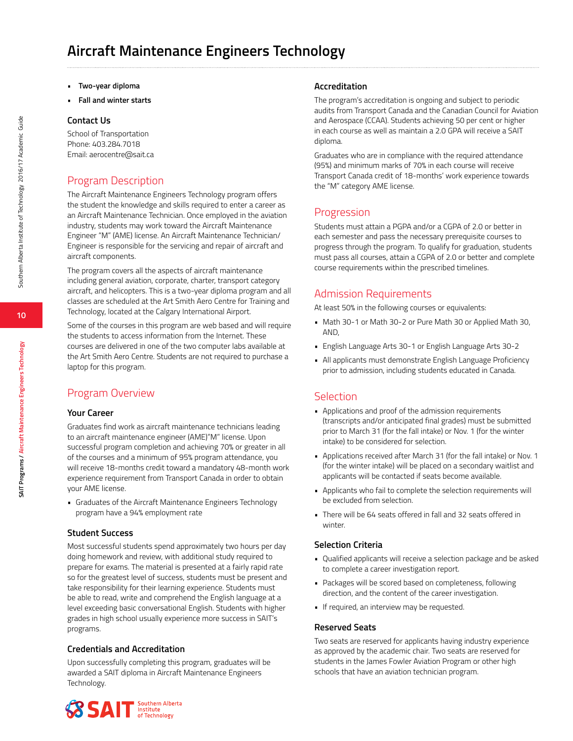# Aircraft Maintenance Engineers Technology

- **Two-year diploma**
- **Fall and winter starts**

### Contact Us

School of Transportation
Phone: 403.284.7018
Email: aerocentre@sait.ca

## Program Description

The Aircraft Maintenance Engineers Technology program offers the student the knowledge and skills required to enter a career as an Aircraft Maintenance Technician. Once employed in the aviation industry, students may work toward the Aircraft Maintenance Engineer "M" (AME) license. An Aircraft Maintenance Technician/ Engineer is responsible for the servicing and repair of aircraft and aircraft components.

The program covers all the aspects of aircraft maintenance including general aviation, corporate, charter, transport category aircraft, and helicopters. This is a two-year diploma program and all classes are scheduled at the Art Smith Aero Centre for Training and Technology, located at the Calgary International Airport.

Some of the courses in this program are web based and will require the students to access information from the Internet. These courses are delivered in one of the two computer labs available at the Art Smith Aero Centre. Students are not required to purchase a laptop for this program.

## Program Overview

### Your Career

Graduates find work as aircraft maintenance technicians leading to an aircraft maintenance engineer (AME)"M" license. Upon successful program completion and achieving 70% or greater in all of the courses and a minimum of 95% program attendance, you will receive 18-months credit toward a mandatory 48-month work experience requirement from Transport Canada in order to obtain your AME license.

- Graduates of the Aircraft Maintenance Engineers Technology program have a 94% employment rate

### Student Success

Most successful students spend approximately two hours per day doing homework and review, with additional study required to prepare for exams. The material is presented at a fairly rapid rate so for the greatest level of success, students must be present and take responsibility for their learning experience. Students must be able to read, write and comprehend the English language at a level exceeding basic conversational English. Students with higher grades in high school usually experience more success in SAIT's programs.

### Credentials and Accreditation

Upon successfully completing this program, graduates will be awarded a SAIT diploma in Aircraft Maintenance Engineers Technology.

### Accreditation

The program's accreditation is ongoing and subject to periodic audits from Transport Canada and the Canadian Council for Aviation and Aerospace (CCAA). Students achieving 50 per cent or higher in each course as well as maintain a 2.0 GPA will receive a SAIT diploma.

Graduates who are in compliance with the required attendance (95%) and minimum marks of 70% in each course will receive Transport Canada credit of 18-months' work experience towards the "M" category AME license.

## Progression

Students must attain a PGPA and/or a CGPA of 2.0 or better in each semester and pass the necessary prerequisite courses to progress through the program. To qualify for graduation, students must pass all courses, attain a CGPA of 2.0 or better and complete course requirements within the prescribed timelines.

## Admission Requirements

At least 50% in the following courses or equivalents:

- Math 30-1 or Math 30-2 or Pure Math 30 or Applied Math 30, AND,
- English Language Arts 30-1 or English Language Arts 30-2
- All applicants must demonstrate English Language Proficiency prior to admission, including students educated in Canada.

## Selection

- Applications and proof of the admission requirements (transcripts and/or anticipated final grades) must be submitted prior to March 31 (for the fall intake) or Nov. 1 (for the winter intake) to be considered for selection.
- Applications received after March 31 (for the fall intake) or Nov. 1 (for the winter intake) will be placed on a secondary waitlist and applicants will be contacted if seats become available.
- Applicants who fail to complete the selection requirements will be excluded from selection.
- There will be 64 seats offered in fall and 32 seats offered in winter.

### Selection Criteria

- Qualified applicants will receive a selection package and be asked to complete a career investigation report.
- Packages will be scored based on completeness, following direction, and the content of the career investigation.
- If required, an interview may be requested.

### Reserved Seats

Two seats are reserved for applicants having industry experience as approved by the academic chair. Two seats are reserved for students in the James Fowler Aviation Program or other high schools that have an aviation technician program.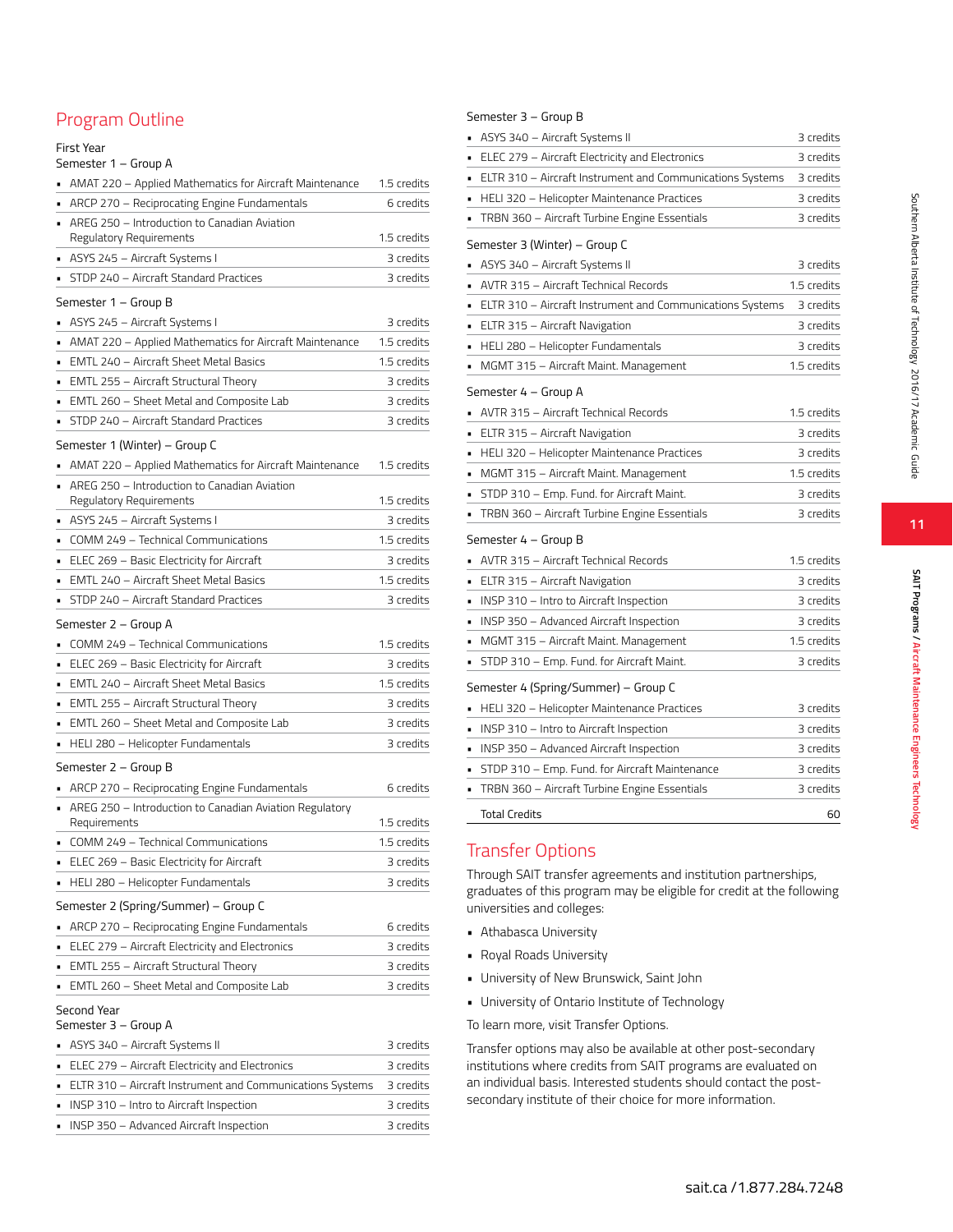## Program Outline

### First Year

**Semester 1 – Group A**

- AMAT 220 – Applied Mathematics for Aircraft Maintenance — 1.5 credits
- ARCP 270 – Reciprocating Engine Fundamentals — 6 credits
- AREG 250 – Introduction to Canadian Aviation Regulatory Requirements — 1.5 credits
- ASYS 245 – Aircraft Systems I — 3 credits
- STDP 240 – Aircraft Standard Practices — 3 credits

**Semester 1 – Group B**

- ASYS 245 – Aircraft Systems I — 3 credits
- AMAT 220 – Applied Mathematics for Aircraft Maintenance — 1.5 credits
- EMTL 240 – Aircraft Sheet Metal Basics — 1.5 credits
- EMTL 255 – Aircraft Structural Theory — 3 credits
- EMTL 260 – Sheet Metal and Composite Lab — 3 credits
- STDP 240 – Aircraft Standard Practices — 3 credits

**Semester 1 (Winter) – Group C**

- AMAT 220 – Applied Mathematics for Aircraft Maintenance — 1.5 credits
- AREG 250 – Introduction to Canadian Aviation Regulatory Requirements — 1.5 credits
- ASYS 245 – Aircraft Systems I — 3 credits
- COMM 249 – Technical Communications — 1.5 credits
- ELEC 269 – Basic Electricity for Aircraft — 3 credits
- EMTL 240 – Aircraft Sheet Metal Basics — 1.5 credits
- STDP 240 – Aircraft Standard Practices — 3 credits

**Semester 2 – Group A**

- COMM 249 – Technical Communications — 1.5 credits
- ELEC 269 – Basic Electricity for Aircraft — 3 credits
- EMTL 240 – Aircraft Sheet Metal Basics — 1.5 credits
- EMTL 255 – Aircraft Structural Theory — 3 credits
- EMTL 260 – Sheet Metal and Composite Lab — 3 credits
- HELI 280 – Helicopter Fundamentals — 3 credits

**Semester 2 – Group B**

- ARCP 270 – Reciprocating Engine Fundamentals — 6 credits
- AREG 250 – Introduction to Canadian Aviation Regulatory Requirements — 1.5 credits
- COMM 249 – Technical Communications — 1.5 credits
- ELEC 269 – Basic Electricity for Aircraft — 3 credits
- HELI 280 – Helicopter Fundamentals — 3 credits

**Semester 2 (Spring/Summer) – Group C**

- ARCP 270 – Reciprocating Engine Fundamentals — 6 credits
- ELEC 279 – Aircraft Electricity and Electronics — 3 credits
- EMTL 255 – Aircraft Structural Theory — 3 credits
- EMTL 260 – Sheet Metal and Composite Lab — 3 credits

### Second Year

**Semester 3 – Group A**

- ASYS 340 – Aircraft Systems II — 3 credits
- ELEC 279 – Aircraft Electricity and Electronics — 3 credits
- ELTR 310 – Aircraft Instrument and Communications Systems — 3 credits
- INSP 310 – Intro to Aircraft Inspection — 3 credits
- INSP 350 – Advanced Aircraft Inspection — 3 credits

**Semester 3 – Group B**

- ASYS 340 – Aircraft Systems II — 3 credits
- ELEC 279 – Aircraft Electricity and Electronics — 3 credits
- ELTR 310 – Aircraft Instrument and Communications Systems — 3 credits
- HELI 320 – Helicopter Maintenance Practices — 3 credits
- TRBN 360 – Aircraft Turbine Engine Essentials — 3 credits

**Semester 3 (Winter) – Group C**

- ASYS 340 – Aircraft Systems II — 3 credits
- AVTR 315 – Aircraft Technical Records — 1.5 credits
- ELTR 310 – Aircraft Instrument and Communications Systems — 3 credits
- ELTR 315 – Aircraft Navigation — 3 credits
- HELI 280 – Helicopter Fundamentals — 3 credits
- MGMT 315 – Aircraft Maint. Management — 1.5 credits

**Semester 4 – Group A**

- AVTR 315 – Aircraft Technical Records — 1.5 credits
- ELTR 315 – Aircraft Navigation — 3 credits
- HELI 320 – Helicopter Maintenance Practices — 3 credits
- MGMT 315 – Aircraft Maint. Management — 1.5 credits
- STDP 310 – Emp. Fund. for Aircraft Maint. — 3 credits
- TRBN 360 – Aircraft Turbine Engine Essentials — 3 credits

**Semester 4 – Group B**

- AVTR 315 – Aircraft Technical Records — 1.5 credits
- ELTR 315 – Aircraft Navigation — 3 credits
- INSP 310 – Intro to Aircraft Inspection — 3 credits
- INSP 350 – Advanced Aircraft Inspection — 3 credits
- MGMT 315 – Aircraft Maint. Management — 1.5 credits
- STDP 310 – Emp. Fund. for Aircraft Maint. — 3 credits

**Semester 4 (Spring/Summer) – Group C**

- HELI 320 – Helicopter Maintenance Practices — 3 credits
- INSP 310 – Intro to Aircraft Inspection — 3 credits
- INSP 350 – Advanced Aircraft Inspection — 3 credits
- STDP 310 – Emp. Fund. for Aircraft Maintenance — 3 credits
- TRBN 360 – Aircraft Turbine Engine Essentials — 3 credits

**Total Credits — 60**

## Transfer Options

Through SAIT transfer agreements and institution partnerships, graduates of this program may be eligible for credit at the following universities and colleges:

- Athabasca University
- Royal Roads University
- University of New Brunswick, Saint John
- University of Ontario Institute of Technology

To learn more, visit Transfer Options.

Transfer options may also be available at other post-secondary institutions where credits from SAIT programs are evaluated on an individual basis. Interested students should contact the post-secondary institute of their choice for more information.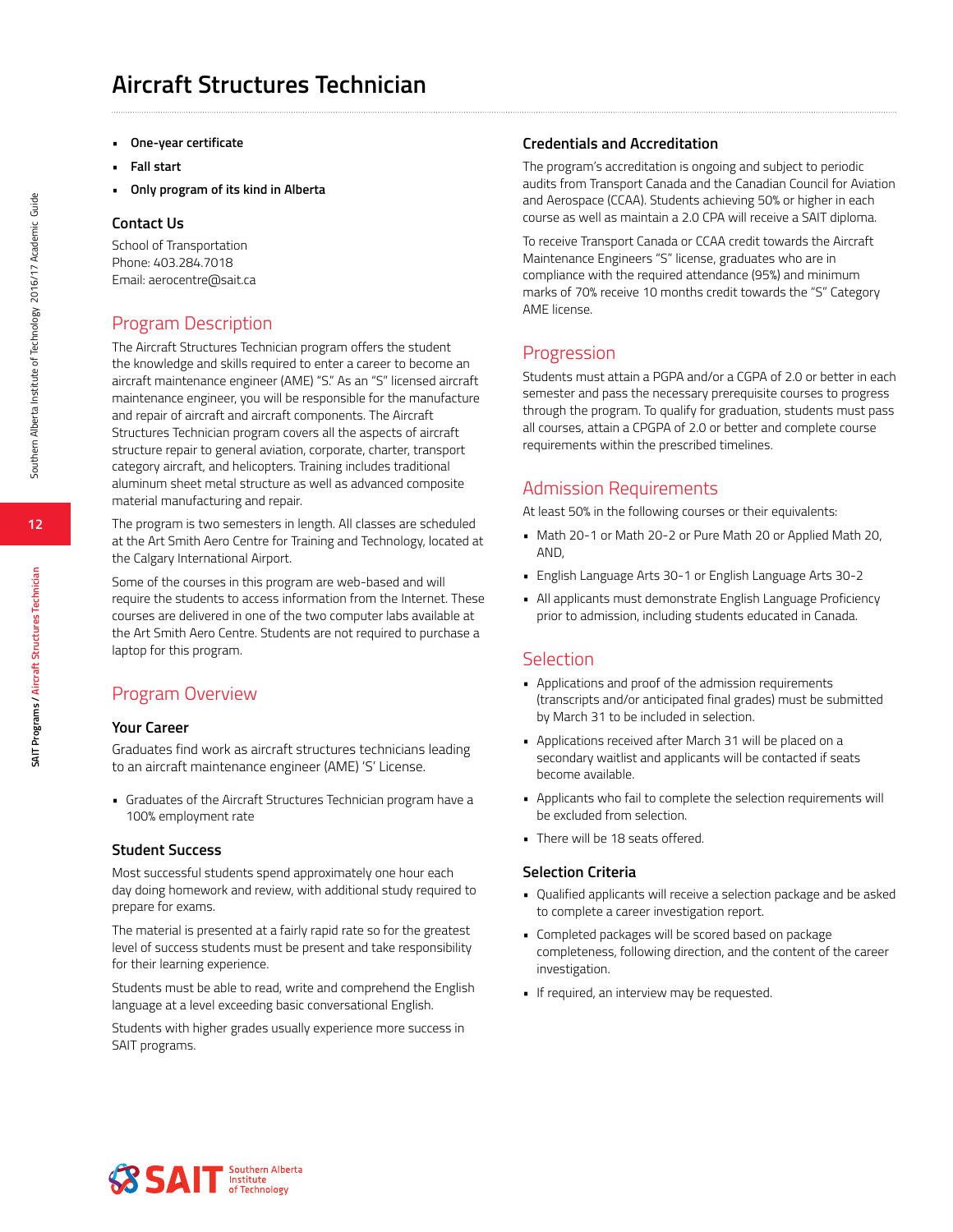# Aircraft Structures Technician

- **One-year certificate**
- **Fall start**
- **Only program of its kind in Alberta**

### Contact Us

School of Transportation
Phone: 403.284.7018
Email: aerocentre@sait.ca

## Program Description

The Aircraft Structures Technician program offers the student the knowledge and skills required to enter a career to become an aircraft maintenance engineer (AME) "S." As an "S" licensed aircraft maintenance engineer, you will be responsible for the manufacture and repair of aircraft and aircraft components. The Aircraft Structures Technician program covers all the aspects of aircraft structure repair to general aviation, corporate, charter, transport category aircraft, and helicopters. Training includes traditional aluminum sheet metal structure as well as advanced composite material manufacturing and repair.

The program is two semesters in length. All classes are scheduled at the Art Smith Aero Centre for Training and Technology, located at the Calgary International Airport.

Some of the courses in this program are web-based and will require the students to access information from the Internet. These courses are delivered in one of the two computer labs available at the Art Smith Aero Centre. Students are not required to purchase a laptop for this program.

## Program Overview

### Your Career

Graduates find work as aircraft structures technicians leading to an aircraft maintenance engineer (AME) 'S' License.

- Graduates of the Aircraft Structures Technician program have a 100% employment rate

### Student Success

Most successful students spend approximately one hour each day doing homework and review, with additional study required to prepare for exams.

The material is presented at a fairly rapid rate so for the greatest level of success students must be present and take responsibility for their learning experience.

Students must be able to read, write and comprehend the English language at a level exceeding basic conversational English.

Students with higher grades usually experience more success in SAIT programs.

### Credentials and Accreditation

The program's accreditation is ongoing and subject to periodic audits from Transport Canada and the Canadian Council for Aviation and Aerospace (CCAA). Students achieving 50% or higher in each course as well as maintain a 2.0 CPA will receive a SAIT diploma.

To receive Transport Canada or CCAA credit towards the Aircraft Maintenance Engineers "S" license, graduates who are in compliance with the required attendance (95%) and minimum marks of 70% receive 10 months credit towards the "S" Category AME license.

## Progression

Students must attain a PGPA and/or a CGPA of 2.0 or better in each semester and pass the necessary prerequisite courses to progress through the program. To qualify for graduation, students must pass all courses, attain a CPGPA of 2.0 or better and complete course requirements within the prescribed timelines.

## Admission Requirements

At least 50% in the following courses or their equivalents:

- Math 20-1 or Math 20-2 or Pure Math 20 or Applied Math 20, AND,
- English Language Arts 30-1 or English Language Arts 30-2
- All applicants must demonstrate English Language Proficiency prior to admission, including students educated in Canada.

## Selection

- Applications and proof of the admission requirements (transcripts and/or anticipated final grades) must be submitted by March 31 to be included in selection.
- Applications received after March 31 will be placed on a secondary waitlist and applicants will be contacted if seats become available.
- Applicants who fail to complete the selection requirements will be excluded from selection.
- There will be 18 seats offered.

### Selection Criteria

- Qualified applicants will receive a selection package and be asked to complete a career investigation report.
- Completed packages will be scored based on package completeness, following direction, and the content of the career investigation.
- If required, an interview may be requested.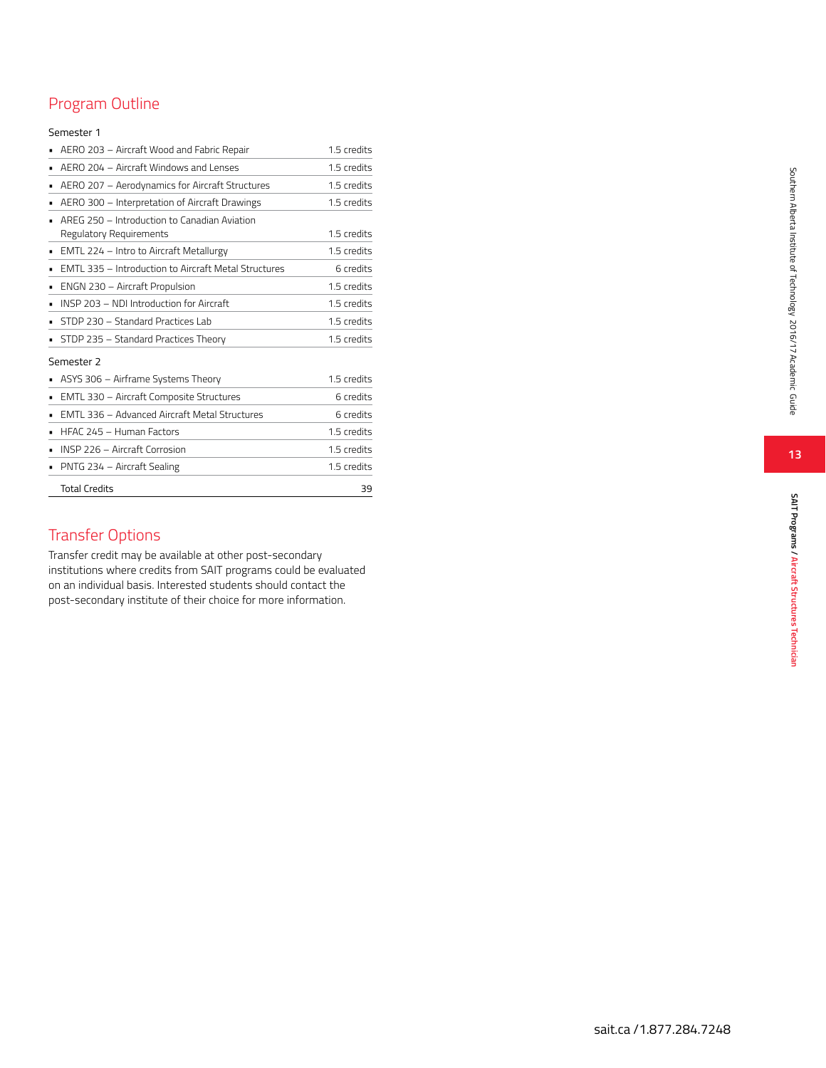## Program Outline

Semester 1

| Course | Credits |
|---|---|
| AERO 203 – Aircraft Wood and Fabric Repair | 1.5 credits |
| AERO 204 – Aircraft Windows and Lenses | 1.5 credits |
| AERO 207 – Aerodynamics for Aircraft Structures | 1.5 credits |
| AERO 300 – Interpretation of Aircraft Drawings | 1.5 credits |
| AREG 250 – Introduction to Canadian Aviation Regulatory Requirements | 1.5 credits |
| EMTL 224 – Intro to Aircraft Metallurgy | 1.5 credits |
| EMTL 335 – Introduction to Aircraft Metal Structures | 6 credits |
| ENGN 230 – Aircraft Propulsion | 1.5 credits |
| INSP 203 – NDI Introduction for Aircraft | 1.5 credits |
| STDP 230 – Standard Practices Lab | 1.5 credits |
| STDP 235 – Standard Practices Theory | 1.5 credits |

Semester 2

| Course | Credits |
|---|---|
| ASYS 306 – Airframe Systems Theory | 1.5 credits |
| EMTL 330 – Aircraft Composite Structures | 6 credits |
| EMTL 336 – Advanced Aircraft Metal Structures | 6 credits |
| HFAC 245 – Human Factors | 1.5 credits |
| INSP 226 – Aircraft Corrosion | 1.5 credits |
| PNTG 234 – Aircraft Sealing | 1.5 credits |
| Total Credits | 39 |

## Transfer Options

Transfer credit may be available at other post-secondary institutions where credits from SAIT programs could be evaluated on an individual basis. Interested students should contact the post-secondary institute of their choice for more information.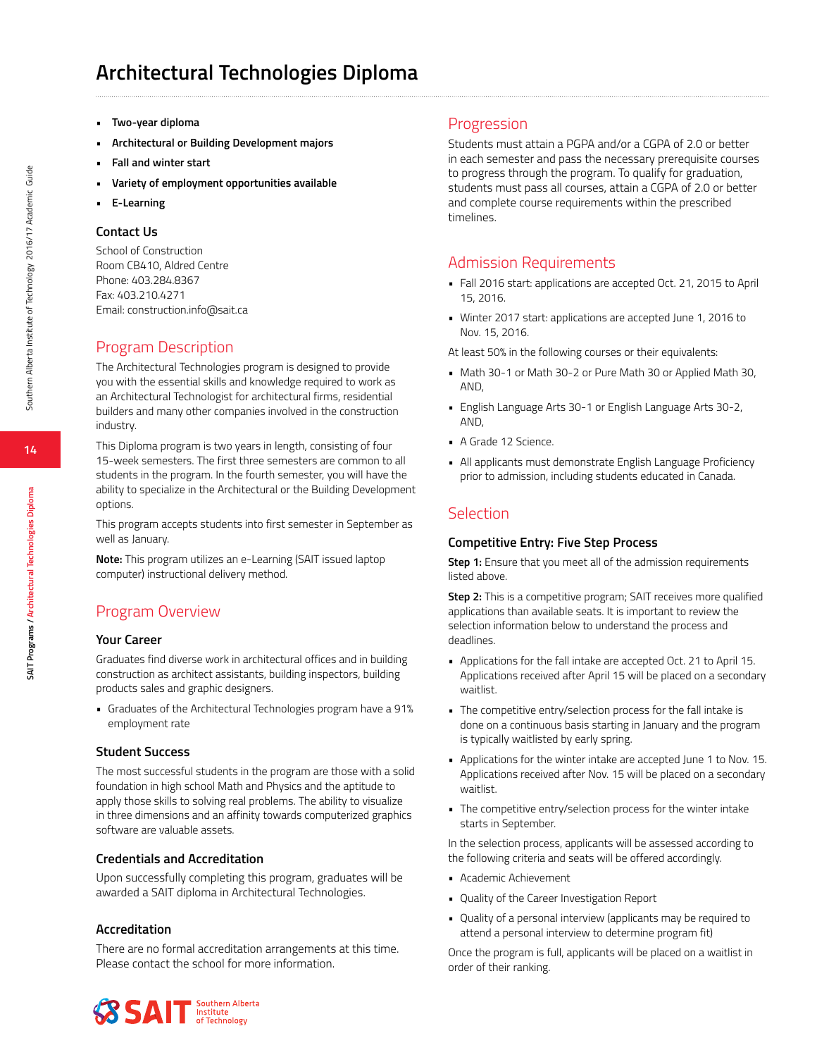# Architectural Technologies Diploma

- **Two-year diploma**
- **Architectural or Building Development majors**
- **Fall and winter start**
- **Variety of employment opportunities available**
- **E-Learning**

### Contact Us

School of Construction
Room CB410, Aldred Centre
Phone: 403.284.8367
Fax: 403.210.4271
Email: construction.info@sait.ca

## Program Description

The Architectural Technologies program is designed to provide you with the essential skills and knowledge required to work as an Architectural Technologist for architectural firms, residential builders and many other companies involved in the construction industry.

This Diploma program is two years in length, consisting of four 15-week semesters. The first three semesters are common to all students in the program. In the fourth semester, you will have the ability to specialize in the Architectural or the Building Development options.

This program accepts students into first semester in September as well as January.

**Note:** This program utilizes an e-Learning (SAIT issued laptop computer) instructional delivery method.

## Program Overview

### Your Career

Graduates find diverse work in architectural offices and in building construction as architect assistants, building inspectors, building products sales and graphic designers.

- Graduates of the Architectural Technologies program have a 91% employment rate

### Student Success

The most successful students in the program are those with a solid foundation in high school Math and Physics and the aptitude to apply those skills to solving real problems. The ability to visualize in three dimensions and an affinity towards computerized graphics software are valuable assets.

### Credentials and Accreditation

Upon successfully completing this program, graduates will be awarded a SAIT diploma in Architectural Technologies.

### Accreditation

There are no formal accreditation arrangements at this time. Please contact the school for more information.

## Progression

Students must attain a PGPA and/or a CGPA of 2.0 or better in each semester and pass the necessary prerequisite courses to progress through the program. To qualify for graduation, students must pass all courses, attain a CGPA of 2.0 or better and complete course requirements within the prescribed timelines.

## Admission Requirements

- Fall 2016 start: applications are accepted Oct. 21, 2015 to April 15, 2016.
- Winter 2017 start: applications are accepted June 1, 2016 to Nov. 15, 2016.

At least 50% in the following courses or their equivalents:

- Math 30-1 or Math 30-2 or Pure Math 30 or Applied Math 30, AND,
- English Language Arts 30-1 or English Language Arts 30-2, AND,
- A Grade 12 Science.
- All applicants must demonstrate English Language Proficiency prior to admission, including students educated in Canada.

## Selection

### Competitive Entry: Five Step Process

**Step 1:** Ensure that you meet all of the admission requirements listed above.

**Step 2:** This is a competitive program; SAIT receives more qualified applications than available seats. It is important to review the selection information below to understand the process and deadlines.

- Applications for the fall intake are accepted Oct. 21 to April 15. Applications received after April 15 will be placed on a secondary waitlist.
- The competitive entry/selection process for the fall intake is done on a continuous basis starting in January and the program is typically waitlisted by early spring.
- Applications for the winter intake are accepted June 1 to Nov. 15. Applications received after Nov. 15 will be placed on a secondary waitlist.
- The competitive entry/selection process for the winter intake starts in September.

In the selection process, applicants will be assessed according to the following criteria and seats will be offered accordingly.

- Academic Achievement
- Quality of the Career Investigation Report
- Quality of a personal interview (applicants may be required to attend a personal interview to determine program fit)

Once the program is full, applicants will be placed on a waitlist in order of their ranking.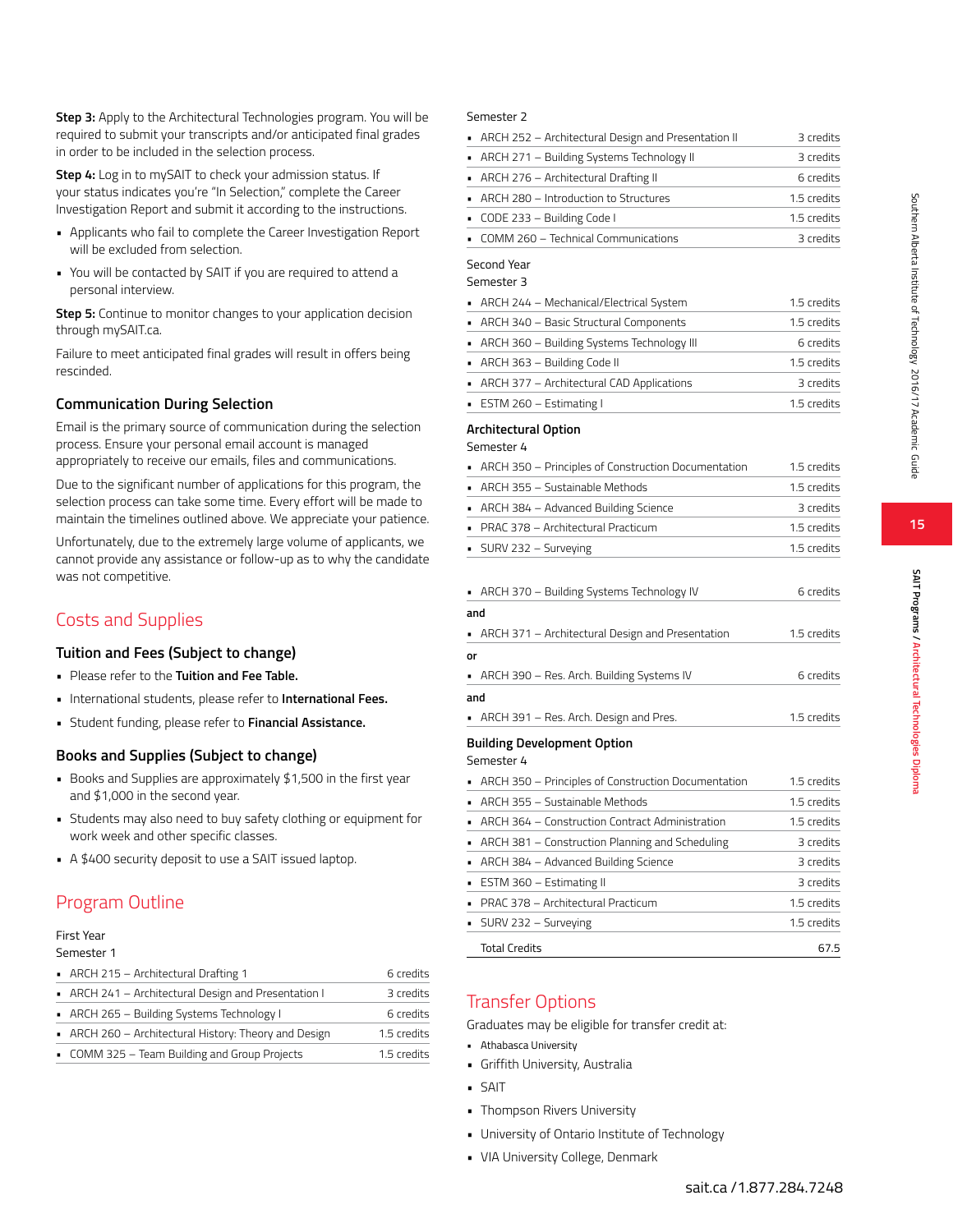**Step 3:** Apply to the Architectural Technologies program. You will be required to submit your transcripts and/or anticipated final grades in order to be included in the selection process.

**Step 4:** Log in to mySAIT to check your admission status. If your status indicates you're "In Selection," complete the Career Investigation Report and submit it according to the instructions.

- Applicants who fail to complete the Career Investigation Report will be excluded from selection.
- You will be contacted by SAIT if you are required to attend a personal interview.

**Step 5:** Continue to monitor changes to your application decision through mySAIT.ca.

Failure to meet anticipated final grades will result in offers being rescinded.

### Communication During Selection

Email is the primary source of communication during the selection process. Ensure your personal email account is managed appropriately to receive our emails, files and communications.

Due to the significant number of applications for this program, the selection process can take some time. Every effort will be made to maintain the timelines outlined above. We appreciate your patience.

Unfortunately, due to the extremely large volume of applicants, we cannot provide any assistance or follow-up as to why the candidate was not competitive.

## Costs and Supplies

### Tuition and Fees (Subject to change)

- Please refer to the **Tuition and Fee Table.**
- International students, please refer to **International Fees.**
- Student funding, please refer to **Financial Assistance.**

### Books and Supplies (Subject to change)

- Books and Supplies are approximately $1,500 in the first year and $1,000 in the second year.
- Students may also need to buy safety clothing or equipment for work week and other specific classes.
- A $400 security deposit to use a SAIT issued laptop.

## Program Outline

First Year
Semester 1

| Course | Credits |
|---|---|
| ARCH 215 – Architectural Drafting 1 | 6 credits |
| ARCH 241 – Architectural Design and Presentation I | 3 credits |
| ARCH 265 – Building Systems Technology I | 6 credits |
| ARCH 260 – Architectural History: Theory and Design | 1.5 credits |
| COMM 325 – Team Building and Group Projects | 1.5 credits |

Semester 2

| Course | Credits |
|---|---|
| ARCH 252 – Architectural Design and Presentation II | 3 credits |
| ARCH 271 – Building Systems Technology II | 3 credits |
| ARCH 276 – Architectural Drafting II | 6 credits |
| ARCH 280 – Introduction to Structures | 1.5 credits |
| CODE 233 – Building Code I | 1.5 credits |
| COMM 260 – Technical Communications | 3 credits |

Second Year
Semester 3

| Course | Credits |
|---|---|
| ARCH 244 – Mechanical/Electrical System | 1.5 credits |
| ARCH 340 – Basic Structural Components | 1.5 credits |
| ARCH 360 – Building Systems Technology III | 6 credits |
| ARCH 363 – Building Code II | 1.5 credits |
| ARCH 377 – Architectural CAD Applications | 3 credits |
| ESTM 260 – Estimating I | 1.5 credits |

**Architectural Option**
Semester 4

| Course | Credits |
|---|---|
| ARCH 350 – Principles of Construction Documentation | 1.5 credits |
| ARCH 355 – Sustainable Methods | 1.5 credits |
| ARCH 384 – Advanced Building Science | 3 credits |
| PRAC 378 – Architectural Practicum | 1.5 credits |
| SURV 232 – Surveying | 1.5 credits |

- ARCH 370 – Building Systems Technology IV — 6 credits

**and**

- ARCH 371 – Architectural Design and Presentation — 1.5 credits

**or**

- ARCH 390 – Res. Arch. Building Systems IV — 6 credits

**and**

- ARCH 391 – Res. Arch. Design and Pres. — 1.5 credits

**Building Development Option**
Semester 4

| Course | Credits |
|---|---|
| ARCH 350 – Principles of Construction Documentation | 1.5 credits |
| ARCH 355 – Sustainable Methods | 1.5 credits |
| ARCH 364 – Construction Contract Administration | 1.5 credits |
| ARCH 381 – Construction Planning and Scheduling | 3 credits |
| ARCH 384 – Advanced Building Science | 3 credits |
| ESTM 360 – Estimating II | 3 credits |
| PRAC 378 – Architectural Practicum | 1.5 credits |
| SURV 232 – Surveying | 1.5 credits |
| Total Credits | 67.5 |

## Transfer Options

Graduates may be eligible for transfer credit at:

- Athabasca University
- Griffith University, Australia
- SAIT
- Thompson Rivers University
- University of Ontario Institute of Technology
- VIA University College, Denmark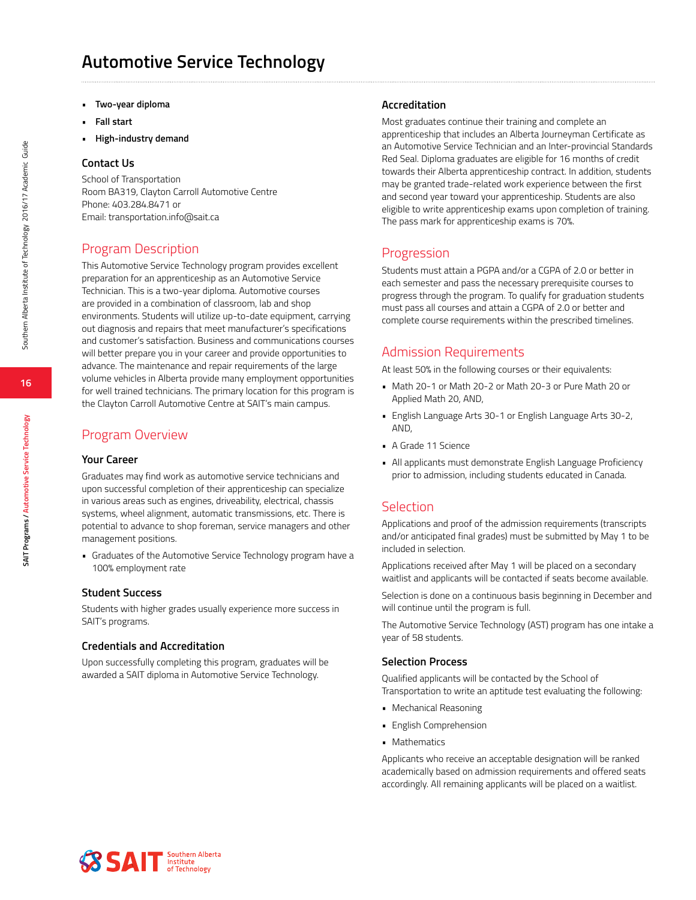# Automotive Service Technology

- **Two-year diploma**
- **Fall start**
- **High-industry demand**

### Contact Us

School of Transportation
Room BA319, Clayton Carroll Automotive Centre
Phone: 403.284.8471 or
Email: transportation.info@sait.ca

## Program Description

This Automotive Service Technology program provides excellent preparation for an apprenticeship as an Automotive Service Technician. This is a two-year diploma. Automotive courses are provided in a combination of classroom, lab and shop environments. Students will utilize up-to-date equipment, carrying out diagnosis and repairs that meet manufacturer's specifications and customer's satisfaction. Business and communications courses will better prepare you in your career and provide opportunities to advance. The maintenance and repair requirements of the large volume vehicles in Alberta provide many employment opportunities for well trained technicians. The primary location for this program is the Clayton Carroll Automotive Centre at SAIT's main campus.

## Program Overview

### Your Career

Graduates may find work as automotive service technicians and upon successful completion of their apprenticeship can specialize in various areas such as engines, driveability, electrical, chassis systems, wheel alignment, automatic transmissions, etc. There is potential to advance to shop foreman, service managers and other management positions.

- Graduates of the Automotive Service Technology program have a 100% employment rate

### Student Success

Students with higher grades usually experience more success in SAIT's programs.

### Credentials and Accreditation

Upon successfully completing this program, graduates will be awarded a SAIT diploma in Automotive Service Technology.

### Accreditation

Most graduates continue their training and complete an apprenticeship that includes an Alberta Journeyman Certificate as an Automotive Service Technician and an Inter-provincial Standards Red Seal. Diploma graduates are eligible for 16 months of credit towards their Alberta apprenticeship contract. In addition, students may be granted trade-related work experience between the first and second year toward your apprenticeship. Students are also eligible to write apprenticeship exams upon completion of training. The pass mark for apprenticeship exams is 70%.

## Progression

Students must attain a PGPA and/or a CGPA of 2.0 or better in each semester and pass the necessary prerequisite courses to progress through the program. To qualify for graduation students must pass all courses and attain a CGPA of 2.0 or better and complete course requirements within the prescribed timelines.

## Admission Requirements

At least 50% in the following courses or their equivalents:

- Math 20-1 or Math 20-2 or Math 20-3 or Pure Math 20 or Applied Math 20, AND,
- English Language Arts 30-1 or English Language Arts 30-2, AND,
- A Grade 11 Science
- All applicants must demonstrate English Language Proficiency prior to admission, including students educated in Canada.

## Selection

Applications and proof of the admission requirements (transcripts and/or anticipated final grades) must be submitted by May 1 to be included in selection.

Applications received after May 1 will be placed on a secondary waitlist and applicants will be contacted if seats become available.

Selection is done on a continuous basis beginning in December and will continue until the program is full.

The Automotive Service Technology (AST) program has one intake a year of 58 students.

### Selection Process

Qualified applicants will be contacted by the School of Transportation to write an aptitude test evaluating the following:

- Mechanical Reasoning
- English Comprehension
- Mathematics

Applicants who receive an acceptable designation will be ranked academically based on admission requirements and offered seats accordingly. All remaining applicants will be placed on a waitlist.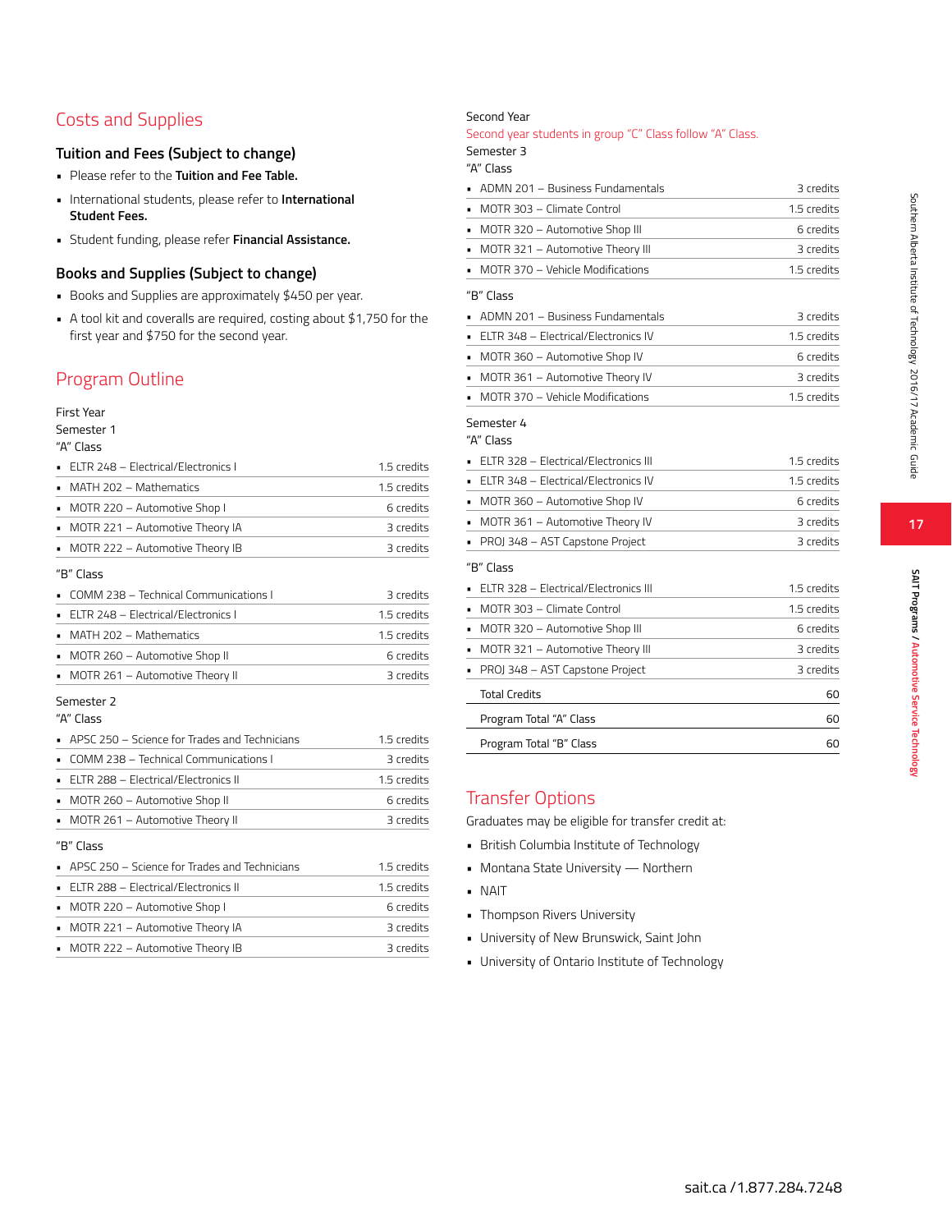## Costs and Supplies

### Tuition and Fees (Subject to change)

- Please refer to the **Tuition and Fee Table.**
- International students, please refer to **International Student Fees.**
- Student funding, please refer **Financial Assistance.**

### Books and Supplies (Subject to change)

- Books and Supplies are approximately $450 per year.
- A tool kit and coveralls are required, costing about $1,750 for the first year and $750 for the second year.

## Program Outline

First Year

Semester 1

"A" Class

| Course | Credits |
|---|---|
| ELTR 248 – Electrical/Electronics I | 1.5 credits |
| MATH 202 – Mathematics | 1.5 credits |
| MOTR 220 – Automotive Shop I | 6 credits |
| MOTR 221 – Automotive Theory IA | 3 credits |
| MOTR 222 – Automotive Theory IB | 3 credits |

"B" Class

| Course | Credits |
|---|---|
| COMM 238 – Technical Communications I | 3 credits |
| ELTR 248 – Electrical/Electronics I | 1.5 credits |
| MATH 202 – Mathematics | 1.5 credits |
| MOTR 260 – Automotive Shop II | 6 credits |
| MOTR 261 – Automotive Theory II | 3 credits |

Semester 2

"A" Class

| Course | Credits |
|---|---|
| APSC 250 – Science for Trades and Technicians | 1.5 credits |
| COMM 238 – Technical Communications I | 3 credits |
| ELTR 288 – Electrical/Electronics II | 1.5 credits |
| MOTR 260 – Automotive Shop II | 6 credits |
| MOTR 261 – Automotive Theory II | 3 credits |

"B" Class

| Course | Credits |
|---|---|
| APSC 250 – Science for Trades and Technicians | 1.5 credits |
| ELTR 288 – Electrical/Electronics II | 1.5 credits |
| MOTR 220 – Automotive Shop I | 6 credits |
| MOTR 221 – Automotive Theory IA | 3 credits |
| MOTR 222 – Automotive Theory IB | 3 credits |

Second Year

Second year students in group "C" Class follow "A" Class.

Semester 3

"A" Class

| Course | Credits |
|---|---|
| ADMN 201 – Business Fundamentals | 3 credits |
| MOTR 303 – Climate Control | 1.5 credits |
| MOTR 320 – Automotive Shop III | 6 credits |
| MOTR 321 – Automotive Theory III | 3 credits |
| MOTR 370 – Vehicle Modifications | 1.5 credits |

"B" Class

| Course | Credits |
|---|---|
| ADMN 201 – Business Fundamentals | 3 credits |
| ELTR 348 – Electrical/Electronics IV | 1.5 credits |
| MOTR 360 – Automotive Shop IV | 6 credits |
| MOTR 361 – Automotive Theory IV | 3 credits |
| MOTR 370 – Vehicle Modifications | 1.5 credits |

Semester 4

"A" Class

| Course | Credits |
|---|---|
| ELTR 328 – Electrical/Electronics III | 1.5 credits |
| ELTR 348 – Electrical/Electronics IV | 1.5 credits |
| MOTR 360 – Automotive Shop IV | 6 credits |
| MOTR 361 – Automotive Theory IV | 3 credits |
| PROJ 348 – AST Capstone Project | 3 credits |

"B" Class

| Course | Credits |
|---|---|
| ELTR 328 – Electrical/Electronics III | 1.5 credits |
| MOTR 303 – Climate Control | 1.5 credits |
| MOTR 320 – Automotive Shop III | 6 credits |
| MOTR 321 – Automotive Theory III | 3 credits |
| PROJ 348 – AST Capstone Project | 3 credits |

| | |
|---|---|
| Total Credits | 60 |
| Program Total "A" Class | 60 |
| Program Total "B" Class | 60 |

## Transfer Options

Graduates may be eligible for transfer credit at:

- British Columbia Institute of Technology
- Montana State University — Northern
- NAIT
- Thompson Rivers University
- University of New Brunswick, Saint John
- University of Ontario Institute of Technology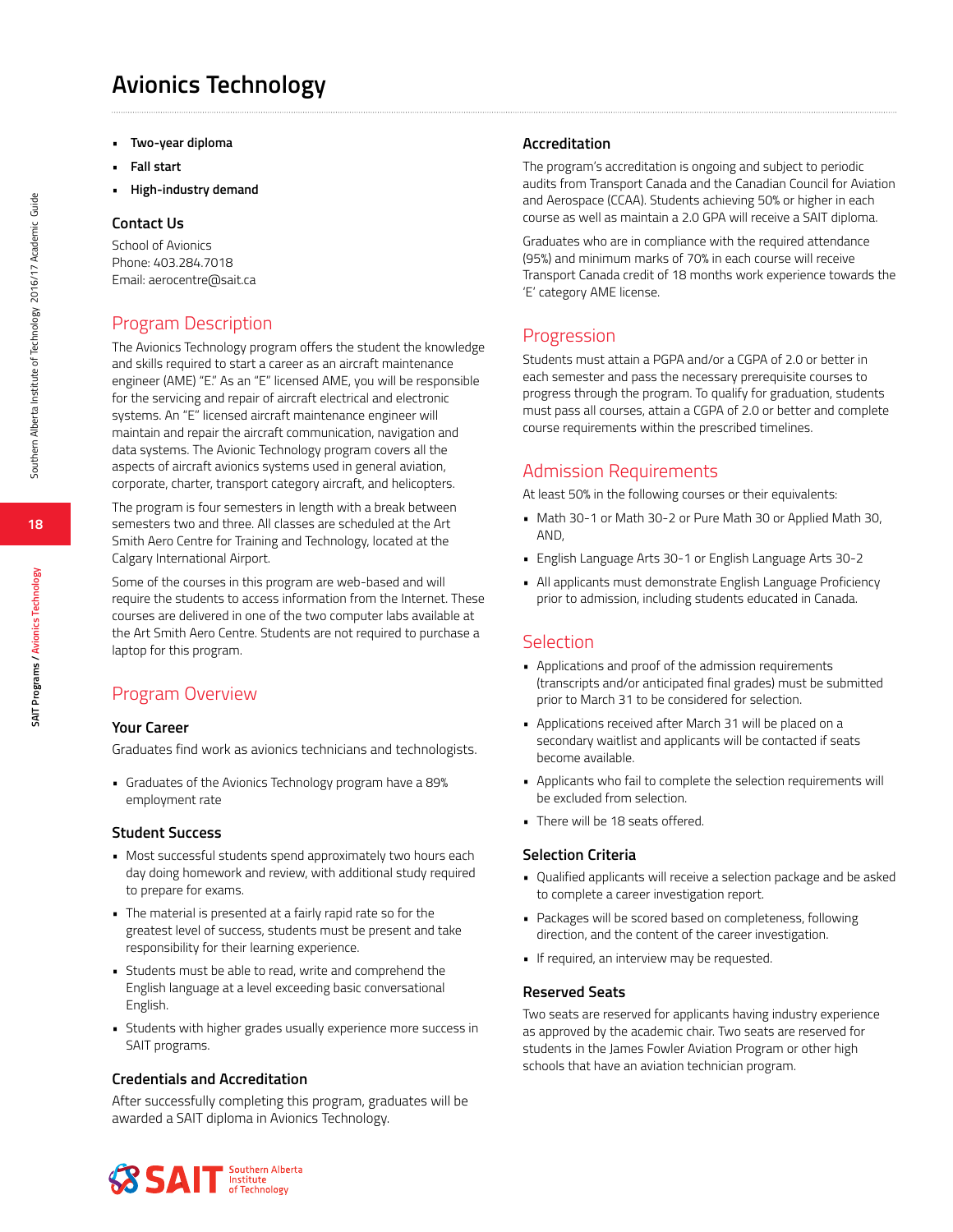# Avionics Technology

- **Two-year diploma**
- **Fall start**
- **High-industry demand**

### Contact Us

School of Avionics
Phone: 403.284.7018
Email: aerocentre@sait.ca

## Program Description

The Avionics Technology program offers the student the knowledge and skills required to start a career as an aircraft maintenance engineer (AME) "E." As an "E" licensed AME, you will be responsible for the servicing and repair of aircraft electrical and electronic systems. An "E" licensed aircraft maintenance engineer will maintain and repair the aircraft communication, navigation and data systems. The Avionic Technology program covers all the aspects of aircraft avionics systems used in general aviation, corporate, charter, transport category aircraft, and helicopters.

The program is four semesters in length with a break between semesters two and three. All classes are scheduled at the Art Smith Aero Centre for Training and Technology, located at the Calgary International Airport.

Some of the courses in this program are web-based and will require the students to access information from the Internet. These courses are delivered in one of the two computer labs available at the Art Smith Aero Centre. Students are not required to purchase a laptop for this program.

## Program Overview

### Your Career

Graduates find work as avionics technicians and technologists.

- Graduates of the Avionics Technology program have a 89% employment rate

### Student Success

- Most successful students spend approximately two hours each day doing homework and review, with additional study required to prepare for exams.
- The material is presented at a fairly rapid rate so for the greatest level of success, students must be present and take responsibility for their learning experience.
- Students must be able to read, write and comprehend the English language at a level exceeding basic conversational English.
- Students with higher grades usually experience more success in SAIT programs.

### Credentials and Accreditation

After successfully completing this program, graduates will be awarded a SAIT diploma in Avionics Technology.

### Accreditation

The program's accreditation is ongoing and subject to periodic audits from Transport Canada and the Canadian Council for Aviation and Aerospace (CCAA). Students achieving 50% or higher in each course as well as maintain a 2.0 GPA will receive a SAIT diploma.

Graduates who are in compliance with the required attendance (95%) and minimum marks of 70% in each course will receive Transport Canada credit of 18 months work experience towards the 'E' category AME license.

## Progression

Students must attain a PGPA and/or a CGPA of 2.0 or better in each semester and pass the necessary prerequisite courses to progress through the program. To qualify for graduation, students must pass all courses, attain a CGPA of 2.0 or better and complete course requirements within the prescribed timelines.

## Admission Requirements

At least 50% in the following courses or their equivalents:

- Math 30-1 or Math 30-2 or Pure Math 30 or Applied Math 30, AND,
- English Language Arts 30-1 or English Language Arts 30-2
- All applicants must demonstrate English Language Proficiency prior to admission, including students educated in Canada.

## Selection

- Applications and proof of the admission requirements (transcripts and/or anticipated final grades) must be submitted prior to March 31 to be considered for selection.
- Applications received after March 31 will be placed on a secondary waitlist and applicants will be contacted if seats become available.
- Applicants who fail to complete the selection requirements will be excluded from selection.
- There will be 18 seats offered.

### Selection Criteria

- Qualified applicants will receive a selection package and be asked to complete a career investigation report.
- Packages will be scored based on completeness, following direction, and the content of the career investigation.
- If required, an interview may be requested.

### Reserved Seats

Two seats are reserved for applicants having industry experience as approved by the academic chair. Two seats are reserved for students in the James Fowler Aviation Program or other high schools that have an aviation technician program.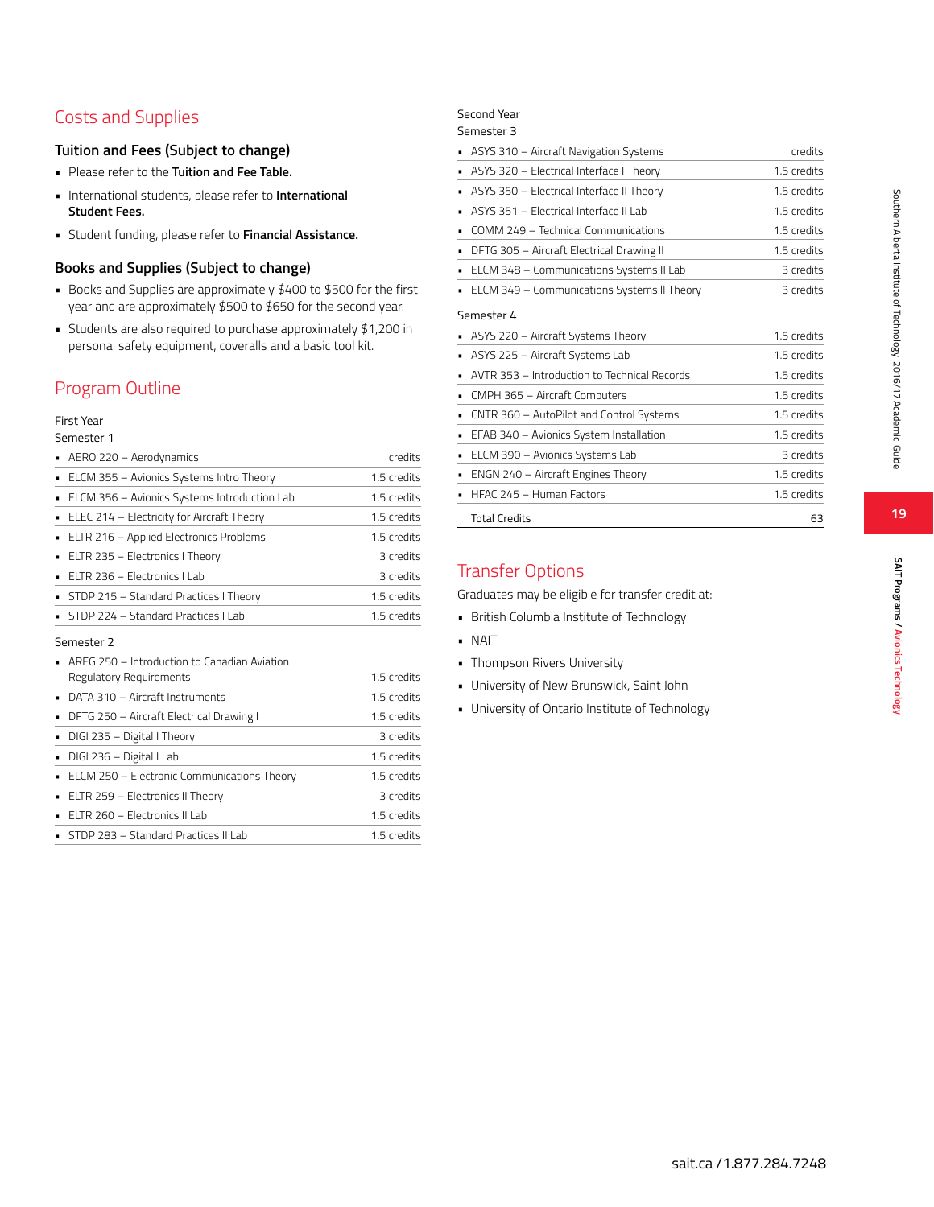## Costs and Supplies

### Tuition and Fees (Subject to change)

- Please refer to the **Tuition and Fee Table.**
- International students, please refer to **International Student Fees.**
- Student funding, please refer to **Financial Assistance.**

### Books and Supplies (Subject to change)

- Books and Supplies are approximately $400 to $500 for the first year and are approximately $500 to $650 for the second year.
- Students are also required to purchase approximately $1,200 in personal safety equipment, coveralls and a basic tool kit.

## Program Outline

First Year

Semester 1

| Course | Credits |
|---|---|
| AERO 220 – Aerodynamics | credits |
| ELCM 355 – Avionics Systems Intro Theory | 1.5 credits |
| ELCM 356 – Avionics Systems Introduction Lab | 1.5 credits |
| ELEC 214 – Electricity for Aircraft Theory | 1.5 credits |
| ELTR 216 – Applied Electronics Problems | 1.5 credits |
| ELTR 235 – Electronics I Theory | 3 credits |
| ELTR 236 – Electronics I Lab | 3 credits |
| STDP 215 – Standard Practices I Theory | 1.5 credits |
| STDP 224 – Standard Practices I Lab | 1.5 credits |

Semester 2

| Course | Credits |
|---|---|
| AREG 250 – Introduction to Canadian Aviation Regulatory Requirements | 1.5 credits |
| DATA 310 – Aircraft Instruments | 1.5 credits |
| DFTG 250 – Aircraft Electrical Drawing I | 1.5 credits |
| DIGI 235 – Digital I Theory | 3 credits |
| DIGI 236 – Digital I Lab | 1.5 credits |
| ELCM 250 – Electronic Communications Theory | 1.5 credits |
| ELTR 259 – Electronics II Theory | 3 credits |
| ELTR 260 – Electronics II Lab | 1.5 credits |
| STDP 283 – Standard Practices II Lab | 1.5 credits |

Second Year

Semester 3

| Course | Credits |
|---|---|
| ASYS 310 – Aircraft Navigation Systems | credits |
| ASYS 320 – Electrical Interface I Theory | 1.5 credits |
| ASYS 350 – Electrical Interface II Theory | 1.5 credits |
| ASYS 351 – Electrical Interface II Lab | 1.5 credits |
| COMM 249 – Technical Communications | 1.5 credits |
| DFTG 305 – Aircraft Electrical Drawing II | 1.5 credits |
| ELCM 348 – Communications Systems II Lab | 3 credits |
| ELCM 349 – Communications Systems II Theory | 3 credits |

Semester 4

| Course | Credits |
|---|---|
| ASYS 220 – Aircraft Systems Theory | 1.5 credits |
| ASYS 225 – Aircraft Systems Lab | 1.5 credits |
| AVTR 353 – Introduction to Technical Records | 1.5 credits |
| CMPH 365 – Aircraft Computers | 1.5 credits |
| CNTR 360 – AutoPilot and Control Systems | 1.5 credits |
| EFAB 340 – Avionics System Installation | 1.5 credits |
| ELCM 390 – Avionics Systems Lab | 3 credits |
| ENGN 240 – Aircraft Engines Theory | 1.5 credits |
| HFAC 245 – Human Factors | 1.5 credits |
| Total Credits | 63 |

## Transfer Options

Graduates may be eligible for transfer credit at:

- British Columbia Institute of Technology
- NAIT
- Thompson Rivers University
- University of New Brunswick, Saint John
- University of Ontario Institute of Technology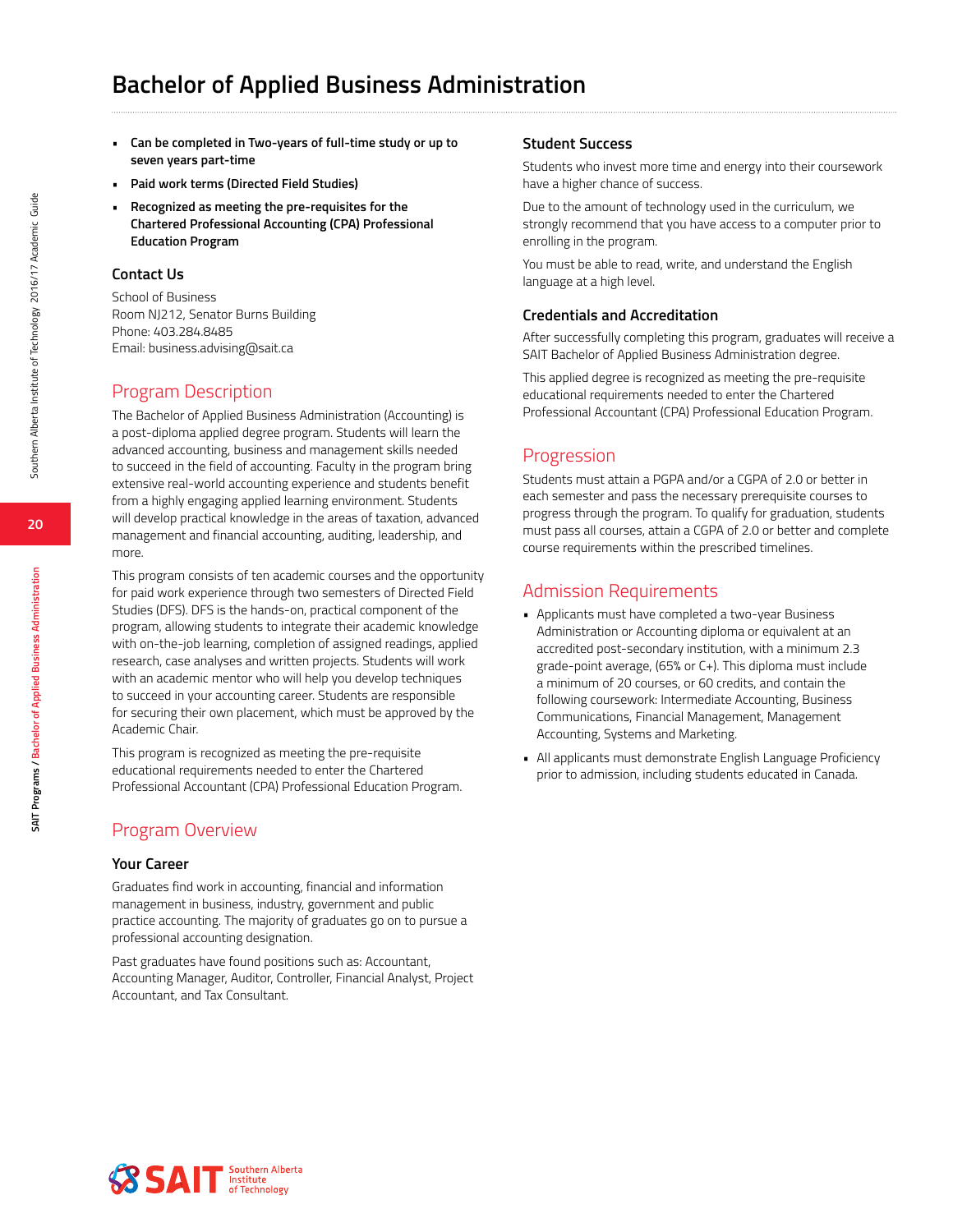# Bachelor of Applied Business Administration

- **Can be completed in Two-years of full-time study or up to seven years part-time**
- **Paid work terms (Directed Field Studies)**
- **Recognized as meeting the pre-requisites for the Chartered Professional Accounting (CPA) Professional Education Program**

### Contact Us

School of Business
Room NJ212, Senator Burns Building
Phone: 403.284.8485
Email: business.advising@sait.ca

## Program Description

The Bachelor of Applied Business Administration (Accounting) is a post-diploma applied degree program. Students will learn the advanced accounting, business and management skills needed to succeed in the field of accounting. Faculty in the program bring extensive real-world accounting experience and students benefit from a highly engaging applied learning environment. Students will develop practical knowledge in the areas of taxation, advanced management and financial accounting, auditing, leadership, and more.

This program consists of ten academic courses and the opportunity for paid work experience through two semesters of Directed Field Studies (DFS). DFS is the hands-on, practical component of the program, allowing students to integrate their academic knowledge with on-the-job learning, completion of assigned readings, applied research, case analyses and written projects. Students will work with an academic mentor who will help you develop techniques to succeed in your accounting career. Students are responsible for securing their own placement, which must be approved by the Academic Chair.

This program is recognized as meeting the pre-requisite educational requirements needed to enter the Chartered Professional Accountant (CPA) Professional Education Program.

## Program Overview

### Your Career

Graduates find work in accounting, financial and information management in business, industry, government and public practice accounting. The majority of graduates go on to pursue a professional accounting designation.

Past graduates have found positions such as: Accountant, Accounting Manager, Auditor, Controller, Financial Analyst, Project Accountant, and Tax Consultant.

### Student Success

Students who invest more time and energy into their coursework have a higher chance of success.

Due to the amount of technology used in the curriculum, we strongly recommend that you have access to a computer prior to enrolling in the program.

You must be able to read, write, and understand the English language at a high level.

### Credentials and Accreditation

After successfully completing this program, graduates will receive a SAIT Bachelor of Applied Business Administration degree.

This applied degree is recognized as meeting the pre-requisite educational requirements needed to enter the Chartered Professional Accountant (CPA) Professional Education Program.

## Progression

Students must attain a PGPA and/or a CGPA of 2.0 or better in each semester and pass the necessary prerequisite courses to progress through the program. To qualify for graduation, students must pass all courses, attain a CGPA of 2.0 or better and complete course requirements within the prescribed timelines.

## Admission Requirements

- Applicants must have completed a two-year Business Administration or Accounting diploma or equivalent at an accredited post-secondary institution, with a minimum 2.3 grade-point average, (65% or C+). This diploma must include a minimum of 20 courses, or 60 credits, and contain the following coursework: Intermediate Accounting, Business Communications, Financial Management, Management Accounting, Systems and Marketing.
- All applicants must demonstrate English Language Proficiency prior to admission, including students educated in Canada.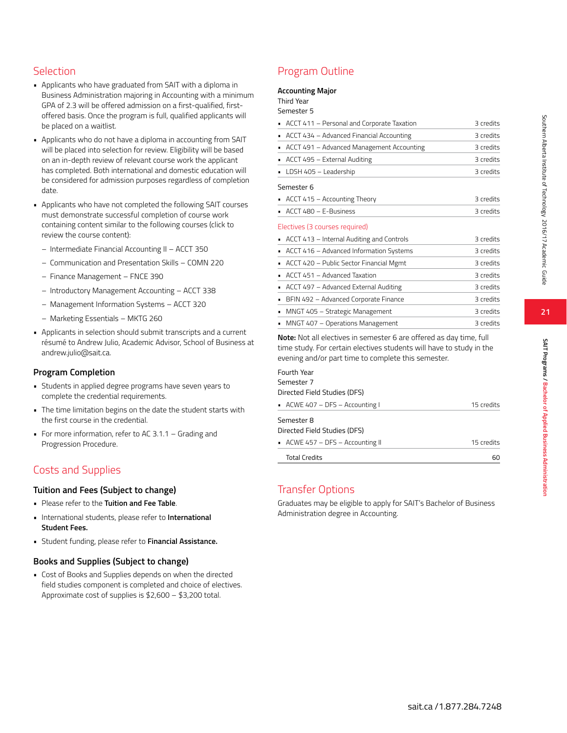## Selection

- Applicants who have graduated from SAIT with a diploma in Business Administration majoring in Accounting with a minimum GPA of 2.3 will be offered admission on a first-qualified, first-offered basis. Once the program is full, qualified applicants will be placed on a waitlist.
- Applicants who do not have a diploma in accounting from SAIT will be placed into selection for review. Eligibility will be based on an in-depth review of relevant course work the applicant has completed. Both international and domestic education will be considered for admission purposes regardless of completion date.
- Applicants who have not completed the following SAIT courses must demonstrate successful completion of course work containing content similar to the following courses (click to review the course content):
  - Intermediate Financial Accounting II – ACCT 350
  - Communication and Presentation Skills – COMN 220
  - Finance Management – FNCE 390
  - Introductory Management Accounting – ACCT 338
  - Management Information Systems – ACCT 320
  - Marketing Essentials – MKTG 260
- Applicants in selection should submit transcripts and a current résumé to Andrew Julio, Academic Advisor, School of Business at andrew.julio@sait.ca.

### Program Completion

- Students in applied degree programs have seven years to complete the credential requirements.
- The time limitation begins on the date the student starts with the first course in the credential.
- For more information, refer to AC 3.1.1 – Grading and Progression Procedure.

## Costs and Supplies

### Tuition and Fees (Subject to change)

- Please refer to the **Tuition and Fee Table**.
- International students, please refer to **International Student Fees.**
- Student funding, please refer to **Financial Assistance.**

### Books and Supplies (Subject to change)

- Cost of Books and Supplies depends on when the directed field studies component is completed and choice of electives. Approximate cost of supplies is $2,600 – $3,200 total.

## Program Outline

**Accounting Major**

Third Year

Semester 5

| Course | Credits |
|---|---|
| ACCT 411 – Personal and Corporate Taxation | 3 credits |
| ACCT 434 – Advanced Financial Accounting | 3 credits |
| ACCT 491 – Advanced Management Accounting | 3 credits |
| ACCT 495 – External Auditing | 3 credits |
| LDSH 405 – Leadership | 3 credits |

Semester 6

| Course | Credits |
|---|---|
| ACCT 415 – Accounting Theory | 3 credits |
| ACCT 480 – E-Business | 3 credits |

Electives (3 courses required)

| Course | Credits |
|---|---|
| ACCT 413 – Internal Auditing and Controls | 3 credits |
| ACCT 416 – Advanced Information Systems | 3 credits |
| ACCT 420 – Public Sector Financial Mgmt | 3 credits |
| ACCT 451 – Advanced Taxation | 3 credits |
| ACCT 497 – Advanced External Auditing | 3 credits |
| BFIN 492 – Advanced Corporate Finance | 3 credits |
| MNGT 405 – Strategic Management | 3 credits |
| MNGT 407 – Operations Management | 3 credits |

**Note:** Not all electives in semester 6 are offered as day time, full time study. For certain electives students will have to study in the evening and/or part time to complete this semester.

Fourth Year

Semester 7

Directed Field Studies (DFS)

| Course | Credits |
|---|---|
| ACWE 407 – DFS – Accounting I | 15 credits |

Semester 8

Directed Field Studies (DFS)

| Course | Credits |
|---|---|
| ACWE 457 – DFS – Accounting II | 15 credits |
| Total Credits | 60 |

## Transfer Options

Graduates may be eligible to apply for SAIT's Bachelor of Business Administration degree in Accounting.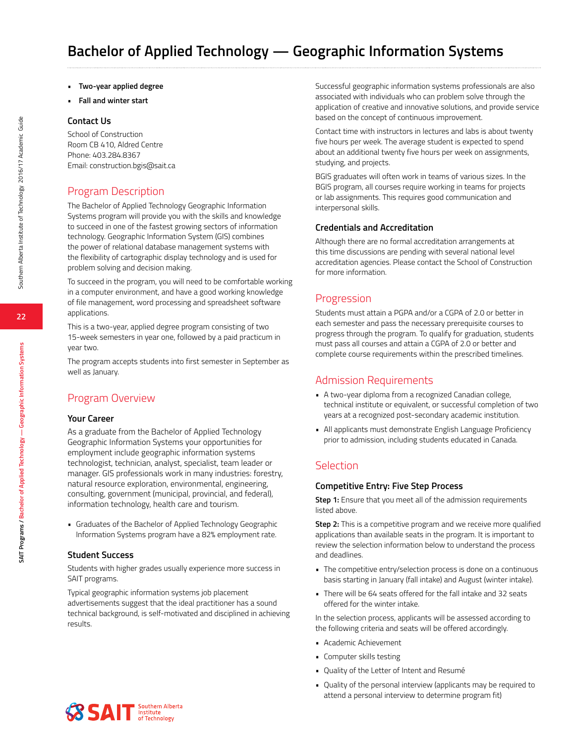# Bachelor of Applied Technology — Geographic Information Systems

- **Two-year applied degree**
- **Fall and winter start**

### Contact Us

School of Construction
Room CB 410, Aldred Centre
Phone: 403.284.8367
Email: construction.bgis@sait.ca

## Program Description

The Bachelor of Applied Technology Geographic Information Systems program will provide you with the skills and knowledge to succeed in one of the fastest growing sectors of information technology. Geographic Information System (GIS) combines the power of relational database management systems with the flexibility of cartographic display technology and is used for problem solving and decision making.

To succeed in the program, you will need to be comfortable working in a computer environment, and have a good working knowledge of file management, word processing and spreadsheet software applications.

This is a two-year, applied degree program consisting of two 15-week semesters in year one, followed by a paid practicum in year two.

The program accepts students into first semester in September as well as January.

## Program Overview

### Your Career

As a graduate from the Bachelor of Applied Technology Geographic Information Systems your opportunities for employment include geographic information systems technologist, technician, analyst, specialist, team leader or manager. GIS professionals work in many industries: forestry, natural resource exploration, environmental, engineering, consulting, government (municipal, provincial, and federal), information technology, health care and tourism.

- Graduates of the Bachelor of Applied Technology Geographic Information Systems program have a 82% employment rate.

### Student Success

Students with higher grades usually experience more success in SAIT programs.

Typical geographic information systems job placement advertisements suggest that the ideal practitioner has a sound technical background, is self-motivated and disciplined in achieving results.

Successful geographic information systems professionals are also associated with individuals who can problem solve through the application of creative and innovative solutions, and provide service based on the concept of continuous improvement.

Contact time with instructors in lectures and labs is about twenty five hours per week. The average student is expected to spend about an additional twenty five hours per week on assignments, studying, and projects.

BGIS graduates will often work in teams of various sizes. In the BGIS program, all courses require working in teams for projects or lab assignments. This requires good communication and interpersonal skills.

### Credentials and Accreditation

Although there are no formal accreditation arrangements at this time discussions are pending with several national level accreditation agencies. Please contact the School of Construction for more information.

## Progression

Students must attain a PGPA and/or a CGPA of 2.0 or better in each semester and pass the necessary prerequisite courses to progress through the program. To qualify for graduation, students must pass all courses and attain a CGPA of 2.0 or better and complete course requirements within the prescribed timelines.

## Admission Requirements

- A two-year diploma from a recognized Canadian college, technical institute or equivalent, or successful completion of two years at a recognized post-secondary academic institution.
- All applicants must demonstrate English Language Proficiency prior to admission, including students educated in Canada.

## Selection

### Competitive Entry: Five Step Process

**Step 1:** Ensure that you meet all of the admission requirements listed above.

**Step 2:** This is a competitive program and we receive more qualified applications than available seats in the program. It is important to review the selection information below to understand the process and deadlines.

- The competitive entry/selection process is done on a continuous basis starting in January (fall intake) and August (winter intake).
- There will be 64 seats offered for the fall intake and 32 seats offered for the winter intake.

In the selection process, applicants will be assessed according to the following criteria and seats will be offered accordingly.

- Academic Achievement
- Computer skills testing
- Quality of the Letter of Intent and Resumé
- Quality of the personal interview (applicants may be required to attend a personal interview to determine program fit)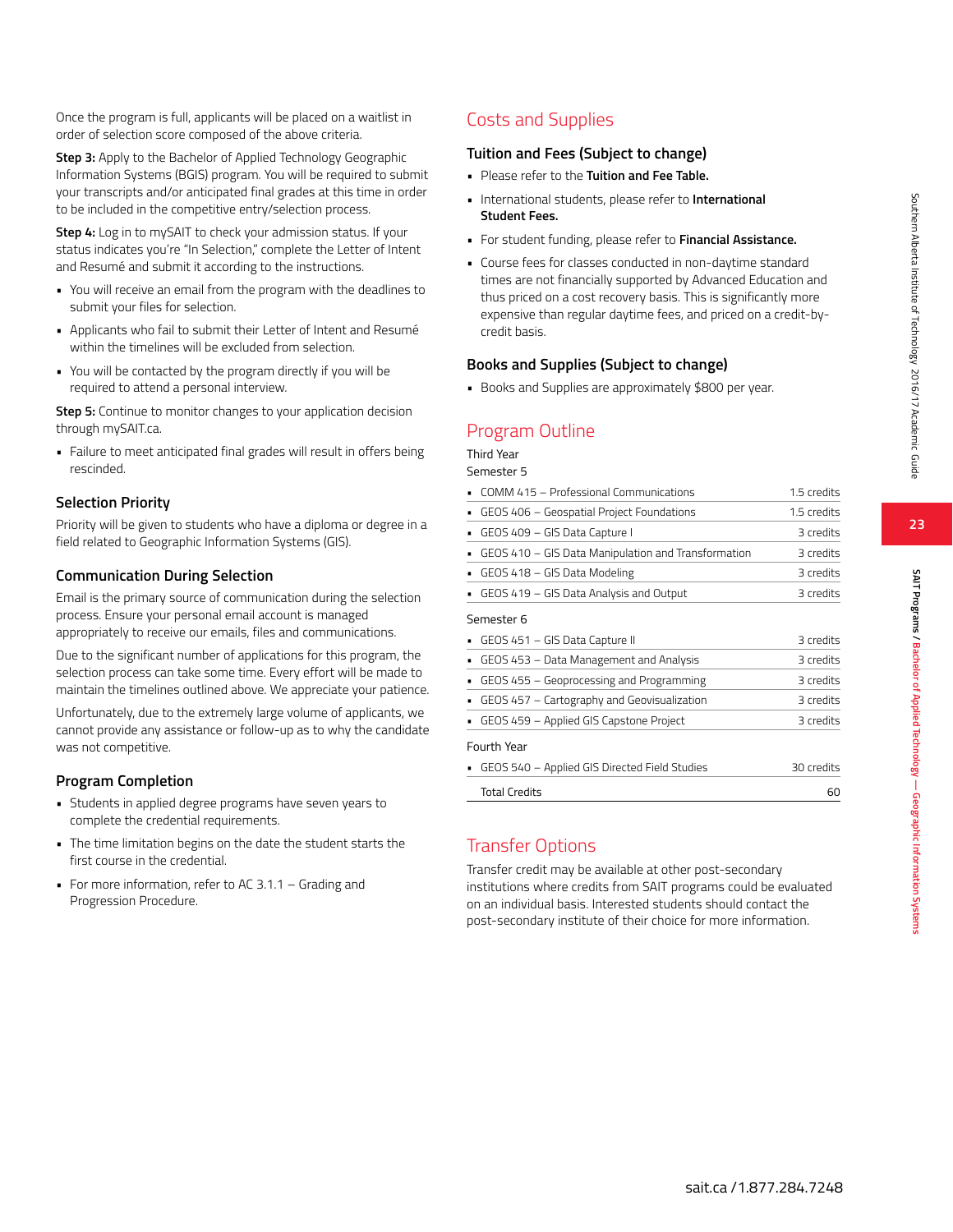Once the program is full, applicants will be placed on a waitlist in order of selection score composed of the above criteria.

**Step 3:** Apply to the Bachelor of Applied Technology Geographic Information Systems (BGIS) program. You will be required to submit your transcripts and/or anticipated final grades at this time in order to be included in the competitive entry/selection process.

**Step 4:** Log in to mySAIT to check your admission status. If your status indicates you're "In Selection," complete the Letter of Intent and Resumé and submit it according to the instructions.

- You will receive an email from the program with the deadlines to submit your files for selection.
- Applicants who fail to submit their Letter of Intent and Resumé within the timelines will be excluded from selection.
- You will be contacted by the program directly if you will be required to attend a personal interview.

**Step 5:** Continue to monitor changes to your application decision through mySAIT.ca.

- Failure to meet anticipated final grades will result in offers being rescinded.

### Selection Priority

Priority will be given to students who have a diploma or degree in a field related to Geographic Information Systems (GIS).

### Communication During Selection

Email is the primary source of communication during the selection process. Ensure your personal email account is managed appropriately to receive our emails, files and communications.

Due to the significant number of applications for this program, the selection process can take some time. Every effort will be made to maintain the timelines outlined above. We appreciate your patience.

Unfortunately, due to the extremely large volume of applicants, we cannot provide any assistance or follow-up as to why the candidate was not competitive.

### Program Completion

- Students in applied degree programs have seven years to complete the credential requirements.
- The time limitation begins on the date the student starts the first course in the credential.
- For more information, refer to AC 3.1.1 – Grading and Progression Procedure.

## Costs and Supplies

### Tuition and Fees (Subject to change)

- Please refer to the **Tuition and Fee Table.**
- International students, please refer to **International Student Fees.**
- For student funding, please refer to **Financial Assistance.**
- Course fees for classes conducted in non-daytime standard times are not financially supported by Advanced Education and thus priced on a cost recovery basis. This is significantly more expensive than regular daytime fees, and priced on a credit-by-credit basis.

### Books and Supplies (Subject to change)

- Books and Supplies are approximately $800 per year.

## Program Outline

Third Year

Semester 5

| Course | Credits |
|---|---|
| COMM 415 – Professional Communications | 1.5 credits |
| GEOS 406 – Geospatial Project Foundations | 1.5 credits |
| GEOS 409 – GIS Data Capture I | 3 credits |
| GEOS 410 – GIS Data Manipulation and Transformation | 3 credits |
| GEOS 418 – GIS Data Modeling | 3 credits |
| GEOS 419 – GIS Data Analysis and Output | 3 credits |

Semester 6

| Course | Credits |
|---|---|
| GEOS 451 – GIS Data Capture II | 3 credits |
| GEOS 453 – Data Management and Analysis | 3 credits |
| GEOS 455 – Geoprocessing and Programming | 3 credits |
| GEOS 457 – Cartography and Geovisualization | 3 credits |
| GEOS 459 – Applied GIS Capstone Project | 3 credits |

Fourth Year

| Course | Credits |
|---|---|
| GEOS 540 – Applied GIS Directed Field Studies | 30 credits |
| Total Credits | 60 |

## Transfer Options

Transfer credit may be available at other post-secondary institutions where credits from SAIT programs could be evaluated on an individual basis. Interested students should contact the post-secondary institute of their choice for more information.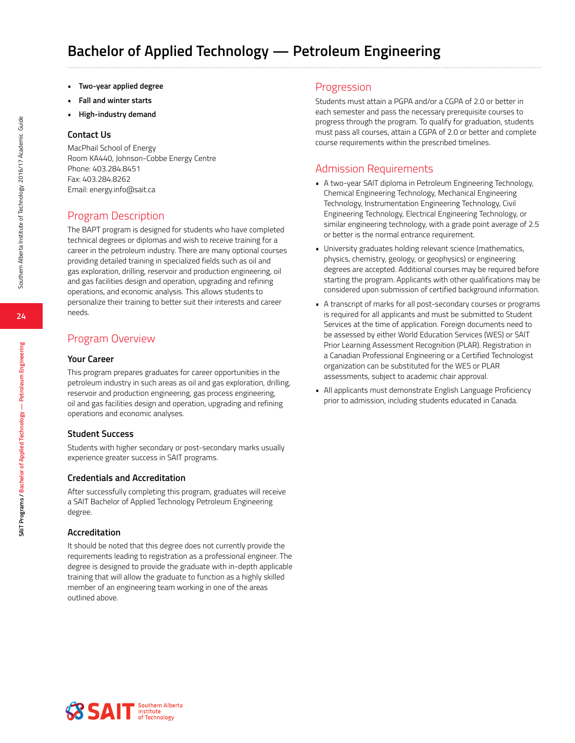# Bachelor of Applied Technology — Petroleum Engineering

- **Two-year applied degree**
- **Fall and winter starts**
- **High-industry demand**

### Contact Us

MacPhail School of Energy
Room KA440, Johnson-Cobbe Energy Centre
Phone: 403.284.8451
Fax: 403.284.8262
Email: energy.info@sait.ca

## Program Description

The BAPT program is designed for students who have completed technical degrees or diplomas and wish to receive training for a career in the petroleum industry. There are many optional courses providing detailed training in specialized fields such as oil and gas exploration, drilling, reservoir and production engineering, oil and gas facilities design and operation, upgrading and refining operations, and economic analysis. This allows students to personalize their training to better suit their interests and career needs.

## Program Overview

### Your Career

This program prepares graduates for career opportunities in the petroleum industry in such areas as oil and gas exploration, drilling, reservoir and production engineering, gas process engineering, oil and gas facilities design and operation, upgrading and refining operations and economic analyses.

### Student Success

Students with higher secondary or post-secondary marks usually experience greater success in SAIT programs.

### Credentials and Accreditation

After successfully completing this program, graduates will receive a SAIT Bachelor of Applied Technology Petroleum Engineering degree.

### Accreditation

It should be noted that this degree does not currently provide the requirements leading to registration as a professional engineer. The degree is designed to provide the graduate with in-depth applicable training that will allow the graduate to function as a highly skilled member of an engineering team working in one of the areas outlined above.

## Progression

Students must attain a PGPA and/or a CGPA of 2.0 or better in each semester and pass the necessary prerequisite courses to progress through the program. To qualify for graduation, students must pass all courses, attain a CGPA of 2.0 or better and complete course requirements within the prescribed timelines.

## Admission Requirements

- A two-year SAIT diploma in Petroleum Engineering Technology, Chemical Engineering Technology, Mechanical Engineering Technology, Instrumentation Engineering Technology, Civil Engineering Technology, Electrical Engineering Technology, or similar engineering technology, with a grade point average of 2.5 or better is the normal entrance requirement.
- University graduates holding relevant science (mathematics, physics, chemistry, geology, or geophysics) or engineering degrees are accepted. Additional courses may be required before starting the program. Applicants with other qualifications may be considered upon submission of certified background information.
- A transcript of marks for all post-secondary courses or programs is required for all applicants and must be submitted to Student Services at the time of application. Foreign documents need to be assessed by either World Education Services (WES) or SAIT Prior Learning Assessment Recognition (PLAR). Registration in a Canadian Professional Engineering or a Certified Technologist organization can be substituted for the WES or PLAR assessments, subject to academic chair approval.
- All applicants must demonstrate English Language Proficiency prior to admission, including students educated in Canada.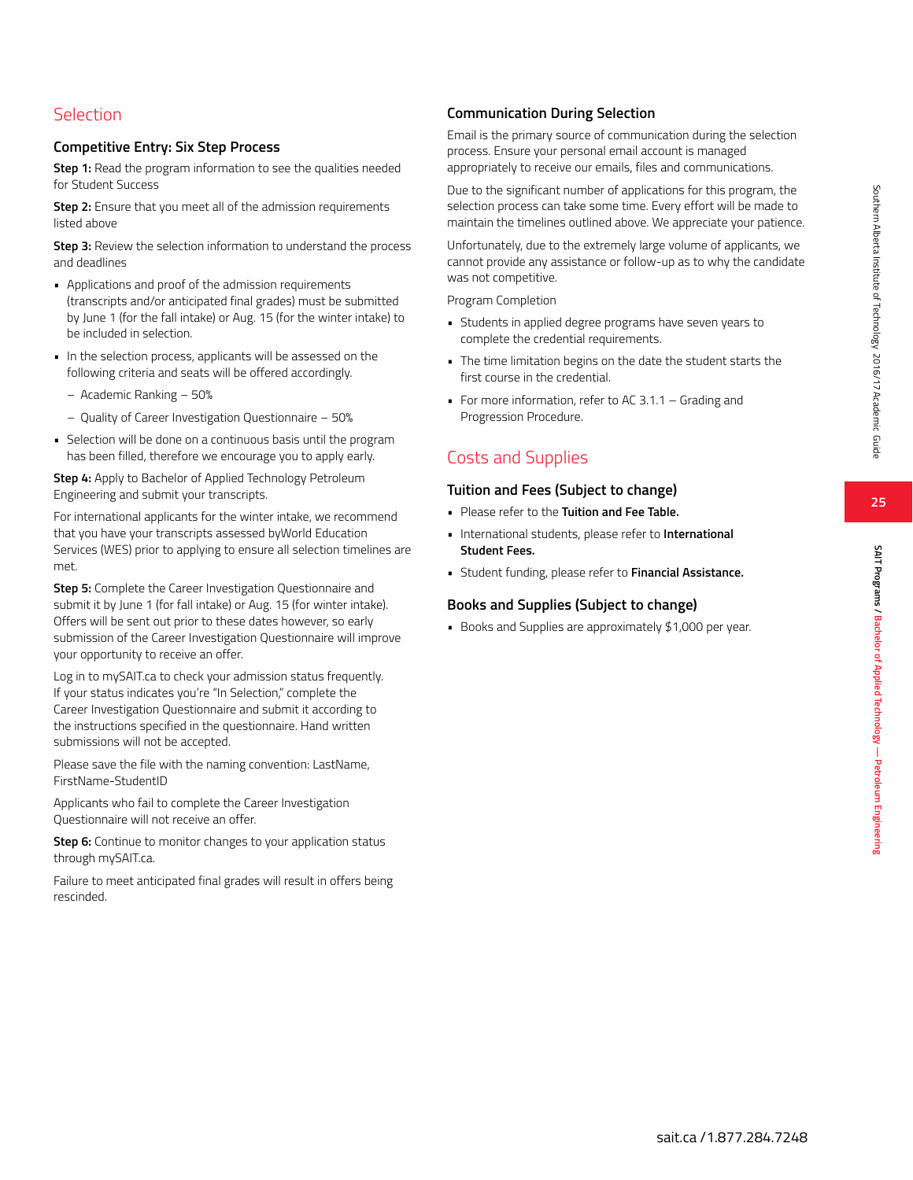## Selection

### Competitive Entry: Six Step Process

**Step 1:** Read the program information to see the qualities needed for Student Success

**Step 2:** Ensure that you meet all of the admission requirements listed above

**Step 3:** Review the selection information to understand the process and deadlines

- Applications and proof of the admission requirements (transcripts and/or anticipated final grades) must be submitted by June 1 (for the fall intake) or Aug. 15 (for the winter intake) to be included in selection.
- In the selection process, applicants will be assessed on the following criteria and seats will be offered accordingly.
  - Academic Ranking – 50%
  - Quality of Career Investigation Questionnaire – 50%
- Selection will be done on a continuous basis until the program has been filled, therefore we encourage you to apply early.

**Step 4:** Apply to Bachelor of Applied Technology Petroleum Engineering and submit your transcripts.

For international applicants for the winter intake, we recommend that you have your transcripts assessed byWorld Education Services (WES) prior to applying to ensure all selection timelines are met.

**Step 5:** Complete the Career Investigation Questionnaire and submit it by June 1 (for fall intake) or Aug. 15 (for winter intake). Offers will be sent out prior to these dates however, so early submission of the Career Investigation Questionnaire will improve your opportunity to receive an offer.

Log in to mySAIT.ca to check your admission status frequently. If your status indicates you're "In Selection," complete the Career Investigation Questionnaire and submit it according to the instructions specified in the questionnaire. Hand written submissions will not be accepted.

Please save the file with the naming convention: LastName, FirstName-StudentID

Applicants who fail to complete the Career Investigation Questionnaire will not receive an offer.

**Step 6:** Continue to monitor changes to your application status through mySAIT.ca.

Failure to meet anticipated final grades will result in offers being rescinded.

### Communication During Selection

Email is the primary source of communication during the selection process. Ensure your personal email account is managed appropriately to receive our emails, files and communications.

Due to the significant number of applications for this program, the selection process can take some time. Every effort will be made to maintain the timelines outlined above. We appreciate your patience.

Unfortunately, due to the extremely large volume of applicants, we cannot provide any assistance or follow-up as to why the candidate was not competitive.

Program Completion

- Students in applied degree programs have seven years to complete the credential requirements.
- The time limitation begins on the date the student starts the first course in the credential.
- For more information, refer to AC 3.1.1 – Grading and Progression Procedure.

## Costs and Supplies

### Tuition and Fees (Subject to change)

- Please refer to the **Tuition and Fee Table.**
- International students, please refer to **International Student Fees.**
- Student funding, please refer to **Financial Assistance.**

### Books and Supplies (Subject to change)

- Books and Supplies are approximately $1,000 per year.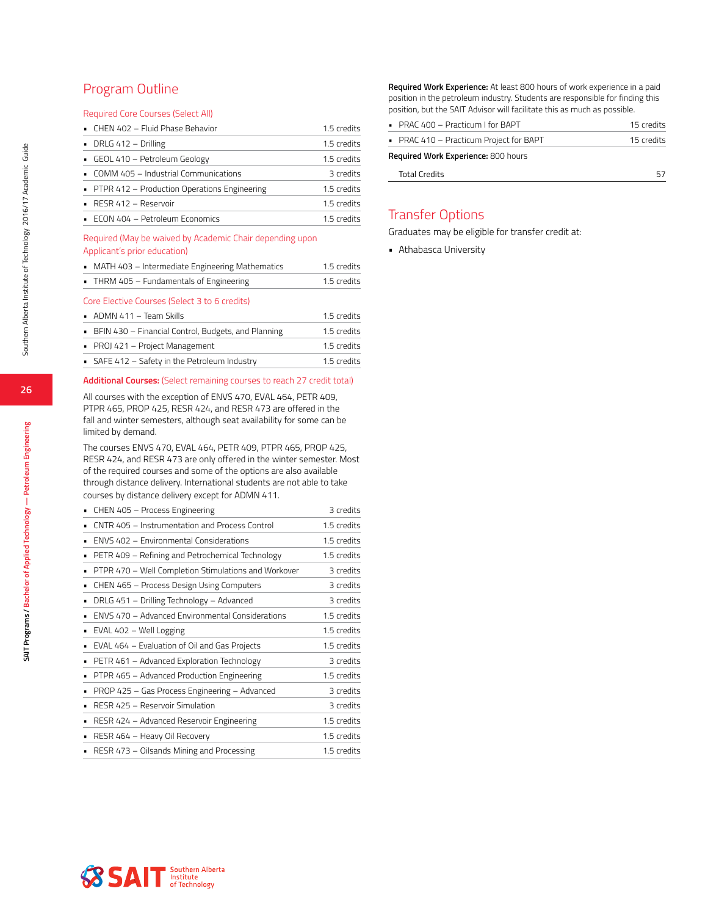## Program Outline

### Required Core Courses (Select All)

- CHEN 402 – Fluid Phase Behavior — 1.5 credits
- DRLG 412 – Drilling — 1.5 credits
- GEOL 410 – Petroleum Geology — 1.5 credits
- COMM 405 – Industrial Communications — 3 credits
- PTPR 412 – Production Operations Engineering — 1.5 credits
- RESR 412 – Reservoir — 1.5 credits
- ECON 404 – Petroleum Economics — 1.5 credits

### Required (May be waived by Academic Chair depending upon Applicant's prior education)

- MATH 403 – Intermediate Engineering Mathematics — 1.5 credits
- THRM 405 – Fundamentals of Engineering — 1.5 credits

### Core Elective Courses (Select 3 to 6 credits)

- ADMN 411 – Team Skills — 1.5 credits
- BFIN 430 – Financial Control, Budgets, and Planning — 1.5 credits
- PROJ 421 – Project Management — 1.5 credits
- SAFE 412 – Safety in the Petroleum Industry — 1.5 credits

**Additional Courses:** (Select remaining courses to reach 27 credit total)

All courses with the exception of ENVS 470, EVAL 464, PETR 409, PTPR 465, PROP 425, RESR 424, and RESR 473 are offered in the fall and winter semesters, although seat availability for some can be limited by demand.

The courses ENVS 470, EVAL 464, PETR 409, PTPR 465, PROP 425, RESR 424, and RESR 473 are only offered in the winter semester. Most of the required courses and some of the options are also available through distance delivery. International students are not able to take courses by distance delivery except for ADMN 411.

- CHEN 405 – Process Engineering — 3 credits
- CNTR 405 – Instrumentation and Process Control — 1.5 credits
- ENVS 402 – Environmental Considerations — 1.5 credits
- PETR 409 – Refining and Petrochemical Technology — 1.5 credits
- PTPR 470 – Well Completion Stimulations and Workover — 3 credits
- CHEN 465 – Process Design Using Computers — 3 credits
- DRLG 451 – Drilling Technology – Advanced — 3 credits
- ENVS 470 – Advanced Environmental Considerations — 1.5 credits
- EVAL 402 – Well Logging — 1.5 credits
- EVAL 464 – Evaluation of Oil and Gas Projects — 1.5 credits
- PETR 461 – Advanced Exploration Technology — 3 credits
- PTPR 465 – Advanced Production Engineering — 1.5 credits
- PROP 425 – Gas Process Engineering – Advanced — 3 credits
- RESR 425 – Reservoir Simulation — 3 credits
- RESR 424 – Advanced Reservoir Engineering — 1.5 credits
- RESR 464 – Heavy Oil Recovery — 1.5 credits
- RESR 473 – Oilsands Mining and Processing — 1.5 credits

**Required Work Experience:** At least 800 hours of work experience in a paid position in the petroleum industry. Students are responsible for finding this position, but the SAIT Advisor will facilitate this as much as possible.

- PRAC 400 – Practicum I for BAPT — 15 credits
- PRAC 410 – Practicum Project for BAPT — 15 credits

**Required Work Experience:** 800 hours

Total Credits — 57

## Transfer Options

Graduates may be eligible for transfer credit at:

- Athabasca University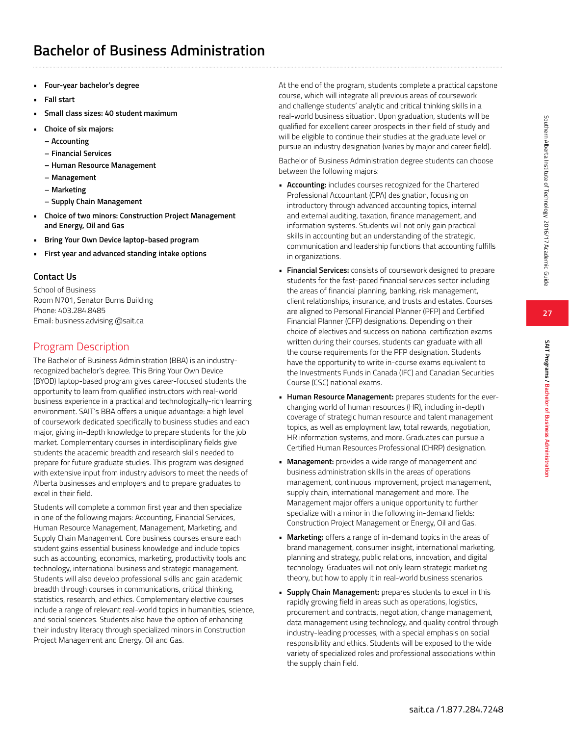# Bachelor of Business Administration

- **Four-year bachelor's degree**
- **Fall start**
- **Small class sizes: 40 student maximum**
- **Choice of six majors:**
  - **Accounting**
  - **Financial Services**
  - **Human Resource Management**
  - **Management**
  - **Marketing**
  - **Supply Chain Management**
- **Choice of two minors: Construction Project Management and Energy, Oil and Gas**
- **Bring Your Own Device laptop-based program**
- **First year and advanced standing intake options**

### Contact Us

School of Business
Room N701, Senator Burns Building
Phone: 403.284.8485
Email: business.advising @sait.ca

## Program Description

The Bachelor of Business Administration (BBA) is an industry-recognized bachelor's degree. This Bring Your Own Device (BYOD) laptop-based program gives career-focused students the opportunity to learn from qualified instructors with real-world business experience in a practical and technologically-rich learning environment. SAIT's BBA offers a unique advantage: a high level of coursework dedicated specifically to business studies and each major, giving in-depth knowledge to prepare students for the job market. Complementary courses in interdisciplinary fields give students the academic breadth and research skills needed to prepare for future graduate studies. This program was designed with extensive input from industry advisors to meet the needs of Alberta businesses and employers and to prepare graduates to excel in their field.

Students will complete a common first year and then specialize in one of the following majors: Accounting, Financial Services, Human Resource Management, Management, Marketing, and Supply Chain Management. Core business courses ensure each student gains essential business knowledge and include topics such as accounting, economics, marketing, productivity tools and technology, international business and strategic management. Students will also develop professional skills and gain academic breadth through courses in communications, critical thinking, statistics, research, and ethics. Complementary elective courses include a range of relevant real-world topics in humanities, science, and social sciences. Students also have the option of enhancing their industry literacy through specialized minors in Construction Project Management and Energy, Oil and Gas.

At the end of the program, students complete a practical capstone course, which will integrate all previous areas of coursework and challenge students' analytic and critical thinking skills in a real-world business situation. Upon graduation, students will be qualified for excellent career prospects in their field of study and will be eligible to continue their studies at the graduate level or pursue an industry designation (varies by major and career field).

Bachelor of Business Administration degree students can choose between the following majors:

- **Accounting:** includes courses recognized for the Chartered Professional Accountant (CPA) designation, focusing on introductory through advanced accounting topics, internal and external auditing, taxation, finance management, and information systems. Students will not only gain practical skills in accounting but an understanding of the strategic, communication and leadership functions that accounting fulfills in organizations.
- **Financial Services:** consists of coursework designed to prepare students for the fast-paced financial services sector including the areas of financial planning, banking, risk management, client relationships, insurance, and trusts and estates. Courses are aligned to Personal Financial Planner (PFP) and Certified Financial Planner (CFP) designations. Depending on their choice of electives and success on national certification exams written during their courses, students can graduate with all the course requirements for the PFP designation. Students have the opportunity to write in-course exams equivalent to the Investments Funds in Canada (IFC) and Canadian Securities Course (CSC) national exams.
- **Human Resource Management:** prepares students for the ever-changing world of human resources (HR), including in-depth coverage of strategic human resource and talent management topics, as well as employment law, total rewards, negotiation, HR information systems, and more. Graduates can pursue a Certified Human Resources Professional (CHRP) designation.
- **Management:** provides a wide range of management and business administration skills in the areas of operations management, continuous improvement, project management, supply chain, international management and more. The Management major offers a unique opportunity to further specialize with a minor in the following in-demand fields: Construction Project Management or Energy, Oil and Gas.
- **Marketing:** offers a range of in-demand topics in the areas of brand management, consumer insight, international marketing, planning and strategy, public relations, innovation, and digital technology. Graduates will not only learn strategic marketing theory, but how to apply it in real-world business scenarios.
- **Supply Chain Management:** prepares students to excel in this rapidly growing field in areas such as operations, logistics, procurement and contracts, negotiation, change management, data management using technology, and quality control through industry-leading processes, with a special emphasis on social responsibility and ethics. Students will be exposed to the wide variety of specialized roles and professional associations within the supply chain field.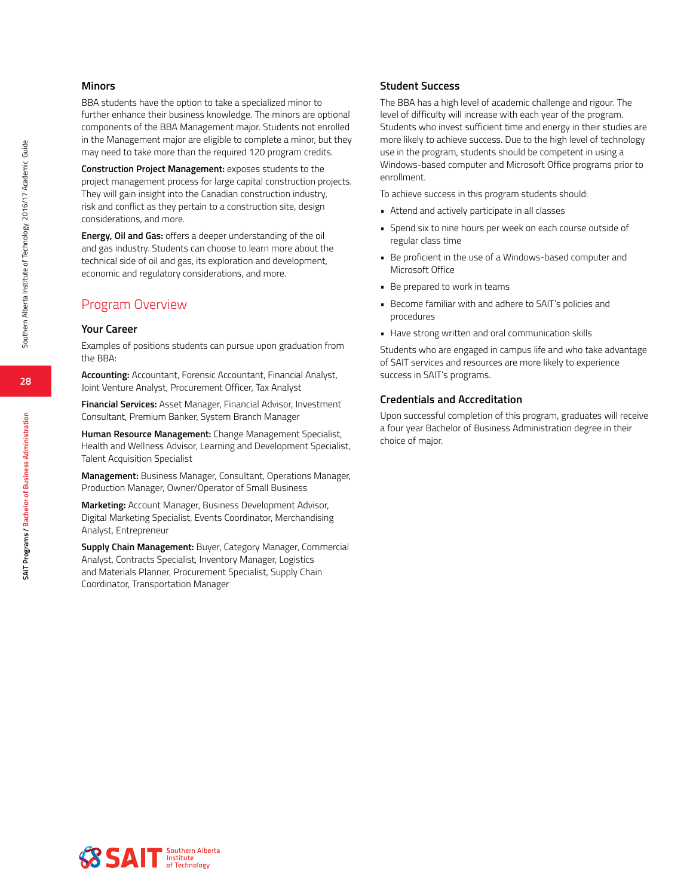### Minors

BBA students have the option to take a specialized minor to further enhance their business knowledge. The minors are optional components of the BBA Management major. Students not enrolled in the Management major are eligible to complete a minor, but they may need to take more than the required 120 program credits.

**Construction Project Management:** exposes students to the project management process for large capital construction projects. They will gain insight into the Canadian construction industry, risk and conflict as they pertain to a construction site, design considerations, and more.

**Energy, Oil and Gas:** offers a deeper understanding of the oil and gas industry. Students can choose to learn more about the technical side of oil and gas, its exploration and development, economic and regulatory considerations, and more.

## Program Overview

### Your Career

Examples of positions students can pursue upon graduation from the BBA:

**Accounting:** Accountant, Forensic Accountant, Financial Analyst, Joint Venture Analyst, Procurement Officer, Tax Analyst

**Financial Services:** Asset Manager, Financial Advisor, Investment Consultant, Premium Banker, System Branch Manager

**Human Resource Management:** Change Management Specialist, Health and Wellness Advisor, Learning and Development Specialist, Talent Acquisition Specialist

**Management:** Business Manager, Consultant, Operations Manager, Production Manager, Owner/Operator of Small Business

**Marketing:** Account Manager, Business Development Advisor, Digital Marketing Specialist, Events Coordinator, Merchandising Analyst, Entrepreneur

**Supply Chain Management:** Buyer, Category Manager, Commercial Analyst, Contracts Specialist, Inventory Manager, Logistics and Materials Planner, Procurement Specialist, Supply Chain Coordinator, Transportation Manager

### Student Success

The BBA has a high level of academic challenge and rigour. The level of difficulty will increase with each year of the program. Students who invest sufficient time and energy in their studies are more likely to achieve success. Due to the high level of technology use in the program, students should be competent in using a Windows-based computer and Microsoft Office programs prior to enrollment.

To achieve success in this program students should:

- Attend and actively participate in all classes
- Spend six to nine hours per week on each course outside of regular class time
- Be proficient in the use of a Windows-based computer and Microsoft Office
- Be prepared to work in teams
- Become familiar with and adhere to SAIT's policies and procedures
- Have strong written and oral communication skills

Students who are engaged in campus life and who take advantage of SAIT services and resources are more likely to experience success in SAIT's programs.

### Credentials and Accreditation

Upon successful completion of this program, graduates will receive a four year Bachelor of Business Administration degree in their choice of major.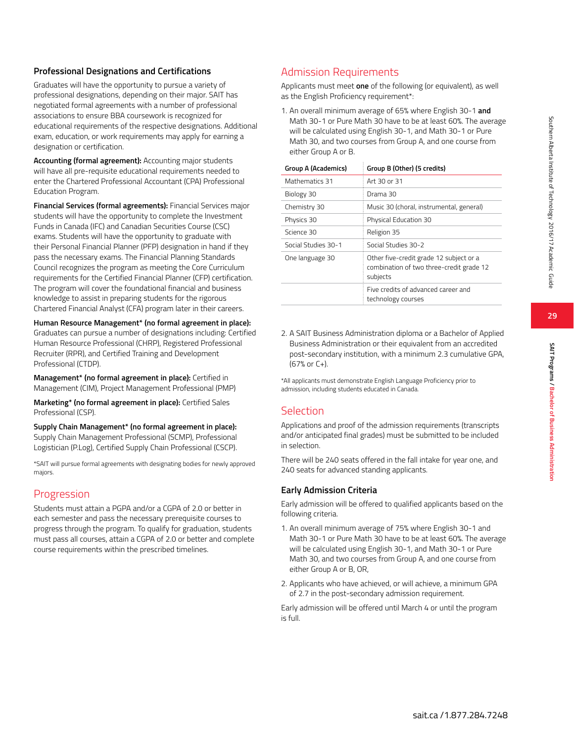### Professional Designations and Certifications

Graduates will have the opportunity to pursue a variety of professional designations, depending on their major. SAIT has negotiated formal agreements with a number of professional associations to ensure BBA coursework is recognized for educational requirements of the respective designations. Additional exam, education, or work requirements may apply for earning a designation or certification.

**Accounting (formal agreement):** Accounting major students will have all pre-requisite educational requirements needed to enter the Chartered Professional Accountant (CPA) Professional Education Program.

**Financial Services (formal agreements):** Financial Services major students will have the opportunity to complete the Investment Funds in Canada (IFC) and Canadian Securities Course (CSC) exams. Students will have the opportunity to graduate with their Personal Financial Planner (PFP) designation in hand if they pass the necessary exams. The Financial Planning Standards Council recognizes the program as meeting the Core Curriculum requirements for the Certified Financial Planner (CFP) certification. The program will cover the foundational financial and business knowledge to assist in preparing students for the rigorous Chartered Financial Analyst (CFA) program later in their careers.

**Human Resource Management* (no formal agreement in place):** Graduates can pursue a number of designations including: Certified Human Resource Professional (CHRP), Registered Professional Recruiter (RPR), and Certified Training and Development Professional (CTDP).

**Management* (no formal agreement in place):** Certified in Management (CIM), Project Management Professional (PMP)

**Marketing* (no formal agreement in place):** Certified Sales Professional (CSP).

**Supply Chain Management* (no formal agreement in place):** Supply Chain Management Professional (SCMP), Professional Logistician (P.Log), Certified Supply Chain Professional (CSCP).

*SAIT will pursue formal agreements with designating bodies for newly approved majors.

## Progression

Students must attain a PGPA and/or a CGPA of 2.0 or better in each semester and pass the necessary prerequisite courses to progress through the program. To qualify for graduation, students must pass all courses, attain a CGPA of 2.0 or better and complete course requirements within the prescribed timelines.

## Admission Requirements

Applicants must meet **one** of the following (or equivalent), as well as the English Proficiency requirement*:

1. An overall minimum average of 65% where English 30-1 **and** Math 30-1 or Pure Math 30 have to be at least 60%. The average will be calculated using English 30-1, and Math 30-1 or Pure Math 30, and two courses from Group A, and one course from either Group A or B.

| Group A (Academics) | Group B (Other) (5 credits) |
|---|---|
| Mathematics 31 | Art 30 or 31 |
| Biology 30 | Drama 30 |
| Chemistry 30 | Music 30 (choral, instrumental, general) |
| Physics 30 | Physical Education 30 |
| Science 30 | Religion 35 |
| Social Studies 30-1 | Social Studies 30-2 |
| One language 30 | Other five-credit grade 12 subject or a combination of two three-credit grade 12 subjects |
| | Five credits of advanced career and technology courses |

2. A SAIT Business Administration diploma or a Bachelor of Applied Business Administration or their equivalent from an accredited post-secondary institution, with a minimum 2.3 cumulative GPA, (67% or C+).

*All applicants must demonstrate English Language Proficiency prior to admission, including students educated in Canada.

## Selection

Applications and proof of the admission requirements (transcripts and/or anticipated final grades) must be submitted to be included in selection.

There will be 240 seats offered in the fall intake for year one, and 240 seats for advanced standing applicants.

### Early Admission Criteria

Early admission will be offered to qualified applicants based on the following criteria.

1. An overall minimum average of 75% where English 30-1 and Math 30-1 or Pure Math 30 have to be at least 60%. The average will be calculated using English 30-1, and Math 30-1 or Pure Math 30, and two courses from Group A, and one course from either Group A or B, OR,
2. Applicants who have achieved, or will achieve, a minimum GPA of 2.7 in the post-secondary admission requirement.

Early admission will be offered until March 4 or until the program is full.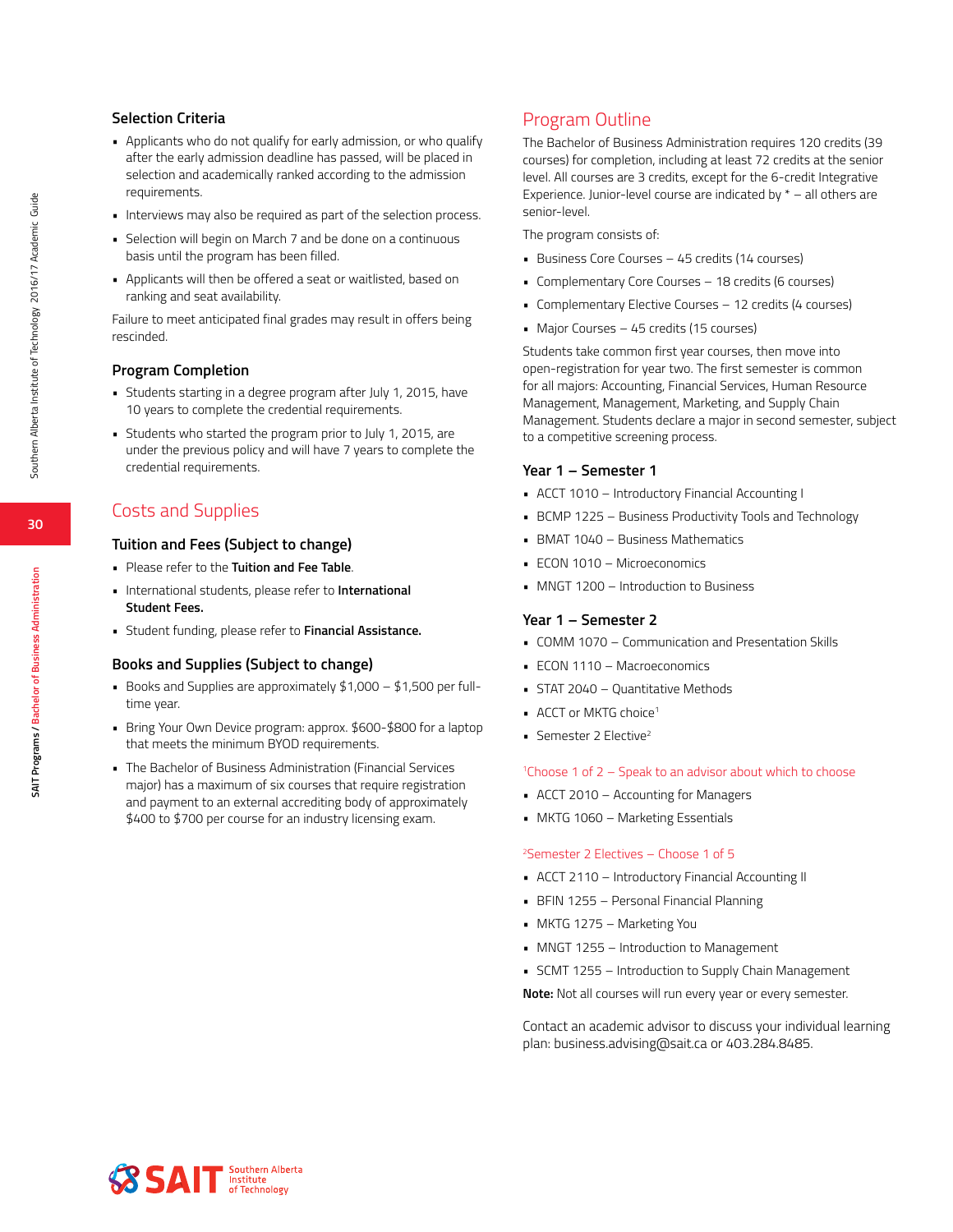### Selection Criteria

- Applicants who do not qualify for early admission, or who qualify after the early admission deadline has passed, will be placed in selection and academically ranked according to the admission requirements.
- Interviews may also be required as part of the selection process.
- Selection will begin on March 7 and be done on a continuous basis until the program has been filled.
- Applicants will then be offered a seat or waitlisted, based on ranking and seat availability.

Failure to meet anticipated final grades may result in offers being rescinded.

### Program Completion

- Students starting in a degree program after July 1, 2015, have 10 years to complete the credential requirements.
- Students who started the program prior to July 1, 2015, are under the previous policy and will have 7 years to complete the credential requirements.

## Costs and Supplies

### Tuition and Fees (Subject to change)

- Please refer to the **Tuition and Fee Table**.
- International students, please refer to **International Student Fees.**
- Student funding, please refer to **Financial Assistance.**

### Books and Supplies (Subject to change)

- Books and Supplies are approximately $1,000 – $1,500 per full-time year.
- Bring Your Own Device program: approx. $600-$800 for a laptop that meets the minimum BYOD requirements.
- The Bachelor of Business Administration (Financial Services major) has a maximum of six courses that require registration and payment to an external accrediting body of approximately $400 to $700 per course for an industry licensing exam.

## Program Outline

The Bachelor of Business Administration requires 120 credits (39 courses) for completion, including at least 72 credits at the senior level. All courses are 3 credits, except for the 6-credit Integrative Experience. Junior-level course are indicated by * – all others are senior-level.

The program consists of:

- Business Core Courses – 45 credits (14 courses)
- Complementary Core Courses – 18 credits (6 courses)
- Complementary Elective Courses – 12 credits (4 courses)
- Major Courses – 45 credits (15 courses)

Students take common first year courses, then move into open-registration for year two. The first semester is common for all majors: Accounting, Financial Services, Human Resource Management, Management, Marketing, and Supply Chain Management. Students declare a major in second semester, subject to a competitive screening process.

### Year 1 – Semester 1

- ACCT 1010 – Introductory Financial Accounting I
- BCMP 1225 – Business Productivity Tools and Technology
- BMAT 1040 – Business Mathematics
- ECON 1010 – Microeconomics
- MNGT 1200 – Introduction to Business

### Year 1 – Semester 2

- COMM 1070 – Communication and Presentation Skills
- ECON 1110 – Macroeconomics
- STAT 2040 – Quantitative Methods
- ACCT or MKTG choice[1]
- Semester 2 Elective[2]

[1]Choose 1 of 2 – Speak to an advisor about which to choose

- ACCT 2010 – Accounting for Managers
- MKTG 1060 – Marketing Essentials

[2]Semester 2 Electives – Choose 1 of 5

- ACCT 2110 – Introductory Financial Accounting II
- BFIN 1255 – Personal Financial Planning
- MKTG 1275 – Marketing You
- MNGT 1255 – Introduction to Management
- SCMT 1255 – Introduction to Supply Chain Management

**Note:** Not all courses will run every year or every semester.

Contact an academic advisor to discuss your individual learning plan: business.advising@sait.ca or 403.284.8485.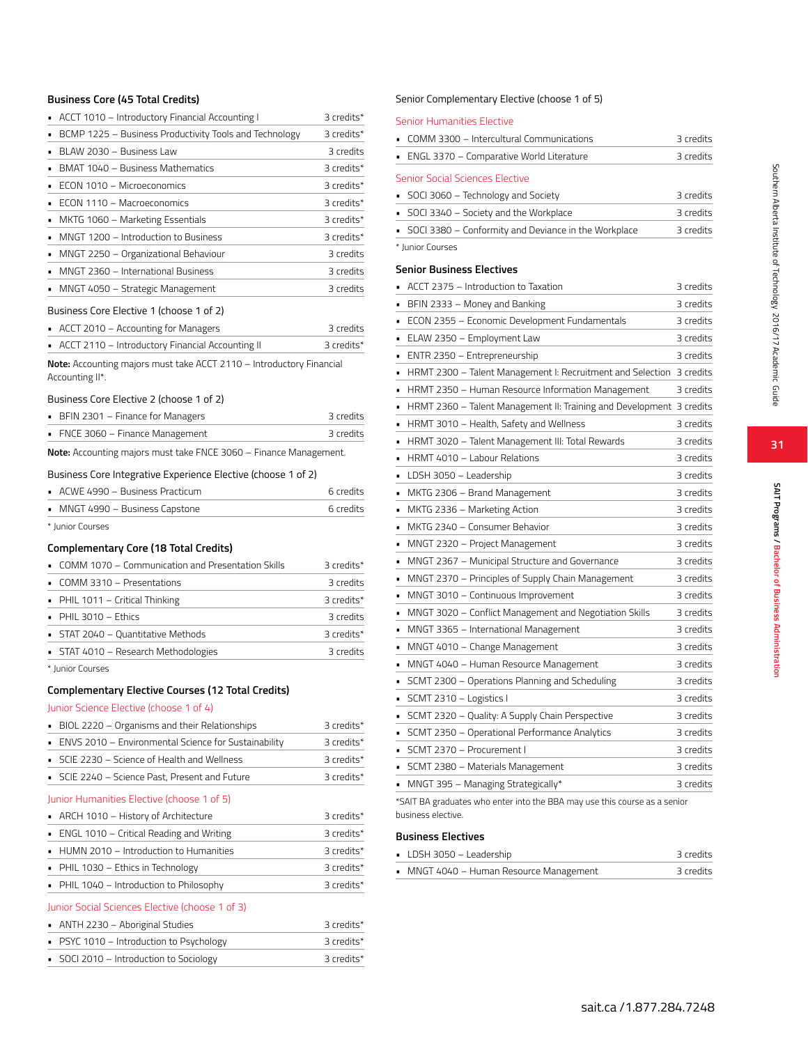## Business Core (45 Total Credits)

| Course | Credits |
|---|---|
| ACCT 1010 – Introductory Financial Accounting I | 3 credits* |
| BCMP 1225 – Business Productivity Tools and Technology | 3 credits* |
| BLAW 2030 – Business Law | 3 credits |
| BMAT 1040 – Business Mathematics | 3 credits* |
| ECON 1010 – Microeconomics | 3 credits* |
| ECON 1110 – Macroeconomics | 3 credits* |
| MKTG 1060 – Marketing Essentials | 3 credits* |
| MNGT 1200 – Introduction to Business | 3 credits* |
| MNGT 2250 – Organizational Behaviour | 3 credits |
| MNGT 2360 – International Business | 3 credits |
| MNGT 4050 – Strategic Management | 3 credits |

### Business Core Elective 1 (choose 1 of 2)

| Course | Credits |
|---|---|
| ACCT 2010 – Accounting for Managers | 3 credits |
| ACCT 2110 – Introductory Financial Accounting II | 3 credits* |

**Note:** Accounting majors must take ACCT 2110 – Introductory Financial Accounting II*.

### Business Core Elective 2 (choose 1 of 2)

| Course | Credits |
|---|---|
| BFIN 2301 – Finance for Managers | 3 credits |
| FNCE 3060 – Finance Management | 3 credits |

**Note:** Accounting majors must take FNCE 3060 – Finance Management.

### Business Core Integrative Experience Elective (choose 1 of 2)

| Course | Credits |
|---|---|
| ACWE 4990 – Business Practicum | 6 credits |
| MNGT 4990 – Business Capstone | 6 credits |

\* Junior Courses

## Complementary Core (18 Total Credits)

| Course | Credits |
|---|---|
| COMM 1070 – Communication and Presentation Skills | 3 credits* |
| COMM 3310 – Presentations | 3 credits |
| PHIL 1011 – Critical Thinking | 3 credits* |
| PHIL 3010 – Ethics | 3 credits |
| STAT 2040 – Quantitative Methods | 3 credits* |
| STAT 4010 – Research Methodologies | 3 credits |

\* Junior Courses

## Complementary Elective Courses (12 Total Credits)

### Junior Science Elective (choose 1 of 4)

| Course | Credits |
|---|---|
| BIOL 2220 – Organisms and their Relationships | 3 credits* |
| ENVS 2010 – Environmental Science for Sustainability | 3 credits* |
| SCIE 2230 – Science of Health and Wellness | 3 credits* |
| SCIE 2240 – Science Past, Present and Future | 3 credits* |

### Junior Humanities Elective (choose 1 of 5)

| Course | Credits |
|---|---|
| ARCH 1010 – History of Architecture | 3 credits* |
| ENGL 1010 – Critical Reading and Writing | 3 credits* |
| HUMN 2010 – Introduction to Humanities | 3 credits* |
| PHIL 1030 – Ethics in Technology | 3 credits* |
| PHIL 1040 – Introduction to Philosophy | 3 credits* |

### Junior Social Sciences Elective (choose 1 of 3)

| Course | Credits |
|---|---|
| ANTH 2230 – Aboriginal Studies | 3 credits* |
| PSYC 1010 – Introduction to Psychology | 3 credits* |
| SOCI 2010 – Introduction to Sociology | 3 credits* |

### Senior Complementary Elective (choose 1 of 5)

#### Senior Humanities Elective

| Course | Credits |
|---|---|
| COMM 3300 – Intercultural Communications | 3 credits |
| ENGL 3370 – Comparative World Literature | 3 credits |

#### Senior Social Sciences Elective

| Course | Credits |
|---|---|
| SOCI 3060 – Technology and Society | 3 credits |
| SOCI 3340 – Society and the Workplace | 3 credits |
| SOCI 3380 – Conformity and Deviance in the Workplace | 3 credits |

\* Junior Courses

## Senior Business Electives

| Course | Credits |
|---|---|
| ACCT 2375 – Introduction to Taxation | 3 credits |
| BFIN 2333 – Money and Banking | 3 credits |
| ECON 2355 – Economic Development Fundamentals | 3 credits |
| ELAW 2350 – Employment Law | 3 credits |
| ENTR 2350 – Entrepreneurship | 3 credits |
| HRMT 2300 – Talent Management I: Recruitment and Selection | 3 credits |
| HRMT 2350 – Human Resource Information Management | 3 credits |
| HRMT 2360 – Talent Management II: Training and Development | 3 credits |
| HRMT 3010 – Health, Safety and Wellness | 3 credits |
| HRMT 3020 – Talent Management III: Total Rewards | 3 credits |
| HRMT 4010 – Labour Relations | 3 credits |
| LDSH 3050 – Leadership | 3 credits |
| MKTG 2306 – Brand Management | 3 credits |
| MKTG 2336 – Marketing Action | 3 credits |
| MKTG 2340 – Consumer Behavior | 3 credits |
| MNGT 2320 – Project Management | 3 credits |
| MNGT 2367 – Municipal Structure and Governance | 3 credits |
| MNGT 2370 – Principles of Supply Chain Management | 3 credits |
| MNGT 3010 – Continuous Improvement | 3 credits |
| MNGT 3020 – Conflict Management and Negotiation Skills | 3 credits |
| MNGT 3365 – International Management | 3 credits |
| MNGT 4010 – Change Management | 3 credits |
| MNGT 4040 – Human Resource Management | 3 credits |
| SCMT 2300 – Operations Planning and Scheduling | 3 credits |
| SCMT 2310 – Logistics I | 3 credits |
| SCMT 2320 – Quality: A Supply Chain Perspective | 3 credits |
| SCMT 2350 – Operational Performance Analytics | 3 credits |
| SCMT 2370 – Procurement I | 3 credits |
| SCMT 2380 – Materials Management | 3 credits |
| MNGT 395 – Managing Strategically* | 3 credits |

*SAIT BA graduates who enter into the BBA may use this course as a senior business elective.

## Business Electives

| Course | Credits |
|---|---|
| LDSH 3050 – Leadership | 3 credits |
| MNGT 4040 – Human Resource Management | 3 credits |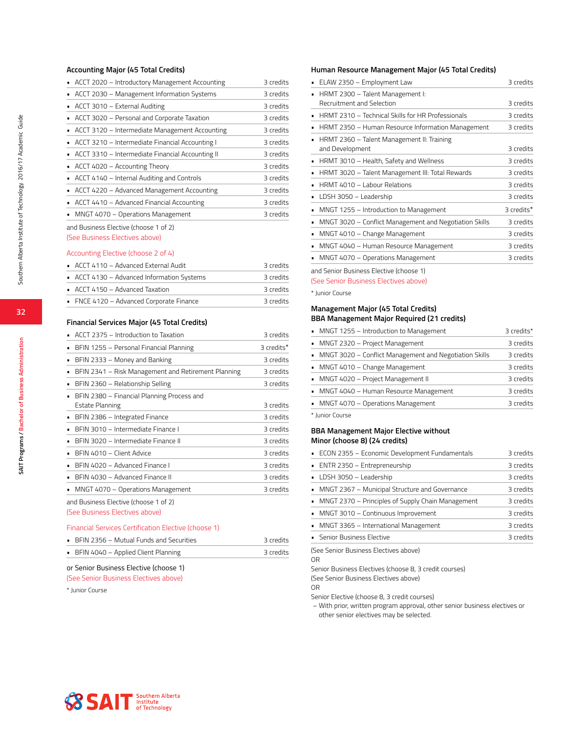### Accounting Major (45 Total Credits)

- ACCT 2020 – Introductory Management Accounting — 3 credits
- ACCT 2030 – Management Information Systems — 3 credits
- ACCT 3010 – External Auditing — 3 credits
- ACCT 3020 – Personal and Corporate Taxation — 3 credits
- ACCT 3120 – Intermediate Management Accounting — 3 credits
- ACCT 3210 – Intermediate Financial Accounting I — 3 credits
- ACCT 3310 – Intermediate Financial Accounting II — 3 credits
- ACCT 4020 – Accounting Theory — 3 credits
- ACCT 4140 – Internal Auditing and Controls — 3 credits
- ACCT 4220 – Advanced Management Accounting — 3 credits
- ACCT 4410 – Advanced Financial Accounting — 3 credits
- MNGT 4070 – Operations Management — 3 credits

and Business Elective (choose 1 of 2)
(See Business Electives above)

Accounting Elective (choose 2 of 4)

- ACCT 4110 – Advanced External Audit — 3 credits
- ACCT 4130 – Advanced Information Systems — 3 credits
- ACCT 4150 – Advanced Taxation — 3 credits
- FNCE 4120 – Advanced Corporate Finance — 3 credits

### Financial Services Major (45 Total Credits)

- ACCT 2375 – Introduction to Taxation — 3 credits
- BFIN 1255 – Personal Financial Planning — 3 credits*
- BFIN 2333 – Money and Banking — 3 credits
- BFIN 2341 – Risk Management and Retirement Planning — 3 credits
- BFIN 2360 – Relationship Selling — 3 credits
- BFIN 2380 – Financial Planning Process and Estate Planning — 3 credits
- BFIN 2386 – Integrated Finance — 3 credits
- BFIN 3010 – Intermediate Finance I — 3 credits
- BFIN 3020 – Intermediate Finance II — 3 credits
- BFIN 4010 – Client Advice — 3 credits
- BFIN 4020 – Advanced Finance I — 3 credits
- BFIN 4030 – Advanced Finance II — 3 credits
- MNGT 4070 – Operations Management — 3 credits

and Business Elective (choose 1 of 2)
(See Business Electives above)

Financial Services Certification Elective (choose 1)

- BFIN 2356 – Mutual Funds and Securities — 3 credits
- BFIN 4040 – Applied Client Planning — 3 credits

or Senior Business Elective (choose 1)
(See Senior Business Electives above)

\* Junior Course

### Human Resource Management Major (45 Total Credits)

- ELAW 2350 – Employment Law — 3 credits
- HRMT 2300 – Talent Management I: Recruitment and Selection — 3 credits
- HRMT 2310 – Technical Skills for HR Professionals — 3 credits
- HRMT 2350 – Human Resource Information Management — 3 credits
- HRMT 2360 – Talent Management II: Training and Development — 3 credits
- HRMT 3010 – Health, Safety and Wellness — 3 credits
- HRMT 3020 – Talent Management III: Total Rewards — 3 credits
- HRMT 4010 – Labour Relations — 3 credits
- LDSH 3050 – Leadership — 3 credits
- MNGT 1255 – Introduction to Management — 3 credits*
- MNGT 3020 – Conflict Management and Negotiation Skills — 3 credits
- MNGT 4010 – Change Management — 3 credits
- MNGT 4040 – Human Resource Management — 3 credits
- MNGT 4070 – Operations Management — 3 credits

and Senior Business Elective (choose 1)
(See Senior Business Electives above)

\* Junior Course

### Management Major (45 Total Credits)
### BBA Management Major Required (21 credits)

- MNGT 1255 – Introduction to Management — 3 credits*
- MNGT 2320 – Project Management — 3 credits
- MNGT 3020 – Conflict Management and Negotiation Skills — 3 credits
- MNGT 4010 – Change Management — 3 credits
- MNGT 4020 – Project Management II — 3 credits
- MNGT 4040 – Human Resource Management — 3 credits
- MNGT 4070 – Operations Management — 3 credits

\* Junior Course

### BBA Management Major Elective without Minor (choose 8) (24 credits)

- ECON 2355 – Economic Development Fundamentals — 3 credits
- ENTR 2350 – Entrepreneurship — 3 credits
- LDSH 3050 – Leadership — 3 credits
- MNGT 2367 – Municipal Structure and Governance — 3 credits
- MNGT 2370 – Principles of Supply Chain Management — 3 credits
- MNGT 3010 – Continuous Improvement — 3 credits
- MNGT 3365 – International Management — 3 credits
- Senior Business Elective — 3 credits

(See Senior Business Electives above)
OR
Senior Business Electives (choose 8, 3 credit courses)
(See Senior Business Electives above)
OR
Senior Elective (choose 8, 3 credit courses)
– With prior, written program approval, other senior business electives or other senior electives may be selected.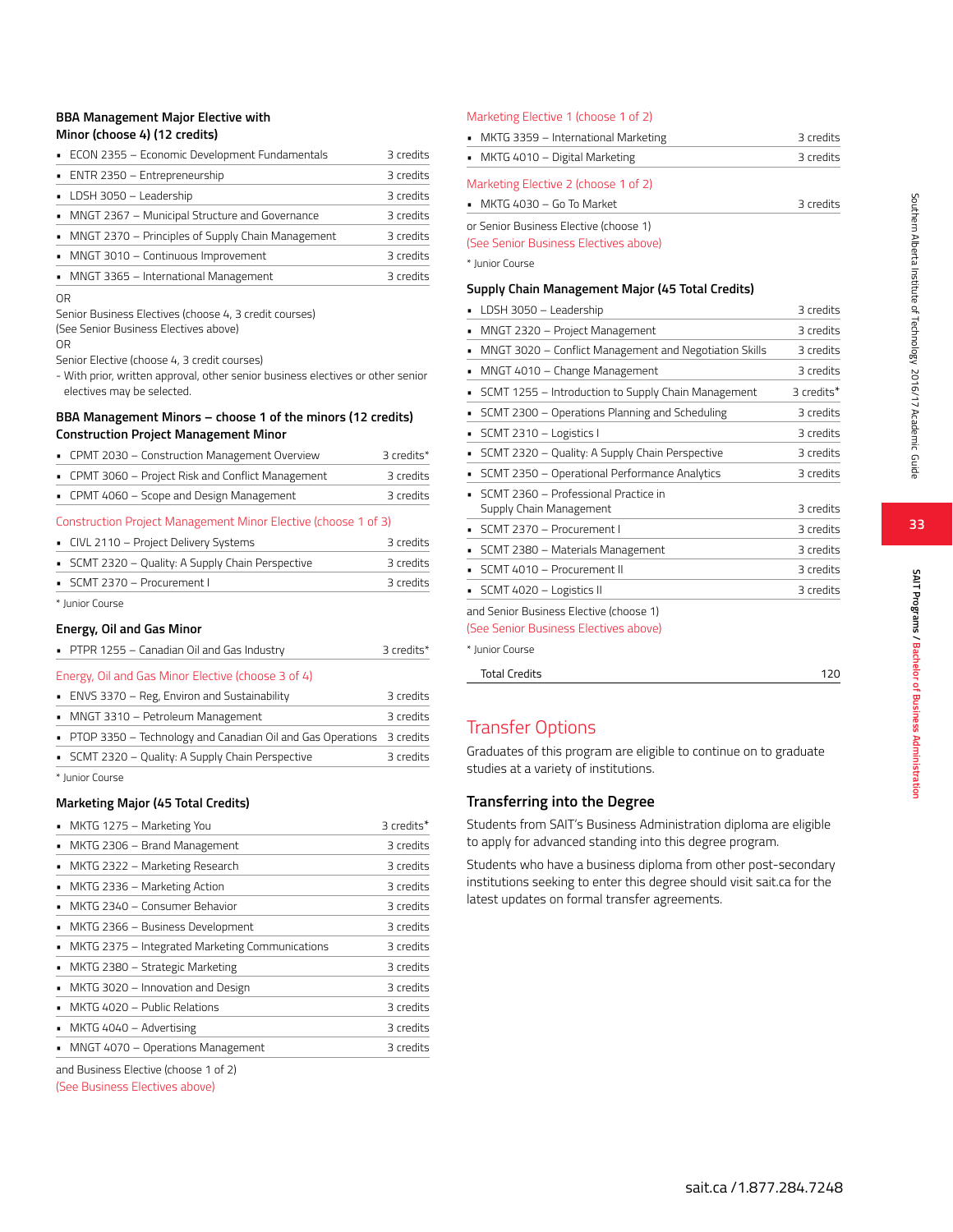### BBA Management Major Elective with Minor (choose 4) (12 credits)

- ECON 2355 – Economic Development Fundamentals — 3 credits
- ENTR 2350 – Entrepreneurship — 3 credits
- LDSH 3050 – Leadership — 3 credits
- MNGT 2367 – Municipal Structure and Governance — 3 credits
- MNGT 2370 – Principles of Supply Chain Management — 3 credits
- MNGT 3010 – Continuous Improvement — 3 credits
- MNGT 3365 – International Management — 3 credits

OR

Senior Business Electives (choose 4, 3 credit courses)
(See Senior Business Electives above)

OR

Senior Elective (choose 4, 3 credit courses)
- With prior, written approval, other senior business electives or other senior electives may be selected.

### BBA Management Minors – choose 1 of the minors (12 credits)

### Construction Project Management Minor

- CPMT 2030 – Construction Management Overview — 3 credits*
- CPMT 3060 – Project Risk and Conflict Management — 3 credits
- CPMT 4060 – Scope and Design Management — 3 credits

Construction Project Management Minor Elective (choose 1 of 3)

- CIVL 2110 – Project Delivery Systems — 3 credits
- SCMT 2320 – Quality: A Supply Chain Perspective — 3 credits
- SCMT 2370 – Procurement I — 3 credits

* Junior Course

### Energy, Oil and Gas Minor

- PTPR 1255 – Canadian Oil and Gas Industry — 3 credits*

Energy, Oil and Gas Minor Elective (choose 3 of 4)

- ENVS 3370 – Reg, Environ and Sustainability — 3 credits
- MNGT 3310 – Petroleum Management — 3 credits
- PTOP 3350 – Technology and Canadian Oil and Gas Operations — 3 credits
- SCMT 2320 – Quality: A Supply Chain Perspective — 3 credits

* Junior Course

### Marketing Major (45 Total Credits)

- MKTG 1275 – Marketing You — 3 credits*
- MKTG 2306 – Brand Management — 3 credits
- MKTG 2322 – Marketing Research — 3 credits
- MKTG 2336 – Marketing Action — 3 credits
- MKTG 2340 – Consumer Behavior — 3 credits
- MKTG 2366 – Business Development — 3 credits
- MKTG 2375 – Integrated Marketing Communications — 3 credits
- MKTG 2380 – Strategic Marketing — 3 credits
- MKTG 3020 – Innovation and Design — 3 credits
- MKTG 4020 – Public Relations — 3 credits
- MKTG 4040 – Advertising — 3 credits
- MNGT 4070 – Operations Management — 3 credits

and Business Elective (choose 1 of 2)
(See Business Electives above)

Marketing Elective 1 (choose 1 of 2)

- MKTG 3359 – International Marketing — 3 credits
- MKTG 4010 – Digital Marketing — 3 credits

Marketing Elective 2 (choose 1 of 2)

- MKTG 4030 – Go To Market — 3 credits

or Senior Business Elective (choose 1)
(See Senior Business Electives above)

* Junior Course

### Supply Chain Management Major (45 Total Credits)

- LDSH 3050 – Leadership — 3 credits
- MNGT 2320 – Project Management — 3 credits
- MNGT 3020 – Conflict Management and Negotiation Skills — 3 credits
- MNGT 4010 – Change Management — 3 credits
- SCMT 1255 – Introduction to Supply Chain Management — 3 credits*
- SCMT 2300 – Operations Planning and Scheduling — 3 credits
- SCMT 2310 – Logistics I — 3 credits
- SCMT 2320 – Quality: A Supply Chain Perspective — 3 credits
- SCMT 2350 – Operational Performance Analytics — 3 credits
- SCMT 2360 – Professional Practice in Supply Chain Management — 3 credits
- SCMT 2370 – Procurement I — 3 credits
- SCMT 2380 – Materials Management — 3 credits
- SCMT 4010 – Procurement II — 3 credits
- SCMT 4020 – Logistics II — 3 credits

and Senior Business Elective (choose 1)
(See Senior Business Electives above)

* Junior Course

| Total Credits | 120 |
|---|---|

## Transfer Options

Graduates of this program are eligible to continue on to graduate studies at a variety of institutions.

### Transferring into the Degree

Students from SAIT's Business Administration diploma are eligible to apply for advanced standing into this degree program.

Students who have a business diploma from other post-secondary institutions seeking to enter this degree should visit sait.ca for the latest updates on formal transfer agreements.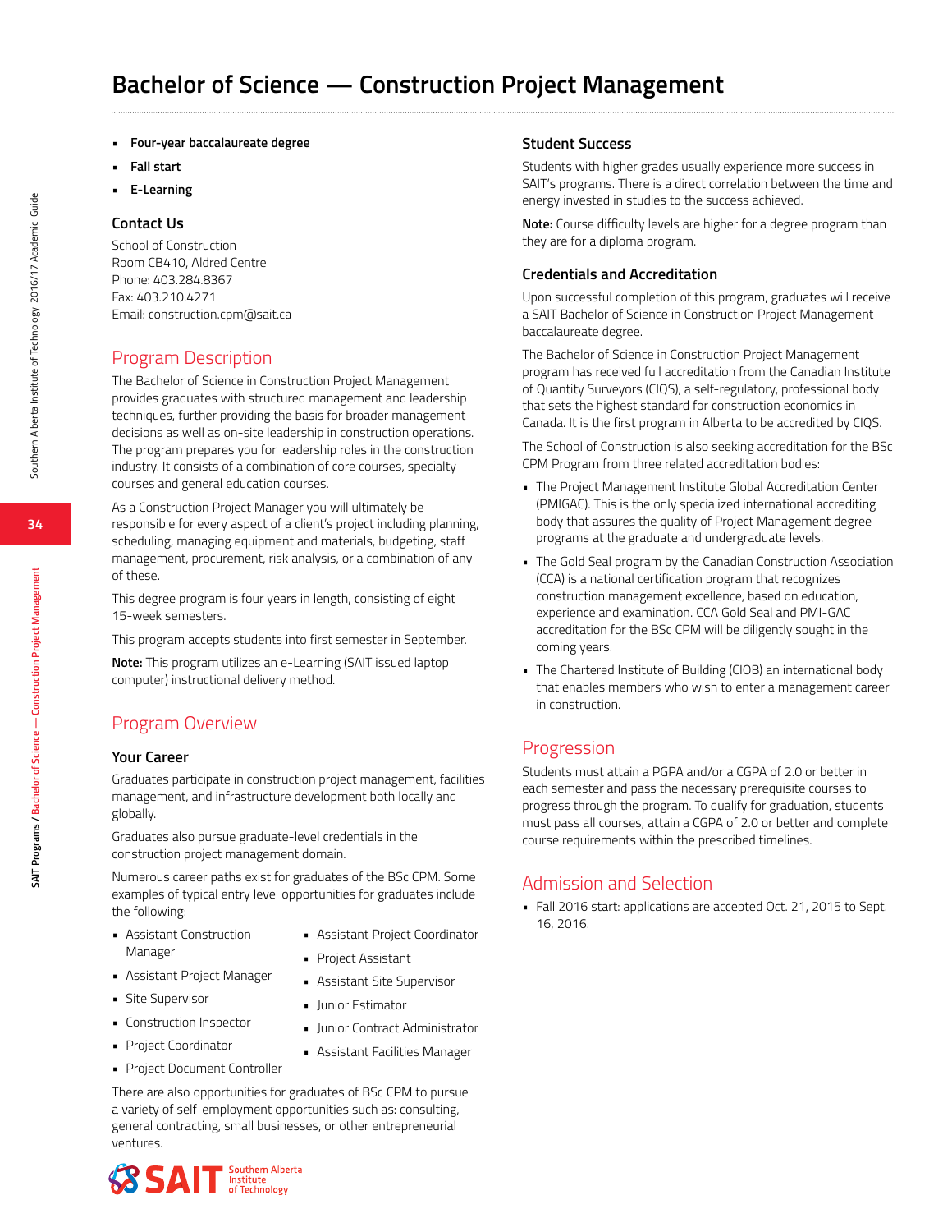# Bachelor of Science — Construction Project Management

- **Four-year baccalaureate degree**
- **Fall start**
- **E-Learning**

### Contact Us

School of Construction
Room CB410, Aldred Centre
Phone: 403.284.8367
Fax: 403.210.4271
Email: construction.cpm@sait.ca

## Program Description

The Bachelor of Science in Construction Project Management provides graduates with structured management and leadership techniques, further providing the basis for broader management decisions as well as on-site leadership in construction operations. The program prepares you for leadership roles in the construction industry. It consists of a combination of core courses, specialty courses and general education courses.

As a Construction Project Manager you will ultimately be responsible for every aspect of a client's project including planning, scheduling, managing equipment and materials, budgeting, staff management, procurement, risk analysis, or a combination of any of these.

This degree program is four years in length, consisting of eight 15-week semesters.

This program accepts students into first semester in September.

**Note:** This program utilizes an e-Learning (SAIT issued laptop computer) instructional delivery method.

## Program Overview

### Your Career

Graduates participate in construction project management, facilities management, and infrastructure development both locally and globally.

Graduates also pursue graduate-level credentials in the construction project management domain.

Numerous career paths exist for graduates of the BSc CPM. Some examples of typical entry level opportunities for graduates include the following:

- Assistant Construction Manager
- Assistant Project Manager
- Site Supervisor
- Construction Inspector
- Project Coordinator
- Project Document Controller
- Assistant Project Coordinator
- Project Assistant
- Assistant Site Supervisor
- Junior Estimator
- Junior Contract Administrator
- Assistant Facilities Manager

There are also opportunities for graduates of BSc CPM to pursue a variety of self-employment opportunities such as: consulting, general contracting, small businesses, or other entrepreneurial ventures.

### Student Success

Students with higher grades usually experience more success in SAIT's programs. There is a direct correlation between the time and energy invested in studies to the success achieved.

**Note:** Course difficulty levels are higher for a degree program than they are for a diploma program.

### Credentials and Accreditation

Upon successful completion of this program, graduates will receive a SAIT Bachelor of Science in Construction Project Management baccalaureate degree.

The Bachelor of Science in Construction Project Management program has received full accreditation from the Canadian Institute of Quantity Surveyors (CIQS), a self-regulatory, professional body that sets the highest standard for construction economics in Canada. It is the first program in Alberta to be accredited by CIQS.

The School of Construction is also seeking accreditation for the BSc CPM Program from three related accreditation bodies:

- The Project Management Institute Global Accreditation Center (PMIGAC). This is the only specialized international accrediting body that assures the quality of Project Management degree programs at the graduate and undergraduate levels.
- The Gold Seal program by the Canadian Construction Association (CCA) is a national certification program that recognizes construction management excellence, based on education, experience and examination. CCA Gold Seal and PMI-GAC accreditation for the BSc CPM will be diligently sought in the coming years.
- The Chartered Institute of Building (CIOB) an international body that enables members who wish to enter a management career in construction.

## Progression

Students must attain a PGPA and/or a CGPA of 2.0 or better in each semester and pass the necessary prerequisite courses to progress through the program. To qualify for graduation, students must pass all courses, attain a CGPA of 2.0 or better and complete course requirements within the prescribed timelines.

## Admission and Selection

- Fall 2016 start: applications are accepted Oct. 21, 2015 to Sept. 16, 2016.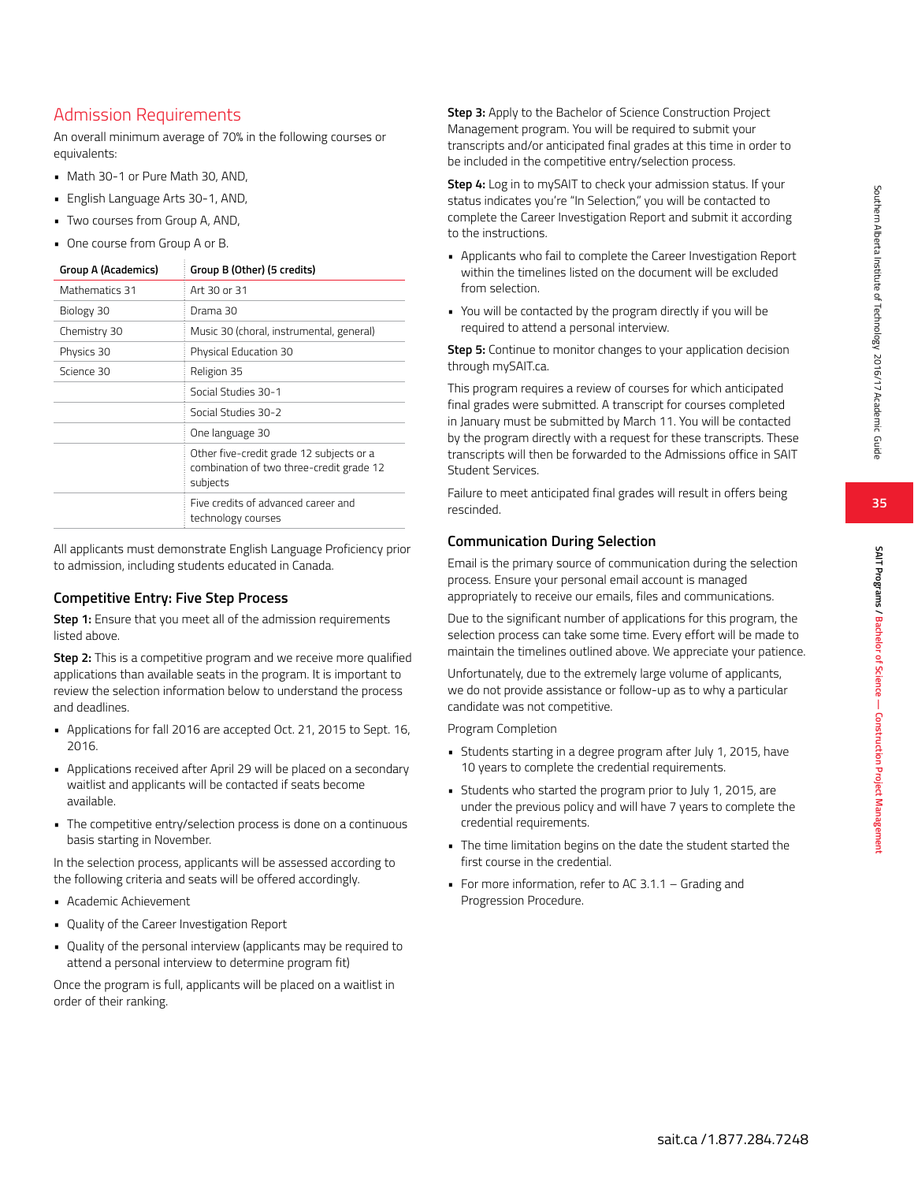## Admission Requirements

An overall minimum average of 70% in the following courses or equivalents:

- Math 30-1 or Pure Math 30, AND,
- English Language Arts 30-1, AND,
- Two courses from Group A, AND,
- One course from Group A or B.

| Group A (Academics) | Group B (Other) (5 credits) |
|---|---|
| Mathematics 31 | Art 30 or 31 |
| Biology 30 | Drama 30 |
| Chemistry 30 | Music 30 (choral, instrumental, general) |
| Physics 30 | Physical Education 30 |
| Science 30 | Religion 35 |
| | Social Studies 30-1 |
| | Social Studies 30-2 |
| | One language 30 |
| | Other five-credit grade 12 subjects or a combination of two three-credit grade 12 subjects |
| | Five credits of advanced career and technology courses |

All applicants must demonstrate English Language Proficiency prior to admission, including students educated in Canada.

### Competitive Entry: Five Step Process

**Step 1:** Ensure that you meet all of the admission requirements listed above.

**Step 2:** This is a competitive program and we receive more qualified applications than available seats in the program. It is important to review the selection information below to understand the process and deadlines.

- Applications for fall 2016 are accepted Oct. 21, 2015 to Sept. 16, 2016.
- Applications received after April 29 will be placed on a secondary waitlist and applicants will be contacted if seats become available.
- The competitive entry/selection process is done on a continuous basis starting in November.

In the selection process, applicants will be assessed according to the following criteria and seats will be offered accordingly.

- Academic Achievement
- Quality of the Career Investigation Report
- Quality of the personal interview (applicants may be required to attend a personal interview to determine program fit)

Once the program is full, applicants will be placed on a waitlist in order of their ranking.

**Step 3:** Apply to the Bachelor of Science Construction Project Management program. You will be required to submit your transcripts and/or anticipated final grades at this time in order to be included in the competitive entry/selection process.

**Step 4:** Log in to mySAIT to check your admission status. If your status indicates you're "In Selection," you will be contacted to complete the Career Investigation Report and submit it according to the instructions.

- Applicants who fail to complete the Career Investigation Report within the timelines listed on the document will be excluded from selection.
- You will be contacted by the program directly if you will be required to attend a personal interview.

**Step 5:** Continue to monitor changes to your application decision through mySAIT.ca.

This program requires a review of courses for which anticipated final grades were submitted. A transcript for courses completed in January must be submitted by March 11. You will be contacted by the program directly with a request for these transcripts. These transcripts will then be forwarded to the Admissions office in SAIT Student Services.

Failure to meet anticipated final grades will result in offers being rescinded.

### Communication During Selection

Email is the primary source of communication during the selection process. Ensure your personal email account is managed appropriately to receive our emails, files and communications.

Due to the significant number of applications for this program, the selection process can take some time. Every effort will be made to maintain the timelines outlined above. We appreciate your patience.

Unfortunately, due to the extremely large volume of applicants, we do not provide assistance or follow-up as to why a particular candidate was not competitive.

Program Completion

- Students starting in a degree program after July 1, 2015, have 10 years to complete the credential requirements.
- Students who started the program prior to July 1, 2015, are under the previous policy and will have 7 years to complete the credential requirements.
- The time limitation begins on the date the student started the first course in the credential.
- For more information, refer to AC 3.1.1 – Grading and Progression Procedure.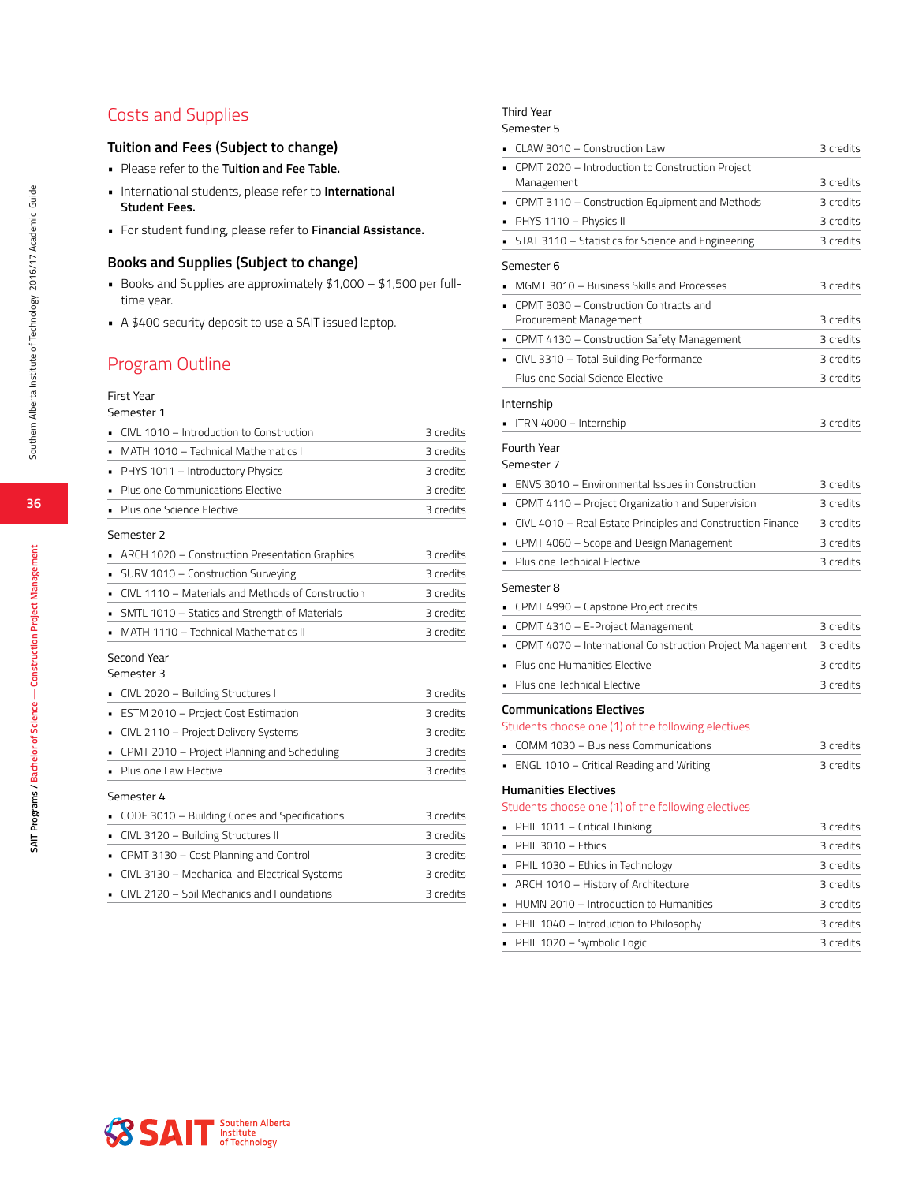## Costs and Supplies

### Tuition and Fees (Subject to change)

- Please refer to the **Tuition and Fee Table.**
- International students, please refer to **International Student Fees.**
- For student funding, please refer to **Financial Assistance.**

### Books and Supplies (Subject to change)

- Books and Supplies are approximately $1,000 – $1,500 per full-time year.
- A $400 security deposit to use a SAIT issued laptop.

## Program Outline

First Year
Semester 1

| Course | Credits |
|---|---|
| CIVL 1010 – Introduction to Construction | 3 credits |
| MATH 1010 – Technical Mathematics I | 3 credits |
| PHYS 1011 – Introductory Physics | 3 credits |
| Plus one Communications Elective | 3 credits |
| Plus one Science Elective | 3 credits |

Semester 2

| Course | Credits |
|---|---|
| ARCH 1020 – Construction Presentation Graphics | 3 credits |
| SURV 1010 – Construction Surveying | 3 credits |
| CIVL 1110 – Materials and Methods of Construction | 3 credits |
| SMTL 1010 – Statics and Strength of Materials | 3 credits |
| MATH 1110 – Technical Mathematics II | 3 credits |

Second Year
Semester 3

| Course | Credits |
|---|---|
| CIVL 2020 – Building Structures I | 3 credits |
| ESTM 2010 – Project Cost Estimation | 3 credits |
| CIVL 2110 – Project Delivery Systems | 3 credits |
| CPMT 2010 – Project Planning and Scheduling | 3 credits |
| Plus one Law Elective | 3 credits |

Semester 4

| Course | Credits |
|---|---|
| CODE 3010 – Building Codes and Specifications | 3 credits |
| CIVL 3120 – Building Structures II | 3 credits |
| CPMT 3130 – Cost Planning and Control | 3 credits |
| CIVL 3130 – Mechanical and Electrical Systems | 3 credits |
| CIVL 2120 – Soil Mechanics and Foundations | 3 credits |

Third Year
Semester 5

| Course | Credits |
|---|---|
| CLAW 3010 – Construction Law | 3 credits |
| CPMT 2020 – Introduction to Construction Project Management | 3 credits |
| CPMT 3110 – Construction Equipment and Methods | 3 credits |
| PHYS 1110 – Physics II | 3 credits |
| STAT 3110 – Statistics for Science and Engineering | 3 credits |

Semester 6

| Course | Credits |
|---|---|
| MGMT 3010 – Business Skills and Processes | 3 credits |
| CPMT 3030 – Construction Contracts and Procurement Management | 3 credits |
| CPMT 4130 – Construction Safety Management | 3 credits |
| CIVL 3310 – Total Building Performance | 3 credits |
| Plus one Social Science Elective | 3 credits |

Internship

| Course | Credits |
|---|---|
| ITRN 4000 – Internship | 3 credits |

Fourth Year
Semester 7

| Course | Credits |
|---|---|
| ENVS 3010 – Environmental Issues in Construction | 3 credits |
| CPMT 4110 – Project Organization and Supervision | 3 credits |
| CIVL 4010 – Real Estate Principles and Construction Finance | 3 credits |
| CPMT 4060 – Scope and Design Management | 3 credits |
| Plus one Technical Elective | 3 credits |

Semester 8

| Course | Credits |
|---|---|
| CPMT 4990 – Capstone Project credits | |
| CPMT 4310 – E-Project Management | 3 credits |
| CPMT 4070 – International Construction Project Management | 3 credits |
| Plus one Humanities Elective | 3 credits |
| Plus one Technical Elective | 3 credits |

### Communications Electives

Students choose one (1) of the following electives

| Course | Credits |
|---|---|
| COMM 1030 – Business Communications | 3 credits |
| ENGL 1010 – Critical Reading and Writing | 3 credits |

### Humanities Electives

Students choose one (1) of the following electives

| Course | Credits |
|---|---|
| PHIL 1011 – Critical Thinking | 3 credits |
| PHIL 3010 – Ethics | 3 credits |
| PHIL 1030 – Ethics in Technology | 3 credits |
| ARCH 1010 – History of Architecture | 3 credits |
| HUMN 2010 – Introduction to Humanities | 3 credits |
| PHIL 1040 – Introduction to Philosophy | 3 credits |
| PHIL 1020 – Symbolic Logic | 3 credits |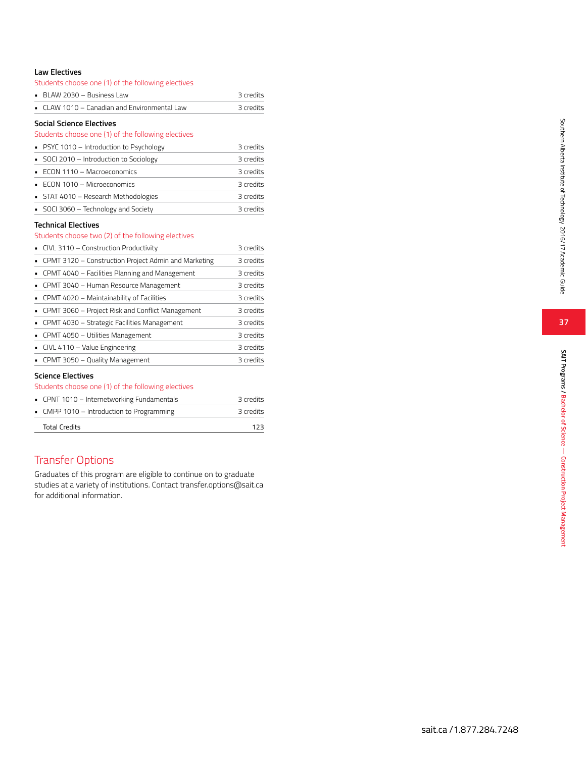### Law Electives

Students choose one (1) of the following electives

| Course | Credits |
|---|---|
| BLAW 2030 – Business Law | 3 credits |
| CLAW 1010 – Canadian and Environmental Law | 3 credits |

### Social Science Electives

Students choose one (1) of the following electives

| Course | Credits |
|---|---|
| PSYC 1010 – Introduction to Psychology | 3 credits |
| SOCI 2010 – Introduction to Sociology | 3 credits |
| ECON 1110 – Macroeconomics | 3 credits |
| ECON 1010 – Microeconomics | 3 credits |
| STAT 4010 – Research Methodologies | 3 credits |
| SOCI 3060 – Technology and Society | 3 credits |

### Technical Electives

Students choose two (2) of the following electives

| Course | Credits |
|---|---|
| CIVL 3110 – Construction Productivity | 3 credits |
| CPMT 3120 – Construction Project Admin and Marketing | 3 credits |
| CPMT 4040 – Facilities Planning and Management | 3 credits |
| CPMT 3040 – Human Resource Management | 3 credits |
| CPMT 4020 – Maintainability of Facilities | 3 credits |
| CPMT 3060 – Project Risk and Conflict Management | 3 credits |
| CPMT 4030 – Strategic Facilities Management | 3 credits |
| CPMT 4050 – Utilities Management | 3 credits |
| CIVL 4110 – Value Engineering | 3 credits |
| CPMT 3050 – Quality Management | 3 credits |

### Science Electives

Students choose one (1) of the following electives

| Course | Credits |
|---|---|
| CPNT 1010 – Internetworking Fundamentals | 3 credits |
| CMPP 1010 – Introduction to Programming | 3 credits |
| Total Credits | 123 |

## Transfer Options

Graduates of this program are eligible to continue on to graduate studies at a variety of institutions. Contact transfer.options@sait.ca for additional information.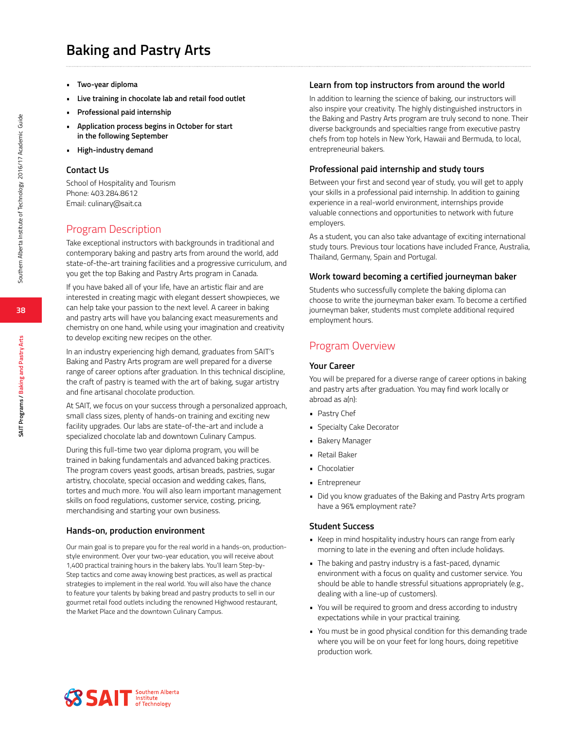# Baking and Pastry Arts

- **Two-year diploma**
- **Live training in chocolate lab and retail food outlet**
- **Professional paid internship**
- **Application process begins in October for start in the following September**
- **High-industry demand**

### Contact Us

School of Hospitality and Tourism
Phone: 403.284.8612
Email: culinary@sait.ca

## Program Description

Take exceptional instructors with backgrounds in traditional and contemporary baking and pastry arts from around the world, add state-of-the-art training facilities and a progressive curriculum, and you get the top Baking and Pastry Arts program in Canada.

If you have baked all of your life, have an artistic flair and are interested in creating magic with elegant dessert showpieces, we can help take your passion to the next level. A career in baking and pastry arts will have you balancing exact measurements and chemistry on one hand, while using your imagination and creativity to develop exciting new recipes on the other.

In an industry experiencing high demand, graduates from SAIT's Baking and Pastry Arts program are well prepared for a diverse range of career options after graduation. In this technical discipline, the craft of pastry is teamed with the art of baking, sugar artistry and fine artisanal chocolate production.

At SAIT, we focus on your success through a personalized approach, small class sizes, plenty of hands-on training and exciting new facility upgrades. Our labs are state-of-the-art and include a specialized chocolate lab and downtown Culinary Campus.

During this full-time two year diploma program, you will be trained in baking fundamentals and advanced baking practices. The program covers yeast goods, artisan breads, pastries, sugar artistry, chocolate, special occasion and wedding cakes, flans, tortes and much more. You will also learn important management skills on food regulations, customer service, costing, pricing, merchandising and starting your own business.

### Hands-on, production environment

Our main goal is to prepare you for the real world in a hands-on, production-style environment. Over your two-year education, you will receive about 1,400 practical training hours in the bakery labs. You'll learn Step-by-Step tactics and come away knowing best practices, as well as practical strategies to implement in the real world. You will also have the chance to feature your talents by baking bread and pastry products to sell in our gourmet retail food outlets including the renowned Highwood restaurant, the Market Place and the downtown Culinary Campus.

### Learn from top instructors from around the world

In addition to learning the science of baking, our instructors will also inspire your creativity. The highly distinguished instructors in the Baking and Pastry Arts program are truly second to none. Their diverse backgrounds and specialties range from executive pastry chefs from top hotels in New York, Hawaii and Bermuda, to local, entrepreneurial bakers.

### Professional paid internship and study tours

Between your first and second year of study, you will get to apply your skills in a professional paid internship. In addition to gaining experience in a real-world environment, internships provide valuable connections and opportunities to network with future employers.

As a student, you can also take advantage of exciting international study tours. Previous tour locations have included France, Australia, Thailand, Germany, Spain and Portugal.

### Work toward becoming a certified journeyman baker

Students who successfully complete the baking diploma can choose to write the journeyman baker exam. To become a certified journeyman baker, students must complete additional required employment hours.

## Program Overview

### Your Career

You will be prepared for a diverse range of career options in baking and pastry arts after graduation. You may find work locally or abroad as a(n):

- Pastry Chef
- Specialty Cake Decorator
- Bakery Manager
- Retail Baker
- Chocolatier
- Entrepreneur
- Did you know graduates of the Baking and Pastry Arts program have a 96% employment rate?

### Student Success

- Keep in mind hospitality industry hours can range from early morning to late in the evening and often include holidays.
- The baking and pastry industry is a fast-paced, dynamic environment with a focus on quality and customer service. You should be able to handle stressful situations appropriately (e.g., dealing with a line-up of customers).
- You will be required to groom and dress according to industry expectations while in your practical training.
- You must be in good physical condition for this demanding trade where you will be on your feet for long hours, doing repetitive production work.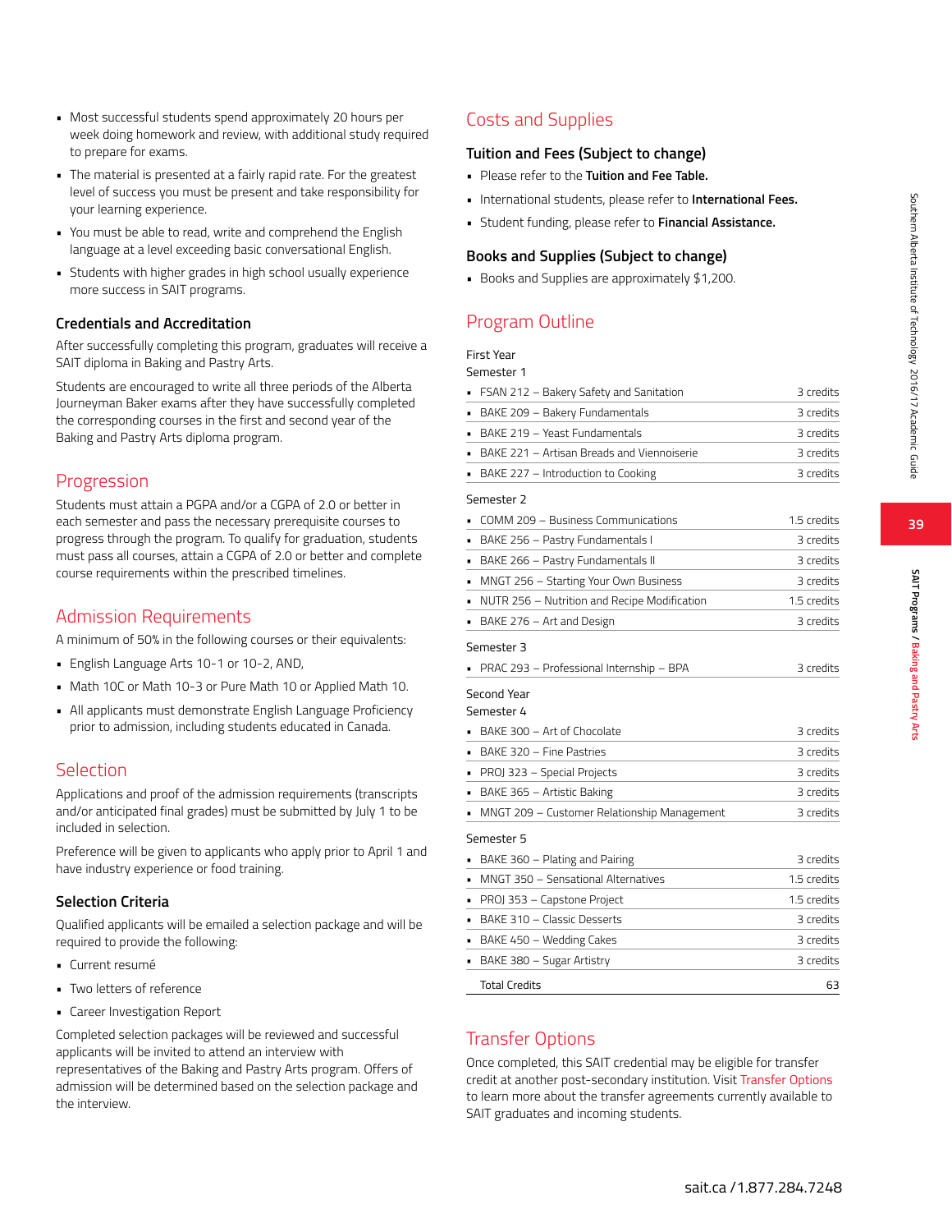- Most successful students spend approximately 20 hours per week doing homework and review, with additional study required to prepare for exams.
- The material is presented at a fairly rapid rate. For the greatest level of success you must be present and take responsibility for your learning experience.
- You must be able to read, write and comprehend the English language at a level exceeding basic conversational English.
- Students with higher grades in high school usually experience more success in SAIT programs.

### Credentials and Accreditation

After successfully completing this program, graduates will receive a SAIT diploma in Baking and Pastry Arts.

Students are encouraged to write all three periods of the Alberta Journeyman Baker exams after they have successfully completed the corresponding courses in the first and second year of the Baking and Pastry Arts diploma program.

## Progression

Students must attain a PGPA and/or a CGPA of 2.0 or better in each semester and pass the necessary prerequisite courses to progress through the program. To qualify for graduation, students must pass all courses, attain a CGPA of 2.0 or better and complete course requirements within the prescribed timelines.

## Admission Requirements

A minimum of 50% in the following courses or their equivalents:

- English Language Arts 10-1 or 10-2, AND,
- Math 10C or Math 10-3 or Pure Math 10 or Applied Math 10.
- All applicants must demonstrate English Language Proficiency prior to admission, including students educated in Canada.

## Selection

Applications and proof of the admission requirements (transcripts and/or anticipated final grades) must be submitted by July 1 to be included in selection.

Preference will be given to applicants who apply prior to April 1 and have industry experience or food training.

### Selection Criteria

Qualified applicants will be emailed a selection package and will be required to provide the following:

- Current resumé
- Two letters of reference
- Career Investigation Report

Completed selection packages will be reviewed and successful applicants will be invited to attend an interview with representatives of the Baking and Pastry Arts program. Offers of admission will be determined based on the selection package and the interview.

## Costs and Supplies

### Tuition and Fees (Subject to change)

- Please refer to the **Tuition and Fee Table.**
- International students, please refer to **International Fees.**
- Student funding, please refer to **Financial Assistance.**

### Books and Supplies (Subject to change)

- Books and Supplies are approximately $1,200.

## Program Outline

First Year

Semester 1

| Course | Credits |
|---|---|
| FSAN 212 – Bakery Safety and Sanitation | 3 credits |
| BAKE 209 – Bakery Fundamentals | 3 credits |
| BAKE 219 – Yeast Fundamentals | 3 credits |
| BAKE 221 – Artisan Breads and Viennoiserie | 3 credits |
| BAKE 227 – Introduction to Cooking | 3 credits |

Semester 2

| Course | Credits |
|---|---|
| COMM 209 – Business Communications | 1.5 credits |
| BAKE 256 – Pastry Fundamentals I | 3 credits |
| BAKE 266 – Pastry Fundamentals II | 3 credits |
| MNGT 256 – Starting Your Own Business | 3 credits |
| NUTR 256 – Nutrition and Recipe Modification | 1.5 credits |
| BAKE 276 – Art and Design | 3 credits |

Semester 3

| Course | Credits |
|---|---|
| PRAC 293 – Professional Internship – BPA | 3 credits |

Second Year

Semester 4

| Course | Credits |
|---|---|
| BAKE 300 – Art of Chocolate | 3 credits |
| BAKE 320 – Fine Pastries | 3 credits |
| PROJ 323 – Special Projects | 3 credits |
| BAKE 365 – Artistic Baking | 3 credits |
| MNGT 209 – Customer Relationship Management | 3 credits |

Semester 5

| Course | Credits |
|---|---|
| BAKE 360 – Plating and Pairing | 3 credits |
| MNGT 350 – Sensational Alternatives | 1.5 credits |
| PROJ 353 – Capstone Project | 1.5 credits |
| BAKE 310 – Classic Desserts | 3 credits |
| BAKE 450 – Wedding Cakes | 3 credits |
| BAKE 380 – Sugar Artistry | 3 credits |
| Total Credits | 63 |

## Transfer Options

Once completed, this SAIT credential may be eligible for transfer credit at another post-secondary institution. Visit Transfer Options to learn more about the transfer agreements currently available to SAIT graduates and incoming students.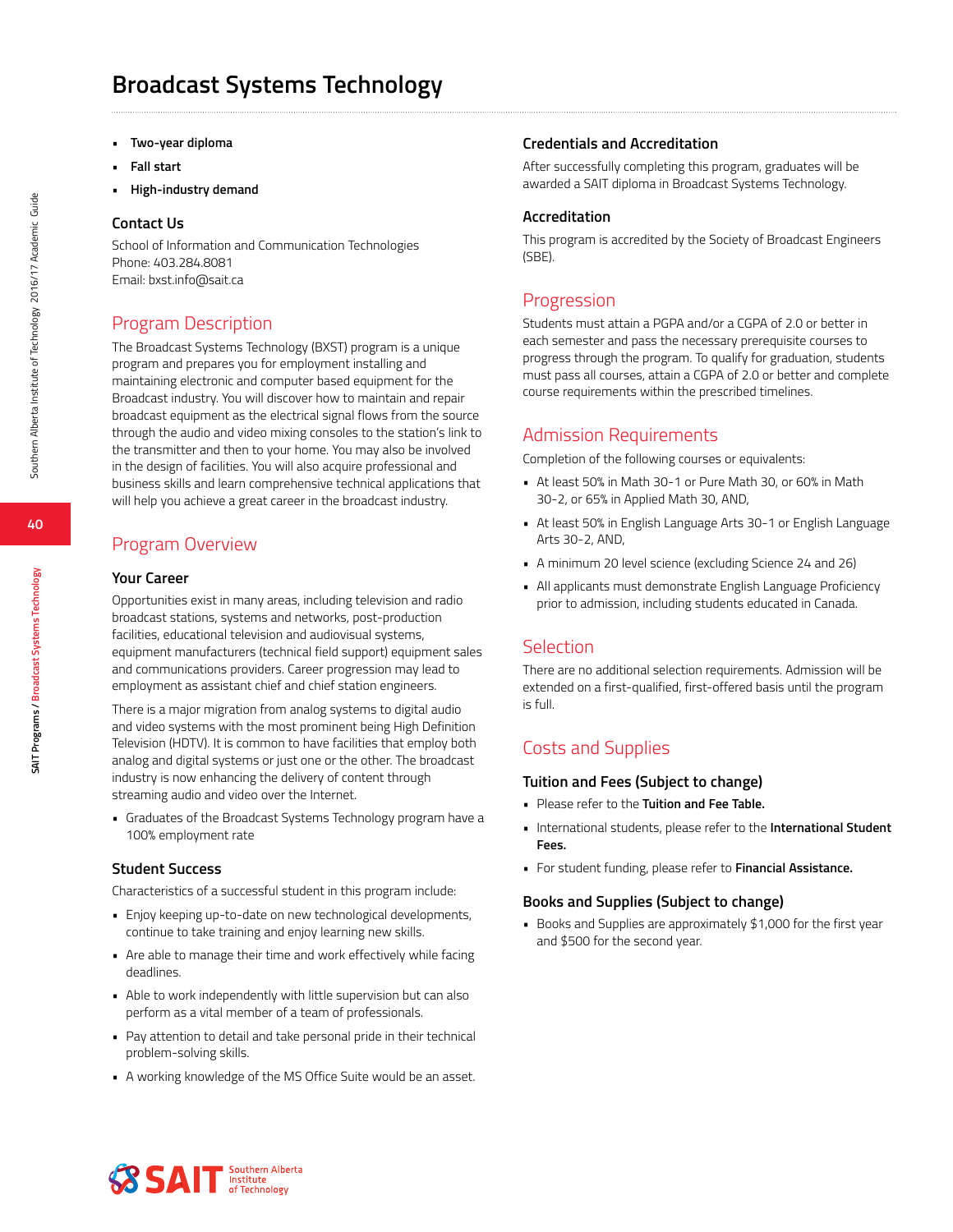# Broadcast Systems Technology

- **Two-year diploma**
- **Fall start**
- **High-industry demand**

### Contact Us

School of Information and Communication Technologies
Phone: 403.284.8081
Email: bxst.info@sait.ca

## Program Description

The Broadcast Systems Technology (BXST) program is a unique program and prepares you for employment installing and maintaining electronic and computer based equipment for the Broadcast industry. You will discover how to maintain and repair broadcast equipment as the electrical signal flows from the source through the audio and video mixing consoles to the station's link to the transmitter and then to your home. You may also be involved in the design of facilities. You will also acquire professional and business skills and learn comprehensive technical applications that will help you achieve a great career in the broadcast industry.

## Program Overview

### Your Career

Opportunities exist in many areas, including television and radio broadcast stations, systems and networks, post-production facilities, educational television and audiovisual systems, equipment manufacturers (technical field support) equipment sales and communications providers. Career progression may lead to employment as assistant chief and chief station engineers.

There is a major migration from analog systems to digital audio and video systems with the most prominent being High Definition Television (HDTV). It is common to have facilities that employ both analog and digital systems or just one or the other. The broadcast industry is now enhancing the delivery of content through streaming audio and video over the Internet.

- Graduates of the Broadcast Systems Technology program have a 100% employment rate

### Student Success

Characteristics of a successful student in this program include:

- Enjoy keeping up-to-date on new technological developments, continue to take training and enjoy learning new skills.
- Are able to manage their time and work effectively while facing deadlines.
- Able to work independently with little supervision but can also perform as a vital member of a team of professionals.
- Pay attention to detail and take personal pride in their technical problem-solving skills.
- A working knowledge of the MS Office Suite would be an asset.

### Credentials and Accreditation

After successfully completing this program, graduates will be awarded a SAIT diploma in Broadcast Systems Technology.

### Accreditation

This program is accredited by the Society of Broadcast Engineers (SBE).

## Progression

Students must attain a PGPA and/or a CGPA of 2.0 or better in each semester and pass the necessary prerequisite courses to progress through the program. To qualify for graduation, students must pass all courses, attain a CGPA of 2.0 or better and complete course requirements within the prescribed timelines.

## Admission Requirements

Completion of the following courses or equivalents:

- At least 50% in Math 30-1 or Pure Math 30, or 60% in Math 30-2, or 65% in Applied Math 30, AND,
- At least 50% in English Language Arts 30-1 or English Language Arts 30-2, AND,
- A minimum 20 level science (excluding Science 24 and 26)
- All applicants must demonstrate English Language Proficiency prior to admission, including students educated in Canada.

## Selection

There are no additional selection requirements. Admission will be extended on a first-qualified, first-offered basis until the program is full.

## Costs and Supplies

### Tuition and Fees (Subject to change)

- Please refer to the **Tuition and Fee Table.**
- International students, please refer to the **International Student Fees.**
- For student funding, please refer to **Financial Assistance.**

### Books and Supplies (Subject to change)

- Books and Supplies are approximately $1,000 for the first year and $500 for the second year.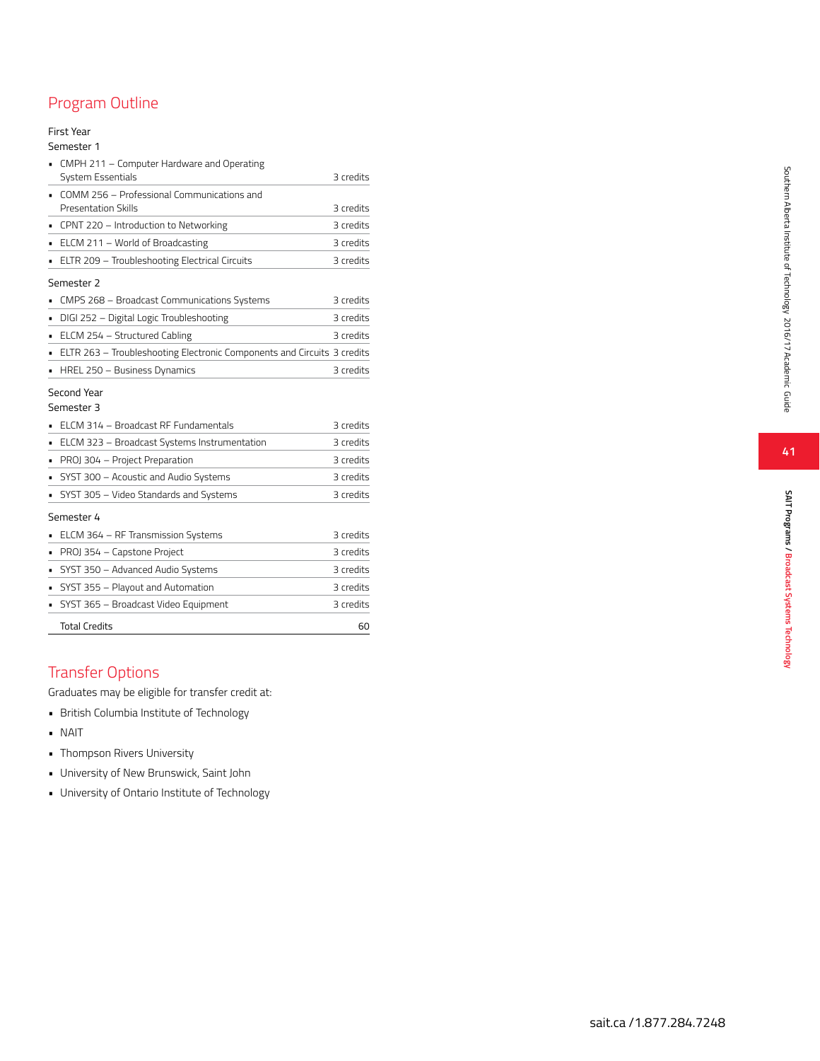## Program Outline

First Year

Semester 1

| Course | Credits |
|---|---|
| CMPH 211 – Computer Hardware and Operating System Essentials | 3 credits |
| COMM 256 – Professional Communications and Presentation Skills | 3 credits |
| CPNT 220 – Introduction to Networking | 3 credits |
| ELCM 211 – World of Broadcasting | 3 credits |
| ELTR 209 – Troubleshooting Electrical Circuits | 3 credits |

Semester 2

| Course | Credits |
|---|---|
| CMPS 268 – Broadcast Communications Systems | 3 credits |
| DIGI 252 – Digital Logic Troubleshooting | 3 credits |
| ELCM 254 – Structured Cabling | 3 credits |
| ELTR 263 – Troubleshooting Electronic Components and Circuits | 3 credits |
| HREL 250 – Business Dynamics | 3 credits |

Second Year

Semester 3

| Course | Credits |
|---|---|
| ELCM 314 – Broadcast RF Fundamentals | 3 credits |
| ELCM 323 – Broadcast Systems Instrumentation | 3 credits |
| PROJ 304 – Project Preparation | 3 credits |
| SYST 300 – Acoustic and Audio Systems | 3 credits |
| SYST 305 – Video Standards and Systems | 3 credits |

Semester 4

| Course | Credits |
|---|---|
| ELCM 364 – RF Transmission Systems | 3 credits |
| PROJ 354 – Capstone Project | 3 credits |
| SYST 350 – Advanced Audio Systems | 3 credits |
| SYST 355 – Playout and Automation | 3 credits |
| SYST 365 – Broadcast Video Equipment | 3 credits |
| Total Credits | 60 |

## Transfer Options

Graduates may be eligible for transfer credit at:

- British Columbia Institute of Technology
- NAIT
- Thompson Rivers University
- University of New Brunswick, Saint John
- University of Ontario Institute of Technology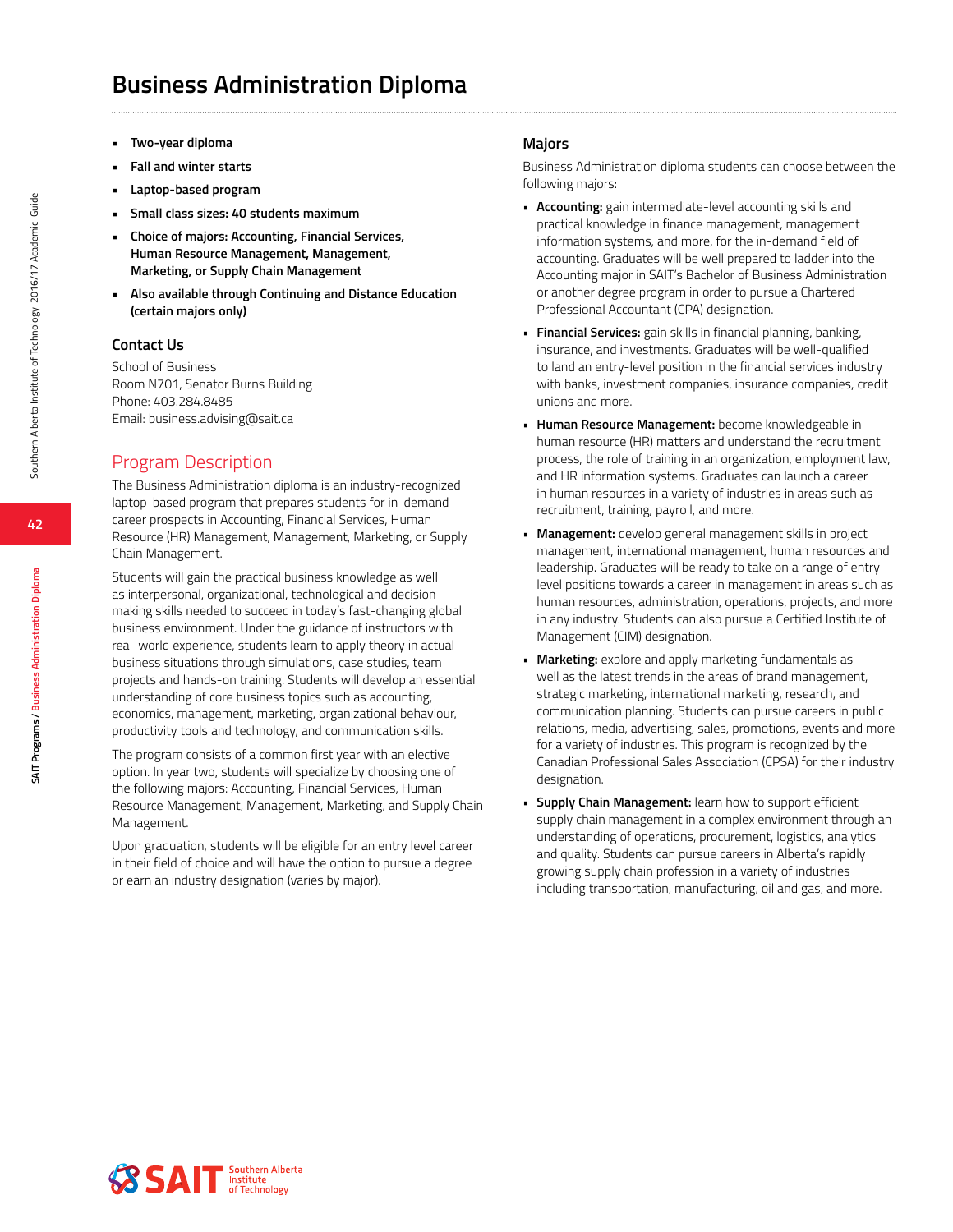# Business Administration Diploma

- **Two-year diploma**
- **Fall and winter starts**
- **Laptop-based program**
- **Small class sizes: 40 students maximum**
- **Choice of majors: Accounting, Financial Services, Human Resource Management, Management, Marketing, or Supply Chain Management**
- **Also available through Continuing and Distance Education (certain majors only)**

### Contact Us

School of Business
Room N701, Senator Burns Building
Phone: 403.284.8485
Email: business.advising@sait.ca

## Program Description

The Business Administration diploma is an industry-recognized laptop-based program that prepares students for in-demand career prospects in Accounting, Financial Services, Human Resource (HR) Management, Management, Marketing, or Supply Chain Management.

Students will gain the practical business knowledge as well as interpersonal, organizational, technological and decision-making skills needed to succeed in today's fast-changing global business environment. Under the guidance of instructors with real-world experience, students learn to apply theory in actual business situations through simulations, case studies, team projects and hands-on training. Students will develop an essential understanding of core business topics such as accounting, economics, management, marketing, organizational behaviour, productivity tools and technology, and communication skills.

The program consists of a common first year with an elective option. In year two, students will specialize by choosing one of the following majors: Accounting, Financial Services, Human Resource Management, Management, Marketing, and Supply Chain Management.

Upon graduation, students will be eligible for an entry level career in their field of choice and will have the option to pursue a degree or earn an industry designation (varies by major).

### Majors

Business Administration diploma students can choose between the following majors:

- **Accounting:** gain intermediate-level accounting skills and practical knowledge in finance management, management information systems, and more, for the in-demand field of accounting. Graduates will be well prepared to ladder into the Accounting major in SAIT's Bachelor of Business Administration or another degree program in order to pursue a Chartered Professional Accountant (CPA) designation.
- **Financial Services:** gain skills in financial planning, banking, insurance, and investments. Graduates will be well-qualified to land an entry-level position in the financial services industry with banks, investment companies, insurance companies, credit unions and more.
- **Human Resource Management:** become knowledgeable in human resource (HR) matters and understand the recruitment process, the role of training in an organization, employment law, and HR information systems. Graduates can launch a career in human resources in a variety of industries in areas such as recruitment, training, payroll, and more.
- **Management:** develop general management skills in project management, international management, human resources and leadership. Graduates will be ready to take on a range of entry level positions towards a career in management in areas such as human resources, administration, operations, projects, and more in any industry. Students can also pursue a Certified Institute of Management (CIM) designation.
- **Marketing:** explore and apply marketing fundamentals as well as the latest trends in the areas of brand management, strategic marketing, international marketing, research, and communication planning. Students can pursue careers in public relations, media, advertising, sales, promotions, events and more for a variety of industries. This program is recognized by the Canadian Professional Sales Association (CPSA) for their industry designation.
- **Supply Chain Management:** learn how to support efficient supply chain management in a complex environment through an understanding of operations, procurement, logistics, analytics and quality. Students can pursue careers in Alberta's rapidly growing supply chain profession in a variety of industries including transportation, manufacturing, oil and gas, and more.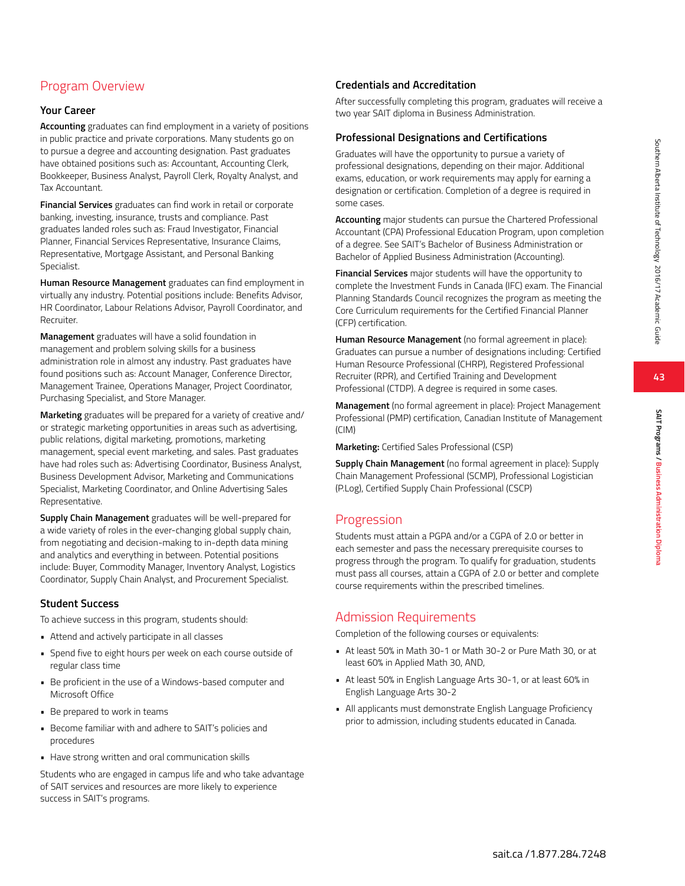## Program Overview

### Your Career

**Accounting** graduates can find employment in a variety of positions in public practice and private corporations. Many students go on to pursue a degree and accounting designation. Past graduates have obtained positions such as: Accountant, Accounting Clerk, Bookkeeper, Business Analyst, Payroll Clerk, Royalty Analyst, and Tax Accountant.

**Financial Services** graduates can find work in retail or corporate banking, investing, insurance, trusts and compliance. Past graduates landed roles such as: Fraud Investigator, Financial Planner, Financial Services Representative, Insurance Claims, Representative, Mortgage Assistant, and Personal Banking Specialist.

**Human Resource Management** graduates can find employment in virtually any industry. Potential positions include: Benefits Advisor, HR Coordinator, Labour Relations Advisor, Payroll Coordinator, and Recruiter.

**Management** graduates will have a solid foundation in management and problem solving skills for a business administration role in almost any industry. Past graduates have found positions such as: Account Manager, Conference Director, Management Trainee, Operations Manager, Project Coordinator, Purchasing Specialist, and Store Manager.

**Marketing** graduates will be prepared for a variety of creative and/or strategic marketing opportunities in areas such as advertising, public relations, digital marketing, promotions, marketing management, special event marketing, and sales. Past graduates have had roles such as: Advertising Coordinator, Business Analyst, Business Development Advisor, Marketing and Communications Specialist, Marketing Coordinator, and Online Advertising Sales Representative.

**Supply Chain Management** graduates will be well-prepared for a wide variety of roles in the ever-changing global supply chain, from negotiating and decision-making to in-depth data mining and analytics and everything in between. Potential positions include: Buyer, Commodity Manager, Inventory Analyst, Logistics Coordinator, Supply Chain Analyst, and Procurement Specialist.

### Student Success

To achieve success in this program, students should:

- Attend and actively participate in all classes
- Spend five to eight hours per week on each course outside of regular class time
- Be proficient in the use of a Windows-based computer and Microsoft Office
- Be prepared to work in teams
- Become familiar with and adhere to SAIT's policies and procedures
- Have strong written and oral communication skills

Students who are engaged in campus life and who take advantage of SAIT services and resources are more likely to experience success in SAIT's programs.

### Credentials and Accreditation

After successfully completing this program, graduates will receive a two year SAIT diploma in Business Administration.

### Professional Designations and Certifications

Graduates will have the opportunity to pursue a variety of professional designations, depending on their major. Additional exams, education, or work requirements may apply for earning a designation or certification. Completion of a degree is required in some cases.

**Accounting** major students can pursue the Chartered Professional Accountant (CPA) Professional Education Program, upon completion of a degree. See SAIT's Bachelor of Business Administration or Bachelor of Applied Business Administration (Accounting).

**Financial Services** major students will have the opportunity to complete the Investment Funds in Canada (IFC) exam. The Financial Planning Standards Council recognizes the program as meeting the Core Curriculum requirements for the Certified Financial Planner (CFP) certification.

**Human Resource Management** (no formal agreement in place): Graduates can pursue a number of designations including: Certified Human Resource Professional (CHRP), Registered Professional Recruiter (RPR), and Certified Training and Development Professional (CTDP). A degree is required in some cases.

**Management** (no formal agreement in place): Project Management Professional (PMP) certification, Canadian Institute of Management (CIM)

**Marketing:** Certified Sales Professional (CSP)

**Supply Chain Management** (no formal agreement in place): Supply Chain Management Professional (SCMP), Professional Logistician (P.Log), Certified Supply Chain Professional (CSCP)

## Progression

Students must attain a PGPA and/or a CGPA of 2.0 or better in each semester and pass the necessary prerequisite courses to progress through the program. To qualify for graduation, students must pass all courses, attain a CGPA of 2.0 or better and complete course requirements within the prescribed timelines.

## Admission Requirements

Completion of the following courses or equivalents:

- At least 50% in Math 30-1 or Math 30-2 or Pure Math 30, or at least 60% in Applied Math 30, AND,
- At least 50% in English Language Arts 30-1, or at least 60% in English Language Arts 30-2
- All applicants must demonstrate English Language Proficiency prior to admission, including students educated in Canada.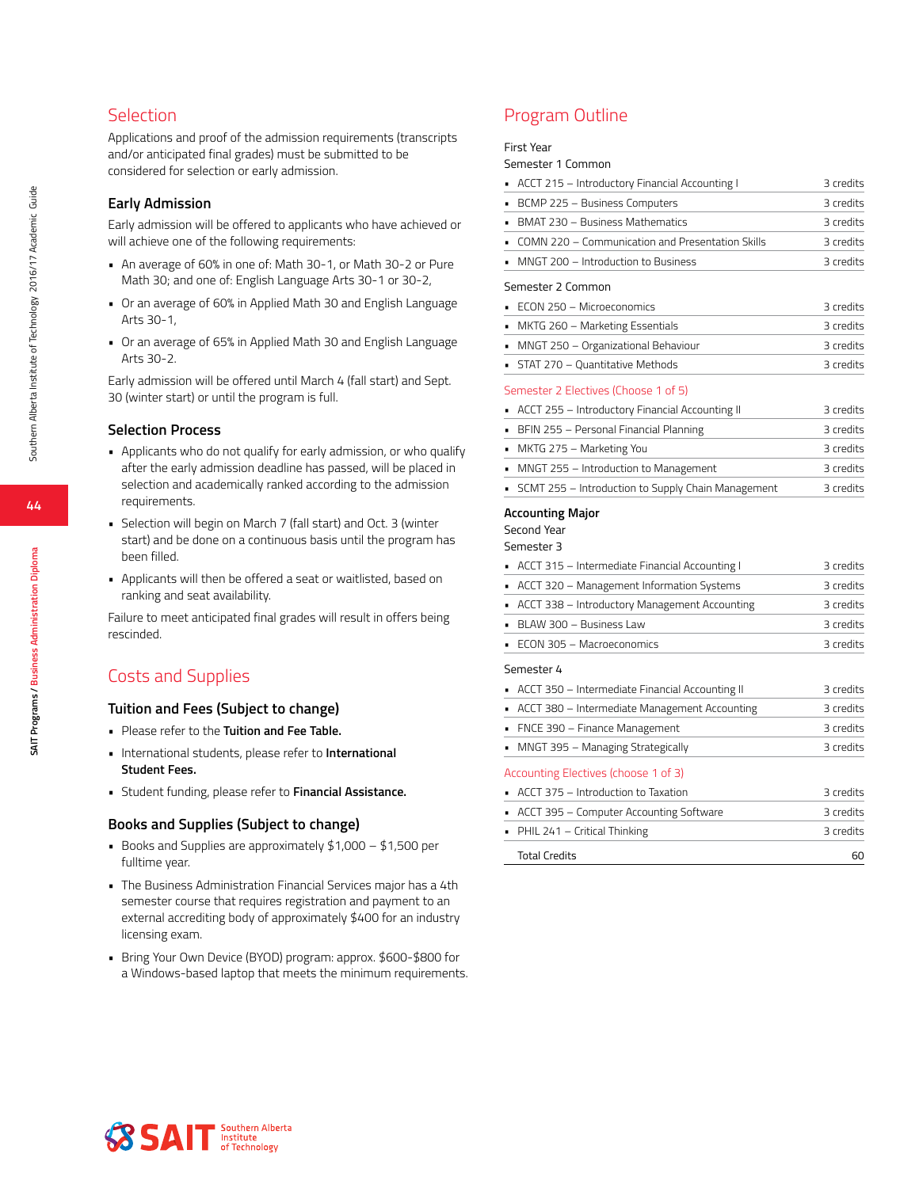## Selection

Applications and proof of the admission requirements (transcripts and/or anticipated final grades) must be submitted to be considered for selection or early admission.

### Early Admission

Early admission will be offered to applicants who have achieved or will achieve one of the following requirements:

- An average of 60% in one of: Math 30-1, or Math 30-2 or Pure Math 30; and one of: English Language Arts 30-1 or 30-2,
- Or an average of 60% in Applied Math 30 and English Language Arts 30-1,
- Or an average of 65% in Applied Math 30 and English Language Arts 30-2.

Early admission will be offered until March 4 (fall start) and Sept. 30 (winter start) or until the program is full.

### Selection Process

- Applicants who do not qualify for early admission, or who qualify after the early admission deadline has passed, will be placed in selection and academically ranked according to the admission requirements.
- Selection will begin on March 7 (fall start) and Oct. 3 (winter start) and be done on a continuous basis until the program has been filled.
- Applicants will then be offered a seat or waitlisted, based on ranking and seat availability.

Failure to meet anticipated final grades will result in offers being rescinded.

## Costs and Supplies

### Tuition and Fees (Subject to change)

- Please refer to the **Tuition and Fee Table.**
- International students, please refer to **International Student Fees.**
- Student funding, please refer to **Financial Assistance.**

### Books and Supplies (Subject to change)

- Books and Supplies are approximately $1,000 – $1,500 per fulltime year.
- The Business Administration Financial Services major has a 4th semester course that requires registration and payment to an external accrediting body of approximately $400 for an industry licensing exam.
- Bring Your Own Device (BYOD) program: approx. $600-$800 for a Windows-based laptop that meets the minimum requirements.

## Program Outline

First Year

Semester 1 Common

| Course | Credits |
|---|---|
| ACCT 215 – Introductory Financial Accounting I | 3 credits |
| BCMP 225 – Business Computers | 3 credits |
| BMAT 230 – Business Mathematics | 3 credits |
| COMN 220 – Communication and Presentation Skills | 3 credits |
| MNGT 200 – Introduction to Business | 3 credits |

Semester 2 Common

| Course | Credits |
|---|---|
| ECON 250 – Microeconomics | 3 credits |
| MKTG 260 – Marketing Essentials | 3 credits |
| MNGT 250 – Organizational Behaviour | 3 credits |
| STAT 270 – Quantitative Methods | 3 credits |

Semester 2 Electives (Choose 1 of 5)

| Course | Credits |
|---|---|
| ACCT 255 – Introductory Financial Accounting II | 3 credits |
| BFIN 255 – Personal Financial Planning | 3 credits |
| MKTG 275 – Marketing You | 3 credits |
| MNGT 255 – Introduction to Management | 3 credits |
| SCMT 255 – Introduction to Supply Chain Management | 3 credits |

### Accounting Major

Second Year

Semester 3

| Course | Credits |
|---|---|
| ACCT 315 – Intermediate Financial Accounting I | 3 credits |
| ACCT 320 – Management Information Systems | 3 credits |
| ACCT 338 – Introductory Management Accounting | 3 credits |
| BLAW 300 – Business Law | 3 credits |
| ECON 305 – Macroeconomics | 3 credits |

Semester 4

| Course | Credits |
|---|---|
| ACCT 350 – Intermediate Financial Accounting II | 3 credits |
| ACCT 380 – Intermediate Management Accounting | 3 credits |
| FNCE 390 – Finance Management | 3 credits |
| MNGT 395 – Managing Strategically | 3 credits |

Accounting Electives (choose 1 of 3)

| Course | Credits |
|---|---|
| ACCT 375 – Introduction to Taxation | 3 credits |
| ACCT 395 – Computer Accounting Software | 3 credits |
| PHIL 241 – Critical Thinking | 3 credits |
| Total Credits | 60 |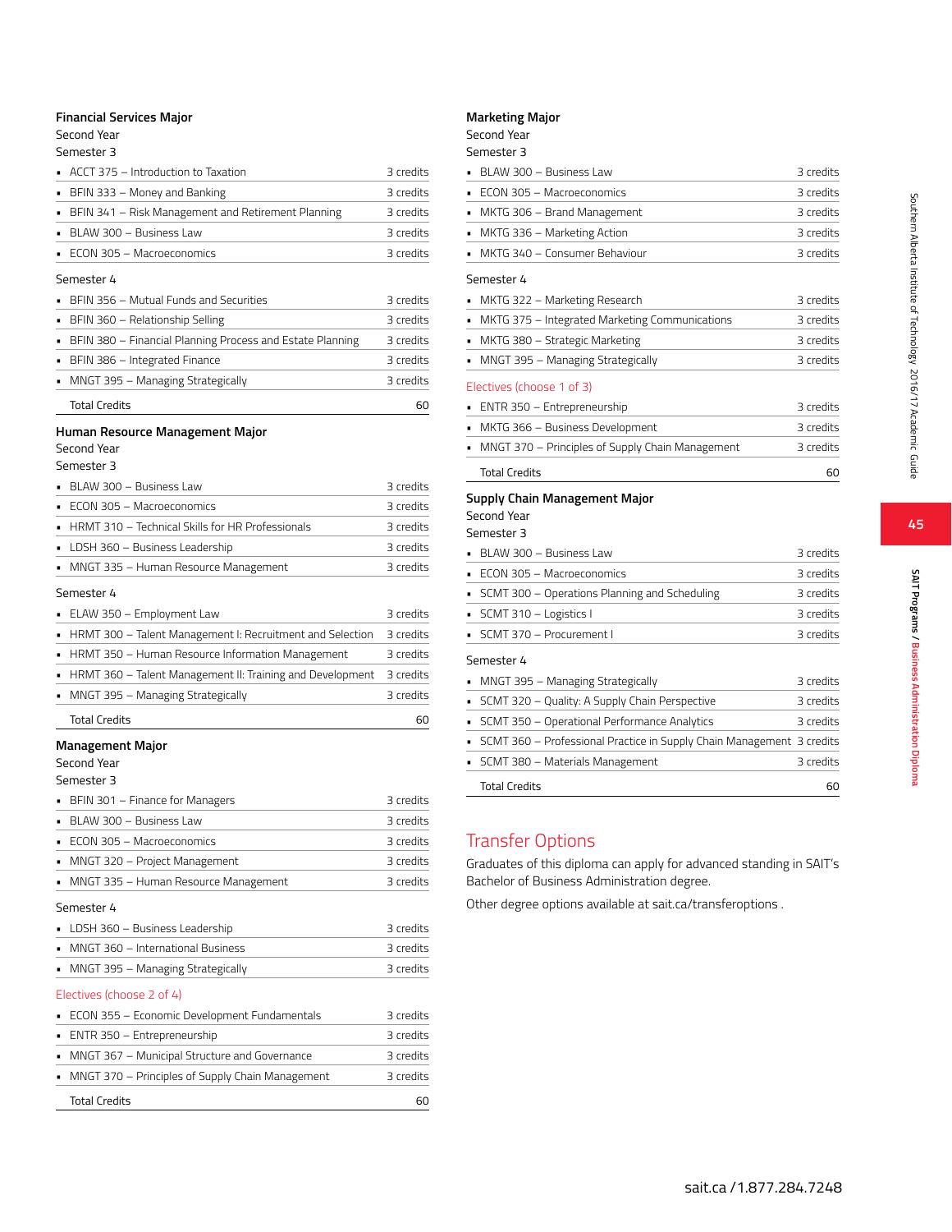### Financial Services Major

Second Year

Semester 3

| Course | Credits |
|---|---|
| ACCT 375 – Introduction to Taxation | 3 credits |
| BFIN 333 – Money and Banking | 3 credits |
| BFIN 341 – Risk Management and Retirement Planning | 3 credits |
| BLAW 300 – Business Law | 3 credits |
| ECON 305 – Macroeconomics | 3 credits |

Semester 4

| Course | Credits |
|---|---|
| BFIN 356 – Mutual Funds and Securities | 3 credits |
| BFIN 360 – Relationship Selling | 3 credits |
| BFIN 380 – Financial Planning Process and Estate Planning | 3 credits |
| BFIN 386 – Integrated Finance | 3 credits |
| MNGT 395 – Managing Strategically | 3 credits |
| Total Credits | 60 |

### Human Resource Management Major

Second Year

Semester 3

| Course | Credits |
|---|---|
| BLAW 300 – Business Law | 3 credits |
| ECON 305 – Macroeconomics | 3 credits |
| HRMT 310 – Technical Skills for HR Professionals | 3 credits |
| LDSH 360 – Business Leadership | 3 credits |
| MNGT 335 – Human Resource Management | 3 credits |

Semester 4

| Course | Credits |
|---|---|
| ELAW 350 – Employment Law | 3 credits |
| HRMT 300 – Talent Management I: Recruitment and Selection | 3 credits |
| HRMT 350 – Human Resource Information Management | 3 credits |
| HRMT 360 – Talent Management II: Training and Development | 3 credits |
| MNGT 395 – Managing Strategically | 3 credits |
| Total Credits | 60 |

### Management Major

Second Year

Semester 3

| Course | Credits |
|---|---|
| BFIN 301 – Finance for Managers | 3 credits |
| BLAW 300 – Business Law | 3 credits |
| ECON 305 – Macroeconomics | 3 credits |
| MNGT 320 – Project Management | 3 credits |
| MNGT 335 – Human Resource Management | 3 credits |

Semester 4

| Course | Credits |
|---|---|
| LDSH 360 – Business Leadership | 3 credits |
| MNGT 360 – International Business | 3 credits |
| MNGT 395 – Managing Strategically | 3 credits |

Electives (choose 2 of 4)

| Course | Credits |
|---|---|
| ECON 355 – Economic Development Fundamentals | 3 credits |
| ENTR 350 – Entrepreneurship | 3 credits |
| MNGT 367 – Municipal Structure and Governance | 3 credits |
| MNGT 370 – Principles of Supply Chain Management | 3 credits |
| Total Credits | 60 |

### Marketing Major

Second Year

Semester 3

| Course | Credits |
|---|---|
| BLAW 300 – Business Law | 3 credits |
| ECON 305 – Macroeconomics | 3 credits |
| MKTG 306 – Brand Management | 3 credits |
| MKTG 336 – Marketing Action | 3 credits |
| MKTG 340 – Consumer Behaviour | 3 credits |

Semester 4

| Course | Credits |
|---|---|
| MKTG 322 – Marketing Research | 3 credits |
| MKTG 375 – Integrated Marketing Communications | 3 credits |
| MKTG 380 – Strategic Marketing | 3 credits |
| MNGT 395 – Managing Strategically | 3 credits |

Electives (choose 1 of 3)

| Course | Credits |
|---|---|
| ENTR 350 – Entrepreneurship | 3 credits |
| MKTG 366 – Business Development | 3 credits |
| MNGT 370 – Principles of Supply Chain Management | 3 credits |
| Total Credits | 60 |

### Supply Chain Management Major

Second Year

Semester 3

| Course | Credits |
|---|---|
| BLAW 300 – Business Law | 3 credits |
| ECON 305 – Macroeconomics | 3 credits |
| SCMT 300 – Operations Planning and Scheduling | 3 credits |
| SCMT 310 – Logistics I | 3 credits |
| SCMT 370 – Procurement I | 3 credits |

Semester 4

| Course | Credits |
|---|---|
| MNGT 395 – Managing Strategically | 3 credits |
| SCMT 320 – Quality: A Supply Chain Perspective | 3 credits |
| SCMT 350 – Operational Performance Analytics | 3 credits |
| SCMT 360 – Professional Practice in Supply Chain Management | 3 credits |
| SCMT 380 – Materials Management | 3 credits |
| Total Credits | 60 |

## Transfer Options

Graduates of this diploma can apply for advanced standing in SAIT's Bachelor of Business Administration degree.

Other degree options available at sait.ca/transferoptions .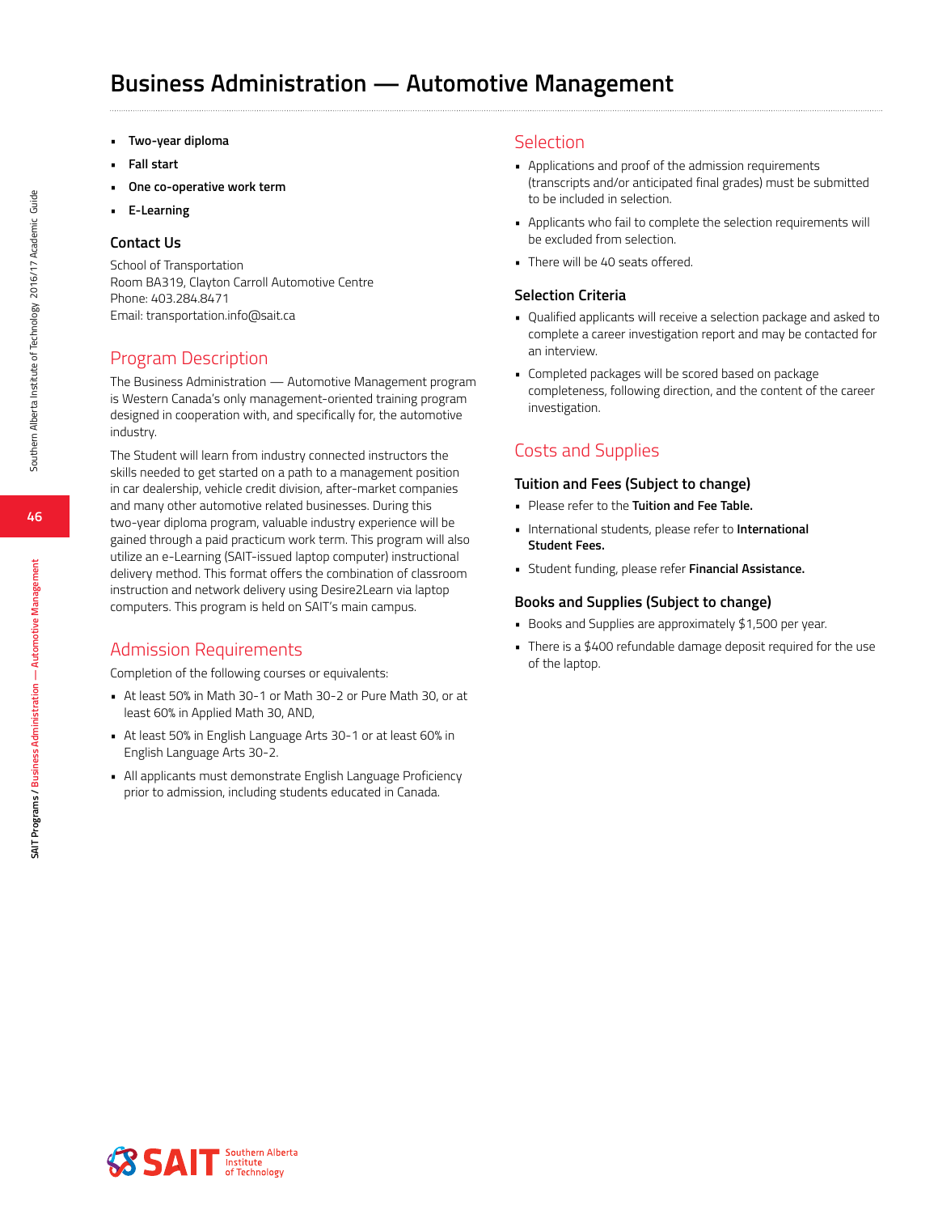# Business Administration — Automotive Management

- **Two-year diploma**
- **Fall start**
- **One co-operative work term**
- **E-Learning**

### Contact Us

School of Transportation
Room BA319, Clayton Carroll Automotive Centre
Phone: 403.284.8471
Email: transportation.info@sait.ca

## Program Description

The Business Administration — Automotive Management program is Western Canada's only management-oriented training program designed in cooperation with, and specifically for, the automotive industry.

The Student will learn from industry connected instructors the skills needed to get started on a path to a management position in car dealership, vehicle credit division, after-market companies and many other automotive related businesses. During this two-year diploma program, valuable industry experience will be gained through a paid practicum work term. This program will also utilize an e-Learning (SAIT-issued laptop computer) instructional delivery method. This format offers the combination of classroom instruction and network delivery using Desire2Learn via laptop computers. This program is held on SAIT's main campus.

## Admission Requirements

Completion of the following courses or equivalents:

- At least 50% in Math 30-1 or Math 30-2 or Pure Math 30, or at least 60% in Applied Math 30, AND,
- At least 50% in English Language Arts 30-1 or at least 60% in English Language Arts 30-2.
- All applicants must demonstrate English Language Proficiency prior to admission, including students educated in Canada.

## Selection

- Applications and proof of the admission requirements (transcripts and/or anticipated final grades) must be submitted to be included in selection.
- Applicants who fail to complete the selection requirements will be excluded from selection.
- There will be 40 seats offered.

### Selection Criteria

- Qualified applicants will receive a selection package and asked to complete a career investigation report and may be contacted for an interview.
- Completed packages will be scored based on package completeness, following direction, and the content of the career investigation.

## Costs and Supplies

### Tuition and Fees (Subject to change)

- Please refer to the **Tuition and Fee Table.**
- International students, please refer to **International Student Fees.**
- Student funding, please refer **Financial Assistance.**

### Books and Supplies (Subject to change)

- Books and Supplies are approximately $1,500 per year.
- There is a $400 refundable damage deposit required for the use of the laptop.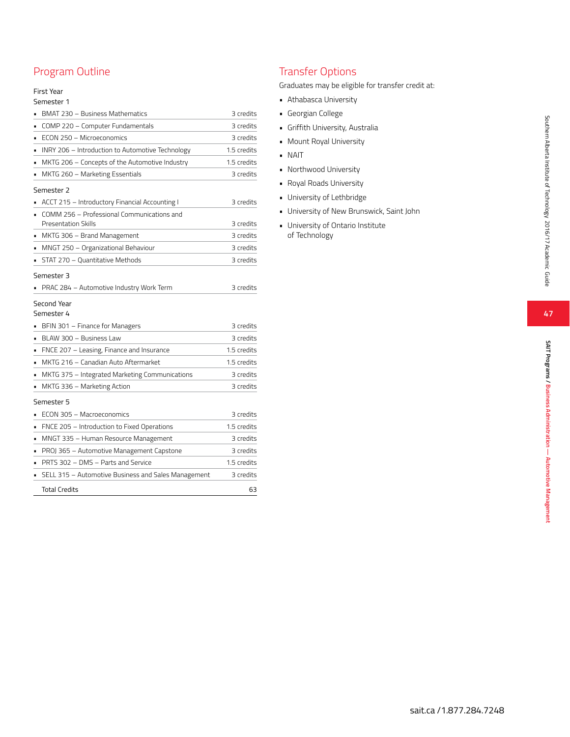## Program Outline

First Year

Semester 1

| Course | Credits |
|---|---|
| BMAT 230 – Business Mathematics | 3 credits |
| COMP 220 – Computer Fundamentals | 3 credits |
| ECON 250 – Microeconomics | 3 credits |
| INRY 206 – Introduction to Automotive Technology | 1.5 credits |
| MKTG 206 – Concepts of the Automotive Industry | 1.5 credits |
| MKTG 260 – Marketing Essentials | 3 credits |

Semester 2

| Course | Credits |
|---|---|
| ACCT 215 – Introductory Financial Accounting I | 3 credits |
| COMM 256 – Professional Communications and Presentation Skills | 3 credits |
| MKTG 306 – Brand Management | 3 credits |
| MNGT 250 – Organizational Behaviour | 3 credits |
| STAT 270 – Quantitative Methods | 3 credits |

Semester 3

| Course | Credits |
|---|---|
| PRAC 284 – Automotive Industry Work Term | 3 credits |

Second Year

Semester 4

| Course | Credits |
|---|---|
| BFIN 301 – Finance for Managers | 3 credits |
| BLAW 300 – Business Law | 3 credits |
| FNCE 207 – Leasing, Finance and Insurance | 1.5 credits |
| MKTG 216 – Canadian Auto Aftermarket | 1.5 credits |
| MKTG 375 – Integrated Marketing Communications | 3 credits |
| MKTG 336 – Marketing Action | 3 credits |

Semester 5

| Course | Credits |
|---|---|
| ECON 305 – Macroeconomics | 3 credits |
| FNCE 205 – Introduction to Fixed Operations | 1.5 credits |
| MNGT 335 – Human Resource Management | 3 credits |
| PROJ 365 – Automotive Management Capstone | 3 credits |
| PRTS 302 – DMS – Parts and Service | 1.5 credits |
| SELL 315 – Automotive Business and Sales Management | 3 credits |
| Total Credits | 63 |

## Transfer Options

Graduates may be eligible for transfer credit at:

- Athabasca University
- Georgian College
- Griffith University, Australia
- Mount Royal University
- NAIT
- Northwood University
- Royal Roads University
- University of Lethbridge
- University of New Brunswick, Saint John
- University of Ontario Institute of Technology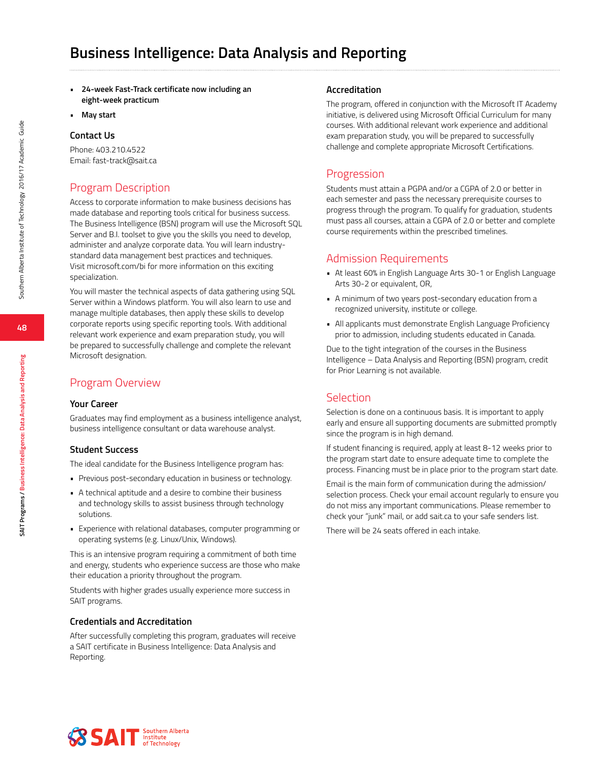# Business Intelligence: Data Analysis and Reporting

- **24-week Fast-Track certificate now including an eight-week practicum**
- **May start**

### Contact Us

Phone: 403.210.4522
Email: fast-track@sait.ca

## Program Description

Access to corporate information to make business decisions has made database and reporting tools critical for business success. The Business Intelligence (BSN) program will use the Microsoft SQL Server and B.I. toolset to give you the skills you need to develop, administer and analyze corporate data. You will learn industry-standard data management best practices and techniques. Visit microsoft.com/bi for more information on this exciting specialization.

You will master the technical aspects of data gathering using SQL Server within a Windows platform. You will also learn to use and manage multiple databases, then apply these skills to develop corporate reports using specific reporting tools. With additional relevant work experience and exam preparation study, you will be prepared to successfully challenge and complete the relevant Microsoft designation.

## Program Overview

### Your Career

Graduates may find employment as a business intelligence analyst, business intelligence consultant or data warehouse analyst.

### Student Success

The ideal candidate for the Business Intelligence program has:

- Previous post-secondary education in business or technology.
- A technical aptitude and a desire to combine their business and technology skills to assist business through technology solutions.
- Experience with relational databases, computer programming or operating systems (e.g. Linux/Unix, Windows).

This is an intensive program requiring a commitment of both time and energy, students who experience success are those who make their education a priority throughout the program.

Students with higher grades usually experience more success in SAIT programs.

### Credentials and Accreditation

After successfully completing this program, graduates will receive a SAIT certificate in Business Intelligence: Data Analysis and Reporting.

### Accreditation

The program, offered in conjunction with the Microsoft IT Academy initiative, is delivered using Microsoft Official Curriculum for many courses. With additional relevant work experience and additional exam preparation study, you will be prepared to successfully challenge and complete appropriate Microsoft Certifications.

## Progression

Students must attain a PGPA and/or a CGPA of 2.0 or better in each semester and pass the necessary prerequisite courses to progress through the program. To qualify for graduation, students must pass all courses, attain a CGPA of 2.0 or better and complete course requirements within the prescribed timelines.

## Admission Requirements

- At least 60% in English Language Arts 30-1 or English Language Arts 30-2 or equivalent, OR,
- A minimum of two years post-secondary education from a recognized university, institute or college.
- All applicants must demonstrate English Language Proficiency prior to admission, including students educated in Canada.

Due to the tight integration of the courses in the Business Intelligence – Data Analysis and Reporting (BSN) program, credit for Prior Learning is not available.

## Selection

Selection is done on a continuous basis. It is important to apply early and ensure all supporting documents are submitted promptly since the program is in high demand.

If student financing is required, apply at least 8-12 weeks prior to the program start date to ensure adequate time to complete the process. Financing must be in place prior to the program start date.

Email is the main form of communication during the admission/selection process. Check your email account regularly to ensure you do not miss any important communications. Please remember to check your "junk" mail, or add sait.ca to your safe senders list.

There will be 24 seats offered in each intake.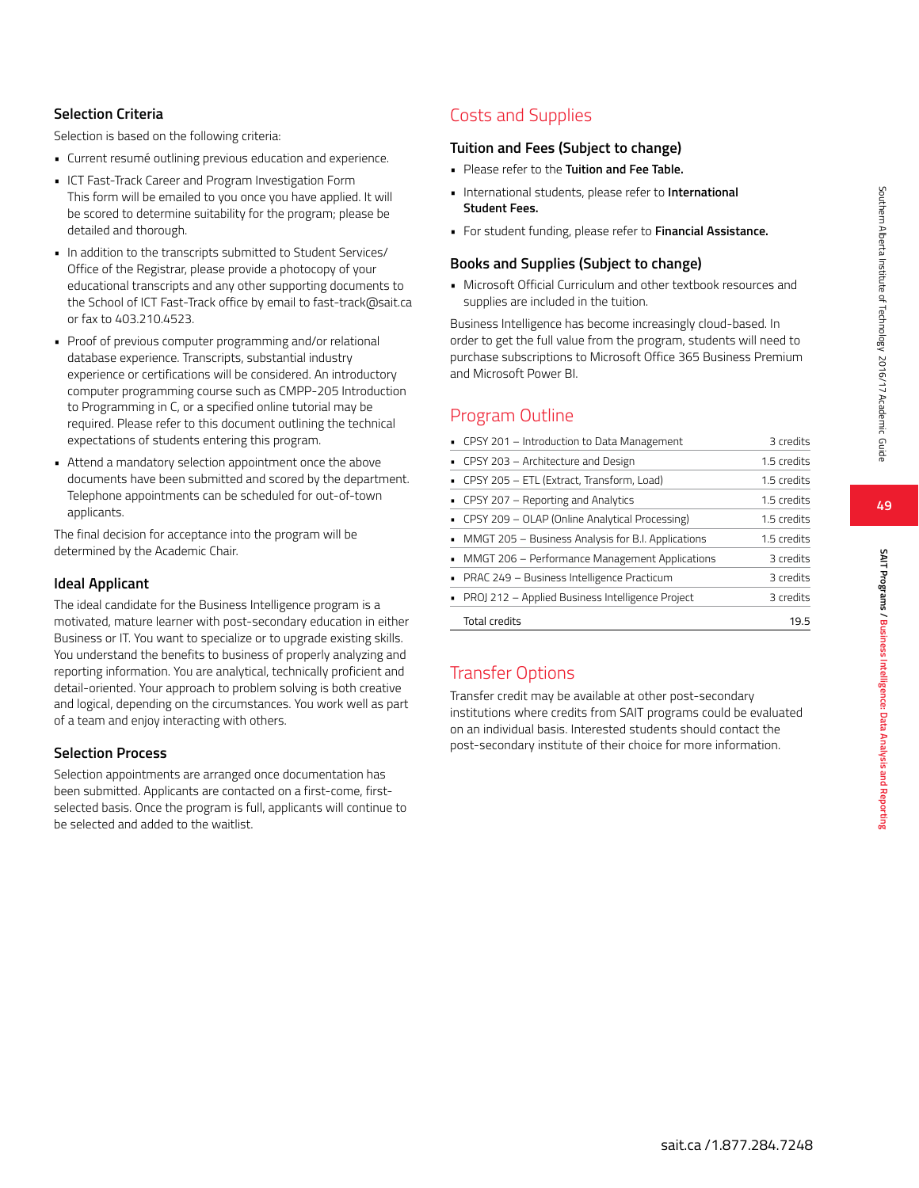### Selection Criteria

Selection is based on the following criteria:

- Current resumé outlining previous education and experience.
- ICT Fast-Track Career and Program Investigation Form
  This form will be emailed to you once you have applied. It will be scored to determine suitability for the program; please be detailed and thorough.
- In addition to the transcripts submitted to Student Services/ Office of the Registrar, please provide a photocopy of your educational transcripts and any other supporting documents to the School of ICT Fast-Track office by email to fast-track@sait.ca or fax to 403.210.4523.
- Proof of previous computer programming and/or relational database experience. Transcripts, substantial industry experience or certifications will be considered. An introductory computer programming course such as CMPP-205 Introduction to Programming in C, or a specified online tutorial may be required. Please refer to this document outlining the technical expectations of students entering this program.
- Attend a mandatory selection appointment once the above documents have been submitted and scored by the department. Telephone appointments can be scheduled for out-of-town applicants.

The final decision for acceptance into the program will be determined by the Academic Chair.

### Ideal Applicant

The ideal candidate for the Business Intelligence program is a motivated, mature learner with post-secondary education in either Business or IT. You want to specialize or to upgrade existing skills. You understand the benefits to business of properly analyzing and reporting information. You are analytical, technically proficient and detail-oriented. Your approach to problem solving is both creative and logical, depending on the circumstances. You work well as part of a team and enjoy interacting with others.

### Selection Process

Selection appointments are arranged once documentation has been submitted. Applicants are contacted on a first-come, first-selected basis. Once the program is full, applicants will continue to be selected and added to the waitlist.

## Costs and Supplies

### Tuition and Fees (Subject to change)

- Please refer to the **Tuition and Fee Table.**
- International students, please refer to **International Student Fees.**
- For student funding, please refer to **Financial Assistance.**

### Books and Supplies (Subject to change)

- Microsoft Official Curriculum and other textbook resources and supplies are included in the tuition.

Business Intelligence has become increasingly cloud-based. In order to get the full value from the program, students will need to purchase subscriptions to Microsoft Office 365 Business Premium and Microsoft Power BI.

## Program Outline

| Course | Credits |
|---|---|
| CPSY 201 – Introduction to Data Management | 3 credits |
| CPSY 203 – Architecture and Design | 1.5 credits |
| CPSY 205 – ETL (Extract, Transform, Load) | 1.5 credits |
| CPSY 207 – Reporting and Analytics | 1.5 credits |
| CPSY 209 – OLAP (Online Analytical Processing) | 1.5 credits |
| MMGT 205 – Business Analysis for B.I. Applications | 1.5 credits |
| MMGT 206 – Performance Management Applications | 3 credits |
| PRAC 249 – Business Intelligence Practicum | 3 credits |
| PROJ 212 – Applied Business Intelligence Project | 3 credits |
| Total credits | 19.5 |

## Transfer Options

Transfer credit may be available at other post-secondary institutions where credits from SAIT programs could be evaluated on an individual basis. Interested students should contact the post-secondary institute of their choice for more information.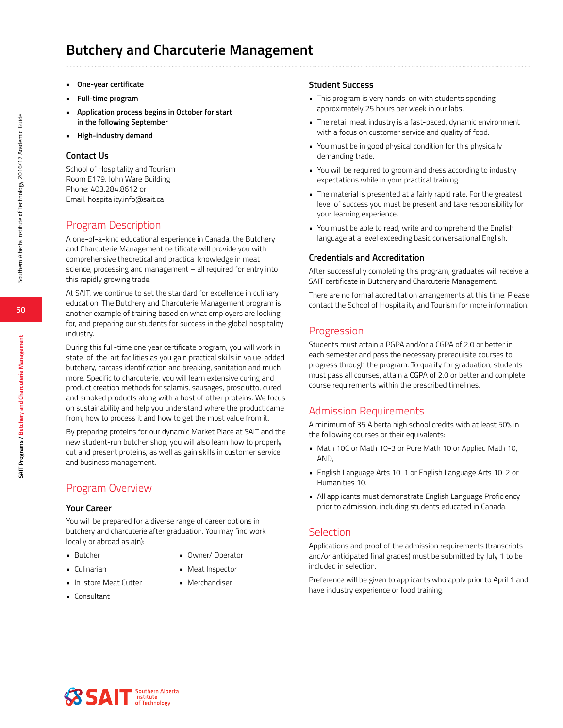# Butchery and Charcuterie Management

- **One-year certificate**
- **Full-time program**
- **Application process begins in October for start in the following September**
- **High-industry demand**

### Contact Us

School of Hospitality and Tourism
Room E179, John Ware Building
Phone: 403.284.8612 or
Email: hospitality.info@sait.ca

## Program Description

A one-of-a-kind educational experience in Canada, the Butchery and Charcuterie Management certificate will provide you with comprehensive theoretical and practical knowledge in meat science, processing and management – all required for entry into this rapidly growing trade.

At SAIT, we continue to set the standard for excellence in culinary education. The Butchery and Charcuterie Management program is another example of training based on what employers are looking for, and preparing our students for success in the global hospitality industry.

During this full-time one year certificate program, you will work in state-of-the-art facilities as you gain practical skills in value-added butchery, carcass identification and breaking, sanitation and much more. Specific to charcuterie, you will learn extensive curing and product creation methods for salamis, sausages, prosciutto, cured and smoked products along with a host of other proteins. We focus on sustainability and help you understand where the product came from, how to process it and how to get the most value from it.

By preparing proteins for our dynamic Market Place at SAIT and the new student-run butcher shop, you will also learn how to properly cut and present proteins, as well as gain skills in customer service and business management.

## Program Overview

### Your Career

You will be prepared for a diverse range of career options in butchery and charcuterie after graduation. You may find work locally or abroad as a(n):

- Butcher
- Culinarian
- In-store Meat Cutter
- Consultant
- Owner/ Operator
- Meat Inspector
- Merchandiser

### Student Success

- This program is very hands-on with students spending approximately 25 hours per week in our labs.
- The retail meat industry is a fast-paced, dynamic environment with a focus on customer service and quality of food.
- You must be in good physical condition for this physically demanding trade.
- You will be required to groom and dress according to industry expectations while in your practical training.
- The material is presented at a fairly rapid rate. For the greatest level of success you must be present and take responsibility for your learning experience.
- You must be able to read, write and comprehend the English language at a level exceeding basic conversational English.

### Credentials and Accreditation

After successfully completing this program, graduates will receive a SAIT certificate in Butchery and Charcuterie Management.

There are no formal accreditation arrangements at this time. Please contact the School of Hospitality and Tourism for more information.

## Progression

Students must attain a PGPA and/or a CGPA of 2.0 or better in each semester and pass the necessary prerequisite courses to progress through the program. To qualify for graduation, students must pass all courses, attain a CGPA of 2.0 or better and complete course requirements within the prescribed timelines.

## Admission Requirements

A minimum of 35 Alberta high school credits with at least 50% in the following courses or their equivalents:

- Math 10C or Math 10-3 or Pure Math 10 or Applied Math 10, AND,
- English Language Arts 10-1 or English Language Arts 10-2 or Humanities 10.
- All applicants must demonstrate English Language Proficiency prior to admission, including students educated in Canada.

## Selection

Applications and proof of the admission requirements (transcripts and/or anticipated final grades) must be submitted by July 1 to be included in selection.

Preference will be given to applicants who apply prior to April 1 and have industry experience or food training.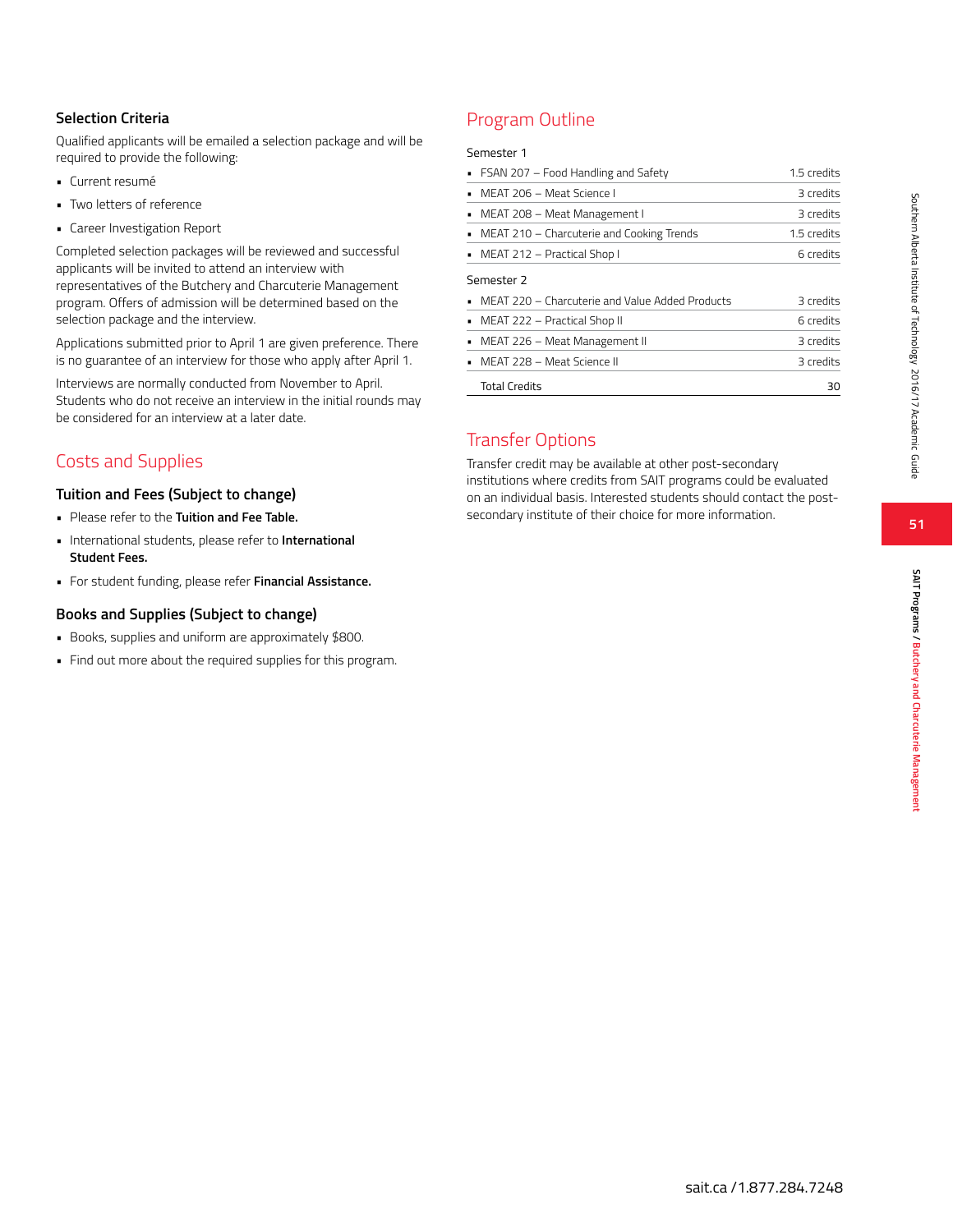### Selection Criteria

Qualified applicants will be emailed a selection package and will be required to provide the following:

- Current resumé
- Two letters of reference
- Career Investigation Report

Completed selection packages will be reviewed and successful applicants will be invited to attend an interview with representatives of the Butchery and Charcuterie Management program. Offers of admission will be determined based on the selection package and the interview.

Applications submitted prior to April 1 are given preference. There is no guarantee of an interview for those who apply after April 1.

Interviews are normally conducted from November to April. Students who do not receive an interview in the initial rounds may be considered for an interview at a later date.

## Costs and Supplies

### Tuition and Fees (Subject to change)

- Please refer to the **Tuition and Fee Table.**
- International students, please refer to **International Student Fees.**
- For student funding, please refer **Financial Assistance.**

### Books and Supplies (Subject to change)

- Books, supplies and uniform are approximately $800.
- Find out more about the required supplies for this program.

## Program Outline

Semester 1

| Course | Credits |
|---|---|
| FSAN 207 – Food Handling and Safety | 1.5 credits |
| MEAT 206 – Meat Science I | 3 credits |
| MEAT 208 – Meat Management I | 3 credits |
| MEAT 210 – Charcuterie and Cooking Trends | 1.5 credits |
| MEAT 212 – Practical Shop I | 6 credits |

Semester 2

| Course | Credits |
|---|---|
| MEAT 220 – Charcuterie and Value Added Products | 3 credits |
| MEAT 222 – Practical Shop II | 6 credits |
| MEAT 226 – Meat Management II | 3 credits |
| MEAT 228 – Meat Science II | 3 credits |
| Total Credits | 30 |

## Transfer Options

Transfer credit may be available at other post-secondary institutions where credits from SAIT programs could be evaluated on an individual basis. Interested students should contact the post-secondary institute of their choice for more information.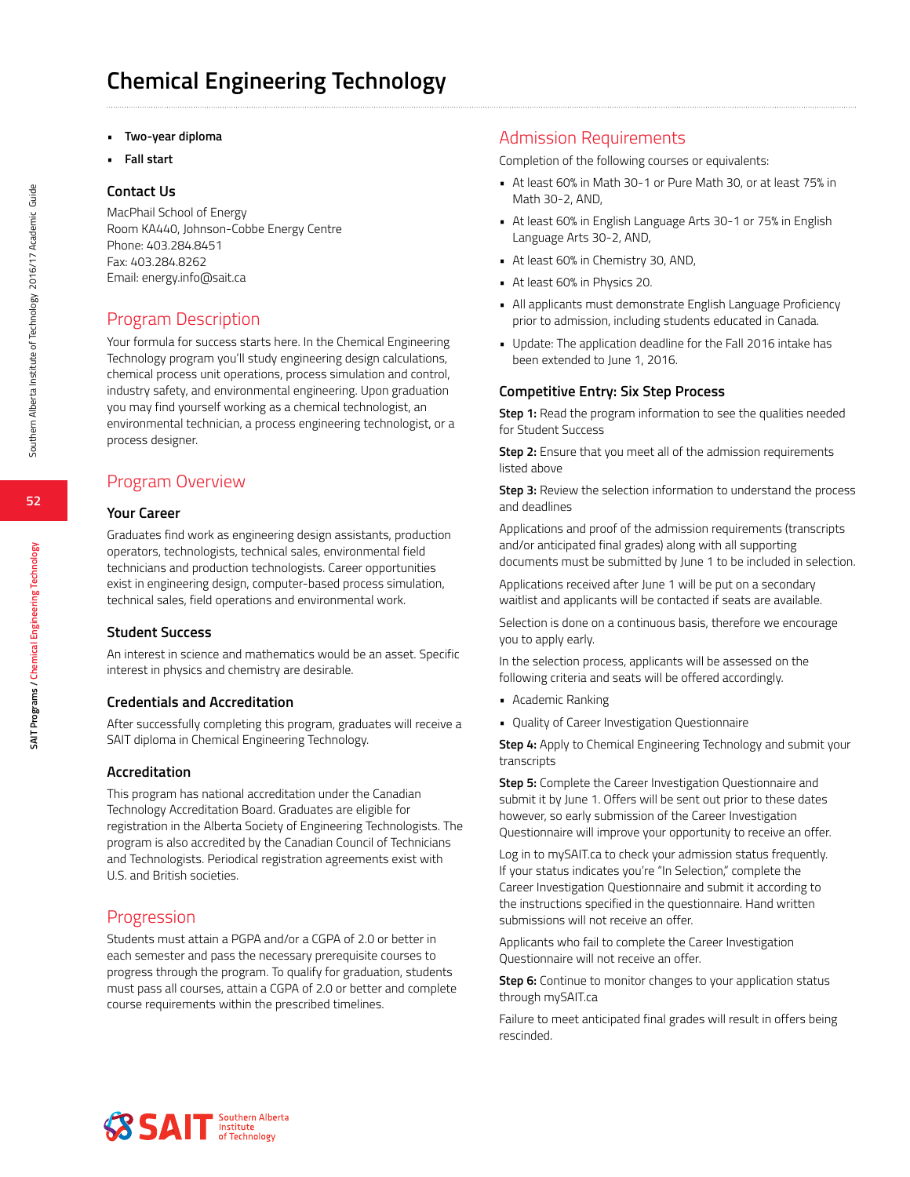# Chemical Engineering Technology

- **Two-year diploma**
- **Fall start**

### Contact Us

MacPhail School of Energy
Room KA440, Johnson-Cobbe Energy Centre
Phone: 403.284.8451
Fax: 403.284.8262
Email: energy.info@sait.ca

## Program Description

Your formula for success starts here. In the Chemical Engineering Technology program you'll study engineering design calculations, chemical process unit operations, process simulation and control, industry safety, and environmental engineering. Upon graduation you may find yourself working as a chemical technologist, an environmental technician, a process engineering technologist, or a process designer.

## Program Overview

### Your Career

Graduates find work as engineering design assistants, production operators, technologists, technical sales, environmental field technicians and production technologists. Career opportunities exist in engineering design, computer-based process simulation, technical sales, field operations and environmental work.

### Student Success

An interest in science and mathematics would be an asset. Specific interest in physics and chemistry are desirable.

### Credentials and Accreditation

After successfully completing this program, graduates will receive a SAIT diploma in Chemical Engineering Technology.

### Accreditation

This program has national accreditation under the Canadian Technology Accreditation Board. Graduates are eligible for registration in the Alberta Society of Engineering Technologists. The program is also accredited by the Canadian Council of Technicians and Technologists. Periodical registration agreements exist with U.S. and British societies.

## Progression

Students must attain a PGPA and/or a CGPA of 2.0 or better in each semester and pass the necessary prerequisite courses to progress through the program. To qualify for graduation, students must pass all courses, attain a CGPA of 2.0 or better and complete course requirements within the prescribed timelines.

## Admission Requirements

Completion of the following courses or equivalents:

- At least 60% in Math 30-1 or Pure Math 30, or at least 75% in Math 30-2, AND,
- At least 60% in English Language Arts 30-1 or 75% in English Language Arts 30-2, AND,
- At least 60% in Chemistry 30, AND,
- At least 60% in Physics 20.
- All applicants must demonstrate English Language Proficiency prior to admission, including students educated in Canada.
- Update: The application deadline for the Fall 2016 intake has been extended to June 1, 2016.

### Competitive Entry: Six Step Process

**Step 1:** Read the program information to see the qualities needed for Student Success

**Step 2:** Ensure that you meet all of the admission requirements listed above

**Step 3:** Review the selection information to understand the process and deadlines

Applications and proof of the admission requirements (transcripts and/or anticipated final grades) along with all supporting documents must be submitted by June 1 to be included in selection.

Applications received after June 1 will be put on a secondary waitlist and applicants will be contacted if seats are available.

Selection is done on a continuous basis, therefore we encourage you to apply early.

In the selection process, applicants will be assessed on the following criteria and seats will be offered accordingly.

- Academic Ranking
- Quality of Career Investigation Questionnaire

**Step 4:** Apply to Chemical Engineering Technology and submit your transcripts

**Step 5:** Complete the Career Investigation Questionnaire and submit it by June 1. Offers will be sent out prior to these dates however, so early submission of the Career Investigation Questionnaire will improve your opportunity to receive an offer.

Log in to mySAIT.ca to check your admission status frequently. If your status indicates you're "In Selection," complete the Career Investigation Questionnaire and submit it according to the instructions specified in the questionnaire. Hand written submissions will not receive an offer.

Applicants who fail to complete the Career Investigation Questionnaire will not receive an offer.

**Step 6:** Continue to monitor changes to your application status through mySAIT.ca

Failure to meet anticipated final grades will result in offers being rescinded.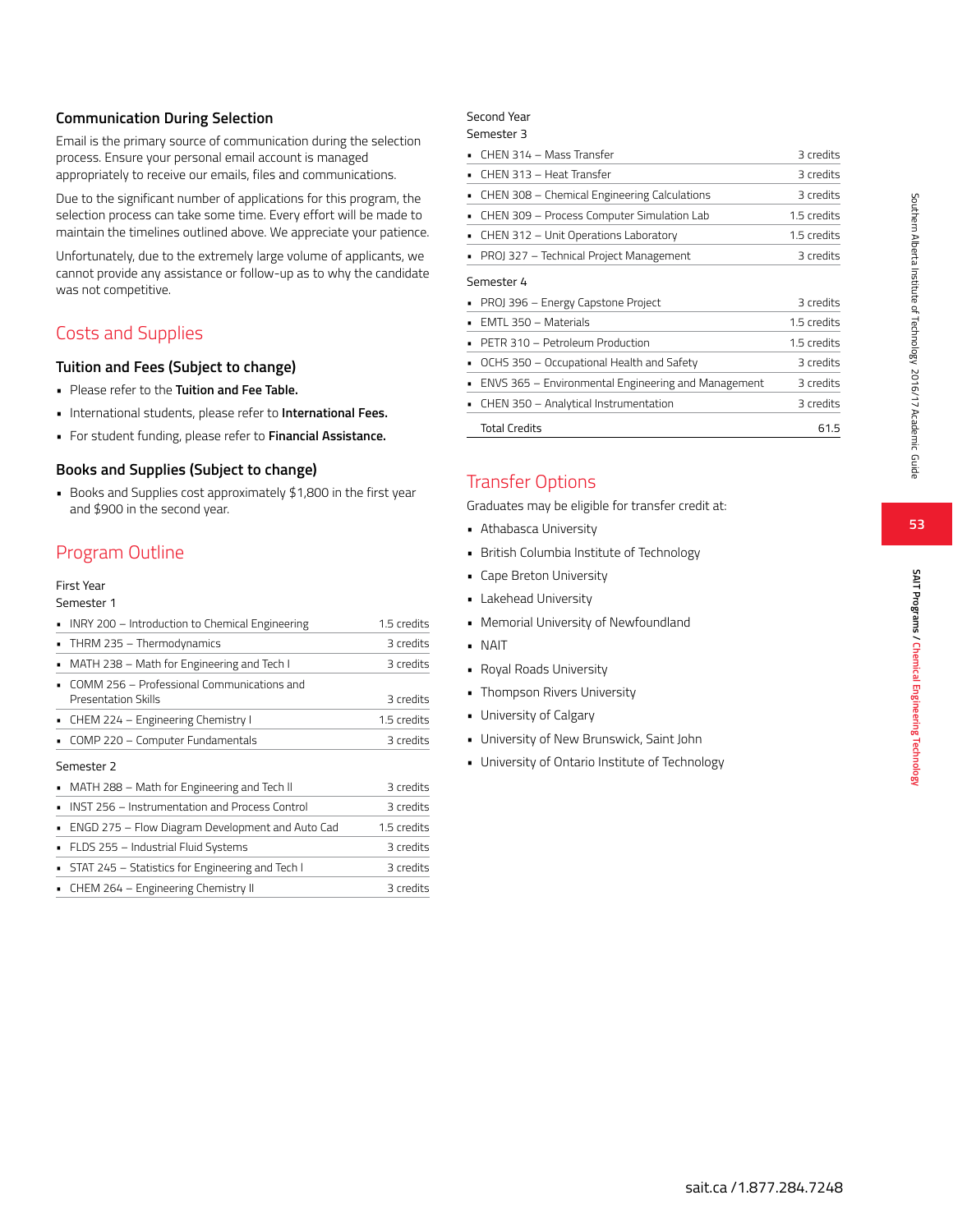### Communication During Selection

Email is the primary source of communication during the selection process. Ensure your personal email account is managed appropriately to receive our emails, files and communications.

Due to the significant number of applications for this program, the selection process can take some time. Every effort will be made to maintain the timelines outlined above. We appreciate your patience.

Unfortunately, due to the extremely large volume of applicants, we cannot provide any assistance or follow-up as to why the candidate was not competitive.

## Costs and Supplies

### Tuition and Fees (Subject to change)

- Please refer to the **Tuition and Fee Table.**
- International students, please refer to **International Fees.**
- For student funding, please refer to **Financial Assistance.**

### Books and Supplies (Subject to change)

- Books and Supplies cost approximately $1,800 in the first year and $900 in the second year.

## Program Outline

First Year

Semester 1

| Course | Credits |
|---|---|
| INRY 200 – Introduction to Chemical Engineering | 1.5 credits |
| THRM 235 – Thermodynamics | 3 credits |
| MATH 238 – Math for Engineering and Tech I | 3 credits |
| COMM 256 – Professional Communications and Presentation Skills | 3 credits |
| CHEM 224 – Engineering Chemistry I | 1.5 credits |
| COMP 220 – Computer Fundamentals | 3 credits |

Semester 2

| Course | Credits |
|---|---|
| MATH 288 – Math for Engineering and Tech II | 3 credits |
| INST 256 – Instrumentation and Process Control | 3 credits |
| ENGD 275 – Flow Diagram Development and Auto Cad | 1.5 credits |
| FLDS 255 – Industrial Fluid Systems | 3 credits |
| STAT 245 – Statistics for Engineering and Tech I | 3 credits |
| CHEM 264 – Engineering Chemistry II | 3 credits |

Second Year

Semester 3

| Course | Credits |
|---|---|
| CHEN 314 – Mass Transfer | 3 credits |
| CHEN 313 – Heat Transfer | 3 credits |
| CHEN 308 – Chemical Engineering Calculations | 3 credits |
| CHEN 309 – Process Computer Simulation Lab | 1.5 credits |
| CHEN 312 – Unit Operations Laboratory | 1.5 credits |
| PROJ 327 – Technical Project Management | 3 credits |

Semester 4

| Course | Credits |
|---|---|
| PROJ 396 – Energy Capstone Project | 3 credits |
| EMTL 350 – Materials | 1.5 credits |
| PETR 310 – Petroleum Production | 1.5 credits |
| OCHS 350 – Occupational Health and Safety | 3 credits |
| ENVS 365 – Environmental Engineering and Management | 3 credits |
| CHEN 350 – Analytical Instrumentation | 3 credits |
| Total Credits | 61.5 |

## Transfer Options

Graduates may be eligible for transfer credit at:

- Athabasca University
- British Columbia Institute of Technology
- Cape Breton University
- Lakehead University
- Memorial University of Newfoundland
- NAIT
- Royal Roads University
- Thompson Rivers University
- University of Calgary
- University of New Brunswick, Saint John
- University of Ontario Institute of Technology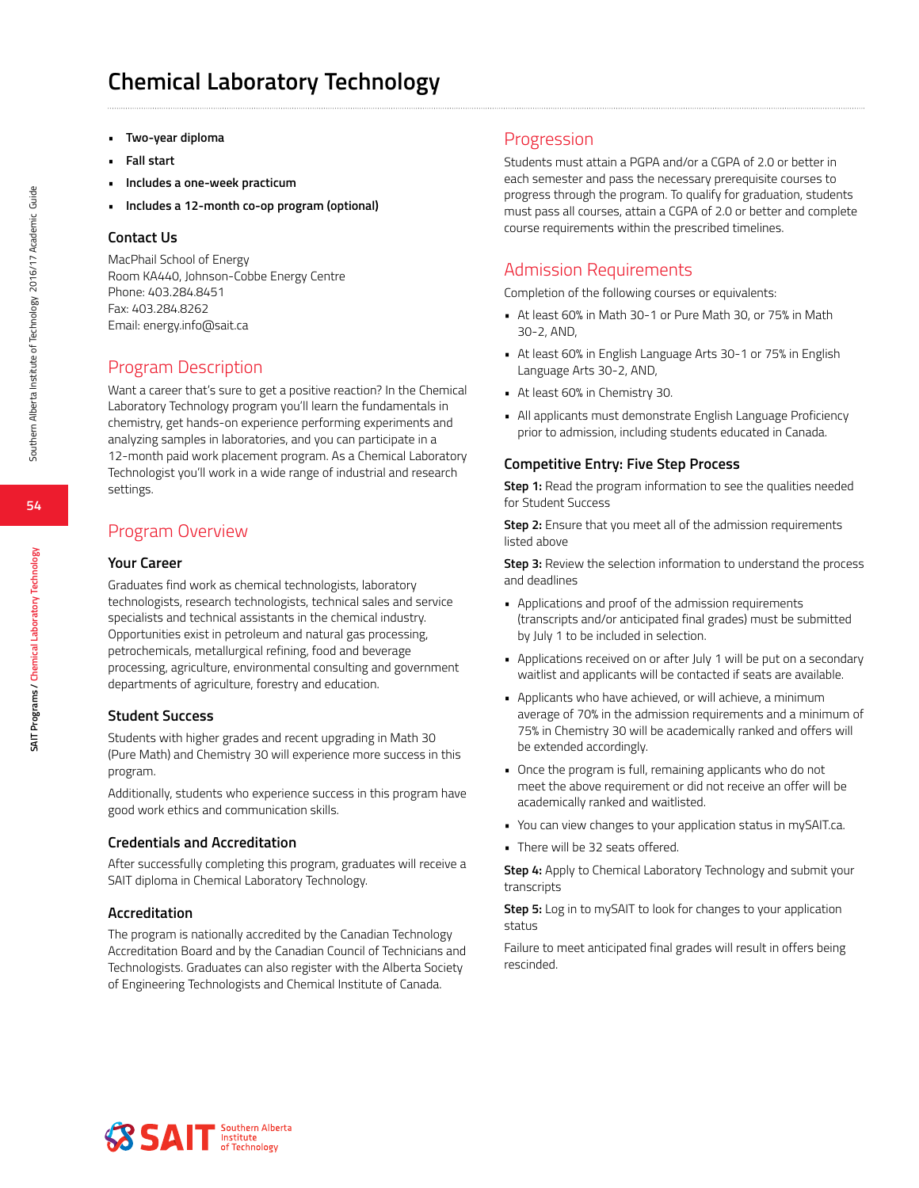# Chemical Laboratory Technology

- **Two-year diploma**
- **Fall start**
- **Includes a one-week practicum**
- **Includes a 12-month co-op program (optional)**

### Contact Us

MacPhail School of Energy
Room KA440, Johnson-Cobbe Energy Centre
Phone: 403.284.8451
Fax: 403.284.8262
Email: energy.info@sait.ca

## Program Description

Want a career that's sure to get a positive reaction? In the Chemical Laboratory Technology program you'll learn the fundamentals in chemistry, get hands-on experience performing experiments and analyzing samples in laboratories, and you can participate in a 12-month paid work placement program. As a Chemical Laboratory Technologist you'll work in a wide range of industrial and research settings.

## Program Overview

### Your Career

Graduates find work as chemical technologists, laboratory technologists, research technologists, technical sales and service specialists and technical assistants in the chemical industry. Opportunities exist in petroleum and natural gas processing, petrochemicals, metallurgical refining, food and beverage processing, agriculture, environmental consulting and government departments of agriculture, forestry and education.

### Student Success

Students with higher grades and recent upgrading in Math 30 (Pure Math) and Chemistry 30 will experience more success in this program.

Additionally, students who experience success in this program have good work ethics and communication skills.

### Credentials and Accreditation

After successfully completing this program, graduates will receive a SAIT diploma in Chemical Laboratory Technology.

### Accreditation

The program is nationally accredited by the Canadian Technology Accreditation Board and by the Canadian Council of Technicians and Technologists. Graduates can also register with the Alberta Society of Engineering Technologists and Chemical Institute of Canada.

## Progression

Students must attain a PGPA and/or a CGPA of 2.0 or better in each semester and pass the necessary prerequisite courses to progress through the program. To qualify for graduation, students must pass all courses, attain a CGPA of 2.0 or better and complete course requirements within the prescribed timelines.

## Admission Requirements

Completion of the following courses or equivalents:

- At least 60% in Math 30-1 or Pure Math 30, or 75% in Math 30-2, AND,
- At least 60% in English Language Arts 30-1 or 75% in English Language Arts 30-2, AND,
- At least 60% in Chemistry 30.
- All applicants must demonstrate English Language Proficiency prior to admission, including students educated in Canada.

### Competitive Entry: Five Step Process

**Step 1:** Read the program information to see the qualities needed for Student Success

**Step 2:** Ensure that you meet all of the admission requirements listed above

**Step 3:** Review the selection information to understand the process and deadlines

- Applications and proof of the admission requirements (transcripts and/or anticipated final grades) must be submitted by July 1 to be included in selection.
- Applications received on or after July 1 will be put on a secondary waitlist and applicants will be contacted if seats are available.
- Applicants who have achieved, or will achieve, a minimum average of 70% in the admission requirements and a minimum of 75% in Chemistry 30 will be academically ranked and offers will be extended accordingly.
- Once the program is full, remaining applicants who do not meet the above requirement or did not receive an offer will be academically ranked and waitlisted.
- You can view changes to your application status in mySAIT.ca.
- There will be 32 seats offered.

**Step 4:** Apply to Chemical Laboratory Technology and submit your transcripts

**Step 5:** Log in to mySAIT to look for changes to your application status

Failure to meet anticipated final grades will result in offers being rescinded.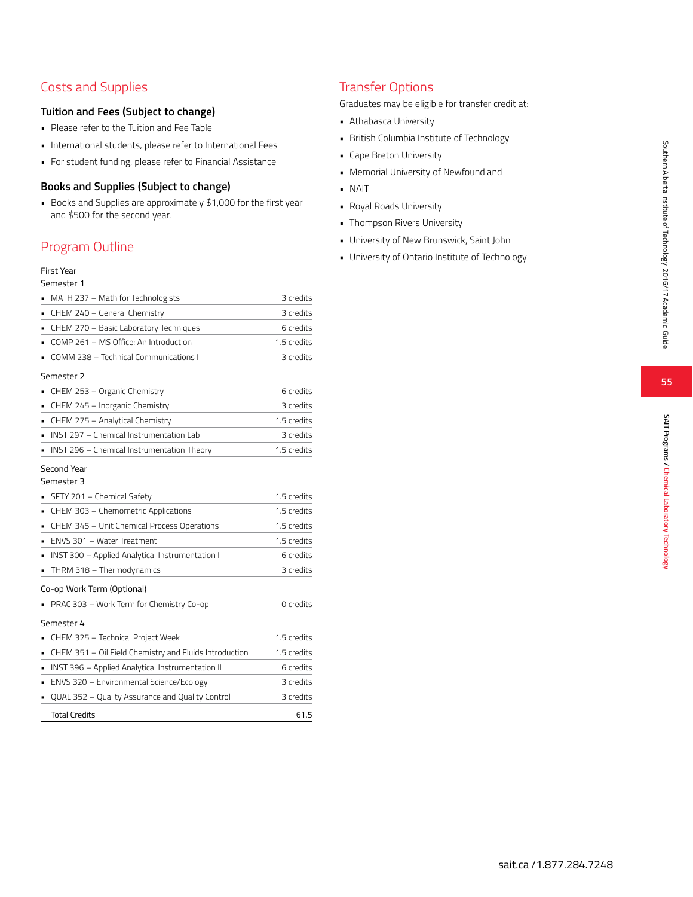## Costs and Supplies

### Tuition and Fees (Subject to change)

- Please refer to the Tuition and Fee Table
- International students, please refer to International Fees
- For student funding, please refer to Financial Assistance

### Books and Supplies (Subject to change)

- Books and Supplies are approximately $1,000 for the first year and $500 for the second year.

## Program Outline

First Year

Semester 1

| Course | Credits |
|---|---|
| MATH 237 – Math for Technologists | 3 credits |
| CHEM 240 – General Chemistry | 3 credits |
| CHEM 270 – Basic Laboratory Techniques | 6 credits |
| COMP 261 – MS Office: An Introduction | 1.5 credits |
| COMM 238 – Technical Communications I | 3 credits |

Semester 2

| Course | Credits |
|---|---|
| CHEM 253 – Organic Chemistry | 6 credits |
| CHEM 245 – Inorganic Chemistry | 3 credits |
| CHEM 275 – Analytical Chemistry | 1.5 credits |
| INST 297 – Chemical Instrumentation Lab | 3 credits |
| INST 296 – Chemical Instrumentation Theory | 1.5 credits |

Second Year

Semester 3

| Course | Credits |
|---|---|
| SFTY 201 – Chemical Safety | 1.5 credits |
| CHEM 303 – Chemometric Applications | 1.5 credits |
| CHEM 345 – Unit Chemical Process Operations | 1.5 credits |
| ENVS 301 – Water Treatment | 1.5 credits |
| INST 300 – Applied Analytical Instrumentation I | 6 credits |
| THRM 318 – Thermodynamics | 3 credits |

Co-op Work Term (Optional)

| Course | Credits |
|---|---|
| PRAC 303 – Work Term for Chemistry Co-op | 0 credits |

Semester 4

| Course | Credits |
|---|---|
| CHEM 325 – Technical Project Week | 1.5 credits |
| CHEM 351 – Oil Field Chemistry and Fluids Introduction | 1.5 credits |
| INST 396 – Applied Analytical Instrumentation II | 6 credits |
| ENVS 320 – Environmental Science/Ecology | 3 credits |
| QUAL 352 – Quality Assurance and Quality Control | 3 credits |
| Total Credits | 61.5 |

## Transfer Options

Graduates may be eligible for transfer credit at:

- Athabasca University
- British Columbia Institute of Technology
- Cape Breton University
- Memorial University of Newfoundland
- NAIT
- Royal Roads University
- Thompson Rivers University
- University of New Brunswick, Saint John
- University of Ontario Institute of Technology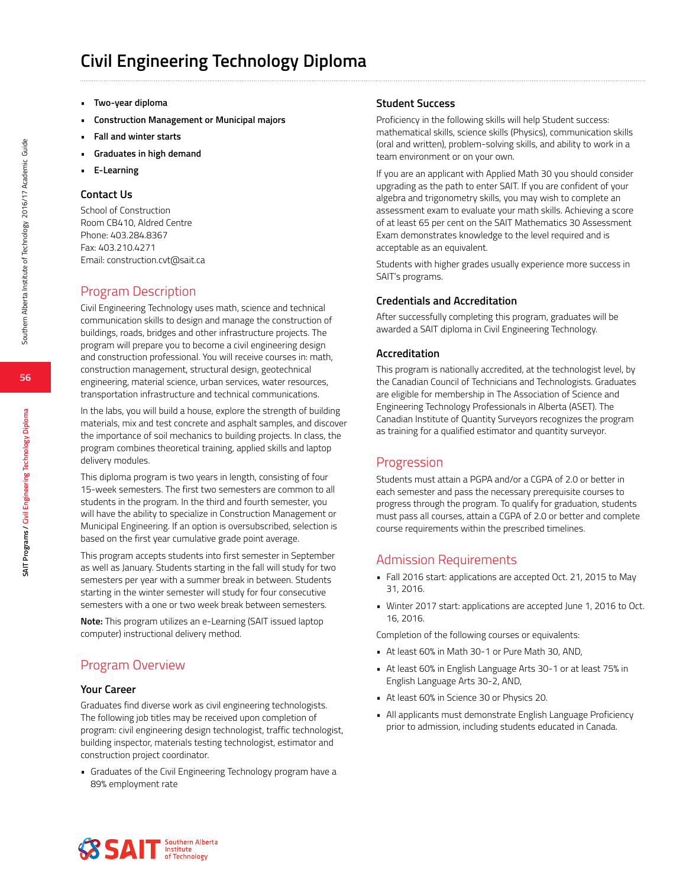# Civil Engineering Technology Diploma

- **Two-year diploma**
- **Construction Management or Municipal majors**
- **Fall and winter starts**
- **Graduates in high demand**
- **E-Learning**

### Contact Us

School of Construction
Room CB410, Aldred Centre
Phone: 403.284.8367
Fax: 403.210.4271
Email: construction.cvt@sait.ca

## Program Description

Civil Engineering Technology uses math, science and technical communication skills to design and manage the construction of buildings, roads, bridges and other infrastructure projects. The program will prepare you to become a civil engineering design and construction professional. You will receive courses in: math, construction management, structural design, geotechnical engineering, material science, urban services, water resources, transportation infrastructure and technical communications.

In the labs, you will build a house, explore the strength of building materials, mix and test concrete and asphalt samples, and discover the importance of soil mechanics to building projects. In class, the program combines theoretical training, applied skills and laptop delivery modules.

This diploma program is two years in length, consisting of four 15-week semesters. The first two semesters are common to all students in the program. In the third and fourth semester, you will have the ability to specialize in Construction Management or Municipal Engineering. If an option is oversubscribed, selection is based on the first year cumulative grade point average.

This program accepts students into first semester in September as well as January. Students starting in the fall will study for two semesters per year with a summer break in between. Students starting in the winter semester will study for four consecutive semesters with a one or two week break between semesters.

**Note:** This program utilizes an e-Learning (SAIT issued laptop computer) instructional delivery method.

## Program Overview

### Your Career

Graduates find diverse work as civil engineering technologists. The following job titles may be received upon completion of program: civil engineering design technologist, traffic technologist, building inspector, materials testing technologist, estimator and construction project coordinator.

- Graduates of the Civil Engineering Technology program have a 89% employment rate

### Student Success

Proficiency in the following skills will help Student success: mathematical skills, science skills (Physics), communication skills (oral and written), problem-solving skills, and ability to work in a team environment or on your own.

If you are an applicant with Applied Math 30 you should consider upgrading as the path to enter SAIT. If you are confident of your algebra and trigonometry skills, you may wish to complete an assessment exam to evaluate your math skills. Achieving a score of at least 65 per cent on the SAIT Mathematics 30 Assessment Exam demonstrates knowledge to the level required and is acceptable as an equivalent.

Students with higher grades usually experience more success in SAIT's programs.

### Credentials and Accreditation

After successfully completing this program, graduates will be awarded a SAIT diploma in Civil Engineering Technology.

### Accreditation

This program is nationally accredited, at the technologist level, by the Canadian Council of Technicians and Technologists. Graduates are eligible for membership in The Association of Science and Engineering Technology Professionals in Alberta (ASET). The Canadian Institute of Quantity Surveyors recognizes the program as training for a qualified estimator and quantity surveyor.

## Progression

Students must attain a PGPA and/or a CGPA of 2.0 or better in each semester and pass the necessary prerequisite courses to progress through the program. To qualify for graduation, students must pass all courses, attain a CGPA of 2.0 or better and complete course requirements within the prescribed timelines.

## Admission Requirements

- Fall 2016 start: applications are accepted Oct. 21, 2015 to May 31, 2016.
- Winter 2017 start: applications are accepted June 1, 2016 to Oct. 16, 2016.

Completion of the following courses or equivalents:

- At least 60% in Math 30-1 or Pure Math 30, AND,
- At least 60% in English Language Arts 30-1 or at least 75% in English Language Arts 30-2, AND,
- At least 60% in Science 30 or Physics 20.
- All applicants must demonstrate English Language Proficiency prior to admission, including students educated in Canada.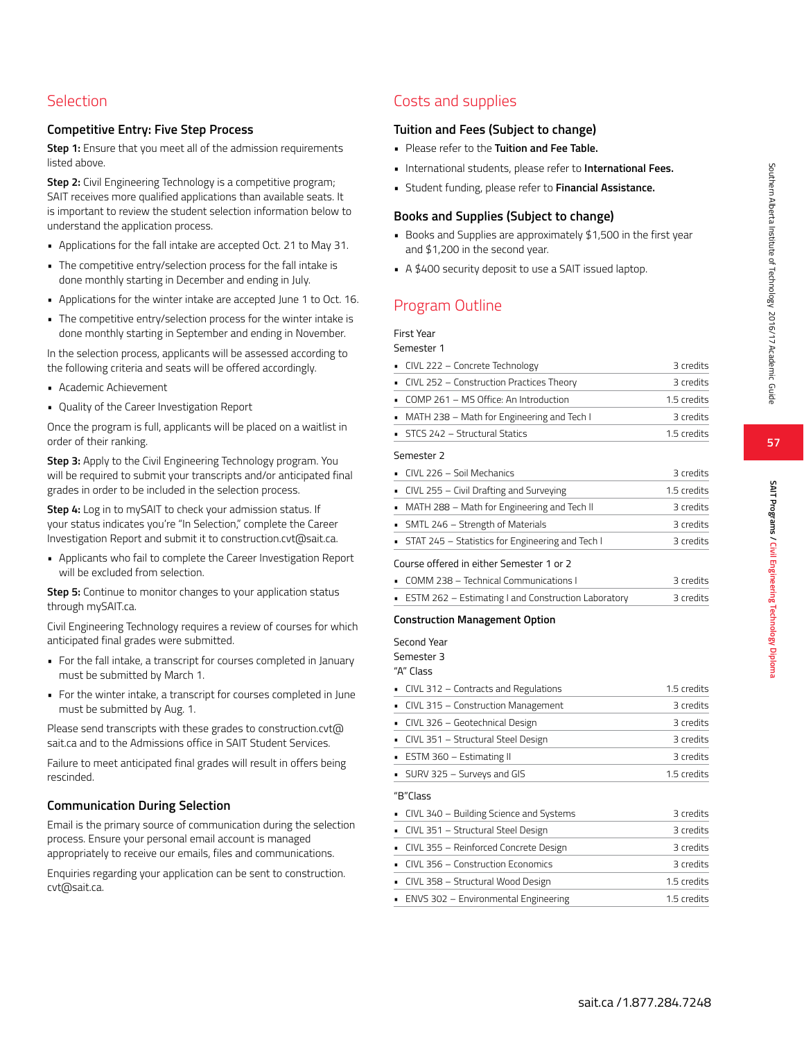## Selection

### Competitive Entry: Five Step Process

**Step 1:** Ensure that you meet all of the admission requirements listed above.

**Step 2:** Civil Engineering Technology is a competitive program; SAIT receives more qualified applications than available seats. It is important to review the student selection information below to understand the application process.

- Applications for the fall intake are accepted Oct. 21 to May 31.
- The competitive entry/selection process for the fall intake is done monthly starting in December and ending in July.
- Applications for the winter intake are accepted June 1 to Oct. 16.
- The competitive entry/selection process for the winter intake is done monthly starting in September and ending in November.

In the selection process, applicants will be assessed according to the following criteria and seats will be offered accordingly.

- Academic Achievement
- Quality of the Career Investigation Report

Once the program is full, applicants will be placed on a waitlist in order of their ranking.

**Step 3:** Apply to the Civil Engineering Technology program. You will be required to submit your transcripts and/or anticipated final grades in order to be included in the selection process.

**Step 4:** Log in to mySAIT to check your admission status. If your status indicates you're "In Selection," complete the Career Investigation Report and submit it to construction.cvt@sait.ca.

- Applicants who fail to complete the Career Investigation Report will be excluded from selection.

**Step 5:** Continue to monitor changes to your application status through mySAIT.ca.

Civil Engineering Technology requires a review of courses for which anticipated final grades were submitted.

- For the fall intake, a transcript for courses completed in January must be submitted by March 1.
- For the winter intake, a transcript for courses completed in June must be submitted by Aug. 1.

Please send transcripts with these grades to construction.cvt@sait.ca and to the Admissions office in SAIT Student Services.

Failure to meet anticipated final grades will result in offers being rescinded.

### Communication During Selection

Email is the primary source of communication during the selection process. Ensure your personal email account is managed appropriately to receive our emails, files and communications.

Enquiries regarding your application can be sent to construction.cvt@sait.ca.

## Costs and supplies

### Tuition and Fees (Subject to change)

- Please refer to the **Tuition and Fee Table.**
- International students, please refer to **International Fees.**
- Student funding, please refer to **Financial Assistance.**

### Books and Supplies (Subject to change)

- Books and Supplies are approximately $1,500 in the first year and $1,200 in the second year.
- A $400 security deposit to use a SAIT issued laptop.

## Program Outline

First Year

Semester 1

| Course | Credits |
|---|---|
| CIVL 222 – Concrete Technology | 3 credits |
| CIVL 252 – Construction Practices Theory | 3 credits |
| COMP 261 – MS Office: An Introduction | 1.5 credits |
| MATH 238 – Math for Engineering and Tech I | 3 credits |
| STCS 242 – Structural Statics | 1.5 credits |

Semester 2

| Course | Credits |
|---|---|
| CIVL 226 – Soil Mechanics | 3 credits |
| CIVL 255 – Civil Drafting and Surveying | 1.5 credits |
| MATH 288 – Math for Engineering and Tech II | 3 credits |
| SMTL 246 – Strength of Materials | 3 credits |
| STAT 245 – Statistics for Engineering and Tech I | 3 credits |

Course offered in either Semester 1 or 2

| Course | Credits |
|---|---|
| COMM 238 – Technical Communications I | 3 credits |
| ESTM 262 – Estimating I and Construction Laboratory | 3 credits |

### Construction Management Option

Second Year

Semester 3

"A" Class

| Course | Credits |
|---|---|
| CIVL 312 – Contracts and Regulations | 1.5 credits |
| CIVL 315 – Construction Management | 3 credits |
| CIVL 326 – Geotechnical Design | 3 credits |
| CIVL 351 – Structural Steel Design | 3 credits |
| ESTM 360 – Estimating II | 3 credits |
| SURV 325 – Surveys and GIS | 1.5 credits |

"B"Class

| Course | Credits |
|---|---|
| CIVL 340 – Building Science and Systems | 3 credits |
| CIVL 351 – Structural Steel Design | 3 credits |
| CIVL 355 – Reinforced Concrete Design | 3 credits |
| CIVL 356 – Construction Economics | 3 credits |
| CIVL 358 – Structural Wood Design | 1.5 credits |
| ENVS 302 – Environmental Engineering | 1.5 credits |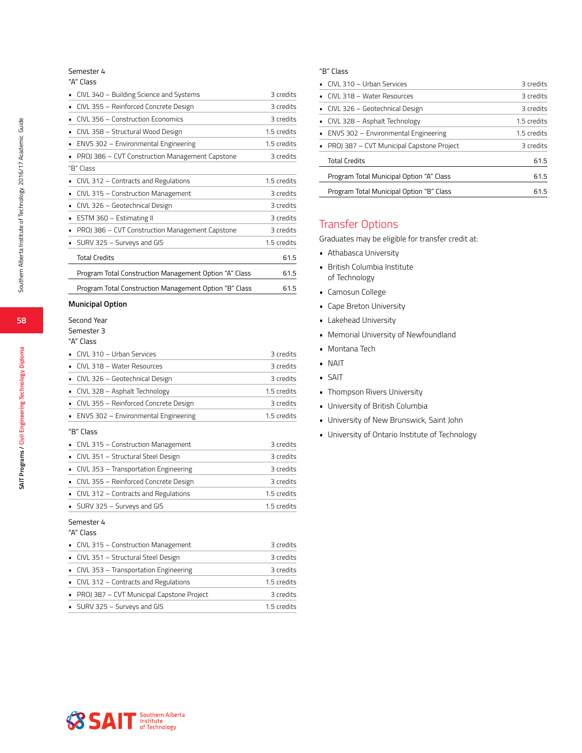Semester 4

"A" Class

| Course | Credits |
|---|---|
| CIVL 340 – Building Science and Systems | 3 credits |
| CIVL 355 – Reinforced Concrete Design | 3 credits |
| CIVL 356 – Construction Economics | 3 credits |
| CIVL 358 – Structural Wood Design | 1.5 credits |
| ENVS 302 – Environmental Engineering | 1.5 credits |
| PROJ 386 – CVT Construction Management Capstone | 3 credits |

"B" Class

| Course | Credits |
|---|---|
| CIVL 312 – Contracts and Regulations | 1.5 credits |
| CIVL 315 – Construction Management | 3 credits |
| CIVL 326 – Geotechnical Design | 3 credits |
| ESTM 360 – Estimating II | 3 credits |
| PROJ 386 – CVT Construction Management Capstone | 3 credits |
| SURV 325 – Surveys and GIS | 1.5 credits |

| | |
|---|---|
| Total Credits | 61.5 |
| Program Total Construction Management Option "A" Class | 61.5 |
| Program Total Construction Management Option "B" Class | 61.5 |

**Municipal Option**

Second Year

Semester 3

"A" Class

| Course | Credits |
|---|---|
| CIVL 310 – Urban Services | 3 credits |
| CIVL 318 – Water Resources | 3 credits |
| CIVL 326 – Geotechnical Design | 3 credits |
| CIVL 328 – Asphalt Technology | 1.5 credits |
| CIVL 355 – Reinforced Concrete Design | 3 credits |
| ENVS 302 – Environmental Engineering | 1.5 credits |

"B" Class

| Course | Credits |
|---|---|
| CIVL 315 – Construction Management | 3 credits |
| CIVL 351 – Structural Steel Design | 3 credits |
| CIVL 353 – Transportation Engineering | 3 credits |
| CIVL 355 – Reinforced Concrete Design | 3 credits |
| CIVL 312 – Contracts and Regulations | 1.5 credits |
| SURV 325 – Surveys and GIS | 1.5 credits |

Semester 4

"A" Class

| Course | Credits |
|---|---|
| CIVL 315 – Construction Management | 3 credits |
| CIVL 351 – Structural Steel Design | 3 credits |
| CIVL 353 – Transportation Engineering | 3 credits |
| CIVL 312 – Contracts and Regulations | 1.5 credits |
| PROJ 387 – CVT Municipal Capstone Project | 3 credits |
| SURV 325 – Surveys and GIS | 1.5 credits |

"B" Class

| Course | Credits |
|---|---|
| CIVL 310 – Urban Services | 3 credits |
| CIVL 318 – Water Resources | 3 credits |
| CIVL 326 – Geotechnical Design | 3 credits |
| CIVL 328 – Asphalt Technology | 1.5 credits |
| ENVS 302 – Environmental Engineering | 1.5 credits |
| PROJ 387 – CVT Municipal Capstone Project | 3 credits |

| | |
|---|---|
| Total Credits | 61.5 |
| Program Total Municipal Option "A" Class | 61.5 |
| Program Total Municipal Option "B" Class | 61.5 |

## Transfer Options

Graduates may be eligible for transfer credit at:

- Athabasca University
- British Columbia Institute of Technology
- Camosun College
- Cape Breton University
- Lakehead University
- Memorial University of Newfoundland
- Montana Tech
- NAIT
- SAIT
- Thompson Rivers University
- University of British Columbia
- University of New Brunswick, Saint John
- University of Ontario Institute of Technology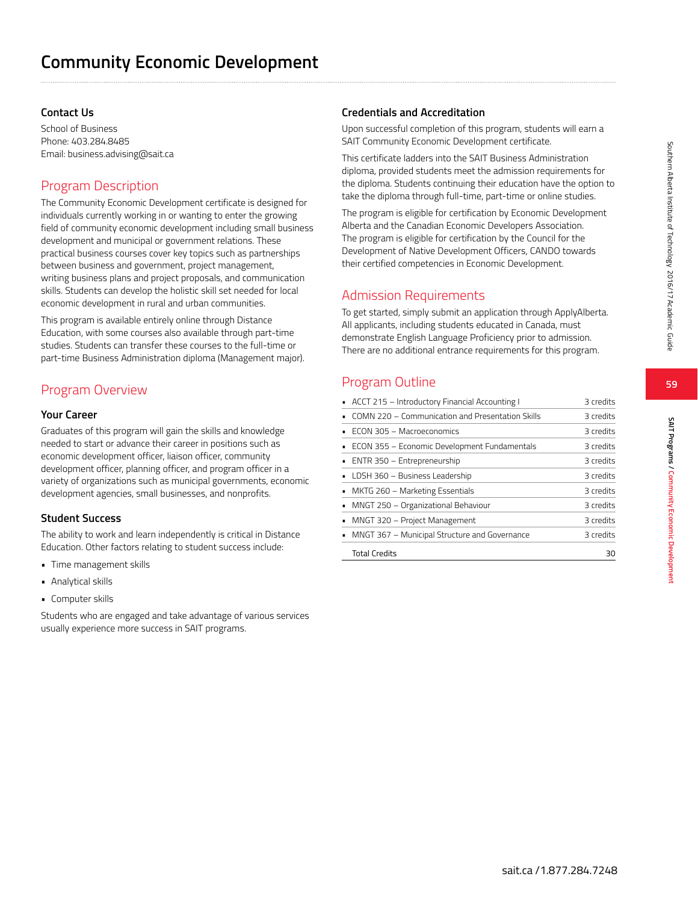# Community Economic Development

### Contact Us

School of Business
Phone: 403.284.8485
Email: business.advising@sait.ca

## Program Description

The Community Economic Development certificate is designed for individuals currently working in or wanting to enter the growing field of community economic development including small business development and municipal or government relations. These practical business courses cover key topics such as partnerships between business and government, project management, writing business plans and project proposals, and communication skills. Students can develop the holistic skill set needed for local economic development in rural and urban communities.

This program is available entirely online through Distance Education, with some courses also available through part-time studies. Students can transfer these courses to the full-time or part-time Business Administration diploma (Management major).

## Program Overview

### Your Career

Graduates of this program will gain the skills and knowledge needed to start or advance their career in positions such as economic development officer, liaison officer, community development officer, planning officer, and program officer in a variety of organizations such as municipal governments, economic development agencies, small businesses, and nonprofits.

### Student Success

The ability to work and learn independently is critical in Distance Education. Other factors relating to student success include:

- Time management skills
- Analytical skills
- Computer skills

Students who are engaged and take advantage of various services usually experience more success in SAIT programs.

### Credentials and Accreditation

Upon successful completion of this program, students will earn a SAIT Community Economic Development certificate.

This certificate ladders into the SAIT Business Administration diploma, provided students meet the admission requirements for the diploma. Students continuing their education have the option to take the diploma through full-time, part-time or online studies.

The program is eligible for certification by Economic Development Alberta and the Canadian Economic Developers Association. The program is eligible for certification by the Council for the Development of Native Development Officers, CANDO towards their certified competencies in Economic Development.

## Admission Requirements

To get started, simply submit an application through ApplyAlberta. All applicants, including students educated in Canada, must demonstrate English Language Proficiency prior to admission. There are no additional entrance requirements for this program.

## Program Outline

| Course | Credits |
|---|---|
| ACCT 215 – Introductory Financial Accounting I | 3 credits |
| COMN 220 – Communication and Presentation Skills | 3 credits |
| ECON 305 – Macroeconomics | 3 credits |
| ECON 355 – Economic Development Fundamentals | 3 credits |
| ENTR 350 – Entrepreneurship | 3 credits |
| LDSH 360 – Business Leadership | 3 credits |
| MKTG 260 – Marketing Essentials | 3 credits |
| MNGT 250 – Organizational Behaviour | 3 credits |
| MNGT 320 – Project Management | 3 credits |
| MNGT 367 – Municipal Structure and Governance | 3 credits |
| Total Credits | 30 |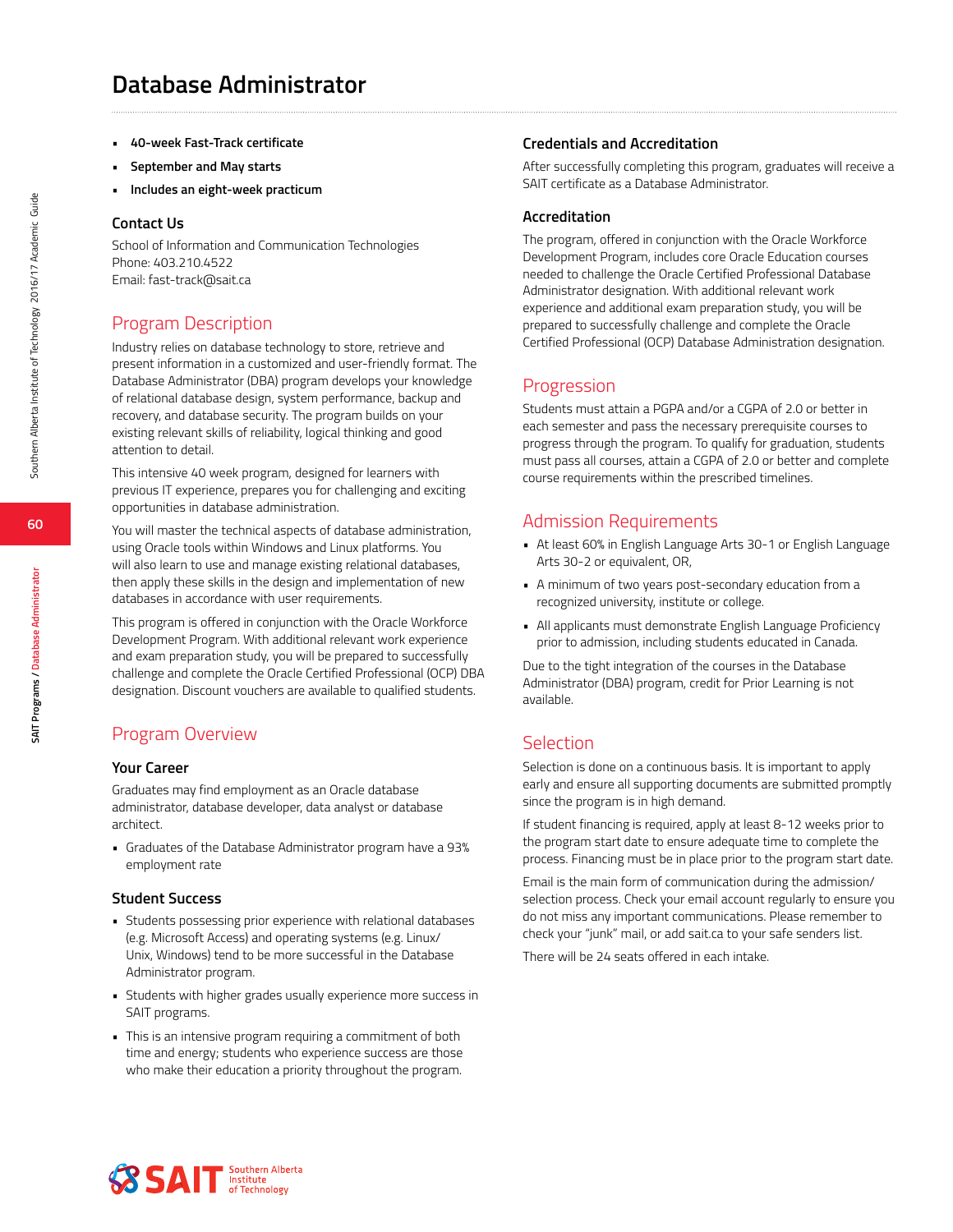# Database Administrator

- **40-week Fast-Track certificate**
- **September and May starts**
- **Includes an eight-week practicum**

### Contact Us

School of Information and Communication Technologies
Phone: 403.210.4522
Email: fast-track@sait.ca

## Program Description

Industry relies on database technology to store, retrieve and present information in a customized and user-friendly format. The Database Administrator (DBA) program develops your knowledge of relational database design, system performance, backup and recovery, and database security. The program builds on your existing relevant skills of reliability, logical thinking and good attention to detail.

This intensive 40 week program, designed for learners with previous IT experience, prepares you for challenging and exciting opportunities in database administration.

You will master the technical aspects of database administration, using Oracle tools within Windows and Linux platforms. You will also learn to use and manage existing relational databases, then apply these skills in the design and implementation of new databases in accordance with user requirements.

This program is offered in conjunction with the Oracle Workforce Development Program. With additional relevant work experience and exam preparation study, you will be prepared to successfully challenge and complete the Oracle Certified Professional (OCP) DBA designation. Discount vouchers are available to qualified students.

## Program Overview

### Your Career

Graduates may find employment as an Oracle database administrator, database developer, data analyst or database architect.

- Graduates of the Database Administrator program have a 93% employment rate

### Student Success

- Students possessing prior experience with relational databases (e.g. Microsoft Access) and operating systems (e.g. Linux/Unix, Windows) tend to be more successful in the Database Administrator program.
- Students with higher grades usually experience more success in SAIT programs.
- This is an intensive program requiring a commitment of both time and energy; students who experience success are those who make their education a priority throughout the program.

### Credentials and Accreditation

After successfully completing this program, graduates will receive a SAIT certificate as a Database Administrator.

### Accreditation

The program, offered in conjunction with the Oracle Workforce Development Program, includes core Oracle Education courses needed to challenge the Oracle Certified Professional Database Administrator designation. With additional relevant work experience and additional exam preparation study, you will be prepared to successfully challenge and complete the Oracle Certified Professional (OCP) Database Administration designation.

## Progression

Students must attain a PGPA and/or a CGPA of 2.0 or better in each semester and pass the necessary prerequisite courses to progress through the program. To qualify for graduation, students must pass all courses, attain a CGPA of 2.0 or better and complete course requirements within the prescribed timelines.

## Admission Requirements

- At least 60% in English Language Arts 30-1 or English Language Arts 30-2 or equivalent, OR,
- A minimum of two years post-secondary education from a recognized university, institute or college.
- All applicants must demonstrate English Language Proficiency prior to admission, including students educated in Canada.

Due to the tight integration of the courses in the Database Administrator (DBA) program, credit for Prior Learning is not available.

## Selection

Selection is done on a continuous basis. It is important to apply early and ensure all supporting documents are submitted promptly since the program is in high demand.

If student financing is required, apply at least 8-12 weeks prior to the program start date to ensure adequate time to complete the process. Financing must be in place prior to the program start date.

Email is the main form of communication during the admission/selection process. Check your email account regularly to ensure you do not miss any important communications. Please remember to check your "junk" mail, or add sait.ca to your safe senders list.

There will be 24 seats offered in each intake.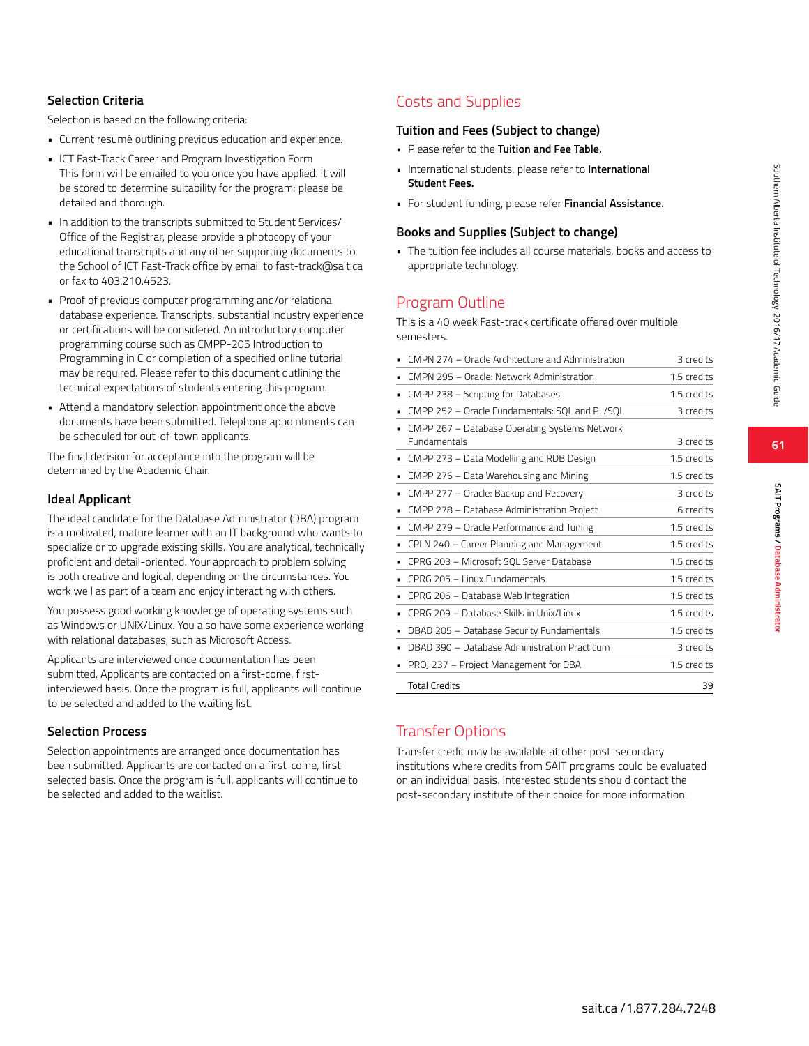### Selection Criteria

Selection is based on the following criteria:

- Current resumé outlining previous education and experience.
- ICT Fast-Track Career and Program Investigation Form
  This form will be emailed to you once you have applied. It will be scored to determine suitability for the program; please be detailed and thorough.
- In addition to the transcripts submitted to Student Services/ Office of the Registrar, please provide a photocopy of your educational transcripts and any other supporting documents to the School of ICT Fast-Track office by email to fast-track@sait.ca or fax to 403.210.4523.
- Proof of previous computer programming and/or relational database experience. Transcripts, substantial industry experience or certifications will be considered. An introductory computer programming course such as CMPP-205 Introduction to Programming in C or completion of a specified online tutorial may be required. Please refer to this document outlining the technical expectations of students entering this program.
- Attend a mandatory selection appointment once the above documents have been submitted. Telephone appointments can be scheduled for out-of-town applicants.

The final decision for acceptance into the program will be determined by the Academic Chair.

### Ideal Applicant

The ideal candidate for the Database Administrator (DBA) program is a motivated, mature learner with an IT background who wants to specialize or to upgrade existing skills. You are analytical, technically proficient and detail-oriented. Your approach to problem solving is both creative and logical, depending on the circumstances. You work well as part of a team and enjoy interacting with others.

You possess good working knowledge of operating systems such as Windows or UNIX/Linux. You also have some experience working with relational databases, such as Microsoft Access.

Applicants are interviewed once documentation has been submitted. Applicants are contacted on a first-come, first-interviewed basis. Once the program is full, applicants will continue to be selected and added to the waiting list.

### Selection Process

Selection appointments are arranged once documentation has been submitted. Applicants are contacted on a first-come, first-selected basis. Once the program is full, applicants will continue to be selected and added to the waitlist.

## Costs and Supplies

### Tuition and Fees (Subject to change)

- Please refer to the **Tuition and Fee Table.**
- International students, please refer to **International Student Fees.**
- For student funding, please refer **Financial Assistance.**

### Books and Supplies (Subject to change)

- The tuition fee includes all course materials, books and access to appropriate technology.

## Program Outline

This is a 40 week Fast-track certificate offered over multiple semesters.

| Course | Credits |
|---|---|
| CMPN 274 – Oracle Architecture and Administration | 3 credits |
| CMPN 295 – Oracle: Network Administration | 1.5 credits |
| CMPP 238 – Scripting for Databases | 1.5 credits |
| CMPP 252 – Oracle Fundamentals: SQL and PL/SQL | 3 credits |
| CMPP 267 – Database Operating Systems Network Fundamentals | 3 credits |
| CMPP 273 – Data Modelling and RDB Design | 1.5 credits |
| CMPP 276 – Data Warehousing and Mining | 1.5 credits |
| CMPP 277 – Oracle: Backup and Recovery | 3 credits |
| CMPP 278 – Database Administration Project | 6 credits |
| CMPP 279 – Oracle Performance and Tuning | 1.5 credits |
| CPLN 240 – Career Planning and Management | 1.5 credits |
| CPRG 203 – Microsoft SQL Server Database | 1.5 credits |
| CPRG 205 – Linux Fundamentals | 1.5 credits |
| CPRG 206 – Database Web Integration | 1.5 credits |
| CPRG 209 – Database Skills in Unix/Linux | 1.5 credits |
| DBAD 205 – Database Security Fundamentals | 1.5 credits |
| DBAD 390 – Database Administration Practicum | 3 credits |
| PROJ 237 – Project Management for DBA | 1.5 credits |
| Total Credits | 39 |

## Transfer Options

Transfer credit may be available at other post-secondary institutions where credits from SAIT programs could be evaluated on an individual basis. Interested students should contact the post-secondary institute of their choice for more information.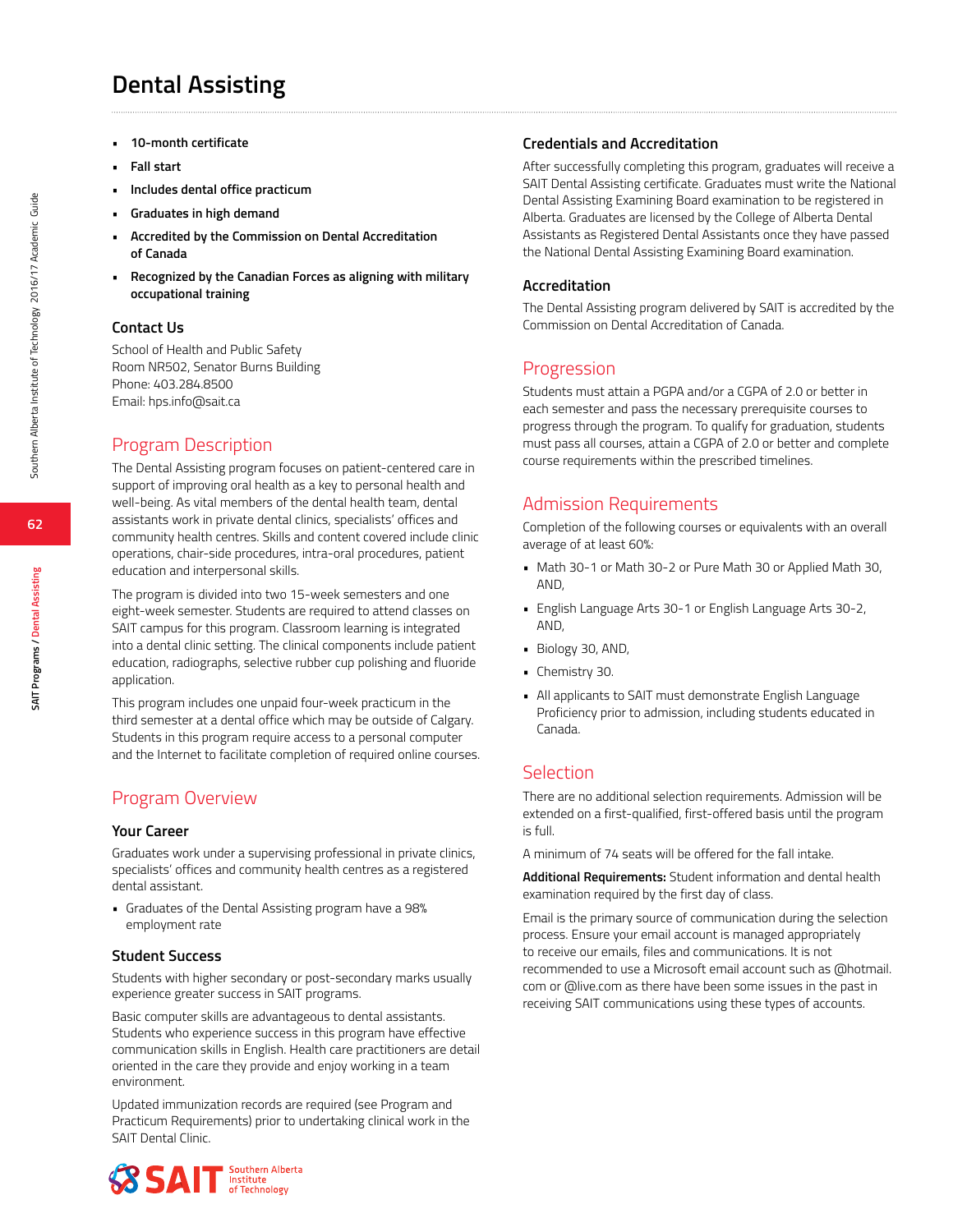# Dental Assisting

- **10-month certificate**
- **Fall start**
- **Includes dental office practicum**
- **Graduates in high demand**
- **Accredited by the Commission on Dental Accreditation of Canada**
- **Recognized by the Canadian Forces as aligning with military occupational training**

### Contact Us

School of Health and Public Safety
Room NR502, Senator Burns Building
Phone: 403.284.8500
Email: hps.info@sait.ca

## Program Description

The Dental Assisting program focuses on patient-centered care in support of improving oral health as a key to personal health and well-being. As vital members of the dental health team, dental assistants work in private dental clinics, specialists' offices and community health centres. Skills and content covered include clinic operations, chair-side procedures, intra-oral procedures, patient education and interpersonal skills.

The program is divided into two 15-week semesters and one eight-week semester. Students are required to attend classes on SAIT campus for this program. Classroom learning is integrated into a dental clinic setting. The clinical components include patient education, radiographs, selective rubber cup polishing and fluoride application.

This program includes one unpaid four-week practicum in the third semester at a dental office which may be outside of Calgary. Students in this program require access to a personal computer and the Internet to facilitate completion of required online courses.

## Program Overview

### Your Career

Graduates work under a supervising professional in private clinics, specialists' offices and community health centres as a registered dental assistant.

- Graduates of the Dental Assisting program have a 98% employment rate

### Student Success

Students with higher secondary or post-secondary marks usually experience greater success in SAIT programs.

Basic computer skills are advantageous to dental assistants. Students who experience success in this program have effective communication skills in English. Health care practitioners are detail oriented in the care they provide and enjoy working in a team environment.

Updated immunization records are required (see Program and Practicum Requirements) prior to undertaking clinical work in the SAIT Dental Clinic.

### Credentials and Accreditation

After successfully completing this program, graduates will receive a SAIT Dental Assisting certificate. Graduates must write the National Dental Assisting Examining Board examination to be registered in Alberta. Graduates are licensed by the College of Alberta Dental Assistants as Registered Dental Assistants once they have passed the National Dental Assisting Examining Board examination.

### Accreditation

The Dental Assisting program delivered by SAIT is accredited by the Commission on Dental Accreditation of Canada.

## Progression

Students must attain a PGPA and/or a CGPA of 2.0 or better in each semester and pass the necessary prerequisite courses to progress through the program. To qualify for graduation, students must pass all courses, attain a CGPA of 2.0 or better and complete course requirements within the prescribed timelines.

## Admission Requirements

Completion of the following courses or equivalents with an overall average of at least 60%:

- Math 30-1 or Math 30-2 or Pure Math 30 or Applied Math 30, AND,
- English Language Arts 30-1 or English Language Arts 30-2, AND,
- Biology 30, AND,
- Chemistry 30.
- All applicants to SAIT must demonstrate English Language Proficiency prior to admission, including students educated in Canada.

## Selection

There are no additional selection requirements. Admission will be extended on a first-qualified, first-offered basis until the program is full.

A minimum of 74 seats will be offered for the fall intake.

**Additional Requirements:** Student information and dental health examination required by the first day of class.

Email is the primary source of communication during the selection process. Ensure your email account is managed appropriately to receive our emails, files and communications. It is not recommended to use a Microsoft email account such as @hotmail.com or @live.com as there have been some issues in the past in receiving SAIT communications using these types of accounts.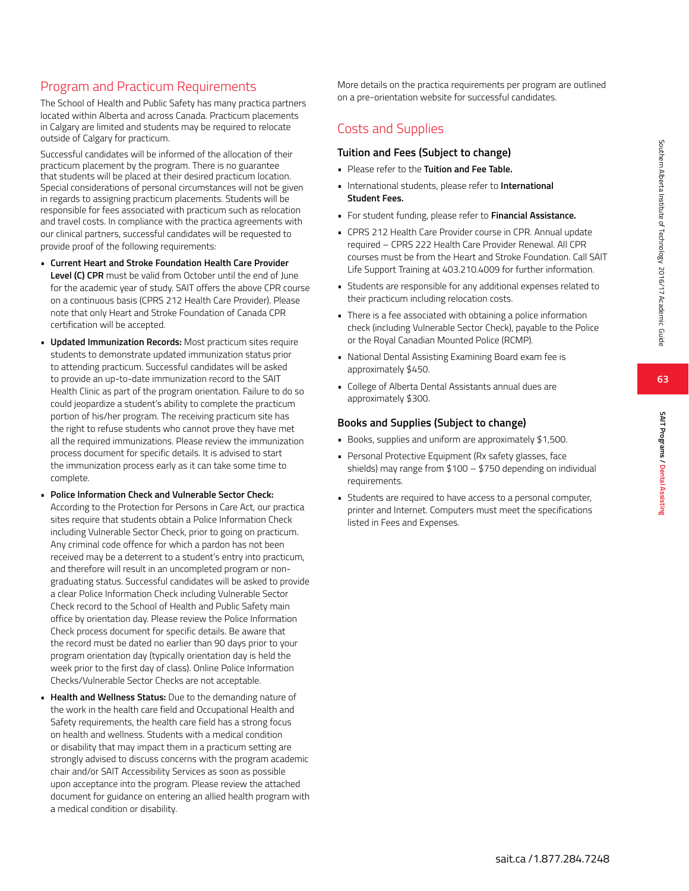## Program and Practicum Requirements

The School of Health and Public Safety has many practica partners located within Alberta and across Canada. Practicum placements in Calgary are limited and students may be required to relocate outside of Calgary for practicum.

Successful candidates will be informed of the allocation of their practicum placement by the program. There is no guarantee that students will be placed at their desired practicum location. Special considerations of personal circumstances will not be given in regards to assigning practicum placements. Students will be responsible for fees associated with practicum such as relocation and travel costs. In compliance with the practica agreements with our clinical partners, successful candidates will be requested to provide proof of the following requirements:

- **Current Heart and Stroke Foundation Health Care Provider Level (C) CPR** must be valid from October until the end of June for the academic year of study. SAIT offers the above CPR course on a continuous basis (CPRS 212 Health Care Provider). Please note that only Heart and Stroke Foundation of Canada CPR certification will be accepted.
- **Updated Immunization Records:** Most practicum sites require students to demonstrate updated immunization status prior to attending practicum. Successful candidates will be asked to provide an up-to-date immunization record to the SAIT Health Clinic as part of the program orientation. Failure to do so could jeopardize a student's ability to complete the practicum portion of his/her program. The receiving practicum site has the right to refuse students who cannot prove they have met all the required immunizations. Please review the immunization process document for specific details. It is advised to start the immunization process early as it can take some time to complete.
- **Police Information Check and Vulnerable Sector Check:** According to the Protection for Persons in Care Act, our practica sites require that students obtain a Police Information Check including Vulnerable Sector Check, prior to going on practicum. Any criminal code offence for which a pardon has not been received may be a deterrent to a student's entry into practicum, and therefore will result in an uncompleted program or non-graduating status. Successful candidates will be asked to provide a clear Police Information Check including Vulnerable Sector Check record to the School of Health and Public Safety main office by orientation day. Please review the Police Information Check process document for specific details. Be aware that the record must be dated no earlier than 90 days prior to your program orientation day (typically orientation day is held the week prior to the first day of class). Online Police Information Checks/Vulnerable Sector Checks are not acceptable.
- **Health and Wellness Status:** Due to the demanding nature of the work in the health care field and Occupational Health and Safety requirements, the health care field has a strong focus on health and wellness. Students with a medical condition or disability that may impact them in a practicum setting are strongly advised to discuss concerns with the program academic chair and/or SAIT Accessibility Services as soon as possible upon acceptance into the program. Please review the attached document for guidance on entering an allied health program with a medical condition or disability.

More details on the practica requirements per program are outlined on a pre-orientation website for successful candidates.

## Costs and Supplies

### Tuition and Fees (Subject to change)

- Please refer to the **Tuition and Fee Table.**
- International students, please refer to **International Student Fees.**
- For student funding, please refer to **Financial Assistance.**
- CPRS 212 Health Care Provider course in CPR. Annual update required – CPRS 222 Health Care Provider Renewal. All CPR courses must be from the Heart and Stroke Foundation. Call SAIT Life Support Training at 403.210.4009 for further information.
- Students are responsible for any additional expenses related to their practicum including relocation costs.
- There is a fee associated with obtaining a police information check (including Vulnerable Sector Check), payable to the Police or the Royal Canadian Mounted Police (RCMP).
- National Dental Assisting Examining Board exam fee is approximately $450.
- College of Alberta Dental Assistants annual dues are approximately $300.

### Books and Supplies (Subject to change)

- Books, supplies and uniform are approximately $1,500.
- Personal Protective Equipment (Rx safety glasses, face shields) may range from $100 – $750 depending on individual requirements.
- Students are required to have access to a personal computer, printer and Internet. Computers must meet the specifications listed in Fees and Expenses.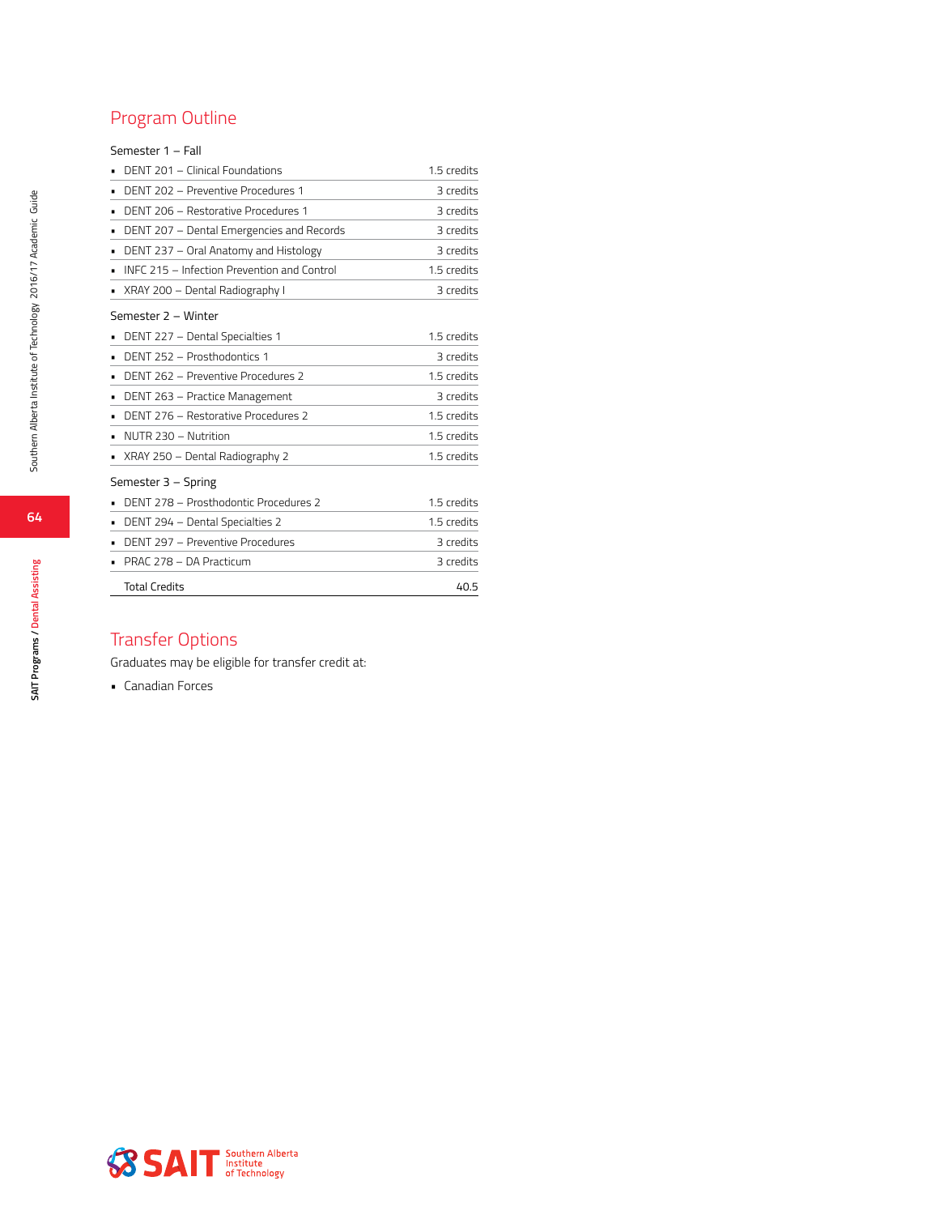## Program Outline

Semester 1 – Fall

| Course | Credits |
| --- | --- |
| DENT 201 – Clinical Foundations | 1.5 credits |
| DENT 202 – Preventive Procedures 1 | 3 credits |
| DENT 206 – Restorative Procedures 1 | 3 credits |
| DENT 207 – Dental Emergencies and Records | 3 credits |
| DENT 237 – Oral Anatomy and Histology | 3 credits |
| INFC 215 – Infection Prevention and Control | 1.5 credits |
| XRAY 200 – Dental Radiography I | 3 credits |

Semester 2 – Winter

| Course | Credits |
| --- | --- |
| DENT 227 – Dental Specialties 1 | 1.5 credits |
| DENT 252 – Prosthodontics 1 | 3 credits |
| DENT 262 – Preventive Procedures 2 | 1.5 credits |
| DENT 263 – Practice Management | 3 credits |
| DENT 276 – Restorative Procedures 2 | 1.5 credits |
| NUTR 230 – Nutrition | 1.5 credits |
| XRAY 250 – Dental Radiography 2 | 1.5 credits |

Semester 3 – Spring

| Course | Credits |
| --- | --- |
| DENT 278 – Prosthodontic Procedures 2 | 1.5 credits |
| DENT 294 – Dental Specialties 2 | 1.5 credits |
| DENT 297 – Preventive Procedures | 3 credits |
| PRAC 278 – DA Practicum | 3 credits |
| Total Credits | 40.5 |

## Transfer Options

Graduates may be eligible for transfer credit at:

- Canadian Forces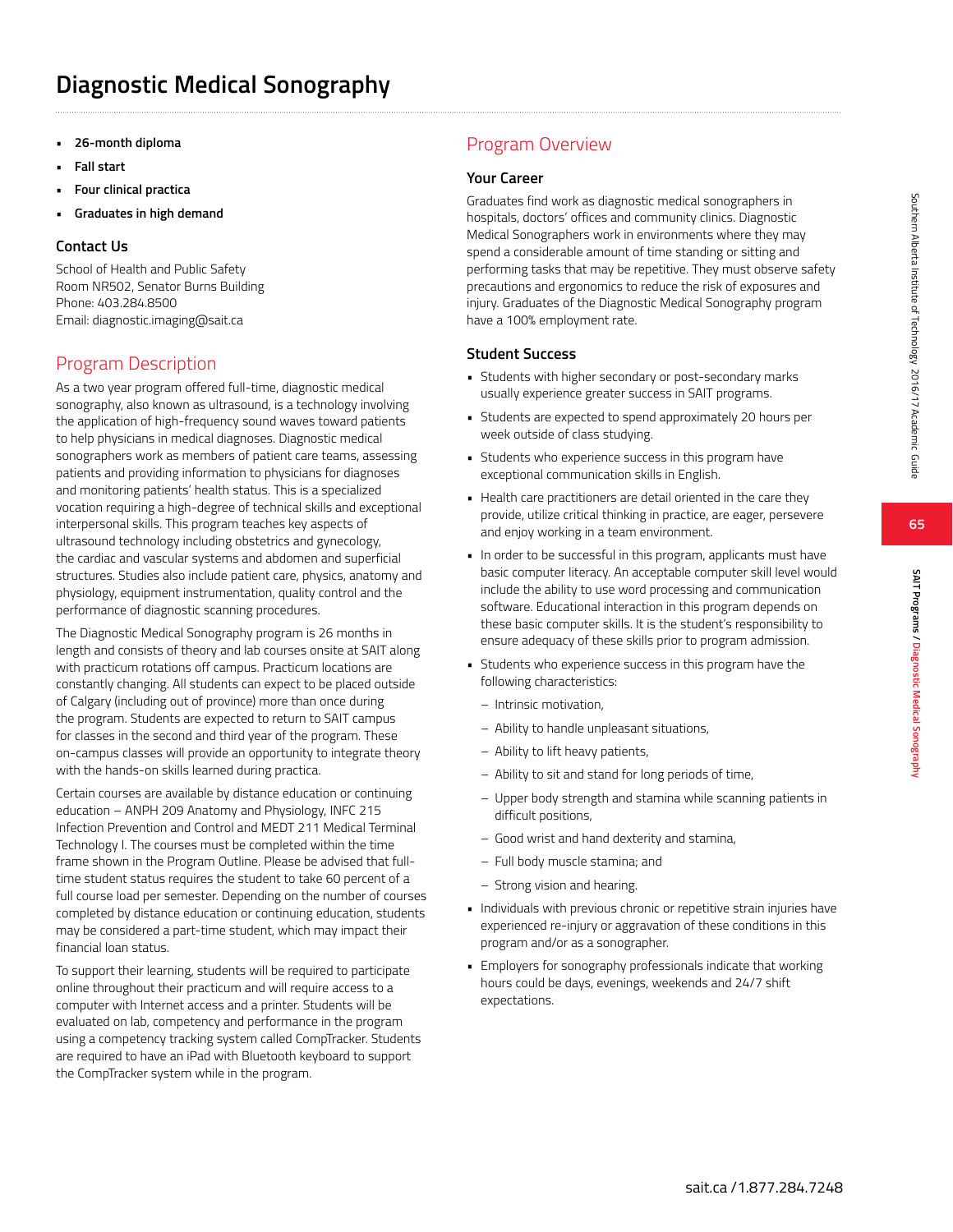# Diagnostic Medical Sonography

- **26-month diploma**
- **Fall start**
- **Four clinical practica**
- **Graduates in high demand**

### Contact Us

School of Health and Public Safety
Room NR502, Senator Burns Building
Phone: 403.284.8500
Email: diagnostic.imaging@sait.ca

## Program Description

As a two year program offered full-time, diagnostic medical sonography, also known as ultrasound, is a technology involving the application of high-frequency sound waves toward patients to help physicians in medical diagnoses. Diagnostic medical sonographers work as members of patient care teams, assessing patients and providing information to physicians for diagnoses and monitoring patients' health status. This is a specialized vocation requiring a high-degree of technical skills and exceptional interpersonal skills. This program teaches key aspects of ultrasound technology including obstetrics and gynecology, the cardiac and vascular systems and abdomen and superficial structures. Studies also include patient care, physics, anatomy and physiology, equipment instrumentation, quality control and the performance of diagnostic scanning procedures.

The Diagnostic Medical Sonography program is 26 months in length and consists of theory and lab courses onsite at SAIT along with practicum rotations off campus. Practicum locations are constantly changing. All students can expect to be placed outside of Calgary (including out of province) more than once during the program. Students are expected to return to SAIT campus for classes in the second and third year of the program. These on-campus classes will provide an opportunity to integrate theory with the hands-on skills learned during practica.

Certain courses are available by distance education or continuing education – ANPH 209 Anatomy and Physiology, INFC 215 Infection Prevention and Control and MEDT 211 Medical Terminal Technology I. The courses must be completed within the time frame shown in the Program Outline. Please be advised that full-time student status requires the student to take 60 percent of a full course load per semester. Depending on the number of courses completed by distance education or continuing education, students may be considered a part-time student, which may impact their financial loan status.

To support their learning, students will be required to participate online throughout their practicum and will require access to a computer with Internet access and a printer. Students will be evaluated on lab, competency and performance in the program using a competency tracking system called CompTracker. Students are required to have an iPad with Bluetooth keyboard to support the CompTracker system while in the program.

## Program Overview

### Your Career

Graduates find work as diagnostic medical sonographers in hospitals, doctors' offices and community clinics. Diagnostic Medical Sonographers work in environments where they may spend a considerable amount of time standing or sitting and performing tasks that may be repetitive. They must observe safety precautions and ergonomics to reduce the risk of exposures and injury. Graduates of the Diagnostic Medical Sonography program have a 100% employment rate.

### Student Success

- Students with higher secondary or post-secondary marks usually experience greater success in SAIT programs.
- Students are expected to spend approximately 20 hours per week outside of class studying.
- Students who experience success in this program have exceptional communication skills in English.
- Health care practitioners are detail oriented in the care they provide, utilize critical thinking in practice, are eager, persevere and enjoy working in a team environment.
- In order to be successful in this program, applicants must have basic computer literacy. An acceptable computer skill level would include the ability to use word processing and communication software. Educational interaction in this program depends on these basic computer skills. It is the student's responsibility to ensure adequacy of these skills prior to program admission.
- Students who experience success in this program have the following characteristics:
  - Intrinsic motivation,
  - Ability to handle unpleasant situations,
  - Ability to lift heavy patients,
  - Ability to sit and stand for long periods of time,
  - Upper body strength and stamina while scanning patients in difficult positions,
  - Good wrist and hand dexterity and stamina,
  - Full body muscle stamina; and
  - Strong vision and hearing.
- Individuals with previous chronic or repetitive strain injuries have experienced re-injury or aggravation of these conditions in this program and/or as a sonographer.
- Employers for sonography professionals indicate that working hours could be days, evenings, weekends and 24/7 shift expectations.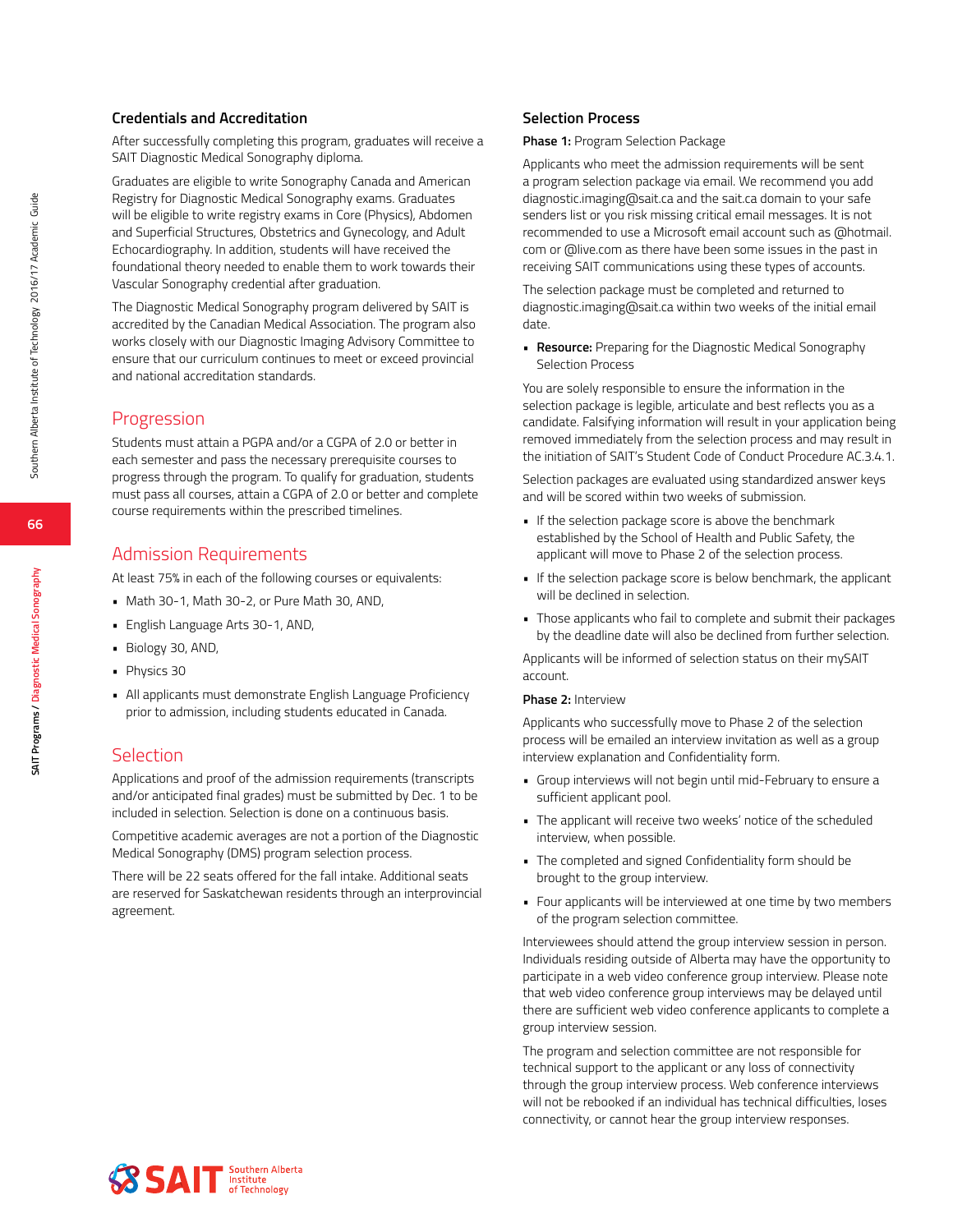### Credentials and Accreditation

After successfully completing this program, graduates will receive a SAIT Diagnostic Medical Sonography diploma.

Graduates are eligible to write Sonography Canada and American Registry for Diagnostic Medical Sonography exams. Graduates will be eligible to write registry exams in Core (Physics), Abdomen and Superficial Structures, Obstetrics and Gynecology, and Adult Echocardiography. In addition, students will have received the foundational theory needed to enable them to work towards their Vascular Sonography credential after graduation.

The Diagnostic Medical Sonography program delivered by SAIT is accredited by the Canadian Medical Association. The program also works closely with our Diagnostic Imaging Advisory Committee to ensure that our curriculum continues to meet or exceed provincial and national accreditation standards.

## Progression

Students must attain a PGPA and/or a CGPA of 2.0 or better in each semester and pass the necessary prerequisite courses to progress through the program. To qualify for graduation, students must pass all courses, attain a CGPA of 2.0 or better and complete course requirements within the prescribed timelines.

## Admission Requirements

At least 75% in each of the following courses or equivalents:

- Math 30-1, Math 30-2, or Pure Math 30, AND,
- English Language Arts 30-1, AND,
- Biology 30, AND,
- Physics 30
- All applicants must demonstrate English Language Proficiency prior to admission, including students educated in Canada.

## Selection

Applications and proof of the admission requirements (transcripts and/or anticipated final grades) must be submitted by Dec. 1 to be included in selection. Selection is done on a continuous basis.

Competitive academic averages are not a portion of the Diagnostic Medical Sonography (DMS) program selection process.

There will be 22 seats offered for the fall intake. Additional seats are reserved for Saskatchewan residents through an interprovincial agreement.

### Selection Process

**Phase 1:** Program Selection Package

Applicants who meet the admission requirements will be sent a program selection package via email. We recommend you add diagnostic.imaging@sait.ca and the sait.ca domain to your safe senders list or you risk missing critical email messages. It is not recommended to use a Microsoft email account such as @hotmail.com or @live.com as there have been some issues in the past in receiving SAIT communications using these types of accounts.

The selection package must be completed and returned to diagnostic.imaging@sait.ca within two weeks of the initial email date.

- **Resource:** Preparing for the Diagnostic Medical Sonography Selection Process

You are solely responsible to ensure the information in the selection package is legible, articulate and best reflects you as a candidate. Falsifying information will result in your application being removed immediately from the selection process and may result in the initiation of SAIT's Student Code of Conduct Procedure AC.3.4.1.

Selection packages are evaluated using standardized answer keys and will be scored within two weeks of submission.

- If the selection package score is above the benchmark established by the School of Health and Public Safety, the applicant will move to Phase 2 of the selection process.
- If the selection package score is below benchmark, the applicant will be declined in selection.
- Those applicants who fail to complete and submit their packages by the deadline date will also be declined from further selection.

Applicants will be informed of selection status on their mySAIT account.

**Phase 2:** Interview

Applicants who successfully move to Phase 2 of the selection process will be emailed an interview invitation as well as a group interview explanation and Confidentiality form.

- Group interviews will not begin until mid-February to ensure a sufficient applicant pool.
- The applicant will receive two weeks' notice of the scheduled interview, when possible.
- The completed and signed Confidentiality form should be brought to the group interview.
- Four applicants will be interviewed at one time by two members of the program selection committee.

Interviewees should attend the group interview session in person. Individuals residing outside of Alberta may have the opportunity to participate in a web video conference group interview. Please note that web video conference group interviews may be delayed until there are sufficient web video conference applicants to complete a group interview session.

The program and selection committee are not responsible for technical support to the applicant or any loss of connectivity through the group interview process. Web conference interviews will not be rebooked if an individual has technical difficulties, loses connectivity, or cannot hear the group interview responses.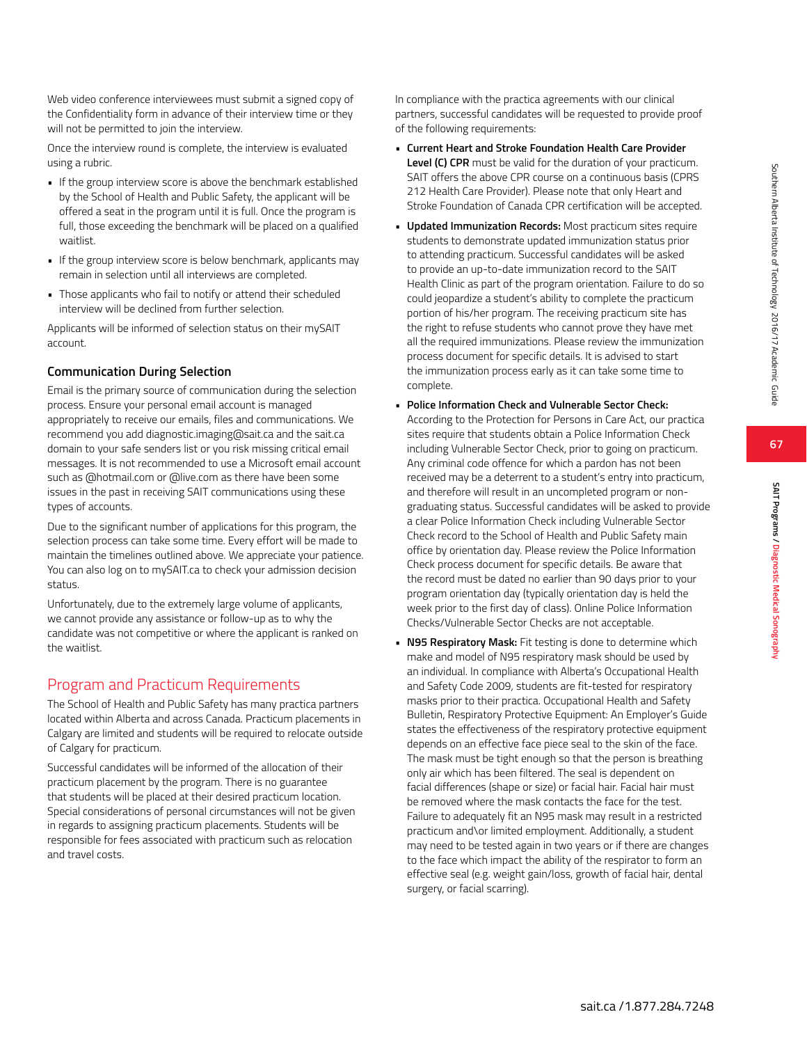Web video conference interviewees must submit a signed copy of the Confidentiality form in advance of their interview time or they will not be permitted to join the interview.

Once the interview round is complete, the interview is evaluated using a rubric.

- If the group interview score is above the benchmark established by the School of Health and Public Safety, the applicant will be offered a seat in the program until it is full. Once the program is full, those exceeding the benchmark will be placed on a qualified waitlist.
- If the group interview score is below benchmark, applicants may remain in selection until all interviews are completed.
- Those applicants who fail to notify or attend their scheduled interview will be declined from further selection.

Applicants will be informed of selection status on their mySAIT account.

### Communication During Selection

Email is the primary source of communication during the selection process. Ensure your personal email account is managed appropriately to receive our emails, files and communications. We recommend you add diagnostic.imaging@sait.ca and the sait.ca domain to your safe senders list or you risk missing critical email messages. It is not recommended to use a Microsoft email account such as @hotmail.com or @live.com as there have been some issues in the past in receiving SAIT communications using these types of accounts.

Due to the significant number of applications for this program, the selection process can take some time. Every effort will be made to maintain the timelines outlined above. We appreciate your patience. You can also log on to mySAIT.ca to check your admission decision status.

Unfortunately, due to the extremely large volume of applicants, we cannot provide any assistance or follow-up as to why the candidate was not competitive or where the applicant is ranked on the waitlist.

## Program and Practicum Requirements

The School of Health and Public Safety has many practica partners located within Alberta and across Canada. Practicum placements in Calgary are limited and students will be required to relocate outside of Calgary for practicum.

Successful candidates will be informed of the allocation of their practicum placement by the program. There is no guarantee that students will be placed at their desired practicum location. Special considerations of personal circumstances will not be given in regards to assigning practicum placements. Students will be responsible for fees associated with practicum such as relocation and travel costs.

In compliance with the practica agreements with our clinical partners, successful candidates will be requested to provide proof of the following requirements:

- **Current Heart and Stroke Foundation Health Care Provider Level (C) CPR** must be valid for the duration of your practicum. SAIT offers the above CPR course on a continuous basis (CPRS 212 Health Care Provider). Please note that only Heart and Stroke Foundation of Canada CPR certification will be accepted.
- **Updated Immunization Records:** Most practicum sites require students to demonstrate updated immunization status prior to attending practicum. Successful candidates will be asked to provide an up-to-date immunization record to the SAIT Health Clinic as part of the program orientation. Failure to do so could jeopardize a student's ability to complete the practicum portion of his/her program. The receiving practicum site has the right to refuse students who cannot prove they have met all the required immunizations. Please review the immunization process document for specific details. It is advised to start the immunization process early as it can take some time to complete.
- **Police Information Check and Vulnerable Sector Check:** According to the Protection for Persons in Care Act, our practica sites require that students obtain a Police Information Check including Vulnerable Sector Check, prior to going on practicum. Any criminal code offence for which a pardon has not been received may be a deterrent to a student's entry into practicum, and therefore will result in an uncompleted program or non-graduating status. Successful candidates will be asked to provide a clear Police Information Check including Vulnerable Sector Check record to the School of Health and Public Safety main office by orientation day. Please review the Police Information Check process document for specific details. Be aware that the record must be dated no earlier than 90 days prior to your program orientation day (typically orientation day is held the week prior to the first day of class). Online Police Information Checks/Vulnerable Sector Checks are not acceptable.
- **N95 Respiratory Mask:** Fit testing is done to determine which make and model of N95 respiratory mask should be used by an individual. In compliance with Alberta's Occupational Health and Safety Code 2009, students are fit-tested for respiratory masks prior to their practica. Occupational Health and Safety Bulletin, Respiratory Protective Equipment: An Employer's Guide states the effectiveness of the respiratory protective equipment depends on an effective face piece seal to the skin of the face. The mask must be tight enough so that the person is breathing only air which has been filtered. The seal is dependent on facial differences (shape or size) or facial hair. Facial hair must be removed where the mask contacts the face for the test. Failure to adequately fit an N95 mask may result in a restricted practicum and\or limited employment. Additionally, a student may need to be tested again in two years or if there are changes to the face which impact the ability of the respirator to form an effective seal (e.g. weight gain/loss, growth of facial hair, dental surgery, or facial scarring).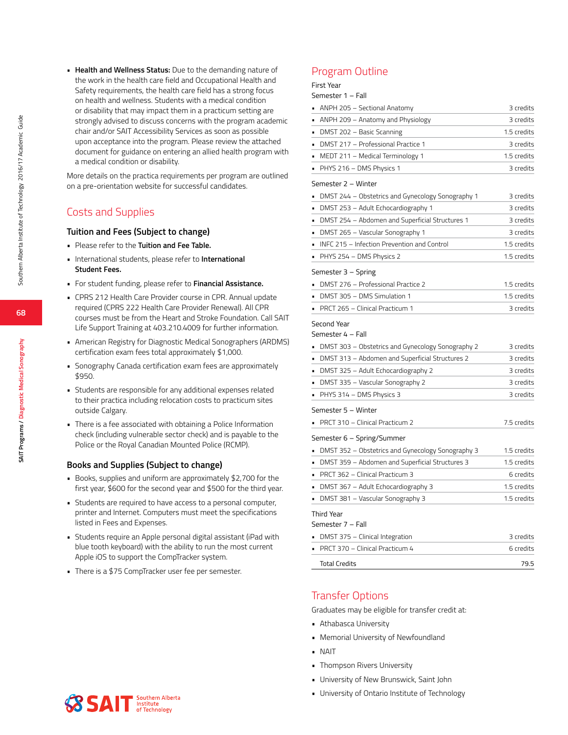- **Health and Wellness Status:** Due to the demanding nature of the work in the health care field and Occupational Health and Safety requirements, the health care field has a strong focus on health and wellness. Students with a medical condition or disability that may impact them in a practicum setting are strongly advised to discuss concerns with the program academic chair and/or SAIT Accessibility Services as soon as possible upon acceptance into the program. Please review the attached document for guidance on entering an allied health program with a medical condition or disability.

More details on the practica requirements per program are outlined on a pre-orientation website for successful candidates.

## Costs and Supplies

### Tuition and Fees (Subject to change)

- Please refer to the **Tuition and Fee Table.**
- International students, please refer to **International Student Fees.**
- For student funding, please refer to **Financial Assistance.**
- CPRS 212 Health Care Provider course in CPR. Annual update required (CPRS 222 Health Care Provider Renewal). All CPR courses must be from the Heart and Stroke Foundation. Call SAIT Life Support Training at 403.210.4009 for further information.
- American Registry for Diagnostic Medical Sonographers (ARDMS) certification exam fees total approximately $1,000.
- Sonography Canada certification exam fees are approximately $950.
- Students are responsible for any additional expenses related to their practica including relocation costs to practicum sites outside Calgary.
- There is a fee associated with obtaining a Police Information check (including vulnerable sector check) and is payable to the Police or the Royal Canadian Mounted Police (RCMP).

### Books and Supplies (Subject to change)

- Books, supplies and uniform are approximately $2,700 for the first year, $600 for the second year and $500 for the third year.
- Students are required to have access to a personal computer, printer and Internet. Computers must meet the specifications listed in Fees and Expenses.
- Students require an Apple personal digital assistant (iPad with blue tooth keyboard) with the ability to run the most current Apple iOS to support the CompTracker system.
- There is a $75 CompTracker user fee per semester.

## Program Outline

First Year

Semester 1 – Fall

| Course | Credits |
|---|---|
| ANPH 205 – Sectional Anatomy | 3 credits |
| ANPH 209 – Anatomy and Physiology | 3 credits |
| DMST 202 – Basic Scanning | 1.5 credits |
| DMST 217 – Professional Practice 1 | 3 credits |
| MEDT 211 – Medical Terminology 1 | 1.5 credits |
| PHYS 216 – DMS Physics 1 | 3 credits |

Semester 2 – Winter

| Course | Credits |
|---|---|
| DMST 244 – Obstetrics and Gynecology Sonography 1 | 3 credits |
| DMST 253 – Adult Echocardiography 1 | 3 credits |
| DMST 254 – Abdomen and Superficial Structures 1 | 3 credits |
| DMST 265 – Vascular Sonography 1 | 3 credits |
| INFC 215 – Infection Prevention and Control | 1.5 credits |
| PHYS 254 – DMS Physics 2 | 1.5 credits |

Semester 3 – Spring

| Course | Credits |
|---|---|
| DMST 276 – Professional Practice 2 | 1.5 credits |
| DMST 305 – DMS Simulation 1 | 1.5 credits |
| PRCT 265 – Clinical Practicum 1 | 3 credits |

Second Year

Semester 4 – Fall

| Course | Credits |
|---|---|
| DMST 303 – Obstetrics and Gynecology Sonography 2 | 3 credits |
| DMST 313 – Abdomen and Superficial Structures 2 | 3 credits |
| DMST 325 – Adult Echocardiography 2 | 3 credits |
| DMST 335 – Vascular Sonography 2 | 3 credits |
| PHYS 314 – DMS Physics 3 | 3 credits |

Semester 5 – Winter

| Course | Credits |
|---|---|
| PRCT 310 – Clinical Practicum 2 | 7.5 credits |

Semester 6 – Spring/Summer

| Course | Credits |
|---|---|
| DMST 352 – Obstetrics and Gynecology Sonography 3 | 1.5 credits |
| DMST 359 – Abdomen and Superficial Structures 3 | 1.5 credits |
| PRCT 362 – Clinical Practicum 3 | 6 credits |
| DMST 367 – Adult Echocardiography 3 | 1.5 credits |
| DMST 381 – Vascular Sonography 3 | 1.5 credits |

Third Year

Semester 7 – Fall

| Course | Credits |
|---|---|
| DMST 375 – Clinical Integration | 3 credits |
| PRCT 370 – Clinical Practicum 4 | 6 credits |
| Total Credits | 79.5 |

## Transfer Options

Graduates may be eligible for transfer credit at:

- Athabasca University
- Memorial University of Newfoundland
- NAIT
- Thompson Rivers University
- University of New Brunswick, Saint John
- University of Ontario Institute of Technology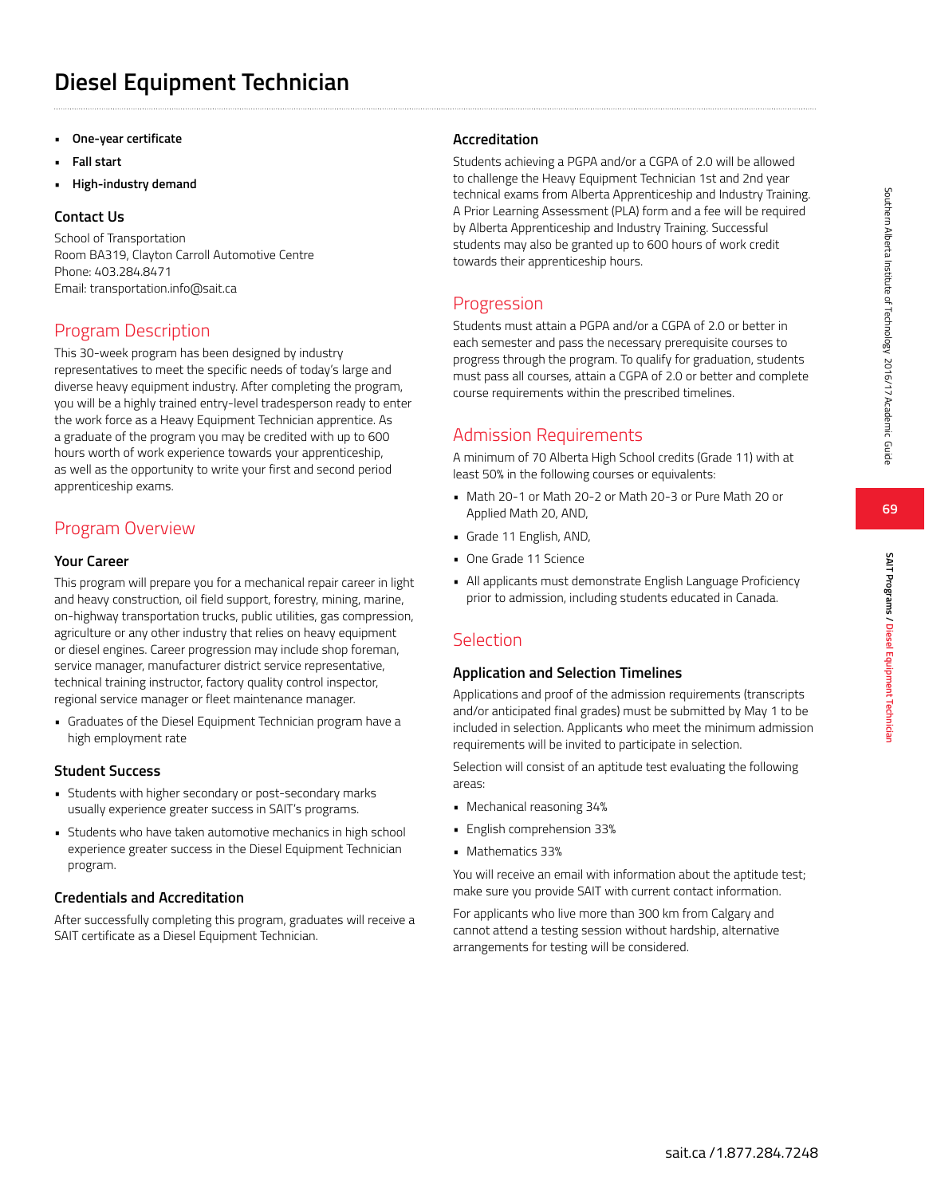# Diesel Equipment Technician

- **One-year certificate**
- **Fall start**
- **High-industry demand**

### Contact Us

School of Transportation
Room BA319, Clayton Carroll Automotive Centre
Phone: 403.284.8471
Email: transportation.info@sait.ca

## Program Description

This 30-week program has been designed by industry representatives to meet the specific needs of today's large and diverse heavy equipment industry. After completing the program, you will be a highly trained entry-level tradesperson ready to enter the work force as a Heavy Equipment Technician apprentice. As a graduate of the program you may be credited with up to 600 hours worth of work experience towards your apprenticeship, as well as the opportunity to write your first and second period apprenticeship exams.

## Program Overview

### Your Career

This program will prepare you for a mechanical repair career in light and heavy construction, oil field support, forestry, mining, marine, on-highway transportation trucks, public utilities, gas compression, agriculture or any other industry that relies on heavy equipment or diesel engines. Career progression may include shop foreman, service manager, manufacturer district service representative, technical training instructor, factory quality control inspector, regional service manager or fleet maintenance manager.

- Graduates of the Diesel Equipment Technician program have a high employment rate

### Student Success

- Students with higher secondary or post-secondary marks usually experience greater success in SAIT's programs.
- Students who have taken automotive mechanics in high school experience greater success in the Diesel Equipment Technician program.

### Credentials and Accreditation

After successfully completing this program, graduates will receive a SAIT certificate as a Diesel Equipment Technician.

### Accreditation

Students achieving a PGPA and/or a CGPA of 2.0 will be allowed to challenge the Heavy Equipment Technician 1st and 2nd year technical exams from Alberta Apprenticeship and Industry Training. A Prior Learning Assessment (PLA) form and a fee will be required by Alberta Apprenticeship and Industry Training. Successful students may also be granted up to 600 hours of work credit towards their apprenticeship hours.

## Progression

Students must attain a PGPA and/or a CGPA of 2.0 or better in each semester and pass the necessary prerequisite courses to progress through the program. To qualify for graduation, students must pass all courses, attain a CGPA of 2.0 or better and complete course requirements within the prescribed timelines.

## Admission Requirements

A minimum of 70 Alberta High School credits (Grade 11) with at least 50% in the following courses or equivalents:

- Math 20-1 or Math 20-2 or Math 20-3 or Pure Math 20 or Applied Math 20, AND,
- Grade 11 English, AND,
- One Grade 11 Science
- All applicants must demonstrate English Language Proficiency prior to admission, including students educated in Canada.

## Selection

### Application and Selection Timelines

Applications and proof of the admission requirements (transcripts and/or anticipated final grades) must be submitted by May 1 to be included in selection. Applicants who meet the minimum admission requirements will be invited to participate in selection.

Selection will consist of an aptitude test evaluating the following areas:

- Mechanical reasoning 34%
- English comprehension 33%
- Mathematics 33%

You will receive an email with information about the aptitude test; make sure you provide SAIT with current contact information.

For applicants who live more than 300 km from Calgary and cannot attend a testing session without hardship, alternative arrangements for testing will be considered.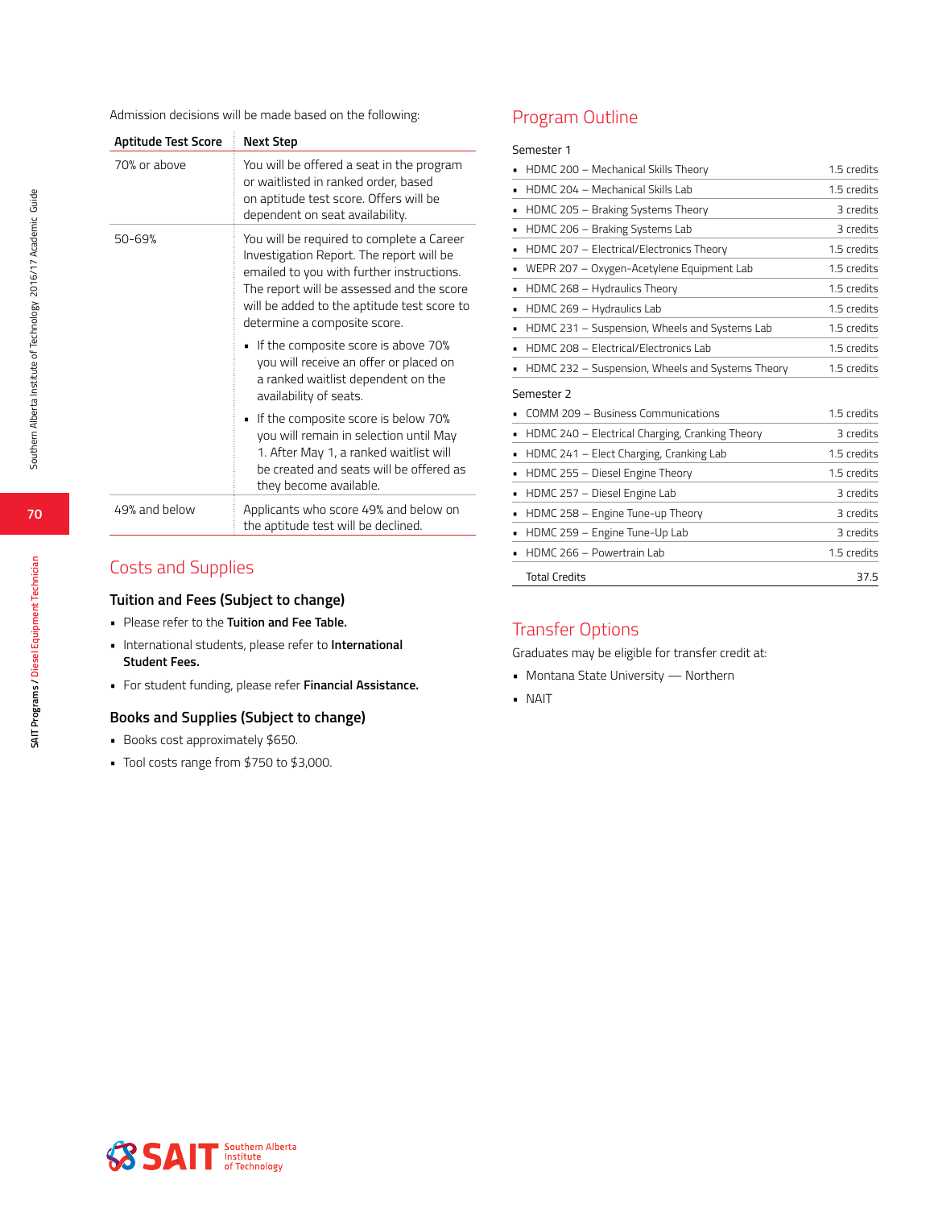Admission decisions will be made based on the following:

| Aptitude Test Score | Next Step |
|---|---|
| 70% or above | You will be offered a seat in the program or waitlisted in ranked order, based on aptitude test score. Offers will be dependent on seat availability. |
| 50-69% | You will be required to complete a Career Investigation Report. The report will be emailed to you with further instructions. The report will be assessed and the score will be added to the aptitude test score to determine a composite score.<br>▪ If the composite score is above 70% you will receive an offer or placed on a ranked waitlist dependent on the availability of seats.<br>▪ If the composite score is below 70% you will remain in selection until May 1. After May 1, a ranked waitlist will be created and seats will be offered as they become available. |
| 49% and below | Applicants who score 49% and below on the aptitude test will be declined. |

## Costs and Supplies

### Tuition and Fees (Subject to change)

- Please refer to the **Tuition and Fee Table.**
- International students, please refer to **International Student Fees.**
- For student funding, please refer **Financial Assistance.**

### Books and Supplies (Subject to change)

- Books cost approximately $650.
- Tool costs range from $750 to $3,000.

## Program Outline

Semester 1

| Course | Credits |
|---|---|
| HDMC 200 – Mechanical Skills Theory | 1.5 credits |
| HDMC 204 – Mechanical Skills Lab | 1.5 credits |
| HDMC 205 – Braking Systems Theory | 3 credits |
| HDMC 206 – Braking Systems Lab | 3 credits |
| HDMC 207 – Electrical/Electronics Theory | 1.5 credits |
| WEPR 207 – Oxygen-Acetylene Equipment Lab | 1.5 credits |
| HDMC 268 – Hydraulics Theory | 1.5 credits |
| HDMC 269 – Hydraulics Lab | 1.5 credits |
| HDMC 231 – Suspension, Wheels and Systems Lab | 1.5 credits |
| HDMC 208 – Electrical/Electronics Lab | 1.5 credits |
| HDMC 232 – Suspension, Wheels and Systems Theory | 1.5 credits |

Semester 2

| Course | Credits |
|---|---|
| COMM 209 – Business Communications | 1.5 credits |
| HDMC 240 – Electrical Charging, Cranking Theory | 3 credits |
| HDMC 241 – Elect Charging, Cranking Lab | 1.5 credits |
| HDMC 255 – Diesel Engine Theory | 1.5 credits |
| HDMC 257 – Diesel Engine Lab | 3 credits |
| HDMC 258 – Engine Tune-up Theory | 3 credits |
| HDMC 259 – Engine Tune-Up Lab | 3 credits |
| HDMC 266 – Powertrain Lab | 1.5 credits |
| Total Credits | 37.5 |

## Transfer Options

Graduates may be eligible for transfer credit at:

- Montana State University — Northern
- NAIT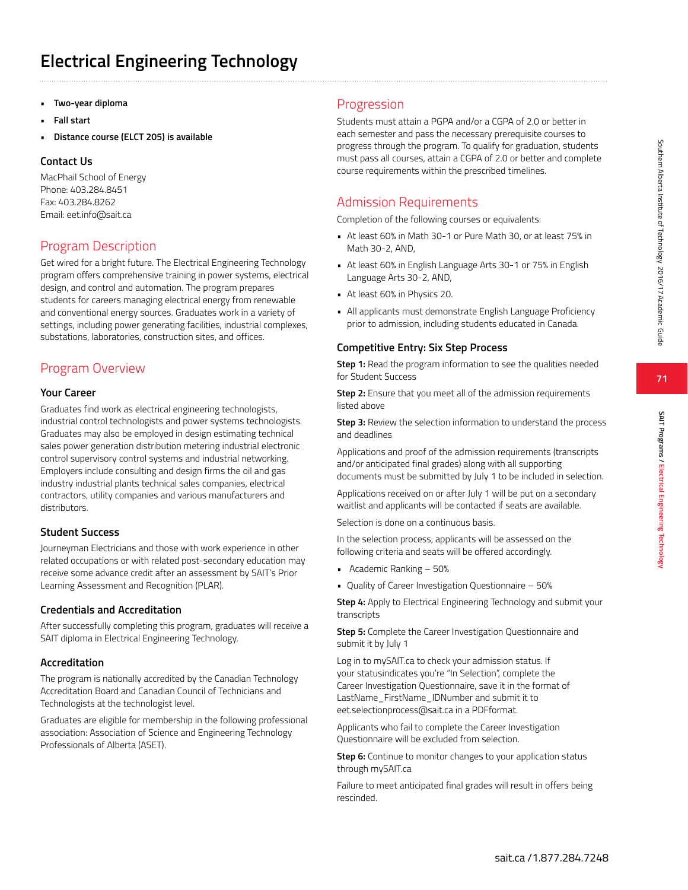# Electrical Engineering Technology

- **Two-year diploma**
- **Fall start**
- **Distance course (ELCT 205) is available**

### Contact Us

MacPhail School of Energy
Phone: 403.284.8451
Fax: 403.284.8262
Email: eet.info@sait.ca

## Program Description

Get wired for a bright future. The Electrical Engineering Technology program offers comprehensive training in power systems, electrical design, and control and automation. The program prepares students for careers managing electrical energy from renewable and conventional energy sources. Graduates work in a variety of settings, including power generating facilities, industrial complexes, substations, laboratories, construction sites, and offices.

## Program Overview

### Your Career

Graduates find work as electrical engineering technologists, industrial control technologists and power systems technologists. Graduates may also be employed in design estimating technical sales power generation distribution metering industrial electronic control supervisory control systems and industrial networking. Employers include consulting and design firms the oil and gas industry industrial plants technical sales companies, electrical contractors, utility companies and various manufacturers and distributors.

### Student Success

Journeyman Electricians and those with work experience in other related occupations or with related post-secondary education may receive some advance credit after an assessment by SAIT's Prior Learning Assessment and Recognition (PLAR).

### Credentials and Accreditation

After successfully completing this program, graduates will receive a SAIT diploma in Electrical Engineering Technology.

### Accreditation

The program is nationally accredited by the Canadian Technology Accreditation Board and Canadian Council of Technicians and Technologists at the technologist level.

Graduates are eligible for membership in the following professional association: Association of Science and Engineering Technology Professionals of Alberta (ASET).

## Progression

Students must attain a PGPA and/or a CGPA of 2.0 or better in each semester and pass the necessary prerequisite courses to progress through the program. To qualify for graduation, students must pass all courses, attain a CGPA of 2.0 or better and complete course requirements within the prescribed timelines.

## Admission Requirements

Completion of the following courses or equivalents:

- At least 60% in Math 30-1 or Pure Math 30, or at least 75% in Math 30-2, AND,
- At least 60% in English Language Arts 30-1 or 75% in English Language Arts 30-2, AND,
- At least 60% in Physics 20.
- All applicants must demonstrate English Language Proficiency prior to admission, including students educated in Canada.

### Competitive Entry: Six Step Process

**Step 1:** Read the program information to see the qualities needed for Student Success

**Step 2:** Ensure that you meet all of the admission requirements listed above

**Step 3:** Review the selection information to understand the process and deadlines

Applications and proof of the admission requirements (transcripts and/or anticipated final grades) along with all supporting documents must be submitted by July 1 to be included in selection.

Applications received on or after July 1 will be put on a secondary waitlist and applicants will be contacted if seats are available.

Selection is done on a continuous basis.

In the selection process, applicants will be assessed on the following criteria and seats will be offered accordingly.

- Academic Ranking – 50%
- Quality of Career Investigation Questionnaire – 50%

**Step 4:** Apply to Electrical Engineering Technology and submit your transcripts

**Step 5:** Complete the Career Investigation Questionnaire and submit it by July 1

Log in to mySAIT.ca to check your admission status. If your statusindicates you're "In Selection", complete the Career Investigation Questionnaire, save it in the format of LastName_FirstName_IDNumber and submit it to eet.selectionprocess@sait.ca in a PDFformat.

Applicants who fail to complete the Career Investigation Questionnaire will be excluded from selection.

**Step 6:** Continue to monitor changes to your application status through mySAIT.ca

Failure to meet anticipated final grades will result in offers being rescinded.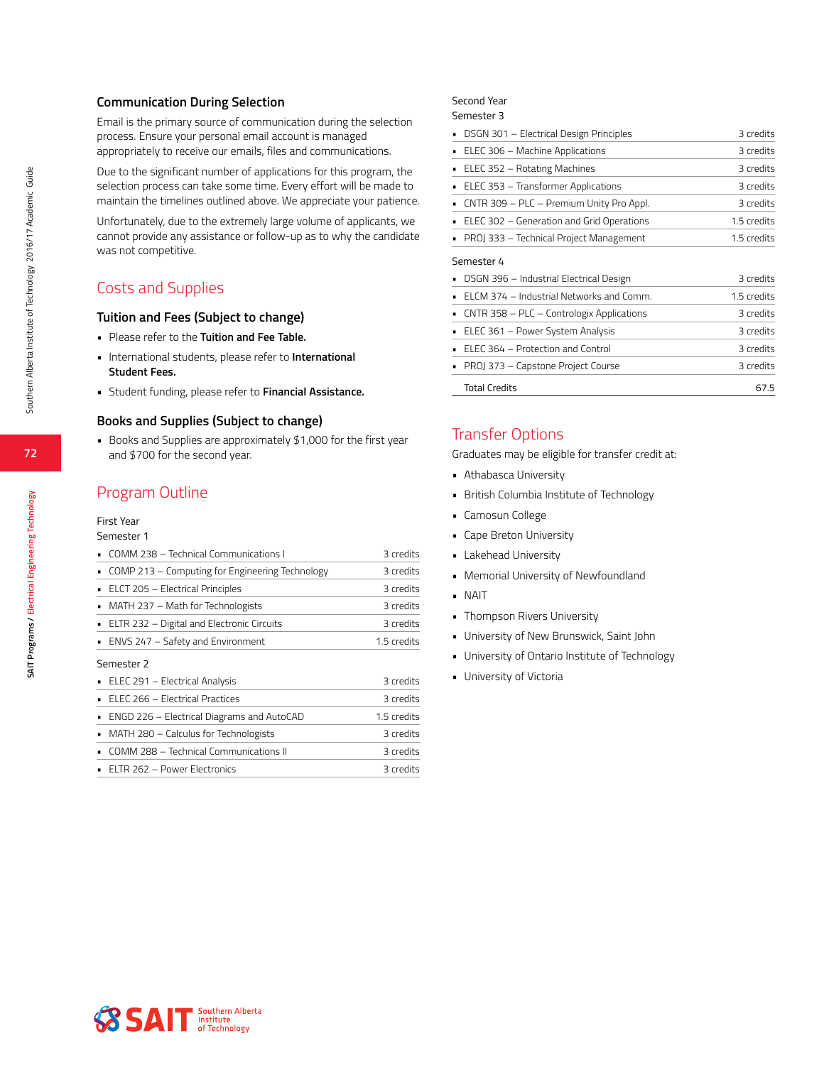### Communication During Selection

Email is the primary source of communication during the selection process. Ensure your personal email account is managed appropriately to receive our emails, files and communications.

Due to the significant number of applications for this program, the selection process can take some time. Every effort will be made to maintain the timelines outlined above. We appreciate your patience.

Unfortunately, due to the extremely large volume of applicants, we cannot provide any assistance or follow-up as to why the candidate was not competitive.

## Costs and Supplies

### Tuition and Fees (Subject to change)

- Please refer to the **Tuition and Fee Table.**
- International students, please refer to **International Student Fees.**
- Student funding, please refer to **Financial Assistance.**

### Books and Supplies (Subject to change)

- Books and Supplies are approximately $1,000 for the first year and $700 for the second year.

## Program Outline

First Year
Semester 1

| Course | Credits |
|---|---|
| COMM 238 – Technical Communications I | 3 credits |
| COMP 213 – Computing for Engineering Technology | 3 credits |
| ELCT 205 – Electrical Principles | 3 credits |
| MATH 237 – Math for Technologists | 3 credits |
| ELTR 232 – Digital and Electronic Circuits | 3 credits |
| ENVS 247 – Safety and Environment | 1.5 credits |

Semester 2

| Course | Credits |
|---|---|
| ELEC 291 – Electrical Analysis | 3 credits |
| ELEC 266 – Electrical Practices | 3 credits |
| ENGD 226 – Electrical Diagrams and AutoCAD | 1.5 credits |
| MATH 280 – Calculus for Technologists | 3 credits |
| COMM 288 – Technical Communications II | 3 credits |
| ELTR 262 – Power Electronics | 3 credits |

Second Year
Semester 3

| Course | Credits |
|---|---|
| DSGN 301 – Electrical Design Principles | 3 credits |
| ELEC 306 – Machine Applications | 3 credits |
| ELEC 352 – Rotating Machines | 3 credits |
| ELEC 353 – Transformer Applications | 3 credits |
| CNTR 309 – PLC – Premium Unity Pro Appl. | 3 credits |
| ELEC 302 – Generation and Grid Operations | 1.5 credits |
| PROJ 333 – Technical Project Management | 1.5 credits |

Semester 4

| Course | Credits |
|---|---|
| DSGN 396 – Industrial Electrical Design | 3 credits |
| ELCM 374 – Industrial Networks and Comm. | 1.5 credits |
| CNTR 358 – PLC – Contrologix Applications | 3 credits |
| ELEC 361 – Power System Analysis | 3 credits |
| ELEC 364 – Protection and Control | 3 credits |
| PROJ 373 – Capstone Project Course | 3 credits |
| Total Credits | 67.5 |

## Transfer Options

Graduates may be eligible for transfer credit at:

- Athabasca University
- British Columbia Institute of Technology
- Camosun College
- Cape Breton University
- Lakehead University
- Memorial University of Newfoundland
- NAIT
- Thompson Rivers University
- University of New Brunswick, Saint John
- University of Ontario Institute of Technology
- University of Victoria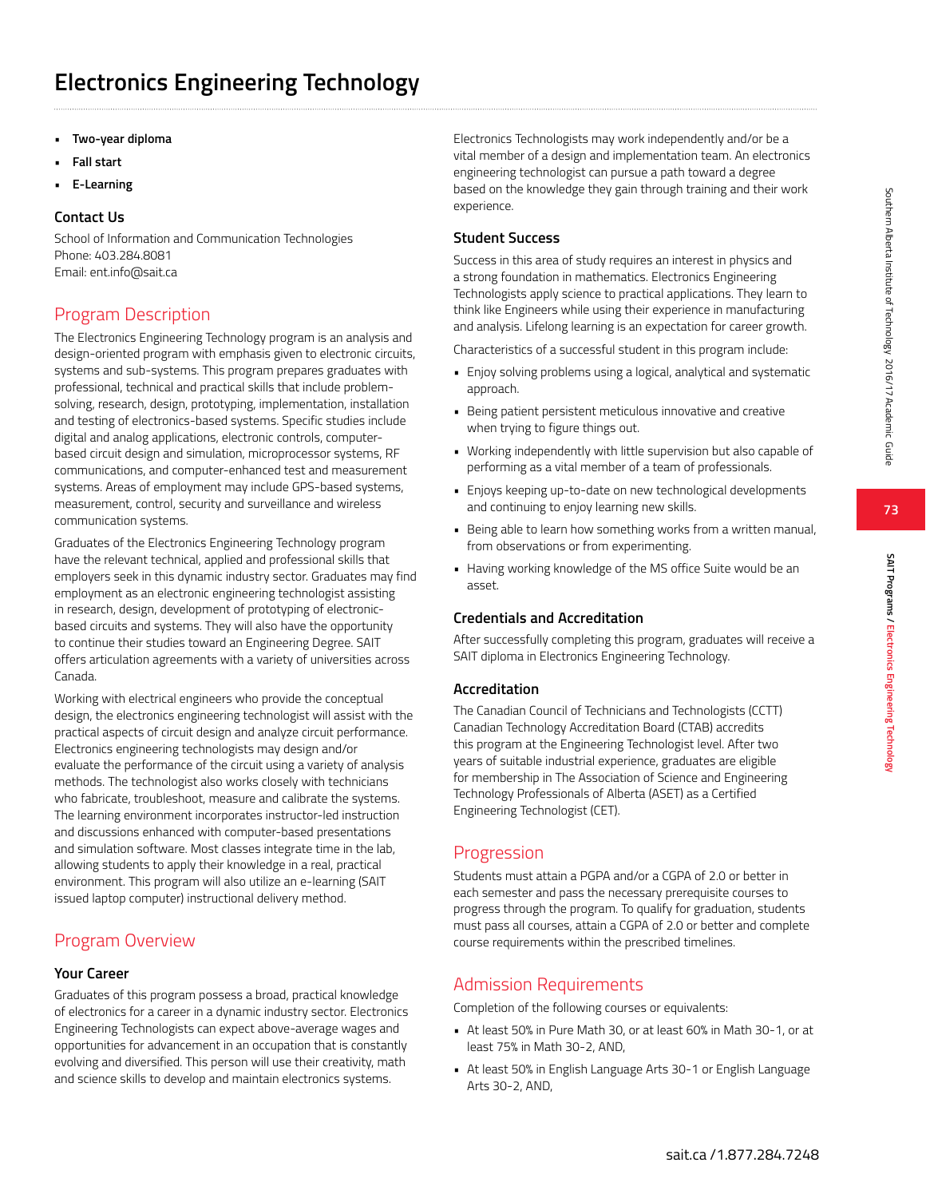# Electronics Engineering Technology

- **Two-year diploma**
- **Fall start**
- **E-Learning**

### Contact Us

School of Information and Communication Technologies
Phone: 403.284.8081
Email: ent.info@sait.ca

## Program Description

The Electronics Engineering Technology program is an analysis and design-oriented program with emphasis given to electronic circuits, systems and sub-systems. This program prepares graduates with professional, technical and practical skills that include problem-solving, research, design, prototyping, implementation, installation and testing of electronics-based systems. Specific studies include digital and analog applications, electronic controls, computer-based circuit design and simulation, microprocessor systems, RF communications, and computer-enhanced test and measurement systems. Areas of employment may include GPS-based systems, measurement, control, security and surveillance and wireless communication systems.

Graduates of the Electronics Engineering Technology program have the relevant technical, applied and professional skills that employers seek in this dynamic industry sector. Graduates may find employment as an electronic engineering technologist assisting in research, design, development of prototyping of electronic-based circuits and systems. They will also have the opportunity to continue their studies toward an Engineering Degree. SAIT offers articulation agreements with a variety of universities across Canada.

Working with electrical engineers who provide the conceptual design, the electronics engineering technologist will assist with the practical aspects of circuit design and analyze circuit performance. Electronics engineering technologists may design and/or evaluate the performance of the circuit using a variety of analysis methods. The technologist also works closely with technicians who fabricate, troubleshoot, measure and calibrate the systems. The learning environment incorporates instructor-led instruction and discussions enhanced with computer-based presentations and simulation software. Most classes integrate time in the lab, allowing students to apply their knowledge in a real, practical environment. This program will also utilize an e-learning (SAIT issued laptop computer) instructional delivery method.

## Program Overview

### Your Career

Graduates of this program possess a broad, practical knowledge of electronics for a career in a dynamic industry sector. Electronics Engineering Technologists can expect above-average wages and opportunities for advancement in an occupation that is constantly evolving and diversified. This person will use their creativity, math and science skills to develop and maintain electronics systems.

Electronics Technologists may work independently and/or be a vital member of a design and implementation team. An electronics engineering technologist can pursue a path toward a degree based on the knowledge they gain through training and their work experience.

### Student Success

Success in this area of study requires an interest in physics and a strong foundation in mathematics. Electronics Engineering Technologists apply science to practical applications. They learn to think like Engineers while using their experience in manufacturing and analysis. Lifelong learning is an expectation for career growth.

Characteristics of a successful student in this program include:

- Enjoy solving problems using a logical, analytical and systematic approach.
- Being patient persistent meticulous innovative and creative when trying to figure things out.
- Working independently with little supervision but also capable of performing as a vital member of a team of professionals.
- Enjoys keeping up-to-date on new technological developments and continuing to enjoy learning new skills.
- Being able to learn how something works from a written manual, from observations or from experimenting.
- Having working knowledge of the MS office Suite would be an asset.

### Credentials and Accreditation

After successfully completing this program, graduates will receive a SAIT diploma in Electronics Engineering Technology.

### Accreditation

The Canadian Council of Technicians and Technologists (CCTT) Canadian Technology Accreditation Board (CTAB) accredits this program at the Engineering Technologist level. After two years of suitable industrial experience, graduates are eligible for membership in The Association of Science and Engineering Technology Professionals of Alberta (ASET) as a Certified Engineering Technologist (CET).

## Progression

Students must attain a PGPA and/or a CGPA of 2.0 or better in each semester and pass the necessary prerequisite courses to progress through the program. To qualify for graduation, students must pass all courses, attain a CGPA of 2.0 or better and complete course requirements within the prescribed timelines.

## Admission Requirements

Completion of the following courses or equivalents:

- At least 50% in Pure Math 30, or at least 60% in Math 30-1, or at least 75% in Math 30-2, AND,
- At least 50% in English Language Arts 30-1 or English Language Arts 30-2, AND,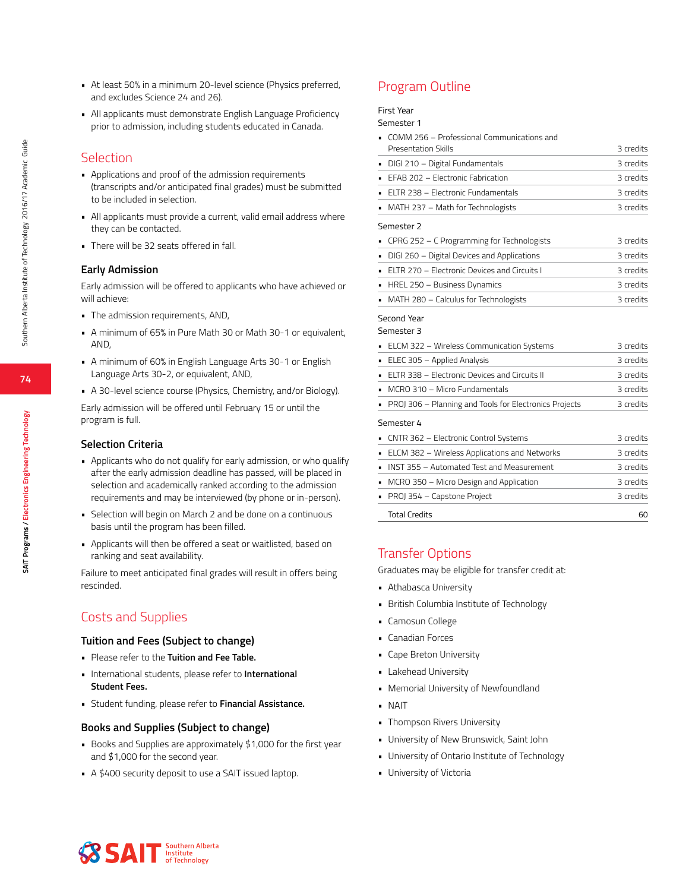- At least 50% in a minimum 20-level science (Physics preferred, and excludes Science 24 and 26).
- All applicants must demonstrate English Language Proficiency prior to admission, including students educated in Canada.

## Selection

- Applications and proof of the admission requirements (transcripts and/or anticipated final grades) must be submitted to be included in selection.
- All applicants must provide a current, valid email address where they can be contacted.
- There will be 32 seats offered in fall.

### Early Admission

Early admission will be offered to applicants who have achieved or will achieve:

- The admission requirements, AND,
- A minimum of 65% in Pure Math 30 or Math 30-1 or equivalent, AND,
- A minimum of 60% in English Language Arts 30-1 or English Language Arts 30-2, or equivalent, AND,
- A 30-level science course (Physics, Chemistry, and/or Biology).

Early admission will be offered until February 15 or until the program is full.

### Selection Criteria

- Applicants who do not qualify for early admission, or who qualify after the early admission deadline has passed, will be placed in selection and academically ranked according to the admission requirements and may be interviewed (by phone or in-person).
- Selection will begin on March 2 and be done on a continuous basis until the program has been filled.
- Applicants will then be offered a seat or waitlisted, based on ranking and seat availability.

Failure to meet anticipated final grades will result in offers being rescinded.

## Costs and Supplies

### Tuition and Fees (Subject to change)

- Please refer to the **Tuition and Fee Table.**
- International students, please refer to **International Student Fees.**
- Student funding, please refer to **Financial Assistance.**

### Books and Supplies (Subject to change)

- Books and Supplies are approximately $1,000 for the first year and $1,000 for the second year.
- A $400 security deposit to use a SAIT issued laptop.

## Program Outline

First Year

Semester 1

| Course | Credits |
|---|---|
| COMM 256 – Professional Communications and Presentation Skills | 3 credits |
| DIGI 210 – Digital Fundamentals | 3 credits |
| EFAB 202 – Electronic Fabrication | 3 credits |
| ELTR 238 – Electronic Fundamentals | 3 credits |
| MATH 237 – Math for Technologists | 3 credits |

Semester 2

| Course | Credits |
|---|---|
| CPRG 252 – C Programming for Technologists | 3 credits |
| DIGI 260 – Digital Devices and Applications | 3 credits |
| ELTR 270 – Electronic Devices and Circuits I | 3 credits |
| HREL 250 – Business Dynamics | 3 credits |
| MATH 280 – Calculus for Technologists | 3 credits |

Second Year

Semester 3

| Course | Credits |
|---|---|
| ELCM 322 – Wireless Communication Systems | 3 credits |
| ELEC 305 – Applied Analysis | 3 credits |
| ELTR 338 – Electronic Devices and Circuits II | 3 credits |
| MCRO 310 – Micro Fundamentals | 3 credits |
| PROJ 306 – Planning and Tools for Electronics Projects | 3 credits |

Semester 4

| Course | Credits |
|---|---|
| CNTR 362 – Electronic Control Systems | 3 credits |
| ELCM 382 – Wireless Applications and Networks | 3 credits |
| INST 355 – Automated Test and Measurement | 3 credits |
| MCRO 350 – Micro Design and Application | 3 credits |
| PROJ 354 – Capstone Project | 3 credits |
| Total Credits | 60 |

## Transfer Options

Graduates may be eligible for transfer credit at:

- Athabasca University
- British Columbia Institute of Technology
- Camosun College
- Canadian Forces
- Cape Breton University
- Lakehead University
- Memorial University of Newfoundland
- NAIT
- Thompson Rivers University
- University of New Brunswick, Saint John
- University of Ontario Institute of Technology
- University of Victoria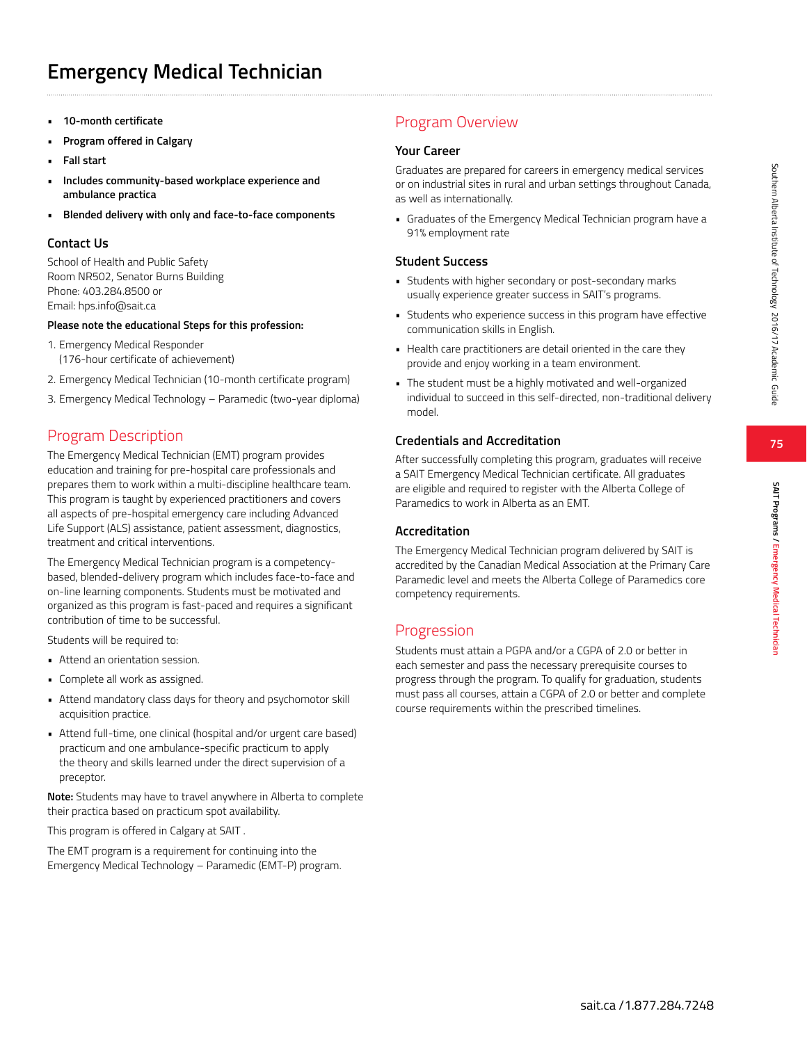# Emergency Medical Technician

- **10-month certificate**
- **Program offered in Calgary**
- **Fall start**
- **Includes community-based workplace experience and ambulance practica**
- **Blended delivery with only and face-to-face components**

### Contact Us

School of Health and Public Safety
Room NR502, Senator Burns Building
Phone: 403.284.8500 or
Email: hps.info@sait.ca

**Please note the educational Steps for this profession:**

1. Emergency Medical Responder
   (176-hour certificate of achievement)
2. Emergency Medical Technician (10-month certificate program)
3. Emergency Medical Technology – Paramedic (two-year diploma)

## Program Description

The Emergency Medical Technician (EMT) program provides education and training for pre-hospital care professionals and prepares them to work within a multi-discipline healthcare team. This program is taught by experienced practitioners and covers all aspects of pre-hospital emergency care including Advanced Life Support (ALS) assistance, patient assessment, diagnostics, treatment and critical interventions.

The Emergency Medical Technician program is a competency-based, blended-delivery program which includes face-to-face and on-line learning components. Students must be motivated and organized as this program is fast-paced and requires a significant contribution of time to be successful.

Students will be required to:

- Attend an orientation session.
- Complete all work as assigned.
- Attend mandatory class days for theory and psychomotor skill acquisition practice.
- Attend full-time, one clinical (hospital and/or urgent care based) practicum and one ambulance-specific practicum to apply the theory and skills learned under the direct supervision of a preceptor.

**Note:** Students may have to travel anywhere in Alberta to complete their practica based on practicum spot availability.

This program is offered in Calgary at SAIT .

The EMT program is a requirement for continuing into the Emergency Medical Technology – Paramedic (EMT-P) program.

## Program Overview

### Your Career

Graduates are prepared for careers in emergency medical services or on industrial sites in rural and urban settings throughout Canada, as well as internationally.

- Graduates of the Emergency Medical Technician program have a 91% employment rate

### Student Success

- Students with higher secondary or post-secondary marks usually experience greater success in SAIT's programs.
- Students who experience success in this program have effective communication skills in English.
- Health care practitioners are detail oriented in the care they provide and enjoy working in a team environment.
- The student must be a highly motivated and well-organized individual to succeed in this self-directed, non-traditional delivery model.

### Credentials and Accreditation

After successfully completing this program, graduates will receive a SAIT Emergency Medical Technician certificate. All graduates are eligible and required to register with the Alberta College of Paramedics to work in Alberta as an EMT.

### Accreditation

The Emergency Medical Technician program delivered by SAIT is accredited by the Canadian Medical Association at the Primary Care Paramedic level and meets the Alberta College of Paramedics core competency requirements.

## Progression

Students must attain a PGPA and/or a CGPA of 2.0 or better in each semester and pass the necessary prerequisite courses to progress through the program. To qualify for graduation, students must pass all courses, attain a CGPA of 2.0 or better and complete course requirements within the prescribed timelines.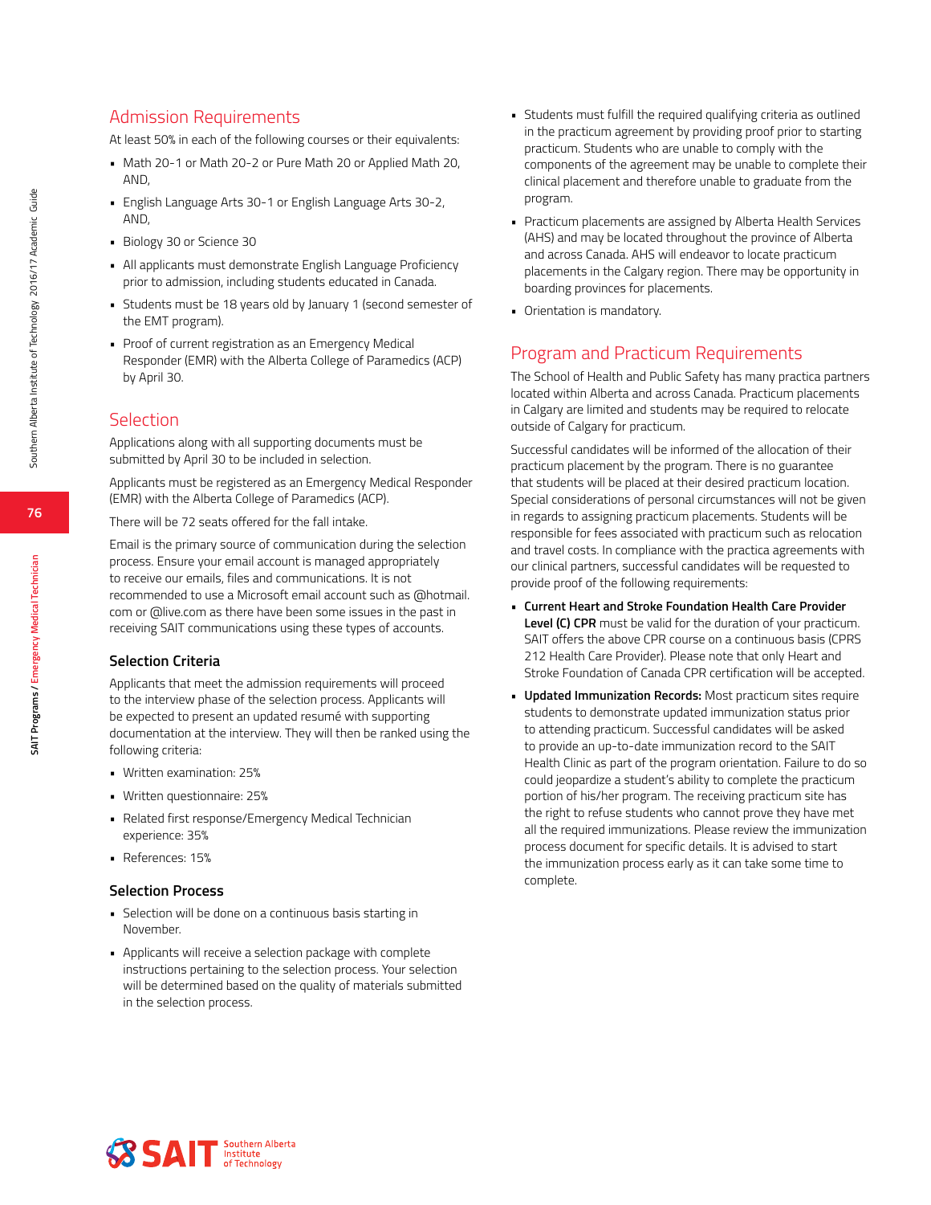## Admission Requirements

At least 50% in each of the following courses or their equivalents:

- Math 20-1 or Math 20-2 or Pure Math 20 or Applied Math 20, AND,
- English Language Arts 30-1 or English Language Arts 30-2, AND,
- Biology 30 or Science 30
- All applicants must demonstrate English Language Proficiency prior to admission, including students educated in Canada.
- Students must be 18 years old by January 1 (second semester of the EMT program).
- Proof of current registration as an Emergency Medical Responder (EMR) with the Alberta College of Paramedics (ACP) by April 30.

## Selection

Applications along with all supporting documents must be submitted by April 30 to be included in selection.

Applicants must be registered as an Emergency Medical Responder (EMR) with the Alberta College of Paramedics (ACP).

There will be 72 seats offered for the fall intake.

Email is the primary source of communication during the selection process. Ensure your email account is managed appropriately to receive our emails, files and communications. It is not recommended to use a Microsoft email account such as @hotmail.com or @live.com as there have been some issues in the past in receiving SAIT communications using these types of accounts.

### Selection Criteria

Applicants that meet the admission requirements will proceed to the interview phase of the selection process. Applicants will be expected to present an updated resumé with supporting documentation at the interview. They will then be ranked using the following criteria:

- Written examination: 25%
- Written questionnaire: 25%
- Related first response/Emergency Medical Technician experience: 35%
- References: 15%

### Selection Process

- Selection will be done on a continuous basis starting in November.
- Applicants will receive a selection package with complete instructions pertaining to the selection process. Your selection will be determined based on the quality of materials submitted in the selection process.
- Students must fulfill the required qualifying criteria as outlined in the practicum agreement by providing proof prior to starting practicum. Students who are unable to comply with the components of the agreement may be unable to complete their clinical placement and therefore unable to graduate from the program.
- Practicum placements are assigned by Alberta Health Services (AHS) and may be located throughout the province of Alberta and across Canada. AHS will endeavor to locate practicum placements in the Calgary region. There may be opportunity in boarding provinces for placements.
- Orientation is mandatory.

## Program and Practicum Requirements

The School of Health and Public Safety has many practica partners located within Alberta and across Canada. Practicum placements in Calgary are limited and students may be required to relocate outside of Calgary for practicum.

Successful candidates will be informed of the allocation of their practicum placement by the program. There is no guarantee that students will be placed at their desired practicum location. Special considerations of personal circumstances will not be given in regards to assigning practicum placements. Students will be responsible for fees associated with practicum such as relocation and travel costs. In compliance with the practica agreements with our clinical partners, successful candidates will be requested to provide proof of the following requirements:

- **Current Heart and Stroke Foundation Health Care Provider Level (C) CPR** must be valid for the duration of your practicum. SAIT offers the above CPR course on a continuous basis (CPRS 212 Health Care Provider). Please note that only Heart and Stroke Foundation of Canada CPR certification will be accepted.
- **Updated Immunization Records:** Most practicum sites require students to demonstrate updated immunization status prior to attending practicum. Successful candidates will be asked to provide an up-to-date immunization record to the SAIT Health Clinic as part of the program orientation. Failure to do so could jeopardize a student's ability to complete the practicum portion of his/her program. The receiving practicum site has the right to refuse students who cannot prove they have met all the required immunizations. Please review the immunization process document for specific details. It is advised to start the immunization process early as it can take some time to complete.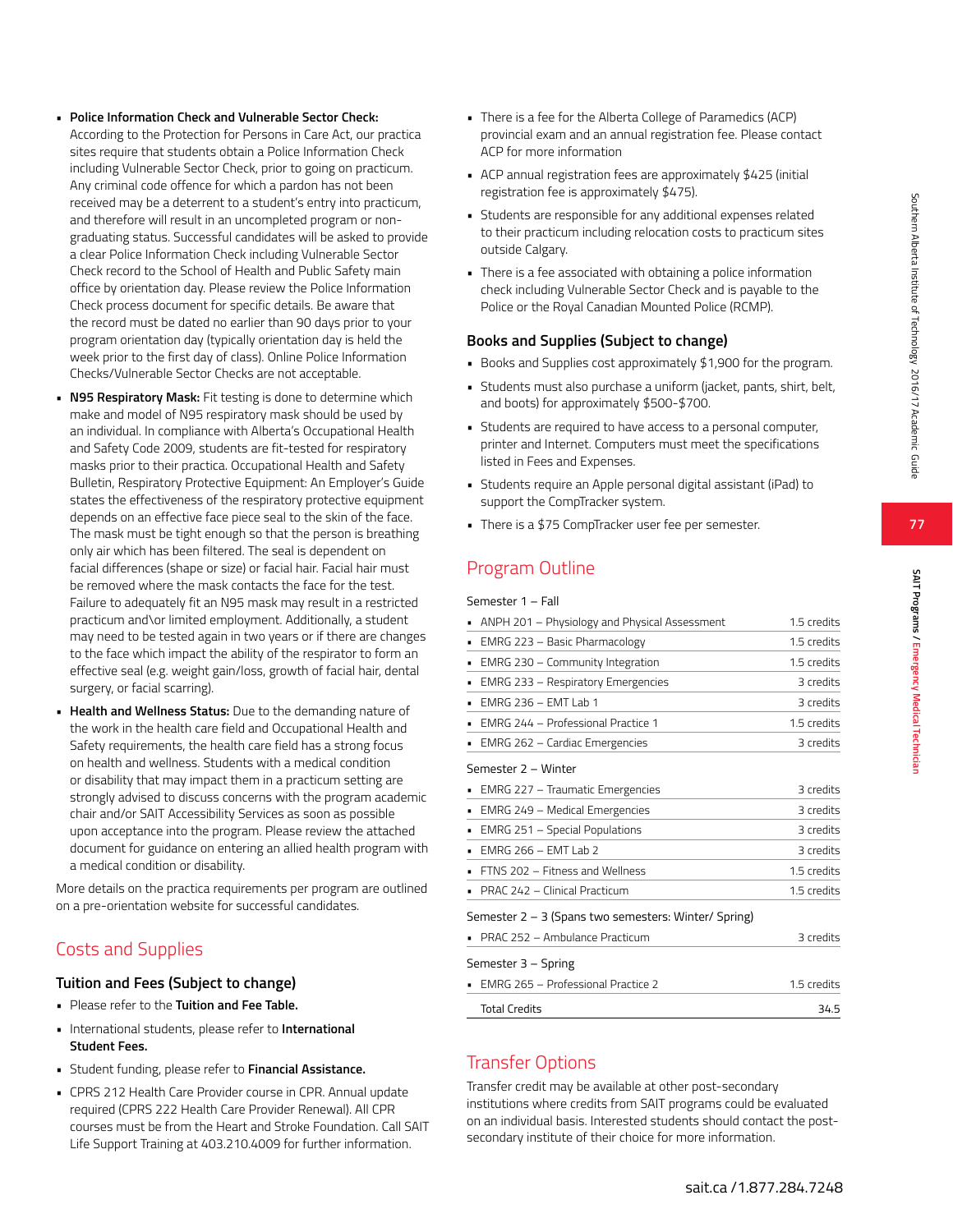- **Police Information Check and Vulnerable Sector Check:** According to the Protection for Persons in Care Act, our practica sites require that students obtain a Police Information Check including Vulnerable Sector Check, prior to going on practicum. Any criminal code offence for which a pardon has not been received may be a deterrent to a student's entry into practicum, and therefore will result in an uncompleted program or non-graduating status. Successful candidates will be asked to provide a clear Police Information Check including Vulnerable Sector Check record to the School of Health and Public Safety main office by orientation day. Please review the Police Information Check process document for specific details. Be aware that the record must be dated no earlier than 90 days prior to your program orientation day (typically orientation day is held the week prior to the first day of class). Online Police Information Checks/Vulnerable Sector Checks are not acceptable.
- **N95 Respiratory Mask:** Fit testing is done to determine which make and model of N95 respiratory mask should be used by an individual. In compliance with Alberta's Occupational Health and Safety Code 2009, students are fit-tested for respiratory masks prior to their practica. Occupational Health and Safety Bulletin, Respiratory Protective Equipment: An Employer's Guide states the effectiveness of the respiratory protective equipment depends on an effective face piece seal to the skin of the face. The mask must be tight enough so that the person is breathing only air which has been filtered. The seal is dependent on facial differences (shape or size) or facial hair. Facial hair must be removed where the mask contacts the face for the test. Failure to adequately fit an N95 mask may result in a restricted practicum and\or limited employment. Additionally, a student may need to be tested again in two years or if there are changes to the face which impact the ability of the respirator to form an effective seal (e.g. weight gain/loss, growth of facial hair, dental surgery, or facial scarring).
- **Health and Wellness Status:** Due to the demanding nature of the work in the health care field and Occupational Health and Safety requirements, the health care field has a strong focus on health and wellness. Students with a medical condition or disability that may impact them in a practicum setting are strongly advised to discuss concerns with the program academic chair and/or SAIT Accessibility Services as soon as possible upon acceptance into the program. Please review the attached document for guidance on entering an allied health program with a medical condition or disability.

More details on the practica requirements per program are outlined on a pre-orientation website for successful candidates.

## Costs and Supplies

### Tuition and Fees (Subject to change)

- Please refer to the **Tuition and Fee Table.**
- International students, please refer to **International Student Fees.**
- Student funding, please refer to **Financial Assistance.**
- CPRS 212 Health Care Provider course in CPR. Annual update required (CPRS 222 Health Care Provider Renewal). All CPR courses must be from the Heart and Stroke Foundation. Call SAIT Life Support Training at 403.210.4009 for further information.
- There is a fee for the Alberta College of Paramedics (ACP) provincial exam and an annual registration fee. Please contact ACP for more information
- ACP annual registration fees are approximately $425 (initial registration fee is approximately $475).
- Students are responsible for any additional expenses related to their practicum including relocation costs to practicum sites outside Calgary.
- There is a fee associated with obtaining a police information check including Vulnerable Sector Check and is payable to the Police or the Royal Canadian Mounted Police (RCMP).

### Books and Supplies (Subject to change)

- Books and Supplies cost approximately $1,900 for the program.
- Students must also purchase a uniform (jacket, pants, shirt, belt, and boots) for approximately $500-$700.
- Students are required to have access to a personal computer, printer and Internet. Computers must meet the specifications listed in Fees and Expenses.
- Students require an Apple personal digital assistant (iPad) to support the CompTracker system.
- There is a $75 CompTracker user fee per semester.

## Program Outline

| Course | Credits |
|---|---|
| **Semester 1 – Fall** | |
| ANPH 201 – Physiology and Physical Assessment | 1.5 credits |
| EMRG 223 – Basic Pharmacology | 1.5 credits |
| EMRG 230 – Community Integration | 1.5 credits |
| EMRG 233 – Respiratory Emergencies | 3 credits |
| EMRG 236 – EMT Lab 1 | 3 credits |
| EMRG 244 – Professional Practice 1 | 1.5 credits |
| EMRG 262 – Cardiac Emergencies | 3 credits |
| **Semester 2 – Winter** | |
| EMRG 227 – Traumatic Emergencies | 3 credits |
| EMRG 249 – Medical Emergencies | 3 credits |
| EMRG 251 – Special Populations | 3 credits |
| EMRG 266 – EMT Lab 2 | 3 credits |
| FTNS 202 – Fitness and Wellness | 1.5 credits |
| PRAC 242 – Clinical Practicum | 1.5 credits |
| **Semester 2 – 3 (Spans two semesters: Winter/ Spring)** | |
| PRAC 252 – Ambulance Practicum | 3 credits |
| **Semester 3 – Spring** | |
| EMRG 265 – Professional Practice 2 | 1.5 credits |
| Total Credits | 34.5 |

## Transfer Options

Transfer credit may be available at other post-secondary institutions where credits from SAIT programs could be evaluated on an individual basis. Interested students should contact the post-secondary institute of their choice for more information.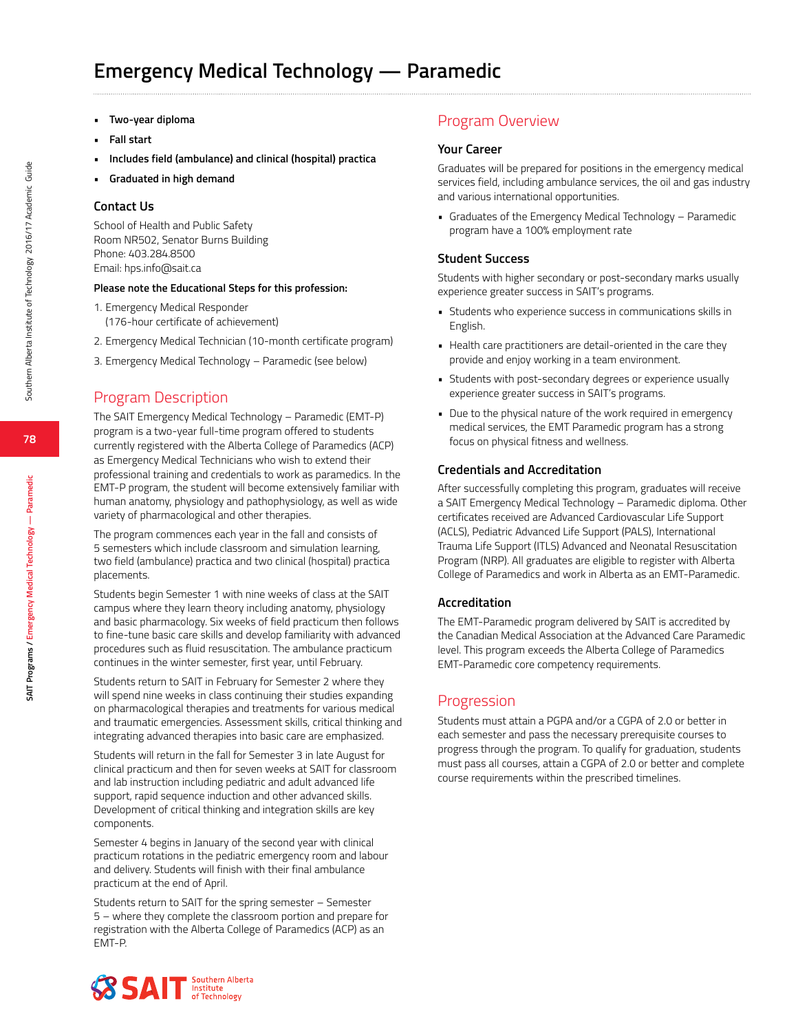# Emergency Medical Technology — Paramedic

- **Two-year diploma**
- **Fall start**
- **Includes field (ambulance) and clinical (hospital) practica**
- **Graduated in high demand**

### Contact Us

School of Health and Public Safety
Room NR502, Senator Burns Building
Phone: 403.284.8500
Email: hps.info@sait.ca

**Please note the Educational Steps for this profession:**

1. Emergency Medical Responder (176-hour certificate of achievement)
2. Emergency Medical Technician (10-month certificate program)
3. Emergency Medical Technology – Paramedic (see below)

## Program Description

The SAIT Emergency Medical Technology – Paramedic (EMT-P) program is a two-year full-time program offered to students currently registered with the Alberta College of Paramedics (ACP) as Emergency Medical Technicians who wish to extend their professional training and credentials to work as paramedics. In the EMT-P program, the student will become extensively familiar with human anatomy, physiology and pathophysiology, as well as wide variety of pharmacological and other therapies.

The program commences each year in the fall and consists of 5 semesters which include classroom and simulation learning, two field (ambulance) practica and two clinical (hospital) practica placements.

Students begin Semester 1 with nine weeks of class at the SAIT campus where they learn theory including anatomy, physiology and basic pharmacology. Six weeks of field practicum then follows to fine-tune basic care skills and develop familiarity with advanced procedures such as fluid resuscitation. The ambulance practicum continues in the winter semester, first year, until February.

Students return to SAIT in February for Semester 2 where they will spend nine weeks in class continuing their studies expanding on pharmacological therapies and treatments for various medical and traumatic emergencies. Assessment skills, critical thinking and integrating advanced therapies into basic care are emphasized.

Students will return in the fall for Semester 3 in late August for clinical practicum and then for seven weeks at SAIT for classroom and lab instruction including pediatric and adult advanced life support, rapid sequence induction and other advanced skills. Development of critical thinking and integration skills are key components.

Semester 4 begins in January of the second year with clinical practicum rotations in the pediatric emergency room and labour and delivery. Students will finish with their final ambulance practicum at the end of April.

Students return to SAIT for the spring semester – Semester 5 – where they complete the classroom portion and prepare for registration with the Alberta College of Paramedics (ACP) as an EMT-P.

## Program Overview

### Your Career

Graduates will be prepared for positions in the emergency medical services field, including ambulance services, the oil and gas industry and various international opportunities.

- Graduates of the Emergency Medical Technology – Paramedic program have a 100% employment rate

### Student Success

Students with higher secondary or post-secondary marks usually experience greater success in SAIT's programs.

- Students who experience success in communications skills in English.
- Health care practitioners are detail-oriented in the care they provide and enjoy working in a team environment.
- Students with post-secondary degrees or experience usually experience greater success in SAIT's programs.
- Due to the physical nature of the work required in emergency medical services, the EMT Paramedic program has a strong focus on physical fitness and wellness.

### Credentials and Accreditation

After successfully completing this program, graduates will receive a SAIT Emergency Medical Technology – Paramedic diploma. Other certificates received are Advanced Cardiovascular Life Support (ACLS), Pediatric Advanced Life Support (PALS), International Trauma Life Support (ITLS) Advanced and Neonatal Resuscitation Program (NRP). All graduates are eligible to register with Alberta College of Paramedics and work in Alberta as an EMT-Paramedic.

### Accreditation

The EMT-Paramedic program delivered by SAIT is accredited by the Canadian Medical Association at the Advanced Care Paramedic level. This program exceeds the Alberta College of Paramedics EMT-Paramedic core competency requirements.

## Progression

Students must attain a PGPA and/or a CGPA of 2.0 or better in each semester and pass the necessary prerequisite courses to progress through the program. To qualify for graduation, students must pass all courses, attain a CGPA of 2.0 or better and complete course requirements within the prescribed timelines.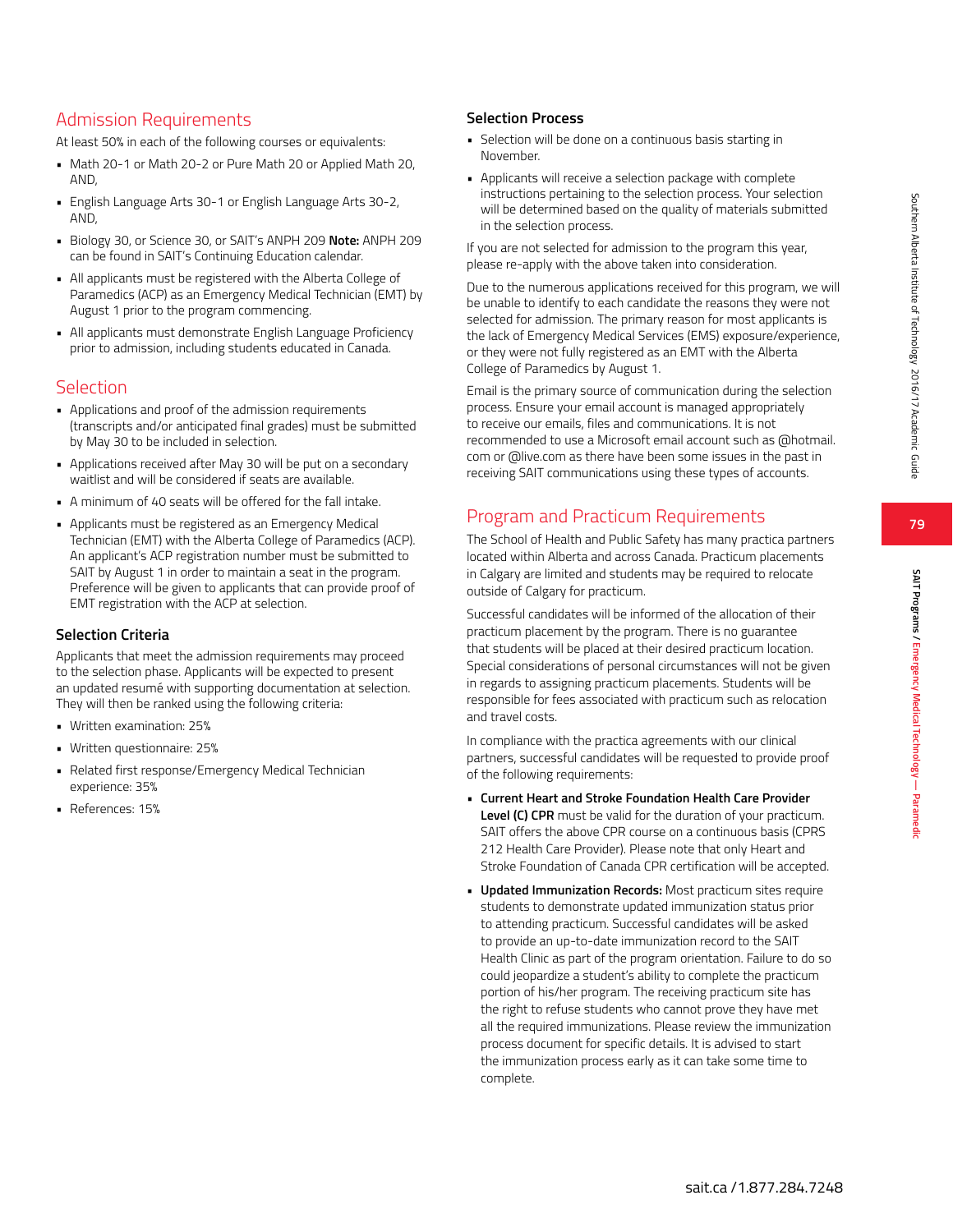## Admission Requirements

At least 50% in each of the following courses or equivalents:

- Math 20-1 or Math 20-2 or Pure Math 20 or Applied Math 20, AND,
- English Language Arts 30-1 or English Language Arts 30-2, AND,
- Biology 30, or Science 30, or SAIT's ANPH 209 **Note:** ANPH 209 can be found in SAIT's Continuing Education calendar.
- All applicants must be registered with the Alberta College of Paramedics (ACP) as an Emergency Medical Technician (EMT) by August 1 prior to the program commencing.
- All applicants must demonstrate English Language Proficiency prior to admission, including students educated in Canada.

## Selection

- Applications and proof of the admission requirements (transcripts and/or anticipated final grades) must be submitted by May 30 to be included in selection.
- Applications received after May 30 will be put on a secondary waitlist and will be considered if seats are available.
- A minimum of 40 seats will be offered for the fall intake.
- Applicants must be registered as an Emergency Medical Technician (EMT) with the Alberta College of Paramedics (ACP). An applicant's ACP registration number must be submitted to SAIT by August 1 in order to maintain a seat in the program. Preference will be given to applicants that can provide proof of EMT registration with the ACP at selection.

### Selection Criteria

Applicants that meet the admission requirements may proceed to the selection phase. Applicants will be expected to present an updated resumé with supporting documentation at selection. They will then be ranked using the following criteria:

- Written examination: 25%
- Written questionnaire: 25%
- Related first response/Emergency Medical Technician experience: 35%
- References: 15%

### Selection Process

- Selection will be done on a continuous basis starting in November.
- Applicants will receive a selection package with complete instructions pertaining to the selection process. Your selection will be determined based on the quality of materials submitted in the selection process.

If you are not selected for admission to the program this year, please re-apply with the above taken into consideration.

Due to the numerous applications received for this program, we will be unable to identify to each candidate the reasons they were not selected for admission. The primary reason for most applicants is the lack of Emergency Medical Services (EMS) exposure/experience, or they were not fully registered as an EMT with the Alberta College of Paramedics by August 1.

Email is the primary source of communication during the selection process. Ensure your email account is managed appropriately to receive our emails, files and communications. It is not recommended to use a Microsoft email account such as @hotmail.com or @live.com as there have been some issues in the past in receiving SAIT communications using these types of accounts.

## Program and Practicum Requirements

The School of Health and Public Safety has many practica partners located within Alberta and across Canada. Practicum placements in Calgary are limited and students may be required to relocate outside of Calgary for practicum.

Successful candidates will be informed of the allocation of their practicum placement by the program. There is no guarantee that students will be placed at their desired practicum location. Special considerations of personal circumstances will not be given in regards to assigning practicum placements. Students will be responsible for fees associated with practicum such as relocation and travel costs.

In compliance with the practica agreements with our clinical partners, successful candidates will be requested to provide proof of the following requirements:

- **Current Heart and Stroke Foundation Health Care Provider Level (C) CPR** must be valid for the duration of your practicum. SAIT offers the above CPR course on a continuous basis (CPRS 212 Health Care Provider). Please note that only Heart and Stroke Foundation of Canada CPR certification will be accepted.
- **Updated Immunization Records:** Most practicum sites require students to demonstrate updated immunization status prior to attending practicum. Successful candidates will be asked to provide an up-to-date immunization record to the SAIT Health Clinic as part of the program orientation. Failure to do so could jeopardize a student's ability to complete the practicum portion of his/her program. The receiving practicum site has the right to refuse students who cannot prove they have met all the required immunizations. Please review the immunization process document for specific details. It is advised to start the immunization process early as it can take some time to complete.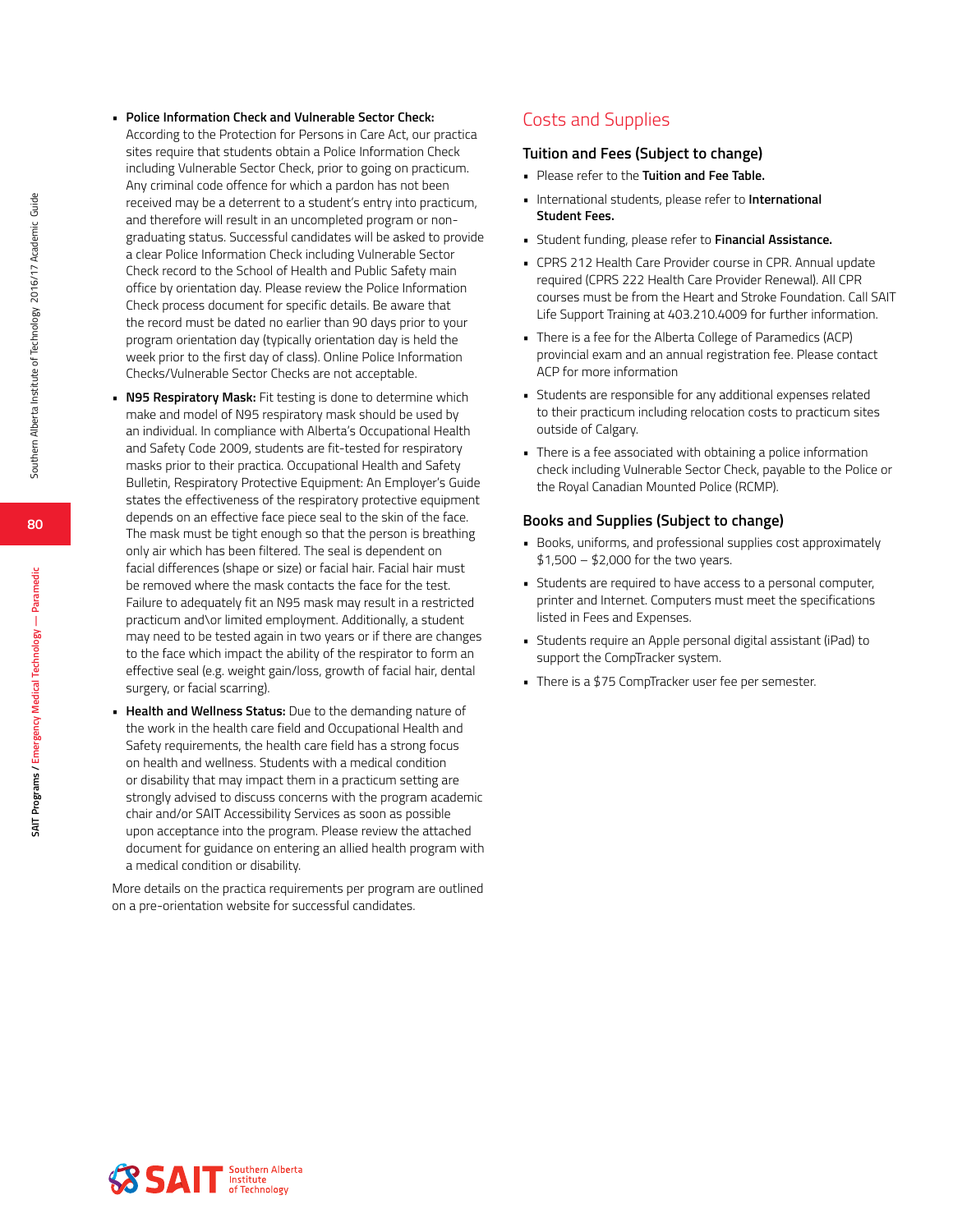- **Police Information Check and Vulnerable Sector Check:** According to the Protection for Persons in Care Act, our practica sites require that students obtain a Police Information Check including Vulnerable Sector Check, prior to going on practicum. Any criminal code offence for which a pardon has not been received may be a deterrent to a student's entry into practicum, and therefore will result in an uncompleted program or non-graduating status. Successful candidates will be asked to provide a clear Police Information Check including Vulnerable Sector Check record to the School of Health and Public Safety main office by orientation day. Please review the Police Information Check process document for specific details. Be aware that the record must be dated no earlier than 90 days prior to your program orientation day (typically orientation day is held the week prior to the first day of class). Online Police Information Checks/Vulnerable Sector Checks are not acceptable.
- **N95 Respiratory Mask:** Fit testing is done to determine which make and model of N95 respiratory mask should be used by an individual. In compliance with Alberta's Occupational Health and Safety Code 2009, students are fit-tested for respiratory masks prior to their practica. Occupational Health and Safety Bulletin, Respiratory Protective Equipment: An Employer's Guide states the effectiveness of the respiratory protective equipment depends on an effective face piece seal to the skin of the face. The mask must be tight enough so that the person is breathing only air which has been filtered. The seal is dependent on facial differences (shape or size) or facial hair. Facial hair must be removed where the mask contacts the face for the test. Failure to adequately fit an N95 mask may result in a restricted practicum and\or limited employment. Additionally, a student may need to be tested again in two years or if there are changes to the face which impact the ability of the respirator to form an effective seal (e.g. weight gain/loss, growth of facial hair, dental surgery, or facial scarring).
- **Health and Wellness Status:** Due to the demanding nature of the work in the health care field and Occupational Health and Safety requirements, the health care field has a strong focus on health and wellness. Students with a medical condition or disability that may impact them in a practicum setting are strongly advised to discuss concerns with the program academic chair and/or SAIT Accessibility Services as soon as possible upon acceptance into the program. Please review the attached document for guidance on entering an allied health program with a medical condition or disability.

More details on the practica requirements per program are outlined on a pre-orientation website for successful candidates.

## Costs and Supplies

### Tuition and Fees (Subject to change)

- Please refer to the **Tuition and Fee Table.**
- International students, please refer to **International Student Fees.**
- Student funding, please refer to **Financial Assistance.**
- CPRS 212 Health Care Provider course in CPR. Annual update required (CPRS 222 Health Care Provider Renewal). All CPR courses must be from the Heart and Stroke Foundation. Call SAIT Life Support Training at 403.210.4009 for further information.
- There is a fee for the Alberta College of Paramedics (ACP) provincial exam and an annual registration fee. Please contact ACP for more information
- Students are responsible for any additional expenses related to their practicum including relocation costs to practicum sites outside of Calgary.
- There is a fee associated with obtaining a police information check including Vulnerable Sector Check, payable to the Police or the Royal Canadian Mounted Police (RCMP).

### Books and Supplies (Subject to change)

- Books, uniforms, and professional supplies cost approximately $1,500 – $2,000 for the two years.
- Students are required to have access to a personal computer, printer and Internet. Computers must meet the specifications listed in Fees and Expenses.
- Students require an Apple personal digital assistant (iPad) to support the CompTracker system.
- There is a $75 CompTracker user fee per semester.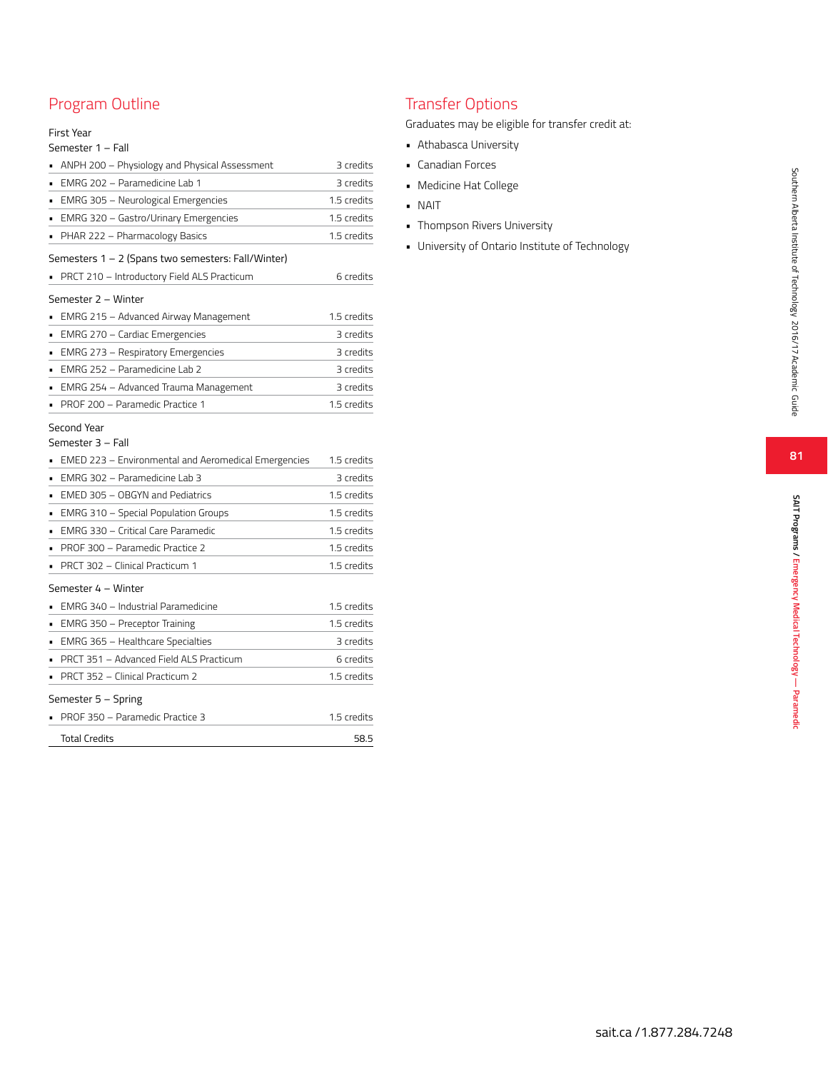## Program Outline

First Year

Semester 1 – Fall

| Course | Credits |
|---|---|
| ANPH 200 – Physiology and Physical Assessment | 3 credits |
| EMRG 202 – Paramedicine Lab 1 | 3 credits |
| EMRG 305 – Neurological Emergencies | 1.5 credits |
| EMRG 320 – Gastro/Urinary Emergencies | 1.5 credits |
| PHAR 222 – Pharmacology Basics | 1.5 credits |

Semesters 1 – 2 (Spans two semesters: Fall/Winter)

| Course | Credits |
|---|---|
| PRCT 210 – Introductory Field ALS Practicum | 6 credits |

Semester 2 – Winter

| Course | Credits |
|---|---|
| EMRG 215 – Advanced Airway Management | 1.5 credits |
| EMRG 270 – Cardiac Emergencies | 3 credits |
| EMRG 273 – Respiratory Emergencies | 3 credits |
| EMRG 252 – Paramedicine Lab 2 | 3 credits |
| EMRG 254 – Advanced Trauma Management | 3 credits |
| PROF 200 – Paramedic Practice 1 | 1.5 credits |

Second Year

Semester 3 – Fall

| Course | Credits |
|---|---|
| EMED 223 – Environmental and Aeromedical Emergencies | 1.5 credits |
| EMRG 302 – Paramedicine Lab 3 | 3 credits |
| EMED 305 – OBGYN and Pediatrics | 1.5 credits |
| EMRG 310 – Special Population Groups | 1.5 credits |
| EMRG 330 – Critical Care Paramedic | 1.5 credits |
| PROF 300 – Paramedic Practice 2 | 1.5 credits |
| PRCT 302 – Clinical Practicum 1 | 1.5 credits |

Semester 4 – Winter

| Course | Credits |
|---|---|
| EMRG 340 – Industrial Paramedicine | 1.5 credits |
| EMRG 350 – Preceptor Training | 1.5 credits |
| EMRG 365 – Healthcare Specialties | 3 credits |
| PRCT 351 – Advanced Field ALS Practicum | 6 credits |
| PRCT 352 – Clinical Practicum 2 | 1.5 credits |

Semester 5 – Spring

| Course | Credits |
|---|---|
| PROF 350 – Paramedic Practice 3 | 1.5 credits |
| Total Credits | 58.5 |

## Transfer Options

Graduates may be eligible for transfer credit at:

- Athabasca University
- Canadian Forces
- Medicine Hat College
- NAIT
- Thompson Rivers University
- University of Ontario Institute of Technology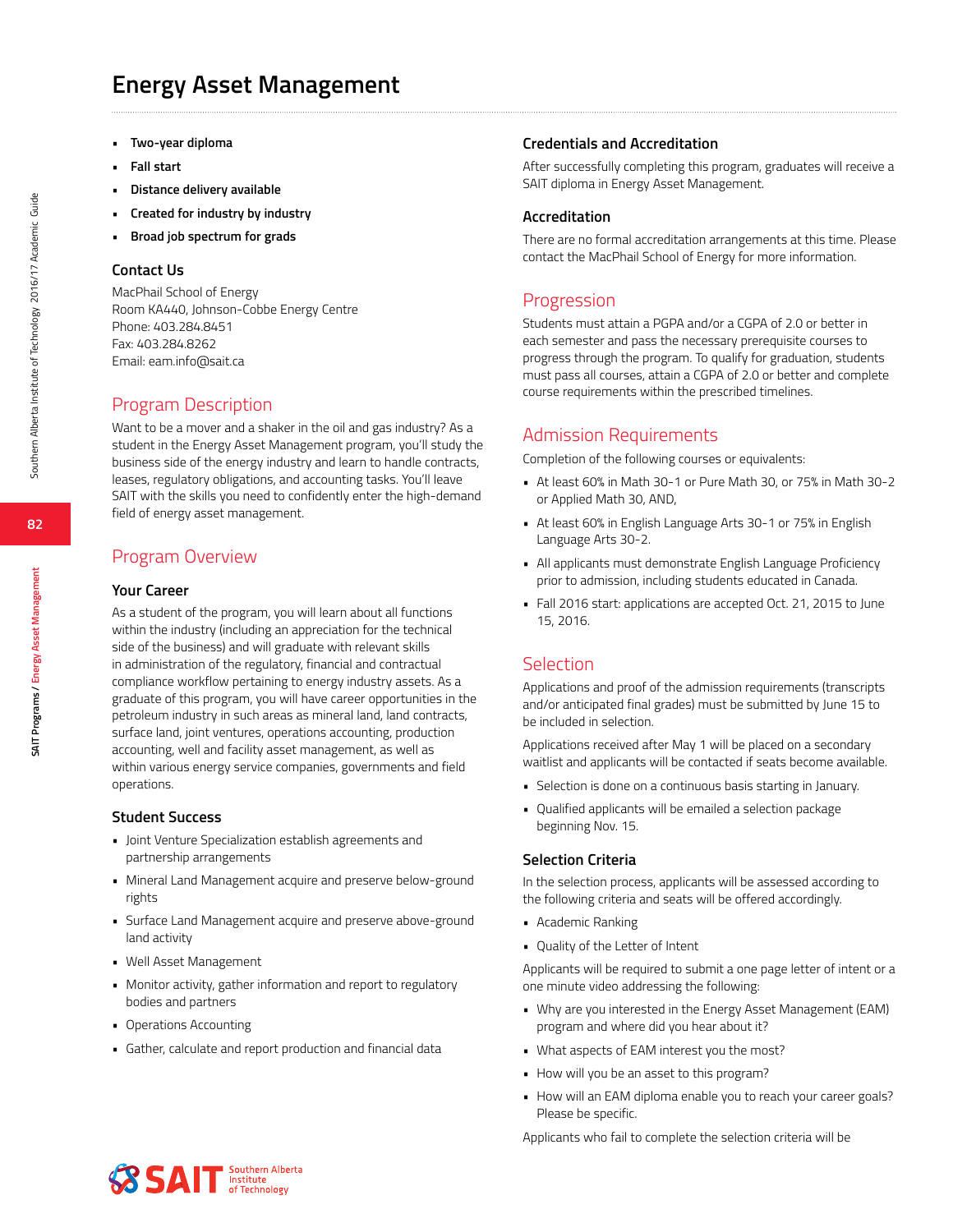# Energy Asset Management

- **Two-year diploma**
- **Fall start**
- **Distance delivery available**
- **Created for industry by industry**
- **Broad job spectrum for grads**

### Contact Us

MacPhail School of Energy
Room KA440, Johnson-Cobbe Energy Centre
Phone: 403.284.8451
Fax: 403.284.8262
Email: eam.info@sait.ca

## Program Description

Want to be a mover and a shaker in the oil and gas industry? As a student in the Energy Asset Management program, you'll study the business side of the energy industry and learn to handle contracts, leases, regulatory obligations, and accounting tasks. You'll leave SAIT with the skills you need to confidently enter the high-demand field of energy asset management.

## Program Overview

### Your Career

As a student of the program, you will learn about all functions within the industry (including an appreciation for the technical side of the business) and will graduate with relevant skills in administration of the regulatory, financial and contractual compliance workflow pertaining to energy industry assets. As a graduate of this program, you will have career opportunities in the petroleum industry in such areas as mineral land, land contracts, surface land, joint ventures, operations accounting, production accounting, well and facility asset management, as well as within various energy service companies, governments and field operations.

### Student Success

- Joint Venture Specialization establish agreements and partnership arrangements
- Mineral Land Management acquire and preserve below-ground rights
- Surface Land Management acquire and preserve above-ground land activity
- Well Asset Management
- Monitor activity, gather information and report to regulatory bodies and partners
- Operations Accounting
- Gather, calculate and report production and financial data

### Credentials and Accreditation

After successfully completing this program, graduates will receive a SAIT diploma in Energy Asset Management.

### Accreditation

There are no formal accreditation arrangements at this time. Please contact the MacPhail School of Energy for more information.

## Progression

Students must attain a PGPA and/or a CGPA of 2.0 or better in each semester and pass the necessary prerequisite courses to progress through the program. To qualify for graduation, students must pass all courses, attain a CGPA of 2.0 or better and complete course requirements within the prescribed timelines.

## Admission Requirements

Completion of the following courses or equivalents:

- At least 60% in Math 30-1 or Pure Math 30, or 75% in Math 30-2 or Applied Math 30, AND,
- At least 60% in English Language Arts 30-1 or 75% in English Language Arts 30-2.
- All applicants must demonstrate English Language Proficiency prior to admission, including students educated in Canada.
- Fall 2016 start: applications are accepted Oct. 21, 2015 to June 15, 2016.

## Selection

Applications and proof of the admission requirements (transcripts and/or anticipated final grades) must be submitted by June 15 to be included in selection.

Applications received after May 1 will be placed on a secondary waitlist and applicants will be contacted if seats become available.

- Selection is done on a continuous basis starting in January.
- Qualified applicants will be emailed a selection package beginning Nov. 15.

### Selection Criteria

In the selection process, applicants will be assessed according to the following criteria and seats will be offered accordingly.

- Academic Ranking
- Quality of the Letter of Intent

Applicants will be required to submit a one page letter of intent or a one minute video addressing the following:

- Why are you interested in the Energy Asset Management (EAM) program and where did you hear about it?
- What aspects of EAM interest you the most?
- How will you be an asset to this program?
- How will an EAM diploma enable you to reach your career goals? Please be specific.

Applicants who fail to complete the selection criteria will be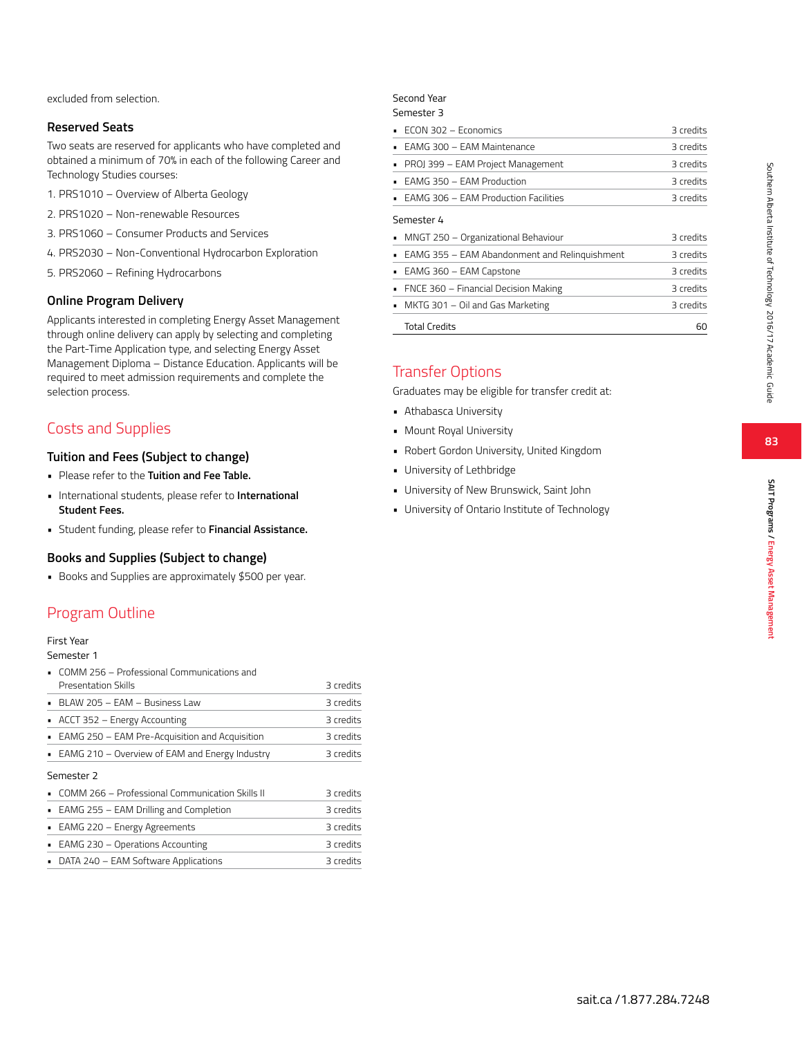excluded from selection.

### Reserved Seats

Two seats are reserved for applicants who have completed and obtained a minimum of 70% in each of the following Career and Technology Studies courses:

1. PRS1010 – Overview of Alberta Geology
2. PRS1020 – Non-renewable Resources
3. PRS1060 – Consumer Products and Services
4. PRS2030 – Non-Conventional Hydrocarbon Exploration
5. PRS2060 – Refining Hydrocarbons

### Online Program Delivery

Applicants interested in completing Energy Asset Management through online delivery can apply by selecting and completing the Part-Time Application type, and selecting Energy Asset Management Diploma – Distance Education. Applicants will be required to meet admission requirements and complete the selection process.

## Costs and Supplies

### Tuition and Fees (Subject to change)

- Please refer to the **Tuition and Fee Table.**
- International students, please refer to **International Student Fees.**
- Student funding, please refer to **Financial Assistance.**

### Books and Supplies (Subject to change)

- Books and Supplies are approximately $500 per year.

## Program Outline

First Year

Semester 1

| Course | Credits |
|---|---|
| COMM 256 – Professional Communications and Presentation Skills | 3 credits |
| BLAW 205 – EAM – Business Law | 3 credits |
| ACCT 352 – Energy Accounting | 3 credits |
| EAMG 250 – EAM Pre-Acquisition and Acquisition | 3 credits |
| EAMG 210 – Overview of EAM and Energy Industry | 3 credits |

Semester 2

| Course | Credits |
|---|---|
| COMM 266 – Professional Communication Skills II | 3 credits |
| EAMG 255 – EAM Drilling and Completion | 3 credits |
| EAMG 220 – Energy Agreements | 3 credits |
| EAMG 230 – Operations Accounting | 3 credits |
| DATA 240 – EAM Software Applications | 3 credits |

Second Year

Semester 3

| Course | Credits |
|---|---|
| ECON 302 – Economics | 3 credits |
| EAMG 300 – EAM Maintenance | 3 credits |
| PROJ 399 – EAM Project Management | 3 credits |
| EAMG 350 – EAM Production | 3 credits |
| EAMG 306 – EAM Production Facilities | 3 credits |

Semester 4

| Course | Credits |
|---|---|
| MNGT 250 – Organizational Behaviour | 3 credits |
| EAMG 355 – EAM Abandonment and Relinquishment | 3 credits |
| EAMG 360 – EAM Capstone | 3 credits |
| FNCE 360 – Financial Decision Making | 3 credits |
| MKTG 301 – Oil and Gas Marketing | 3 credits |
| Total Credits | 60 |

## Transfer Options

Graduates may be eligible for transfer credit at:

- Athabasca University
- Mount Royal University
- Robert Gordon University, United Kingdom
- University of Lethbridge
- University of New Brunswick, Saint John
- University of Ontario Institute of Technology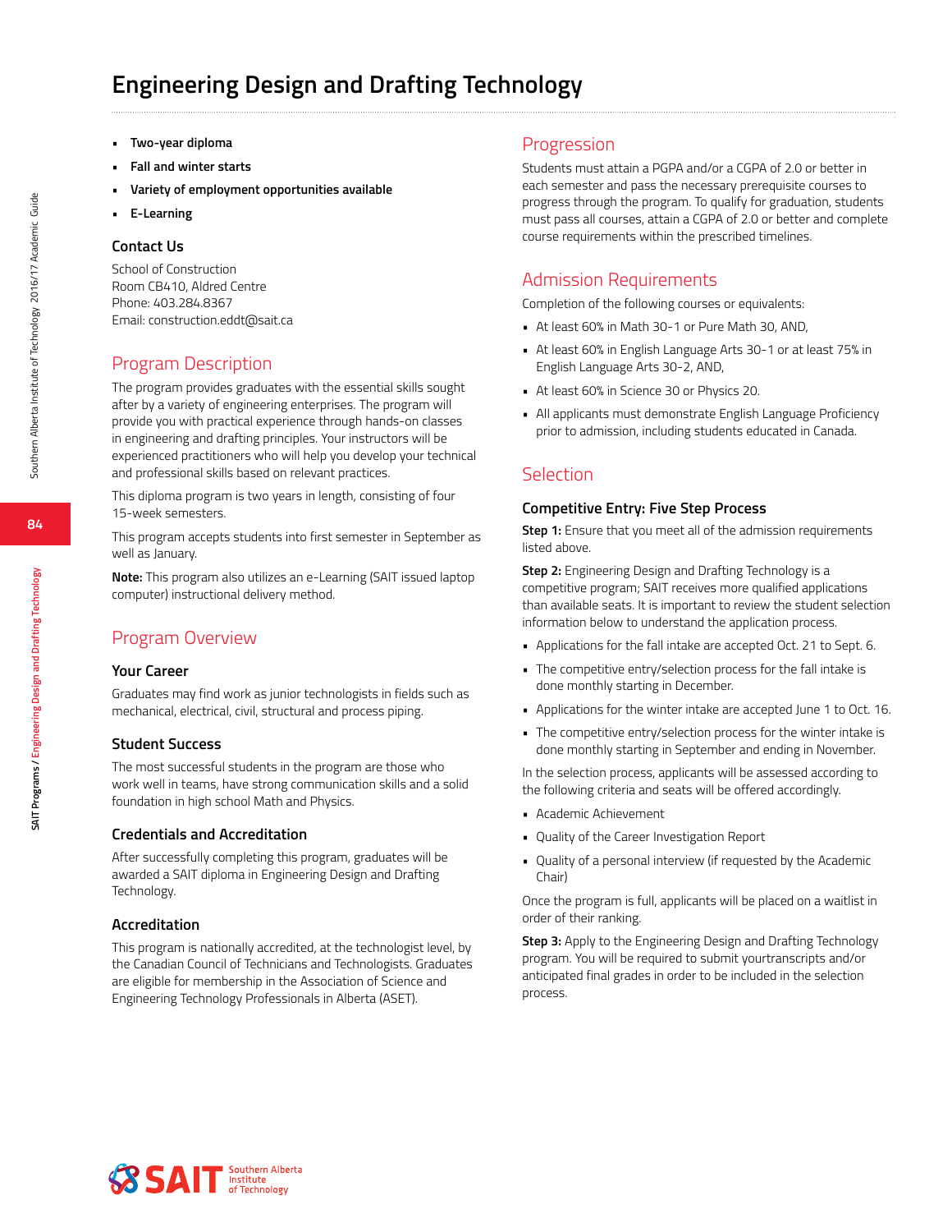# Engineering Design and Drafting Technology

- **Two-year diploma**
- **Fall and winter starts**
- **Variety of employment opportunities available**
- **E-Learning**

### Contact Us

School of Construction
Room CB410, Aldred Centre
Phone: 403.284.8367
Email: construction.eddt@sait.ca

## Program Description

The program provides graduates with the essential skills sought after by a variety of engineering enterprises. The program will provide you with practical experience through hands-on classes in engineering and drafting principles. Your instructors will be experienced practitioners who will help you develop your technical and professional skills based on relevant practices.

This diploma program is two years in length, consisting of four 15-week semesters.

This program accepts students into first semester in September as well as January.

**Note:** This program also utilizes an e-Learning (SAIT issued laptop computer) instructional delivery method.

## Program Overview

### Your Career

Graduates may find work as junior technologists in fields such as mechanical, electrical, civil, structural and process piping.

### Student Success

The most successful students in the program are those who work well in teams, have strong communication skills and a solid foundation in high school Math and Physics.

### Credentials and Accreditation

After successfully completing this program, graduates will be awarded a SAIT diploma in Engineering Design and Drafting Technology.

### Accreditation

This program is nationally accredited, at the technologist level, by the Canadian Council of Technicians and Technologists. Graduates are eligible for membership in the Association of Science and Engineering Technology Professionals in Alberta (ASET).

## Progression

Students must attain a PGPA and/or a CGPA of 2.0 or better in each semester and pass the necessary prerequisite courses to progress through the program. To qualify for graduation, students must pass all courses, attain a CGPA of 2.0 or better and complete course requirements within the prescribed timelines.

## Admission Requirements

Completion of the following courses or equivalents:

- At least 60% in Math 30-1 or Pure Math 30, AND,
- At least 60% in English Language Arts 30-1 or at least 75% in English Language Arts 30-2, AND,
- At least 60% in Science 30 or Physics 20.
- All applicants must demonstrate English Language Proficiency prior to admission, including students educated in Canada.

## Selection

### Competitive Entry: Five Step Process

**Step 1:** Ensure that you meet all of the admission requirements listed above.

**Step 2:** Engineering Design and Drafting Technology is a competitive program; SAIT receives more qualified applications than available seats. It is important to review the student selection information below to understand the application process.

- Applications for the fall intake are accepted Oct. 21 to Sept. 6.
- The competitive entry/selection process for the fall intake is done monthly starting in December.
- Applications for the winter intake are accepted June 1 to Oct. 16.
- The competitive entry/selection process for the winter intake is done monthly starting in September and ending in November.

In the selection process, applicants will be assessed according to the following criteria and seats will be offered accordingly.

- Academic Achievement
- Quality of the Career Investigation Report
- Quality of a personal interview (if requested by the Academic Chair)

Once the program is full, applicants will be placed on a waitlist in order of their ranking.

**Step 3:** Apply to the Engineering Design and Drafting Technology program. You will be required to submit yourtranscripts and/or anticipated final grades in order to be included in the selection process.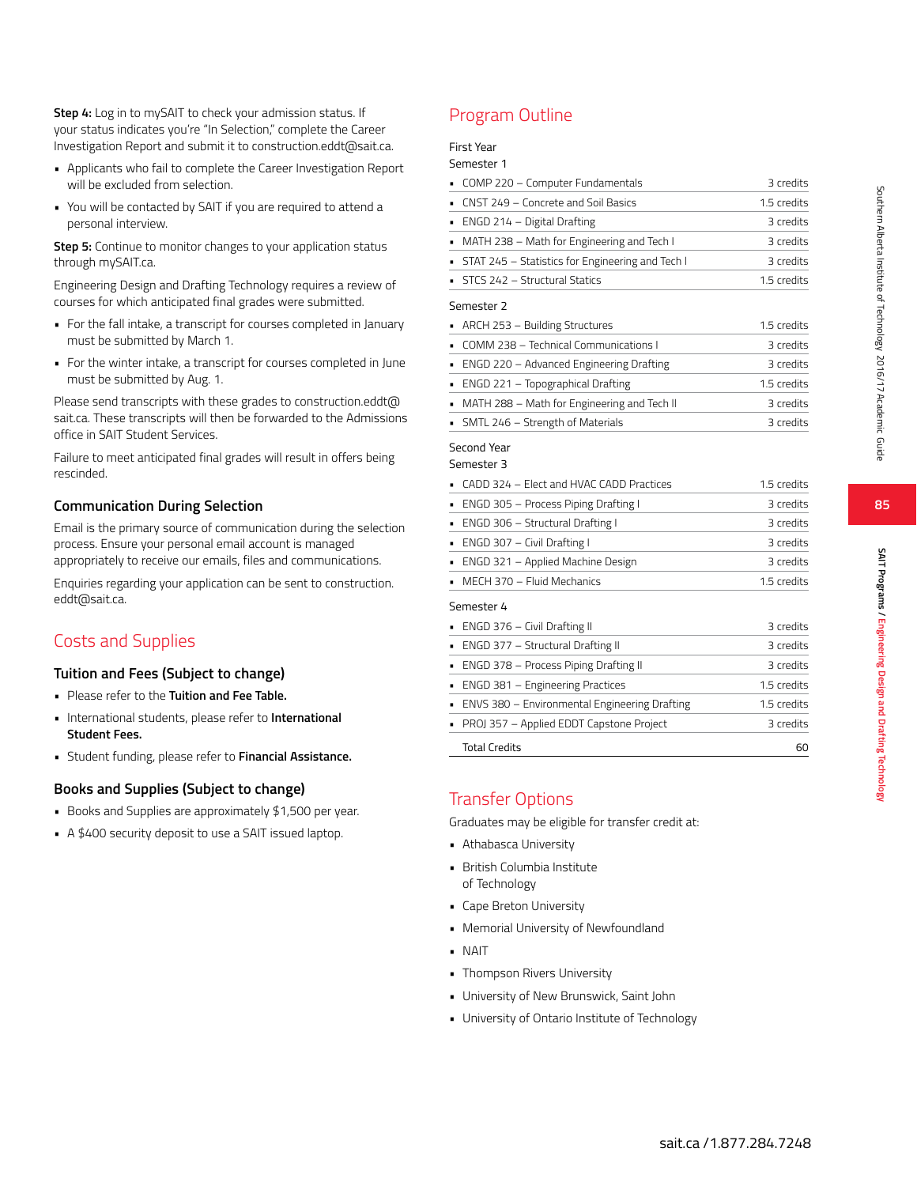**Step 4:** Log in to mySAIT to check your admission status. If your status indicates you're "In Selection," complete the Career Investigation Report and submit it to construction.eddt@sait.ca.

- Applicants who fail to complete the Career Investigation Report will be excluded from selection.
- You will be contacted by SAIT if you are required to attend a personal interview.

**Step 5:** Continue to monitor changes to your application status through mySAIT.ca.

Engineering Design and Drafting Technology requires a review of courses for which anticipated final grades were submitted.

- For the fall intake, a transcript for courses completed in January must be submitted by March 1.
- For the winter intake, a transcript for courses completed in June must be submitted by Aug. 1.

Please send transcripts with these grades to construction.eddt@sait.ca. These transcripts will then be forwarded to the Admissions office in SAIT Student Services.

Failure to meet anticipated final grades will result in offers being rescinded.

### Communication During Selection

Email is the primary source of communication during the selection process. Ensure your personal email account is managed appropriately to receive our emails, files and communications.

Enquiries regarding your application can be sent to construction.eddt@sait.ca.

## Costs and Supplies

### Tuition and Fees (Subject to change)

- Please refer to the **Tuition and Fee Table.**
- International students, please refer to **International Student Fees.**
- Student funding, please refer to **Financial Assistance.**

### Books and Supplies (Subject to change)

- Books and Supplies are approximately $1,500 per year.
- A $400 security deposit to use a SAIT issued laptop.

## Program Outline

First Year

Semester 1

| Course | Credits |
|---|---|
| COMP 220 – Computer Fundamentals | 3 credits |
| CNST 249 – Concrete and Soil Basics | 1.5 credits |
| ENGD 214 – Digital Drafting | 3 credits |
| MATH 238 – Math for Engineering and Tech I | 3 credits |
| STAT 245 – Statistics for Engineering and Tech I | 3 credits |
| STCS 242 – Structural Statics | 1.5 credits |

Semester 2

| Course | Credits |
|---|---|
| ARCH 253 – Building Structures | 1.5 credits |
| COMM 238 – Technical Communications I | 3 credits |
| ENGD 220 – Advanced Engineering Drafting | 3 credits |
| ENGD 221 – Topographical Drafting | 1.5 credits |
| MATH 288 – Math for Engineering and Tech II | 3 credits |
| SMTL 246 – Strength of Materials | 3 credits |

Second Year

Semester 3

| Course | Credits |
|---|---|
| CADD 324 – Elect and HVAC CADD Practices | 1.5 credits |
| ENGD 305 – Process Piping Drafting I | 3 credits |
| ENGD 306 – Structural Drafting I | 3 credits |
| ENGD 307 – Civil Drafting I | 3 credits |
| ENGD 321 – Applied Machine Design | 3 credits |
| MECH 370 – Fluid Mechanics | 1.5 credits |

Semester 4

| Course | Credits |
|---|---|
| ENGD 376 – Civil Drafting II | 3 credits |
| ENGD 377 – Structural Drafting II | 3 credits |
| ENGD 378 – Process Piping Drafting II | 3 credits |
| ENGD 381 – Engineering Practices | 1.5 credits |
| ENVS 380 – Environmental Engineering Drafting | 1.5 credits |
| PROJ 357 – Applied EDDT Capstone Project | 3 credits |
| Total Credits | 60 |

## Transfer Options

Graduates may be eligible for transfer credit at:

- Athabasca University
- British Columbia Institute of Technology
- Cape Breton University
- Memorial University of Newfoundland
- NAIT
- Thompson Rivers University
- University of New Brunswick, Saint John
- University of Ontario Institute of Technology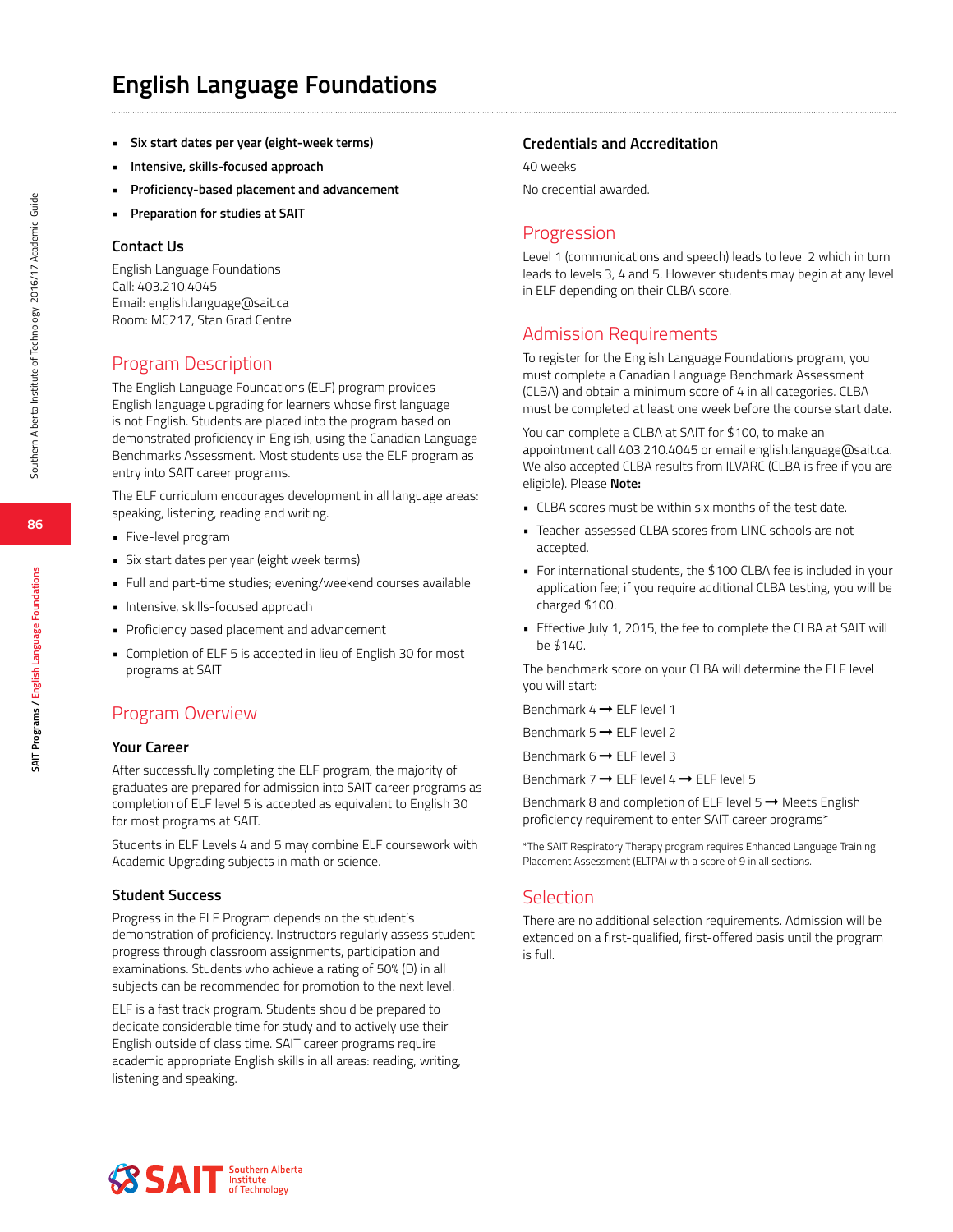# English Language Foundations

- **Six start dates per year (eight-week terms)**
- **Intensive, skills-focused approach**
- **Proficiency-based placement and advancement**
- **Preparation for studies at SAIT**

### Contact Us

English Language Foundations
Call: 403.210.4045
Email: english.language@sait.ca
Room: MC217, Stan Grad Centre

## Program Description

The English Language Foundations (ELF) program provides English language upgrading for learners whose first language is not English. Students are placed into the program based on demonstrated proficiency in English, using the Canadian Language Benchmarks Assessment. Most students use the ELF program as entry into SAIT career programs.

The ELF curriculum encourages development in all language areas: speaking, listening, reading and writing.

- Five-level program
- Six start dates per year (eight week terms)
- Full and part-time studies; evening/weekend courses available
- Intensive, skills-focused approach
- Proficiency based placement and advancement
- Completion of ELF 5 is accepted in lieu of English 30 for most programs at SAIT

## Program Overview

### Your Career

After successfully completing the ELF program, the majority of graduates are prepared for admission into SAIT career programs as completion of ELF level 5 is accepted as equivalent to English 30 for most programs at SAIT.

Students in ELF Levels 4 and 5 may combine ELF coursework with Academic Upgrading subjects in math or science.

### Student Success

Progress in the ELF Program depends on the student's demonstration of proficiency. Instructors regularly assess student progress through classroom assignments, participation and examinations. Students who achieve a rating of 50% (D) in all subjects can be recommended for promotion to the next level.

ELF is a fast track program. Students should be prepared to dedicate considerable time for study and to actively use their English outside of class time. SAIT career programs require academic appropriate English skills in all areas: reading, writing, listening and speaking.

### Credentials and Accreditation

40 weeks

No credential awarded.

## Progression

Level 1 (communications and speech) leads to level 2 which in turn leads to levels 3, 4 and 5. However students may begin at any level in ELF depending on their CLBA score.

## Admission Requirements

To register for the English Language Foundations program, you must complete a Canadian Language Benchmark Assessment (CLBA) and obtain a minimum score of 4 in all categories. CLBA must be completed at least one week before the course start date.

You can complete a CLBA at SAIT for $100, to make an appointment call 403.210.4045 or email english.language@sait.ca. We also accepted CLBA results from ILVARC (CLBA is free if you are eligible). Please **Note:**

- CLBA scores must be within six months of the test date.
- Teacher-assessed CLBA scores from LINC schools are not accepted.
- For international students, the $100 CLBA fee is included in your application fee; if you require additional CLBA testing, you will be charged $100.
- Effective July 1, 2015, the fee to complete the CLBA at SAIT will be $140.

The benchmark score on your CLBA will determine the ELF level you will start:

Benchmark 4 ➞ ELF level 1

Benchmark 5 ➞ ELF level 2

Benchmark 6 ➞ ELF level 3

Benchmark 7 ➞ ELF level 4 ➞ ELF level 5

Benchmark 8 and completion of ELF level 5 ➞ Meets English proficiency requirement to enter SAIT career programs*

*The SAIT Respiratory Therapy program requires Enhanced Language Training Placement Assessment (ELTPA) with a score of 9 in all sections.

## Selection

There are no additional selection requirements. Admission will be extended on a first-qualified, first-offered basis until the program is full.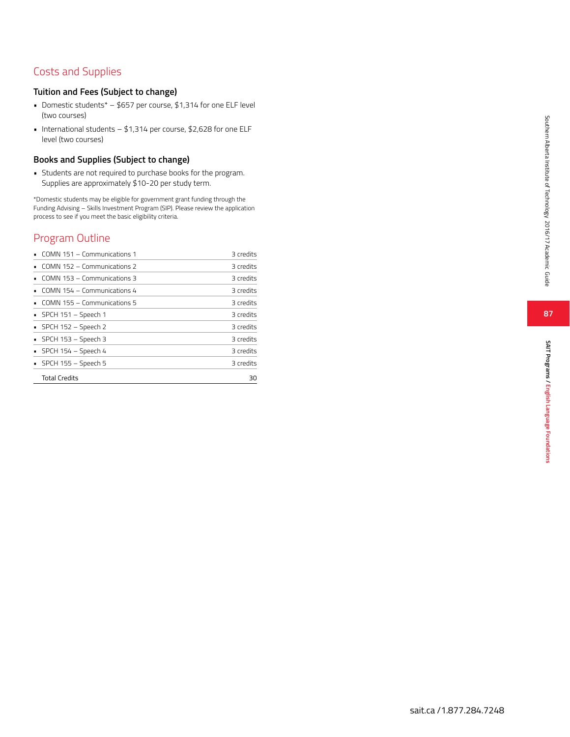## Costs and Supplies

### Tuition and Fees (Subject to change)

- Domestic students* – $657 per course, $1,314 for one ELF level (two courses)
- International students – $1,314 per course, $2,628 for one ELF level (two courses)

### Books and Supplies (Subject to change)

- Students are not required to purchase books for the program. Supplies are approximately $10-20 per study term.

*Domestic students may be eligible for government grant funding through the Funding Advising – Skills Investment Program (SIP). Please review the application process to see if you meet the basic eligibility criteria.

## Program Outline

| Course | Credits |
|---|---|
| COMN 151 – Communications 1 | 3 credits |
| COMN 152 – Communications 2 | 3 credits |
| COMN 153 – Communications 3 | 3 credits |
| COMN 154 – Communications 4 | 3 credits |
| COMN 155 – Communications 5 | 3 credits |
| SPCH 151 – Speech 1 | 3 credits |
| SPCH 152 – Speech 2 | 3 credits |
| SPCH 153 – Speech 3 | 3 credits |
| SPCH 154 – Speech 4 | 3 credits |
| SPCH 155 – Speech 5 | 3 credits |
| Total Credits | 30 |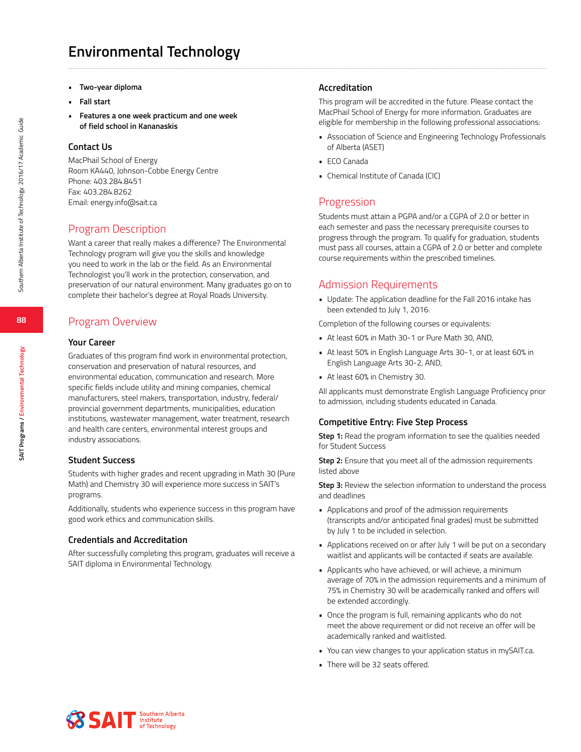# Environmental Technology

- **Two-year diploma**
- **Fall start**
- **Features a one week practicum and one week of field school in Kananaskis**

### Contact Us

MacPhail School of Energy
Room KA440, Johnson-Cobbe Energy Centre
Phone: 403.284.8451
Fax: 403.284.8262
Email: energy.info@sait.ca

## Program Description

Want a career that really makes a difference? The Environmental Technology program will give you the skills and knowledge you need to work in the lab or the field. As an Environmental Technologist you'll work in the protection, conservation, and preservation of our natural environment. Many graduates go on to complete their bachelor's degree at Royal Roads University.

## Program Overview

### Your Career

Graduates of this program find work in environmental protection, conservation and preservation of natural resources, and environmental education, communication and research. More specific fields include utility and mining companies, chemical manufacturers, steel makers, transportation, industry, federal/provincial government departments, municipalities, education institutions, wastewater management, water treatment, research and health care centers, environmental interest groups and industry associations.

### Student Success

Students with higher grades and recent upgrading in Math 30 (Pure Math) and Chemistry 30 will experience more success in SAIT's programs.

Additionally, students who experience success in this program have good work ethics and communication skills.

### Credentials and Accreditation

After successfully completing this program, graduates will receive a SAIT diploma in Environmental Technology.

### Accreditation

This program will be accredited in the future. Please contact the MacPhail School of Energy for more information. Graduates are eligible for membership in the following professional associations:

- Association of Science and Engineering Technology Professionals of Alberta (ASET)
- ECO Canada
- Chemical Institute of Canada (CIC)

## Progression

Students must attain a PGPA and/or a CGPA of 2.0 or better in each semester and pass the necessary prerequisite courses to progress through the program. To qualify for graduation, students must pass all courses, attain a CGPA of 2.0 or better and complete course requirements within the prescribed timelines.

## Admission Requirements

- Update: The application deadline for the Fall 2016 intake has been extended to July 1, 2016.

Completion of the following courses or equivalents:

- At least 60% in Math 30-1 or Pure Math 30, AND,
- At least 50% in English Language Arts 30-1, or at least 60% in English Language Arts 30-2, AND,
- At least 60% in Chemistry 30.

All applicants must demonstrate English Language Proficiency prior to admission, including students educated in Canada.

### Competitive Entry: Five Step Process

**Step 1:** Read the program information to see the qualities needed for Student Success

**Step 2:** Ensure that you meet all of the admission requirements listed above

**Step 3:** Review the selection information to understand the process and deadlines

- Applications and proof of the admission requirements (transcripts and/or anticipated final grades) must be submitted by July 1 to be included in selection.
- Applications received on or after July 1 will be put on a secondary waitlist and applicants will be contacted if seats are available.
- Applicants who have achieved, or will achieve, a minimum average of 70% in the admission requirements and a minimum of 75% in Chemistry 30 will be academically ranked and offers will be extended accordingly.
- Once the program is full, remaining applicants who do not meet the above requirement or did not receive an offer will be academically ranked and waitlisted.
- You can view changes to your application status in mySAIT.ca.
- There will be 32 seats offered.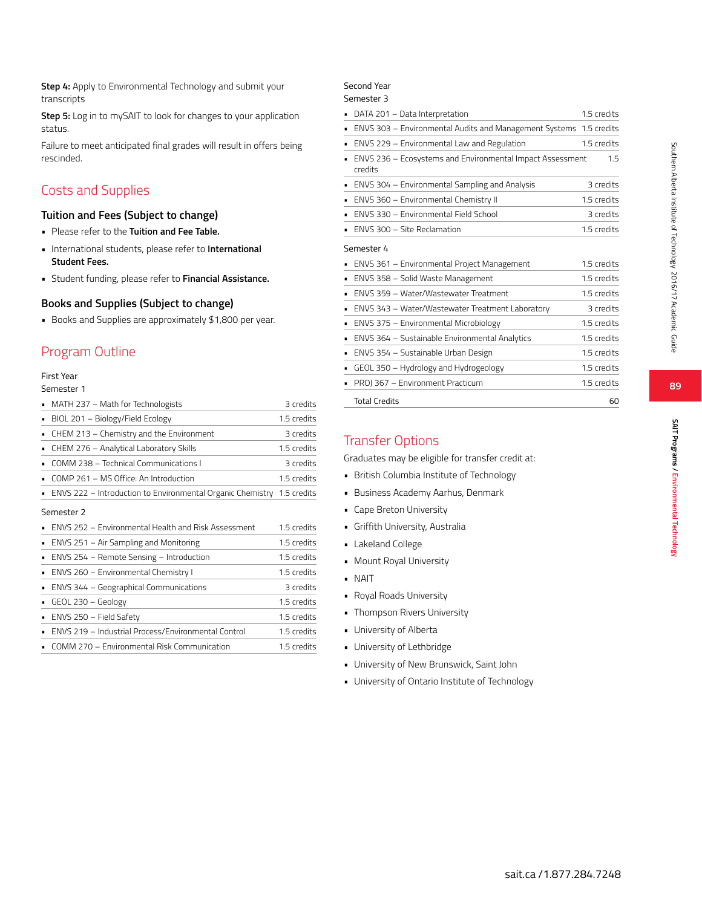**Step 4:** Apply to Environmental Technology and submit your transcripts

**Step 5:** Log in to mySAIT to look for changes to your application status.

Failure to meet anticipated final grades will result in offers being rescinded.

## Costs and Supplies

### Tuition and Fees (Subject to change)

- Please refer to the **Tuition and Fee Table.**
- International students, please refer to **International Student Fees.**
- Student funding, please refer to **Financial Assistance.**

### Books and Supplies (Subject to change)

- Books and Supplies are approximately $1,800 per year.

## Program Outline

First Year

Semester 1

| Course | Credits |
|---|---|
| MATH 237 – Math for Technologists | 3 credits |
| BIOL 201 – Biology/Field Ecology | 1.5 credits |
| CHEM 213 – Chemistry and the Environment | 3 credits |
| CHEM 276 – Analytical Laboratory Skills | 1.5 credits |
| COMM 238 – Technical Communications I | 3 credits |
| COMP 261 – MS Office: An Introduction | 1.5 credits |
| ENVS 222 – Introduction to Environmental Organic Chemistry | 1.5 credits |

Semester 2

| Course | Credits |
|---|---|
| ENVS 252 – Environmental Health and Risk Assessment | 1.5 credits |
| ENVS 251 – Air Sampling and Monitoring | 1.5 credits |
| ENVS 254 – Remote Sensing – Introduction | 1.5 credits |
| ENVS 260 – Environmental Chemistry I | 1.5 credits |
| ENVS 344 – Geographical Communications | 3 credits |
| GEOL 230 – Geology | 1.5 credits |
| ENVS 250 – Field Safety | 1.5 credits |
| ENVS 219 – Industrial Process/Environmental Control | 1.5 credits |
| COMM 270 – Environmental Risk Communication | 1.5 credits |

Second Year

Semester 3

| Course | Credits |
|---|---|
| DATA 201 – Data Interpretation | 1.5 credits |
| ENVS 303 – Environmental Audits and Management Systems | 1.5 credits |
| ENVS 229 – Environmental Law and Regulation | 1.5 credits |
| ENVS 236 – Ecosystems and Environmental Impact Assessment | 1.5 credits |
| ENVS 304 – Environmental Sampling and Analysis | 3 credits |
| ENVS 360 – Environmental Chemistry II | 1.5 credits |
| ENVS 330 – Environmental Field School | 3 credits |
| ENVS 300 – Site Reclamation | 1.5 credits |

Semester 4

| Course | Credits |
|---|---|
| ENVS 361 – Environmental Project Management | 1.5 credits |
| ENVS 358 – Solid Waste Management | 1.5 credits |
| ENVS 359 – Water/Wastewater Treatment | 1.5 credits |
| ENVS 343 – Water/Wastewater Treatment Laboratory | 3 credits |
| ENVS 375 – Environmental Microbiology | 1.5 credits |
| ENVS 364 – Sustainable Environmental Analytics | 1.5 credits |
| ENVS 354 – Sustainable Urban Design | 1.5 credits |
| GEOL 350 – Hydrology and Hydrogeology | 1.5 credits |
| PROJ 367 – Environment Practicum | 1.5 credits |
| Total Credits | 60 |

## Transfer Options

Graduates may be eligible for transfer credit at:

- British Columbia Institute of Technology
- Business Academy Aarhus, Denmark
- Cape Breton University
- Griffith University, Australia
- Lakeland College
- Mount Royal University
- NAIT
- Royal Roads University
- Thompson Rivers University
- University of Alberta
- University of Lethbridge
- University of New Brunswick, Saint John
- University of Ontario Institute of Technology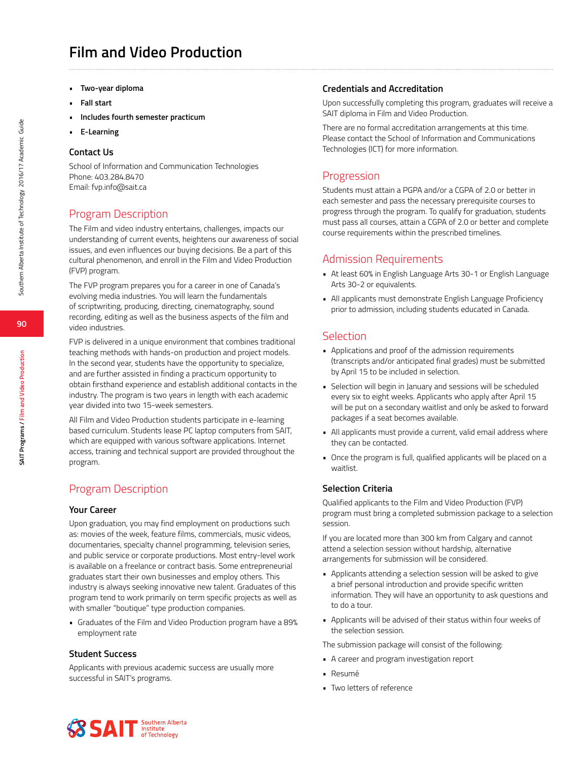# Film and Video Production

- **Two-year diploma**
- **Fall start**
- **Includes fourth semester practicum**
- **E-Learning**

### Contact Us

School of Information and Communication Technologies
Phone: 403.284.8470
Email: fvp.info@sait.ca

## Program Description

The Film and video industry entertains, challenges, impacts our understanding of current events, heightens our awareness of social issues, and even influences our buying decisions. Be a part of this cultural phenomenon, and enroll in the Film and Video Production (FVP) program.

The FVP program prepares you for a career in one of Canada's evolving media industries. You will learn the fundamentals of scriptwriting, producing, directing, cinematography, sound recording, editing as well as the business aspects of the film and video industries.

FVP is delivered in a unique environment that combines traditional teaching methods with hands-on production and project models. In the second year, students have the opportunity to specialize, and are further assisted in finding a practicum opportunity to obtain firsthand experience and establish additional contacts in the industry. The program is two years in length with each academic year divided into two 15-week semesters.

All Film and Video Production students participate in e-learning based curriculum. Students lease PC laptop computers from SAIT, which are equipped with various software applications. Internet access, training and technical support are provided throughout the program.

## Program Description

### Your Career

Upon graduation, you may find employment on productions such as: movies of the week, feature films, commercials, music videos, documentaries, specialty channel programming, television series, and public service or corporate productions. Most entry-level work is available on a freelance or contract basis. Some entrepreneurial graduates start their own businesses and employ others. This industry is always seeking innovative new talent. Graduates of this program tend to work primarily on term specific projects as well as with smaller "boutique" type production companies.

- Graduates of the Film and Video Production program have a 89% employment rate

### Student Success

Applicants with previous academic success are usually more successful in SAIT's programs.

### Credentials and Accreditation

Upon successfully completing this program, graduates will receive a SAIT diploma in Film and Video Production.

There are no formal accreditation arrangements at this time. Please contact the School of Information and Communications Technologies (ICT) for more information.

## Progression

Students must attain a PGPA and/or a CGPA of 2.0 or better in each semester and pass the necessary prerequisite courses to progress through the program. To qualify for graduation, students must pass all courses, attain a CGPA of 2.0 or better and complete course requirements within the prescribed timelines.

## Admission Requirements

- At least 60% in English Language Arts 30-1 or English Language Arts 30-2 or equivalents.
- All applicants must demonstrate English Language Proficiency prior to admission, including students educated in Canada.

## Selection

- Applications and proof of the admission requirements (transcripts and/or anticipated final grades) must be submitted by April 15 to be included in selection.
- Selection will begin in January and sessions will be scheduled every six to eight weeks. Applicants who apply after April 15 will be put on a secondary waitlist and only be asked to forward packages if a seat becomes available.
- All applicants must provide a current, valid email address where they can be contacted.
- Once the program is full, qualified applicants will be placed on a waitlist.

### Selection Criteria

Qualified applicants to the Film and Video Production (FVP) program must bring a completed submission package to a selection session.

If you are located more than 300 km from Calgary and cannot attend a selection session without hardship, alternative arrangements for submission will be considered.

- Applicants attending a selection session will be asked to give a brief personal introduction and provide specific written information. They will have an opportunity to ask questions and to do a tour.
- Applicants will be advised of their status within four weeks of the selection session.

The submission package will consist of the following:

- A career and program investigation report
- Resumé
- Two letters of reference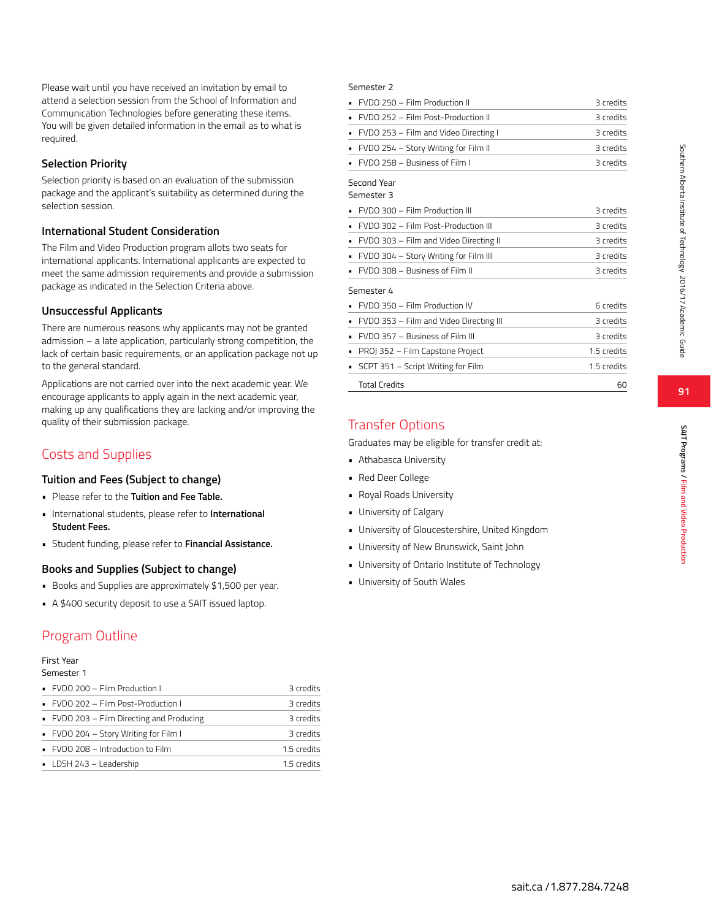Please wait until you have received an invitation by email to attend a selection session from the School of Information and Communication Technologies before generating these items. You will be given detailed information in the email as to what is required.

### Selection Priority

Selection priority is based on an evaluation of the submission package and the applicant's suitability as determined during the selection session.

### International Student Consideration

The Film and Video Production program allots two seats for international applicants. International applicants are expected to meet the same admission requirements and provide a submission package as indicated in the Selection Criteria above.

### Unsuccessful Applicants

There are numerous reasons why applicants may not be granted admission – a late application, particularly strong competition, the lack of certain basic requirements, or an application package not up to the general standard.

Applications are not carried over into the next academic year. We encourage applicants to apply again in the next academic year, making up any qualifications they are lacking and/or improving the quality of their submission package.

## Costs and Supplies

### Tuition and Fees (Subject to change)

- Please refer to the **Tuition and Fee Table.**
- International students, please refer to **International Student Fees.**
- Student funding, please refer to **Financial Assistance.**

### Books and Supplies (Subject to change)

- Books and Supplies are approximately $1,500 per year.
- A $400 security deposit to use a SAIT issued laptop.

## Program Outline

First Year
Semester 1

| Course | Credits |
|---|---|
| FVDO 200 – Film Production I | 3 credits |
| FVDO 202 – Film Post-Production I | 3 credits |
| FVDO 203 – Film Directing and Producing | 3 credits |
| FVDO 204 – Story Writing for Film I | 3 credits |
| FVDO 208 – Introduction to Film | 1.5 credits |
| LDSH 243 – Leadership | 1.5 credits |

Semester 2

| Course | Credits |
|---|---|
| FVDO 250 – Film Production II | 3 credits |
| FVDO 252 – Film Post-Production II | 3 credits |
| FVDO 253 – Film and Video Directing I | 3 credits |
| FVDO 254 – Story Writing for Film II | 3 credits |
| FVDO 258 – Business of Film I | 3 credits |

Second Year
Semester 3

| Course | Credits |
|---|---|
| FVDO 300 – Film Production III | 3 credits |
| FVDO 302 – Film Post-Production III | 3 credits |
| FVDO 303 – Film and Video Directing II | 3 credits |
| FVDO 304 – Story Writing for Film III | 3 credits |
| FVDO 308 – Business of Film II | 3 credits |

Semester 4

| Course | Credits |
|---|---|
| FVDO 350 – Film Production IV | 6 credits |
| FVDO 353 – Film and Video Directing III | 3 credits |
| FVDO 357 – Business of Film III | 3 credits |
| PROJ 352 – Film Capstone Project | 1.5 credits |
| SCPT 351 – Script Writing for Film | 1.5 credits |
| Total Credits | 60 |

## Transfer Options

Graduates may be eligible for transfer credit at:

- Athabasca University
- Red Deer College
- Royal Roads University
- University of Calgary
- University of Gloucestershire, United Kingdom
- University of New Brunswick, Saint John
- University of Ontario Institute of Technology
- University of South Wales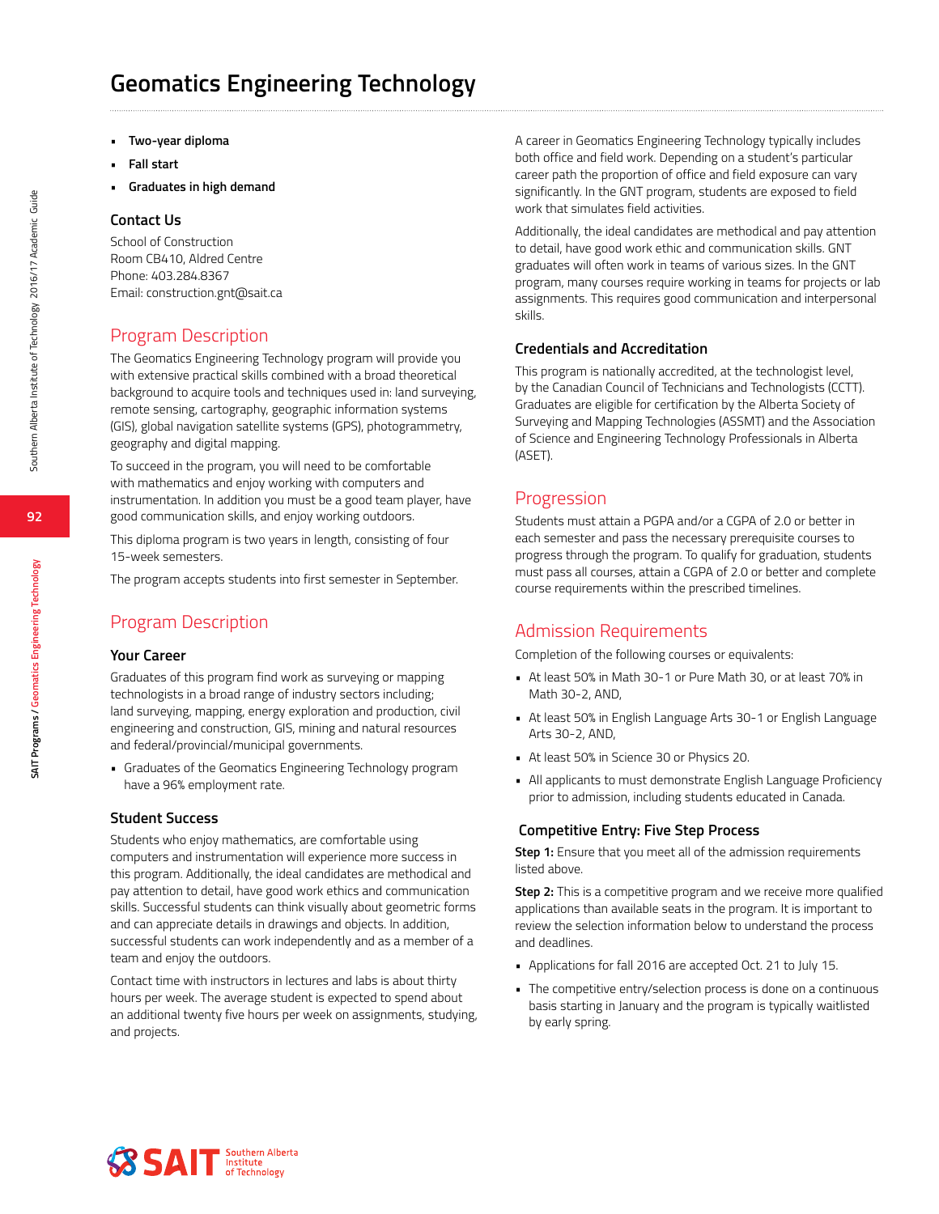# Geomatics Engineering Technology

- **Two-year diploma**
- **Fall start**
- **Graduates in high demand**

### Contact Us

School of Construction
Room CB410, Aldred Centre
Phone: 403.284.8367
Email: construction.gnt@sait.ca

## Program Description

The Geomatics Engineering Technology program will provide you with extensive practical skills combined with a broad theoretical background to acquire tools and techniques used in: land surveying, remote sensing, cartography, geographic information systems (GIS), global navigation satellite systems (GPS), photogrammetry, geography and digital mapping.

To succeed in the program, you will need to be comfortable with mathematics and enjoy working with computers and instrumentation. In addition you must be a good team player, have good communication skills, and enjoy working outdoors.

This diploma program is two years in length, consisting of four 15-week semesters.

The program accepts students into first semester in September.

## Program Description

### Your Career

Graduates of this program find work as surveying or mapping technologists in a broad range of industry sectors including; land surveying, mapping, energy exploration and production, civil engineering and construction, GIS, mining and natural resources and federal/provincial/municipal governments.

- Graduates of the Geomatics Engineering Technology program have a 96% employment rate.

### Student Success

Students who enjoy mathematics, are comfortable using computers and instrumentation will experience more success in this program. Additionally, the ideal candidates are methodical and pay attention to detail, have good work ethics and communication skills. Successful students can think visually about geometric forms and can appreciate details in drawings and objects. In addition, successful students can work independently and as a member of a team and enjoy the outdoors.

Contact time with instructors in lectures and labs is about thirty hours per week. The average student is expected to spend about an additional twenty five hours per week on assignments, studying, and projects.

A career in Geomatics Engineering Technology typically includes both office and field work. Depending on a student's particular career path the proportion of office and field exposure can vary significantly. In the GNT program, students are exposed to field work that simulates field activities.

Additionally, the ideal candidates are methodical and pay attention to detail, have good work ethic and communication skills. GNT graduates will often work in teams of various sizes. In the GNT program, many courses require working in teams for projects or lab assignments. This requires good communication and interpersonal skills.

### Credentials and Accreditation

This program is nationally accredited, at the technologist level, by the Canadian Council of Technicians and Technologists (CCTT). Graduates are eligible for certification by the Alberta Society of Surveying and Mapping Technologies (ASSMT) and the Association of Science and Engineering Technology Professionals in Alberta (ASET).

## Progression

Students must attain a PGPA and/or a CGPA of 2.0 or better in each semester and pass the necessary prerequisite courses to progress through the program. To qualify for graduation, students must pass all courses, attain a CGPA of 2.0 or better and complete course requirements within the prescribed timelines.

## Admission Requirements

Completion of the following courses or equivalents:

- At least 50% in Math 30-1 or Pure Math 30, or at least 70% in Math 30-2, AND,
- At least 50% in English Language Arts 30-1 or English Language Arts 30-2, AND,
- At least 50% in Science 30 or Physics 20.
- All applicants to must demonstrate English Language Proficiency prior to admission, including students educated in Canada.

### Competitive Entry: Five Step Process

**Step 1:** Ensure that you meet all of the admission requirements listed above.

**Step 2:** This is a competitive program and we receive more qualified applications than available seats in the program. It is important to review the selection information below to understand the process and deadlines.

- Applications for fall 2016 are accepted Oct. 21 to July 15.
- The competitive entry/selection process is done on a continuous basis starting in January and the program is typically waitlisted by early spring.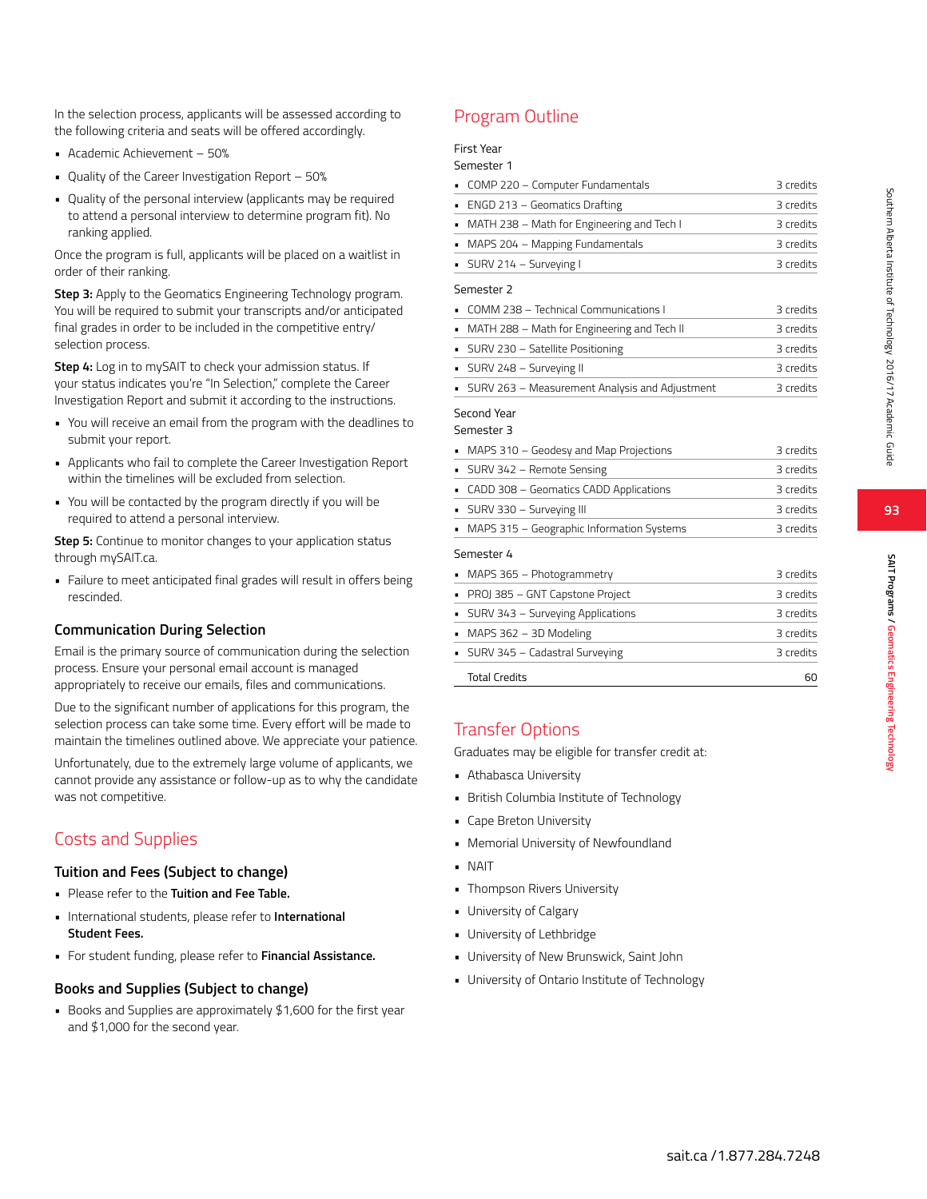In the selection process, applicants will be assessed according to the following criteria and seats will be offered accordingly.

- Academic Achievement – 50%
- Quality of the Career Investigation Report – 50%
- Quality of the personal interview (applicants may be required to attend a personal interview to determine program fit). No ranking applied.

Once the program is full, applicants will be placed on a waitlist in order of their ranking.

**Step 3:** Apply to the Geomatics Engineering Technology program. You will be required to submit your transcripts and/or anticipated final grades in order to be included in the competitive entry/selection process.

**Step 4:** Log in to mySAIT to check your admission status. If your status indicates you're "In Selection," complete the Career Investigation Report and submit it according to the instructions.

- You will receive an email from the program with the deadlines to submit your report.
- Applicants who fail to complete the Career Investigation Report within the timelines will be excluded from selection.
- You will be contacted by the program directly if you will be required to attend a personal interview.

**Step 5:** Continue to monitor changes to your application status through mySAIT.ca.

- Failure to meet anticipated final grades will result in offers being rescinded.

### Communication During Selection

Email is the primary source of communication during the selection process. Ensure your personal email account is managed appropriately to receive our emails, files and communications.

Due to the significant number of applications for this program, the selection process can take some time. Every effort will be made to maintain the timelines outlined above. We appreciate your patience.

Unfortunately, due to the extremely large volume of applicants, we cannot provide any assistance or follow-up as to why the candidate was not competitive.

## Costs and Supplies

### Tuition and Fees (Subject to change)

- Please refer to the **Tuition and Fee Table.**
- International students, please refer to **International Student Fees.**
- For student funding, please refer to **Financial Assistance.**

### Books and Supplies (Subject to change)

- Books and Supplies are approximately $1,600 for the first year and $1,000 for the second year.

## Program Outline

First Year

Semester 1

| Course | Credits |
|---|---|
| COMP 220 – Computer Fundamentals | 3 credits |
| ENGD 213 – Geomatics Drafting | 3 credits |
| MATH 238 – Math for Engineering and Tech I | 3 credits |
| MAPS 204 – Mapping Fundamentals | 3 credits |
| SURV 214 – Surveying I | 3 credits |

Semester 2

| Course | Credits |
|---|---|
| COMM 238 – Technical Communications I | 3 credits |
| MATH 288 – Math for Engineering and Tech II | 3 credits |
| SURV 230 – Satellite Positioning | 3 credits |
| SURV 248 – Surveying II | 3 credits |
| SURV 263 – Measurement Analysis and Adjustment | 3 credits |

Second Year

Semester 3

| Course | Credits |
|---|---|
| MAPS 310 – Geodesy and Map Projections | 3 credits |
| SURV 342 – Remote Sensing | 3 credits |
| CADD 308 – Geomatics CADD Applications | 3 credits |
| SURV 330 – Surveying III | 3 credits |
| MAPS 315 – Geographic Information Systems | 3 credits |

Semester 4

| Course | Credits |
|---|---|
| MAPS 365 – Photogrammetry | 3 credits |
| PROJ 385 – GNT Capstone Project | 3 credits |
| SURV 343 – Surveying Applications | 3 credits |
| MAPS 362 – 3D Modeling | 3 credits |
| SURV 345 – Cadastral Surveying | 3 credits |
| Total Credits | 60 |

## Transfer Options

Graduates may be eligible for transfer credit at:

- Athabasca University
- British Columbia Institute of Technology
- Cape Breton University
- Memorial University of Newfoundland
- NAIT
- Thompson Rivers University
- University of Calgary
- University of Lethbridge
- University of New Brunswick, Saint John
- University of Ontario Institute of Technology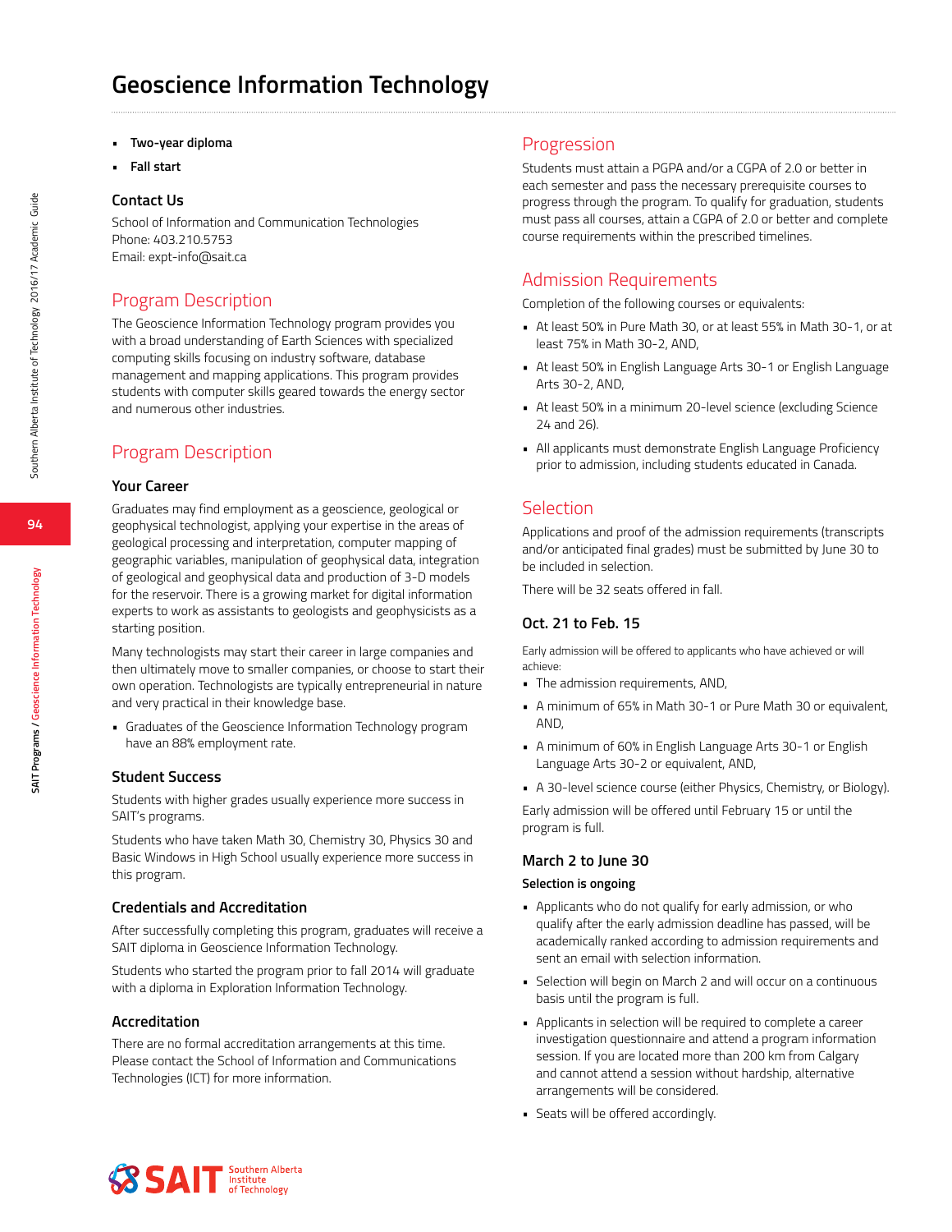# Geoscience Information Technology

- **Two-year diploma**
- **Fall start**

### Contact Us

School of Information and Communication Technologies
Phone: 403.210.5753
Email: expt-info@sait.ca

## Program Description

The Geoscience Information Technology program provides you with a broad understanding of Earth Sciences with specialized computing skills focusing on industry software, database management and mapping applications. This program provides students with computer skills geared towards the energy sector and numerous other industries.

## Program Description

### Your Career

Graduates may find employment as a geoscience, geological or geophysical technologist, applying your expertise in the areas of geological processing and interpretation, computer mapping of geographic variables, manipulation of geophysical data, integration of geological and geophysical data and production of 3-D models for the reservoir. There is a growing market for digital information experts to work as assistants to geologists and geophysicists as a starting position.

Many technologists may start their career in large companies and then ultimately move to smaller companies, or choose to start their own operation. Technologists are typically entrepreneurial in nature and very practical in their knowledge base.

- Graduates of the Geoscience Information Technology program have an 88% employment rate.

### Student Success

Students with higher grades usually experience more success in SAIT's programs.

Students who have taken Math 30, Chemistry 30, Physics 30 and Basic Windows in High School usually experience more success in this program.

### Credentials and Accreditation

After successfully completing this program, graduates will receive a SAIT diploma in Geoscience Information Technology.

Students who started the program prior to fall 2014 will graduate with a diploma in Exploration Information Technology.

### Accreditation

There are no formal accreditation arrangements at this time. Please contact the School of Information and Communications Technologies (ICT) for more information.

## Progression

Students must attain a PGPA and/or a CGPA of 2.0 or better in each semester and pass the necessary prerequisite courses to progress through the program. To qualify for graduation, students must pass all courses, attain a CGPA of 2.0 or better and complete course requirements within the prescribed timelines.

## Admission Requirements

Completion of the following courses or equivalents:

- At least 50% in Pure Math 30, or at least 55% in Math 30-1, or at least 75% in Math 30-2, AND,
- At least 50% in English Language Arts 30-1 or English Language Arts 30-2, AND,
- At least 50% in a minimum 20-level science (excluding Science 24 and 26).
- All applicants must demonstrate English Language Proficiency prior to admission, including students educated in Canada.

## Selection

Applications and proof of the admission requirements (transcripts and/or anticipated final grades) must be submitted by June 30 to be included in selection.

There will be 32 seats offered in fall.

### Oct. 21 to Feb. 15

Early admission will be offered to applicants who have achieved or will achieve:

- The admission requirements, AND,
- A minimum of 65% in Math 30-1 or Pure Math 30 or equivalent, AND,
- A minimum of 60% in English Language Arts 30-1 or English Language Arts 30-2 or equivalent, AND,
- A 30-level science course (either Physics, Chemistry, or Biology).

Early admission will be offered until February 15 or until the program is full.

### March 2 to June 30

**Selection is ongoing**

- Applicants who do not qualify for early admission, or who qualify after the early admission deadline has passed, will be academically ranked according to admission requirements and sent an email with selection information.
- Selection will begin on March 2 and will occur on a continuous basis until the program is full.
- Applicants in selection will be required to complete a career investigation questionnaire and attend a program information session. If you are located more than 200 km from Calgary and cannot attend a session without hardship, alternative arrangements will be considered.
- Seats will be offered accordingly.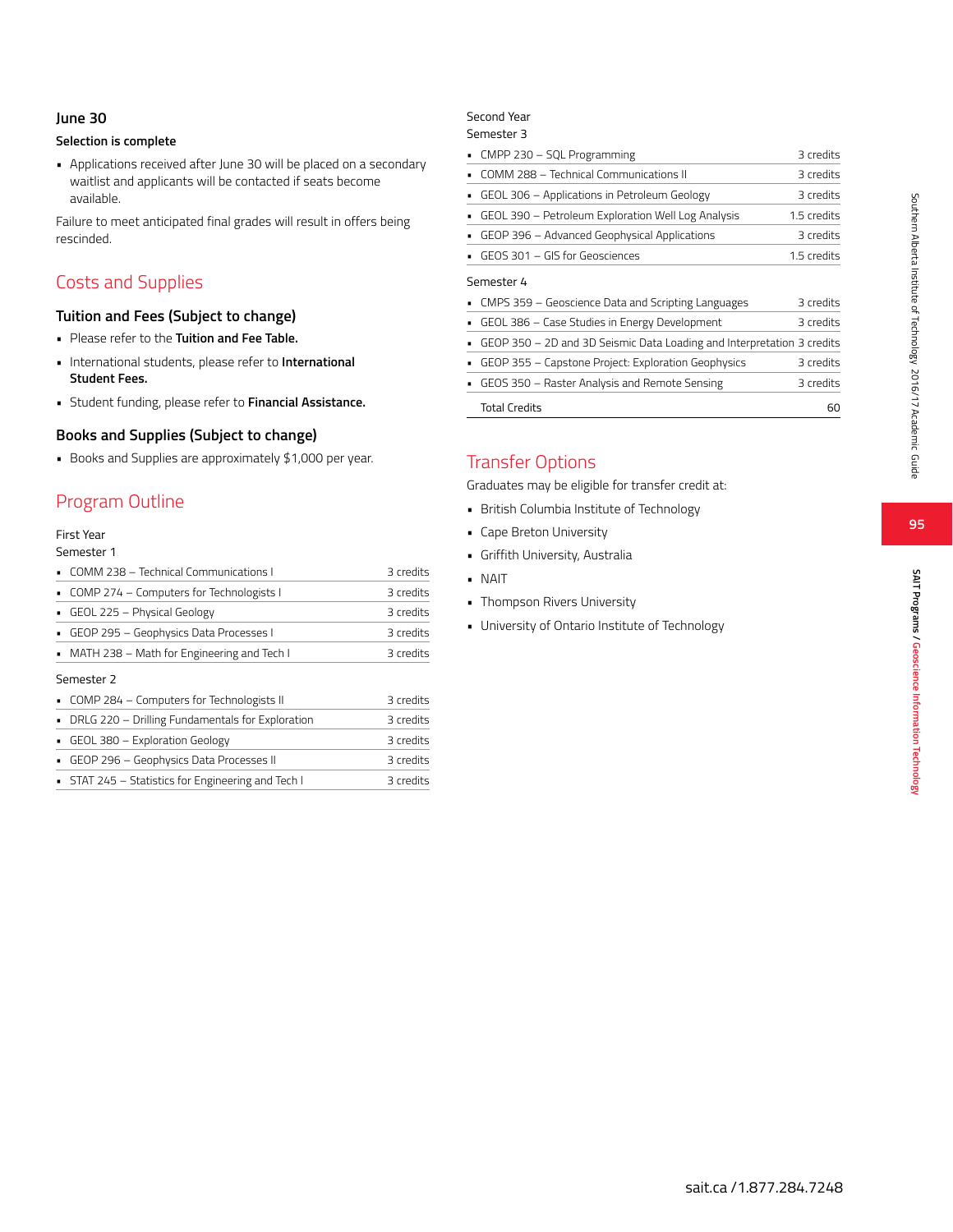### June 30

**Selection is complete**

- Applications received after June 30 will be placed on a secondary waitlist and applicants will be contacted if seats become available.

Failure to meet anticipated final grades will result in offers being rescinded.

## Costs and Supplies

### Tuition and Fees (Subject to change)

- Please refer to the **Tuition and Fee Table.**
- International students, please refer to **International Student Fees.**
- Student funding, please refer to **Financial Assistance.**

### Books and Supplies (Subject to change)

- Books and Supplies are approximately $1,000 per year.

## Program Outline

First Year

Semester 1

| Course | Credits |
|---|---|
| COMM 238 – Technical Communications I | 3 credits |
| COMP 274 – Computers for Technologists I | 3 credits |
| GEOL 225 – Physical Geology | 3 credits |
| GEOP 295 – Geophysics Data Processes I | 3 credits |
| MATH 238 – Math for Engineering and Tech I | 3 credits |

Semester 2

| Course | Credits |
|---|---|
| COMP 284 – Computers for Technologists II | 3 credits |
| DRLG 220 – Drilling Fundamentals for Exploration | 3 credits |
| GEOL 380 – Exploration Geology | 3 credits |
| GEOP 296 – Geophysics Data Processes II | 3 credits |
| STAT 245 – Statistics for Engineering and Tech I | 3 credits |

Second Year

Semester 3

| Course | Credits |
|---|---|
| CMPP 230 – SQL Programming | 3 credits |
| COMM 288 – Technical Communications II | 3 credits |
| GEOL 306 – Applications in Petroleum Geology | 3 credits |
| GEOL 390 – Petroleum Exploration Well Log Analysis | 1.5 credits |
| GEOP 396 – Advanced Geophysical Applications | 3 credits |
| GEOS 301 – GIS for Geosciences | 1.5 credits |

Semester 4

| Course | Credits |
|---|---|
| CMPS 359 – Geoscience Data and Scripting Languages | 3 credits |
| GEOL 386 – Case Studies in Energy Development | 3 credits |
| GEOP 350 – 2D and 3D Seismic Data Loading and Interpretation | 3 credits |
| GEOP 355 – Capstone Project: Exploration Geophysics | 3 credits |
| GEOS 350 – Raster Analysis and Remote Sensing | 3 credits |
| Total Credits | 60 |

## Transfer Options

Graduates may be eligible for transfer credit at:

- British Columbia Institute of Technology
- Cape Breton University
- Griffith University, Australia
- NAIT
- Thompson Rivers University
- University of Ontario Institute of Technology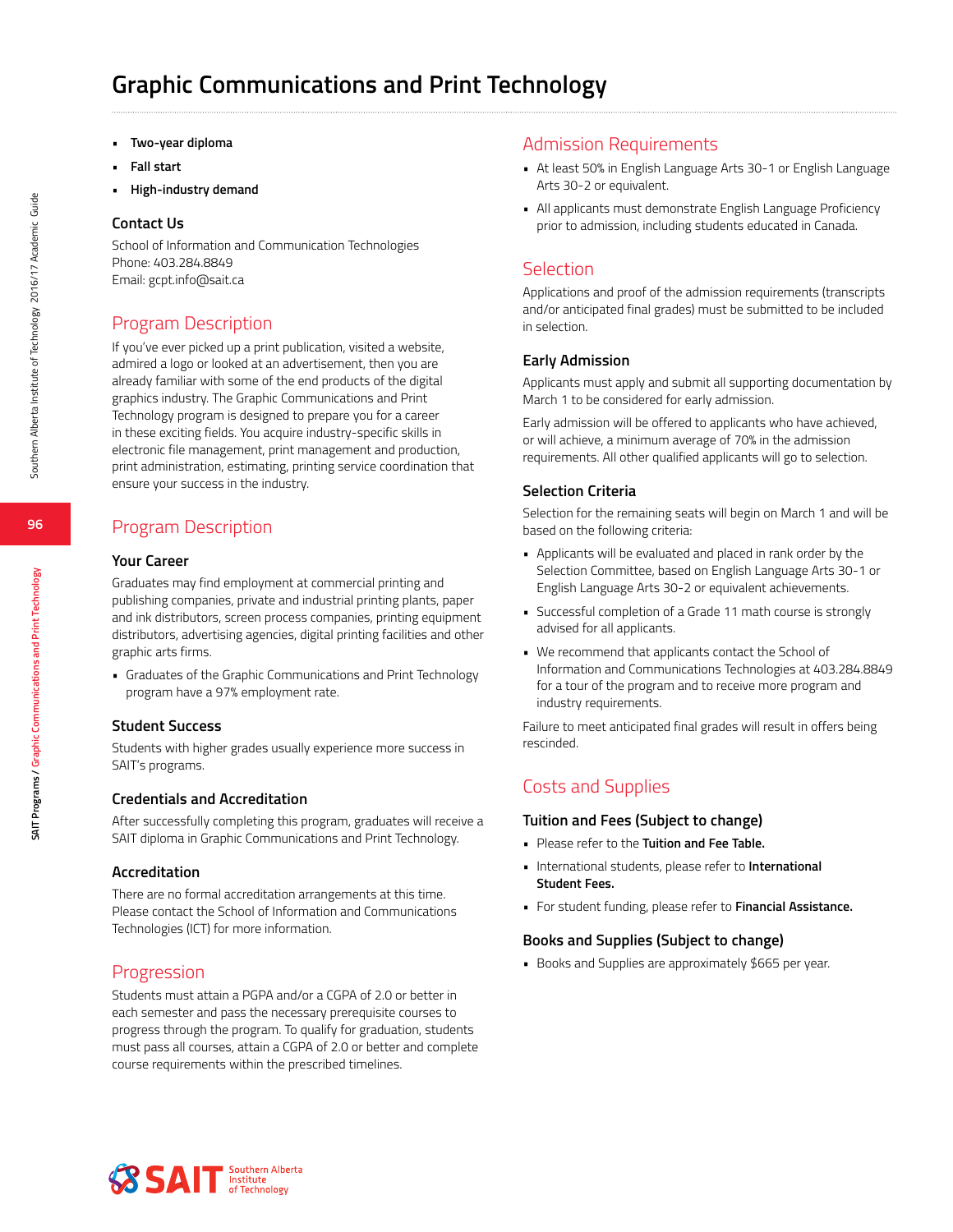# Graphic Communications and Print Technology

- **Two-year diploma**
- **Fall start**
- **High-industry demand**

### Contact Us

School of Information and Communication Technologies
Phone: 403.284.8849
Email: gcpt.info@sait.ca

## Program Description

If you've ever picked up a print publication, visited a website, admired a logo or looked at an advertisement, then you are already familiar with some of the end products of the digital graphics industry. The Graphic Communications and Print Technology program is designed to prepare you for a career in these exciting fields. You acquire industry-specific skills in electronic file management, print management and production, print administration, estimating, printing service coordination that ensure your success in the industry.

## Program Description

### Your Career

Graduates may find employment at commercial printing and publishing companies, private and industrial printing plants, paper and ink distributors, screen process companies, printing equipment distributors, advertising agencies, digital printing facilities and other graphic arts firms.

- Graduates of the Graphic Communications and Print Technology program have a 97% employment rate.

### Student Success

Students with higher grades usually experience more success in SAIT's programs.

### Credentials and Accreditation

After successfully completing this program, graduates will receive a SAIT diploma in Graphic Communications and Print Technology.

### Accreditation

There are no formal accreditation arrangements at this time. Please contact the School of Information and Communications Technologies (ICT) for more information.

## Progression

Students must attain a PGPA and/or a CGPA of 2.0 or better in each semester and pass the necessary prerequisite courses to progress through the program. To qualify for graduation, students must pass all courses, attain a CGPA of 2.0 or better and complete course requirements within the prescribed timelines.

## Admission Requirements

- At least 50% in English Language Arts 30-1 or English Language Arts 30-2 or equivalent.
- All applicants must demonstrate English Language Proficiency prior to admission, including students educated in Canada.

## Selection

Applications and proof of the admission requirements (transcripts and/or anticipated final grades) must be submitted to be included in selection.

### Early Admission

Applicants must apply and submit all supporting documentation by March 1 to be considered for early admission.

Early admission will be offered to applicants who have achieved, or will achieve, a minimum average of 70% in the admission requirements. All other qualified applicants will go to selection.

### Selection Criteria

Selection for the remaining seats will begin on March 1 and will be based on the following criteria:

- Applicants will be evaluated and placed in rank order by the Selection Committee, based on English Language Arts 30-1 or English Language Arts 30-2 or equivalent achievements.
- Successful completion of a Grade 11 math course is strongly advised for all applicants.
- We recommend that applicants contact the School of Information and Communications Technologies at 403.284.8849 for a tour of the program and to receive more program and industry requirements.

Failure to meet anticipated final grades will result in offers being rescinded.

## Costs and Supplies

### Tuition and Fees (Subject to change)

- Please refer to the **Tuition and Fee Table.**
- International students, please refer to **International Student Fees.**
- For student funding, please refer to **Financial Assistance.**

### Books and Supplies (Subject to change)

- Books and Supplies are approximately $665 per year.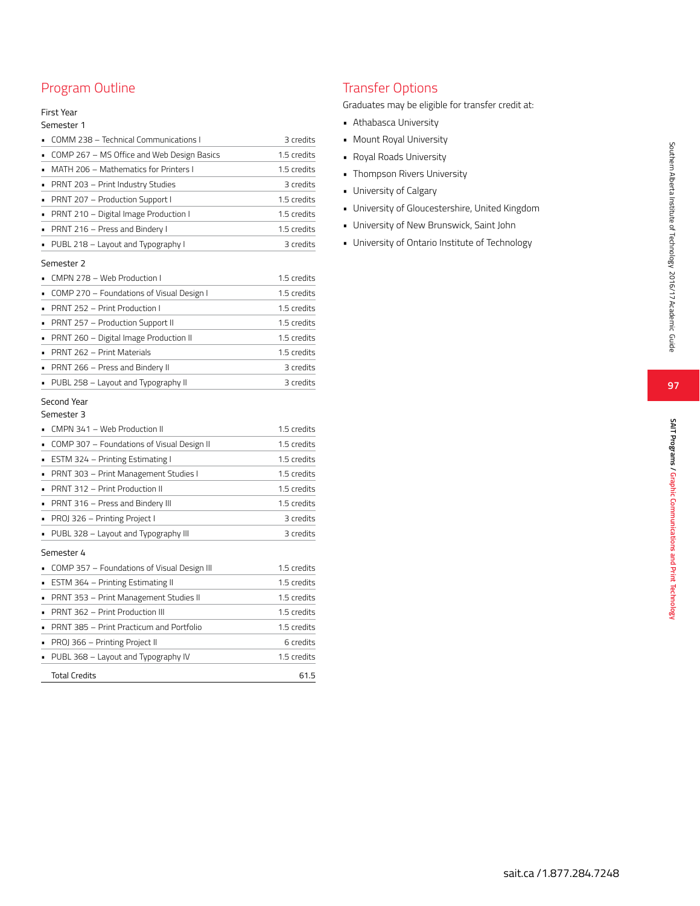## Program Outline

First Year

Semester 1

| Course | Credits |
|---|---|
| COMM 238 – Technical Communications I | 3 credits |
| COMP 267 – MS Office and Web Design Basics | 1.5 credits |
| MATH 206 – Mathematics for Printers I | 1.5 credits |
| PRNT 203 – Print Industry Studies | 3 credits |
| PRNT 207 – Production Support I | 1.5 credits |
| PRNT 210 – Digital Image Production I | 1.5 credits |
| PRNT 216 – Press and Bindery I | 1.5 credits |
| PUBL 218 – Layout and Typography I | 3 credits |

Semester 2

| Course | Credits |
|---|---|
| CMPN 278 – Web Production I | 1.5 credits |
| COMP 270 – Foundations of Visual Design I | 1.5 credits |
| PRNT 252 – Print Production I | 1.5 credits |
| PRNT 257 – Production Support II | 1.5 credits |
| PRNT 260 – Digital Image Production II | 1.5 credits |
| PRNT 262 – Print Materials | 1.5 credits |
| PRNT 266 – Press and Bindery II | 3 credits |
| PUBL 258 – Layout and Typography II | 3 credits |

Second Year

Semester 3

| Course | Credits |
|---|---|
| CMPN 341 – Web Production II | 1.5 credits |
| COMP 307 – Foundations of Visual Design II | 1.5 credits |
| ESTM 324 – Printing Estimating I | 1.5 credits |
| PRNT 303 – Print Management Studies I | 1.5 credits |
| PRNT 312 – Print Production II | 1.5 credits |
| PRNT 316 – Press and Bindery III | 1.5 credits |
| PROJ 326 – Printing Project I | 3 credits |
| PUBL 328 – Layout and Typography III | 3 credits |

Semester 4

| Course | Credits |
|---|---|
| COMP 357 – Foundations of Visual Design III | 1.5 credits |
| ESTM 364 – Printing Estimating II | 1.5 credits |
| PRNT 353 – Print Management Studies II | 1.5 credits |
| PRNT 362 – Print Production III | 1.5 credits |
| PRNT 385 – Print Practicum and Portfolio | 1.5 credits |
| PROJ 366 – Printing Project II | 6 credits |
| PUBL 368 – Layout and Typography IV | 1.5 credits |
| Total Credits | 61.5 |

## Transfer Options

Graduates may be eligible for transfer credit at:

- Athabasca University
- Mount Royal University
- Royal Roads University
- Thompson Rivers University
- University of Calgary
- University of Gloucestershire, United Kingdom
- University of New Brunswick, Saint John
- University of Ontario Institute of Technology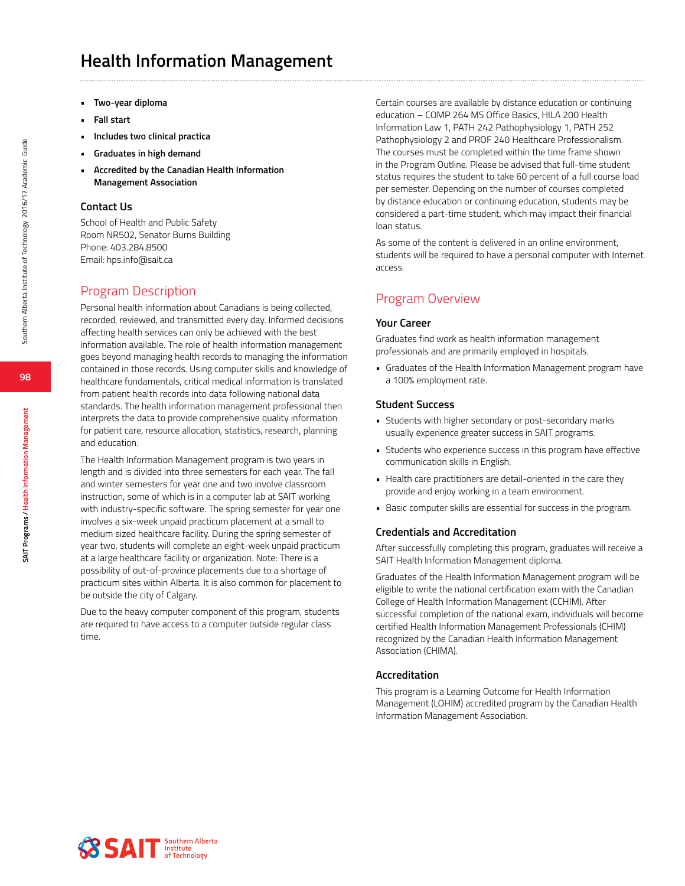# Health Information Management

- **Two-year diploma**
- **Fall start**
- **Includes two clinical practica**
- **Graduates in high demand**
- **Accredited by the Canadian Health Information Management Association**

### Contact Us

School of Health and Public Safety
Room NR502, Senator Burns Building
Phone: 403.284.8500
Email: hps.info@sait.ca

## Program Description

Personal health information about Canadians is being collected, recorded, reviewed, and transmitted every day. Informed decisions affecting health services can only be achieved with the best information available. The role of health information management goes beyond managing health records to managing the information contained in those records. Using computer skills and knowledge of healthcare fundamentals, critical medical information is translated from patient health records into data following national data standards. The health information management professional then interprets the data to provide comprehensive quality information for patient care, resource allocation, statistics, research, planning and education.

The Health Information Management program is two years in length and is divided into three semesters for each year. The fall and winter semesters for year one and two involve classroom instruction, some of which is in a computer lab at SAIT working with industry-specific software. The spring semester for year one involves a six-week unpaid practicum placement at a small to medium sized healthcare facility. During the spring semester of year two, students will complete an eight-week unpaid practicum at a large healthcare facility or organization. Note: There is a possibility of out-of-province placements due to a shortage of practicum sites within Alberta. It is also common for placement to be outside the city of Calgary.

Due to the heavy computer component of this program, students are required to have access to a computer outside regular class time.

Certain courses are available by distance education or continuing education – COMP 264 MS Office Basics, HILA 200 Health Information Law 1, PATH 242 Pathophysiology 1, PATH 252 Pathophysiology 2 and PROF 240 Healthcare Professionalism. The courses must be completed within the time frame shown in the Program Outline. Please be advised that full-time student status requires the student to take 60 percent of a full course load per semester. Depending on the number of courses completed by distance education or continuing education, students may be considered a part-time student, which may impact their financial loan status.

As some of the content is delivered in an online environment, students will be required to have a personal computer with Internet access.

## Program Overview

### Your Career

Graduates find work as health information management professionals and are primarily employed in hospitals.

- Graduates of the Health Information Management program have a 100% employment rate.

### Student Success

- Students with higher secondary or post-secondary marks usually experience greater success in SAIT programs.
- Students who experience success in this program have effective communication skills in English.
- Health care practitioners are detail-oriented in the care they provide and enjoy working in a team environment.
- Basic computer skills are essential for success in the program.

### Credentials and Accreditation

After successfully completing this program, graduates will receive a SAIT Health Information Management diploma.

Graduates of the Health Information Management program will be eligible to write the national certification exam with the Canadian College of Health Information Management (CCHIM). After successful completion of the national exam, individuals will become certified Health Information Management Professionals (CHIM) recognized by the Canadian Health Information Management Association (CHIMA).

### Accreditation

This program is a Learning Outcome for Health Information Management (LOHIM) accredited program by the Canadian Health Information Management Association.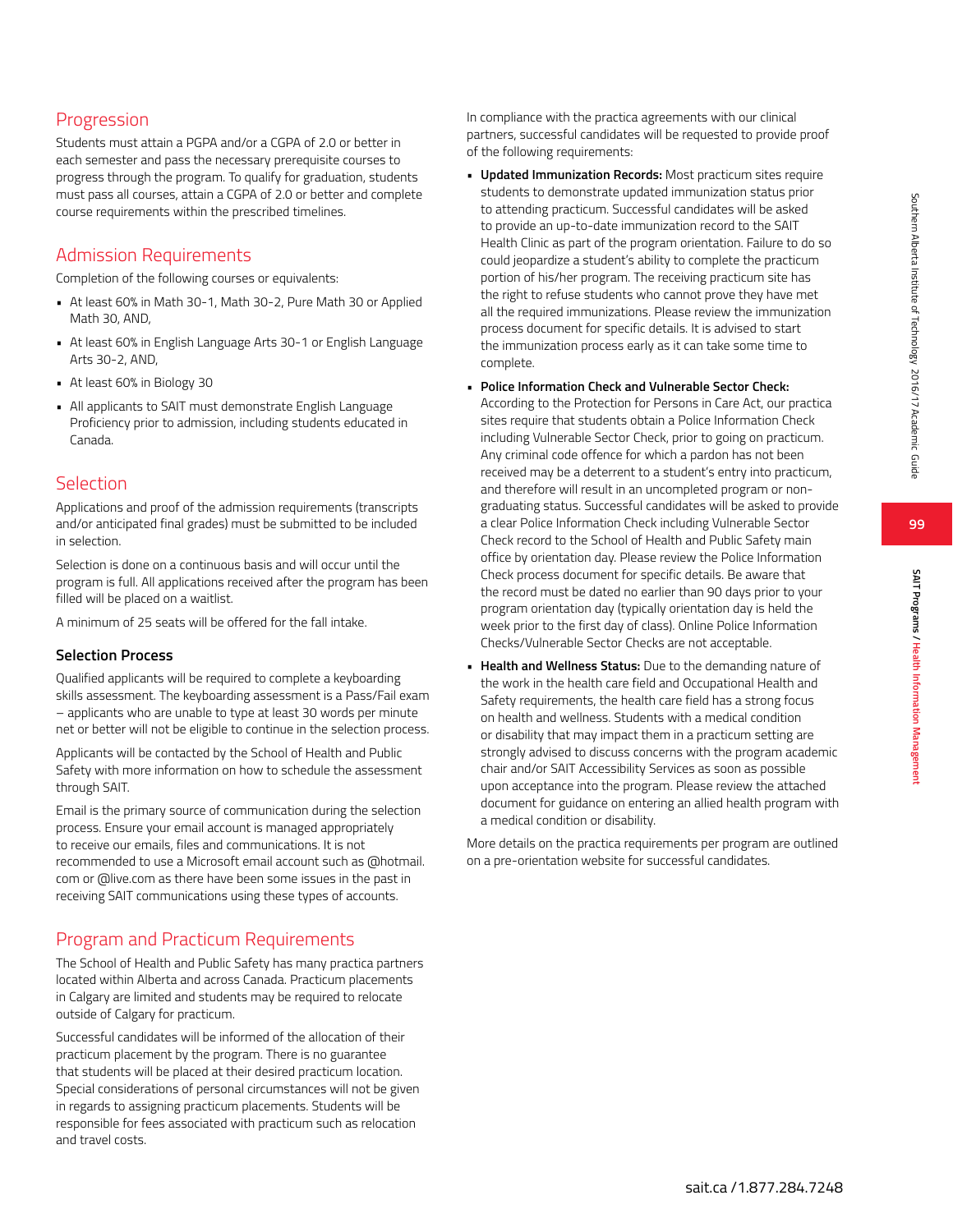## Progression

Students must attain a PGPA and/or a CGPA of 2.0 or better in each semester and pass the necessary prerequisite courses to progress through the program. To qualify for graduation, students must pass all courses, attain a CGPA of 2.0 or better and complete course requirements within the prescribed timelines.

## Admission Requirements

Completion of the following courses or equivalents:

- At least 60% in Math 30-1, Math 30-2, Pure Math 30 or Applied Math 30, AND,
- At least 60% in English Language Arts 30-1 or English Language Arts 30-2, AND,
- At least 60% in Biology 30
- All applicants to SAIT must demonstrate English Language Proficiency prior to admission, including students educated in Canada.

## Selection

Applications and proof of the admission requirements (transcripts and/or anticipated final grades) must be submitted to be included in selection.

Selection is done on a continuous basis and will occur until the program is full. All applications received after the program has been filled will be placed on a waitlist.

A minimum of 25 seats will be offered for the fall intake.

### Selection Process

Qualified applicants will be required to complete a keyboarding skills assessment. The keyboarding assessment is a Pass/Fail exam – applicants who are unable to type at least 30 words per minute net or better will not be eligible to continue in the selection process.

Applicants will be contacted by the School of Health and Public Safety with more information on how to schedule the assessment through SAIT.

Email is the primary source of communication during the selection process. Ensure your email account is managed appropriately to receive our emails, files and communications. It is not recommended to use a Microsoft email account such as @hotmail.com or @live.com as there have been some issues in the past in receiving SAIT communications using these types of accounts.

## Program and Practicum Requirements

The School of Health and Public Safety has many practica partners located within Alberta and across Canada. Practicum placements in Calgary are limited and students may be required to relocate outside of Calgary for practicum.

Successful candidates will be informed of the allocation of their practicum placement by the program. There is no guarantee that students will be placed at their desired practicum location. Special considerations of personal circumstances will not be given in regards to assigning practicum placements. Students will be responsible for fees associated with practicum such as relocation and travel costs.

In compliance with the practica agreements with our clinical partners, successful candidates will be requested to provide proof of the following requirements:

- **Updated Immunization Records:** Most practicum sites require students to demonstrate updated immunization status prior to attending practicum. Successful candidates will be asked to provide an up-to-date immunization record to the SAIT Health Clinic as part of the program orientation. Failure to do so could jeopardize a student's ability to complete the practicum portion of his/her program. The receiving practicum site has the right to refuse students who cannot prove they have met all the required immunizations. Please review the immunization process document for specific details. It is advised to start the immunization process early as it can take some time to complete.
- **Police Information Check and Vulnerable Sector Check:** According to the Protection for Persons in Care Act, our practica sites require that students obtain a Police Information Check including Vulnerable Sector Check, prior to going on practicum. Any criminal code offence for which a pardon has not been received may be a deterrent to a student's entry into practicum, and therefore will result in an uncompleted program or non-graduating status. Successful candidates will be asked to provide a clear Police Information Check including Vulnerable Sector Check record to the School of Health and Public Safety main office by orientation day. Please review the Police Information Check process document for specific details. Be aware that the record must be dated no earlier than 90 days prior to your program orientation day (typically orientation day is held the week prior to the first day of class). Online Police Information Checks/Vulnerable Sector Checks are not acceptable.
- **Health and Wellness Status:** Due to the demanding nature of the work in the health care field and Occupational Health and Safety requirements, the health care field has a strong focus on health and wellness. Students with a medical condition or disability that may impact them in a practicum setting are strongly advised to discuss concerns with the program academic chair and/or SAIT Accessibility Services as soon as possible upon acceptance into the program. Please review the attached document for guidance on entering an allied health program with a medical condition or disability.

More details on the practica requirements per program are outlined on a pre-orientation website for successful candidates.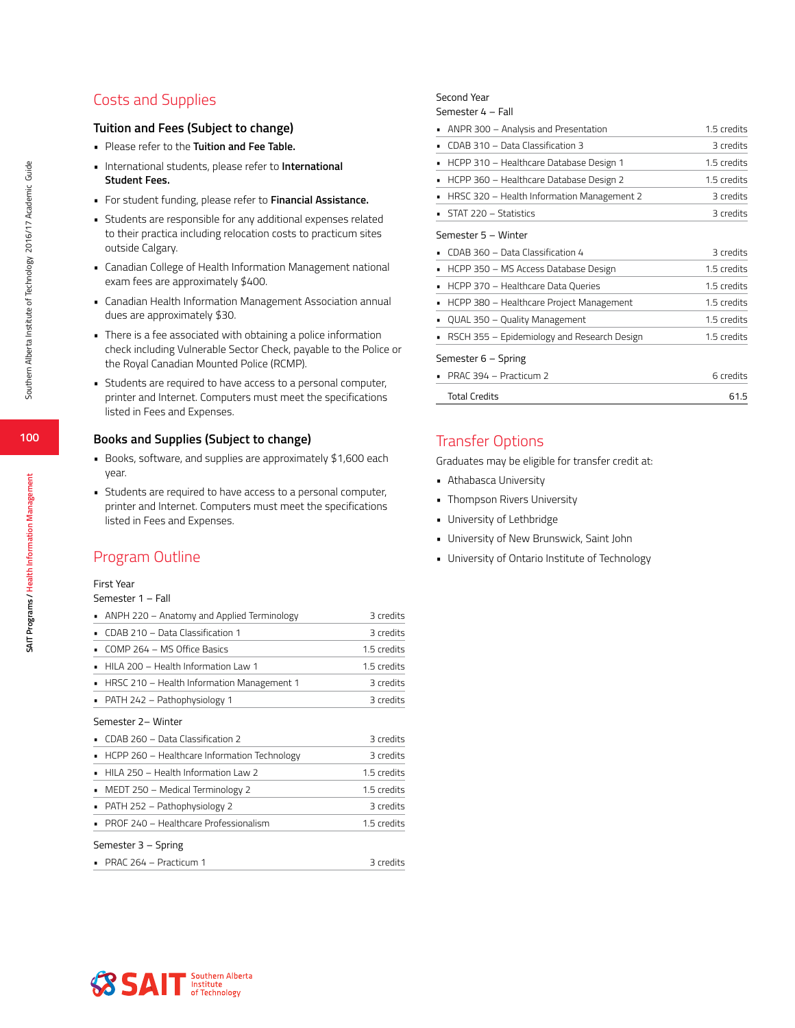## Costs and Supplies

### Tuition and Fees (Subject to change)

- Please refer to the **Tuition and Fee Table.**
- International students, please refer to **International Student Fees.**
- For student funding, please refer to **Financial Assistance.**
- Students are responsible for any additional expenses related to their practica including relocation costs to practicum sites outside Calgary.
- Canadian College of Health Information Management national exam fees are approximately $400.
- Canadian Health Information Management Association annual dues are approximately $30.
- There is a fee associated with obtaining a police information check including Vulnerable Sector Check, payable to the Police or the Royal Canadian Mounted Police (RCMP).
- Students are required to have access to a personal computer, printer and Internet. Computers must meet the specifications listed in Fees and Expenses.

### Books and Supplies (Subject to change)

- Books, software, and supplies are approximately $1,600 each year.
- Students are required to have access to a personal computer, printer and Internet. Computers must meet the specifications listed in Fees and Expenses.

## Program Outline

First Year

Semester 1 – Fall

| Course | Credits |
|---|---|
| ANPH 220 – Anatomy and Applied Terminology | 3 credits |
| CDAB 210 – Data Classification 1 | 3 credits |
| COMP 264 – MS Office Basics | 1.5 credits |
| HILA 200 – Health Information Law 1 | 1.5 credits |
| HRSC 210 – Health Information Management 1 | 3 credits |
| PATH 242 – Pathophysiology 1 | 3 credits |

Semester 2– Winter

| Course | Credits |
|---|---|
| CDAB 260 – Data Classification 2 | 3 credits |
| HCPP 260 – Healthcare Information Technology | 3 credits |
| HILA 250 – Health Information Law 2 | 1.5 credits |
| MEDT 250 – Medical Terminology 2 | 1.5 credits |
| PATH 252 – Pathophysiology 2 | 3 credits |
| PROF 240 – Healthcare Professionalism | 1.5 credits |

Semester 3 – Spring

| Course | Credits |
|---|---|
| PRAC 264 – Practicum 1 | 3 credits |

Second Year

Semester 4 – Fall

| Course | Credits |
|---|---|
| ANPR 300 – Analysis and Presentation | 1.5 credits |
| CDAB 310 – Data Classification 3 | 3 credits |
| HCPP 310 – Healthcare Database Design 1 | 1.5 credits |
| HCPP 360 – Healthcare Database Design 2 | 1.5 credits |
| HRSC 320 – Health Information Management 2 | 3 credits |
| STAT 220 – Statistics | 3 credits |

Semester 5 – Winter

| Course | Credits |
|---|---|
| CDAB 360 – Data Classification 4 | 3 credits |
| HCPP 350 – MS Access Database Design | 1.5 credits |
| HCPP 370 – Healthcare Data Queries | 1.5 credits |
| HCPP 380 – Healthcare Project Management | 1.5 credits |
| QUAL 350 – Quality Management | 1.5 credits |
| RSCH 355 – Epidemiology and Research Design | 1.5 credits |

Semester 6 – Spring

| Course | Credits |
|---|---|
| PRAC 394 – Practicum 2 | 6 credits |
| Total Credits | 61.5 |

## Transfer Options

Graduates may be eligible for transfer credit at:

- Athabasca University
- Thompson Rivers University
- University of Lethbridge
- University of New Brunswick, Saint John
- University of Ontario Institute of Technology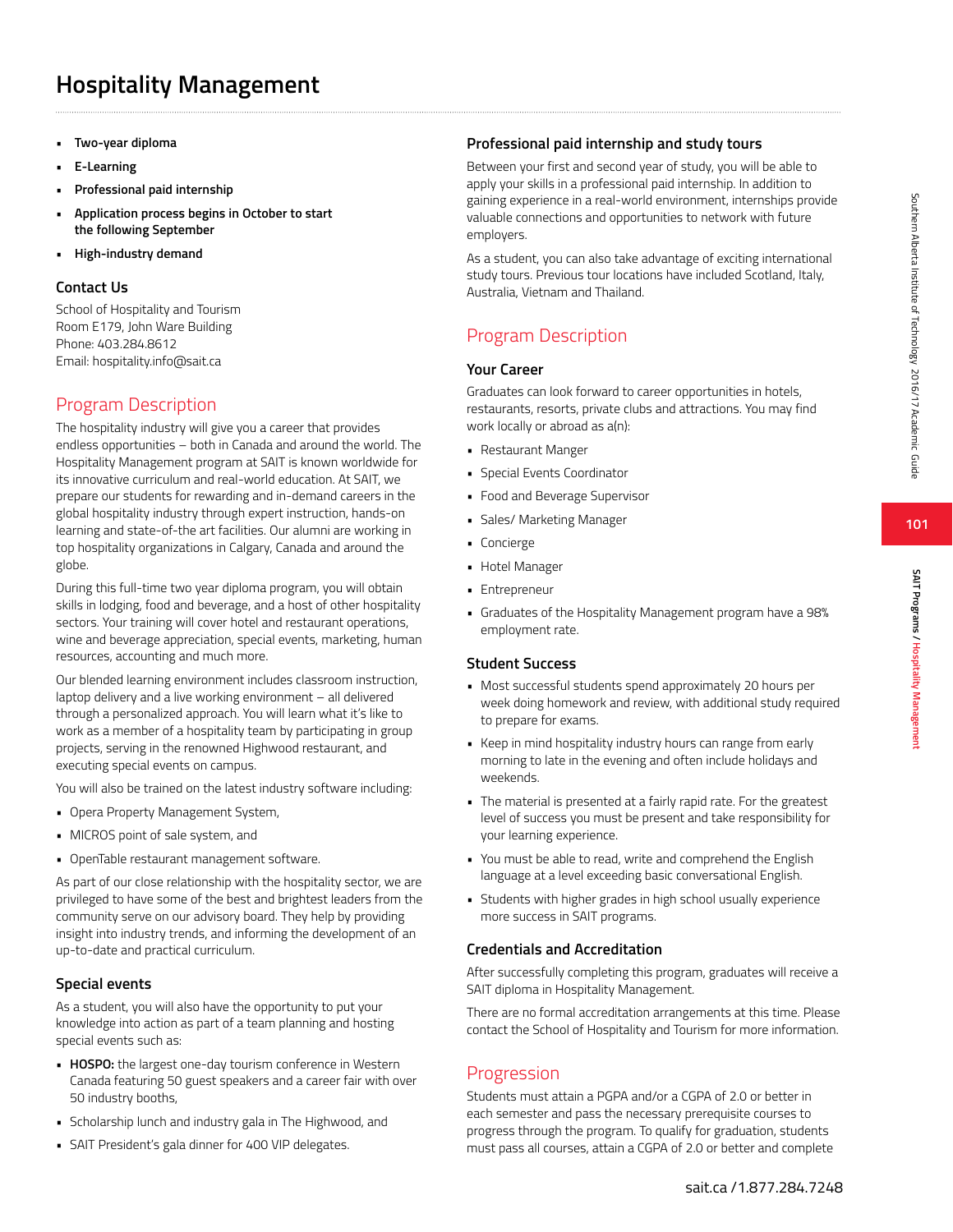# Hospitality Management

- **Two-year diploma**
- **E-Learning**
- **Professional paid internship**
- **Application process begins in October to start the following September**
- **High-industry demand**

### Contact Us

School of Hospitality and Tourism
Room E179, John Ware Building
Phone: 403.284.8612
Email: hospitality.info@sait.ca

## Program Description

The hospitality industry will give you a career that provides endless opportunities – both in Canada and around the world. The Hospitality Management program at SAIT is known worldwide for its innovative curriculum and real-world education. At SAIT, we prepare our students for rewarding and in-demand careers in the global hospitality industry through expert instruction, hands-on learning and state-of-the-art facilities. Our alumni are working in top hospitality organizations in Calgary, Canada and around the globe.

During this full-time two year diploma program, you will obtain skills in lodging, food and beverage, and a host of other hospitality sectors. Your training will cover hotel and restaurant operations, wine and beverage appreciation, special events, marketing, human resources, accounting and much more.

Our blended learning environment includes classroom instruction, laptop delivery and a live working environment – all delivered through a personalized approach. You will learn what it's like to work as a member of a hospitality team by participating in group projects, serving in the renowned Highwood restaurant, and executing special events on campus.

You will also be trained on the latest industry software including:

- Opera Property Management System,
- MICROS point of sale system, and
- OpenTable restaurant management software.

As part of our close relationship with the hospitality sector, we are privileged to have some of the best and brightest leaders from the community serve on our advisory board. They help by providing insight into industry trends, and informing the development of an up-to-date and practical curriculum.

### Special events

As a student, you will also have the opportunity to put your knowledge into action as part of a team planning and hosting special events such as:

- **HOSPO:** the largest one-day tourism conference in Western Canada featuring 50 guest speakers and a career fair with over 50 industry booths,
- Scholarship lunch and industry gala in The Highwood, and
- SAIT President's gala dinner for 400 VIP delegates.

### Professional paid internship and study tours

Between your first and second year of study, you will be able to apply your skills in a professional paid internship. In addition to gaining experience in a real-world environment, internships provide valuable connections and opportunities to network with future employers.

As a student, you can also take advantage of exciting international study tours. Previous tour locations have included Scotland, Italy, Australia, Vietnam and Thailand.

## Program Description

### Your Career

Graduates can look forward to career opportunities in hotels, restaurants, resorts, private clubs and attractions. You may find work locally or abroad as a(n):

- Restaurant Manger
- Special Events Coordinator
- Food and Beverage Supervisor
- Sales/ Marketing Manager
- Concierge
- Hotel Manager
- Entrepreneur
- Graduates of the Hospitality Management program have a 98% employment rate.

### Student Success

- Most successful students spend approximately 20 hours per week doing homework and review, with additional study required to prepare for exams.
- Keep in mind hospitality industry hours can range from early morning to late in the evening and often include holidays and weekends.
- The material is presented at a fairly rapid rate. For the greatest level of success you must be present and take responsibility for your learning experience.
- You must be able to read, write and comprehend the English language at a level exceeding basic conversational English.
- Students with higher grades in high school usually experience more success in SAIT programs.

### Credentials and Accreditation

After successfully completing this program, graduates will receive a SAIT diploma in Hospitality Management.

There are no formal accreditation arrangements at this time. Please contact the School of Hospitality and Tourism for more information.

## Progression

Students must attain a PGPA and/or a CGPA of 2.0 or better in each semester and pass the necessary prerequisite courses to progress through the program. To qualify for graduation, students must pass all courses, attain a CGPA of 2.0 or better and complete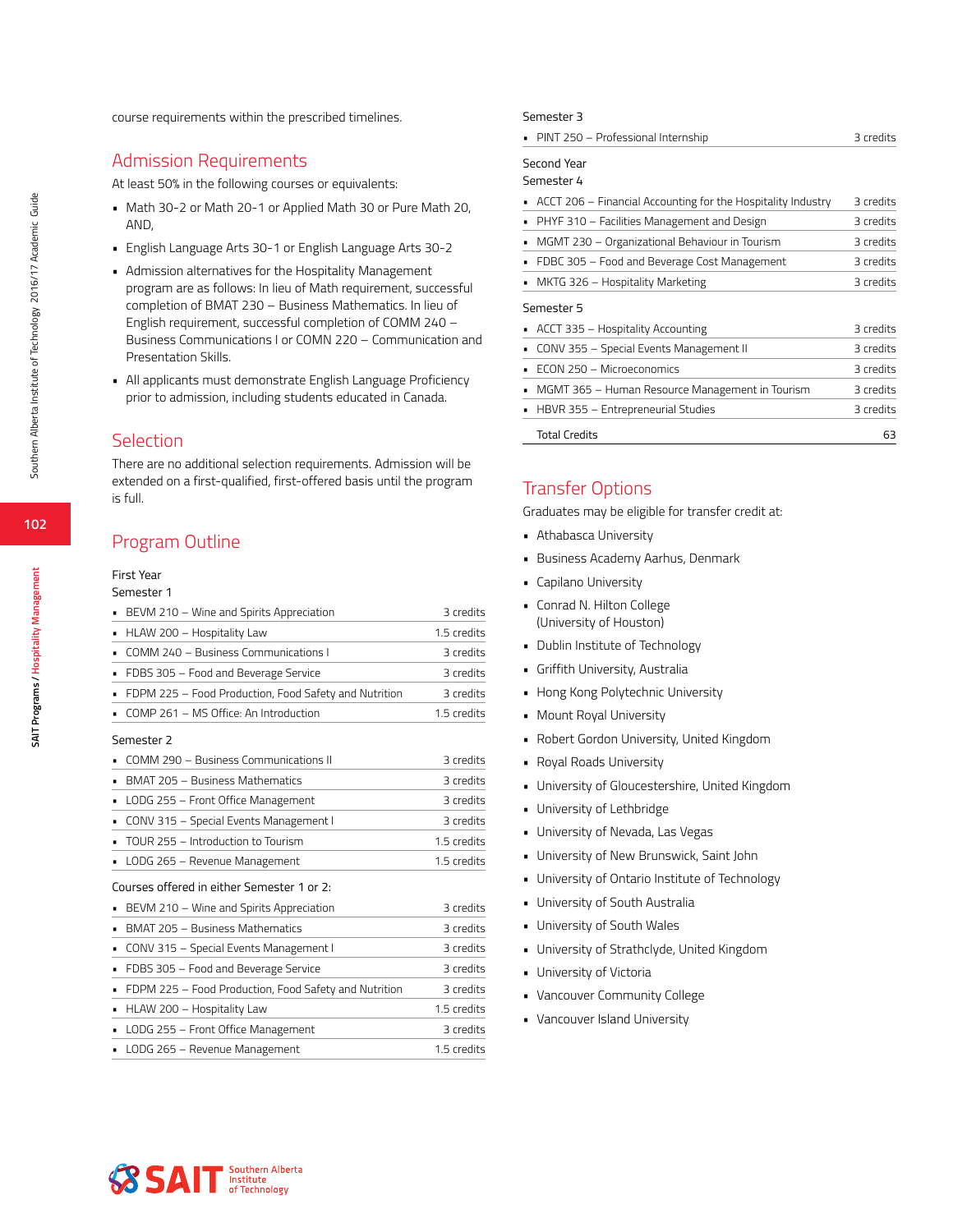course requirements within the prescribed timelines.

## Admission Requirements

At least 50% in the following courses or equivalents:

- Math 30-2 or Math 20-1 or Applied Math 30 or Pure Math 20, AND,
- English Language Arts 30-1 or English Language Arts 30-2
- Admission alternatives for the Hospitality Management program are as follows: In lieu of Math requirement, successful completion of BMAT 230 – Business Mathematics. In lieu of English requirement, successful completion of COMM 240 – Business Communications I or COMN 220 – Communication and Presentation Skills.
- All applicants must demonstrate English Language Proficiency prior to admission, including students educated in Canada.

## Selection

There are no additional selection requirements. Admission will be extended on a first-qualified, first-offered basis until the program is full.

## Program Outline

First Year

Semester 1

| Course | Credits |
|---|---|
| BEVM 210 – Wine and Spirits Appreciation | 3 credits |
| HLAW 200 – Hospitality Law | 1.5 credits |
| COMM 240 – Business Communications I | 3 credits |
| FDBS 305 – Food and Beverage Service | 3 credits |
| FDPM 225 – Food Production, Food Safety and Nutrition | 3 credits |
| COMP 261 – MS Office: An Introduction | 1.5 credits |

Semester 2

| Course | Credits |
|---|---|
| COMM 290 – Business Communications II | 3 credits |
| BMAT 205 – Business Mathematics | 3 credits |
| LODG 255 – Front Office Management | 3 credits |
| CONV 315 – Special Events Management I | 3 credits |
| TOUR 255 – Introduction to Tourism | 1.5 credits |
| LODG 265 – Revenue Management | 1.5 credits |

Courses offered in either Semester 1 or 2:

| Course | Credits |
|---|---|
| BEVM 210 – Wine and Spirits Appreciation | 3 credits |
| BMAT 205 – Business Mathematics | 3 credits |
| CONV 315 – Special Events Management I | 3 credits |
| FDBS 305 – Food and Beverage Service | 3 credits |
| FDPM 225 – Food Production, Food Safety and Nutrition | 3 credits |
| HLAW 200 – Hospitality Law | 1.5 credits |
| LODG 255 – Front Office Management | 3 credits |
| LODG 265 – Revenue Management | 1.5 credits |

Semester 3

| Course | Credits |
|---|---|
| PINT 250 – Professional Internship | 3 credits |

Second Year

Semester 4

| Course | Credits |
|---|---|
| ACCT 206 – Financial Accounting for the Hospitality Industry | 3 credits |
| PHYF 310 – Facilities Management and Design | 3 credits |
| MGMT 230 – Organizational Behaviour in Tourism | 3 credits |
| FDBC 305 – Food and Beverage Cost Management | 3 credits |
| MKTG 326 – Hospitality Marketing | 3 credits |

Semester 5

| Course | Credits |
|---|---|
| ACCT 335 – Hospitality Accounting | 3 credits |
| CONV 355 – Special Events Management II | 3 credits |
| ECON 250 – Microeconomics | 3 credits |
| MGMT 365 – Human Resource Management in Tourism | 3 credits |
| HBVR 355 – Entrepreneurial Studies | 3 credits |
| Total Credits | 63 |

## Transfer Options

Graduates may be eligible for transfer credit at:

- Athabasca University
- Business Academy Aarhus, Denmark
- Capilano University
- Conrad N. Hilton College (University of Houston)
- Dublin Institute of Technology
- Griffith University, Australia
- Hong Kong Polytechnic University
- Mount Royal University
- Robert Gordon University, United Kingdom
- Royal Roads University
- University of Gloucestershire, United Kingdom
- University of Lethbridge
- University of Nevada, Las Vegas
- University of New Brunswick, Saint John
- University of Ontario Institute of Technology
- University of South Australia
- University of South Wales
- University of Strathclyde, United Kingdom
- University of Victoria
- Vancouver Community College
- Vancouver Island University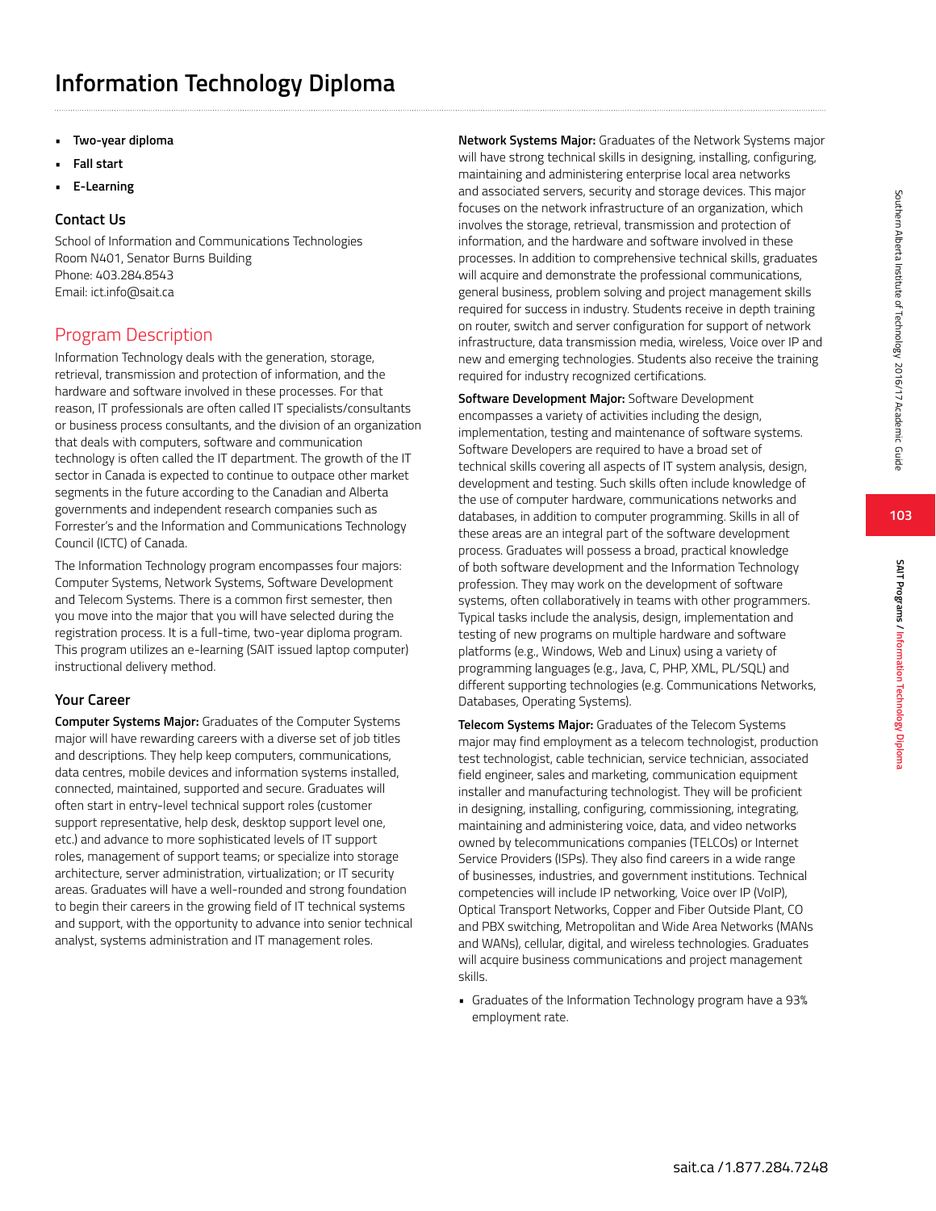# Information Technology Diploma

- **Two-year diploma**
- **Fall start**
- **E-Learning**

### Contact Us

School of Information and Communications Technologies
Room N401, Senator Burns Building
Phone: 403.284.8543
Email: ict.info@sait.ca

## Program Description

Information Technology deals with the generation, storage, retrieval, transmission and protection of information, and the hardware and software involved in these processes. For that reason, IT professionals are often called IT specialists/consultants or business process consultants, and the division of an organization that deals with computers, software and communication technology is often called the IT department. The growth of the IT sector in Canada is expected to continue to outpace other market segments in the future according to the Canadian and Alberta governments and independent research companies such as Forrester's and the Information and Communications Technology Council (ICTC) of Canada.

The Information Technology program encompasses four majors: Computer Systems, Network Systems, Software Development and Telecom Systems. There is a common first semester, then you move into the major that you will have selected during the registration process. It is a full-time, two-year diploma program. This program utilizes an e-learning (SAIT issued laptop computer) instructional delivery method.

### Your Career

**Computer Systems Major:** Graduates of the Computer Systems major will have rewarding careers with a diverse set of job titles and descriptions. They help keep computers, communications, data centres, mobile devices and information systems installed, connected, maintained, supported and secure. Graduates will often start in entry-level technical support roles (customer support representative, help desk, desktop support level one, etc.) and advance to more sophisticated levels of IT support roles, management of support teams; or specialize into storage architecture, server administration, virtualization; or IT security areas. Graduates will have a well-rounded and strong foundation to begin their careers in the growing field of IT technical systems and support, with the opportunity to advance into senior technical analyst, systems administration and IT management roles.

**Network Systems Major:** Graduates of the Network Systems major will have strong technical skills in designing, installing, configuring, maintaining and administering enterprise local area networks and associated servers, security and storage devices. This major focuses on the network infrastructure of an organization, which involves the storage, retrieval, transmission and protection of information, and the hardware and software involved in these processes. In addition to comprehensive technical skills, graduates will acquire and demonstrate the professional communications, general business, problem solving and project management skills required for success in industry. Students receive in depth training on router, switch and server configuration for support of network infrastructure, data transmission media, wireless, Voice over IP and new and emerging technologies. Students also receive the training required for industry recognized certifications.

**Software Development Major:** Software Development encompasses a variety of activities including the design, implementation, testing and maintenance of software systems. Software Developers are required to have a broad set of technical skills covering all aspects of IT system analysis, design, development and testing. Such skills often include knowledge of the use of computer hardware, communications networks and databases, in addition to computer programming. Skills in all of these areas are an integral part of the software development process. Graduates will possess a broad, practical knowledge of both software development and the Information Technology profession. They may work on the development of software systems, often collaboratively in teams with other programmers. Typical tasks include the analysis, design, implementation and testing of new programs on multiple hardware and software platforms (e.g., Windows, Web and Linux) using a variety of programming languages (e.g., Java, C, PHP, XML, PL/SQL) and different supporting technologies (e.g. Communications Networks, Databases, Operating Systems).

**Telecom Systems Major:** Graduates of the Telecom Systems major may find employment as a telecom technologist, production test technologist, cable technician, service technician, associated field engineer, sales and marketing, communication equipment installer and manufacturing technologist. They will be proficient in designing, installing, configuring, commissioning, integrating, maintaining and administering voice, data, and video networks owned by telecommunications companies (TELCOs) or Internet Service Providers (ISPs). They also find careers in a wide range of businesses, industries, and government institutions. Technical competencies will include IP networking, Voice over IP (VoIP), Optical Transport Networks, Copper and Fiber Outside Plant, CO and PBX switching, Metropolitan and Wide Area Networks (MANs and WANs), cellular, digital, and wireless technologies. Graduates will acquire business communications and project management skills.

- Graduates of the Information Technology program have a 93% employment rate.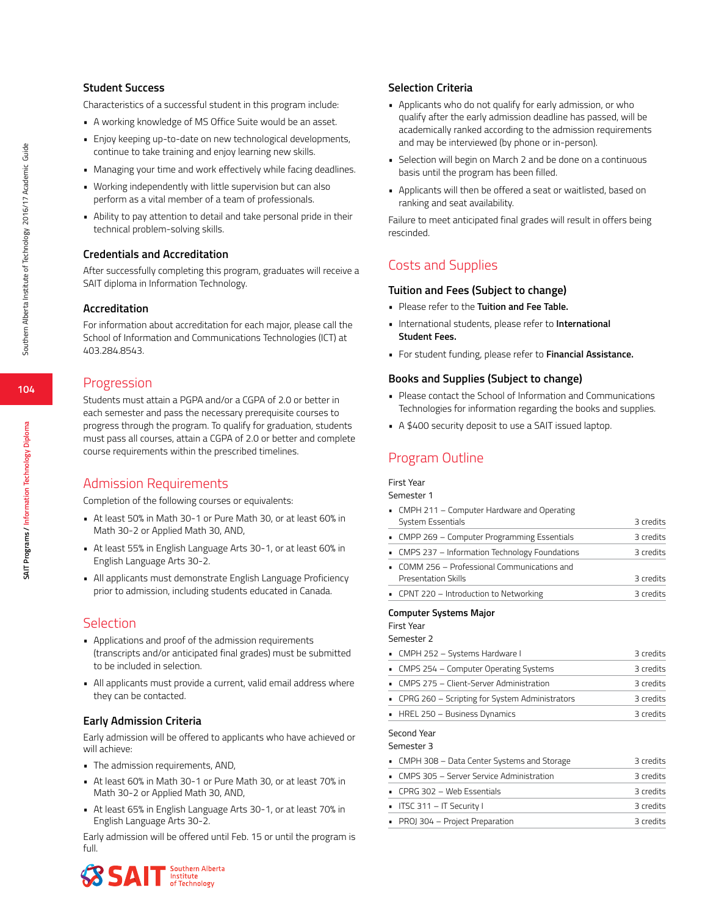### Student Success

Characteristics of a successful student in this program include:

- A working knowledge of MS Office Suite would be an asset.
- Enjoy keeping up-to-date on new technological developments, continue to take training and enjoy learning new skills.
- Managing your time and work effectively while facing deadlines.
- Working independently with little supervision but can also perform as a vital member of a team of professionals.
- Ability to pay attention to detail and take personal pride in their technical problem-solving skills.

### Credentials and Accreditation

After successfully completing this program, graduates will receive a SAIT diploma in Information Technology.

### Accreditation

For information about accreditation for each major, please call the School of Information and Communications Technologies (ICT) at 403.284.8543.

## Progression

Students must attain a PGPA and/or a CGPA of 2.0 or better in each semester and pass the necessary prerequisite courses to progress through the program. To qualify for graduation, students must pass all courses, attain a CGPA of 2.0 or better and complete course requirements within the prescribed timelines.

## Admission Requirements

Completion of the following courses or equivalents:

- At least 50% in Math 30-1 or Pure Math 30, or at least 60% in Math 30-2 or Applied Math 30, AND,
- At least 55% in English Language Arts 30-1, or at least 60% in English Language Arts 30-2.
- All applicants must demonstrate English Language Proficiency prior to admission, including students educated in Canada.

## Selection

- Applications and proof of the admission requirements (transcripts and/or anticipated final grades) must be submitted to be included in selection.
- All applicants must provide a current, valid email address where they can be contacted.

### Early Admission Criteria

Early admission will be offered to applicants who have achieved or will achieve:

- The admission requirements, AND,
- At least 60% in Math 30-1 or Pure Math 30, or at least 70% in Math 30-2 or Applied Math 30, AND,
- At least 65% in English Language Arts 30-1, or at least 70% in English Language Arts 30-2.

Early admission will be offered until Feb. 15 or until the program is full.

### Selection Criteria

- Applicants who do not qualify for early admission, or who qualify after the early admission deadline has passed, will be academically ranked according to the admission requirements and may be interviewed (by phone or in-person).
- Selection will begin on March 2 and be done on a continuous basis until the program has been filled.
- Applicants will then be offered a seat or waitlisted, based on ranking and seat availability.

Failure to meet anticipated final grades will result in offers being rescinded.

## Costs and Supplies

### Tuition and Fees (Subject to change)

- Please refer to the **Tuition and Fee Table.**
- International students, please refer to **International Student Fees.**
- For student funding, please refer to **Financial Assistance.**

### Books and Supplies (Subject to change)

- Please contact the School of Information and Communications Technologies for information regarding the books and supplies.
- A $400 security deposit to use a SAIT issued laptop.

## Program Outline

First Year
Semester 1

| Course | Credits |
|---|---|
| CMPH 211 – Computer Hardware and Operating System Essentials | 3 credits |
| CMPP 269 – Computer Programming Essentials | 3 credits |
| CMPS 237 – Information Technology Foundations | 3 credits |
| COMM 256 – Professional Communications and Presentation Skills | 3 credits |
| CPNT 220 – Introduction to Networking | 3 credits |

**Computer Systems Major**

First Year
Semester 2

| Course | Credits |
|---|---|
| CMPH 252 – Systems Hardware I | 3 credits |
| CMPS 254 – Computer Operating Systems | 3 credits |
| CMPS 275 – Client-Server Administration | 3 credits |
| CPRG 260 – Scripting for System Administrators | 3 credits |
| HREL 250 – Business Dynamics | 3 credits |

Second Year
Semester 3

| Course | Credits |
|---|---|
| CMPH 308 – Data Center Systems and Storage | 3 credits |
| CMPS 305 – Server Service Administration | 3 credits |
| CPRG 302 – Web Essentials | 3 credits |
| ITSC 311 – IT Security I | 3 credits |
| PROJ 304 – Project Preparation | 3 credits |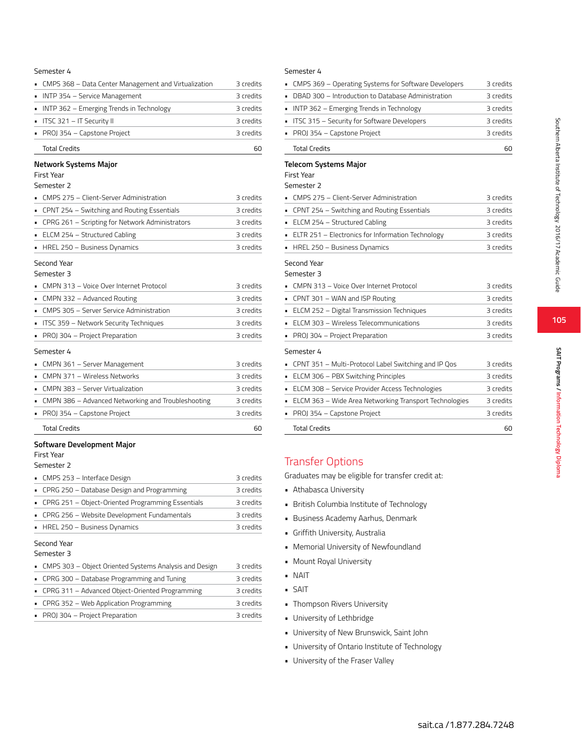Semester 4

- CMPS 368 – Data Center Management and Virtualization — 3 credits
- INTP 354 – Service Management — 3 credits
- INTP 362 – Emerging Trends in Technology — 3 credits
- ITSC 321 – IT Security II — 3 credits
- PROJ 354 – Capstone Project — 3 credits

Total Credits 60

### Network Systems Major

First Year

Semester 2

- CMPS 275 – Client-Server Administration — 3 credits
- CPNT 254 – Switching and Routing Essentials — 3 credits
- CPRG 261 – Scripting for Network Administrators — 3 credits
- ELCM 254 – Structured Cabling — 3 credits
- HREL 250 – Business Dynamics — 3 credits

Second Year

Semester 3

- CMPN 313 – Voice Over Internet Protocol — 3 credits
- CMPN 332 – Advanced Routing — 3 credits
- CMPS 305 – Server Service Administration — 3 credits
- ITSC 359 – Network Security Techniques — 3 credits
- PROJ 304 – Project Preparation — 3 credits

Semester 4

- CMPN 361 – Server Management — 3 credits
- CMPN 371 – Wireless Networks — 3 credits
- CMPN 383 – Server Virtualization — 3 credits
- CMPN 386 – Advanced Networking and Troubleshooting — 3 credits
- PROJ 354 – Capstone Project — 3 credits

Total Credits 60

### Software Development Major

First Year

Semester 2

- CMPS 253 – Interface Design — 3 credits
- CPRG 250 – Database Design and Programming — 3 credits
- CPRG 251 – Object-Oriented Programming Essentials — 3 credits
- CPRG 256 – Website Development Fundamentals — 3 credits
- HREL 250 – Business Dynamics — 3 credits

Second Year

Semester 3

- CMPS 303 – Object Oriented Systems Analysis and Design — 3 credits
- CPRG 300 – Database Programming and Tuning — 3 credits
- CPRG 311 – Advanced Object-Oriented Programming — 3 credits
- CPRG 352 – Web Application Programming — 3 credits
- PROJ 304 – Project Preparation — 3 credits

Semester 4

- CMPS 369 – Operating Systems for Software Developers — 3 credits
- DBAD 300 – Introduction to Database Administration — 3 credits
- INTP 362 – Emerging Trends in Technology — 3 credits
- ITSC 315 – Security for Software Developers — 3 credits
- PROJ 354 – Capstone Project — 3 credits

Total Credits 60

### Telecom Systems Major

First Year

Semester 2

- CMPS 275 – Client-Server Administration — 3 credits
- CPNT 254 – Switching and Routing Essentials — 3 credits
- ELCM 254 – Structured Cabling — 3 credits
- ELTR 251 – Electronics for Information Technology — 3 credits
- HREL 250 – Business Dynamics — 3 credits

Second Year

Semester 3

- CMPN 313 – Voice Over Internet Protocol — 3 credits
- CPNT 301 – WAN and ISP Routing — 3 credits
- ELCM 252 – Digital Transmission Techniques — 3 credits
- ELCM 303 – Wireless Telecommunications — 3 credits
- PROJ 304 – Project Preparation — 3 credits

Semester 4

- CPNT 351 – Multi-Protocol Label Switching and IP Qos — 3 credits
- ELCM 306 – PBX Switching Principles — 3 credits
- ELCM 308 – Service Provider Access Technologies — 3 credits
- ELCM 363 – Wide Area Networking Transport Technologies — 3 credits
- PROJ 354 – Capstone Project — 3 credits

Total Credits 60

## Transfer Options

Graduates may be eligible for transfer credit at:

- Athabasca University
- British Columbia Institute of Technology
- Business Academy Aarhus, Denmark
- Griffith University, Australia
- Memorial University of Newfoundland
- Mount Royal University
- NAIT
- SAIT
- Thompson Rivers University
- University of Lethbridge
- University of New Brunswick, Saint John
- University of Ontario Institute of Technology
- University of the Fraser Valley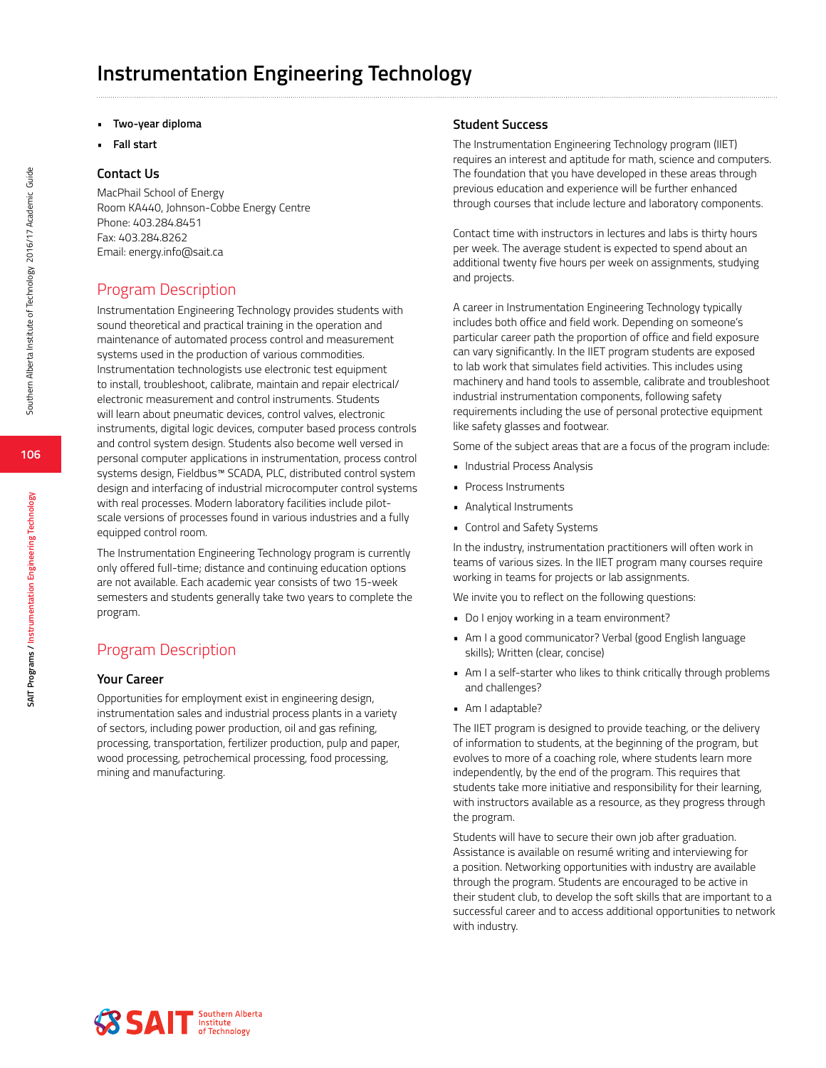# Instrumentation Engineering Technology

- **Two-year diploma**
- **Fall start**

### Contact Us

MacPhail School of Energy
Room KA440, Johnson-Cobbe Energy Centre
Phone: 403.284.8451
Fax: 403.284.8262
Email: energy.info@sait.ca

## Program Description

Instrumentation Engineering Technology provides students with sound theoretical and practical training in the operation and maintenance of automated process control and measurement systems used in the production of various commodities. Instrumentation technologists use electronic test equipment to install, troubleshoot, calibrate, maintain and repair electrical/ electronic measurement and control instruments. Students will learn about pneumatic devices, control valves, electronic instruments, digital logic devices, computer based process controls and control system design. Students also become well versed in personal computer applications in instrumentation, process control systems design, Fieldbus™ SCADA, PLC, distributed control system design and interfacing of industrial microcomputer control systems with real processes. Modern laboratory facilities include pilot-scale versions of processes found in various industries and a fully equipped control room.

The Instrumentation Engineering Technology program is currently only offered full-time; distance and continuing education options are not available. Each academic year consists of two 15-week semesters and students generally take two years to complete the program.

## Program Description

### Your Career

Opportunities for employment exist in engineering design, instrumentation sales and industrial process plants in a variety of sectors, including power production, oil and gas refining, processing, transportation, fertilizer production, pulp and paper, wood processing, petrochemical processing, food processing, mining and manufacturing.

### Student Success

The Instrumentation Engineering Technology program (IIET) requires an interest and aptitude for math, science and computers. The foundation that you have developed in these areas through previous education and experience will be further enhanced through courses that include lecture and laboratory components.

Contact time with instructors in lectures and labs is thirty hours per week. The average student is expected to spend about an additional twenty five hours per week on assignments, studying and projects.

A career in Instrumentation Engineering Technology typically includes both office and field work. Depending on someone's particular career path the proportion of office and field exposure can vary significantly. In the IIET program students are exposed to lab work that simulates field activities. This includes using machinery and hand tools to assemble, calibrate and troubleshoot industrial instrumentation components, following safety requirements including the use of personal protective equipment like safety glasses and footwear.

Some of the subject areas that are a focus of the program include:

- Industrial Process Analysis
- Process Instruments
- Analytical Instruments
- Control and Safety Systems

In the industry, instrumentation practitioners will often work in teams of various sizes. In the IIET program many courses require working in teams for projects or lab assignments.

We invite you to reflect on the following questions:

- Do I enjoy working in a team environment?
- Am I a good communicator? Verbal (good English language skills); Written (clear, concise)
- Am I a self-starter who likes to think critically through problems and challenges?
- Am I adaptable?

The IIET program is designed to provide teaching, or the delivery of information to students, at the beginning of the program, but evolves to more of a coaching role, where students learn more independently, by the end of the program. This requires that students take more initiative and responsibility for their learning, with instructors available as a resource, as they progress through the program.

Students will have to secure their own job after graduation. Assistance is available on resumé writing and interviewing for a position. Networking opportunities with industry are available through the program. Students are encouraged to be active in their student club, to develop the soft skills that are important to a successful career and to access additional opportunities to network with industry.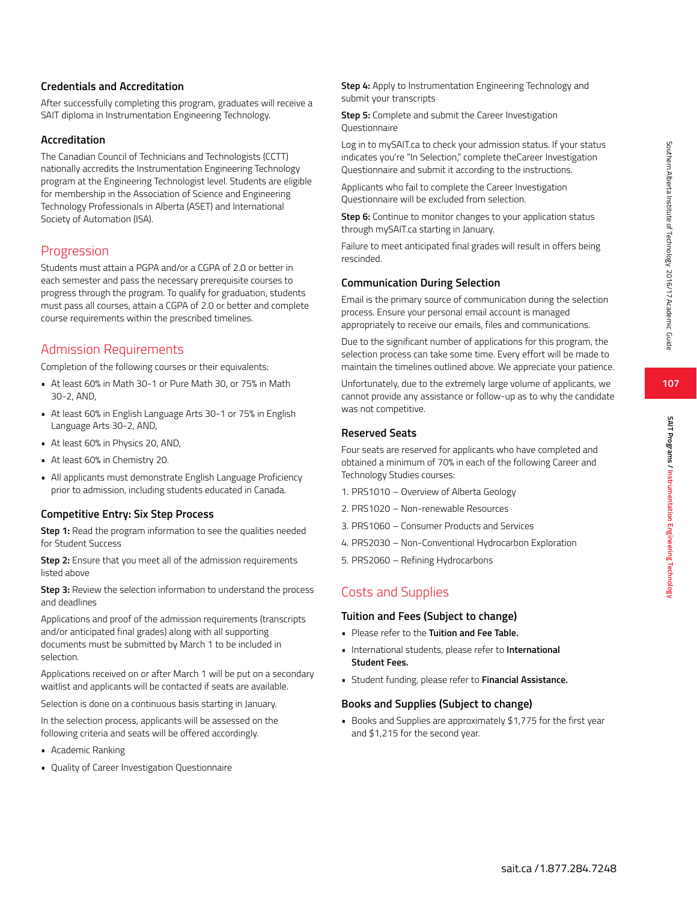### Credentials and Accreditation

After successfully completing this program, graduates will receive a SAIT diploma in Instrumentation Engineering Technology.

### Accreditation

The Canadian Council of Technicians and Technologists (CCTT) nationally accredits the Instrumentation Engineering Technology program at the Engineering Technologist level. Students are eligible for membership in the Association of Science and Engineering Technology Professionals in Alberta (ASET) and International Society of Automation (ISA).

## Progression

Students must attain a PGPA and/or a CGPA of 2.0 or better in each semester and pass the necessary prerequisite courses to progress through the program. To qualify for graduation, students must pass all courses, attain a CGPA of 2.0 or better and complete course requirements within the prescribed timelines.

## Admission Requirements

Completion of the following courses or their equivalents:

- At least 60% in Math 30-1 or Pure Math 30, or 75% in Math 30-2, AND,
- At least 60% in English Language Arts 30-1 or 75% in English Language Arts 30-2, AND,
- At least 60% in Physics 20, AND,
- At least 60% in Chemistry 20.
- All applicants must demonstrate English Language Proficiency prior to admission, including students educated in Canada.

### Competitive Entry: Six Step Process

**Step 1:** Read the program information to see the qualities needed for Student Success

**Step 2:** Ensure that you meet all of the admission requirements listed above

**Step 3:** Review the selection information to understand the process and deadlines

Applications and proof of the admission requirements (transcripts and/or anticipated final grades) along with all supporting documents must be submitted by March 1 to be included in selection.

Applications received on or after March 1 will be put on a secondary waitlist and applicants will be contacted if seats are available.

Selection is done on a continuous basis starting in January.

In the selection process, applicants will be assessed on the following criteria and seats will be offered accordingly.

- Academic Ranking
- Quality of Career Investigation Questionnaire

**Step 4:** Apply to Instrumentation Engineering Technology and submit your transcripts

**Step 5:** Complete and submit the Career Investigation Questionnaire

Log in to mySAIT.ca to check your admission status. If your status indicates you're "In Selection," complete theCareer Investigation Questionnaire and submit it according to the instructions.

Applicants who fail to complete the Career Investigation Questionnaire will be excluded from selection.

**Step 6:** Continue to monitor changes to your application status through mySAIT.ca starting in January.

Failure to meet anticipated final grades will result in offers being rescinded.

### Communication During Selection

Email is the primary source of communication during the selection process. Ensure your personal email account is managed appropriately to receive our emails, files and communications.

Due to the significant number of applications for this program, the selection process can take some time. Every effort will be made to maintain the timelines outlined above. We appreciate your patience.

Unfortunately, due to the extremely large volume of applicants, we cannot provide any assistance or follow-up as to why the candidate was not competitive.

### Reserved Seats

Four seats are reserved for applicants who have completed and obtained a minimum of 70% in each of the following Career and Technology Studies courses:

1. PRS1010 – Overview of Alberta Geology
2. PRS1020 – Non-renewable Resources
3. PRS1060 – Consumer Products and Services
4. PRS2030 – Non-Conventional Hydrocarbon Exploration
5. PRS2060 – Refining Hydrocarbons

## Costs and Supplies

### Tuition and Fees (Subject to change)

- Please refer to the **Tuition and Fee Table.**
- International students, please refer to **International Student Fees.**
- Student funding, please refer to **Financial Assistance.**

### Books and Supplies (Subject to change)

- Books and Supplies are approximately $1,775 for the first year and $1,215 for the second year.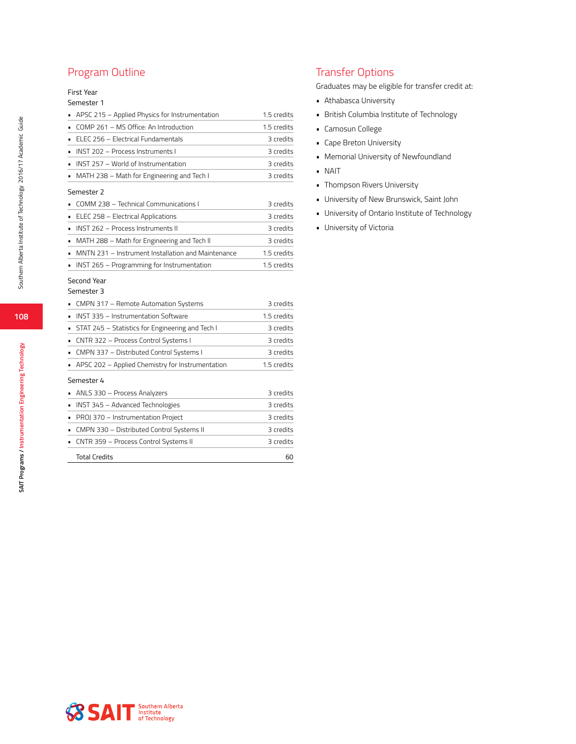## Program Outline

First Year

Semester 1

| Course | Credits |
|---|---|
| APSC 215 – Applied Physics for Instrumentation | 1.5 credits |
| COMP 261 – MS Office: An Introduction | 1.5 credits |
| ELEC 256 – Electrical Fundamentals | 3 credits |
| INST 202 – Process Instruments I | 3 credits |
| INST 257 – World of Instrumentation | 3 credits |
| MATH 238 – Math for Engineering and Tech I | 3 credits |

Semester 2

| Course | Credits |
|---|---|
| COMM 238 – Technical Communications I | 3 credits |
| ELEC 258 – Electrical Applications | 3 credits |
| INST 262 – Process Instruments II | 3 credits |
| MATH 288 – Math for Engineering and Tech II | 3 credits |
| MNTN 231 – Instrument Installation and Maintenance | 1.5 credits |
| INST 265 – Programming for Instrumentation | 1.5 credits |

Second Year

Semester 3

| Course | Credits |
|---|---|
| CMPN 317 – Remote Automation Systems | 3 credits |
| INST 335 – Instrumentation Software | 1.5 credits |
| STAT 245 – Statistics for Engineering and Tech I | 3 credits |
| CNTR 322 – Process Control Systems I | 3 credits |
| CMPN 337 – Distributed Control Systems I | 3 credits |
| APSC 202 – Applied Chemistry for Instrumentation | 1.5 credits |

Semester 4

| Course | Credits |
|---|---|
| ANLS 330 – Process Analyzers | 3 credits |
| INST 345 – Advanced Technologies | 3 credits |
| PROJ 370 – Instrumentation Project | 3 credits |
| CMPN 330 – Distributed Control Systems II | 3 credits |
| CNTR 359 – Process Control Systems II | 3 credits |
| Total Credits | 60 |

## Transfer Options

Graduates may be eligible for transfer credit at:

- Athabasca University
- British Columbia Institute of Technology
- Camosun College
- Cape Breton University
- Memorial University of Newfoundland
- NAIT
- Thompson Rivers University
- University of New Brunswick, Saint John
- University of Ontario Institute of Technology
- University of Victoria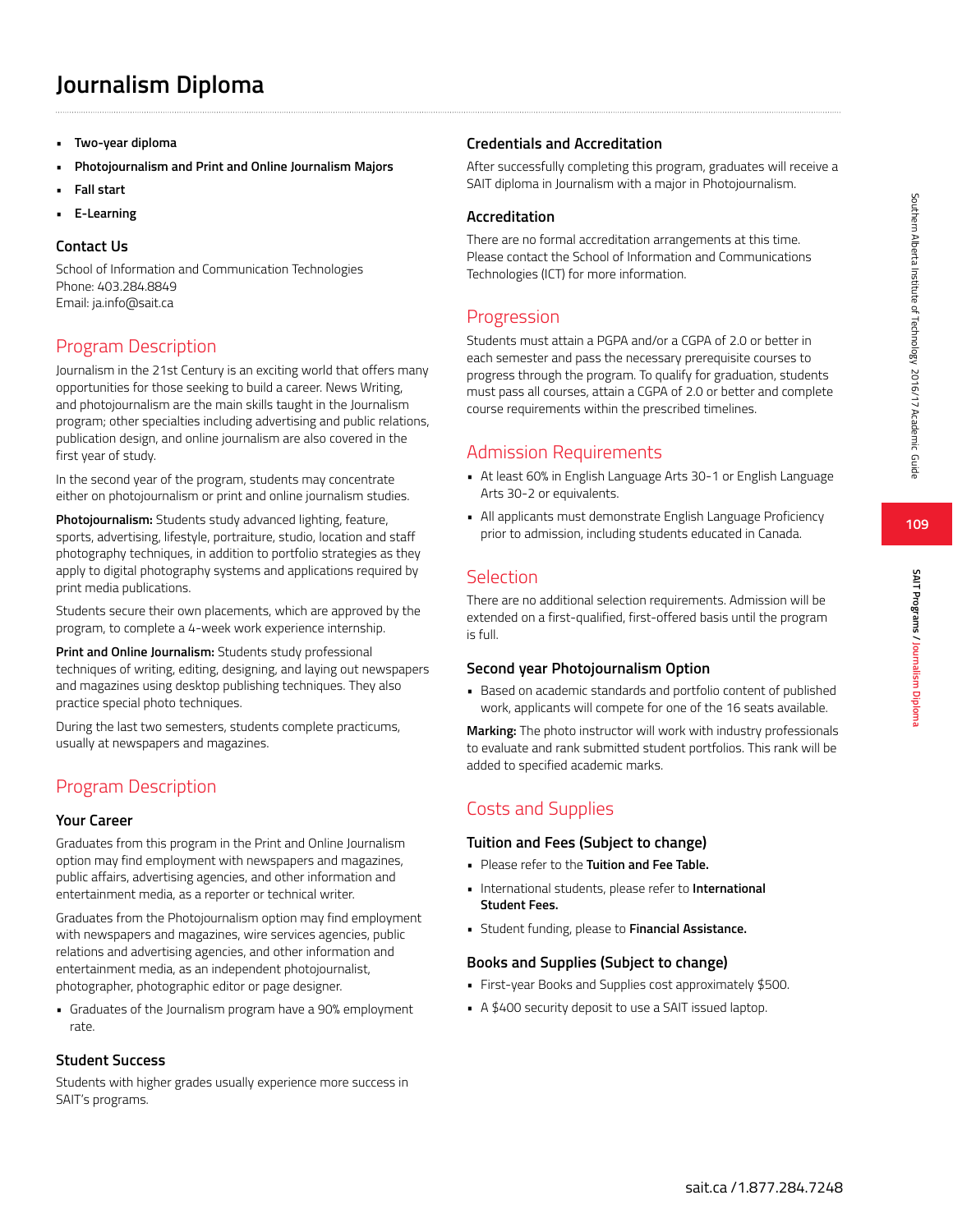# Journalism Diploma

- **Two-year diploma**
- **Photojournalism and Print and Online Journalism Majors**
- **Fall start**
- **E-Learning**

### Contact Us

School of Information and Communication Technologies
Phone: 403.284.8849
Email: ja.info@sait.ca

## Program Description

Journalism in the 21st Century is an exciting world that offers many opportunities for those seeking to build a career. News Writing, and photojournalism are the main skills taught in the Journalism program; other specialties including advertising and public relations, publication design, and online journalism are also covered in the first year of study.

In the second year of the program, students may concentrate either on photojournalism or print and online journalism studies.

**Photojournalism:** Students study advanced lighting, feature, sports, advertising, lifestyle, portraiture, studio, location and staff photography techniques, in addition to portfolio strategies as they apply to digital photography systems and applications required by print media publications.

Students secure their own placements, which are approved by the program, to complete a 4-week work experience internship.

**Print and Online Journalism:** Students study professional techniques of writing, editing, designing, and laying out newspapers and magazines using desktop publishing techniques. They also practice special photo techniques.

During the last two semesters, students complete practicums, usually at newspapers and magazines.

## Program Description

### Your Career

Graduates from this program in the Print and Online Journalism option may find employment with newspapers and magazines, public affairs, advertising agencies, and other information and entertainment media, as a reporter or technical writer.

Graduates from the Photojournalism option may find employment with newspapers and magazines, wire services agencies, public relations and advertising agencies, and other information and entertainment media, as an independent photojournalist, photographer, photographic editor or page designer.

- Graduates of the Journalism program have a 90% employment rate.

### Student Success

Students with higher grades usually experience more success in SAIT's programs.

### Credentials and Accreditation

After successfully completing this program, graduates will receive a SAIT diploma in Journalism with a major in Photojournalism.

### Accreditation

There are no formal accreditation arrangements at this time. Please contact the School of Information and Communications Technologies (ICT) for more information.

## Progression

Students must attain a PGPA and/or a CGPA of 2.0 or better in each semester and pass the necessary prerequisite courses to progress through the program. To qualify for graduation, students must pass all courses, attain a CGPA of 2.0 or better and complete course requirements within the prescribed timelines.

## Admission Requirements

- At least 60% in English Language Arts 30-1 or English Language Arts 30-2 or equivalents.
- All applicants must demonstrate English Language Proficiency prior to admission, including students educated in Canada.

## Selection

There are no additional selection requirements. Admission will be extended on a first-qualified, first-offered basis until the program is full.

### Second year Photojournalism Option

- Based on academic standards and portfolio content of published work, applicants will compete for one of the 16 seats available.

**Marking:** The photo instructor will work with industry professionals to evaluate and rank submitted student portfolios. This rank will be added to specified academic marks.

## Costs and Supplies

### Tuition and Fees (Subject to change)

- Please refer to the **Tuition and Fee Table.**
- International students, please refer to **International Student Fees.**
- Student funding, please to **Financial Assistance.**

### Books and Supplies (Subject to change)

- First-year Books and Supplies cost approximately $500.
- A $400 security deposit to use a SAIT issued laptop.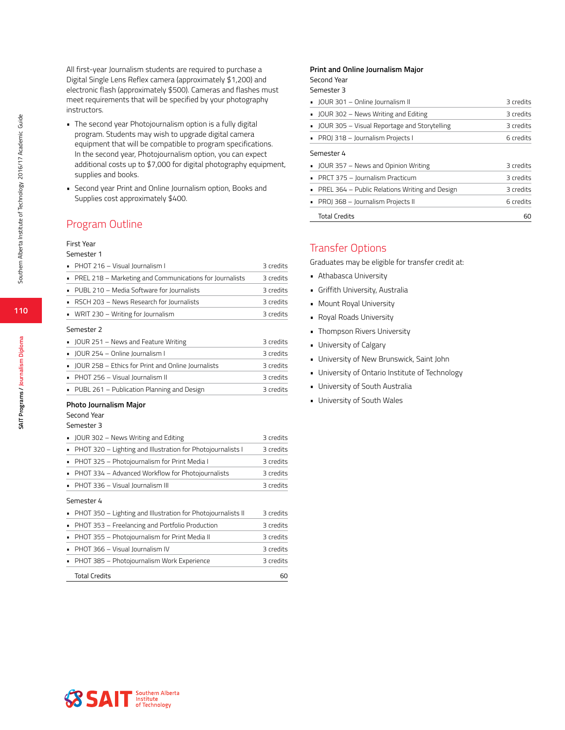All first-year Journalism students are required to purchase a Digital Single Lens Reflex camera (approximately $1,200) and electronic flash (approximately $500). Cameras and flashes must meet requirements that will be specified by your photography instructors.

- The second year Photojournalism option is a fully digital program. Students may wish to upgrade digital camera equipment that will be compatible to program specifications. In the second year, Photojournalism option, you can expect additional costs up to $7,000 for digital photography equipment, supplies and books.
- Second year Print and Online Journalism option, Books and Supplies cost approximately $400.

## Program Outline

First Year

Semester 1

| Course | Credits |
|---|---|
| PHOT 216 – Visual Journalism I | 3 credits |
| PREL 218 – Marketing and Communications for Journalists | 3 credits |
| PUBL 210 – Media Software for Journalists | 3 credits |
| RSCH 203 – News Research for Journalists | 3 credits |
| WRIT 230 – Writing for Journalism | 3 credits |

Semester 2

| Course | Credits |
|---|---|
| JOUR 251 – News and Feature Writing | 3 credits |
| JOUR 254 – Online Journalism I | 3 credits |
| JOUR 258 – Ethics for Print and Online Journalists | 3 credits |
| PHOT 256 – Visual Journalism II | 3 credits |
| PUBL 261 – Publication Planning and Design | 3 credits |

**Photo Journalism Major**

Second Year

Semester 3

| Course | Credits |
|---|---|
| JOUR 302 – News Writing and Editing | 3 credits |
| PHOT 320 – Lighting and Illustration for Photojournalists I | 3 credits |
| PHOT 325 – Photojournalism for Print Media I | 3 credits |
| PHOT 334 – Advanced Workflow for Photojournalists | 3 credits |
| PHOT 336 – Visual Journalism III | 3 credits |

Semester 4

| Course | Credits |
|---|---|
| PHOT 350 – Lighting and Illustration for Photojournalists II | 3 credits |
| PHOT 353 – Freelancing and Portfolio Production | 3 credits |
| PHOT 355 – Photojournalism for Print Media II | 3 credits |
| PHOT 366 – Visual Journalism IV | 3 credits |
| PHOT 385 – Photojournalism Work Experience | 3 credits |
| Total Credits | 60 |

**Print and Online Journalism Major**

Second Year

Semester 3

| Course | Credits |
|---|---|
| JOUR 301 – Online Journalism II | 3 credits |
| JOUR 302 – News Writing and Editing | 3 credits |
| JOUR 305 – Visual Reportage and Storytelling | 3 credits |
| PROJ 318 – Journalism Projects I | 6 credits |

Semester 4

| Course | Credits |
|---|---|
| JOUR 357 – News and Opinion Writing | 3 credits |
| PRCT 375 – Journalism Practicum | 3 credits |
| PREL 364 – Public Relations Writing and Design | 3 credits |
| PROJ 368 – Journalism Projects II | 6 credits |
| Total Credits | 60 |

## Transfer Options

Graduates may be eligible for transfer credit at:

- Athabasca University
- Griffith University, Australia
- Mount Royal University
- Royal Roads University
- Thompson Rivers University
- University of Calgary
- University of New Brunswick, Saint John
- University of Ontario Institute of Technology
- University of South Australia
- University of South Wales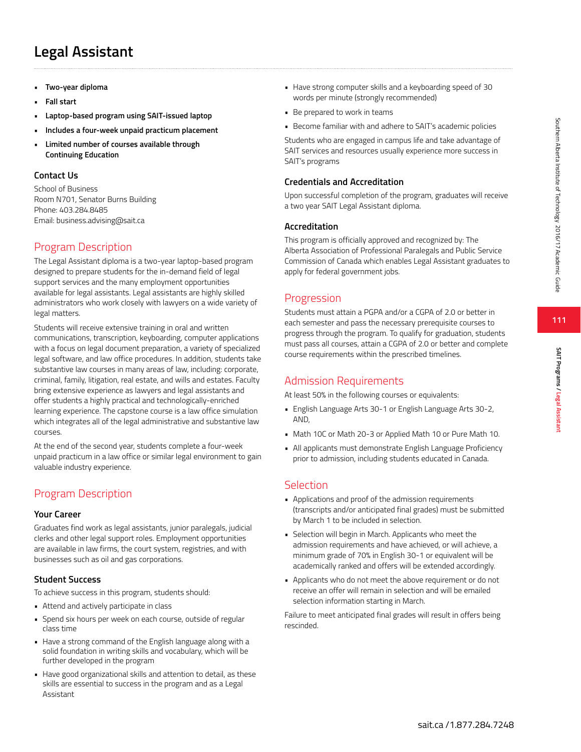# Legal Assistant

- **Two-year diploma**
- **Fall start**
- **Laptop-based program using SAIT-issued laptop**
- **Includes a four-week unpaid practicum placement**
- **Limited number of courses available through Continuing Education**

### Contact Us

School of Business
Room N701, Senator Burns Building
Phone: 403.284.8485
Email: business.advising@sait.ca

## Program Description

The Legal Assistant diploma is a two-year laptop-based program designed to prepare students for the in-demand field of legal support services and the many employment opportunities available for legal assistants. Legal assistants are highly skilled administrators who work closely with lawyers on a wide variety of legal matters.

Students will receive extensive training in oral and written communications, transcription, keyboarding, computer applications with a focus on legal document preparation, a variety of specialized legal software, and law office procedures. In addition, students take substantive law courses in many areas of law, including: corporate, criminal, family, litigation, real estate, and wills and estates. Faculty bring extensive experience as lawyers and legal assistants and offer students a highly practical and technologically-enriched learning experience. The capstone course is a law office simulation which integrates all of the legal administrative and substantive law courses.

At the end of the second year, students complete a four-week unpaid practicum in a law office or similar legal environment to gain valuable industry experience.

## Program Description

### Your Career

Graduates find work as legal assistants, junior paralegals, judicial clerks and other legal support roles. Employment opportunities are available in law firms, the court system, registries, and with businesses such as oil and gas corporations.

### Student Success

To achieve success in this program, students should:

- Attend and actively participate in class
- Spend six hours per week on each course, outside of regular class time
- Have a strong command of the English language along with a solid foundation in writing skills and vocabulary, which will be further developed in the program
- Have good organizational skills and attention to detail, as these skills are essential to success in the program and as a Legal Assistant
- Have strong computer skills and a keyboarding speed of 30 words per minute (strongly recommended)
- Be prepared to work in teams
- Become familiar with and adhere to SAIT's academic policies

Students who are engaged in campus life and take advantage of SAIT services and resources usually experience more success in SAIT's programs

### Credentials and Accreditation

Upon successful completion of the program, graduates will receive a two year SAIT Legal Assistant diploma.

### Accreditation

This program is officially approved and recognized by: The Alberta Association of Professional Paralegals and Public Service Commission of Canada which enables Legal Assistant graduates to apply for federal government jobs.

## Progression

Students must attain a PGPA and/or a CGPA of 2.0 or better in each semester and pass the necessary prerequisite courses to progress through the program. To qualify for graduation, students must pass all courses, attain a CGPA of 2.0 or better and complete course requirements within the prescribed timelines.

## Admission Requirements

At least 50% in the following courses or equivalents:

- English Language Arts 30-1 or English Language Arts 30-2, AND,
- Math 10C or Math 20-3 or Applied Math 10 or Pure Math 10.
- All applicants must demonstrate English Language Proficiency prior to admission, including students educated in Canada.

## Selection

- Applications and proof of the admission requirements (transcripts and/or anticipated final grades) must be submitted by March 1 to be included in selection.
- Selection will begin in March. Applicants who meet the admission requirements and have achieved, or will achieve, a minimum grade of 70% in English 30-1 or equivalent will be academically ranked and offers will be extended accordingly.
- Applicants who do not meet the above requirement or do not receive an offer will remain in selection and will be emailed selection information starting in March.

Failure to meet anticipated final grades will result in offers being rescinded.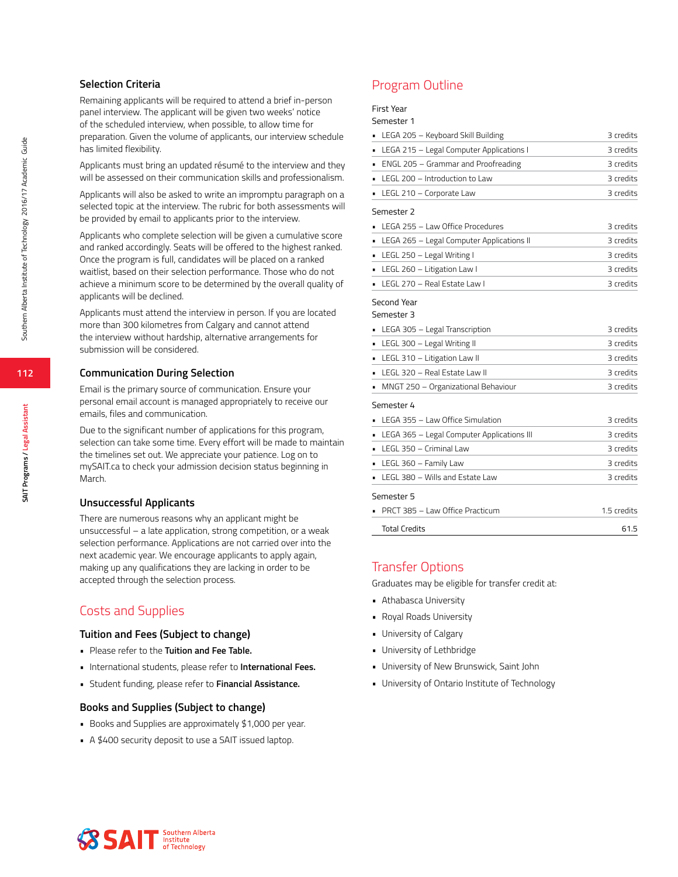### Selection Criteria

Remaining applicants will be required to attend a brief in-person panel interview. The applicant will be given two weeks' notice of the scheduled interview, when possible, to allow time for preparation. Given the volume of applicants, our interview schedule has limited flexibility.

Applicants must bring an updated résumé to the interview and they will be assessed on their communication skills and professionalism.

Applicants will also be asked to write an impromptu paragraph on a selected topic at the interview. The rubric for both assessments will be provided by email to applicants prior to the interview.

Applicants who complete selection will be given a cumulative score and ranked accordingly. Seats will be offered to the highest ranked. Once the program is full, candidates will be placed on a ranked waitlist, based on their selection performance. Those who do not achieve a minimum score to be determined by the overall quality of applicants will be declined.

Applicants must attend the interview in person. If you are located more than 300 kilometres from Calgary and cannot attend the interview without hardship, alternative arrangements for submission will be considered.

### Communication During Selection

Email is the primary source of communication. Ensure your personal email account is managed appropriately to receive our emails, files and communication.

Due to the significant number of applications for this program, selection can take some time. Every effort will be made to maintain the timelines set out. We appreciate your patience. Log on to mySAIT.ca to check your admission decision status beginning in March.

### Unsuccessful Applicants

There are numerous reasons why an applicant might be unsuccessful – a late application, strong competition, or a weak selection performance. Applications are not carried over into the next academic year. We encourage applicants to apply again, making up any qualifications they are lacking in order to be accepted through the selection process.

## Costs and Supplies

### Tuition and Fees (Subject to change)

- Please refer to the **Tuition and Fee Table.**
- International students, please refer to **International Fees.**
- Student funding, please refer to **Financial Assistance.**

### Books and Supplies (Subject to change)

- Books and Supplies are approximately $1,000 per year.
- A $400 security deposit to use a SAIT issued laptop.

## Program Outline

First Year

Semester 1

| Course | Credits |
|---|---|
| LEGA 205 – Keyboard Skill Building | 3 credits |
| LEGA 215 – Legal Computer Applications I | 3 credits |
| ENGL 205 – Grammar and Proofreading | 3 credits |
| LEGL 200 – Introduction to Law | 3 credits |
| LEGL 210 – Corporate Law | 3 credits |

Semester 2

| Course | Credits |
|---|---|
| LEGA 255 – Law Office Procedures | 3 credits |
| LEGA 265 – Legal Computer Applications II | 3 credits |
| LEGL 250 – Legal Writing I | 3 credits |
| LEGL 260 – Litigation Law I | 3 credits |
| LEGL 270 – Real Estate Law I | 3 credits |

Second Year

Semester 3

| Course | Credits |
|---|---|
| LEGA 305 – Legal Transcription | 3 credits |
| LEGL 300 – Legal Writing II | 3 credits |
| LEGL 310 – Litigation Law II | 3 credits |
| LEGL 320 – Real Estate Law II | 3 credits |
| MNGT 250 – Organizational Behaviour | 3 credits |

Semester 4

| Course | Credits |
|---|---|
| LEGA 355 – Law Office Simulation | 3 credits |
| LEGA 365 – Legal Computer Applications III | 3 credits |
| LEGL 350 – Criminal Law | 3 credits |
| LEGL 360 – Family Law | 3 credits |
| LEGL 380 – Wills and Estate Law | 3 credits |

Semester 5

| Course | Credits |
|---|---|
| PRCT 385 – Law Office Practicum | 1.5 credits |
| Total Credits | 61.5 |

## Transfer Options

Graduates may be eligible for transfer credit at:

- Athabasca University
- Royal Roads University
- University of Calgary
- University of Lethbridge
- University of New Brunswick, Saint John
- University of Ontario Institute of Technology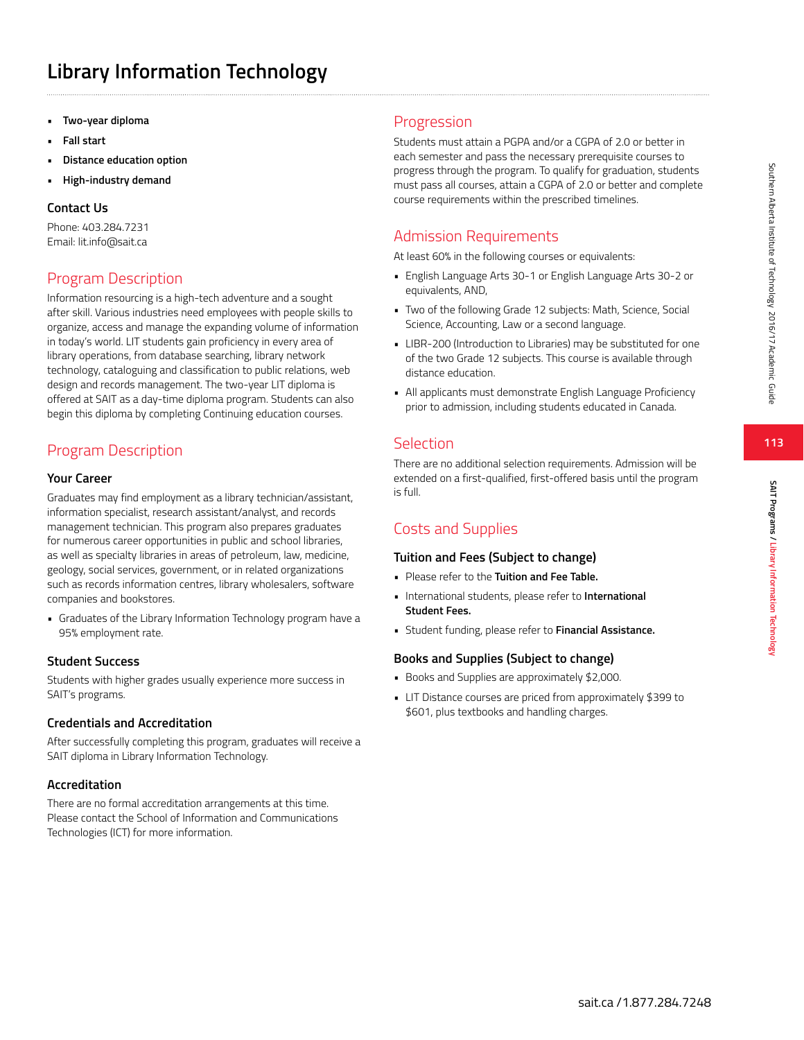# Library Information Technology

- **Two-year diploma**
- **Fall start**
- **Distance education option**
- **High-industry demand**

### Contact Us

Phone: 403.284.7231
Email: lit.info@sait.ca

## Program Description

Information resourcing is a high-tech adventure and a sought after skill. Various industries need employees with people skills to organize, access and manage the expanding volume of information in today's world. LIT students gain proficiency in every area of library operations, from database searching, library network technology, cataloguing and classification to public relations, web design and records management. The two-year LIT diploma is offered at SAIT as a day-time diploma program. Students can also begin this diploma by completing Continuing education courses.

## Program Description

### Your Career

Graduates may find employment as a library technician/assistant, information specialist, research assistant/analyst, and records management technician. This program also prepares graduates for numerous career opportunities in public and school libraries, as well as specialty libraries in areas of petroleum, law, medicine, geology, social services, government, or in related organizations such as records information centres, library wholesalers, software companies and bookstores.

- Graduates of the Library Information Technology program have a 95% employment rate.

### Student Success

Students with higher grades usually experience more success in SAIT's programs.

### Credentials and Accreditation

After successfully completing this program, graduates will receive a SAIT diploma in Library Information Technology.

### Accreditation

There are no formal accreditation arrangements at this time. Please contact the School of Information and Communications Technologies (ICT) for more information.

## Progression

Students must attain a PGPA and/or a CGPA of 2.0 or better in each semester and pass the necessary prerequisite courses to progress through the program. To qualify for graduation, students must pass all courses, attain a CGPA of 2.0 or better and complete course requirements within the prescribed timelines.

## Admission Requirements

At least 60% in the following courses or equivalents:

- English Language Arts 30-1 or English Language Arts 30-2 or equivalents, AND,
- Two of the following Grade 12 subjects: Math, Science, Social Science, Accounting, Law or a second language.
- LIBR-200 (Introduction to Libraries) may be substituted for one of the two Grade 12 subjects. This course is available through distance education.
- All applicants must demonstrate English Language Proficiency prior to admission, including students educated in Canada.

## Selection

There are no additional selection requirements. Admission will be extended on a first-qualified, first-offered basis until the program is full.

## Costs and Supplies

### Tuition and Fees (Subject to change)

- Please refer to the **Tuition and Fee Table.**
- International students, please refer to **International Student Fees.**
- Student funding, please refer to **Financial Assistance.**

### Books and Supplies (Subject to change)

- Books and Supplies are approximately $2,000.
- LIT Distance courses are priced from approximately $399 to $601, plus textbooks and handling charges.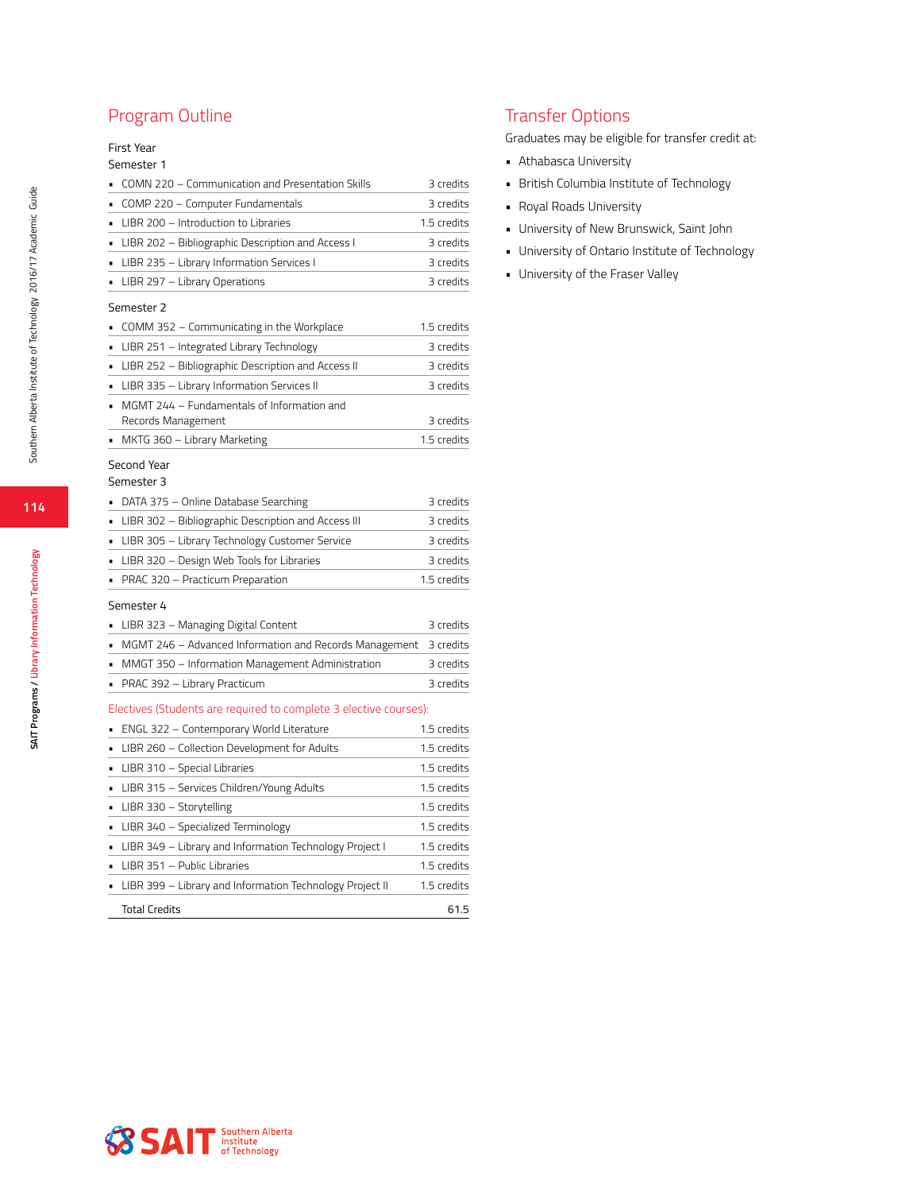## Program Outline

### First Year

#### Semester 1

| Course | Credits |
|---|---|
| COMN 220 – Communication and Presentation Skills | 3 credits |
| COMP 220 – Computer Fundamentals | 3 credits |
| LIBR 200 – Introduction to Libraries | 1.5 credits |
| LIBR 202 – Bibliographic Description and Access I | 3 credits |
| LIBR 235 – Library Information Services I | 3 credits |
| LIBR 297 – Library Operations | 3 credits |

#### Semester 2

| Course | Credits |
|---|---|
| COMM 352 – Communicating in the Workplace | 1.5 credits |
| LIBR 251 – Integrated Library Technology | 3 credits |
| LIBR 252 – Bibliographic Description and Access II | 3 credits |
| LIBR 335 – Library Information Services II | 3 credits |
| MGMT 244 – Fundamentals of Information and Records Management | 3 credits |
| MKTG 360 – Library Marketing | 1.5 credits |

### Second Year

#### Semester 3

| Course | Credits |
|---|---|
| DATA 375 – Online Database Searching | 3 credits |
| LIBR 302 – Bibliographic Description and Access III | 3 credits |
| LIBR 305 – Library Technology Customer Service | 3 credits |
| LIBR 320 – Design Web Tools for Libraries | 3 credits |
| PRAC 320 – Practicum Preparation | 1.5 credits |

#### Semester 4

| Course | Credits |
|---|---|
| LIBR 323 – Managing Digital Content | 3 credits |
| MGMT 246 – Advanced Information and Records Management | 3 credits |
| MMGT 350 – Information Management Administration | 3 credits |
| PRAC 392 – Library Practicum | 3 credits |

#### Electives (Students are required to complete 3 elective courses):

| Course | Credits |
|---|---|
| ENGL 322 – Contemporary World Literature | 1.5 credits |
| LIBR 260 – Collection Development for Adults | 1.5 credits |
| LIBR 310 – Special Libraries | 1.5 credits |
| LIBR 315 – Services Children/Young Adults | 1.5 credits |
| LIBR 330 – Storytelling | 1.5 credits |
| LIBR 340 – Specialized Terminology | 1.5 credits |
| LIBR 349 – Library and Information Technology Project I | 1.5 credits |
| LIBR 351 – Public Libraries | 1.5 credits |
| LIBR 399 – Library and Information Technology Project II | 1.5 credits |
| Total Credits | 61.5 |

## Transfer Options

Graduates may be eligible for transfer credit at:

- Athabasca University
- British Columbia Institute of Technology
- Royal Roads University
- University of New Brunswick, Saint John
- University of Ontario Institute of Technology
- University of the Fraser Valley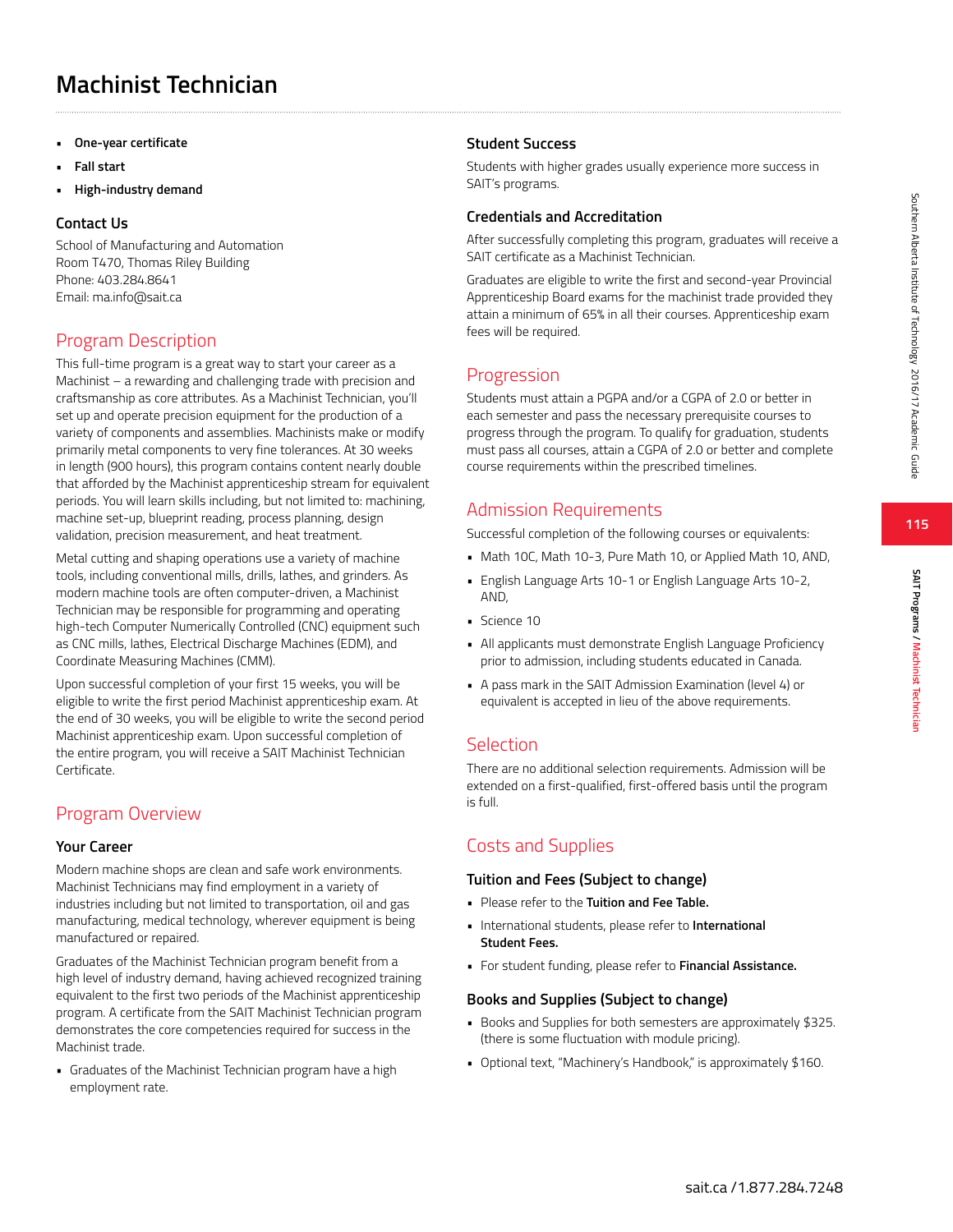# Machinist Technician

- **One-year certificate**
- **Fall start**
- **High-industry demand**

### Contact Us

School of Manufacturing and Automation
Room T470, Thomas Riley Building
Phone: 403.284.8641
Email: ma.info@sait.ca

## Program Description

This full-time program is a great way to start your career as a Machinist – a rewarding and challenging trade with precision and craftsmanship as core attributes. As a Machinist Technician, you'll set up and operate precision equipment for the production of a variety of components and assemblies. Machinists make or modify primarily metal components to very fine tolerances. At 30 weeks in length (900 hours), this program contains content nearly double that afforded by the Machinist apprenticeship stream for equivalent periods. You will learn skills including, but not limited to: machining, machine set-up, blueprint reading, process planning, design validation, precision measurement, and heat treatment.

Metal cutting and shaping operations use a variety of machine tools, including conventional mills, drills, lathes, and grinders. As modern machine tools are often computer-driven, a Machinist Technician may be responsible for programming and operating high-tech Computer Numerically Controlled (CNC) equipment such as CNC mills, lathes, Electrical Discharge Machines (EDM), and Coordinate Measuring Machines (CMM).

Upon successful completion of your first 15 weeks, you will be eligible to write the first period Machinist apprenticeship exam. At the end of 30 weeks, you will be eligible to write the second period Machinist apprenticeship exam. Upon successful completion of the entire program, you will receive a SAIT Machinist Technician Certificate.

## Program Overview

### Your Career

Modern machine shops are clean and safe work environments. Machinist Technicians may find employment in a variety of industries including but not limited to transportation, oil and gas manufacturing, medical technology, wherever equipment is being manufactured or repaired.

Graduates of the Machinist Technician program benefit from a high level of industry demand, having achieved recognized training equivalent to the first two periods of the Machinist apprenticeship program. A certificate from the SAIT Machinist Technician program demonstrates the core competencies required for success in the Machinist trade.

- Graduates of the Machinist Technician program have a high employment rate.

### Student Success

Students with higher grades usually experience more success in SAIT's programs.

### Credentials and Accreditation

After successfully completing this program, graduates will receive a SAIT certificate as a Machinist Technician.

Graduates are eligible to write the first and second-year Provincial Apprenticeship Board exams for the machinist trade provided they attain a minimum of 65% in all their courses. Apprenticeship exam fees will be required.

## Progression

Students must attain a PGPA and/or a CGPA of 2.0 or better in each semester and pass the necessary prerequisite courses to progress through the program. To qualify for graduation, students must pass all courses, attain a CGPA of 2.0 or better and complete course requirements within the prescribed timelines.

## Admission Requirements

Successful completion of the following courses or equivalents:

- Math 10C, Math 10-3, Pure Math 10, or Applied Math 10, AND,
- English Language Arts 10-1 or English Language Arts 10-2, AND,
- Science 10
- All applicants must demonstrate English Language Proficiency prior to admission, including students educated in Canada.
- A pass mark in the SAIT Admission Examination (level 4) or equivalent is accepted in lieu of the above requirements.

## Selection

There are no additional selection requirements. Admission will be extended on a first-qualified, first-offered basis until the program is full.

## Costs and Supplies

### Tuition and Fees (Subject to change)

- Please refer to the **Tuition and Fee Table.**
- International students, please refer to **International Student Fees.**
- For student funding, please refer to **Financial Assistance.**

### Books and Supplies (Subject to change)

- Books and Supplies for both semesters are approximately $325. (there is some fluctuation with module pricing).
- Optional text, "Machinery's Handbook," is approximately $160.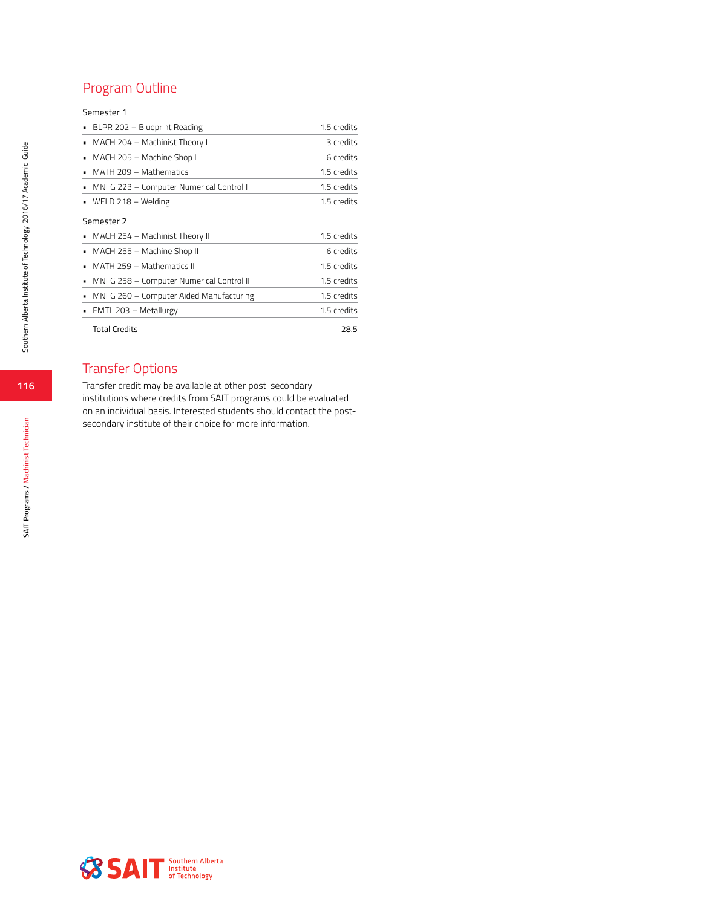## Program Outline

Semester 1

| Course | Credits |
|---|---|
| BLPR 202 – Blueprint Reading | 1.5 credits |
| MACH 204 – Machinist Theory I | 3 credits |
| MACH 205 – Machine Shop I | 6 credits |
| MATH 209 – Mathematics | 1.5 credits |
| MNFG 223 – Computer Numerical Control I | 1.5 credits |
| WELD 218 – Welding | 1.5 credits |

Semester 2

| Course | Credits |
|---|---|
| MACH 254 – Machinist Theory II | 1.5 credits |
| MACH 255 – Machine Shop II | 6 credits |
| MATH 259 – Mathematics II | 1.5 credits |
| MNFG 258 – Computer Numerical Control II | 1.5 credits |
| MNFG 260 – Computer Aided Manufacturing | 1.5 credits |
| EMTL 203 – Metallurgy | 1.5 credits |
| Total Credits | 28.5 |

## Transfer Options

Transfer credit may be available at other post-secondary institutions where credits from SAIT programs could be evaluated on an individual basis. Interested students should contact the post-secondary institute of their choice for more information.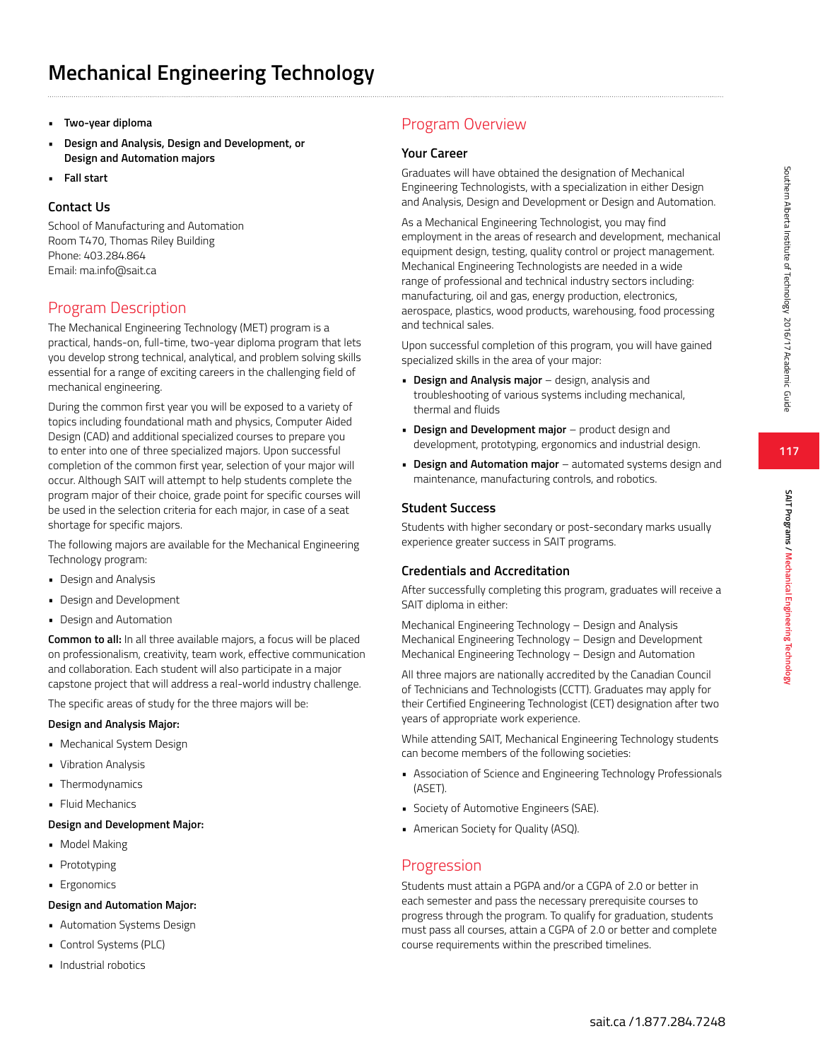# Mechanical Engineering Technology

- **Two-year diploma**
- **Design and Analysis, Design and Development, or Design and Automation majors**
- **Fall start**

### Contact Us

School of Manufacturing and Automation
Room T470, Thomas Riley Building
Phone: 403.284.864
Email: ma.info@sait.ca

## Program Description

The Mechanical Engineering Technology (MET) program is a practical, hands-on, full-time, two-year diploma program that lets you develop strong technical, analytical, and problem solving skills essential for a range of exciting careers in the challenging field of mechanical engineering.

During the common first year you will be exposed to a variety of topics including foundational math and physics, Computer Aided Design (CAD) and additional specialized courses to prepare you to enter into one of three specialized majors. Upon successful completion of the common first year, selection of your major will occur. Although SAIT will attempt to help students complete the program major of their choice, grade point for specific courses will be used in the selection criteria for each major, in case of a seat shortage for specific majors.

The following majors are available for the Mechanical Engineering Technology program:

- Design and Analysis
- Design and Development
- Design and Automation

**Common to all:** In all three available majors, a focus will be placed on professionalism, creativity, team work, effective communication and collaboration. Each student will also participate in a major capstone project that will address a real-world industry challenge.

The specific areas of study for the three majors will be:

**Design and Analysis Major:**

- Mechanical System Design
- Vibration Analysis
- Thermodynamics
- Fluid Mechanics

**Design and Development Major:**

- Model Making
- Prototyping
- Ergonomics

**Design and Automation Major:**

- Automation Systems Design
- Control Systems (PLC)
- Industrial robotics

## Program Overview

### Your Career

Graduates will have obtained the designation of Mechanical Engineering Technologists, with a specialization in either Design and Analysis, Design and Development or Design and Automation.

As a Mechanical Engineering Technologist, you may find employment in the areas of research and development, mechanical equipment design, testing, quality control or project management. Mechanical Engineering Technologists are needed in a wide range of professional and technical industry sectors including: manufacturing, oil and gas, energy production, electronics, aerospace, plastics, wood products, warehousing, food processing and technical sales.

Upon successful completion of this program, you will have gained specialized skills in the area of your major:

- **Design and Analysis major** – design, analysis and troubleshooting of various systems including mechanical, thermal and fluids
- **Design and Development major** – product design and development, prototyping, ergonomics and industrial design.
- **Design and Automation major** – automated systems design and maintenance, manufacturing controls, and robotics.

### Student Success

Students with higher secondary or post-secondary marks usually experience greater success in SAIT programs.

### Credentials and Accreditation

After successfully completing this program, graduates will receive a SAIT diploma in either:

Mechanical Engineering Technology – Design and Analysis
Mechanical Engineering Technology – Design and Development
Mechanical Engineering Technology – Design and Automation

All three majors are nationally accredited by the Canadian Council of Technicians and Technologists (CCTT). Graduates may apply for their Certified Engineering Technologist (CET) designation after two years of appropriate work experience.

While attending SAIT, Mechanical Engineering Technology students can become members of the following societies:

- Association of Science and Engineering Technology Professionals (ASET).
- Society of Automotive Engineers (SAE).
- American Society for Quality (ASQ).

## Progression

Students must attain a PGPA and/or a CGPA of 2.0 or better in each semester and pass the necessary prerequisite courses to progress through the program. To qualify for graduation, students must pass all courses, attain a CGPA of 2.0 or better and complete course requirements within the prescribed timelines.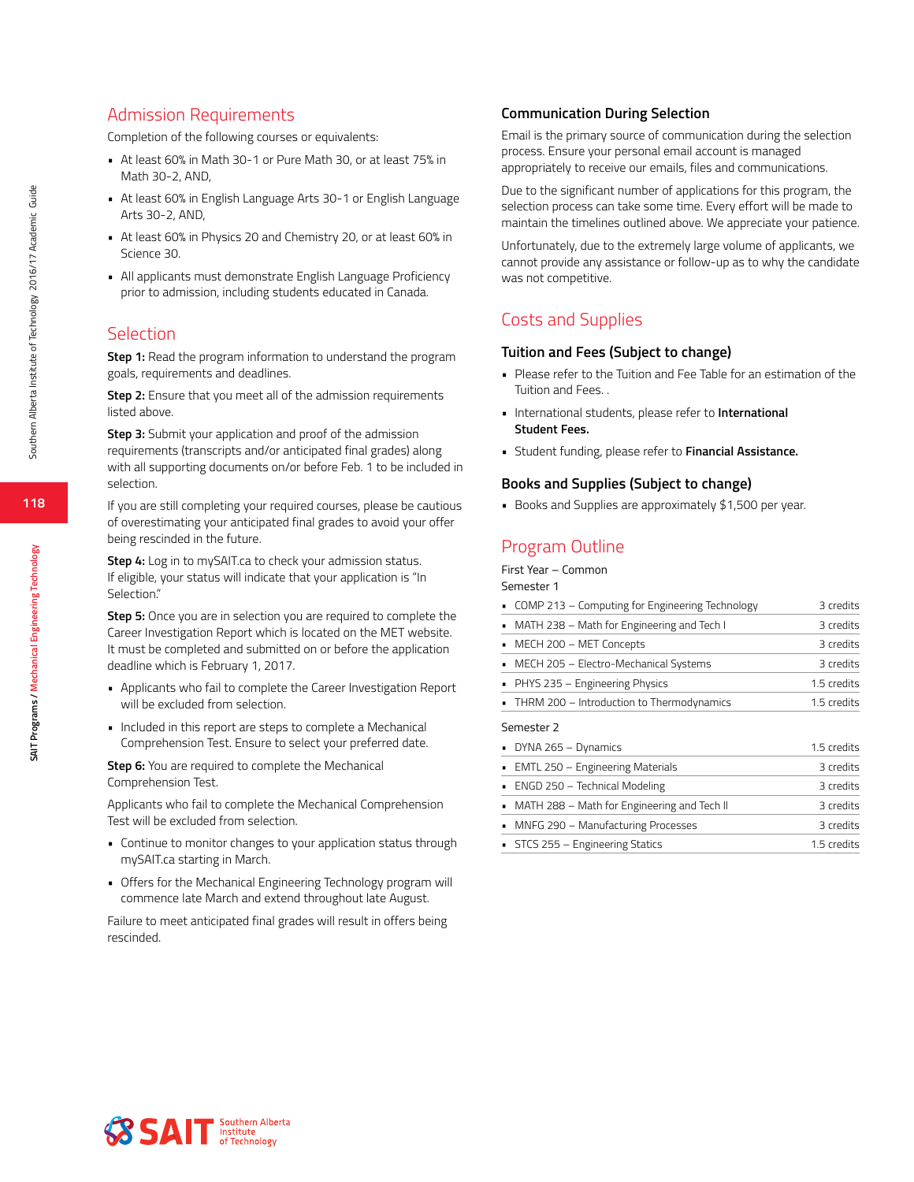## Admission Requirements

Completion of the following courses or equivalents:

- At least 60% in Math 30-1 or Pure Math 30, or at least 75% in Math 30-2, AND,
- At least 60% in English Language Arts 30-1 or English Language Arts 30-2, AND,
- At least 60% in Physics 20 and Chemistry 20, or at least 60% in Science 30.
- All applicants must demonstrate English Language Proficiency prior to admission, including students educated in Canada.

## Selection

**Step 1:** Read the program information to understand the program goals, requirements and deadlines.

**Step 2:** Ensure that you meet all of the admission requirements listed above.

**Step 3:** Submit your application and proof of the admission requirements (transcripts and/or anticipated final grades) along with all supporting documents on/or before Feb. 1 to be included in selection.

If you are still completing your required courses, please be cautious of overestimating your anticipated final grades to avoid your offer being rescinded in the future.

**Step 4:** Log in to mySAIT.ca to check your admission status. If eligible, your status will indicate that your application is "In Selection."

**Step 5:** Once you are in selection you are required to complete the Career Investigation Report which is located on the MET website. It must be completed and submitted on or before the application deadline which is February 1, 2017.

- Applicants who fail to complete the Career Investigation Report will be excluded from selection.
- Included in this report are steps to complete a Mechanical Comprehension Test. Ensure to select your preferred date.

**Step 6:** You are required to complete the Mechanical Comprehension Test.

Applicants who fail to complete the Mechanical Comprehension Test will be excluded from selection.

- Continue to monitor changes to your application status through mySAIT.ca starting in March.
- Offers for the Mechanical Engineering Technology program will commence late March and extend throughout late August.

Failure to meet anticipated final grades will result in offers being rescinded.

### Communication During Selection

Email is the primary source of communication during the selection process. Ensure your personal email account is managed appropriately to receive our emails, files and communications.

Due to the significant number of applications for this program, the selection process can take some time. Every effort will be made to maintain the timelines outlined above. We appreciate your patience.

Unfortunately, due to the extremely large volume of applicants, we cannot provide any assistance or follow-up as to why the candidate was not competitive.

## Costs and Supplies

### Tuition and Fees (Subject to change)

- Please refer to the Tuition and Fee Table for an estimation of the Tuition and Fees. .
- International students, please refer to **International Student Fees.**
- Student funding, please refer to **Financial Assistance.**

### Books and Supplies (Subject to change)

- Books and Supplies are approximately $1,500 per year.

## Program Outline

First Year – Common

Semester 1

| Course | Credits |
|---|---|
| COMP 213 – Computing for Engineering Technology | 3 credits |
| MATH 238 – Math for Engineering and Tech I | 3 credits |
| MECH 200 – MET Concepts | 3 credits |
| MECH 205 – Electro-Mechanical Systems | 3 credits |
| PHYS 235 – Engineering Physics | 1.5 credits |
| THRM 200 – Introduction to Thermodynamics | 1.5 credits |

Semester 2

| Course | Credits |
|---|---|
| DYNA 265 – Dynamics | 1.5 credits |
| EMTL 250 – Engineering Materials | 3 credits |
| ENGD 250 – Technical Modeling | 3 credits |
| MATH 288 – Math for Engineering and Tech II | 3 credits |
| MNFG 290 – Manufacturing Processes | 3 credits |
| STCS 255 – Engineering Statics | 1.5 credits |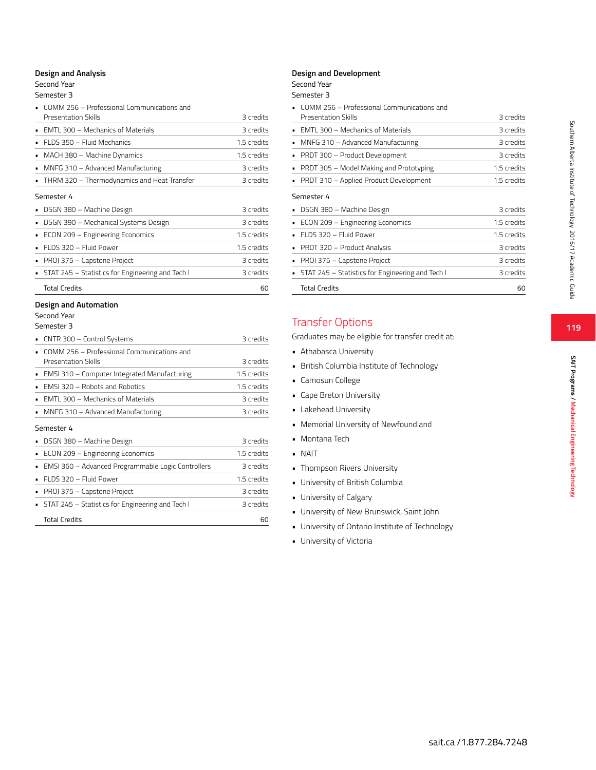### Design and Analysis

Second Year

Semester 3

| Course | Credits |
|---|---|
| COMM 256 – Professional Communications and Presentation Skills | 3 credits |
| EMTL 300 – Mechanics of Materials | 3 credits |
| FLDS 350 – Fluid Mechanics | 1.5 credits |
| MACH 380 – Machine Dynamics | 1.5 credits |
| MNFG 310 – Advanced Manufacturing | 3 credits |
| THRM 320 – Thermodynamics and Heat Transfer | 3 credits |

Semester 4

| Course | Credits |
|---|---|
| DSGN 380 – Machine Design | 3 credits |
| DSGN 390 – Mechanical Systems Design | 3 credits |
| ECON 209 – Engineering Economics | 1.5 credits |
| FLDS 320 – Fluid Power | 1.5 credits |
| PROJ 375 – Capstone Project | 3 credits |
| STAT 245 – Statistics for Engineering and Tech I | 3 credits |
| Total Credits | 60 |

### Design and Automation

Second Year

Semester 3

| Course | Credits |
|---|---|
| CNTR 300 – Control Systems | 3 credits |
| COMM 256 – Professional Communications and Presentation Skills | 3 credits |
| EMSI 310 – Computer Integrated Manufacturing | 1.5 credits |
| EMSI 320 – Robots and Robotics | 1.5 credits |
| EMTL 300 – Mechanics of Materials | 3 credits |
| MNFG 310 – Advanced Manufacturing | 3 credits |

Semester 4

| Course | Credits |
|---|---|
| DSGN 380 – Machine Design | 3 credits |
| ECON 209 – Engineering Economics | 1.5 credits |
| EMSI 360 – Advanced Programmable Logic Controllers | 3 credits |
| FLDS 320 – Fluid Power | 1.5 credits |
| PROJ 375 – Capstone Project | 3 credits |
| STAT 245 – Statistics for Engineering and Tech I | 3 credits |
| Total Credits | 60 |

### Design and Development

Second Year

Semester 3

| Course | Credits |
|---|---|
| COMM 256 – Professional Communications and Presentation Skills | 3 credits |
| EMTL 300 – Mechanics of Materials | 3 credits |
| MNFG 310 – Advanced Manufacturing | 3 credits |
| PRDT 300 – Product Development | 3 credits |
| PRDT 305 – Model Making and Prototyping | 1.5 credits |
| PRDT 310 – Applied Product Development | 1.5 credits |

Semester 4

| Course | Credits |
|---|---|
| DSGN 380 – Machine Design | 3 credits |
| ECON 209 – Engineering Economics | 1.5 credits |
| FLDS 320 – Fluid Power | 1.5 credits |
| PRDT 320 – Product Analysis | 3 credits |
| PROJ 375 – Capstone Project | 3 credits |
| STAT 245 – Statistics for Engineering and Tech I | 3 credits |
| Total Credits | 60 |

## Transfer Options

Graduates may be eligible for transfer credit at:

- Athabasca University
- British Columbia Institute of Technology
- Camosun College
- Cape Breton University
- Lakehead University
- Memorial University of Newfoundland
- Montana Tech
- NAIT
- Thompson Rivers University
- University of British Columbia
- University of Calgary
- University of New Brunswick, Saint John
- University of Ontario Institute of Technology
- University of Victoria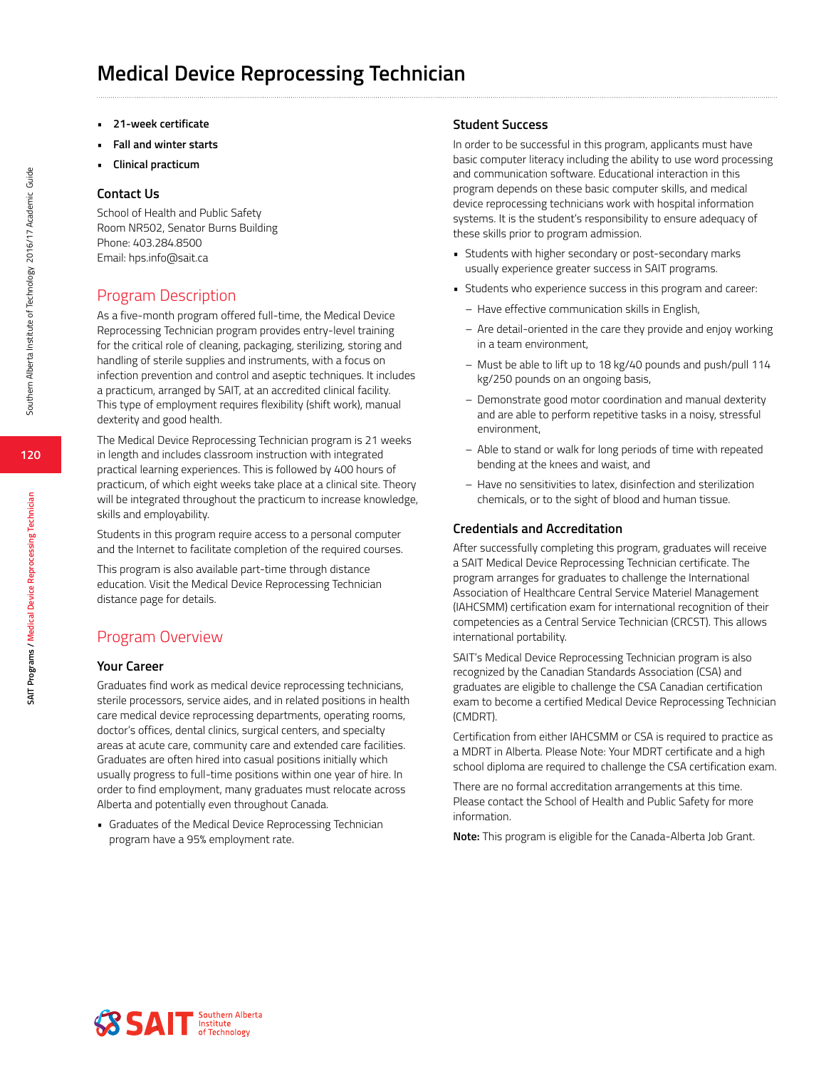# Medical Device Reprocessing Technician

- **21-week certificate**
- **Fall and winter starts**
- **Clinical practicum**

### Contact Us

School of Health and Public Safety
Room NR502, Senator Burns Building
Phone: 403.284.8500
Email: hps.info@sait.ca

## Program Description

As a five-month program offered full-time, the Medical Device Reprocessing Technician program provides entry-level training for the critical role of cleaning, packaging, sterilizing, storing and handling of sterile supplies and instruments, with a focus on infection prevention and control and aseptic techniques. It includes a practicum, arranged by SAIT, at an accredited clinical facility. This type of employment requires flexibility (shift work), manual dexterity and good health.

The Medical Device Reprocessing Technician program is 21 weeks in length and includes classroom instruction with integrated practical learning experiences. This is followed by 400 hours of practicum, of which eight weeks take place at a clinical site. Theory will be integrated throughout the practicum to increase knowledge, skills and employability.

Students in this program require access to a personal computer and the Internet to facilitate completion of the required courses.

This program is also available part-time through distance education. Visit the Medical Device Reprocessing Technician distance page for details.

## Program Overview

### Your Career

Graduates find work as medical device reprocessing technicians, sterile processors, service aides, and in related positions in health care medical device reprocessing departments, operating rooms, doctor's offices, dental clinics, surgical centers, and specialty areas at acute care, community care and extended care facilities. Graduates are often hired into casual positions initially which usually progress to full-time positions within one year of hire. In order to find employment, many graduates must relocate across Alberta and potentially even throughout Canada.

- Graduates of the Medical Device Reprocessing Technician program have a 95% employment rate.

### Student Success

In order to be successful in this program, applicants must have basic computer literacy including the ability to use word processing and communication software. Educational interaction in this program depends on these basic computer skills, and medical device reprocessing technicians work with hospital information systems. It is the student's responsibility to ensure adequacy of these skills prior to program admission.

- Students with higher secondary or post-secondary marks usually experience greater success in SAIT programs.
- Students who experience success in this program and career:
  - Have effective communication skills in English,
  - Are detail-oriented in the care they provide and enjoy working in a team environment,
  - Must be able to lift up to 18 kg/40 pounds and push/pull 114 kg/250 pounds on an ongoing basis,
  - Demonstrate good motor coordination and manual dexterity and are able to perform repetitive tasks in a noisy, stressful environment,
  - Able to stand or walk for long periods of time with repeated bending at the knees and waist, and
  - Have no sensitivities to latex, disinfection and sterilization chemicals, or to the sight of blood and human tissue.

### Credentials and Accreditation

After successfully completing this program, graduates will receive a SAIT Medical Device Reprocessing Technician certificate. The program arranges for graduates to challenge the International Association of Healthcare Central Service Materiel Management (IAHCSMM) certification exam for international recognition of their competencies as a Central Service Technician (CRCST). This allows international portability.

SAIT's Medical Device Reprocessing Technician program is also recognized by the Canadian Standards Association (CSA) and graduates are eligible to challenge the CSA Canadian certification exam to become a certified Medical Device Reprocessing Technician (CMDRT).

Certification from either IAHCSMM or CSA is required to practice as a MDRT in Alberta. Please Note: Your MDRT certificate and a high school diploma are required to challenge the CSA certification exam.

There are no formal accreditation arrangements at this time. Please contact the School of Health and Public Safety for more information.

**Note:** This program is eligible for the Canada-Alberta Job Grant.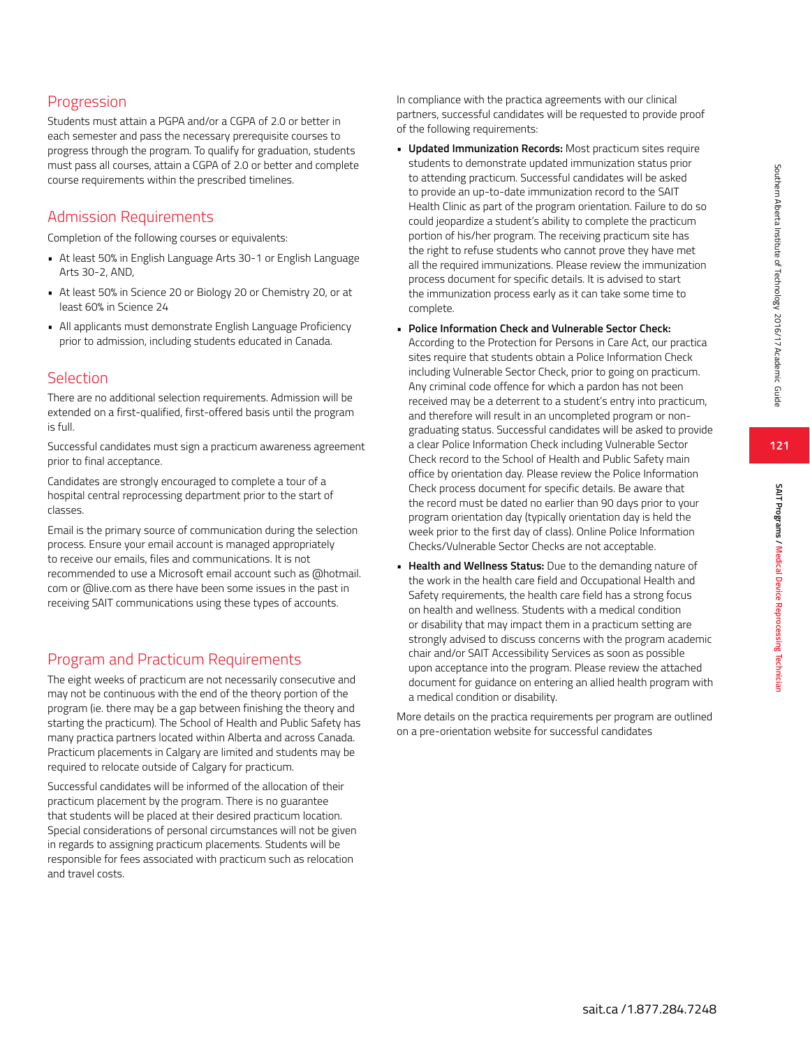## Progression

Students must attain a PGPA and/or a CGPA of 2.0 or better in each semester and pass the necessary prerequisite courses to progress through the program. To qualify for graduation, students must pass all courses, attain a CGPA of 2.0 or better and complete course requirements within the prescribed timelines.

## Admission Requirements

Completion of the following courses or equivalents:

- At least 50% in English Language Arts 30-1 or English Language Arts 30-2, AND,
- At least 50% in Science 20 or Biology 20 or Chemistry 20, or at least 60% in Science 24
- All applicants must demonstrate English Language Proficiency prior to admission, including students educated in Canada.

## Selection

There are no additional selection requirements. Admission will be extended on a first-qualified, first-offered basis until the program is full.

Successful candidates must sign a practicum awareness agreement prior to final acceptance.

Candidates are strongly encouraged to complete a tour of a hospital central reprocessing department prior to the start of classes.

Email is the primary source of communication during the selection process. Ensure your email account is managed appropriately to receive our emails, files and communications. It is not recommended to use a Microsoft email account such as @hotmail.com or @live.com as there have been some issues in the past in receiving SAIT communications using these types of accounts.

## Program and Practicum Requirements

The eight weeks of practicum are not necessarily consecutive and may not be continuous with the end of the theory portion of the program (ie. there may be a gap between finishing the theory and starting the practicum). The School of Health and Public Safety has many practica partners located within Alberta and across Canada. Practicum placements in Calgary are limited and students may be required to relocate outside of Calgary for practicum.

Successful candidates will be informed of the allocation of their practicum placement by the program. There is no guarantee that students will be placed at their desired practicum location. Special considerations of personal circumstances will not be given in regards to assigning practicum placements. Students will be responsible for fees associated with practicum such as relocation and travel costs.

In compliance with the practica agreements with our clinical partners, successful candidates will be requested to provide proof of the following requirements:

- **Updated Immunization Records:** Most practicum sites require students to demonstrate updated immunization status prior to attending practicum. Successful candidates will be asked to provide an up-to-date immunization record to the SAIT Health Clinic as part of the program orientation. Failure to do so could jeopardize a student's ability to complete the practicum portion of his/her program. The receiving practicum site has the right to refuse students who cannot prove they have met all the required immunizations. Please review the immunization process document for specific details. It is advised to start the immunization process early as it can take some time to complete.
- **Police Information Check and Vulnerable Sector Check:** According to the Protection for Persons in Care Act, our practica sites require that students obtain a Police Information Check including Vulnerable Sector Check, prior to going on practicum. Any criminal code offence for which a pardon has not been received may be a deterrent to a student's entry into practicum, and therefore will result in an uncompleted program or non-graduating status. Successful candidates will be asked to provide a clear Police Information Check including Vulnerable Sector Check record to the School of Health and Public Safety main office by orientation day. Please review the Police Information Check process document for specific details. Be aware that the record must be dated no earlier than 90 days prior to your program orientation day (typically orientation day is held the week prior to the first day of class). Online Police Information Checks/Vulnerable Sector Checks are not acceptable.
- **Health and Wellness Status:** Due to the demanding nature of the work in the health care field and Occupational Health and Safety requirements, the health care field has a strong focus on health and wellness. Students with a medical condition or disability that may impact them in a practicum setting are strongly advised to discuss concerns with the program academic chair and/or SAIT Accessibility Services as soon as possible upon acceptance into the program. Please review the attached document for guidance on entering an allied health program with a medical condition or disability.

More details on the practica requirements per program are outlined on a pre-orientation website for successful candidates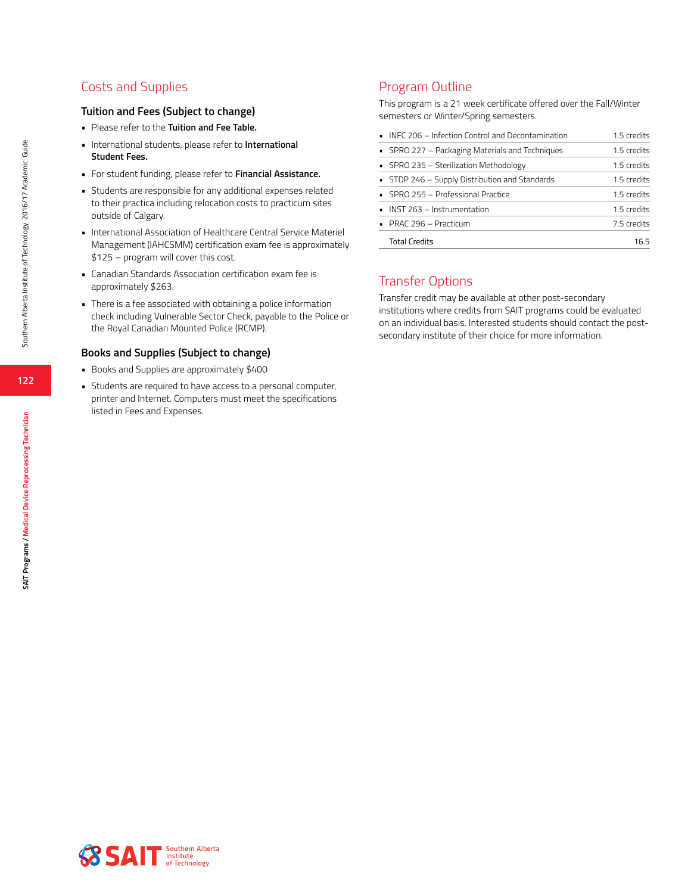## Costs and Supplies

### Tuition and Fees (Subject to change)

- Please refer to the **Tuition and Fee Table.**
- International students, please refer to **International Student Fees.**
- For student funding, please refer to **Financial Assistance.**
- Students are responsible for any additional expenses related to their practica including relocation costs to practicum sites outside of Calgary.
- International Association of Healthcare Central Service Materiel Management (IAHCSMM) certification exam fee is approximately $125 – program will cover this cost.
- Canadian Standards Association certification exam fee is approximately $263.
- There is a fee associated with obtaining a police information check including Vulnerable Sector Check, payable to the Police or the Royal Canadian Mounted Police (RCMP).

### Books and Supplies (Subject to change)

- Books and Supplies are approximately $400
- Students are required to have access to a personal computer, printer and Internet. Computers must meet the specifications listed in Fees and Expenses.

## Program Outline

This program is a 21 week certificate offered over the Fall/Winter semesters or Winter/Spring semesters.

| Course | Credits |
|---|---|
| INFC 206 – Infection Control and Decontamination | 1.5 credits |
| SPRO 227 – Packaging Materials and Techniques | 1.5 credits |
| SPRO 235 – Sterilization Methodology | 1.5 credits |
| STDP 246 – Supply Distribution and Standards | 1.5 credits |
| SPRO 255 – Professional Practice | 1.5 credits |
| INST 263 – Instrumentation | 1.5 credits |
| PRAC 296 – Practicum | 7.5 credits |
| Total Credits | 16.5 |

## Transfer Options

Transfer credit may be available at other post-secondary institutions where credits from SAIT programs could be evaluated on an individual basis. Interested students should contact the post-secondary institute of their choice for more information.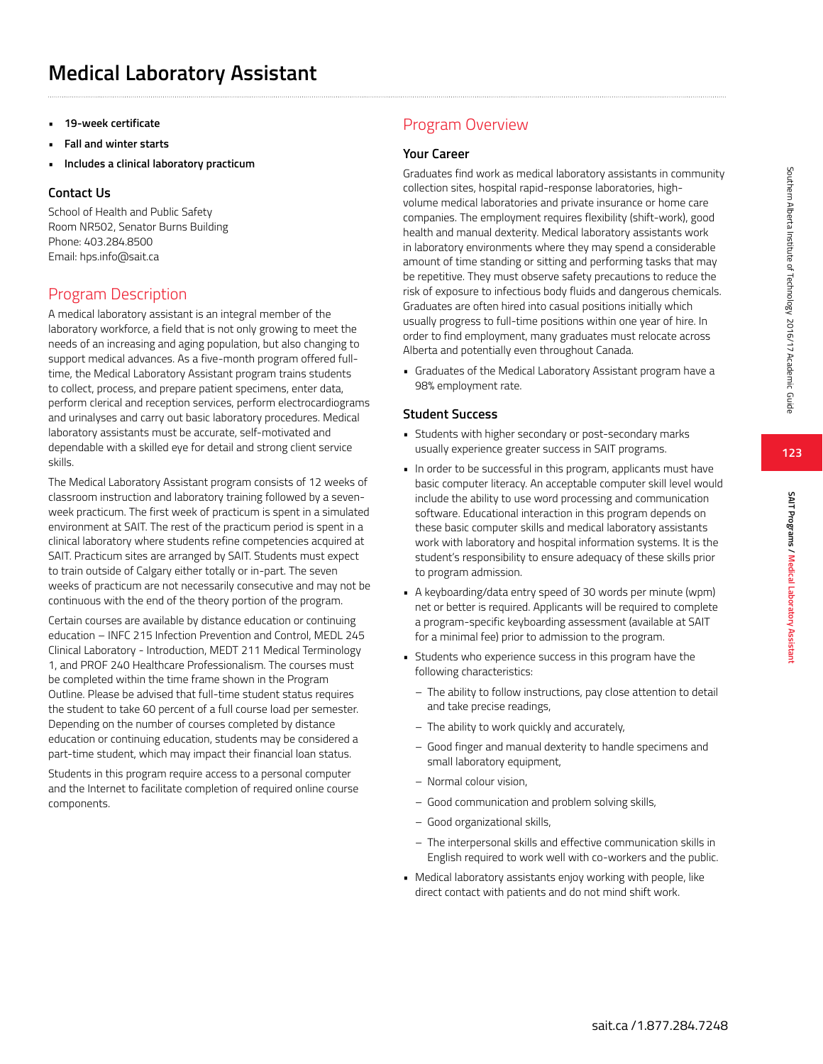# Medical Laboratory Assistant

- **19-week certificate**
- **Fall and winter starts**
- **Includes a clinical laboratory practicum**

### Contact Us

School of Health and Public Safety
Room NR502, Senator Burns Building
Phone: 403.284.8500
Email: hps.info@sait.ca

## Program Description

A medical laboratory assistant is an integral member of the laboratory workforce, a field that is not only growing to meet the needs of an increasing and aging population, but also changing to support medical advances. As a five-month program offered full-time, the Medical Laboratory Assistant program trains students to collect, process, and prepare patient specimens, enter data, perform clerical and reception services, perform electrocardiograms and urinalyses and carry out basic laboratory procedures. Medical laboratory assistants must be accurate, self-motivated and dependable with a skilled eye for detail and strong client service skills.

The Medical Laboratory Assistant program consists of 12 weeks of classroom instruction and laboratory training followed by a seven-week practicum. The first week of practicum is spent in a simulated environment at SAIT. The rest of the practicum period is spent in a clinical laboratory where students refine competencies acquired at SAIT. Practicum sites are arranged by SAIT. Students must expect to train outside of Calgary either totally or in-part. The seven weeks of practicum are not necessarily consecutive and may not be continuous with the end of the theory portion of the program.

Certain courses are available by distance education or continuing education – INFC 215 Infection Prevention and Control, MEDL 245 Clinical Laboratory - Introduction, MEDT 211 Medical Terminology 1, and PROF 240 Healthcare Professionalism. The courses must be completed within the time frame shown in the Program Outline. Please be advised that full-time student status requires the student to take 60 percent of a full course load per semester. Depending on the number of courses completed by distance education or continuing education, students may be considered a part-time student, which may impact their financial loan status.

Students in this program require access to a personal computer and the Internet to facilitate completion of required online course components.

## Program Overview

### Your Career

Graduates find work as medical laboratory assistants in community collection sites, hospital rapid-response laboratories, high-volume medical laboratories and private insurance or home care companies. The employment requires flexibility (shift-work), good health and manual dexterity. Medical laboratory assistants work in laboratory environments where they may spend a considerable amount of time standing or sitting and performing tasks that may be repetitive. They must observe safety precautions to reduce the risk of exposure to infectious body fluids and dangerous chemicals. Graduates are often hired into casual positions initially which usually progress to full-time positions within one year of hire. In order to find employment, many graduates must relocate across Alberta and potentially even throughout Canada.

- Graduates of the Medical Laboratory Assistant program have a 98% employment rate.

### Student Success

- Students with higher secondary or post-secondary marks usually experience greater success in SAIT programs.
- In order to be successful in this program, applicants must have basic computer literacy. An acceptable computer skill level would include the ability to use word processing and communication software. Educational interaction in this program depends on these basic computer skills and medical laboratory assistants work with laboratory and hospital information systems. It is the student's responsibility to ensure adequacy of these skills prior to program admission.
- A keyboarding/data entry speed of 30 words per minute (wpm) net or better is required. Applicants will be required to complete a program-specific keyboarding assessment (available at SAIT for a minimal fee) prior to admission to the program.
- Students who experience success in this program have the following characteristics:
  - The ability to follow instructions, pay close attention to detail and take precise readings,
  - The ability to work quickly and accurately,
  - Good finger and manual dexterity to handle specimens and small laboratory equipment,
  - Normal colour vision,
  - Good communication and problem solving skills,
  - Good organizational skills,
  - The interpersonal skills and effective communication skills in English required to work well with co-workers and the public.
- Medical laboratory assistants enjoy working with people, like direct contact with patients and do not mind shift work.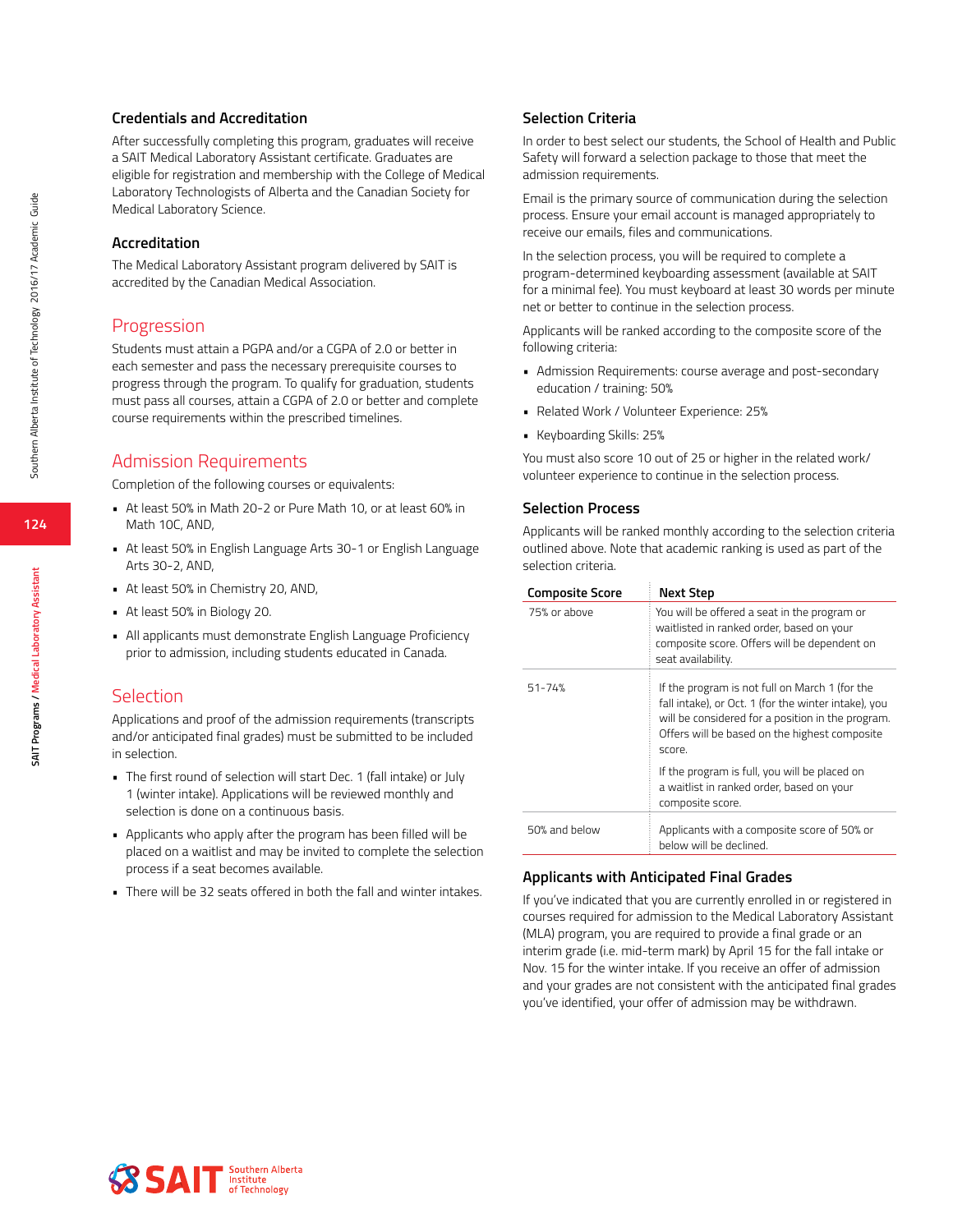### Credentials and Accreditation

After successfully completing this program, graduates will receive a SAIT Medical Laboratory Assistant certificate. Graduates are eligible for registration and membership with the College of Medical Laboratory Technologists of Alberta and the Canadian Society for Medical Laboratory Science.

### Accreditation

The Medical Laboratory Assistant program delivered by SAIT is accredited by the Canadian Medical Association.

## Progression

Students must attain a PGPA and/or a CGPA of 2.0 or better in each semester and pass the necessary prerequisite courses to progress through the program. To qualify for graduation, students must pass all courses, attain a CGPA of 2.0 or better and complete course requirements within the prescribed timelines.

## Admission Requirements

Completion of the following courses or equivalents:

- At least 50% in Math 20-2 or Pure Math 10, or at least 60% in Math 10C, AND,
- At least 50% in English Language Arts 30-1 or English Language Arts 30-2, AND,
- At least 50% in Chemistry 20, AND,
- At least 50% in Biology 20.
- All applicants must demonstrate English Language Proficiency prior to admission, including students educated in Canada.

## Selection

Applications and proof of the admission requirements (transcripts and/or anticipated final grades) must be submitted to be included in selection.

- The first round of selection will start Dec. 1 (fall intake) or July 1 (winter intake). Applications will be reviewed monthly and selection is done on a continuous basis.
- Applicants who apply after the program has been filled will be placed on a waitlist and may be invited to complete the selection process if a seat becomes available.
- There will be 32 seats offered in both the fall and winter intakes.

### Selection Criteria

In order to best select our students, the School of Health and Public Safety will forward a selection package to those that meet the admission requirements.

Email is the primary source of communication during the selection process. Ensure your email account is managed appropriately to receive our emails, files and communications.

In the selection process, you will be required to complete a program-determined keyboarding assessment (available at SAIT for a minimal fee). You must keyboard at least 30 words per minute net or better to continue in the selection process.

Applicants will be ranked according to the composite score of the following criteria:

- Admission Requirements: course average and post-secondary education / training: 50%
- Related Work / Volunteer Experience: 25%
- Keyboarding Skills: 25%

You must also score 10 out of 25 or higher in the related work/ volunteer experience to continue in the selection process.

### Selection Process

Applicants will be ranked monthly according to the selection criteria outlined above. Note that academic ranking is used as part of the selection criteria.

| Composite Score | Next Step |
|---|---|
| 75% or above | You will be offered a seat in the program or waitlisted in ranked order, based on your composite score. Offers will be dependent on seat availability. |
| 51-74% | If the program is not full on March 1 (for the fall intake), or Oct. 1 (for the winter intake), you will be considered for a position in the program. Offers will be based on the highest composite score.<br><br>If the program is full, you will be placed on a waitlist in ranked order, based on your composite score. |
| 50% and below | Applicants with a composite score of 50% or below will be declined. |

### Applicants with Anticipated Final Grades

If you've indicated that you are currently enrolled in or registered in courses required for admission to the Medical Laboratory Assistant (MLA) program, you are required to provide a final grade or an interim grade (i.e. mid-term mark) by April 15 for the fall intake or Nov. 15 for the winter intake. If you receive an offer of admission and your grades are not consistent with the anticipated final grades you've identified, your offer of admission may be withdrawn.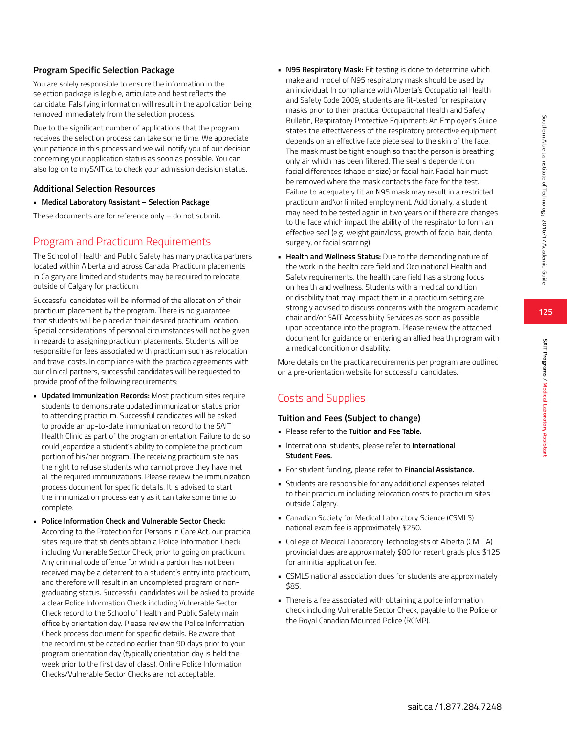### Program Specific Selection Package

You are solely responsible to ensure the information in the selection package is legible, articulate and best reflects the candidate. Falsifying information will result in the application being removed immediately from the selection process.

Due to the significant number of applications that the program receives the selection process can take some time. We appreciate your patience in this process and we will notify you of our decision concerning your application status as soon as possible. You can also log on to mySAIT.ca to check your admission decision status.

### Additional Selection Resources

- **Medical Laboratory Assistant – Selection Package**

These documents are for reference only – do not submit.

## Program and Practicum Requirements

The School of Health and Public Safety has many practica partners located within Alberta and across Canada. Practicum placements in Calgary are limited and students may be required to relocate outside of Calgary for practicum.

Successful candidates will be informed of the allocation of their practicum placement by the program. There is no guarantee that students will be placed at their desired practicum location. Special considerations of personal circumstances will not be given in regards to assigning practicum placements. Students will be responsible for fees associated with practicum such as relocation and travel costs. In compliance with the practica agreements with our clinical partners, successful candidates will be requested to provide proof of the following requirements:

- **Updated Immunization Records:** Most practicum sites require students to demonstrate updated immunization status prior to attending practicum. Successful candidates will be asked to provide an up-to-date immunization record to the SAIT Health Clinic as part of the program orientation. Failure to do so could jeopardize a student's ability to complete the practicum portion of his/her program. The receiving practicum site has the right to refuse students who cannot prove they have met all the required immunizations. Please review the immunization process document for specific details. It is advised to start the immunization process early as it can take some time to complete.
- **Police Information Check and Vulnerable Sector Check:** According to the Protection for Persons in Care Act, our practica sites require that students obtain a Police Information Check including Vulnerable Sector Check, prior to going on practicum. Any criminal code offence for which a pardon has not been received may be a deterrent to a student's entry into practicum, and therefore will result in an uncompleted program or non-graduating status. Successful candidates will be asked to provide a clear Police Information Check including Vulnerable Sector Check record to the School of Health and Public Safety main office by orientation day. Please review the Police Information Check process document for specific details. Be aware that the record must be dated no earlier than 90 days prior to your program orientation day (typically orientation day is held the week prior to the first day of class). Online Police Information Checks/Vulnerable Sector Checks are not acceptable.
- **N95 Respiratory Mask:** Fit testing is done to determine which make and model of N95 respiratory mask should be used by an individual. In compliance with Alberta's Occupational Health and Safety Code 2009, students are fit-tested for respiratory masks prior to their practica. Occupational Health and Safety Bulletin, Respiratory Protective Equipment: An Employer's Guide states the effectiveness of the respiratory protective equipment depends on an effective face piece seal to the skin of the face. The mask must be tight enough so that the person is breathing only air which has been filtered. The seal is dependent on facial differences (shape or size) or facial hair. Facial hair must be removed where the mask contacts the face for the test. Failure to adequately fit an N95 mask may result in a restricted practicum and\or limited employment. Additionally, a student may need to be tested again in two years or if there are changes to the face which impact the ability of the respirator to form an effective seal (e.g. weight gain/loss, growth of facial hair, dental surgery, or facial scarring).
- **Health and Wellness Status:** Due to the demanding nature of the work in the health care field and Occupational Health and Safety requirements, the health care field has a strong focus on health and wellness. Students with a medical condition or disability that may impact them in a practicum setting are strongly advised to discuss concerns with the program academic chair and/or SAIT Accessibility Services as soon as possible upon acceptance into the program. Please review the attached document for guidance on entering an allied health program with a medical condition or disability.

More details on the practica requirements per program are outlined on a pre-orientation website for successful candidates.

## Costs and Supplies

### Tuition and Fees (Subject to change)

- Please refer to the **Tuition and Fee Table.**
- International students, please refer to **International Student Fees.**
- For student funding, please refer to **Financial Assistance.**
- Students are responsible for any additional expenses related to their practicum including relocation costs to practicum sites outside Calgary.
- Canadian Society for Medical Laboratory Science (CSMLS) national exam fee is approximately $250.
- College of Medical Laboratory Technologists of Alberta (CMLTA) provincial dues are approximately $80 for recent grads plus $125 for an initial application fee.
- CSMLS national association dues for students are approximately $85.
- There is a fee associated with obtaining a police information check including Vulnerable Sector Check, payable to the Police or the Royal Canadian Mounted Police (RCMP).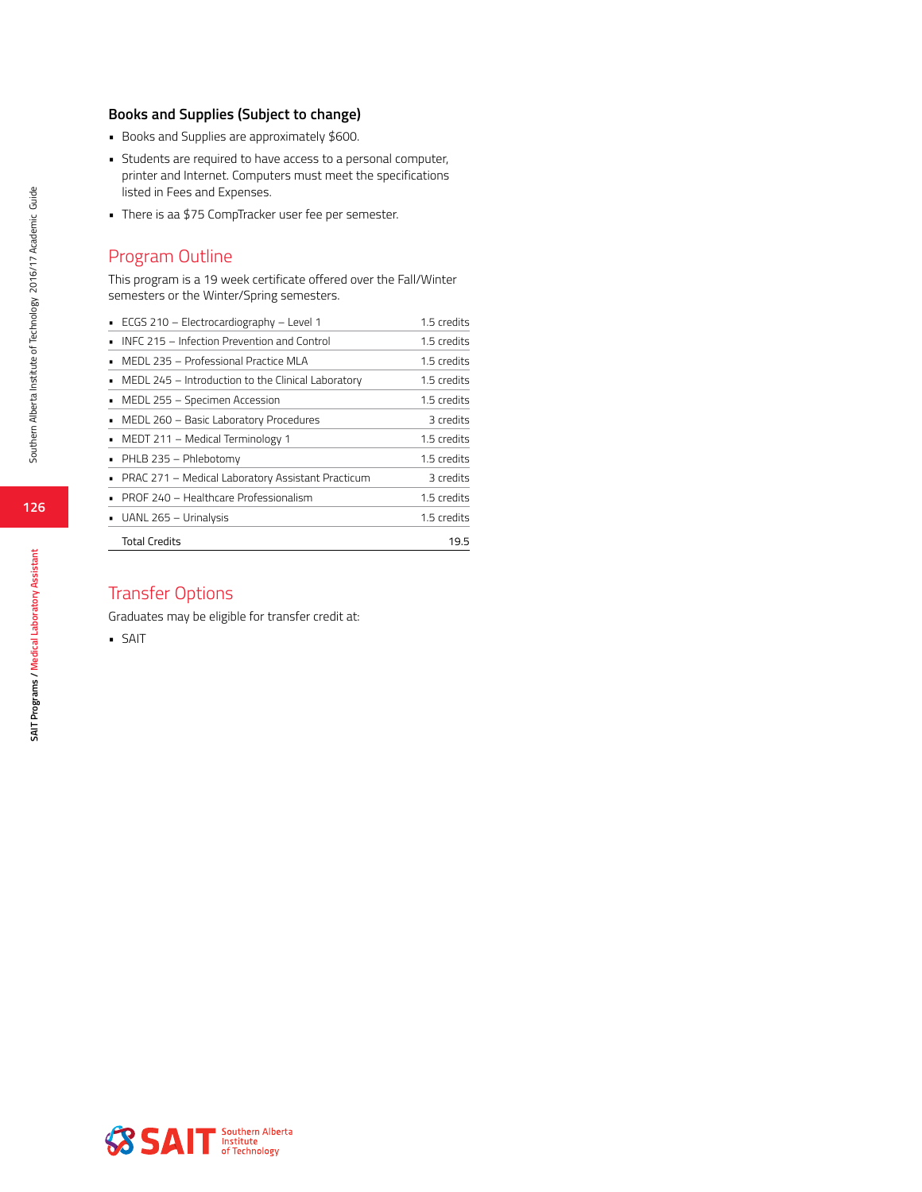### Books and Supplies (Subject to change)

- Books and Supplies are approximately $600.
- Students are required to have access to a personal computer, printer and Internet. Computers must meet the specifications listed in Fees and Expenses.
- There is aa $75 CompTracker user fee per semester.

## Program Outline

This program is a 19 week certificate offered over the Fall/Winter semesters or the Winter/Spring semesters.

| Course | Credits |
|---|---|
| ▪ ECGS 210 – Electrocardiography – Level 1 | 1.5 credits |
| ▪ INFC 215 – Infection Prevention and Control | 1.5 credits |
| ▪ MEDL 235 – Professional Practice MLA | 1.5 credits |
| ▪ MEDL 245 – Introduction to the Clinical Laboratory | 1.5 credits |
| ▪ MEDL 255 – Specimen Accession | 1.5 credits |
| ▪ MEDL 260 – Basic Laboratory Procedures | 3 credits |
| ▪ MEDT 211 – Medical Terminology 1 | 1.5 credits |
| ▪ PHLB 235 – Phlebotomy | 1.5 credits |
| ▪ PRAC 271 – Medical Laboratory Assistant Practicum | 3 credits |
| ▪ PROF 240 – Healthcare Professionalism | 1.5 credits |
| ▪ UANL 265 – Urinalysis | 1.5 credits |
| Total Credits | 19.5 |

## Transfer Options

Graduates may be eligible for transfer credit at:

- SAIT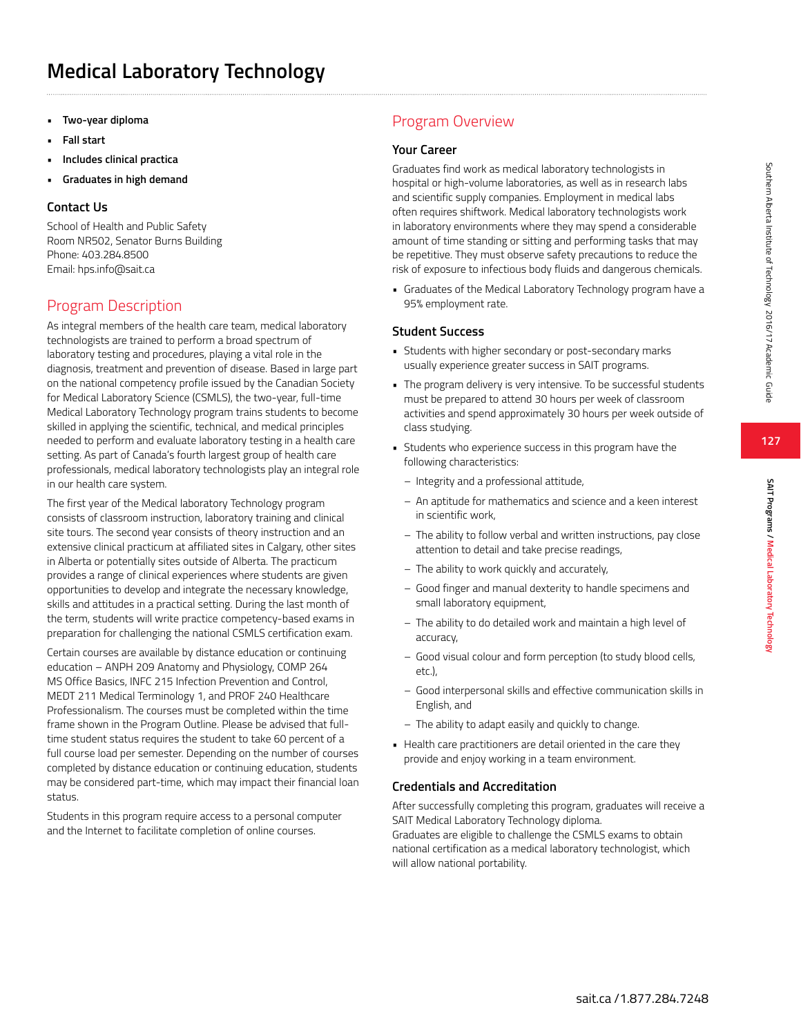# Medical Laboratory Technology

- **Two-year diploma**
- **Fall start**
- **Includes clinical practica**
- **Graduates in high demand**

### Contact Us

School of Health and Public Safety
Room NR502, Senator Burns Building
Phone: 403.284.8500
Email: hps.info@sait.ca

## Program Description

As integral members of the health care team, medical laboratory technologists are trained to perform a broad spectrum of laboratory testing and procedures, playing a vital role in the diagnosis, treatment and prevention of disease. Based in large part on the national competency profile issued by the Canadian Society for Medical Laboratory Science (CSMLS), the two-year, full-time Medical Laboratory Technology program trains students to become skilled in applying the scientific, technical, and medical principles needed to perform and evaluate laboratory testing in a health care setting. As part of Canada's fourth largest group of health care professionals, medical laboratory technologists play an integral role in our health care system.

The first year of the Medical laboratory Technology program consists of classroom instruction, laboratory training and clinical site tours. The second year consists of theory instruction and an extensive clinical practicum at affiliated sites in Calgary, other sites in Alberta or potentially sites outside of Alberta. The practicum provides a range of clinical experiences where students are given opportunities to develop and integrate the necessary knowledge, skills and attitudes in a practical setting. During the last month of the term, students will write practice competency-based exams in preparation for challenging the national CSMLS certification exam.

Certain courses are available by distance education or continuing education – ANPH 209 Anatomy and Physiology, COMP 264 MS Office Basics, INFC 215 Infection Prevention and Control, MEDT 211 Medical Terminology 1, and PROF 240 Healthcare Professionalism. The courses must be completed within the time frame shown in the Program Outline. Please be advised that full-time student status requires the student to take 60 percent of a full course load per semester. Depending on the number of courses completed by distance education or continuing education, students may be considered part-time, which may impact their financial loan status.

Students in this program require access to a personal computer and the Internet to facilitate completion of online courses.

## Program Overview

### Your Career

Graduates find work as medical laboratory technologists in hospital or high-volume laboratories, as well as in research labs and scientific supply companies. Employment in medical labs often requires shiftwork. Medical laboratory technologists work in laboratory environments where they may spend a considerable amount of time standing or sitting and performing tasks that may be repetitive. They must observe safety precautions to reduce the risk of exposure to infectious body fluids and dangerous chemicals.

- Graduates of the Medical Laboratory Technology program have a 95% employment rate.

### Student Success

- Students with higher secondary or post-secondary marks usually experience greater success in SAIT programs.
- The program delivery is very intensive. To be successful students must be prepared to attend 30 hours per week of classroom activities and spend approximately 30 hours per week outside of class studying.
- Students who experience success in this program have the following characteristics:
  - Integrity and a professional attitude,
  - An aptitude for mathematics and science and a keen interest in scientific work,
  - The ability to follow verbal and written instructions, pay close attention to detail and take precise readings,
  - The ability to work quickly and accurately,
  - Good finger and manual dexterity to handle specimens and small laboratory equipment,
  - The ability to do detailed work and maintain a high level of accuracy,
  - Good visual colour and form perception (to study blood cells, etc.),
  - Good interpersonal skills and effective communication skills in English, and
  - The ability to adapt easily and quickly to change.
- Health care practitioners are detail oriented in the care they provide and enjoy working in a team environment.

### Credentials and Accreditation

After successfully completing this program, graduates will receive a SAIT Medical Laboratory Technology diploma.
Graduates are eligible to challenge the CSMLS exams to obtain national certification as a medical laboratory technologist, which will allow national portability.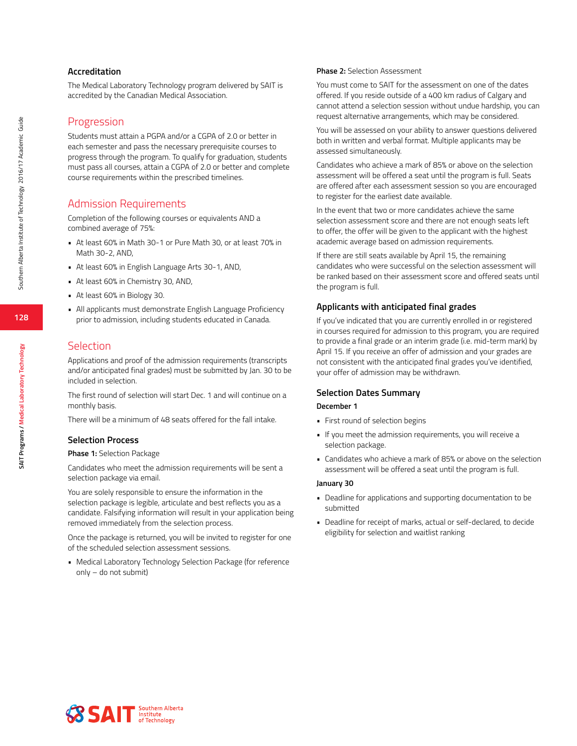### Accreditation

The Medical Laboratory Technology program delivered by SAIT is accredited by the Canadian Medical Association.

## Progression

Students must attain a PGPA and/or a CGPA of 2.0 or better in each semester and pass the necessary prerequisite courses to progress through the program. To qualify for graduation, students must pass all courses, attain a CGPA of 2.0 or better and complete course requirements within the prescribed timelines.

## Admission Requirements

Completion of the following courses or equivalents AND a combined average of 75%:

- At least 60% in Math 30-1 or Pure Math 30, or at least 70% in Math 30-2, AND,
- At least 60% in English Language Arts 30-1, AND,
- At least 60% in Chemistry 30, AND,
- At least 60% in Biology 30.
- All applicants must demonstrate English Language Proficiency prior to admission, including students educated in Canada.

## Selection

Applications and proof of the admission requirements (transcripts and/or anticipated final grades) must be submitted by Jan. 30 to be included in selection.

The first round of selection will start Dec. 1 and will continue on a monthly basis.

There will be a minimum of 48 seats offered for the fall intake.

### Selection Process

**Phase 1:** Selection Package

Candidates who meet the admission requirements will be sent a selection package via email.

You are solely responsible to ensure the information in the selection package is legible, articulate and best reflects you as a candidate. Falsifying information will result in your application being removed immediately from the selection process.

Once the package is returned, you will be invited to register for one of the scheduled selection assessment sessions.

- Medical Laboratory Technology Selection Package (for reference only – do not submit)

**Phase 2:** Selection Assessment

You must come to SAIT for the assessment on one of the dates offered. If you reside outside of a 400 km radius of Calgary and cannot attend a selection session without undue hardship, you can request alternative arrangements, which may be considered.

You will be assessed on your ability to answer questions delivered both in written and verbal format. Multiple applicants may be assessed simultaneously.

Candidates who achieve a mark of 85% or above on the selection assessment will be offered a seat until the program is full. Seats are offered after each assessment session so you are encouraged to register for the earliest date available.

In the event that two or more candidates achieve the same selection assessment score and there are not enough seats left to offer, the offer will be given to the applicant with the highest academic average based on admission requirements.

If there are still seats available by April 15, the remaining candidates who were successful on the selection assessment will be ranked based on their assessment score and offered seats until the program is full.

### Applicants with anticipated final grades

If you've indicated that you are currently enrolled in or registered in courses required for admission to this program, you are required to provide a final grade or an interim grade (i.e. mid-term mark) by April 15. If you receive an offer of admission and your grades are not consistent with the anticipated final grades you've identified, your offer of admission may be withdrawn.

### Selection Dates Summary

**December 1**

- First round of selection begins
- If you meet the admission requirements, you will receive a selection package.
- Candidates who achieve a mark of 85% or above on the selection assessment will be offered a seat until the program is full.

**January 30**

- Deadline for applications and supporting documentation to be submitted
- Deadline for receipt of marks, actual or self-declared, to decide eligibility for selection and waitlist ranking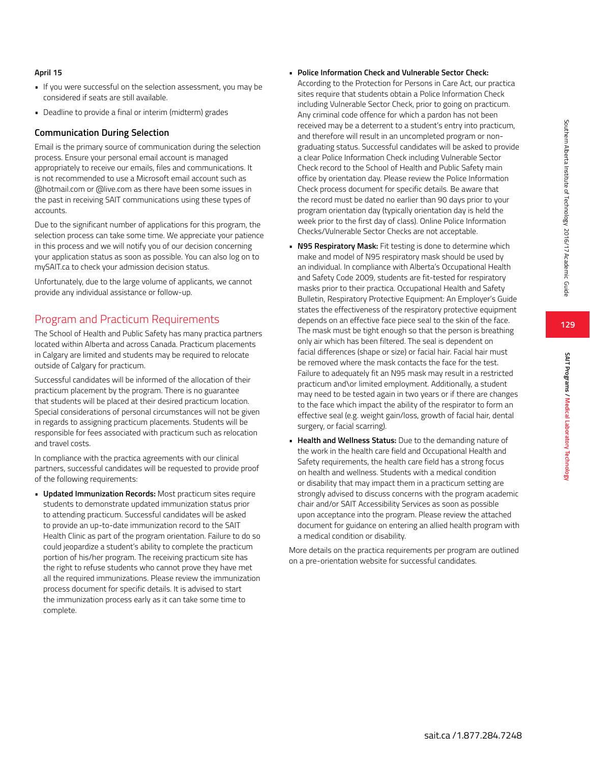**April 15**

- If you were successful on the selection assessment, you may be considered if seats are still available.
- Deadline to provide a final or interim (midterm) grades

### Communication During Selection

Email is the primary source of communication during the selection process. Ensure your personal email account is managed appropriately to receive our emails, files and communications. It is not recommended to use a Microsoft email account such as @hotmail.com or @live.com as there have been some issues in the past in receiving SAIT communications using these types of accounts.

Due to the significant number of applications for this program, the selection process can take some time. We appreciate your patience in this process and we will notify you of our decision concerning your application status as soon as possible. You can also log on to mySAIT.ca to check your admission decision status.

Unfortunately, due to the large volume of applicants, we cannot provide any individual assistance or follow-up.

## Program and Practicum Requirements

The School of Health and Public Safety has many practica partners located within Alberta and across Canada. Practicum placements in Calgary are limited and students may be required to relocate outside of Calgary for practicum.

Successful candidates will be informed of the allocation of their practicum placement by the program. There is no guarantee that students will be placed at their desired practicum location. Special considerations of personal circumstances will not be given in regards to assigning practicum placements. Students will be responsible for fees associated with practicum such as relocation and travel costs.

In compliance with the practica agreements with our clinical partners, successful candidates will be requested to provide proof of the following requirements:

- **Updated Immunization Records:** Most practicum sites require students to demonstrate updated immunization status prior to attending practicum. Successful candidates will be asked to provide an up-to-date immunization record to the SAIT Health Clinic as part of the program orientation. Failure to do so could jeopardize a student's ability to complete the practicum portion of his/her program. The receiving practicum site has the right to refuse students who cannot prove they have met all the required immunizations. Please review the immunization process document for specific details. It is advised to start the immunization process early as it can take some time to complete.
- **Police Information Check and Vulnerable Sector Check:** According to the Protection for Persons in Care Act, our practica sites require that students obtain a Police Information Check including Vulnerable Sector Check, prior to going on practicum. Any criminal code offence for which a pardon has not been received may be a deterrent to a student's entry into practicum, and therefore will result in an uncompleted program or non-graduating status. Successful candidates will be asked to provide a clear Police Information Check including Vulnerable Sector Check record to the School of Health and Public Safety main office by orientation day. Please review the Police Information Check process document for specific details. Be aware that the record must be dated no earlier than 90 days prior to your program orientation day (typically orientation day is held the week prior to the first day of class). Online Police Information Checks/Vulnerable Sector Checks are not acceptable.
- **N95 Respiratory Mask:** Fit testing is done to determine which make and model of N95 respiratory mask should be used by an individual. In compliance with Alberta's Occupational Health and Safety Code 2009, students are fit-tested for respiratory masks prior to their practica. Occupational Health and Safety Bulletin, Respiratory Protective Equipment: An Employer's Guide states the effectiveness of the respiratory protective equipment depends on an effective face piece seal to the skin of the face. The mask must be tight enough so that the person is breathing only air which has been filtered. The seal is dependent on facial differences (shape or size) or facial hair. Facial hair must be removed where the mask contacts the face for the test. Failure to adequately fit an N95 mask may result in a restricted practicum and\or limited employment. Additionally, a student may need to be tested again in two years or if there are changes to the face which impact the ability of the respirator to form an effective seal (e.g. weight gain/loss, growth of facial hair, dental surgery, or facial scarring).
- **Health and Wellness Status:** Due to the demanding nature of the work in the health care field and Occupational Health and Safety requirements, the health care field has a strong focus on health and wellness. Students with a medical condition or disability that may impact them in a practicum setting are strongly advised to discuss concerns with the program academic chair and/or SAIT Accessibility Services as soon as possible upon acceptance into the program. Please review the attached document for guidance on entering an allied health program with a medical condition or disability.

More details on the practica requirements per program are outlined on a pre-orientation website for successful candidates.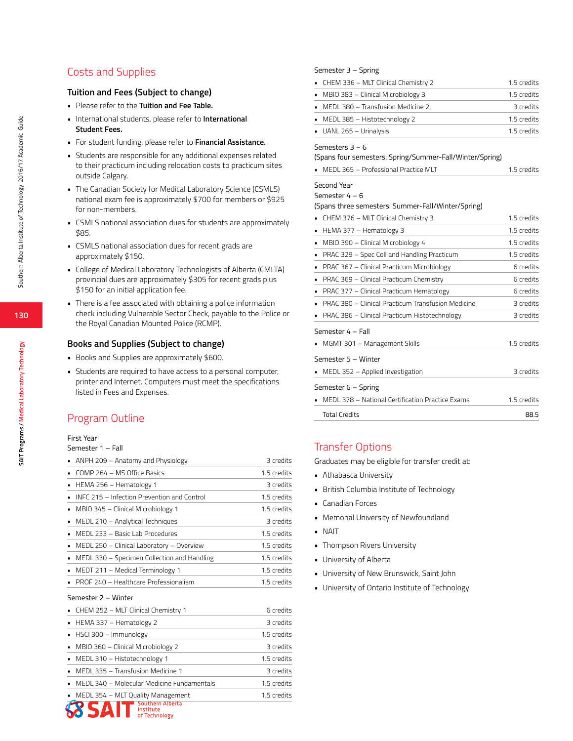## Costs and Supplies

### Tuition and Fees (Subject to change)

- Please refer to the **Tuition and Fee Table.**
- International students, please refer to **International Student Fees.**
- For student funding, please refer to **Financial Assistance.**
- Students are responsible for any additional expenses related to their practicum including relocation costs to practicum sites outside Calgary.
- The Canadian Society for Medical Laboratory Science (CSMLS) national exam fee is approximately $700 for members or $925 for non-members.
- CSMLS national association dues for students are approximately $85.
- CSMLS national association dues for recent grads are approximately $150.
- College of Medical Laboratory Technologists of Alberta (CMLTA) provincial dues are approximately $305 for recent grads plus $150 for an initial application fee.
- There is a fee associated with obtaining a police information check including Vulnerable Sector Check, payable to the Police or the Royal Canadian Mounted Police (RCMP).

### Books and Supplies (Subject to change)

- Books and Supplies are approximately $600.
- Students are required to have access to a personal computer, printer and Internet. Computers must meet the specifications listed in Fees and Expenses.

## Program Outline

First Year

Semester 1 – Fall

| Course | Credits |
|---|---|
| ANPH 209 – Anatomy and Physiology | 3 credits |
| COMP 264 – MS Office Basics | 1.5 credits |
| HEMA 256 – Hematology 1 | 3 credits |
| INFC 215 – Infection Prevention and Control | 1.5 credits |
| MBIO 345 – Clinical Microbiology 1 | 1.5 credits |
| MEDL 210 – Analytical Techniques | 3 credits |
| MEDL 233 – Basic Lab Procedures | 1.5 credits |
| MEDL 250 – Clinical Laboratory – Overview | 1.5 credits |
| MEDL 330 – Specimen Collection and Handling | 1.5 credits |
| MEDT 211 – Medical Terminology 1 | 1.5 credits |
| PROF 240 – Healthcare Professionalism | 1.5 credits |

Semester 2 – Winter

| Course | Credits |
|---|---|
| CHEM 252 – MLT Clinical Chemistry 1 | 6 credits |
| HEMA 337 – Hematology 2 | 3 credits |
| HSCI 300 – Immunology | 1.5 credits |
| MBIO 360 – Clinical Microbiology 2 | 3 credits |
| MEDL 310 – Histotechnology 1 | 1.5 credits |
| MEDL 335 – Transfusion Medicine 1 | 3 credits |
| MEDL 340 – Molecular Medicine Fundamentals | 1.5 credits |
| MEDL 354 – MLT Quality Management | 1.5 credits |

Semester 3 – Spring

| Course | Credits |
|---|---|
| CHEM 336 – MLT Clinical Chemistry 2 | 1.5 credits |
| MBIO 383 – Clinical Microbiology 3 | 1.5 credits |
| MEDL 380 – Transfusion Medicine 2 | 3 credits |
| MEDL 385 – Histotechnology 2 | 1.5 credits |
| UANL 265 – Urinalysis | 1.5 credits |

Semesters 3 – 6
(Spans four semesters: Spring/Summer-Fall/Winter/Spring)

| Course | Credits |
|---|---|
| MEDL 365 – Professional Practice MLT | 1.5 credits |

Second Year

Semester 4 – 6
(Spans three semesters: Summer-Fall/Winter/Spring)

| Course | Credits |
|---|---|
| CHEM 376 – MLT Clinical Chemistry 3 | 1.5 credits |
| HEMA 377 – Hematology 3 | 1.5 credits |
| MBIO 390 – Clinical Microbiology 4 | 1.5 credits |
| PRAC 329 – Spec Coll and Handling Practicum | 1.5 credits |
| PRAC 367 – Clinical Practicum Microbiology | 6 credits |
| PRAC 369 – Clinical Practicum Chemistry | 6 credits |
| PRAC 377 – Clinical Practicum Hematology | 6 credits |
| PRAC 380 – Clinical Practicum Transfusion Medicine | 3 credits |
| PRAC 386 – Clinical Practicum Histotechnology | 3 credits |

Semester 4 – Fall

| Course | Credits |
|---|---|
| MGMT 301 – Management Skills | 1.5 credits |

Semester 5 – Winter

| Course | Credits |
|---|---|
| MEDL 352 – Applied Investigation | 3 credits |

Semester 6 – Spring

| Course | Credits |
|---|---|
| MEDL 378 – National Certification Practice Exams | 1.5 credits |
| Total Credits | 88.5 |

## Transfer Options

Graduates may be eligible for transfer credit at:

- Athabasca University
- British Columbia Institute of Technology
- Canadian Forces
- Memorial University of Newfoundland
- NAIT
- Thompson Rivers University
- University of Alberta
- University of New Brunswick, Saint John
- University of Ontario Institute of Technology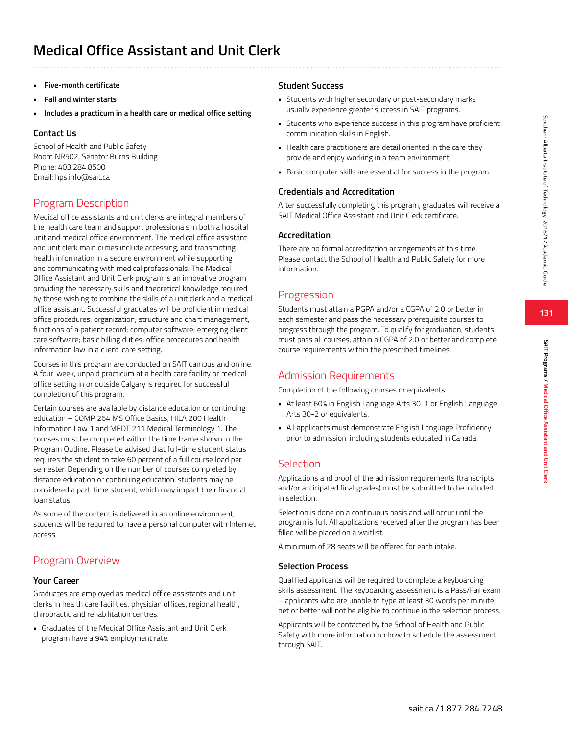# Medical Office Assistant and Unit Clerk

- **Five-month certificate**
- **Fall and winter starts**
- **Includes a practicum in a health care or medical office setting**

### Contact Us

School of Health and Public Safety
Room NR502, Senator Burns Building
Phone: 403.284.8500
Email: hps.info@sait.ca

## Program Description

Medical office assistants and unit clerks are integral members of the health care team and support professionals in both a hospital unit and medical office environment. The medical office assistant and unit clerk main duties include accessing, and transmitting health information in a secure environment while supporting and communicating with medical professionals. The Medical Office Assistant and Unit Clerk program is an innovative program providing the necessary skills and theoretical knowledge required by those wishing to combine the skills of a unit clerk and a medical office assistant. Successful graduates will be proficient in medical office procedures; organization; structure and chart management; functions of a patient record; computer software; emerging client care software; basic billing duties; office procedures and health information law in a client-care setting.

Courses in this program are conducted on SAIT campus and online. A four-week, unpaid practicum at a health care facility or medical office setting in or outside Calgary is required for successful completion of this program.

Certain courses are available by distance education or continuing education – COMP 264 MS Office Basics, HILA 200 Health Information Law 1 and MEDT 211 Medical Terminology 1. The courses must be completed within the time frame shown in the Program Outline. Please be advised that full-time student status requires the student to take 60 percent of a full course load per semester. Depending on the number of courses completed by distance education or continuing education, students may be considered a part-time student, which may impact their financial loan status.

As some of the content is delivered in an online environment, students will be required to have a personal computer with Internet access.

## Program Overview

### Your Career

Graduates are employed as medical office assistants and unit clerks in health care facilities, physician offices, regional health, chiropractic and rehabilitation centres.

- Graduates of the Medical Office Assistant and Unit Clerk program have a 94% employment rate.

### Student Success

- Students with higher secondary or post-secondary marks usually experience greater success in SAIT programs.
- Students who experience success in this program have proficient communication skills in English.
- Health care practitioners are detail oriented in the care they provide and enjoy working in a team environment.
- Basic computer skills are essential for success in the program.

### Credentials and Accreditation

After successfully completing this program, graduates will receive a SAIT Medical Office Assistant and Unit Clerk certificate.

### Accreditation

There are no formal accreditation arrangements at this time. Please contact the School of Health and Public Safety for more information.

## Progression

Students must attain a PGPA and/or a CGPA of 2.0 or better in each semester and pass the necessary prerequisite courses to progress through the program. To qualify for graduation, students must pass all courses, attain a CGPA of 2.0 or better and complete course requirements within the prescribed timelines.

## Admission Requirements

Completion of the following courses or equivalents:

- At least 60% in English Language Arts 30-1 or English Language Arts 30-2 or equivalents.
- All applicants must demonstrate English Language Proficiency prior to admission, including students educated in Canada.

## Selection

Applications and proof of the admission requirements (transcripts and/or anticipated final grades) must be submitted to be included in selection.

Selection is done on a continuous basis and will occur until the program is full. All applications received after the program has been filled will be placed on a waitlist.

A minimum of 28 seats will be offered for each intake.

### Selection Process

Qualified applicants will be required to complete a keyboarding skills assessment. The keyboarding assessment is a Pass/Fail exam – applicants who are unable to type at least 30 words per minute net or better will not be eligible to continue in the selection process.

Applicants will be contacted by the School of Health and Public Safety with more information on how to schedule the assessment through SAIT.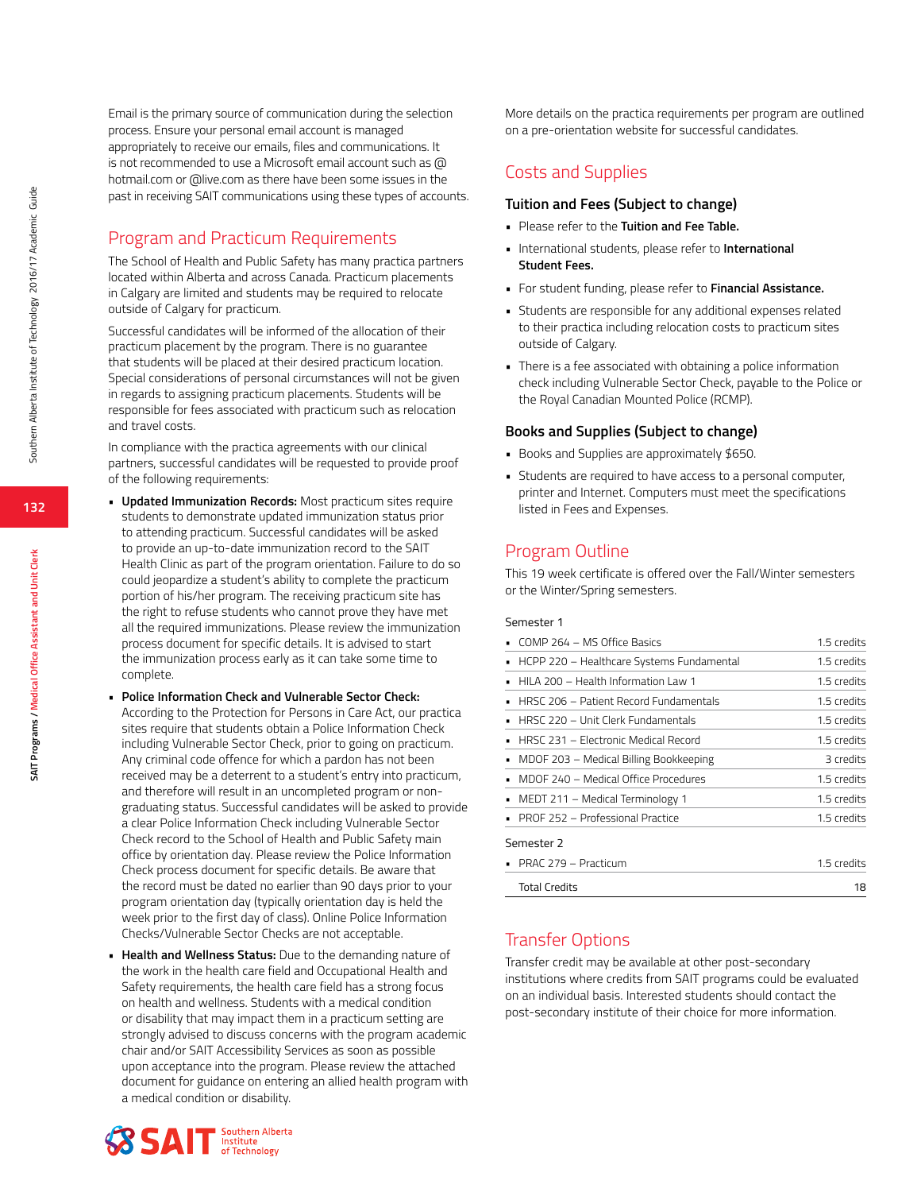Email is the primary source of communication during the selection process. Ensure your personal email account is managed appropriately to receive our emails, files and communications. It is not recommended to use a Microsoft email account such as @hotmail.com or @live.com as there have been some issues in the past in receiving SAIT communications using these types of accounts.

## Program and Practicum Requirements

The School of Health and Public Safety has many practica partners located within Alberta and across Canada. Practicum placements in Calgary are limited and students may be required to relocate outside of Calgary for practicum.

Successful candidates will be informed of the allocation of their practicum placement by the program. There is no guarantee that students will be placed at their desired practicum location. Special considerations of personal circumstances will not be given in regards to assigning practicum placements. Students will be responsible for fees associated with practicum such as relocation and travel costs.

In compliance with the practica agreements with our clinical partners, successful candidates will be requested to provide proof of the following requirements:

- **Updated Immunization Records:** Most practicum sites require students to demonstrate updated immunization status prior to attending practicum. Successful candidates will be asked to provide an up-to-date immunization record to the SAIT Health Clinic as part of the program orientation. Failure to do so could jeopardize a student's ability to complete the practicum portion of his/her program. The receiving practicum site has the right to refuse students who cannot prove they have met all the required immunizations. Please review the immunization process document for specific details. It is advised to start the immunization process early as it can take some time to complete.
- **Police Information Check and Vulnerable Sector Check:** According to the Protection for Persons in Care Act, our practica sites require that students obtain a Police Information Check including Vulnerable Sector Check, prior to going on practicum. Any criminal code offence for which a pardon has not been received may be a deterrent to a student's entry into practicum, and therefore will result in an uncompleted program or non-graduating status. Successful candidates will be asked to provide a clear Police Information Check including Vulnerable Sector Check record to the School of Health and Public Safety main office by orientation day. Please review the Police Information Check process document for specific details. Be aware that the record must be dated no earlier than 90 days prior to your program orientation day (typically orientation day is held the week prior to the first day of class). Online Police Information Checks/Vulnerable Sector Checks are not acceptable.
- **Health and Wellness Status:** Due to the demanding nature of the work in the health care field and Occupational Health and Safety requirements, the health care field has a strong focus on health and wellness. Students with a medical condition or disability that may impact them in a practicum setting are strongly advised to discuss concerns with the program academic chair and/or SAIT Accessibility Services as soon as possible upon acceptance into the program. Please review the attached document for guidance on entering an allied health program with a medical condition or disability.

More details on the practica requirements per program are outlined on a pre-orientation website for successful candidates.

## Costs and Supplies

### Tuition and Fees (Subject to change)

- Please refer to the **Tuition and Fee Table.**
- International students, please refer to **International Student Fees.**
- For student funding, please refer to **Financial Assistance.**
- Students are responsible for any additional expenses related to their practica including relocation costs to practicum sites outside of Calgary.
- There is a fee associated with obtaining a police information check including Vulnerable Sector Check, payable to the Police or the Royal Canadian Mounted Police (RCMP).

### Books and Supplies (Subject to change)

- Books and Supplies are approximately $650.
- Students are required to have access to a personal computer, printer and Internet. Computers must meet the specifications listed in Fees and Expenses.

## Program Outline

This 19 week certificate is offered over the Fall/Winter semesters or the Winter/Spring semesters.

Semester 1

| Course | Credits |
|---|---|
| COMP 264 – MS Office Basics | 1.5 credits |
| HCPP 220 – Healthcare Systems Fundamental | 1.5 credits |
| HILA 200 – Health Information Law 1 | 1.5 credits |
| HRSC 206 – Patient Record Fundamentals | 1.5 credits |
| HRSC 220 – Unit Clerk Fundamentals | 1.5 credits |
| HRSC 231 – Electronic Medical Record | 1.5 credits |
| MDOF 203 – Medical Billing Bookkeeping | 3 credits |
| MDOF 240 – Medical Office Procedures | 1.5 credits |
| MEDT 211 – Medical Terminology 1 | 1.5 credits |
| PROF 252 – Professional Practice | 1.5 credits |

Semester 2

| Course | Credits |
|---|---|
| PRAC 279 – Practicum | 1.5 credits |
| Total Credits | 18 |

## Transfer Options

Transfer credit may be available at other post-secondary institutions where credits from SAIT programs could be evaluated on an individual basis. Interested students should contact the post-secondary institute of their choice for more information.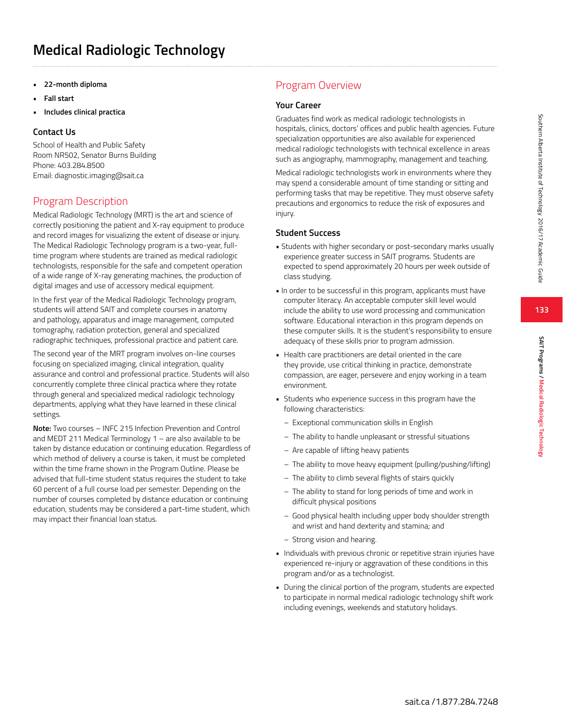# Medical Radiologic Technology

- **22-month diploma**
- **Fall start**
- **Includes clinical practica**

### Contact Us

School of Health and Public Safety
Room NR502, Senator Burns Building
Phone: 403.284.8500
Email: diagnostic.imaging@sait.ca

## Program Description

Medical Radiologic Technology (MRT) is the art and science of correctly positioning the patient and X-ray equipment to produce and record images for visualizing the extent of disease or injury. The Medical Radiologic Technology program is a two-year, full-time program where students are trained as medical radiologic technologists, responsible for the safe and competent operation of a wide range of X-ray generating machines, the production of digital images and use of accessory medical equipment.

In the first year of the Medical Radiologic Technology program, students will attend SAIT and complete courses in anatomy and pathology, apparatus and image management, computed tomography, radiation protection, general and specialized radiographic techniques, professional practice and patient care.

The second year of the MRT program involves on-line courses focusing on specialized imaging, clinical integration, quality assurance and control and professional practice. Students will also concurrently complete three clinical practica where they rotate through general and specialized medical radiologic technology departments, applying what they have learned in these clinical settings.

**Note:** Two courses – INFC 215 Infection Prevention and Control and MEDT 211 Medical Terminology 1 – are also available to be taken by distance education or continuing education. Regardless of which method of delivery a course is taken, it must be completed within the time frame shown in the Program Outline. Please be advised that full-time student status requires the student to take 60 percent of a full course load per semester. Depending on the number of courses completed by distance education or continuing education, students may be considered a part-time student, which may impact their financial loan status.

## Program Overview

### Your Career

Graduates find work as medical radiologic technologists in hospitals, clinics, doctors' offices and public health agencies. Future specialization opportunities are also available for experienced medical radiologic technologists with technical excellence in areas such as angiography, mammography, management and teaching.

Medical radiologic technologists work in environments where they may spend a considerable amount of time standing or sitting and performing tasks that may be repetitive. They must observe safety precautions and ergonomics to reduce the risk of exposures and injury.

### Student Success

- Students with higher secondary or post-secondary marks usually experience greater success in SAIT programs. Students are expected to spend approximately 20 hours per week outside of class studying.
- In order to be successful in this program, applicants must have computer literacy. An acceptable computer skill level would include the ability to use word processing and communication software. Educational interaction in this program depends on these computer skills. It is the student's responsibility to ensure adequacy of these skills prior to program admission.
- Health care practitioners are detail oriented in the care they provide, use critical thinking in practice, demonstrate compassion, are eager, persevere and enjoy working in a team environment.
- Students who experience success in this program have the following characteristics:
  - Exceptional communication skills in English
  - The ability to handle unpleasant or stressful situations
  - Are capable of lifting heavy patients
  - The ability to move heavy equipment (pulling/pushing/lifting)
  - The ability to climb several flights of stairs quickly
  - The ability to stand for long periods of time and work in difficult physical positions
  - Good physical health including upper body shoulder strength and wrist and hand dexterity and stamina; and
  - Strong vision and hearing.
- Individuals with previous chronic or repetitive strain injuries have experienced re-injury or aggravation of these conditions in this program and/or as a technologist.
- During the clinical portion of the program, students are expected to participate in normal medical radiologic technology shift work including evenings, weekends and statutory holidays.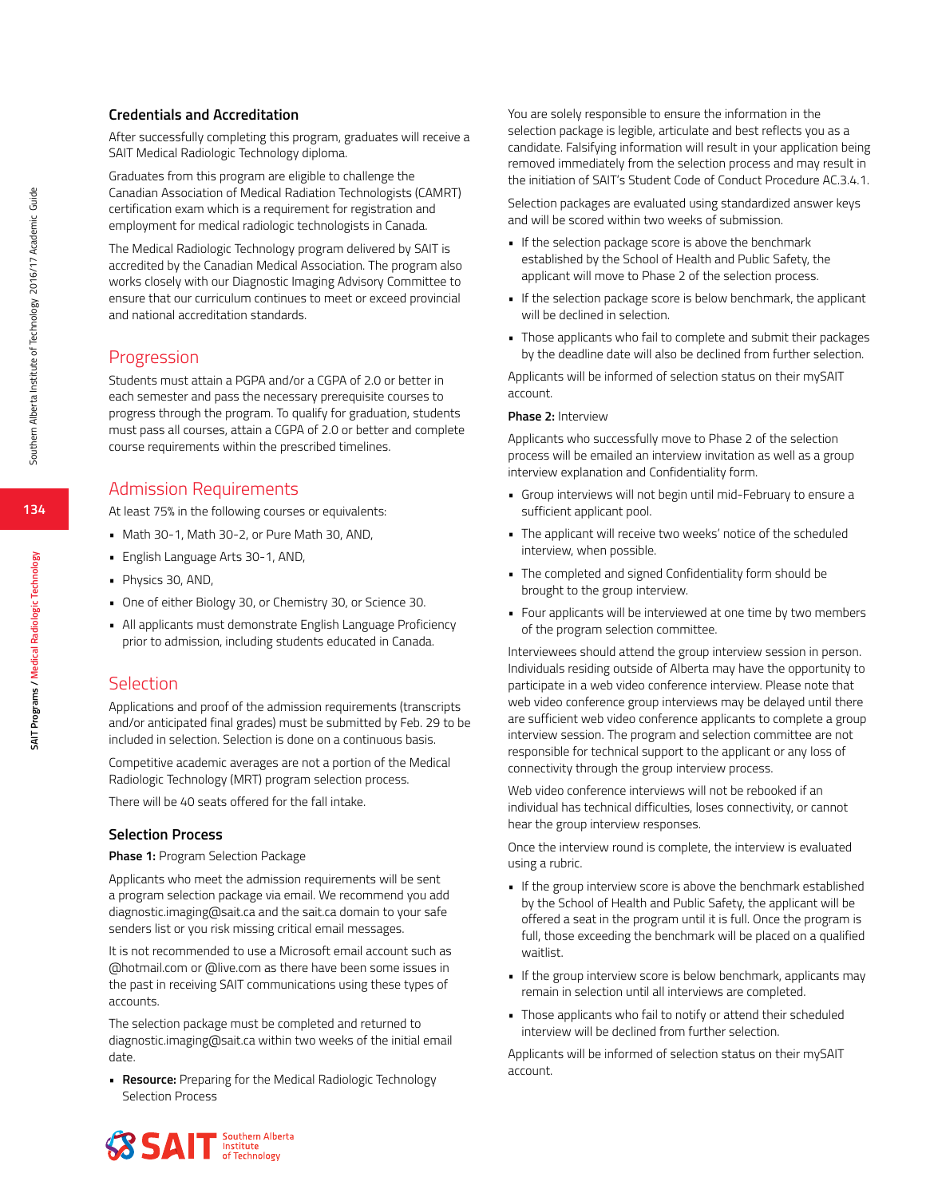### Credentials and Accreditation

After successfully completing this program, graduates will receive a SAIT Medical Radiologic Technology diploma.

Graduates from this program are eligible to challenge the Canadian Association of Medical Radiation Technologists (CAMRT) certification exam which is a requirement for registration and employment for medical radiologic technologists in Canada.

The Medical Radiologic Technology program delivered by SAIT is accredited by the Canadian Medical Association. The program also works closely with our Diagnostic Imaging Advisory Committee to ensure that our curriculum continues to meet or exceed provincial and national accreditation standards.

## Progression

Students must attain a PGPA and/or a CGPA of 2.0 or better in each semester and pass the necessary prerequisite courses to progress through the program. To qualify for graduation, students must pass all courses, attain a CGPA of 2.0 or better and complete course requirements within the prescribed timelines.

## Admission Requirements

At least 75% in the following courses or equivalents:

- Math 30-1, Math 30-2, or Pure Math 30, AND,
- English Language Arts 30-1, AND,
- Physics 30, AND,
- One of either Biology 30, or Chemistry 30, or Science 30.
- All applicants must demonstrate English Language Proficiency prior to admission, including students educated in Canada.

## Selection

Applications and proof of the admission requirements (transcripts and/or anticipated final grades) must be submitted by Feb. 29 to be included in selection. Selection is done on a continuous basis.

Competitive academic averages are not a portion of the Medical Radiologic Technology (MRT) program selection process.

There will be 40 seats offered for the fall intake.

### Selection Process

**Phase 1:** Program Selection Package

Applicants who meet the admission requirements will be sent a program selection package via email. We recommend you add diagnostic.imaging@sait.ca and the sait.ca domain to your safe senders list or you risk missing critical email messages.

It is not recommended to use a Microsoft email account such as @hotmail.com or @live.com as there have been some issues in the past in receiving SAIT communications using these types of accounts.

The selection package must be completed and returned to diagnostic.imaging@sait.ca within two weeks of the initial email date.

- **Resource:** Preparing for the Medical Radiologic Technology Selection Process

You are solely responsible to ensure the information in the selection package is legible, articulate and best reflects you as a candidate. Falsifying information will result in your application being removed immediately from the selection process and may result in the initiation of SAIT's Student Code of Conduct Procedure AC.3.4.1.

Selection packages are evaluated using standardized answer keys and will be scored within two weeks of submission.

- If the selection package score is above the benchmark established by the School of Health and Public Safety, the applicant will move to Phase 2 of the selection process.
- If the selection package score is below benchmark, the applicant will be declined in selection.
- Those applicants who fail to complete and submit their packages by the deadline date will also be declined from further selection.

Applicants will be informed of selection status on their mySAIT account.

**Phase 2:** Interview

Applicants who successfully move to Phase 2 of the selection process will be emailed an interview invitation as well as a group interview explanation and Confidentiality form.

- Group interviews will not begin until mid-February to ensure a sufficient applicant pool.
- The applicant will receive two weeks' notice of the scheduled interview, when possible.
- The completed and signed Confidentiality form should be brought to the group interview.
- Four applicants will be interviewed at one time by two members of the program selection committee.

Interviewees should attend the group interview session in person. Individuals residing outside of Alberta may have the opportunity to participate in a web video conference interview. Please note that web video conference group interviews may be delayed until there are sufficient web video conference applicants to complete a group interview session. The program and selection committee are not responsible for technical support to the applicant or any loss of connectivity through the group interview process.

Web video conference interviews will not be rebooked if an individual has technical difficulties, loses connectivity, or cannot hear the group interview responses.

Once the interview round is complete, the interview is evaluated using a rubric.

- If the group interview score is above the benchmark established by the School of Health and Public Safety, the applicant will be offered a seat in the program until it is full. Once the program is full, those exceeding the benchmark will be placed on a qualified waitlist.
- If the group interview score is below benchmark, applicants may remain in selection until all interviews are completed.
- Those applicants who fail to notify or attend their scheduled interview will be declined from further selection.

Applicants will be informed of selection status on their mySAIT account.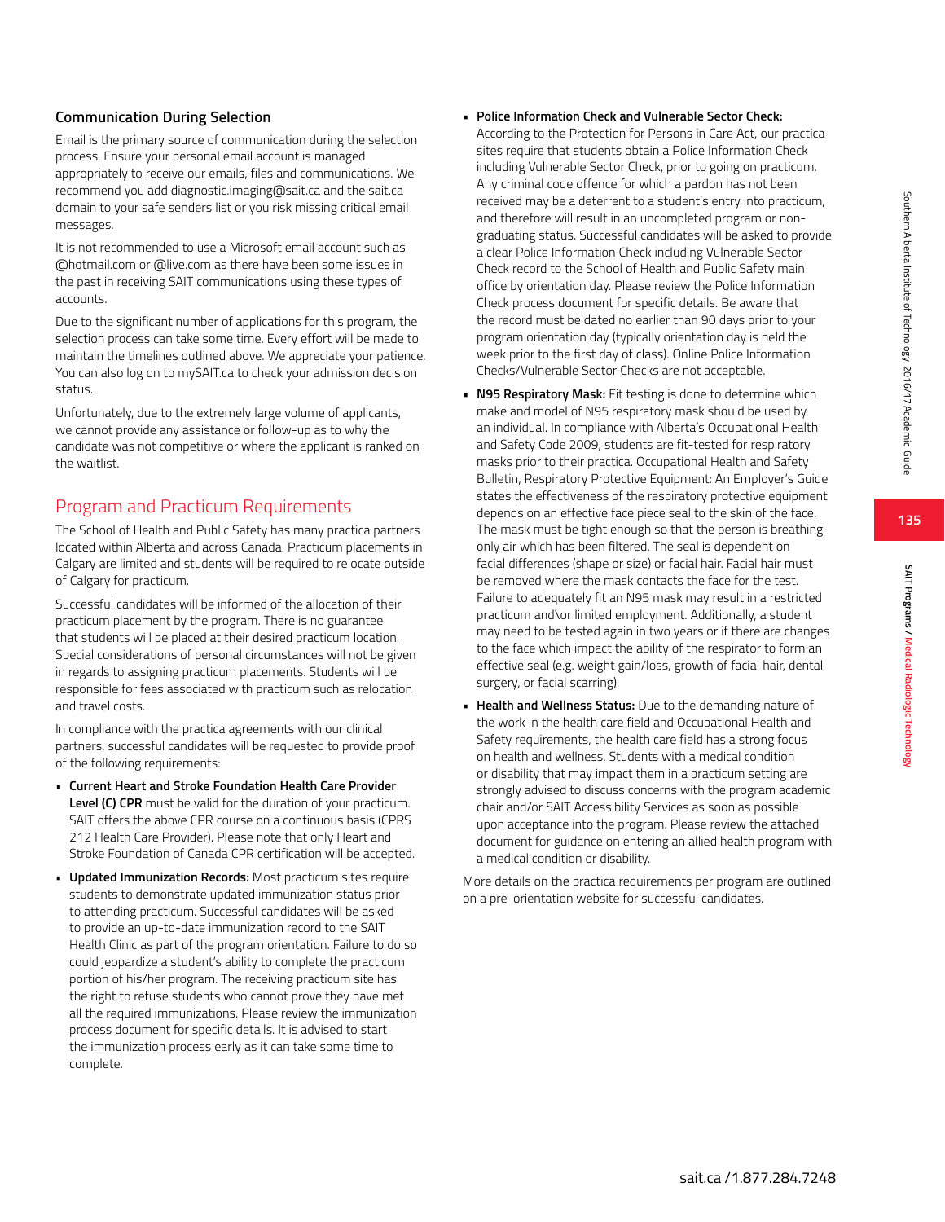### Communication During Selection

Email is the primary source of communication during the selection process. Ensure your personal email account is managed appropriately to receive our emails, files and communications. We recommend you add diagnostic.imaging@sait.ca and the sait.ca domain to your safe senders list or you risk missing critical email messages.

It is not recommended to use a Microsoft email account such as @hotmail.com or @live.com as there have been some issues in the past in receiving SAIT communications using these types of accounts.

Due to the significant number of applications for this program, the selection process can take some time. Every effort will be made to maintain the timelines outlined above. We appreciate your patience. You can also log on to mySAIT.ca to check your admission decision status.

Unfortunately, due to the extremely large volume of applicants, we cannot provide any assistance or follow-up as to why the candidate was not competitive or where the applicant is ranked on the waitlist.

## Program and Practicum Requirements

The School of Health and Public Safety has many practica partners located within Alberta and across Canada. Practicum placements in Calgary are limited and students will be required to relocate outside of Calgary for practicum.

Successful candidates will be informed of the allocation of their practicum placement by the program. There is no guarantee that students will be placed at their desired practicum location. Special considerations of personal circumstances will not be given in regards to assigning practicum placements. Students will be responsible for fees associated with practicum such as relocation and travel costs.

In compliance with the practica agreements with our clinical partners, successful candidates will be requested to provide proof of the following requirements:

- **Current Heart and Stroke Foundation Health Care Provider Level (C) CPR** must be valid for the duration of your practicum. SAIT offers the above CPR course on a continuous basis (CPRS 212 Health Care Provider). Please note that only Heart and Stroke Foundation of Canada CPR certification will be accepted.
- **Updated Immunization Records:** Most practicum sites require students to demonstrate updated immunization status prior to attending practicum. Successful candidates will be asked to provide an up-to-date immunization record to the SAIT Health Clinic as part of the program orientation. Failure to do so could jeopardize a student's ability to complete the practicum portion of his/her program. The receiving practicum site has the right to refuse students who cannot prove they have met all the required immunizations. Please review the immunization process document for specific details. It is advised to start the immunization process early as it can take some time to complete.
- **Police Information Check and Vulnerable Sector Check:** According to the Protection for Persons in Care Act, our practica sites require that students obtain a Police Information Check including Vulnerable Sector Check, prior to going on practicum. Any criminal code offence for which a pardon has not been received may be a deterrent to a student's entry into practicum, and therefore will result in an uncompleted program or non-graduating status. Successful candidates will be asked to provide a clear Police Information Check including Vulnerable Sector Check record to the School of Health and Public Safety main office by orientation day. Please review the Police Information Check process document for specific details. Be aware that the record must be dated no earlier than 90 days prior to your program orientation day (typically orientation day is held the week prior to the first day of class). Online Police Information Checks/Vulnerable Sector Checks are not acceptable.
- **N95 Respiratory Mask:** Fit testing is done to determine which make and model of N95 respiratory mask should be used by an individual. In compliance with Alberta's Occupational Health and Safety Code 2009, students are fit-tested for respiratory masks prior to their practica. Occupational Health and Safety Bulletin, Respiratory Protective Equipment: An Employer's Guide states the effectiveness of the respiratory protective equipment depends on an effective face piece seal to the skin of the face. The mask must be tight enough so that the person is breathing only air which has been filtered. The seal is dependent on facial differences (shape or size) or facial hair. Facial hair must be removed where the mask contacts the face for the test. Failure to adequately fit an N95 mask may result in a restricted practicum and\or limited employment. Additionally, a student may need to be tested again in two years or if there are changes to the face which impact the ability of the respirator to form an effective seal (e.g. weight gain/loss, growth of facial hair, dental surgery, or facial scarring).
- **Health and Wellness Status:** Due to the demanding nature of the work in the health care field and Occupational Health and Safety requirements, the health care field has a strong focus on health and wellness. Students with a medical condition or disability that may impact them in a practicum setting are strongly advised to discuss concerns with the program academic chair and/or SAIT Accessibility Services as soon as possible upon acceptance into the program. Please review the attached document for guidance on entering an allied health program with a medical condition or disability.

More details on the practica requirements per program are outlined on a pre-orientation website for successful candidates.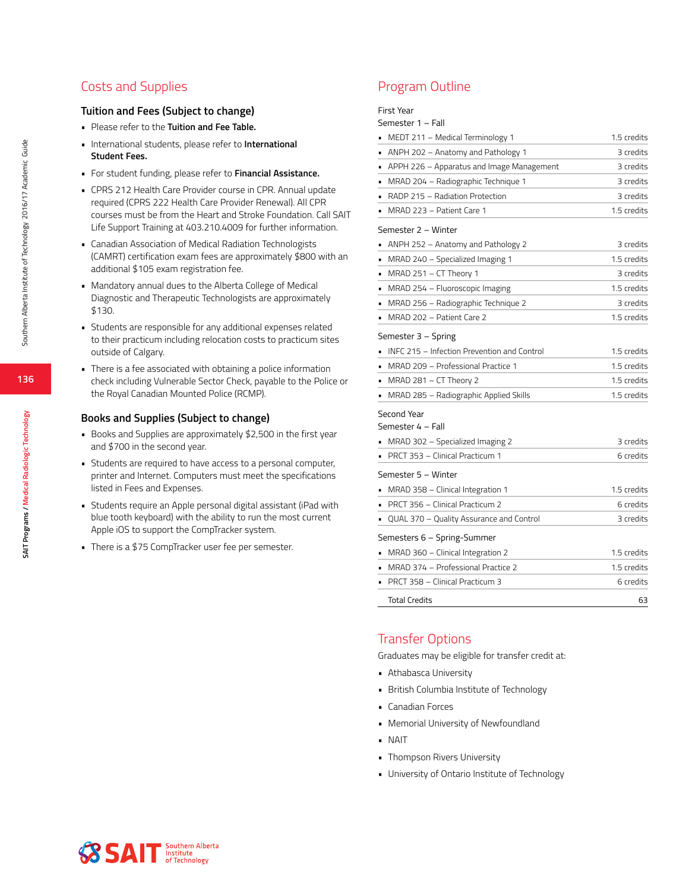## Costs and Supplies

### Tuition and Fees (Subject to change)

- Please refer to the **Tuition and Fee Table.**
- International students, please refer to **International Student Fees.**
- For student funding, please refer to **Financial Assistance.**
- CPRS 212 Health Care Provider course in CPR. Annual update required (CPRS 222 Health Care Provider Renewal). All CPR courses must be from the Heart and Stroke Foundation. Call SAIT Life Support Training at 403.210.4009 for further information.
- Canadian Association of Medical Radiation Technologists (CAMRT) certification exam fees are approximately $800 with an additional $105 exam registration fee.
- Mandatory annual dues to the Alberta College of Medical Diagnostic and Therapeutic Technologists are approximately $130.
- Students are responsible for any additional expenses related to their practicum including relocation costs to practicum sites outside of Calgary.
- There is a fee associated with obtaining a police information check including Vulnerable Sector Check, payable to the Police or the Royal Canadian Mounted Police (RCMP).

### Books and Supplies (Subject to change)

- Books and Supplies are approximately $2,500 in the first year and $700 in the second year.
- Students are required to have access to a personal computer, printer and Internet. Computers must meet the specifications listed in Fees and Expenses.
- Students require an Apple personal digital assistant (iPad with blue tooth keyboard) with the ability to run the most current Apple iOS to support the CompTracker system.
- There is a $75 CompTracker user fee per semester.

## Program Outline

First Year

Semester 1 – Fall

| Course | Credits |
|---|---|
| MEDT 211 – Medical Terminology 1 | 1.5 credits |
| ANPH 202 – Anatomy and Pathology 1 | 3 credits |
| APPH 226 – Apparatus and Image Management | 3 credits |
| MRAD 204 – Radiographic Technique 1 | 3 credits |
| RADP 215 – Radiation Protection | 3 credits |
| MRAD 223 – Patient Care 1 | 1.5 credits |

Semester 2 – Winter

| Course | Credits |
|---|---|
| ANPH 252 – Anatomy and Pathology 2 | 3 credits |
| MRAD 240 – Specialized Imaging 1 | 1.5 credits |
| MRAD 251 – CT Theory 1 | 3 credits |
| MRAD 254 – Fluoroscopic Imaging | 1.5 credits |
| MRAD 256 – Radiographic Technique 2 | 3 credits |
| MRAD 202 – Patient Care 2 | 1.5 credits |

Semester 3 – Spring

| Course | Credits |
|---|---|
| INFC 215 – Infection Prevention and Control | 1.5 credits |
| MRAD 209 – Professional Practice 1 | 1.5 credits |
| MRAD 281 – CT Theory 2 | 1.5 credits |
| MRAD 285 – Radiographic Applied Skills | 1.5 credits |

Second Year

Semester 4 – Fall

| Course | Credits |
|---|---|
| MRAD 302 – Specialized Imaging 2 | 3 credits |
| PRCT 353 – Clinical Practicum 1 | 6 credits |

Semester 5 – Winter

| Course | Credits |
|---|---|
| MRAD 358 – Clinical Integration 1 | 1.5 credits |
| PRCT 356 – Clinical Practicum 2 | 6 credits |
| QUAL 370 – Quality Assurance and Control | 3 credits |

Semesters 6 – Spring-Summer

| Course | Credits |
|---|---|
| MRAD 360 – Clinical Integration 2 | 1.5 credits |
| MRAD 374 – Professional Practice 2 | 1.5 credits |
| PRCT 358 – Clinical Practicum 3 | 6 credits |
| Total Credits | 63 |

## Transfer Options

Graduates may be eligible for transfer credit at:

- Athabasca University
- British Columbia Institute of Technology
- Canadian Forces
- Memorial University of Newfoundland
- NAIT
- Thompson Rivers University
- University of Ontario Institute of Technology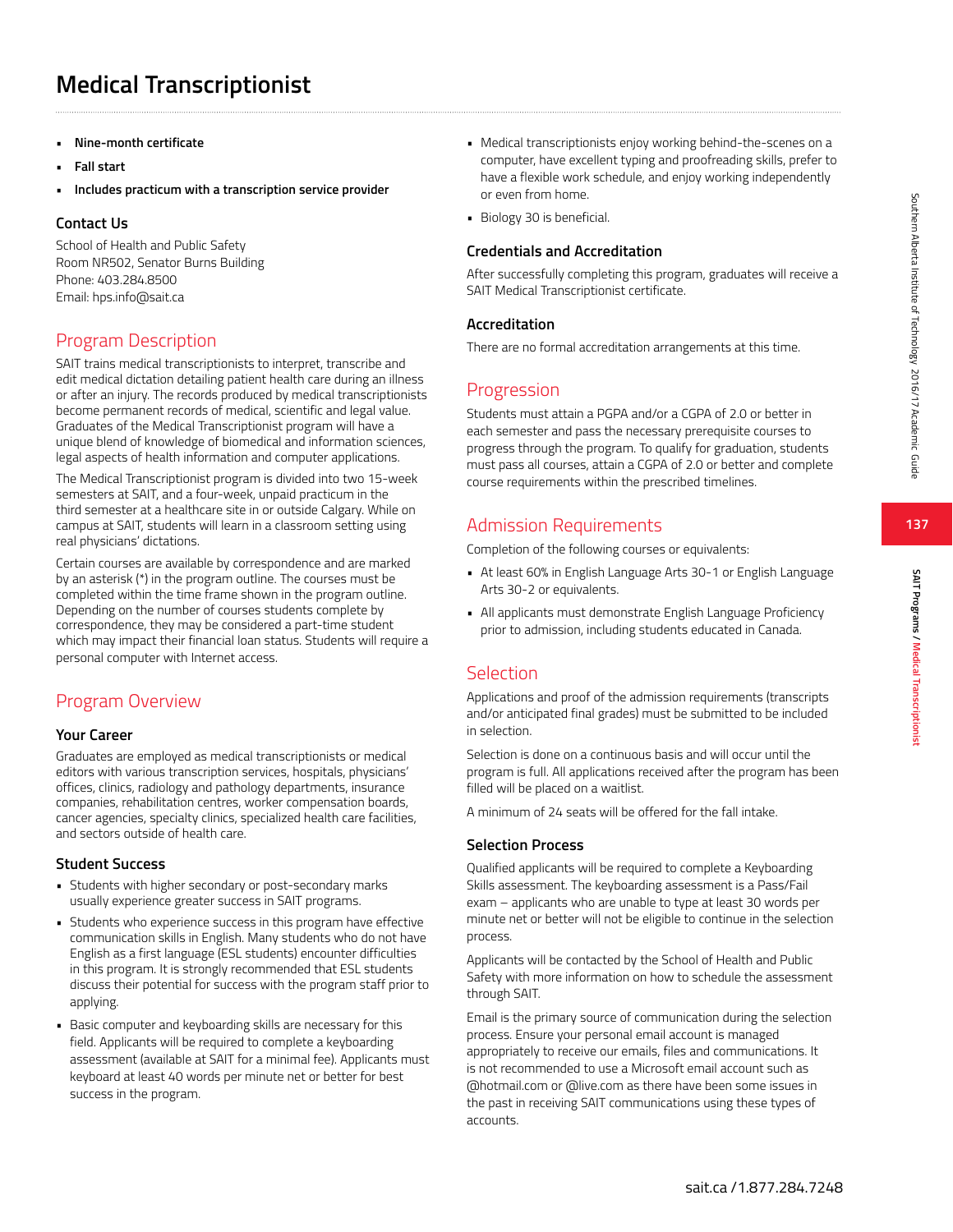# Medical Transcriptionist

- **Nine-month certificate**
- **Fall start**
- **Includes practicum with a transcription service provider**

### Contact Us

School of Health and Public Safety
Room NR502, Senator Burns Building
Phone: 403.284.8500
Email: hps.info@sait.ca

## Program Description

SAIT trains medical transcriptionists to interpret, transcribe and edit medical dictation detailing patient health care during an illness or after an injury. The records produced by medical transcriptionists become permanent records of medical, scientific and legal value. Graduates of the Medical Transcriptionist program will have a unique blend of knowledge of biomedical and information sciences, legal aspects of health information and computer applications.

The Medical Transcriptionist program is divided into two 15-week semesters at SAIT, and a four-week, unpaid practicum in the third semester at a healthcare site in or outside Calgary. While on campus at SAIT, students will learn in a classroom setting using real physicians' dictations.

Certain courses are available by correspondence and are marked by an asterisk (*) in the program outline. The courses must be completed within the time frame shown in the program outline. Depending on the number of courses students complete by correspondence, they may be considered a part-time student which may impact their financial loan status. Students will require a personal computer with Internet access.

## Program Overview

### Your Career

Graduates are employed as medical transcriptionists or medical editors with various transcription services, hospitals, physicians' offices, clinics, radiology and pathology departments, insurance companies, rehabilitation centres, worker compensation boards, cancer agencies, specialty clinics, specialized health care facilities, and sectors outside of health care.

### Student Success

- Students with higher secondary or post-secondary marks usually experience greater success in SAIT programs.
- Students who experience success in this program have effective communication skills in English. Many students who do not have English as a first language (ESL students) encounter difficulties in this program. It is strongly recommended that ESL students discuss their potential for success with the program staff prior to applying.
- Basic computer and keyboarding skills are necessary for this field. Applicants will be required to complete a keyboarding assessment (available at SAIT for a minimal fee). Applicants must keyboard at least 40 words per minute net or better for best success in the program.
- Medical transcriptionists enjoy working behind-the-scenes on a computer, have excellent typing and proofreading skills, prefer to have a flexible work schedule, and enjoy working independently or even from home.
- Biology 30 is beneficial.

### Credentials and Accreditation

After successfully completing this program, graduates will receive a SAIT Medical Transcriptionist certificate.

### Accreditation

There are no formal accreditation arrangements at this time.

## Progression

Students must attain a PGPA and/or a CGPA of 2.0 or better in each semester and pass the necessary prerequisite courses to progress through the program. To qualify for graduation, students must pass all courses, attain a CGPA of 2.0 or better and complete course requirements within the prescribed timelines.

## Admission Requirements

Completion of the following courses or equivalents:

- At least 60% in English Language Arts 30-1 or English Language Arts 30-2 or equivalents.
- All applicants must demonstrate English Language Proficiency prior to admission, including students educated in Canada.

## Selection

Applications and proof of the admission requirements (transcripts and/or anticipated final grades) must be submitted to be included in selection.

Selection is done on a continuous basis and will occur until the program is full. All applications received after the program has been filled will be placed on a waitlist.

A minimum of 24 seats will be offered for the fall intake.

### Selection Process

Qualified applicants will be required to complete a Keyboarding Skills assessment. The keyboarding assessment is a Pass/Fail exam – applicants who are unable to type at least 30 words per minute net or better will not be eligible to continue in the selection process.

Applicants will be contacted by the School of Health and Public Safety with more information on how to schedule the assessment through SAIT.

Email is the primary source of communication during the selection process. Ensure your personal email account is managed appropriately to receive our emails, files and communications. It is not recommended to use a Microsoft email account such as @hotmail.com or @live.com as there have been some issues in the past in receiving SAIT communications using these types of accounts.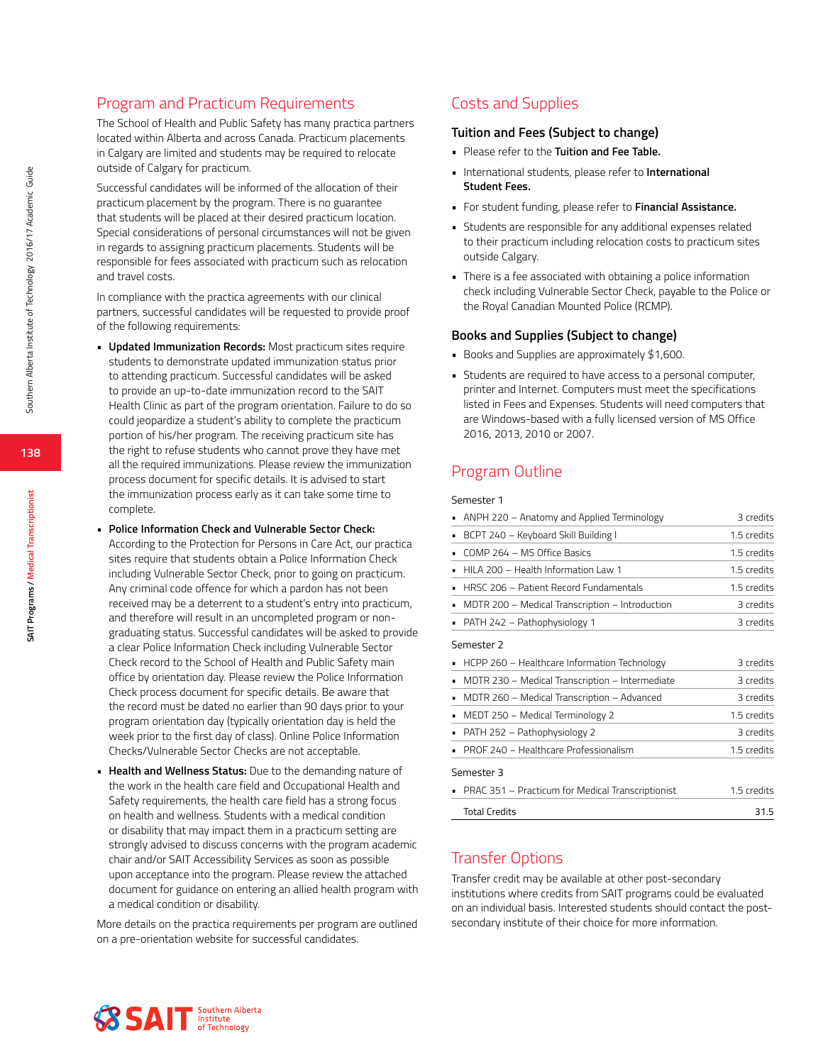## Program and Practicum Requirements

The School of Health and Public Safety has many practica partners located within Alberta and across Canada. Practicum placements in Calgary are limited and students may be required to relocate outside of Calgary for practicum.

Successful candidates will be informed of the allocation of their practicum placement by the program. There is no guarantee that students will be placed at their desired practicum location. Special considerations of personal circumstances will not be given in regards to assigning practicum placements. Students will be responsible for fees associated with practicum such as relocation and travel costs.

In compliance with the practica agreements with our clinical partners, successful candidates will be requested to provide proof of the following requirements:

- **Updated Immunization Records:** Most practicum sites require students to demonstrate updated immunization status prior to attending practicum. Successful candidates will be asked to provide an up-to-date immunization record to the SAIT Health Clinic as part of the program orientation. Failure to do so could jeopardize a student's ability to complete the practicum portion of his/her program. The receiving practicum site has the right to refuse students who cannot prove they have met all the required immunizations. Please review the immunization process document for specific details. It is advised to start the immunization process early as it can take some time to complete.
- **Police Information Check and Vulnerable Sector Check:** According to the Protection for Persons in Care Act, our practica sites require that students obtain a Police Information Check including Vulnerable Sector Check, prior to going on practicum. Any criminal code offence for which a pardon has not been received may be a deterrent to a student's entry into practicum, and therefore will result in an uncompleted program or non-graduating status. Successful candidates will be asked to provide a clear Police Information Check including Vulnerable Sector Check record to the School of Health and Public Safety main office by orientation day. Please review the Police Information Check process document for specific details. Be aware that the record must be dated no earlier than 90 days prior to your program orientation day (typically orientation day is held the week prior to the first day of class). Online Police Information Checks/Vulnerable Sector Checks are not acceptable.
- **Health and Wellness Status:** Due to the demanding nature of the work in the health care field and Occupational Health and Safety requirements, the health care field has a strong focus on health and wellness. Students with a medical condition or disability that may impact them in a practicum setting are strongly advised to discuss concerns with the program academic chair and/or SAIT Accessibility Services as soon as possible upon acceptance into the program. Please review the attached document for guidance on entering an allied health program with a medical condition or disability.

More details on the practica requirements per program are outlined on a pre-orientation website for successful candidates.

## Costs and Supplies

### Tuition and Fees (Subject to change)

- Please refer to the **Tuition and Fee Table.**
- International students, please refer to **International Student Fees.**
- For student funding, please refer to **Financial Assistance.**
- Students are responsible for any additional expenses related to their practicum including relocation costs to practicum sites outside Calgary.
- There is a fee associated with obtaining a police information check including Vulnerable Sector Check, payable to the Police or the Royal Canadian Mounted Police (RCMP).

### Books and Supplies (Subject to change)

- Books and Supplies are approximately $1,600.
- Students are required to have access to a personal computer, printer and Internet. Computers must meet the specifications listed in Fees and Expenses. Students will need computers that are Windows-based with a fully licensed version of MS Office 2016, 2013, 2010 or 2007.

## Program Outline

Semester 1

| Course | Credits |
|---|---|
| ANPH 220 – Anatomy and Applied Terminology | 3 credits |
| BCPT 240 – Keyboard Skill Building I | 1.5 credits |
| COMP 264 – MS Office Basics | 1.5 credits |
| HILA 200 – Health Information Law 1 | 1.5 credits |
| HRSC 206 – Patient Record Fundamentals | 1.5 credits |
| MDTR 200 – Medical Transcription – Introduction | 3 credits |
| PATH 242 – Pathophysiology 1 | 3 credits |

Semester 2

| Course | Credits |
|---|---|
| HCPP 260 – Healthcare Information Technology | 3 credits |
| MDTR 230 – Medical Transcription – Intermediate | 3 credits |
| MDTR 260 – Medical Transcription – Advanced | 3 credits |
| MEDT 250 – Medical Terminology 2 | 1.5 credits |
| PATH 252 – Pathophysiology 2 | 3 credits |
| PROF 240 – Healthcare Professionalism | 1.5 credits |

Semester 3

| Course | Credits |
|---|---|
| PRAC 351 – Practicum for Medical Transcriptionist | 1.5 credits |
| Total Credits | 31.5 |

## Transfer Options

Transfer credit may be available at other post-secondary institutions where credits from SAIT programs could be evaluated on an individual basis. Interested students should contact the post-secondary institute of their choice for more information.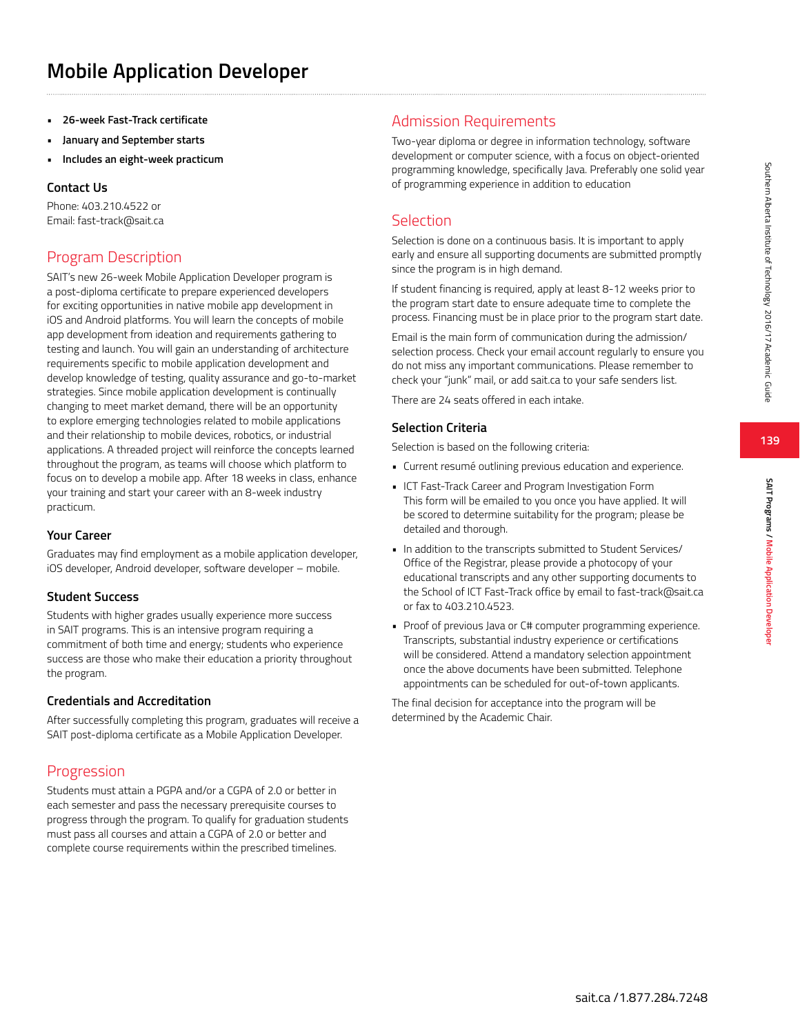# Mobile Application Developer

- **26-week Fast-Track certificate**
- **January and September starts**
- **Includes an eight-week practicum**

### Contact Us

Phone: 403.210.4522 or
Email: fast-track@sait.ca

## Program Description

SAIT's new 26-week Mobile Application Developer program is a post-diploma certificate to prepare experienced developers for exciting opportunities in native mobile app development in iOS and Android platforms. You will learn the concepts of mobile app development from ideation and requirements gathering to testing and launch. You will gain an understanding of architecture requirements specific to mobile application development and develop knowledge of testing, quality assurance and go-to-market strategies. Since mobile application development is continually changing to meet market demand, there will be an opportunity to explore emerging technologies related to mobile applications and their relationship to mobile devices, robotics, or industrial applications. A threaded project will reinforce the concepts learned throughout the program, as teams will choose which platform to focus on to develop a mobile app. After 18 weeks in class, enhance your training and start your career with an 8-week industry practicum.

### Your Career

Graduates may find employment as a mobile application developer, iOS developer, Android developer, software developer – mobile.

### Student Success

Students with higher grades usually experience more success in SAIT programs. This is an intensive program requiring a commitment of both time and energy; students who experience success are those who make their education a priority throughout the program.

### Credentials and Accreditation

After successfully completing this program, graduates will receive a SAIT post-diploma certificate as a Mobile Application Developer.

## Progression

Students must attain a PGPA and/or a CGPA of 2.0 or better in each semester and pass the necessary prerequisite courses to progress through the program. To qualify for graduation students must pass all courses and attain a CGPA of 2.0 or better and complete course requirements within the prescribed timelines.

## Admission Requirements

Two-year diploma or degree in information technology, software development or computer science, with a focus on object-oriented programming knowledge, specifically Java. Preferably one solid year of programming experience in addition to education

## Selection

Selection is done on a continuous basis. It is important to apply early and ensure all supporting documents are submitted promptly since the program is in high demand.

If student financing is required, apply at least 8-12 weeks prior to the program start date to ensure adequate time to complete the process. Financing must be in place prior to the program start date.

Email is the main form of communication during the admission/selection process. Check your email account regularly to ensure you do not miss any important communications. Please remember to check your "junk" mail, or add sait.ca to your safe senders list.

There are 24 seats offered in each intake.

### Selection Criteria

Selection is based on the following criteria:

- Current resumé outlining previous education and experience.
- ICT Fast-Track Career and Program Investigation Form
  This form will be emailed to you once you have applied. It will be scored to determine suitability for the program; please be detailed and thorough.
- In addition to the transcripts submitted to Student Services/Office of the Registrar, please provide a photocopy of your educational transcripts and any other supporting documents to the School of ICT Fast-Track office by email to fast-track@sait.ca or fax to 403.210.4523.
- Proof of previous Java or C# computer programming experience. Transcripts, substantial industry experience or certifications will be considered. Attend a mandatory selection appointment once the above documents have been submitted. Telephone appointments can be scheduled for out-of-town applicants.

The final decision for acceptance into the program will be determined by the Academic Chair.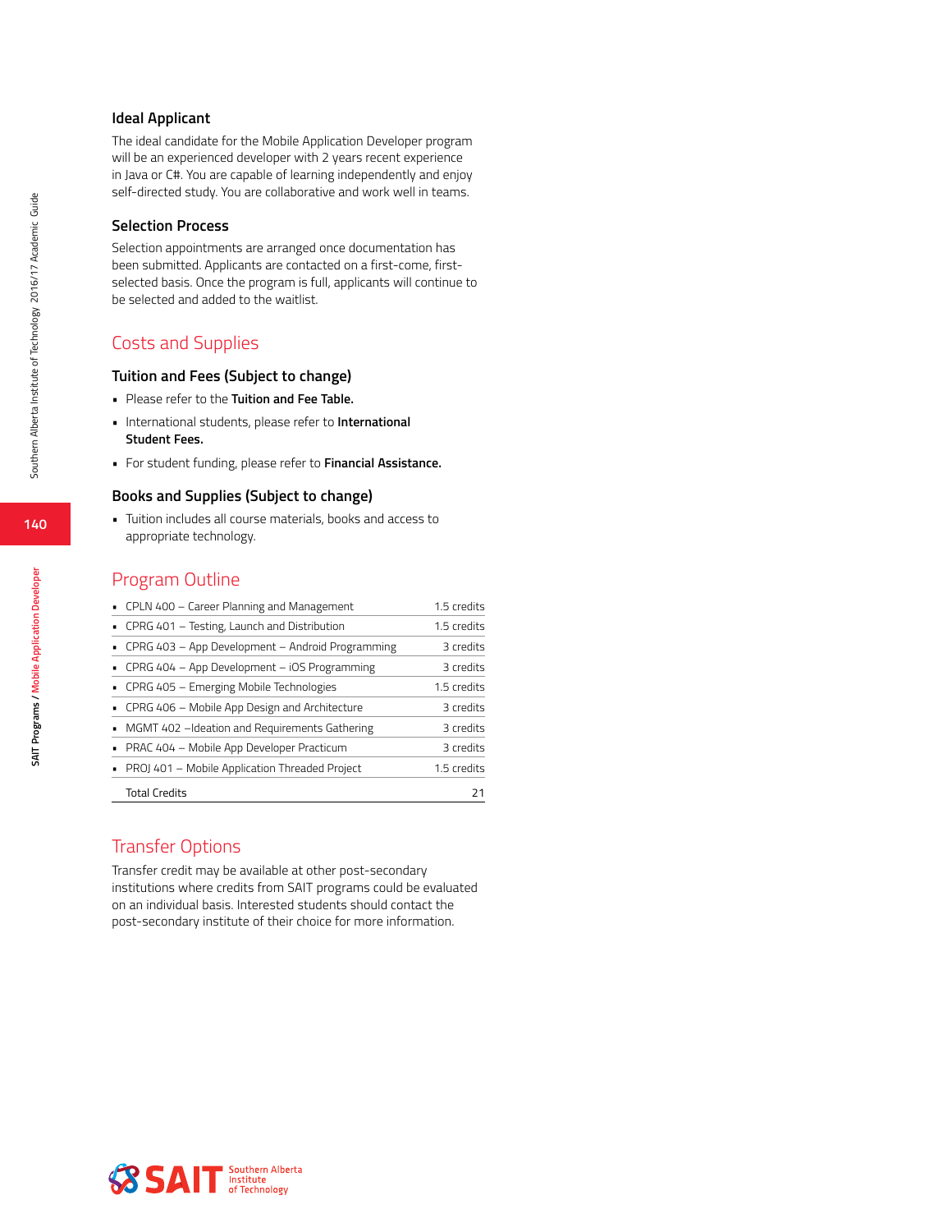### Ideal Applicant

The ideal candidate for the Mobile Application Developer program will be an experienced developer with 2 years recent experience in Java or C#. You are capable of learning independently and enjoy self-directed study. You are collaborative and work well in teams.

### Selection Process

Selection appointments are arranged once documentation has been submitted. Applicants are contacted on a first-come, first-selected basis. Once the program is full, applicants will continue to be selected and added to the waitlist.

## Costs and Supplies

### Tuition and Fees (Subject to change)

- Please refer to the **Tuition and Fee Table.**
- International students, please refer to **International Student Fees.**
- For student funding, please refer to **Financial Assistance.**

### Books and Supplies (Subject to change)

- Tuition includes all course materials, books and access to appropriate technology.

## Program Outline

| Course | Credits |
|---|---|
| CPLN 400 – Career Planning and Management | 1.5 credits |
| CPRG 401 – Testing, Launch and Distribution | 1.5 credits |
| CPRG 403 – App Development – Android Programming | 3 credits |
| CPRG 404 – App Development – iOS Programming | 3 credits |
| CPRG 405 – Emerging Mobile Technologies | 1.5 credits |
| CPRG 406 – Mobile App Design and Architecture | 3 credits |
| MGMT 402 –Ideation and Requirements Gathering | 3 credits |
| PRAC 404 – Mobile App Developer Practicum | 3 credits |
| PROJ 401 – Mobile Application Threaded Project | 1.5 credits |
| Total Credits | 21 |

## Transfer Options

Transfer credit may be available at other post-secondary institutions where credits from SAIT programs could be evaluated on an individual basis. Interested students should contact the post-secondary institute of their choice for more information.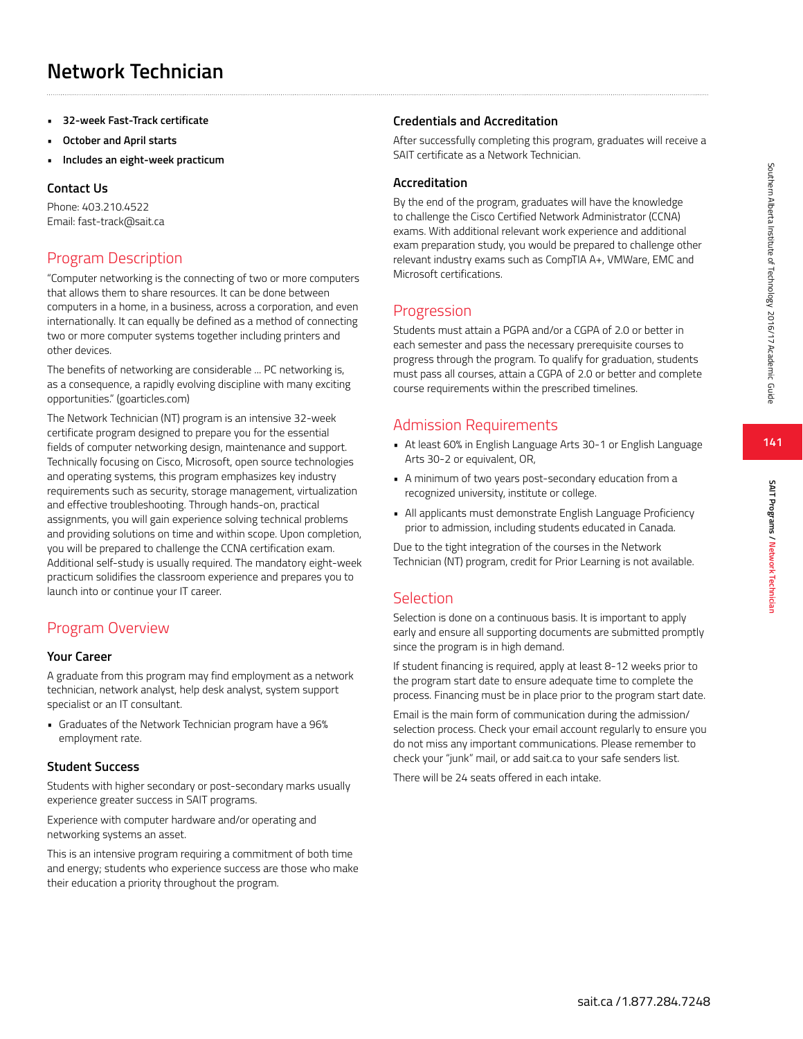# Network Technician

- **32-week Fast-Track certificate**
- **October and April starts**
- **Includes an eight-week practicum**

### Contact Us

Phone: 403.210.4522
Email: fast-track@sait.ca

## Program Description

"Computer networking is the connecting of two or more computers that allows them to share resources. It can be done between computers in a home, in a business, across a corporation, and even internationally. It can equally be defined as a method of connecting two or more computer systems together including printers and other devices.

The benefits of networking are considerable ... PC networking is, as a consequence, a rapidly evolving discipline with many exciting opportunities." (goarticles.com)

The Network Technician (NT) program is an intensive 32-week certificate program designed to prepare you for the essential fields of computer networking design, maintenance and support. Technically focusing on Cisco, Microsoft, open source technologies and operating systems, this program emphasizes key industry requirements such as security, storage management, virtualization and effective troubleshooting. Through hands-on, practical assignments, you will gain experience solving technical problems and providing solutions on time and within scope. Upon completion, you will be prepared to challenge the CCNA certification exam. Additional self-study is usually required. The mandatory eight-week practicum solidifies the classroom experience and prepares you to launch into or continue your IT career.

## Program Overview

### Your Career

A graduate from this program may find employment as a network technician, network analyst, help desk analyst, system support specialist or an IT consultant.

- Graduates of the Network Technician program have a 96% employment rate.

### Student Success

Students with higher secondary or post-secondary marks usually experience greater success in SAIT programs.

Experience with computer hardware and/or operating and networking systems an asset.

This is an intensive program requiring a commitment of both time and energy; students who experience success are those who make their education a priority throughout the program.

### Credentials and Accreditation

After successfully completing this program, graduates will receive a SAIT certificate as a Network Technician.

### Accreditation

By the end of the program, graduates will have the knowledge to challenge the Cisco Certified Network Administrator (CCNA) exams. With additional relevant work experience and additional exam preparation study, you would be prepared to challenge other relevant industry exams such as CompTIA A+, VMWare, EMC and Microsoft certifications.

## Progression

Students must attain a PGPA and/or a CGPA of 2.0 or better in each semester and pass the necessary prerequisite courses to progress through the program. To qualify for graduation, students must pass all courses, attain a CGPA of 2.0 or better and complete course requirements within the prescribed timelines.

## Admission Requirements

- At least 60% in English Language Arts 30-1 or English Language Arts 30-2 or equivalent, OR,
- A minimum of two years post-secondary education from a recognized university, institute or college.
- All applicants must demonstrate English Language Proficiency prior to admission, including students educated in Canada.

Due to the tight integration of the courses in the Network Technician (NT) program, credit for Prior Learning is not available.

## Selection

Selection is done on a continuous basis. It is important to apply early and ensure all supporting documents are submitted promptly since the program is in high demand.

If student financing is required, apply at least 8-12 weeks prior to the program start date to ensure adequate time to complete the process. Financing must be in place prior to the program start date.

Email is the main form of communication during the admission/selection process. Check your email account regularly to ensure you do not miss any important communications. Please remember to check your "junk" mail, or add sait.ca to your safe senders list.

There will be 24 seats offered in each intake.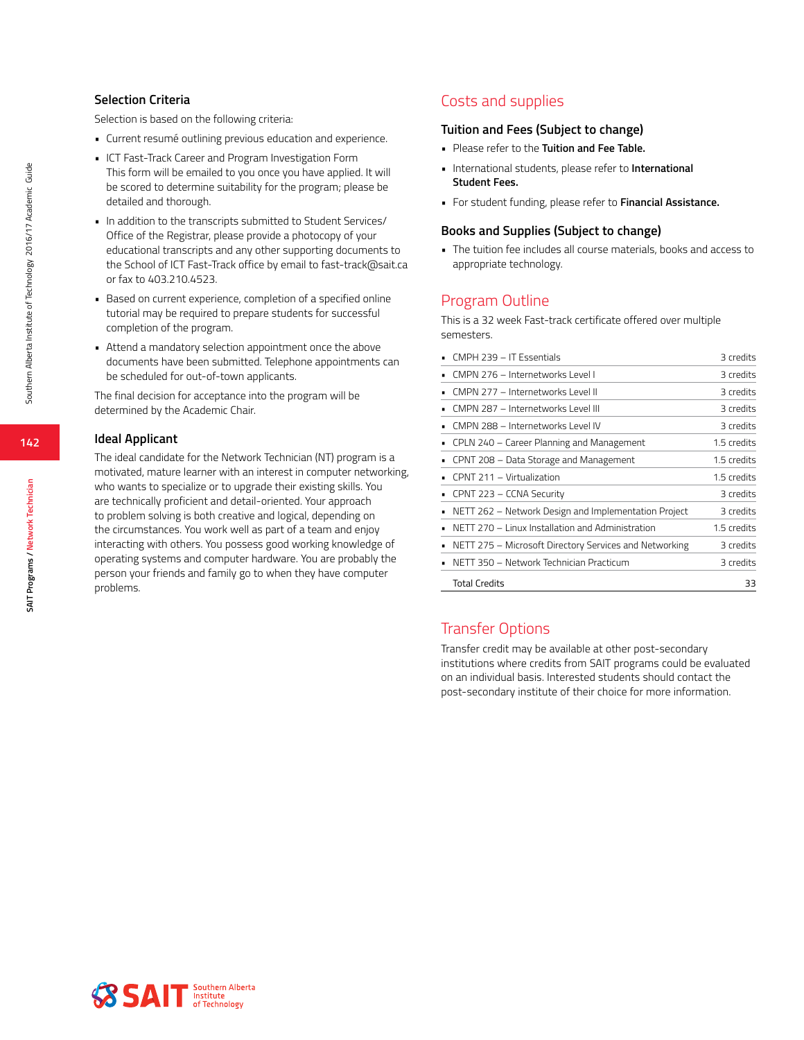### Selection Criteria

Selection is based on the following criteria:

- Current resumé outlining previous education and experience.
- ICT Fast-Track Career and Program Investigation Form
  This form will be emailed to you once you have applied. It will be scored to determine suitability for the program; please be detailed and thorough.
- In addition to the transcripts submitted to Student Services/ Office of the Registrar, please provide a photocopy of your educational transcripts and any other supporting documents to the School of ICT Fast-Track office by email to fast-track@sait.ca or fax to 403.210.4523.
- Based on current experience, completion of a specified online tutorial may be required to prepare students for successful completion of the program.
- Attend a mandatory selection appointment once the above documents have been submitted. Telephone appointments can be scheduled for out-of-town applicants.

The final decision for acceptance into the program will be determined by the Academic Chair.

### Ideal Applicant

The ideal candidate for the Network Technician (NT) program is a motivated, mature learner with an interest in computer networking, who wants to specialize or to upgrade their existing skills. You are technically proficient and detail-oriented. Your approach to problem solving is both creative and logical, depending on the circumstances. You work well as part of a team and enjoy interacting with others. You possess good working knowledge of operating systems and computer hardware. You are probably the person your friends and family go to when they have computer problems.

## Costs and supplies

### Tuition and Fees (Subject to change)

- Please refer to the **Tuition and Fee Table.**
- International students, please refer to **International Student Fees.**
- For student funding, please refer to **Financial Assistance.**

### Books and Supplies (Subject to change)

- The tuition fee includes all course materials, books and access to appropriate technology.

## Program Outline

This is a 32 week Fast-track certificate offered over multiple semesters.

| Course | Credits |
|---|---|
| CMPH 239 – IT Essentials | 3 credits |
| CMPN 276 – Internetworks Level I | 3 credits |
| CMPN 277 – Internetworks Level II | 3 credits |
| CMPN 287 – Internetworks Level III | 3 credits |
| CMPN 288 – Internetworks Level IV | 3 credits |
| CPLN 240 – Career Planning and Management | 1.5 credits |
| CPNT 208 – Data Storage and Management | 1.5 credits |
| CPNT 211 – Virtualization | 1.5 credits |
| CPNT 223 – CCNA Security | 3 credits |
| NETT 262 – Network Design and Implementation Project | 3 credits |
| NETT 270 – Linux Installation and Administration | 1.5 credits |
| NETT 275 – Microsoft Directory Services and Networking | 3 credits |
| NETT 350 – Network Technician Practicum | 3 credits |
| Total Credits | 33 |

## Transfer Options

Transfer credit may be available at other post-secondary institutions where credits from SAIT programs could be evaluated on an individual basis. Interested students should contact the post-secondary institute of their choice for more information.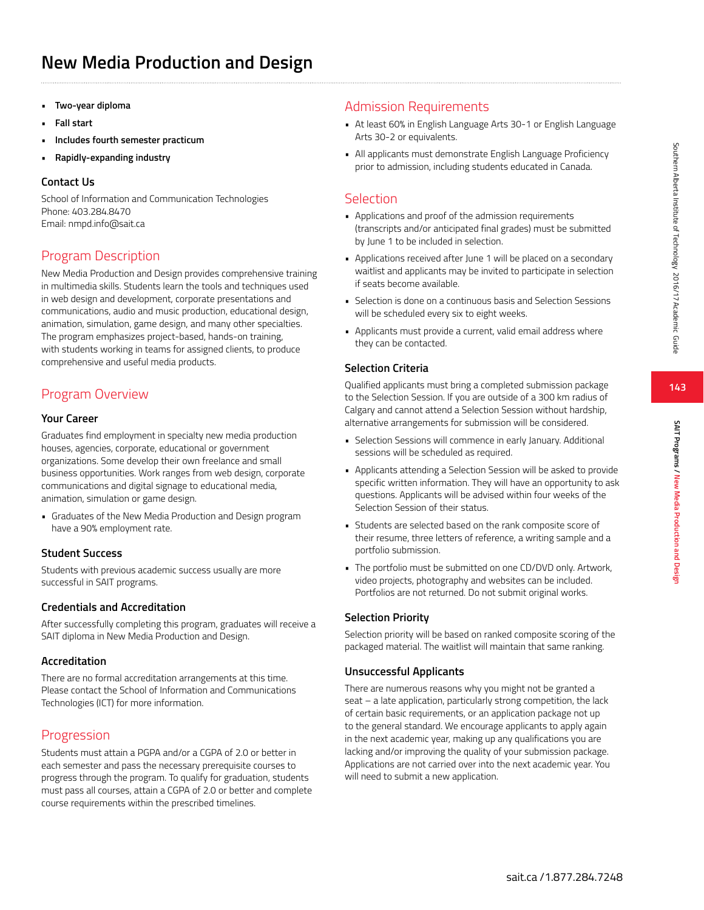# New Media Production and Design

- **Two-year diploma**
- **Fall start**
- **Includes fourth semester practicum**
- **Rapidly-expanding industry**

### Contact Us

School of Information and Communication Technologies
Phone: 403.284.8470
Email: nmpd.info@sait.ca

## Program Description

New Media Production and Design provides comprehensive training in multimedia skills. Students learn the tools and techniques used in web design and development, corporate presentations and communications, audio and music production, educational design, animation, simulation, game design, and many other specialties. The program emphasizes project-based, hands-on training, with students working in teams for assigned clients, to produce comprehensive and useful media products.

## Program Overview

### Your Career

Graduates find employment in specialty new media production houses, agencies, corporate, educational or government organizations. Some develop their own freelance and small business opportunities. Work ranges from web design, corporate communications and digital signage to educational media, animation, simulation or game design.

- Graduates of the New Media Production and Design program have a 90% employment rate.

### Student Success

Students with previous academic success usually are more successful in SAIT programs.

### Credentials and Accreditation

After successfully completing this program, graduates will receive a SAIT diploma in New Media Production and Design.

### Accreditation

There are no formal accreditation arrangements at this time. Please contact the School of Information and Communications Technologies (ICT) for more information.

## Progression

Students must attain a PGPA and/or a CGPA of 2.0 or better in each semester and pass the necessary prerequisite courses to progress through the program. To qualify for graduation, students must pass all courses, attain a CGPA of 2.0 or better and complete course requirements within the prescribed timelines.

## Admission Requirements

- At least 60% in English Language Arts 30-1 or English Language Arts 30-2 or equivalents.
- All applicants must demonstrate English Language Proficiency prior to admission, including students educated in Canada.

## Selection

- Applications and proof of the admission requirements (transcripts and/or anticipated final grades) must be submitted by June 1 to be included in selection.
- Applications received after June 1 will be placed on a secondary waitlist and applicants may be invited to participate in selection if seats become available.
- Selection is done on a continuous basis and Selection Sessions will be scheduled every six to eight weeks.
- Applicants must provide a current, valid email address where they can be contacted.

### Selection Criteria

Qualified applicants must bring a completed submission package to the Selection Session. If you are outside of a 300 km radius of Calgary and cannot attend a Selection Session without hardship, alternative arrangements for submission will be considered.

- Selection Sessions will commence in early January. Additional sessions will be scheduled as required.
- Applicants attending a Selection Session will be asked to provide specific written information. They will have an opportunity to ask questions. Applicants will be advised within four weeks of the Selection Session of their status.
- Students are selected based on the rank composite score of their resume, three letters of reference, a writing sample and a portfolio submission.
- The portfolio must be submitted on one CD/DVD only. Artwork, video projects, photography and websites can be included. Portfolios are not returned. Do not submit original works.

### Selection Priority

Selection priority will be based on ranked composite scoring of the packaged material. The waitlist will maintain that same ranking.

### Unsuccessful Applicants

There are numerous reasons why you might not be granted a seat – a late application, particularly strong competition, the lack of certain basic requirements, or an application package not up to the general standard. We encourage applicants to apply again in the next academic year, making up any qualifications you are lacking and/or improving the quality of your submission package. Applications are not carried over into the next academic year. You will need to submit a new application.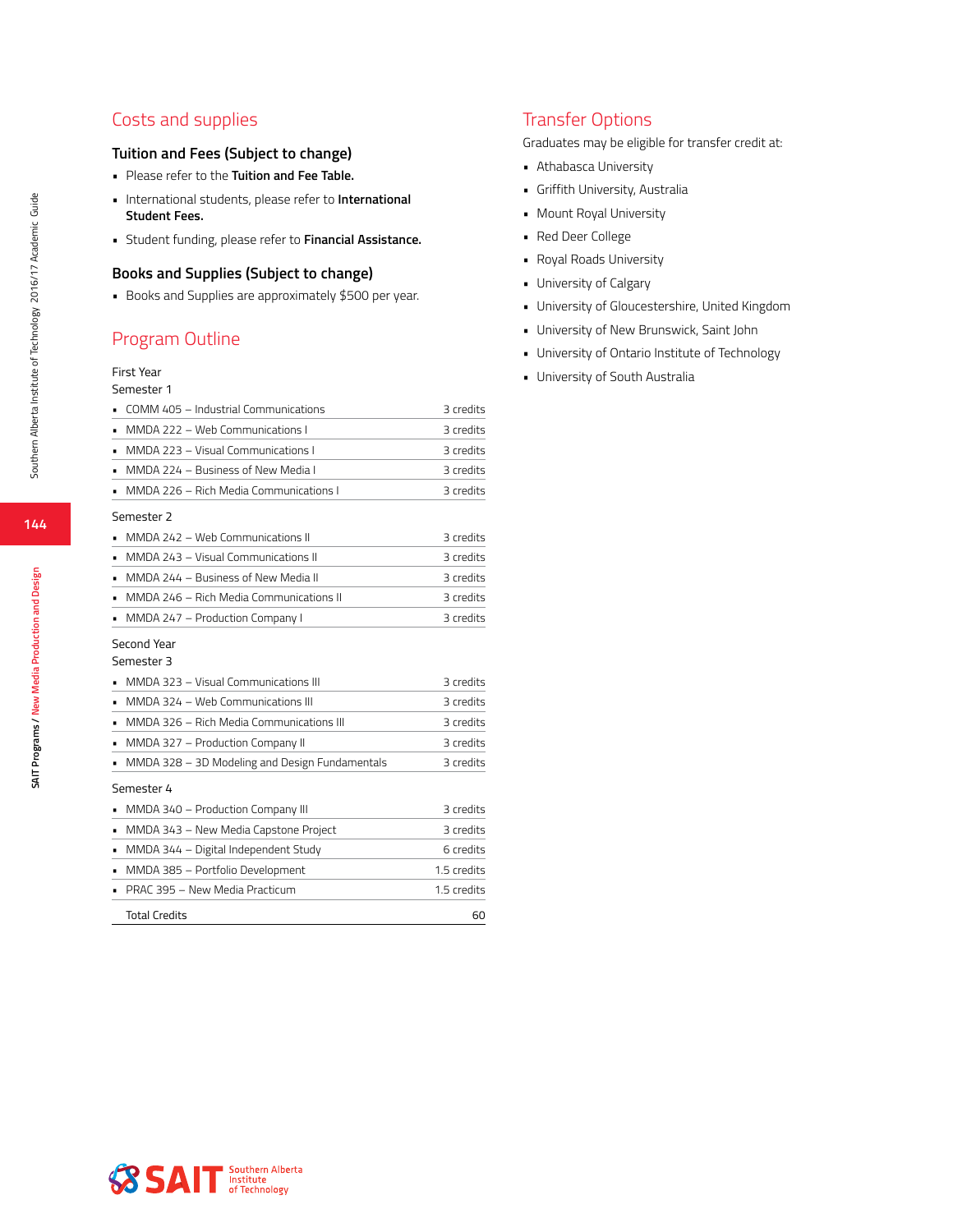## Costs and supplies

### Tuition and Fees (Subject to change)

- Please refer to the **Tuition and Fee Table.**
- International students, please refer to **International Student Fees.**
- Student funding, please refer to **Financial Assistance.**

### Books and Supplies (Subject to change)

- Books and Supplies are approximately $500 per year.

## Program Outline

First Year

Semester 1

| Course | Credits |
| --- | --- |
| COMM 405 – Industrial Communications | 3 credits |
| MMDA 222 – Web Communications I | 3 credits |
| MMDA 223 – Visual Communications I | 3 credits |
| MMDA 224 – Business of New Media I | 3 credits |
| MMDA 226 – Rich Media Communications I | 3 credits |

Semester 2

| Course | Credits |
| --- | --- |
| MMDA 242 – Web Communications II | 3 credits |
| MMDA 243 – Visual Communications II | 3 credits |
| MMDA 244 – Business of New Media II | 3 credits |
| MMDA 246 – Rich Media Communications II | 3 credits |
| MMDA 247 – Production Company I | 3 credits |

Second Year

Semester 3

| Course | Credits |
| --- | --- |
| MMDA 323 – Visual Communications III | 3 credits |
| MMDA 324 – Web Communications III | 3 credits |
| MMDA 326 – Rich Media Communications III | 3 credits |
| MMDA 327 – Production Company II | 3 credits |
| MMDA 328 – 3D Modeling and Design Fundamentals | 3 credits |

Semester 4

| Course | Credits |
| --- | --- |
| MMDA 340 – Production Company III | 3 credits |
| MMDA 343 – New Media Capstone Project | 3 credits |
| MMDA 344 – Digital Independent Study | 6 credits |
| MMDA 385 – Portfolio Development | 1.5 credits |
| PRAC 395 – New Media Practicum | 1.5 credits |
| Total Credits | 60 |

## Transfer Options

Graduates may be eligible for transfer credit at:

- Athabasca University
- Griffith University, Australia
- Mount Royal University
- Red Deer College
- Royal Roads University
- University of Calgary
- University of Gloucestershire, United Kingdom
- University of New Brunswick, Saint John
- University of Ontario Institute of Technology
- University of South Australia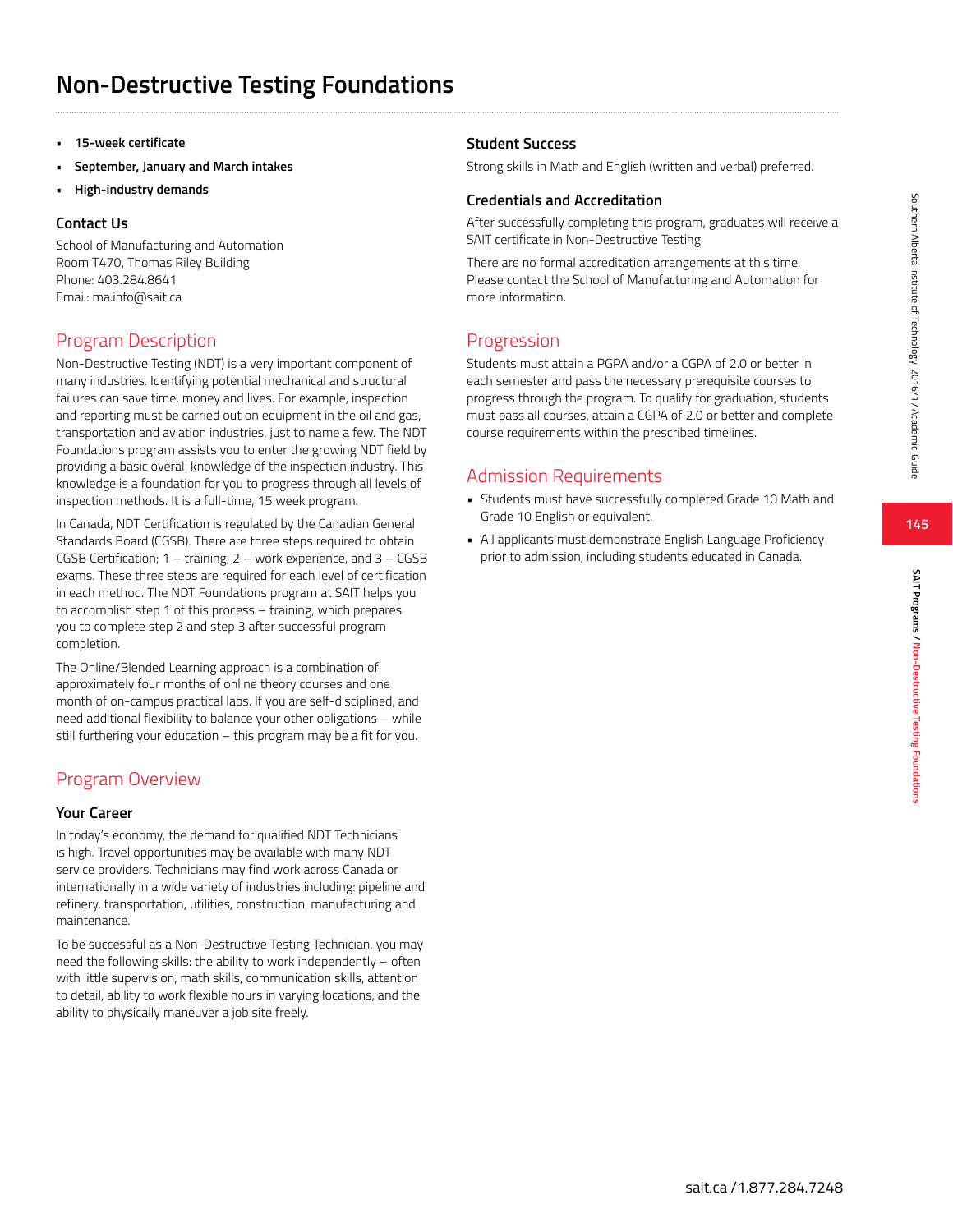# Non-Destructive Testing Foundations

- **15-week certificate**
- **September, January and March intakes**
- **High-industry demands**

### Contact Us

School of Manufacturing and Automation
Room T470, Thomas Riley Building
Phone: 403.284.8641
Email: ma.info@sait.ca

## Program Description

Non-Destructive Testing (NDT) is a very important component of many industries. Identifying potential mechanical and structural failures can save time, money and lives. For example, inspection and reporting must be carried out on equipment in the oil and gas, transportation and aviation industries, just to name a few. The NDT Foundations program assists you to enter the growing NDT field by providing a basic overall knowledge of the inspection industry. This knowledge is a foundation for you to progress through all levels of inspection methods. It is a full-time, 15 week program.

In Canada, NDT Certification is regulated by the Canadian General Standards Board (CGSB). There are three steps required to obtain CGSB Certification; 1 – training, 2 – work experience, and 3 – CGSB exams. These three steps are required for each level of certification in each method. The NDT Foundations program at SAIT helps you to accomplish step 1 of this process – training, which prepares you to complete step 2 and step 3 after successful program completion.

The Online/Blended Learning approach is a combination of approximately four months of online theory courses and one month of on-campus practical labs. If you are self-disciplined, and need additional flexibility to balance your other obligations – while still furthering your education – this program may be a fit for you.

## Program Overview

### Your Career

In today's economy, the demand for qualified NDT Technicians is high. Travel opportunities may be available with many NDT service providers. Technicians may find work across Canada or internationally in a wide variety of industries including: pipeline and refinery, transportation, utilities, construction, manufacturing and maintenance.

To be successful as a Non-Destructive Testing Technician, you may need the following skills: the ability to work independently – often with little supervision, math skills, communication skills, attention to detail, ability to work flexible hours in varying locations, and the ability to physically maneuver a job site freely.

### Student Success

Strong skills in Math and English (written and verbal) preferred.

### Credentials and Accreditation

After successfully completing this program, graduates will receive a SAIT certificate in Non-Destructive Testing.

There are no formal accreditation arrangements at this time. Please contact the School of Manufacturing and Automation for more information.

## Progression

Students must attain a PGPA and/or a CGPA of 2.0 or better in each semester and pass the necessary prerequisite courses to progress through the program. To qualify for graduation, students must pass all courses, attain a CGPA of 2.0 or better and complete course requirements within the prescribed timelines.

## Admission Requirements

- Students must have successfully completed Grade 10 Math and Grade 10 English or equivalent.
- All applicants must demonstrate English Language Proficiency prior to admission, including students educated in Canada.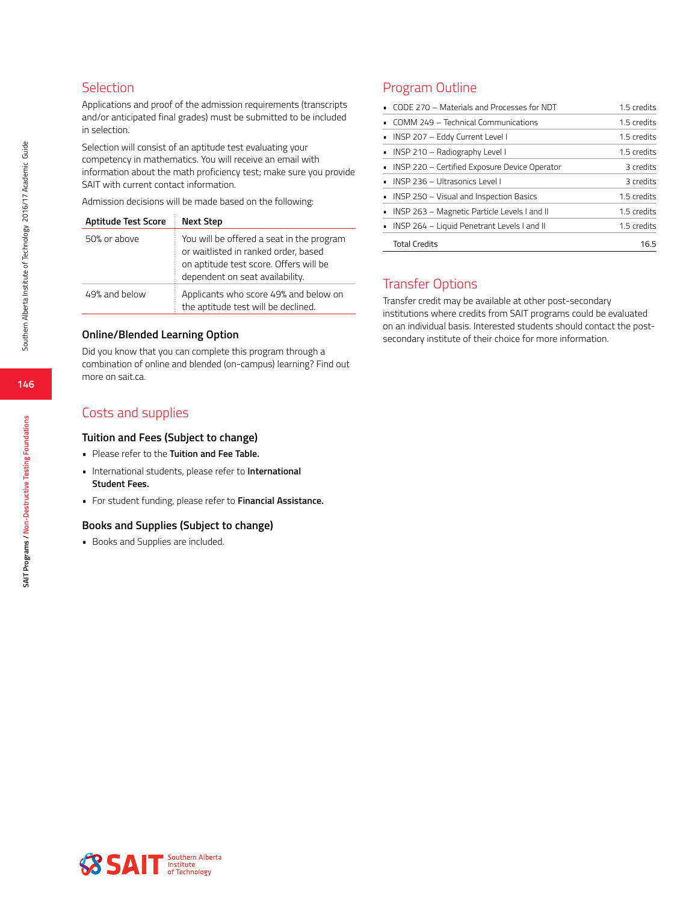## Selection

Applications and proof of the admission requirements (transcripts and/or anticipated final grades) must be submitted to be included in selection.

Selection will consist of an aptitude test evaluating your competency in mathematics. You will receive an email with information about the math proficiency test; make sure you provide SAIT with current contact information.

Admission decisions will be made based on the following:

| Aptitude Test Score | Next Step |
|---|---|
| 50% or above | You will be offered a seat in the program or waitlisted in ranked order, based on aptitude test score. Offers will be dependent on seat availability. |
| 49% and below | Applicants who score 49% and below on the aptitude test will be declined. |

### Online/Blended Learning Option

Did you know that you can complete this program through a combination of online and blended (on-campus) learning? Find out more on sait.ca.

## Costs and supplies

### Tuition and Fees (Subject to change)

- Please refer to the **Tuition and Fee Table.**
- International students, please refer to **International Student Fees.**
- For student funding, please refer to **Financial Assistance.**

### Books and Supplies (Subject to change)

- Books and Supplies are included.

## Program Outline

| Course | Credits |
|---|---|
| CODE 270 – Materials and Processes for NDT | 1.5 credits |
| COMM 249 – Technical Communications | 1.5 credits |
| INSP 207 – Eddy Current Level I | 1.5 credits |
| INSP 210 – Radiography Level I | 1.5 credits |
| INSP 220 – Certified Exposure Device Operator | 3 credits |
| INSP 236 – Ultrasonics Level I | 3 credits |
| INSP 250 – Visual and Inspection Basics | 1.5 credits |
| INSP 263 – Magnetic Particle Levels I and II | 1.5 credits |
| INSP 264 – Liquid Penetrant Levels I and II | 1.5 credits |
| Total Credits | 16.5 |

## Transfer Options

Transfer credit may be available at other post-secondary institutions where credits from SAIT programs could be evaluated on an individual basis. Interested students should contact the post-secondary institute of their choice for more information.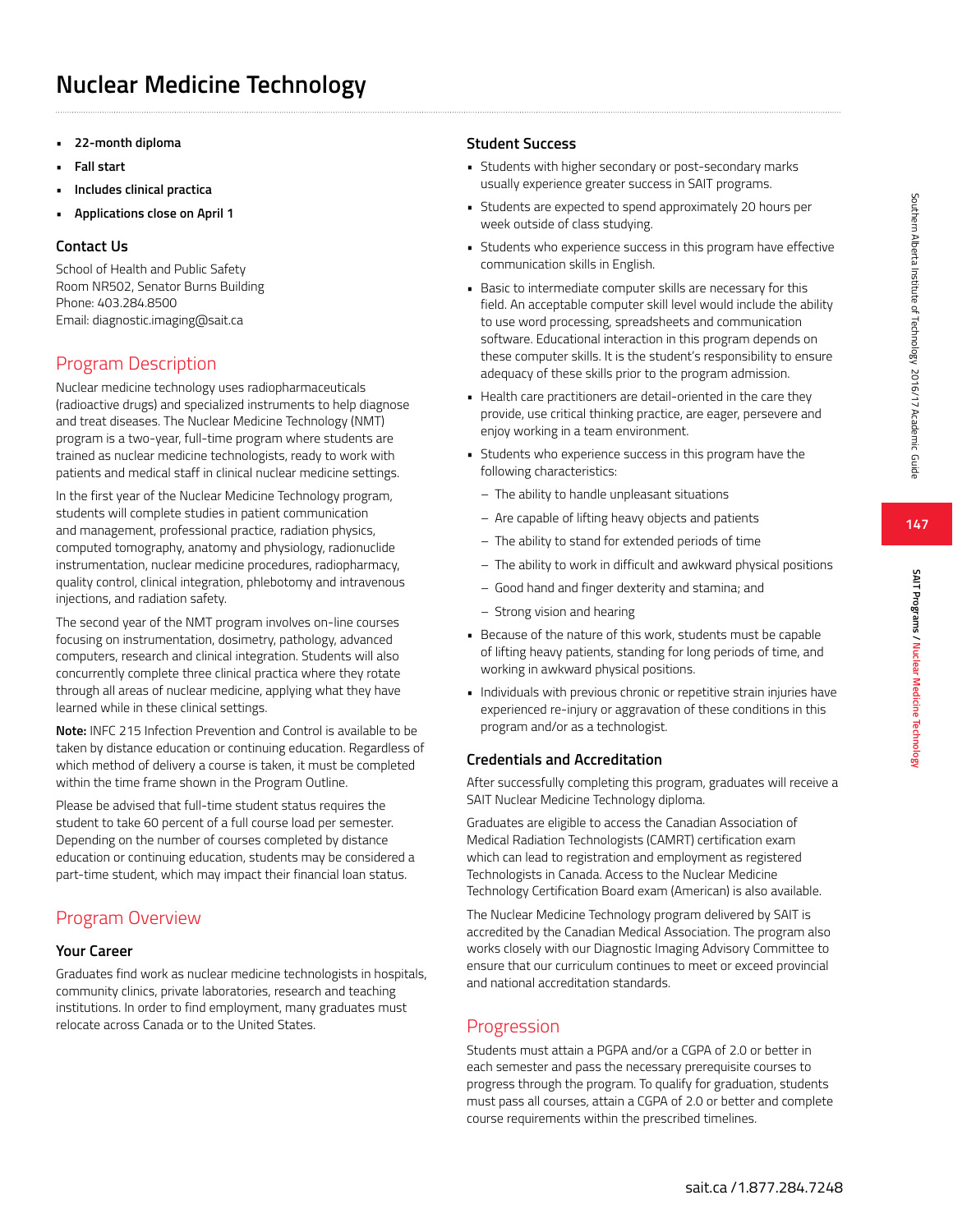# Nuclear Medicine Technology

- **22-month diploma**
- **Fall start**
- **Includes clinical practica**
- **Applications close on April 1**

### Contact Us

School of Health and Public Safety
Room NR502, Senator Burns Building
Phone: 403.284.8500
Email: diagnostic.imaging@sait.ca

## Program Description

Nuclear medicine technology uses radiopharmaceuticals (radioactive drugs) and specialized instruments to help diagnose and treat diseases. The Nuclear Medicine Technology (NMT) program is a two-year, full-time program where students are trained as nuclear medicine technologists, ready to work with patients and medical staff in clinical nuclear medicine settings.

In the first year of the Nuclear Medicine Technology program, students will complete studies in patient communication and management, professional practice, radiation physics, computed tomography, anatomy and physiology, radionuclide instrumentation, nuclear medicine procedures, radiopharmacy, quality control, clinical integration, phlebotomy and intravenous injections, and radiation safety.

The second year of the NMT program involves on-line courses focusing on instrumentation, dosimetry, pathology, advanced computers, research and clinical integration. Students will also concurrently complete three clinical practica where they rotate through all areas of nuclear medicine, applying what they have learned while in these clinical settings.

**Note:** INFC 215 Infection Prevention and Control is available to be taken by distance education or continuing education. Regardless of which method of delivery a course is taken, it must be completed within the time frame shown in the Program Outline.

Please be advised that full-time student status requires the student to take 60 percent of a full course load per semester. Depending on the number of courses completed by distance education or continuing education, students may be considered a part-time student, which may impact their financial loan status.

## Program Overview

### Your Career

Graduates find work as nuclear medicine technologists in hospitals, community clinics, private laboratories, research and teaching institutions. In order to find employment, many graduates must relocate across Canada or to the United States.

### Student Success

- Students with higher secondary or post-secondary marks usually experience greater success in SAIT programs.
- Students are expected to spend approximately 20 hours per week outside of class studying.
- Students who experience success in this program have effective communication skills in English.
- Basic to intermediate computer skills are necessary for this field. An acceptable computer skill level would include the ability to use word processing, spreadsheets and communication software. Educational interaction in this program depends on these computer skills. It is the student's responsibility to ensure adequacy of these skills prior to the program admission.
- Health care practitioners are detail-oriented in the care they provide, use critical thinking practice, are eager, persevere and enjoy working in a team environment.
- Students who experience success in this program have the following characteristics:
  - The ability to handle unpleasant situations
  - Are capable of lifting heavy objects and patients
  - The ability to stand for extended periods of time
  - The ability to work in difficult and awkward physical positions
  - Good hand and finger dexterity and stamina; and
  - Strong vision and hearing
- Because of the nature of this work, students must be capable of lifting heavy patients, standing for long periods of time, and working in awkward physical positions.
- Individuals with previous chronic or repetitive strain injuries have experienced re-injury or aggravation of these conditions in this program and/or as a technologist.

### Credentials and Accreditation

After successfully completing this program, graduates will receive a SAIT Nuclear Medicine Technology diploma.

Graduates are eligible to access the Canadian Association of Medical Radiation Technologists (CAMRT) certification exam which can lead to registration and employment as registered Technologists in Canada. Access to the Nuclear Medicine Technology Certification Board exam (American) is also available.

The Nuclear Medicine Technology program delivered by SAIT is accredited by the Canadian Medical Association. The program also works closely with our Diagnostic Imaging Advisory Committee to ensure that our curriculum continues to meet or exceed provincial and national accreditation standards.

## Progression

Students must attain a PGPA and/or a CGPA of 2.0 or better in each semester and pass the necessary prerequisite courses to progress through the program. To qualify for graduation, students must pass all courses, attain a CGPA of 2.0 or better and complete course requirements within the prescribed timelines.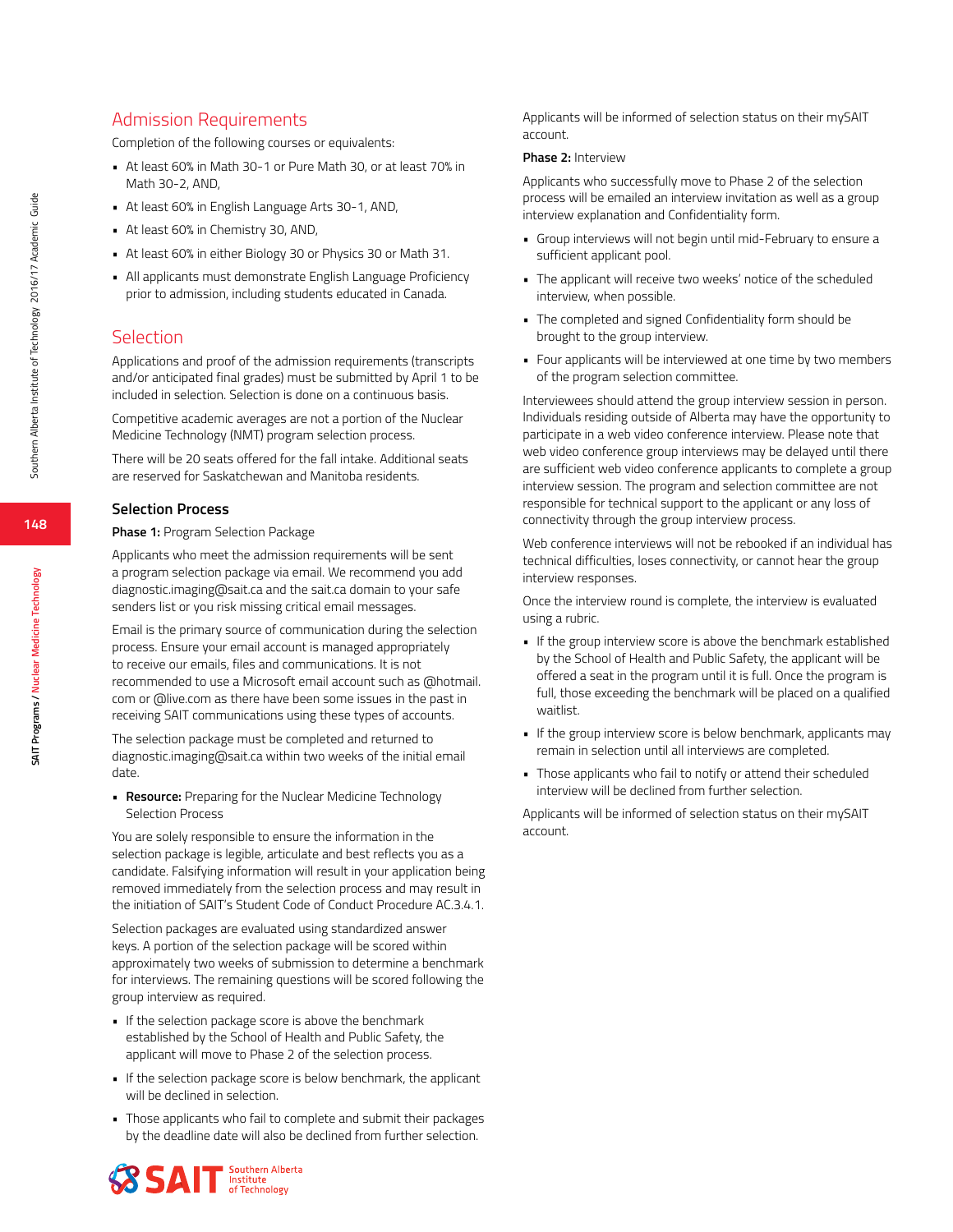## Admission Requirements

Completion of the following courses or equivalents:

- At least 60% in Math 30-1 or Pure Math 30, or at least 70% in Math 30-2, AND,
- At least 60% in English Language Arts 30-1, AND,
- At least 60% in Chemistry 30, AND,
- At least 60% in either Biology 30 or Physics 30 or Math 31.
- All applicants must demonstrate English Language Proficiency prior to admission, including students educated in Canada.

## Selection

Applications and proof of the admission requirements (transcripts and/or anticipated final grades) must be submitted by April 1 to be included in selection. Selection is done on a continuous basis.

Competitive academic averages are not a portion of the Nuclear Medicine Technology (NMT) program selection process.

There will be 20 seats offered for the fall intake. Additional seats are reserved for Saskatchewan and Manitoba residents.

### Selection Process

**Phase 1:** Program Selection Package

Applicants who meet the admission requirements will be sent a program selection package via email. We recommend you add diagnostic.imaging@sait.ca and the sait.ca domain to your safe senders list or you risk missing critical email messages.

Email is the primary source of communication during the selection process. Ensure your email account is managed appropriately to receive our emails, files and communications. It is not recommended to use a Microsoft email account such as @hotmail.com or @live.com as there have been some issues in the past in receiving SAIT communications using these types of accounts.

The selection package must be completed and returned to diagnostic.imaging@sait.ca within two weeks of the initial email date.

- **Resource:** Preparing for the Nuclear Medicine Technology Selection Process

You are solely responsible to ensure the information in the selection package is legible, articulate and best reflects you as a candidate. Falsifying information will result in your application being removed immediately from the selection process and may result in the initiation of SAIT's Student Code of Conduct Procedure AC.3.4.1.

Selection packages are evaluated using standardized answer keys. A portion of the selection package will be scored within approximately two weeks of submission to determine a benchmark for interviews. The remaining questions will be scored following the group interview as required.

- If the selection package score is above the benchmark established by the School of Health and Public Safety, the applicant will move to Phase 2 of the selection process.
- If the selection package score is below benchmark, the applicant will be declined in selection.
- Those applicants who fail to complete and submit their packages by the deadline date will also be declined from further selection.

Applicants will be informed of selection status on their mySAIT account.

**Phase 2:** Interview

Applicants who successfully move to Phase 2 of the selection process will be emailed an interview invitation as well as a group interview explanation and Confidentiality form.

- Group interviews will not begin until mid-February to ensure a sufficient applicant pool.
- The applicant will receive two weeks' notice of the scheduled interview, when possible.
- The completed and signed Confidentiality form should be brought to the group interview.
- Four applicants will be interviewed at one time by two members of the program selection committee.

Interviewees should attend the group interview session in person. Individuals residing outside of Alberta may have the opportunity to participate in a web video conference interview. Please note that web video conference group interviews may be delayed until there are sufficient web video conference applicants to complete a group interview session. The program and selection committee are not responsible for technical support to the applicant or any loss of connectivity through the group interview process.

Web conference interviews will not be rebooked if an individual has technical difficulties, loses connectivity, or cannot hear the group interview responses.

Once the interview round is complete, the interview is evaluated using a rubric.

- If the group interview score is above the benchmark established by the School of Health and Public Safety, the applicant will be offered a seat in the program until it is full. Once the program is full, those exceeding the benchmark will be placed on a qualified waitlist.
- If the group interview score is below benchmark, applicants may remain in selection until all interviews are completed.
- Those applicants who fail to notify or attend their scheduled interview will be declined from further selection.

Applicants will be informed of selection status on their mySAIT account.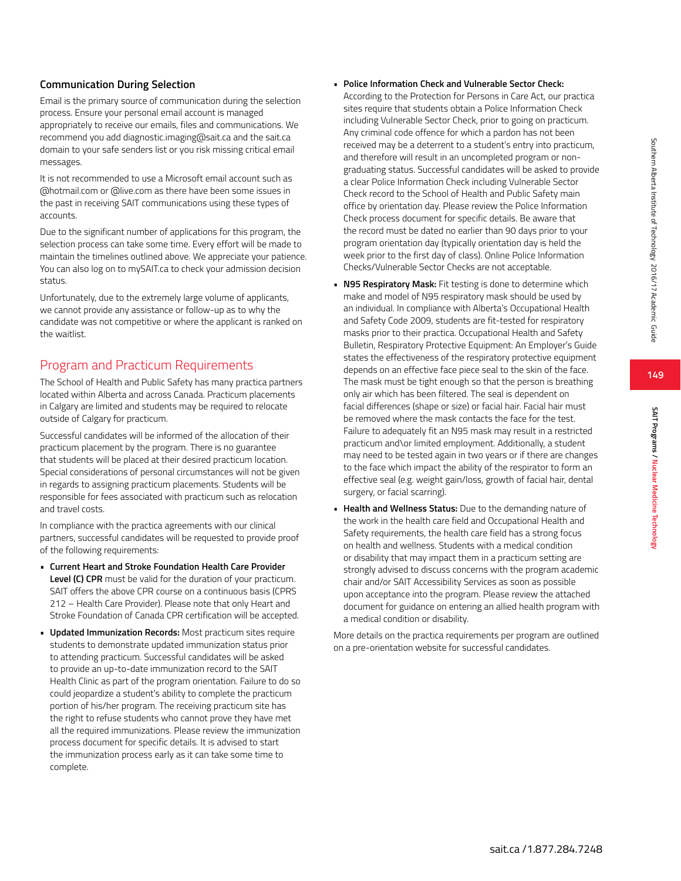### Communication During Selection

Email is the primary source of communication during the selection process. Ensure your personal email account is managed appropriately to receive our emails, files and communications. We recommend you add diagnostic.imaging@sait.ca and the sait.ca domain to your safe senders list or you risk missing critical email messages.

It is not recommended to use a Microsoft email account such as @hotmail.com or @live.com as there have been some issues in the past in receiving SAIT communications using these types of accounts.

Due to the significant number of applications for this program, the selection process can take some time. Every effort will be made to maintain the timelines outlined above. We appreciate your patience. You can also log on to mySAIT.ca to check your admission decision status.

Unfortunately, due to the extremely large volume of applicants, we cannot provide any assistance or follow-up as to why the candidate was not competitive or where the applicant is ranked on the waitlist.

## Program and Practicum Requirements

The School of Health and Public Safety has many practica partners located within Alberta and across Canada. Practicum placements in Calgary are limited and students may be required to relocate outside of Calgary for practicum.

Successful candidates will be informed of the allocation of their practicum placement by the program. There is no guarantee that students will be placed at their desired practicum location. Special considerations of personal circumstances will not be given in regards to assigning practicum placements. Students will be responsible for fees associated with practicum such as relocation and travel costs.

In compliance with the practica agreements with our clinical partners, successful candidates will be requested to provide proof of the following requirements:

- **Current Heart and Stroke Foundation Health Care Provider Level (C) CPR** must be valid for the duration of your practicum. SAIT offers the above CPR course on a continuous basis (CPRS 212 – Health Care Provider). Please note that only Heart and Stroke Foundation of Canada CPR certification will be accepted.
- **Updated Immunization Records:** Most practicum sites require students to demonstrate updated immunization status prior to attending practicum. Successful candidates will be asked to provide an up-to-date immunization record to the SAIT Health Clinic as part of the program orientation. Failure to do so could jeopardize a student's ability to complete the practicum portion of his/her program. The receiving practicum site has the right to refuse students who cannot prove they have met all the required immunizations. Please review the immunization process document for specific details. It is advised to start the immunization process early as it can take some time to complete.
- **Police Information Check and Vulnerable Sector Check:** According to the Protection for Persons in Care Act, our practica sites require that students obtain a Police Information Check including Vulnerable Sector Check, prior to going on practicum. Any criminal code offence for which a pardon has not been received may be a deterrent to a student's entry into practicum, and therefore will result in an uncompleted program or non-graduating status. Successful candidates will be asked to provide a clear Police Information Check including Vulnerable Sector Check record to the School of Health and Public Safety main office by orientation day. Please review the Police Information Check process document for specific details. Be aware that the record must be dated no earlier than 90 days prior to your program orientation day (typically orientation day is held the week prior to the first day of class). Online Police Information Checks/Vulnerable Sector Checks are not acceptable.
- **N95 Respiratory Mask:** Fit testing is done to determine which make and model of N95 respiratory mask should be used by an individual. In compliance with Alberta's Occupational Health and Safety Code 2009, students are fit-tested for respiratory masks prior to their practica. Occupational Health and Safety Bulletin, Respiratory Protective Equipment: An Employer's Guide states the effectiveness of the respiratory protective equipment depends on an effective face piece seal to the skin of the face. The mask must be tight enough so that the person is breathing only air which has been filtered. The seal is dependent on facial differences (shape or size) or facial hair. Facial hair must be removed where the mask contacts the face for the test. Failure to adequately fit an N95 mask may result in a restricted practicum and\or limited employment. Additionally, a student may need to be tested again in two years or if there are changes to the face which impact the ability of the respirator to form an effective seal (e.g. weight gain/loss, growth of facial hair, dental surgery, or facial scarring).
- **Health and Wellness Status:** Due to the demanding nature of the work in the health care field and Occupational Health and Safety requirements, the health care field has a strong focus on health and wellness. Students with a medical condition or disability that may impact them in a practicum setting are strongly advised to discuss concerns with the program academic chair and/or SAIT Accessibility Services as soon as possible upon acceptance into the program. Please review the attached document for guidance on entering an allied health program with a medical condition or disability.

More details on the practica requirements per program are outlined on a pre-orientation website for successful candidates.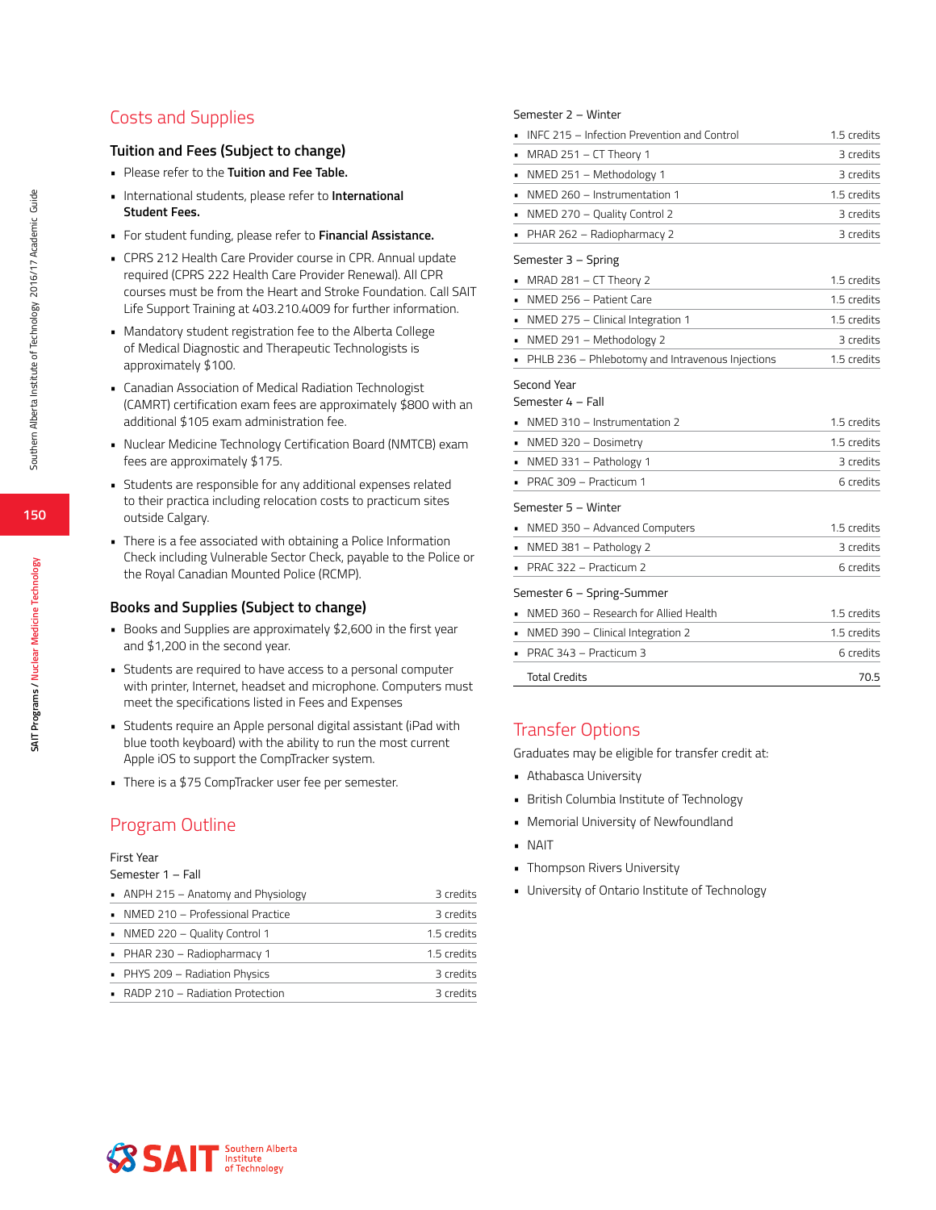## Costs and Supplies

### Tuition and Fees (Subject to change)

- Please refer to the **Tuition and Fee Table.**
- International students, please refer to **International Student Fees.**
- For student funding, please refer to **Financial Assistance.**
- CPRS 212 Health Care Provider course in CPR. Annual update required (CPRS 222 Health Care Provider Renewal). All CPR courses must be from the Heart and Stroke Foundation. Call SAIT Life Support Training at 403.210.4009 for further information.
- Mandatory student registration fee to the Alberta College of Medical Diagnostic and Therapeutic Technologists is approximately $100.
- Canadian Association of Medical Radiation Technologist (CAMRT) certification exam fees are approximately $800 with an additional $105 exam administration fee.
- Nuclear Medicine Technology Certification Board (NMTCB) exam fees are approximately $175.
- Students are responsible for any additional expenses related to their practica including relocation costs to practicum sites outside Calgary.
- There is a fee associated with obtaining a Police Information Check including Vulnerable Sector Check, payable to the Police or the Royal Canadian Mounted Police (RCMP).

### Books and Supplies (Subject to change)

- Books and Supplies are approximately $2,600 in the first year and $1,200 in the second year.
- Students are required to have access to a personal computer with printer, Internet, headset and microphone. Computers must meet the specifications listed in Fees and Expenses
- Students require an Apple personal digital assistant (iPad with blue tooth keyboard) with the ability to run the most current Apple iOS to support the CompTracker system.
- There is a $75 CompTracker user fee per semester.

## Program Outline

First Year

Semester 1 – Fall

| Course | Credits |
|---|---|
| ANPH 215 – Anatomy and Physiology | 3 credits |
| NMED 210 – Professional Practice | 3 credits |
| NMED 220 – Quality Control 1 | 1.5 credits |
| PHAR 230 – Radiopharmacy 1 | 1.5 credits |
| PHYS 209 – Radiation Physics | 3 credits |
| RADP 210 – Radiation Protection | 3 credits |

Semester 2 – Winter

| Course | Credits |
|---|---|
| INFC 215 – Infection Prevention and Control | 1.5 credits |
| MRAD 251 – CT Theory 1 | 3 credits |
| NMED 251 – Methodology 1 | 3 credits |
| NMED 260 – Instrumentation 1 | 1.5 credits |
| NMED 270 – Quality Control 2 | 3 credits |
| PHAR 262 – Radiopharmacy 2 | 3 credits |

Semester 3 – Spring

| Course | Credits |
|---|---|
| MRAD 281 – CT Theory 2 | 1.5 credits |
| NMED 256 – Patient Care | 1.5 credits |
| NMED 275 – Clinical Integration 1 | 1.5 credits |
| NMED 291 – Methodology 2 | 3 credits |
| PHLB 236 – Phlebotomy and Intravenous Injections | 1.5 credits |

Second Year

Semester 4 – Fall

| Course | Credits |
|---|---|
| NMED 310 – Instrumentation 2 | 1.5 credits |
| NMED 320 – Dosimetry | 1.5 credits |
| NMED 331 – Pathology 1 | 3 credits |
| PRAC 309 – Practicum 1 | 6 credits |

Semester 5 – Winter

| Course | Credits |
|---|---|
| NMED 350 – Advanced Computers | 1.5 credits |
| NMED 381 – Pathology 2 | 3 credits |
| PRAC 322 – Practicum 2 | 6 credits |

Semester 6 – Spring-Summer

| Course | Credits |
|---|---|
| NMED 360 – Research for Allied Health | 1.5 credits |
| NMED 390 – Clinical Integration 2 | 1.5 credits |
| PRAC 343 – Practicum 3 | 6 credits |
| Total Credits | 70.5 |

## Transfer Options

Graduates may be eligible for transfer credit at:

- Athabasca University
- British Columbia Institute of Technology
- Memorial University of Newfoundland
- NAIT
- Thompson Rivers University
- University of Ontario Institute of Technology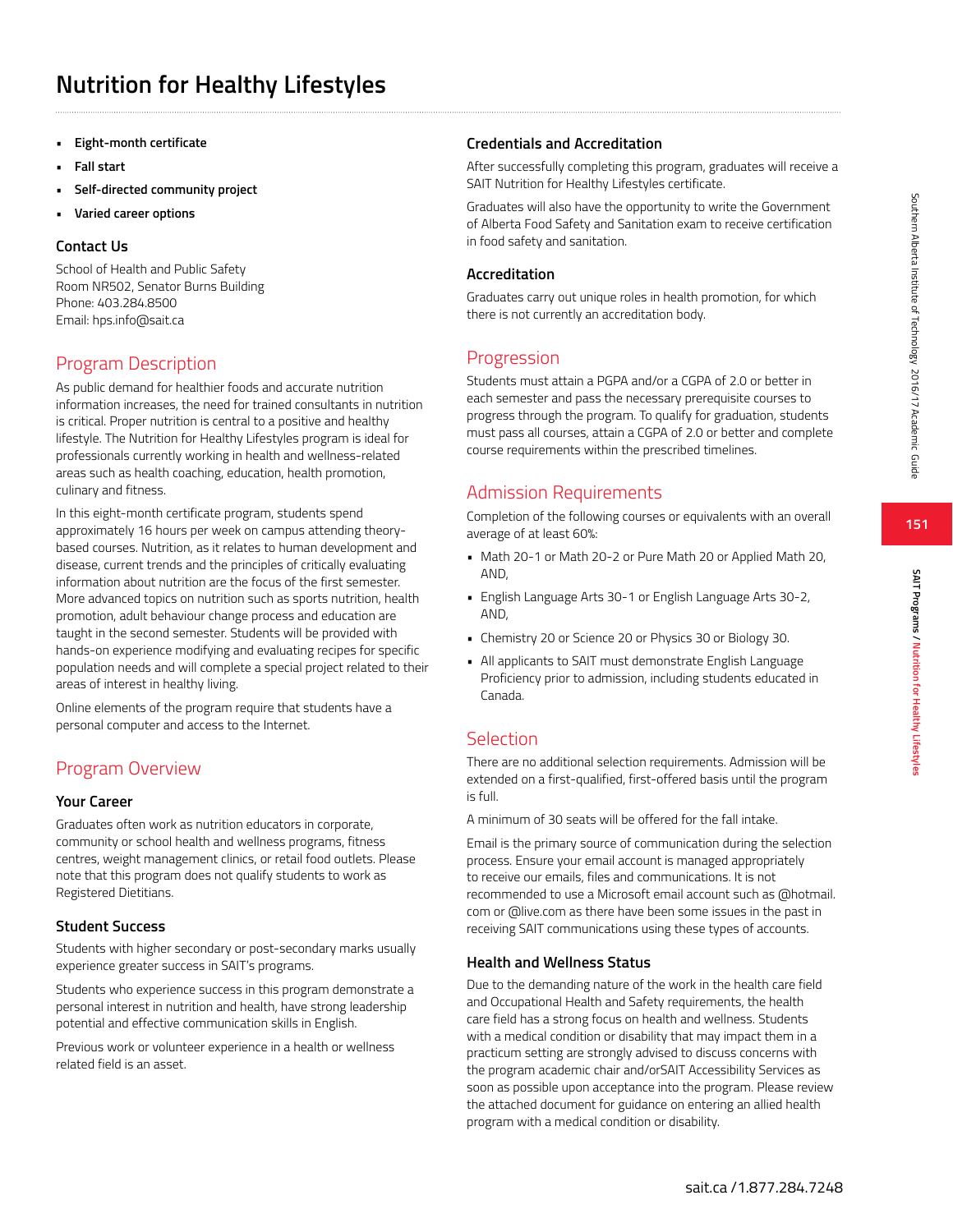# Nutrition for Healthy Lifestyles

- **Eight-month certificate**
- **Fall start**
- **Self-directed community project**
- **Varied career options**

### Contact Us

School of Health and Public Safety
Room NR502, Senator Burns Building
Phone: 403.284.8500
Email: hps.info@sait.ca

## Program Description

As public demand for healthier foods and accurate nutrition information increases, the need for trained consultants in nutrition is critical. Proper nutrition is central to a positive and healthy lifestyle. The Nutrition for Healthy Lifestyles program is ideal for professionals currently working in health and wellness-related areas such as health coaching, education, health promotion, culinary and fitness.

In this eight-month certificate program, students spend approximately 16 hours per week on campus attending theory-based courses. Nutrition, as it relates to human development and disease, current trends and the principles of critically evaluating information about nutrition are the focus of the first semester. More advanced topics on nutrition such as sports nutrition, health promotion, adult behaviour change process and education are taught in the second semester. Students will be provided with hands-on experience modifying and evaluating recipes for specific population needs and will complete a special project related to their areas of interest in healthy living.

Online elements of the program require that students have a personal computer and access to the Internet.

## Program Overview

### Your Career

Graduates often work as nutrition educators in corporate, community or school health and wellness programs, fitness centres, weight management clinics, or retail food outlets. Please note that this program does not qualify students to work as Registered Dietitians.

### Student Success

Students with higher secondary or post-secondary marks usually experience greater success in SAIT's programs.

Students who experience success in this program demonstrate a personal interest in nutrition and health, have strong leadership potential and effective communication skills in English.

Previous work or volunteer experience in a health or wellness related field is an asset.

### Credentials and Accreditation

After successfully completing this program, graduates will receive a SAIT Nutrition for Healthy Lifestyles certificate.

Graduates will also have the opportunity to write the Government of Alberta Food Safety and Sanitation exam to receive certification in food safety and sanitation.

### Accreditation

Graduates carry out unique roles in health promotion, for which there is not currently an accreditation body.

## Progression

Students must attain a PGPA and/or a CGPA of 2.0 or better in each semester and pass the necessary prerequisite courses to progress through the program. To qualify for graduation, students must pass all courses, attain a CGPA of 2.0 or better and complete course requirements within the prescribed timelines.

## Admission Requirements

Completion of the following courses or equivalents with an overall average of at least 60%:

- Math 20-1 or Math 20-2 or Pure Math 20 or Applied Math 20, AND,
- English Language Arts 30-1 or English Language Arts 30-2, AND,
- Chemistry 20 or Science 20 or Physics 30 or Biology 30.
- All applicants to SAIT must demonstrate English Language Proficiency prior to admission, including students educated in Canada.

## Selection

There are no additional selection requirements. Admission will be extended on a first-qualified, first-offered basis until the program is full.

A minimum of 30 seats will be offered for the fall intake.

Email is the primary source of communication during the selection process. Ensure your email account is managed appropriately to receive our emails, files and communications. It is not recommended to use a Microsoft email account such as @hotmail.com or @live.com as there have been some issues in the past in receiving SAIT communications using these types of accounts.

### Health and Wellness Status

Due to the demanding nature of the work in the health care field and Occupational Health and Safety requirements, the health care field has a strong focus on health and wellness. Students with a medical condition or disability that may impact them in a practicum setting are strongly advised to discuss concerns with the program academic chair and/orSAIT Accessibility Services as soon as possible upon acceptance into the program. Please review the attached document for guidance on entering an allied health program with a medical condition or disability.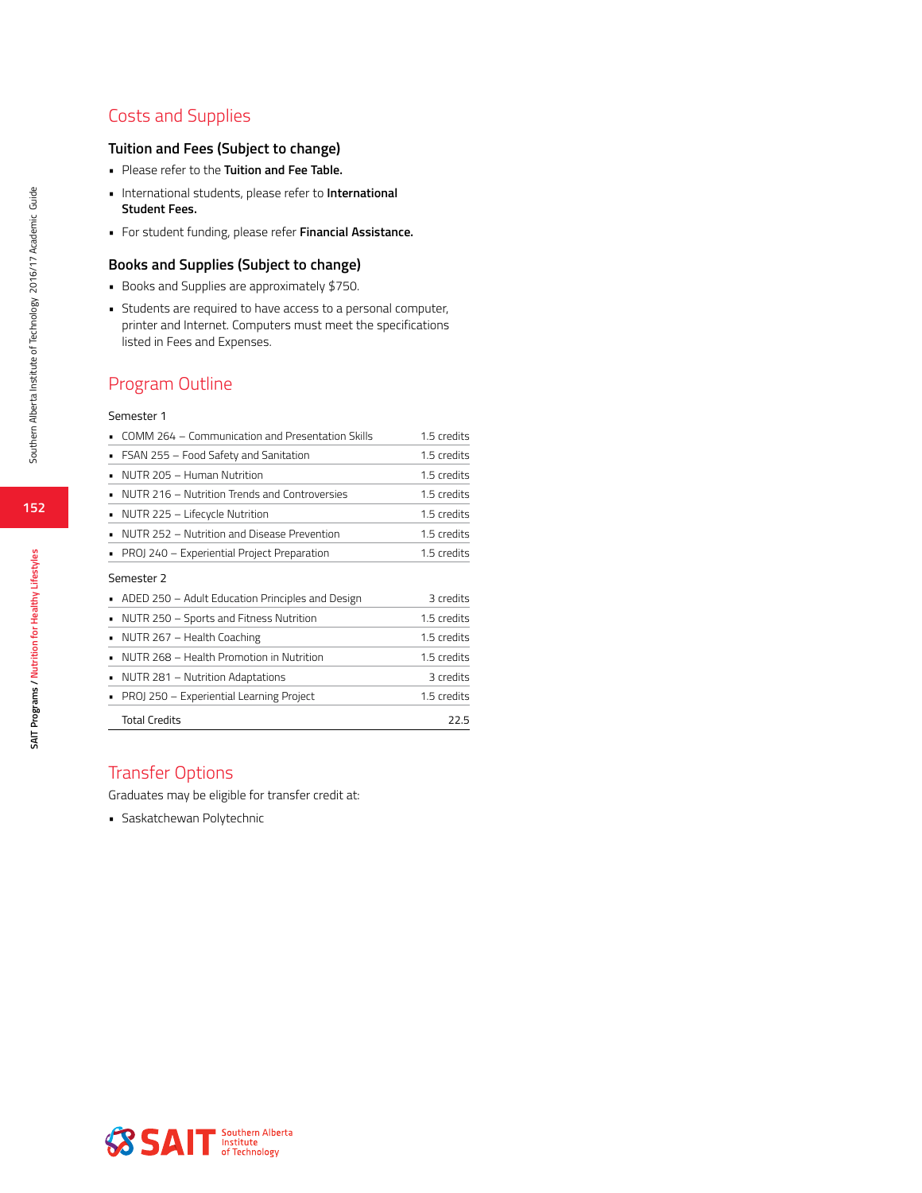## Costs and Supplies

### Tuition and Fees (Subject to change)

- Please refer to the **Tuition and Fee Table.**
- International students, please refer to **International Student Fees.**
- For student funding, please refer **Financial Assistance.**

### Books and Supplies (Subject to change)

- Books and Supplies are approximately $750.
- Students are required to have access to a personal computer, printer and Internet. Computers must meet the specifications listed in Fees and Expenses.

## Program Outline

Semester 1

| Course | Credits |
|---|---|
| COMM 264 – Communication and Presentation Skills | 1.5 credits |
| FSAN 255 – Food Safety and Sanitation | 1.5 credits |
| NUTR 205 – Human Nutrition | 1.5 credits |
| NUTR 216 – Nutrition Trends and Controversies | 1.5 credits |
| NUTR 225 – Lifecycle Nutrition | 1.5 credits |
| NUTR 252 – Nutrition and Disease Prevention | 1.5 credits |
| PROJ 240 – Experiential Project Preparation | 1.5 credits |

Semester 2

| Course | Credits |
|---|---|
| ADED 250 – Adult Education Principles and Design | 3 credits |
| NUTR 250 – Sports and Fitness Nutrition | 1.5 credits |
| NUTR 267 – Health Coaching | 1.5 credits |
| NUTR 268 – Health Promotion in Nutrition | 1.5 credits |
| NUTR 281 – Nutrition Adaptations | 3 credits |
| PROJ 250 – Experiential Learning Project | 1.5 credits |
| Total Credits | 22.5 |

## Transfer Options

Graduates may be eligible for transfer credit at:

- Saskatchewan Polytechnic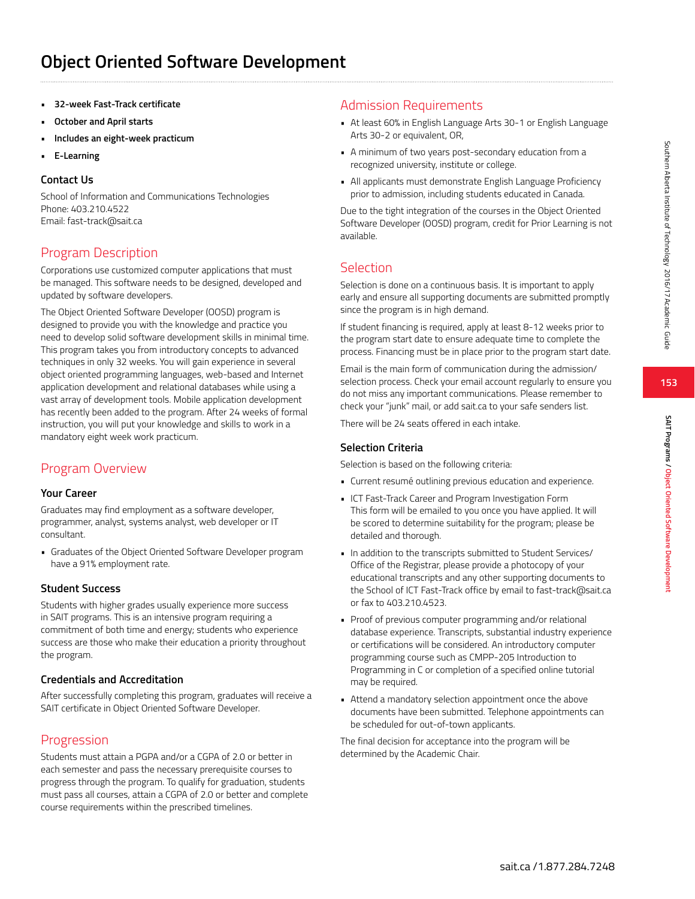# Object Oriented Software Development

- **32-week Fast-Track certificate**
- **October and April starts**
- **Includes an eight-week practicum**
- **E-Learning**

### Contact Us

School of Information and Communications Technologies
Phone: 403.210.4522
Email: fast-track@sait.ca

## Program Description

Corporations use customized computer applications that must be managed. This software needs to be designed, developed and updated by software developers.

The Object Oriented Software Developer (OOSD) program is designed to provide you with the knowledge and practice you need to develop solid software development skills in minimal time. This program takes you from introductory concepts to advanced techniques in only 32 weeks. You will gain experience in several object oriented programming languages, web-based and Internet application development and relational databases while using a vast array of development tools. Mobile application development has recently been added to the program. After 24 weeks of formal instruction, you will put your knowledge and skills to work in a mandatory eight week work practicum.

## Program Overview

### Your Career

Graduates may find employment as a software developer, programmer, analyst, systems analyst, web developer or IT consultant.

- Graduates of the Object Oriented Software Developer program have a 91% employment rate.

### Student Success

Students with higher grades usually experience more success in SAIT programs. This is an intensive program requiring a commitment of both time and energy; students who experience success are those who make their education a priority throughout the program.

### Credentials and Accreditation

After successfully completing this program, graduates will receive a SAIT certificate in Object Oriented Software Developer.

## Progression

Students must attain a PGPA and/or a CGPA of 2.0 or better in each semester and pass the necessary prerequisite courses to progress through the program. To qualify for graduation, students must pass all courses, attain a CGPA of 2.0 or better and complete course requirements within the prescribed timelines.

## Admission Requirements

- At least 60% in English Language Arts 30-1 or English Language Arts 30-2 or equivalent, OR,
- A minimum of two years post-secondary education from a recognized university, institute or college.
- All applicants must demonstrate English Language Proficiency prior to admission, including students educated in Canada.

Due to the tight integration of the courses in the Object Oriented Software Developer (OOSD) program, credit for Prior Learning is not available.

## Selection

Selection is done on a continuous basis. It is important to apply early and ensure all supporting documents are submitted promptly since the program is in high demand.

If student financing is required, apply at least 8-12 weeks prior to the program start date to ensure adequate time to complete the process. Financing must be in place prior to the program start date.

Email is the main form of communication during the admission/selection process. Check your email account regularly to ensure you do not miss any important communications. Please remember to check your "junk" mail, or add sait.ca to your safe senders list.

There will be 24 seats offered in each intake.

### Selection Criteria

Selection is based on the following criteria:

- Current resumé outlining previous education and experience.
- ICT Fast-Track Career and Program Investigation Form
  This form will be emailed to you once you have applied. It will be scored to determine suitability for the program; please be detailed and thorough.
- In addition to the transcripts submitted to Student Services/Office of the Registrar, please provide a photocopy of your educational transcripts and any other supporting documents to the School of ICT Fast-Track office by email to fast-track@sait.ca or fax to 403.210.4523.
- Proof of previous computer programming and/or relational database experience. Transcripts, substantial industry experience or certifications will be considered. An introductory computer programming course such as CMPP-205 Introduction to Programming in C or completion of a specified online tutorial may be required.
- Attend a mandatory selection appointment once the above documents have been submitted. Telephone appointments can be scheduled for out-of-town applicants.

The final decision for acceptance into the program will be determined by the Academic Chair.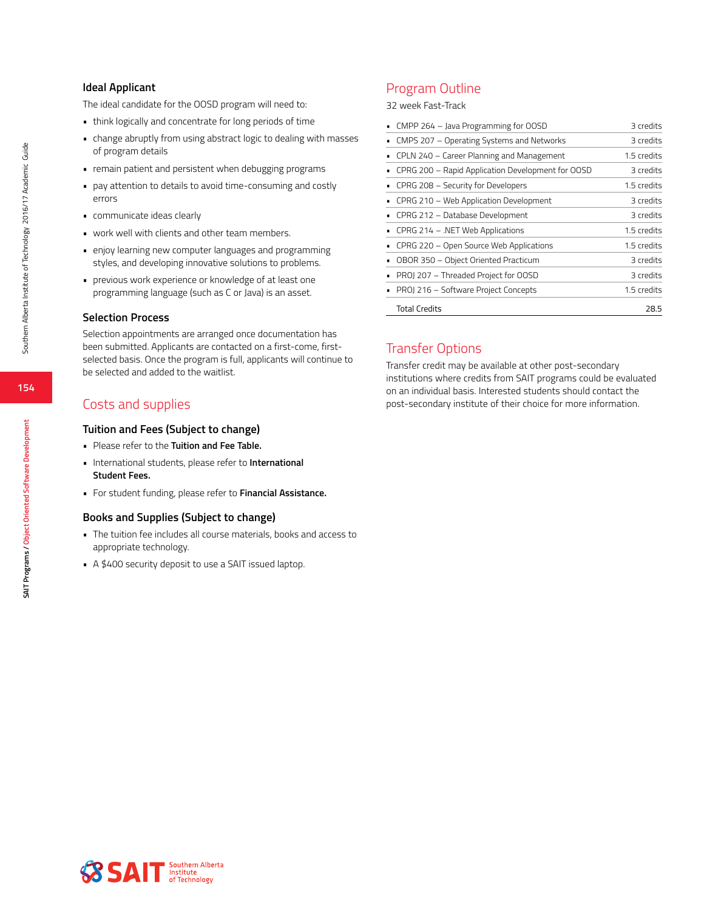### Ideal Applicant

The ideal candidate for the OOSD program will need to:

- think logically and concentrate for long periods of time
- change abruptly from using abstract logic to dealing with masses of program details
- remain patient and persistent when debugging programs
- pay attention to details to avoid time-consuming and costly errors
- communicate ideas clearly
- work well with clients and other team members.
- enjoy learning new computer languages and programming styles, and developing innovative solutions to problems.
- previous work experience or knowledge of at least one programming language (such as C or Java) is an asset.

### Selection Process

Selection appointments are arranged once documentation has been submitted. Applicants are contacted on a first-come, first-selected basis. Once the program is full, applicants will continue to be selected and added to the waitlist.

## Costs and supplies

### Tuition and Fees (Subject to change)

- Please refer to the **Tuition and Fee Table.**
- International students, please refer to **International Student Fees.**
- For student funding, please refer to **Financial Assistance.**

### Books and Supplies (Subject to change)

- The tuition fee includes all course materials, books and access to appropriate technology.
- A $400 security deposit to use a SAIT issued laptop.

## Program Outline

32 week Fast-Track

| Course | Credits |
|---|---|
| CMPP 264 – Java Programming for OOSD | 3 credits |
| CMPS 207 – Operating Systems and Networks | 3 credits |
| CPLN 240 – Career Planning and Management | 1.5 credits |
| CPRG 200 – Rapid Application Development for OOSD | 3 credits |
| CPRG 208 – Security for Developers | 1.5 credits |
| CPRG 210 – Web Application Development | 3 credits |
| CPRG 212 – Database Development | 3 credits |
| CPRG 214 – .NET Web Applications | 1.5 credits |
| CPRG 220 – Open Source Web Applications | 1.5 credits |
| OBOR 350 – Object Oriented Practicum | 3 credits |
| PROJ 207 – Threaded Project for OOSD | 3 credits |
| PROJ 216 – Software Project Concepts | 1.5 credits |
| Total Credits | 28.5 |

## Transfer Options

Transfer credit may be available at other post-secondary institutions where credits from SAIT programs could be evaluated on an individual basis. Interested students should contact the post-secondary institute of their choice for more information.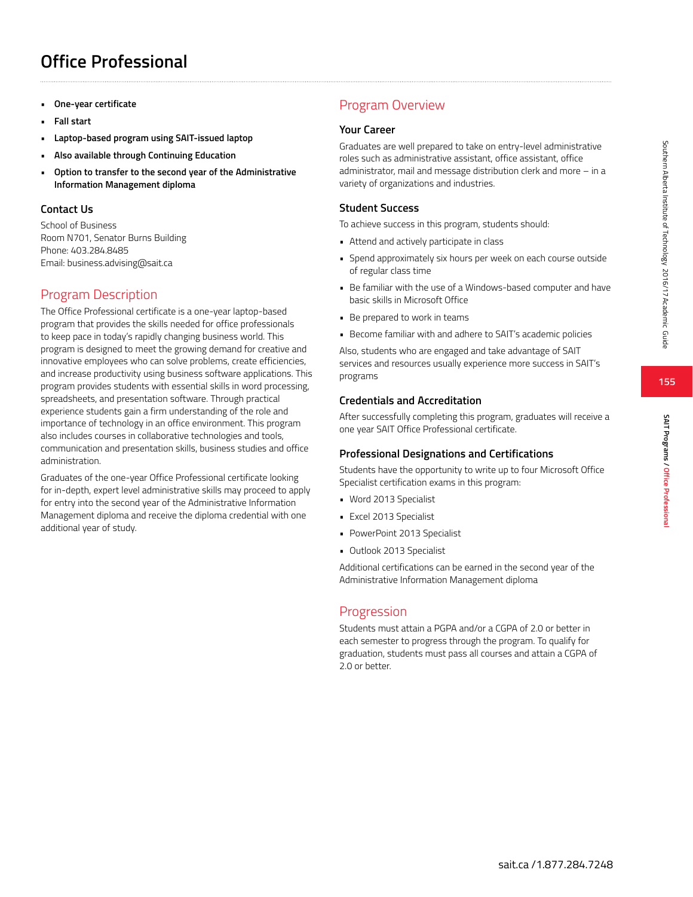# Office Professional

- **One-year certificate**
- **Fall start**
- **Laptop-based program using SAIT-issued laptop**
- **Also available through Continuing Education**
- **Option to transfer to the second year of the Administrative Information Management diploma**

### Contact Us

School of Business
Room N701, Senator Burns Building
Phone: 403.284.8485
Email: business.advising@sait.ca

## Program Description

The Office Professional certificate is a one-year laptop-based program that provides the skills needed for office professionals to keep pace in today's rapidly changing business world. This program is designed to meet the growing demand for creative and innovative employees who can solve problems, create efficiencies, and increase productivity using business software applications. This program provides students with essential skills in word processing, spreadsheets, and presentation software. Through practical experience students gain a firm understanding of the role and importance of technology in an office environment. This program also includes courses in collaborative technologies and tools, communication and presentation skills, business studies and office administration.

Graduates of the one-year Office Professional certificate looking for in-depth, expert level administrative skills may proceed to apply for entry into the second year of the Administrative Information Management diploma and receive the diploma credential with one additional year of study.

## Program Overview

### Your Career

Graduates are well prepared to take on entry-level administrative roles such as administrative assistant, office assistant, office administrator, mail and message distribution clerk and more – in a variety of organizations and industries.

### Student Success

To achieve success in this program, students should:

- Attend and actively participate in class
- Spend approximately six hours per week on each course outside of regular class time
- Be familiar with the use of a Windows-based computer and have basic skills in Microsoft Office
- Be prepared to work in teams
- Become familiar with and adhere to SAIT's academic policies

Also, students who are engaged and take advantage of SAIT services and resources usually experience more success in SAIT's programs

### Credentials and Accreditation

After successfully completing this program, graduates will receive a one year SAIT Office Professional certificate.

### Professional Designations and Certifications

Students have the opportunity to write up to four Microsoft Office Specialist certification exams in this program:

- Word 2013 Specialist
- Excel 2013 Specialist
- PowerPoint 2013 Specialist
- Outlook 2013 Specialist

Additional certifications can be earned in the second year of the Administrative Information Management diploma

## Progression

Students must attain a PGPA and/or a CGPA of 2.0 or better in each semester to progress through the program. To qualify for graduation, students must pass all courses and attain a CGPA of 2.0 or better.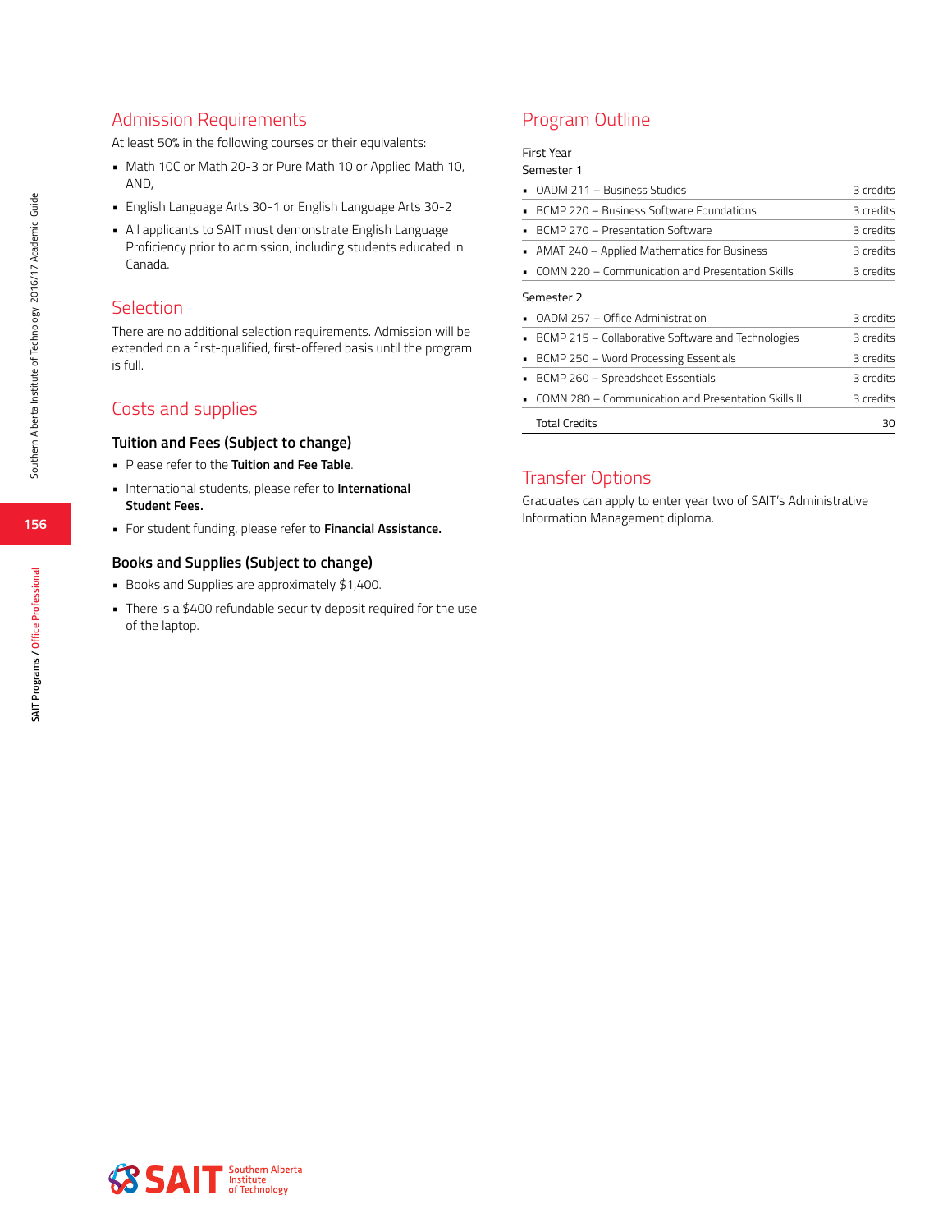## Admission Requirements

At least 50% in the following courses or their equivalents:

- Math 10C or Math 20-3 or Pure Math 10 or Applied Math 10, AND,
- English Language Arts 30-1 or English Language Arts 30-2
- All applicants to SAIT must demonstrate English Language Proficiency prior to admission, including students educated in Canada.

## Selection

There are no additional selection requirements. Admission will be extended on a first-qualified, first-offered basis until the program is full.

## Costs and supplies

### Tuition and Fees (Subject to change)

- Please refer to the **Tuition and Fee Table**.
- International students, please refer to **International Student Fees.**
- For student funding, please refer to **Financial Assistance.**

### Books and Supplies (Subject to change)

- Books and Supplies are approximately $1,400.
- There is a $400 refundable security deposit required for the use of the laptop.

## Program Outline

First Year

Semester 1

| Course | Credits |
|---|---|
| OADM 211 – Business Studies | 3 credits |
| BCMP 220 – Business Software Foundations | 3 credits |
| BCMP 270 – Presentation Software | 3 credits |
| AMAT 240 – Applied Mathematics for Business | 3 credits |
| COMN 220 – Communication and Presentation Skills | 3 credits |

Semester 2

| Course | Credits |
|---|---|
| OADM 257 – Office Administration | 3 credits |
| BCMP 215 – Collaborative Software and Technologies | 3 credits |
| BCMP 250 – Word Processing Essentials | 3 credits |
| BCMP 260 – Spreadsheet Essentials | 3 credits |
| COMN 280 – Communication and Presentation Skills II | 3 credits |
| Total Credits | 30 |

## Transfer Options

Graduates can apply to enter year two of SAIT's Administrative Information Management diploma.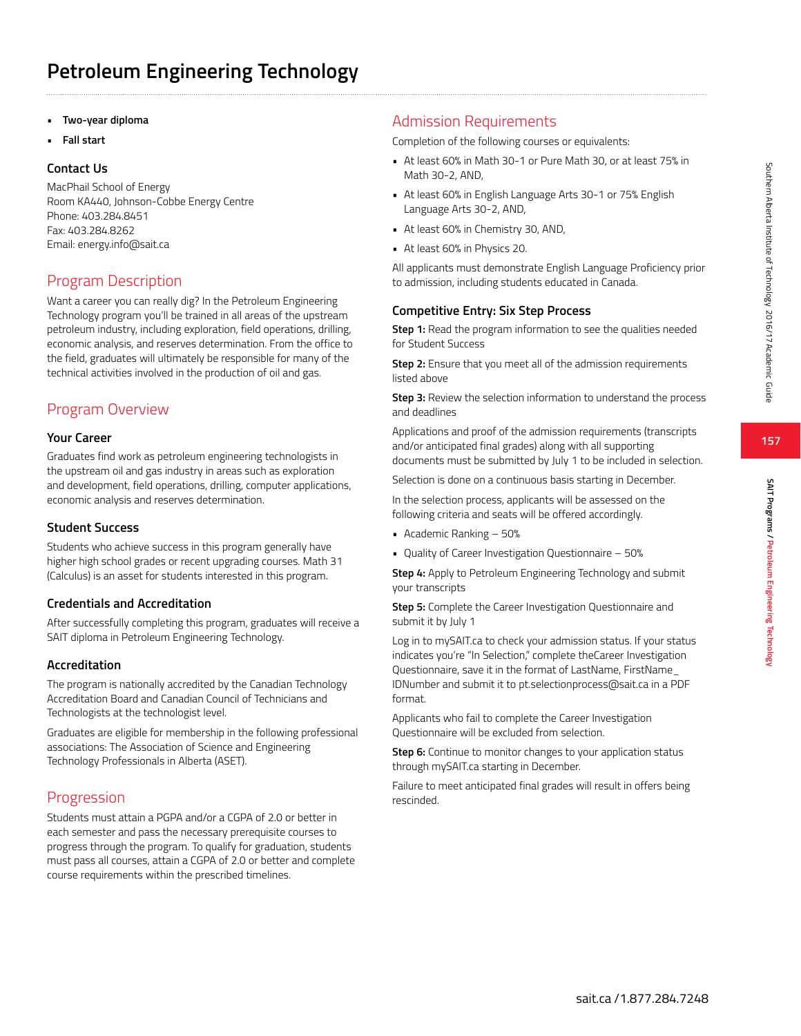# Petroleum Engineering Technology

- **Two-year diploma**
- **Fall start**

### Contact Us

MacPhail School of Energy
Room KA440, Johnson-Cobbe Energy Centre
Phone: 403.284.8451
Fax: 403.284.8262
Email: energy.info@sait.ca

## Program Description

Want a career you can really dig? In the Petroleum Engineering Technology program you'll be trained in all areas of the upstream petroleum industry, including exploration, field operations, drilling, economic analysis, and reserves determination. From the office to the field, graduates will ultimately be responsible for many of the technical activities involved in the production of oil and gas.

## Program Overview

### Your Career

Graduates find work as petroleum engineering technologists in the upstream oil and gas industry in areas such as exploration and development, field operations, drilling, computer applications, economic analysis and reserves determination.

### Student Success

Students who achieve success in this program generally have higher high school grades or recent upgrading courses. Math 31 (Calculus) is an asset for students interested in this program.

### Credentials and Accreditation

After successfully completing this program, graduates will receive a SAIT diploma in Petroleum Engineering Technology.

### Accreditation

The program is nationally accredited by the Canadian Technology Accreditation Board and Canadian Council of Technicians and Technologists at the technologist level.

Graduates are eligible for membership in the following professional associations: The Association of Science and Engineering Technology Professionals in Alberta (ASET).

## Progression

Students must attain a PGPA and/or a CGPA of 2.0 or better in each semester and pass the necessary prerequisite courses to progress through the program. To qualify for graduation, students must pass all courses, attain a CGPA of 2.0 or better and complete course requirements within the prescribed timelines.

## Admission Requirements

Completion of the following courses or equivalents:

- At least 60% in Math 30-1 or Pure Math 30, or at least 75% in Math 30-2, AND,
- At least 60% in English Language Arts 30-1 or 75% English Language Arts 30-2, AND,
- At least 60% in Chemistry 30, AND,
- At least 60% in Physics 20.

All applicants must demonstrate English Language Proficiency prior to admission, including students educated in Canada.

### Competitive Entry: Six Step Process

**Step 1:** Read the program information to see the qualities needed for Student Success

**Step 2:** Ensure that you meet all of the admission requirements listed above

**Step 3:** Review the selection information to understand the process and deadlines

Applications and proof of the admission requirements (transcripts and/or anticipated final grades) along with all supporting documents must be submitted by July 1 to be included in selection.

Selection is done on a continuous basis starting in December.

In the selection process, applicants will be assessed on the following criteria and seats will be offered accordingly.

- Academic Ranking – 50%
- Quality of Career Investigation Questionnaire – 50%

**Step 4:** Apply to Petroleum Engineering Technology and submit your transcripts

**Step 5:** Complete the Career Investigation Questionnaire and submit it by July 1

Log in to mySAIT.ca to check your admission status. If your status indicates you're "In Selection," complete theCareer Investigation Questionnaire, save it in the format of LastName, FirstName_ IDNumber and submit it to pt.selectionprocess@sait.ca in a PDF format.

Applicants who fail to complete the Career Investigation Questionnaire will be excluded from selection.

**Step 6:** Continue to monitor changes to your application status through mySAIT.ca starting in December.

Failure to meet anticipated final grades will result in offers being rescinded.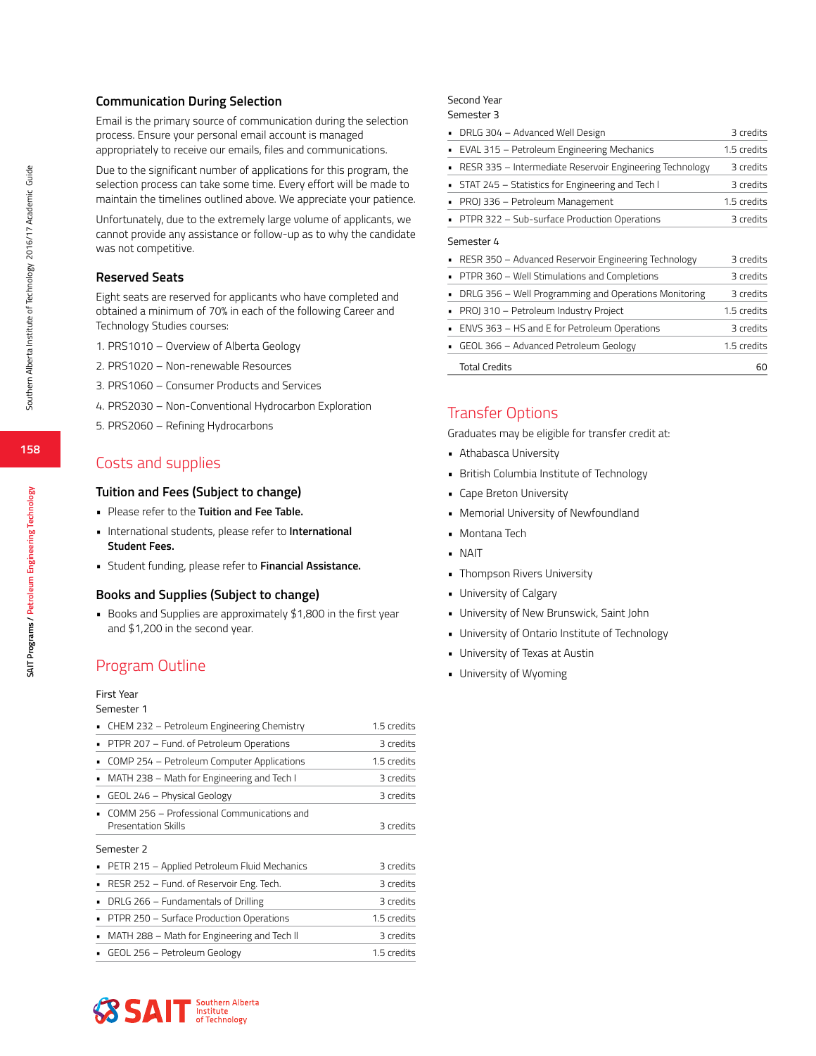### Communication During Selection

Email is the primary source of communication during the selection process. Ensure your personal email account is managed appropriately to receive our emails, files and communications.

Due to the significant number of applications for this program, the selection process can take some time. Every effort will be made to maintain the timelines outlined above. We appreciate your patience.

Unfortunately, due to the extremely large volume of applicants, we cannot provide any assistance or follow-up as to why the candidate was not competitive.

### Reserved Seats

Eight seats are reserved for applicants who have completed and obtained a minimum of 70% in each of the following Career and Technology Studies courses:

1. PRS1010 – Overview of Alberta Geology
2. PRS1020 – Non-renewable Resources
3. PRS1060 – Consumer Products and Services
4. PRS2030 – Non-Conventional Hydrocarbon Exploration
5. PRS2060 – Refining Hydrocarbons

## Costs and supplies

### Tuition and Fees (Subject to change)

- Please refer to the **Tuition and Fee Table.**
- International students, please refer to **International Student Fees.**
- Student funding, please refer to **Financial Assistance.**

### Books and Supplies (Subject to change)

- Books and Supplies are approximately $1,800 in the first year and $1,200 in the second year.

## Program Outline

First Year

Semester 1

| Course | Credits |
|---|---|
| CHEM 232 – Petroleum Engineering Chemistry | 1.5 credits |
| PTPR 207 – Fund. of Petroleum Operations | 3 credits |
| COMP 254 – Petroleum Computer Applications | 1.5 credits |
| MATH 238 – Math for Engineering and Tech I | 3 credits |
| GEOL 246 – Physical Geology | 3 credits |
| COMM 256 – Professional Communications and Presentation Skills | 3 credits |

Semester 2

| Course | Credits |
|---|---|
| PETR 215 – Applied Petroleum Fluid Mechanics | 3 credits |
| RESR 252 – Fund. of Reservoir Eng. Tech. | 3 credits |
| DRLG 266 – Fundamentals of Drilling | 3 credits |
| PTPR 250 – Surface Production Operations | 1.5 credits |
| MATH 288 – Math for Engineering and Tech II | 3 credits |
| GEOL 256 – Petroleum Geology | 1.5 credits |

Second Year

Semester 3

| Course | Credits |
|---|---|
| DRLG 304 – Advanced Well Design | 3 credits |
| EVAL 315 – Petroleum Engineering Mechanics | 1.5 credits |
| RESR 335 – Intermediate Reservoir Engineering Technology | 3 credits |
| STAT 245 – Statistics for Engineering and Tech I | 3 credits |
| PROJ 336 – Petroleum Management | 1.5 credits |
| PTPR 322 – Sub-surface Production Operations | 3 credits |

Semester 4

| Course | Credits |
|---|---|
| RESR 350 – Advanced Reservoir Engineering Technology | 3 credits |
| PTPR 360 – Well Stimulations and Completions | 3 credits |
| DRLG 356 – Well Programming and Operations Monitoring | 3 credits |
| PROJ 310 – Petroleum Industry Project | 1.5 credits |
| ENVS 363 – HS and E for Petroleum Operations | 3 credits |
| GEOL 366 – Advanced Petroleum Geology | 1.5 credits |
| Total Credits | 60 |

## Transfer Options

Graduates may be eligible for transfer credit at:

- Athabasca University
- British Columbia Institute of Technology
- Cape Breton University
- Memorial University of Newfoundland
- Montana Tech
- NAIT
- Thompson Rivers University
- University of Calgary
- University of New Brunswick, Saint John
- University of Ontario Institute of Technology
- University of Texas at Austin
- University of Wyoming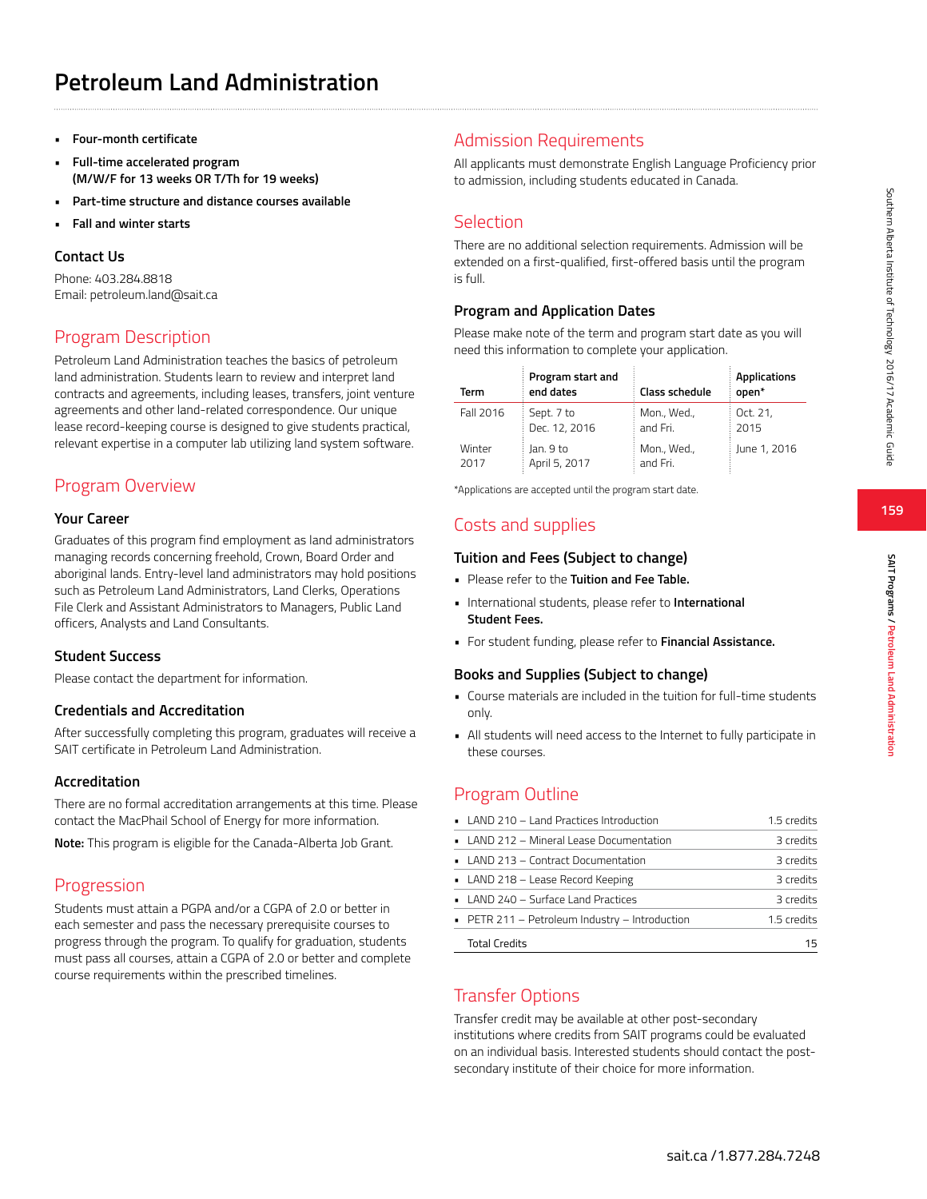# Petroleum Land Administration

- **Four-month certificate**
- **Full-time accelerated program (M/W/F for 13 weeks OR T/Th for 19 weeks)**
- **Part-time structure and distance courses available**
- **Fall and winter starts**

### Contact Us

Phone: 403.284.8818
Email: petroleum.land@sait.ca

## Program Description

Petroleum Land Administration teaches the basics of petroleum land administration. Students learn to review and interpret land contracts and agreements, including leases, transfers, joint venture agreements and other land-related correspondence. Our unique lease record-keeping course is designed to give students practical, relevant expertise in a computer lab utilizing land system software.

## Program Overview

### Your Career

Graduates of this program find employment as land administrators managing records concerning freehold, Crown, Board Order and aboriginal lands. Entry-level land administrators may hold positions such as Petroleum Land Administrators, Land Clerks, Operations File Clerk and Assistant Administrators to Managers, Public Land officers, Analysts and Land Consultants.

### Student Success

Please contact the department for information.

### Credentials and Accreditation

After successfully completing this program, graduates will receive a SAIT certificate in Petroleum Land Administration.

### Accreditation

There are no formal accreditation arrangements at this time. Please contact the MacPhail School of Energy for more information.

**Note:** This program is eligible for the Canada-Alberta Job Grant.

## Progression

Students must attain a PGPA and/or a CGPA of 2.0 or better in each semester and pass the necessary prerequisite courses to progress through the program. To qualify for graduation, students must pass all courses, attain a CGPA of 2.0 or better and complete course requirements within the prescribed timelines.

## Admission Requirements

All applicants must demonstrate English Language Proficiency prior to admission, including students educated in Canada.

## Selection

There are no additional selection requirements. Admission will be extended on a first-qualified, first-offered basis until the program is full.

### Program and Application Dates

Please make note of the term and program start date as you will need this information to complete your application.

| Term | Program start and end dates | Class schedule | Applications open* |
|---|---|---|---|
| Fall 2016 | Sept. 7 to Dec. 12, 2016 | Mon., Wed., and Fri. | Oct. 21, 2015 |
| Winter 2017 | Jan. 9 to April 5, 2017 | Mon., Wed., and Fri. | June 1, 2016 |

*Applications are accepted until the program start date.

## Costs and supplies

### Tuition and Fees (Subject to change)

- Please refer to the **Tuition and Fee Table.**
- International students, please refer to **International Student Fees.**
- For student funding, please refer to **Financial Assistance.**

### Books and Supplies (Subject to change)

- Course materials are included in the tuition for full-time students only.
- All students will need access to the Internet to fully participate in these courses.

## Program Outline

| Course | Credits |
|---|---|
| LAND 210 – Land Practices Introduction | 1.5 credits |
| LAND 212 – Mineral Lease Documentation | 3 credits |
| LAND 213 – Contract Documentation | 3 credits |
| LAND 218 – Lease Record Keeping | 3 credits |
| LAND 240 – Surface Land Practices | 3 credits |
| PETR 211 – Petroleum Industry – Introduction | 1.5 credits |
| Total Credits | 15 |

## Transfer Options

Transfer credit may be available at other post-secondary institutions where credits from SAIT programs could be evaluated on an individual basis. Interested students should contact the post-secondary institute of their choice for more information.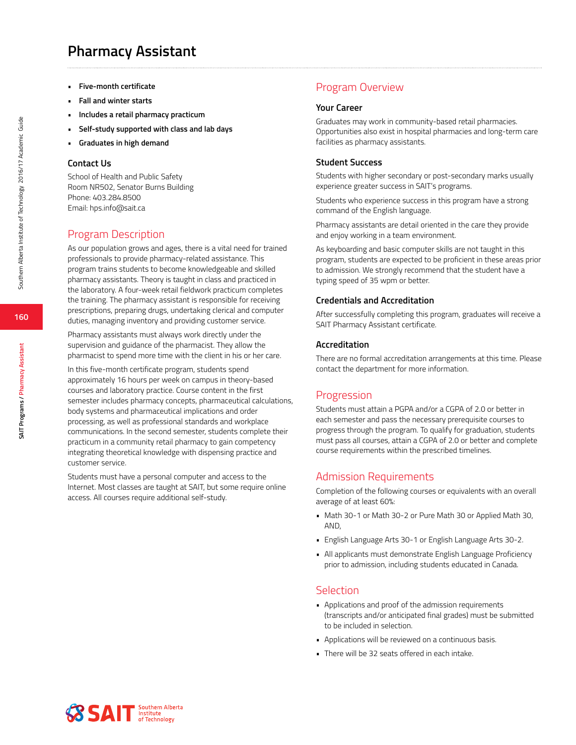# Pharmacy Assistant

- **Five-month certificate**
- **Fall and winter starts**
- **Includes a retail pharmacy practicum**
- **Self-study supported with class and lab days**
- **Graduates in high demand**

### Contact Us

School of Health and Public Safety
Room NR502, Senator Burns Building
Phone: 403.284.8500
Email: hps.info@sait.ca

## Program Description

As our population grows and ages, there is a vital need for trained professionals to provide pharmacy-related assistance. This program trains students to become knowledgeable and skilled pharmacy assistants. Theory is taught in class and practiced in the laboratory. A four-week retail fieldwork practicum completes the training. The pharmacy assistant is responsible for receiving prescriptions, preparing drugs, undertaking clerical and computer duties, managing inventory and providing customer service.

Pharmacy assistants must always work directly under the supervision and guidance of the pharmacist. They allow the pharmacist to spend more time with the client in his or her care.

In this five-month certificate program, students spend approximately 16 hours per week on campus in theory-based courses and laboratory practice. Course content in the first semester includes pharmacy concepts, pharmaceutical calculations, body systems and pharmaceutical implications and order processing, as well as professional standards and workplace communications. In the second semester, students complete their practicum in a community retail pharmacy to gain competency integrating theoretical knowledge with dispensing practice and customer service.

Students must have a personal computer and access to the Internet. Most classes are taught at SAIT, but some require online access. All courses require additional self-study.

## Program Overview

### Your Career

Graduates may work in community-based retail pharmacies. Opportunities also exist in hospital pharmacies and long-term care facilities as pharmacy assistants.

### Student Success

Students with higher secondary or post-secondary marks usually experience greater success in SAIT's programs.

Students who experience success in this program have a strong command of the English language.

Pharmacy assistants are detail oriented in the care they provide and enjoy working in a team environment.

As keyboarding and basic computer skills are not taught in this program, students are expected to be proficient in these areas prior to admission. We strongly recommend that the student have a typing speed of 35 wpm or better.

### Credentials and Accreditation

After successfully completing this program, graduates will receive a SAIT Pharmacy Assistant certificate.

### Accreditation

There are no formal accreditation arrangements at this time. Please contact the department for more information.

## Progression

Students must attain a PGPA and/or a CGPA of 2.0 or better in each semester and pass the necessary prerequisite courses to progress through the program. To qualify for graduation, students must pass all courses, attain a CGPA of 2.0 or better and complete course requirements within the prescribed timelines.

## Admission Requirements

Completion of the following courses or equivalents with an overall average of at least 60%:

- Math 30-1 or Math 30-2 or Pure Math 30 or Applied Math 30, AND,
- English Language Arts 30-1 or English Language Arts 30-2.
- All applicants must demonstrate English Language Proficiency prior to admission, including students educated in Canada.

## Selection

- Applications and proof of the admission requirements (transcripts and/or anticipated final grades) must be submitted to be included in selection.
- Applications will be reviewed on a continuous basis.
- There will be 32 seats offered in each intake.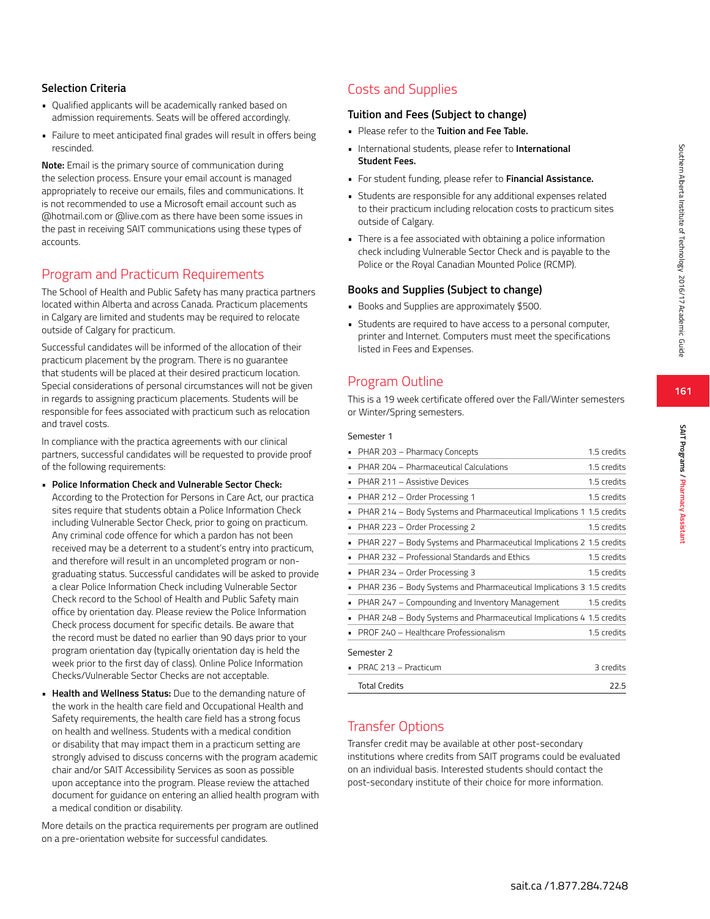### Selection Criteria

- Qualified applicants will be academically ranked based on admission requirements. Seats will be offered accordingly.
- Failure to meet anticipated final grades will result in offers being rescinded.

**Note:** Email is the primary source of communication during the selection process. Ensure your email account is managed appropriately to receive our emails, files and communications. It is not recommended to use a Microsoft email account such as @hotmail.com or @live.com as there have been some issues in the past in receiving SAIT communications using these types of accounts.

## Program and Practicum Requirements

The School of Health and Public Safety has many practica partners located within Alberta and across Canada. Practicum placements in Calgary are limited and students may be required to relocate outside of Calgary for practicum.

Successful candidates will be informed of the allocation of their practicum placement by the program. There is no guarantee that students will be placed at their desired practicum location. Special considerations of personal circumstances will not be given in regards to assigning practicum placements. Students will be responsible for fees associated with practicum such as relocation and travel costs.

In compliance with the practica agreements with our clinical partners, successful candidates will be requested to provide proof of the following requirements:

- **Police Information Check and Vulnerable Sector Check:** According to the Protection for Persons in Care Act, our practica sites require that students obtain a Police Information Check including Vulnerable Sector Check, prior to going on practicum. Any criminal code offence for which a pardon has not been received may be a deterrent to a student's entry into practicum, and therefore will result in an uncompleted program or non-graduating status. Successful candidates will be asked to provide a clear Police Information Check including Vulnerable Sector Check record to the School of Health and Public Safety main office by orientation day. Please review the Police Information Check process document for specific details. Be aware that the record must be dated no earlier than 90 days prior to your program orientation day (typically orientation day is held the week prior to the first day of class). Online Police Information Checks/Vulnerable Sector Checks are not acceptable.
- **Health and Wellness Status:** Due to the demanding nature of the work in the health care field and Occupational Health and Safety requirements, the health care field has a strong focus on health and wellness. Students with a medical condition or disability that may impact them in a practicum setting are strongly advised to discuss concerns with the program academic chair and/or SAIT Accessibility Services as soon as possible upon acceptance into the program. Please review the attached document for guidance on entering an allied health program with a medical condition or disability.

More details on the practica requirements per program are outlined on a pre-orientation website for successful candidates.

## Costs and Supplies

### Tuition and Fees (Subject to change)

- Please refer to the **Tuition and Fee Table.**
- International students, please refer to **International Student Fees.**
- For student funding, please refer to **Financial Assistance.**
- Students are responsible for any additional expenses related to their practicum including relocation costs to practicum sites outside of Calgary.
- There is a fee associated with obtaining a police information check including Vulnerable Sector Check and is payable to the Police or the Royal Canadian Mounted Police (RCMP).

### Books and Supplies (Subject to change)

- Books and Supplies are approximately $500.
- Students are required to have access to a personal computer, printer and Internet. Computers must meet the specifications listed in Fees and Expenses.

## Program Outline

This is a 19 week certificate offered over the Fall/Winter semesters or Winter/Spring semesters.

Semester 1

| Course | Credits |
|---|---|
| PHAR 203 – Pharmacy Concepts | 1.5 credits |
| PHAR 204 – Pharmaceutical Calculations | 1.5 credits |
| PHAR 211 – Assistive Devices | 1.5 credits |
| PHAR 212 – Order Processing 1 | 1.5 credits |
| PHAR 214 – Body Systems and Pharmaceutical Implications 1 | 1.5 credits |
| PHAR 223 – Order Processing 2 | 1.5 credits |
| PHAR 227 – Body Systems and Pharmaceutical Implications 2 | 1.5 credits |
| PHAR 232 – Professional Standards and Ethics | 1.5 credits |
| PHAR 234 – Order Processing 3 | 1.5 credits |
| PHAR 236 – Body Systems and Pharmaceutical Implications 3 | 1.5 credits |
| PHAR 247 – Compounding and Inventory Management | 1.5 credits |
| PHAR 248 – Body Systems and Pharmaceutical Implications 4 | 1.5 credits |
| PROF 240 – Healthcare Professionalism | 1.5 credits |

Semester 2

| Course | Credits |
|---|---|
| PRAC 213 – Practicum | 3 credits |
| Total Credits | 22.5 |

## Transfer Options

Transfer credit may be available at other post-secondary institutions where credits from SAIT programs could be evaluated on an individual basis. Interested students should contact the post-secondary institute of their choice for more information.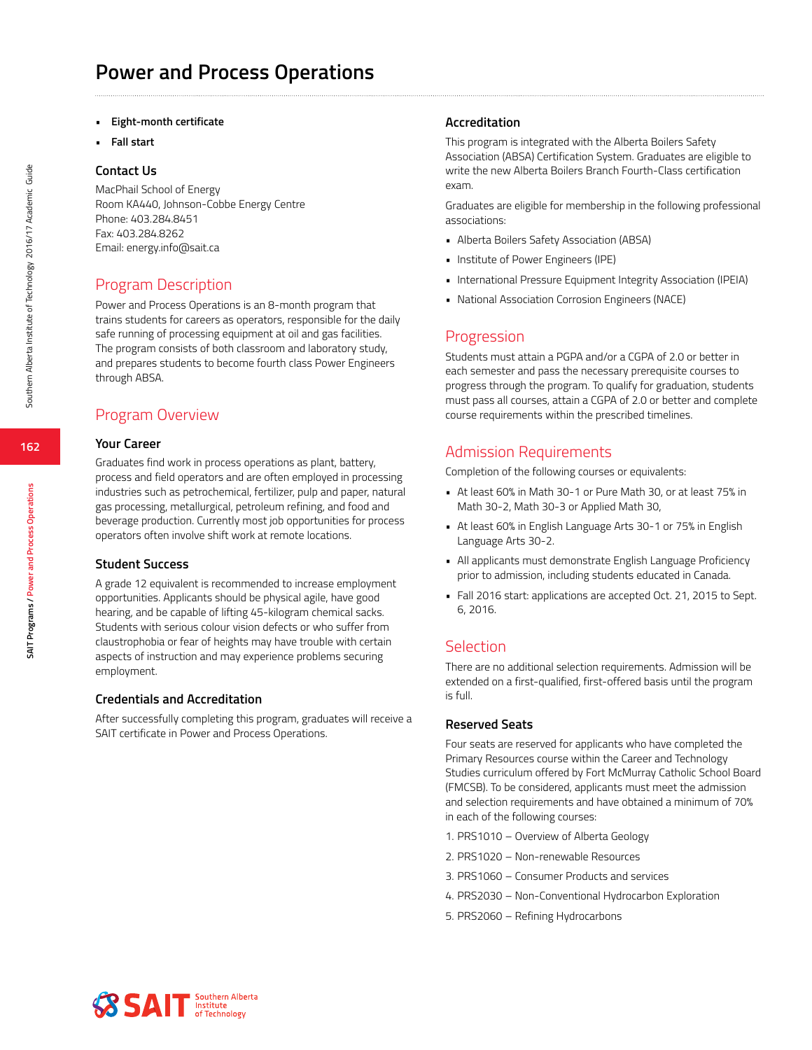# Power and Process Operations

- **Eight-month certificate**
- **Fall start**

### Contact Us

MacPhail School of Energy
Room KA440, Johnson-Cobbe Energy Centre
Phone: 403.284.8451
Fax: 403.284.8262
Email: energy.info@sait.ca

## Program Description

Power and Process Operations is an 8-month program that trains students for careers as operators, responsible for the daily safe running of processing equipment at oil and gas facilities. The program consists of both classroom and laboratory study, and prepares students to become fourth class Power Engineers through ABSA.

## Program Overview

### Your Career

Graduates find work in process operations as plant, battery, process and field operators and are often employed in processing industries such as petrochemical, fertilizer, pulp and paper, natural gas processing, metallurgical, petroleum refining, and food and beverage production. Currently most job opportunities for process operators often involve shift work at remote locations.

### Student Success

A grade 12 equivalent is recommended to increase employment opportunities. Applicants should be physical agile, have good hearing, and be capable of lifting 45-kilogram chemical sacks. Students with serious colour vision defects or who suffer from claustrophobia or fear of heights may have trouble with certain aspects of instruction and may experience problems securing employment.

### Credentials and Accreditation

After successfully completing this program, graduates will receive a SAIT certificate in Power and Process Operations.

### Accreditation

This program is integrated with the Alberta Boilers Safety Association (ABSA) Certification System. Graduates are eligible to write the new Alberta Boilers Branch Fourth-Class certification exam.

Graduates are eligible for membership in the following professional associations:

- Alberta Boilers Safety Association (ABSA)
- Institute of Power Engineers (IPE)
- International Pressure Equipment Integrity Association (IPEIA)
- National Association Corrosion Engineers (NACE)

## Progression

Students must attain a PGPA and/or a CGPA of 2.0 or better in each semester and pass the necessary prerequisite courses to progress through the program. To qualify for graduation, students must pass all courses, attain a CGPA of 2.0 or better and complete course requirements within the prescribed timelines.

## Admission Requirements

Completion of the following courses or equivalents:

- At least 60% in Math 30-1 or Pure Math 30, or at least 75% in Math 30-2, Math 30-3 or Applied Math 30,
- At least 60% in English Language Arts 30-1 or 75% in English Language Arts 30-2.
- All applicants must demonstrate English Language Proficiency prior to admission, including students educated in Canada.
- Fall 2016 start: applications are accepted Oct. 21, 2015 to Sept. 6, 2016.

## Selection

There are no additional selection requirements. Admission will be extended on a first-qualified, first-offered basis until the program is full.

### Reserved Seats

Four seats are reserved for applicants who have completed the Primary Resources course within the Career and Technology Studies curriculum offered by Fort McMurray Catholic School Board (FMCSB). To be considered, applicants must meet the admission and selection requirements and have obtained a minimum of 70% in each of the following courses:

1. PRS1010 – Overview of Alberta Geology
2. PRS1020 – Non-renewable Resources
3. PRS1060 – Consumer Products and services
4. PRS2030 – Non-Conventional Hydrocarbon Exploration
5. PRS2060 – Refining Hydrocarbons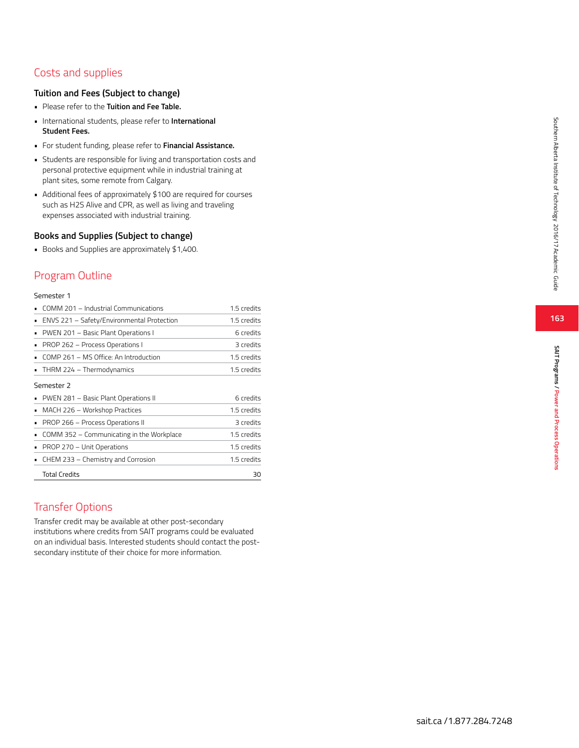## Costs and supplies

### Tuition and Fees (Subject to change)

- Please refer to the **Tuition and Fee Table.**
- International students, please refer to **International Student Fees.**
- For student funding, please refer to **Financial Assistance.**
- Students are responsible for living and transportation costs and personal protective equipment while in industrial training at plant sites, some remote from Calgary.
- Additional fees of approximately $100 are required for courses such as H2S Alive and CPR, as well as living and traveling expenses associated with industrial training.

### Books and Supplies (Subject to change)

- Books and Supplies are approximately $1,400.

## Program Outline

Semester 1

| Course | Credits |
|---|---|
| COMM 201 – Industrial Communications | 1.5 credits |
| ENVS 221 – Safety/Environmental Protection | 1.5 credits |
| PWEN 201 – Basic Plant Operations I | 6 credits |
| PROP 262 – Process Operations I | 3 credits |
| COMP 261 – MS Office: An Introduction | 1.5 credits |
| THRM 224 – Thermodynamics | 1.5 credits |

Semester 2

| Course | Credits |
|---|---|
| PWEN 281 – Basic Plant Operations II | 6 credits |
| MACH 226 – Workshop Practices | 1.5 credits |
| PROP 266 – Process Operations II | 3 credits |
| COMM 352 – Communicating in the Workplace | 1.5 credits |
| PROP 270 – Unit Operations | 1.5 credits |
| CHEM 233 – Chemistry and Corrosion | 1.5 credits |
| Total Credits | 30 |

## Transfer Options

Transfer credit may be available at other post-secondary institutions where credits from SAIT programs could be evaluated on an individual basis. Interested students should contact the post-secondary institute of their choice for more information.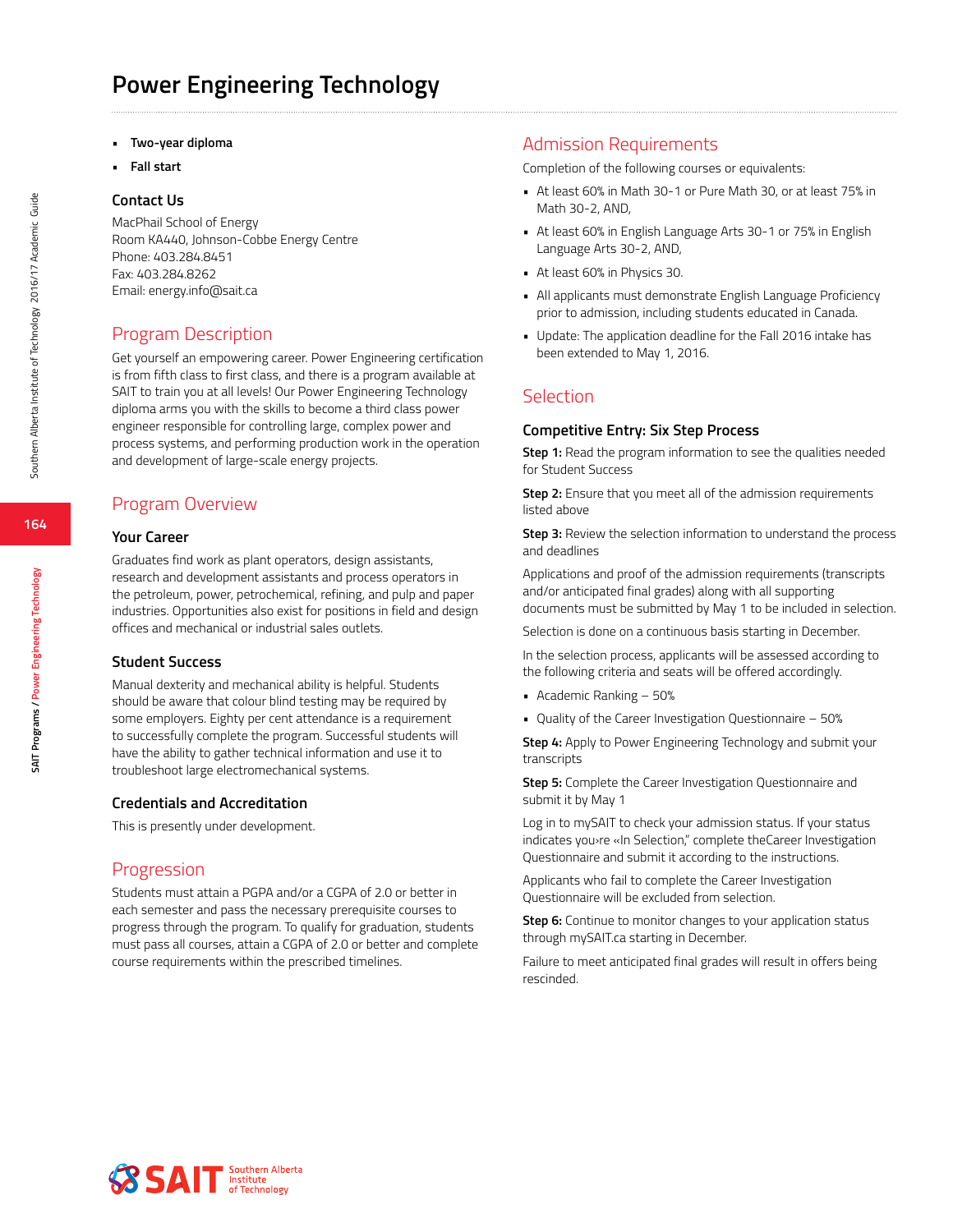# Power Engineering Technology

- **Two-year diploma**
- **Fall start**

### Contact Us

MacPhail School of Energy
Room KA440, Johnson-Cobbe Energy Centre
Phone: 403.284.8451
Fax: 403.284.8262
Email: energy.info@sait.ca

## Program Description

Get yourself an empowering career. Power Engineering certification is from fifth class to first class, and there is a program available at SAIT to train you at all levels! Our Power Engineering Technology diploma arms you with the skills to become a third class power engineer responsible for controlling large, complex power and process systems, and performing production work in the operation and development of large-scale energy projects.

## Program Overview

### Your Career

Graduates find work as plant operators, design assistants, research and development assistants and process operators in the petroleum, power, petrochemical, refining, and pulp and paper industries. Opportunities also exist for positions in field and design offices and mechanical or industrial sales outlets.

### Student Success

Manual dexterity and mechanical ability is helpful. Students should be aware that colour blind testing may be required by some employers. Eighty per cent attendance is a requirement to successfully complete the program. Successful students will have the ability to gather technical information and use it to troubleshoot large electromechanical systems.

### Credentials and Accreditation

This is presently under development.

## Progression

Students must attain a PGPA and/or a CGPA of 2.0 or better in each semester and pass the necessary prerequisite courses to progress through the program. To qualify for graduation, students must pass all courses, attain a CGPA of 2.0 or better and complete course requirements within the prescribed timelines.

## Admission Requirements

Completion of the following courses or equivalents:

- At least 60% in Math 30-1 or Pure Math 30, or at least 75% in Math 30-2, AND,
- At least 60% in English Language Arts 30-1 or 75% in English Language Arts 30-2, AND,
- At least 60% in Physics 30.
- All applicants must demonstrate English Language Proficiency prior to admission, including students educated in Canada.
- Update: The application deadline for the Fall 2016 intake has been extended to May 1, 2016.

## Selection

### Competitive Entry: Six Step Process

**Step 1:** Read the program information to see the qualities needed for Student Success

**Step 2:** Ensure that you meet all of the admission requirements listed above

**Step 3:** Review the selection information to understand the process and deadlines

Applications and proof of the admission requirements (transcripts and/or anticipated final grades) along with all supporting documents must be submitted by May 1 to be included in selection.

Selection is done on a continuous basis starting in December.

In the selection process, applicants will be assessed according to the following criteria and seats will be offered accordingly.

- Academic Ranking – 50%
- Quality of the Career Investigation Questionnaire – 50%

**Step 4:** Apply to Power Engineering Technology and submit your transcripts

**Step 5:** Complete the Career Investigation Questionnaire and submit it by May 1

Log in to mySAIT to check your admission status. If your status indicates you›re «In Selection," complete theCareer Investigation Questionnaire and submit it according to the instructions.

Applicants who fail to complete the Career Investigation Questionnaire will be excluded from selection.

**Step 6:** Continue to monitor changes to your application status through mySAIT.ca starting in December.

Failure to meet anticipated final grades will result in offers being rescinded.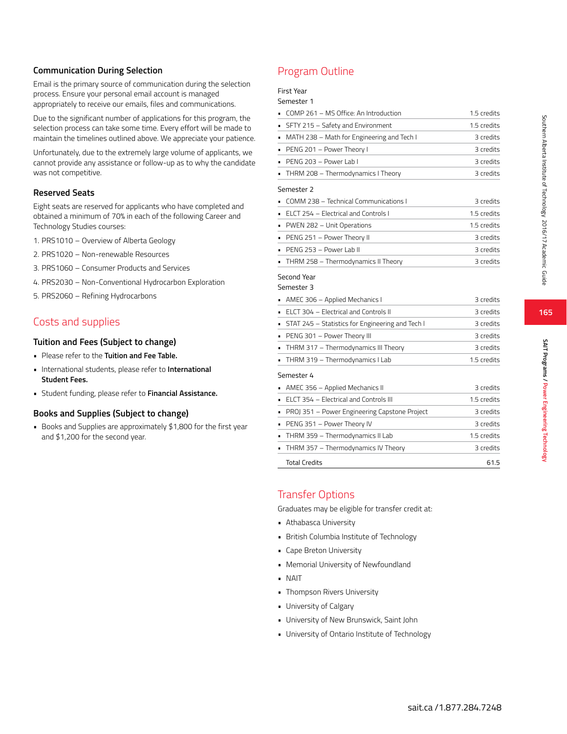### Communication During Selection

Email is the primary source of communication during the selection process. Ensure your personal email account is managed appropriately to receive our emails, files and communications.

Due to the significant number of applications for this program, the selection process can take some time. Every effort will be made to maintain the timelines outlined above. We appreciate your patience.

Unfortunately, due to the extremely large volume of applicants, we cannot provide any assistance or follow-up as to why the candidate was not competitive.

### Reserved Seats

Eight seats are reserved for applicants who have completed and obtained a minimum of 70% in each of the following Career and Technology Studies courses:

1. PRS1010 – Overview of Alberta Geology
2. PRS1020 – Non-renewable Resources
3. PRS1060 – Consumer Products and Services
4. PRS2030 – Non-Conventional Hydrocarbon Exploration
5. PRS2060 – Refining Hydrocarbons

## Costs and supplies

### Tuition and Fees (Subject to change)

- Please refer to the **Tuition and Fee Table.**
- International students, please refer to **International Student Fees.**
- Student funding, please refer to **Financial Assistance.**

### Books and Supplies (Subject to change)

- Books and Supplies are approximately $1,800 for the first year and $1,200 for the second year.

## Program Outline

First Year

Semester 1

| Course | Credits |
|---|---|
| COMP 261 – MS Office: An Introduction | 1.5 credits |
| SFTY 215 – Safety and Environment | 1.5 credits |
| MATH 238 – Math for Engineering and Tech I | 3 credits |
| PENG 201 – Power Theory I | 3 credits |
| PENG 203 – Power Lab I | 3 credits |
| THRM 208 – Thermodynamics I Theory | 3 credits |

Semester 2

| Course | Credits |
|---|---|
| COMM 238 – Technical Communications I | 3 credits |
| ELCT 254 – Electrical and Controls I | 1.5 credits |
| PWEN 282 – Unit Operations | 1.5 credits |
| PENG 251 – Power Theory II | 3 credits |
| PENG 253 – Power Lab II | 3 credits |
| THRM 258 – Thermodynamics II Theory | 3 credits |

Second Year

Semester 3

| Course | Credits |
|---|---|
| AMEC 306 – Applied Mechanics I | 3 credits |
| ELCT 304 – Electrical and Controls II | 3 credits |
| STAT 245 – Statistics for Engineering and Tech I | 3 credits |
| PENG 301 – Power Theory III | 3 credits |
| THRM 317 – Thermodynamics III Theory | 3 credits |
| THRM 319 – Thermodynamics I Lab | 1.5 credits |

Semester 4

| Course | Credits |
|---|---|
| AMEC 356 – Applied Mechanics II | 3 credits |
| ELCT 354 – Electrical and Controls III | 1.5 credits |
| PROJ 351 – Power Engineering Capstone Project | 3 credits |
| PENG 351 – Power Theory IV | 3 credits |
| THRM 359 – Thermodynamics II Lab | 1.5 credits |
| THRM 357 – Thermodynamics IV Theory | 3 credits |
| Total Credits | 61.5 |

## Transfer Options

Graduates may be eligible for transfer credit at:

- Athabasca University
- British Columbia Institute of Technology
- Cape Breton University
- Memorial University of Newfoundland
- NAIT
- Thompson Rivers University
- University of Calgary
- University of New Brunswick, Saint John
- University of Ontario Institute of Technology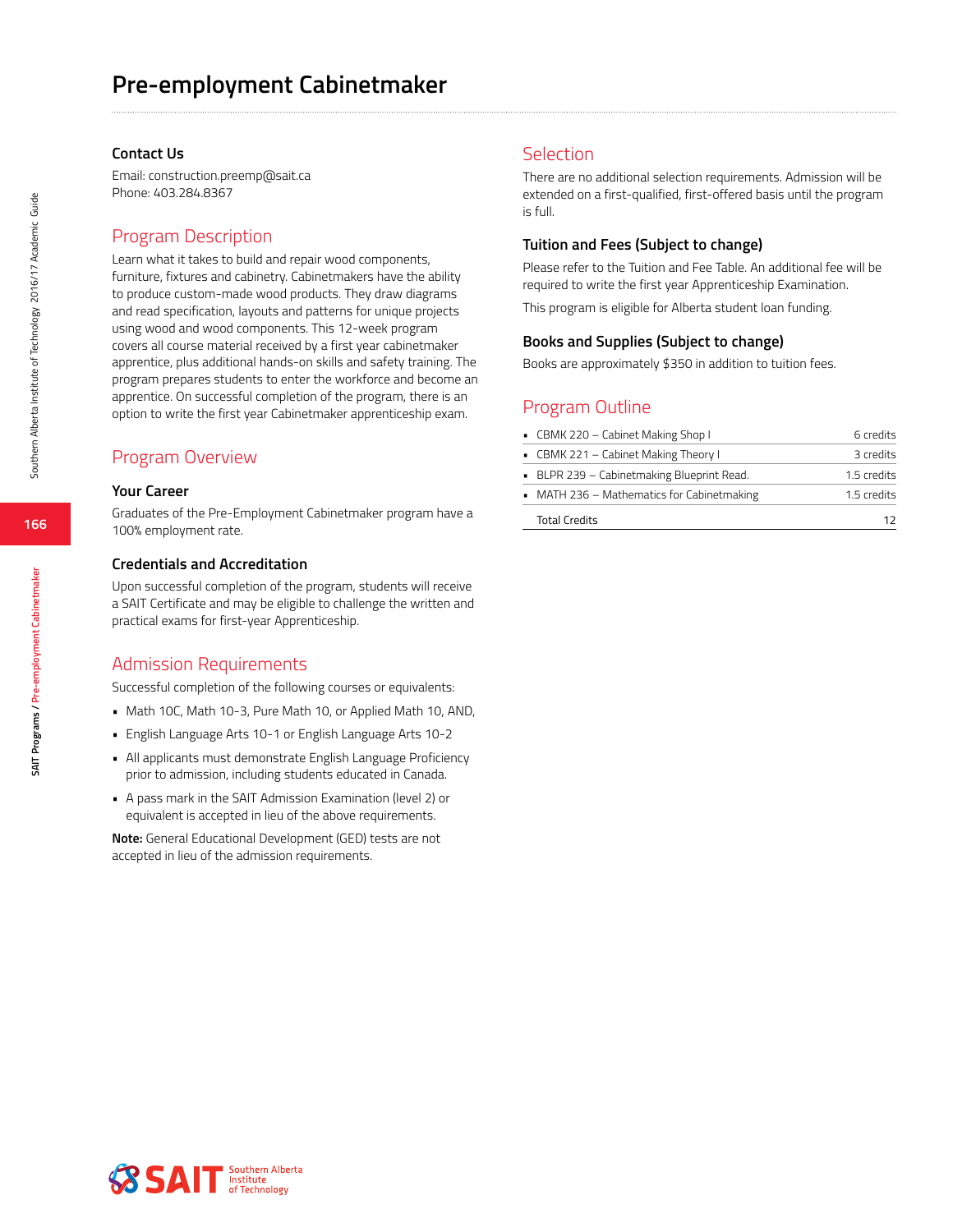# Pre-employment Cabinetmaker

### Contact Us

Email: construction.preemp@sait.ca
Phone: 403.284.8367

## Program Description

Learn what it takes to build and repair wood components, furniture, fixtures and cabinetry. Cabinetmakers have the ability to produce custom-made wood products. They draw diagrams and read specification, layouts and patterns for unique projects using wood and wood components. This 12-week program covers all course material received by a first year cabinetmaker apprentice, plus additional hands-on skills and safety training. The program prepares students to enter the workforce and become an apprentice. On successful completion of the program, there is an option to write the first year Cabinetmaker apprenticeship exam.

## Program Overview

### Your Career

Graduates of the Pre-Employment Cabinetmaker program have a 100% employment rate.

### Credentials and Accreditation

Upon successful completion of the program, students will receive a SAIT Certificate and may be eligible to challenge the written and practical exams for first-year Apprenticeship.

## Admission Requirements

Successful completion of the following courses or equivalents:

- Math 10C, Math 10-3, Pure Math 10, or Applied Math 10, AND,
- English Language Arts 10-1 or English Language Arts 10-2
- All applicants must demonstrate English Language Proficiency prior to admission, including students educated in Canada.
- A pass mark in the SAIT Admission Examination (level 2) or equivalent is accepted in lieu of the above requirements.

**Note:** General Educational Development (GED) tests are not accepted in lieu of the admission requirements.

## Selection

There are no additional selection requirements. Admission will be extended on a first-qualified, first-offered basis until the program is full.

### Tuition and Fees (Subject to change)

Please refer to the Tuition and Fee Table. An additional fee will be required to write the first year Apprenticeship Examination.

This program is eligible for Alberta student loan funding.

### Books and Supplies (Subject to change)

Books are approximately $350 in addition to tuition fees.

## Program Outline

| Course | Credits |
|---|---|
| CBMK 220 – Cabinet Making Shop I | 6 credits |
| CBMK 221 – Cabinet Making Theory I | 3 credits |
| BLPR 239 – Cabinetmaking Blueprint Read. | 1.5 credits |
| MATH 236 – Mathematics for Cabinetmaking | 1.5 credits |
| Total Credits | 12 |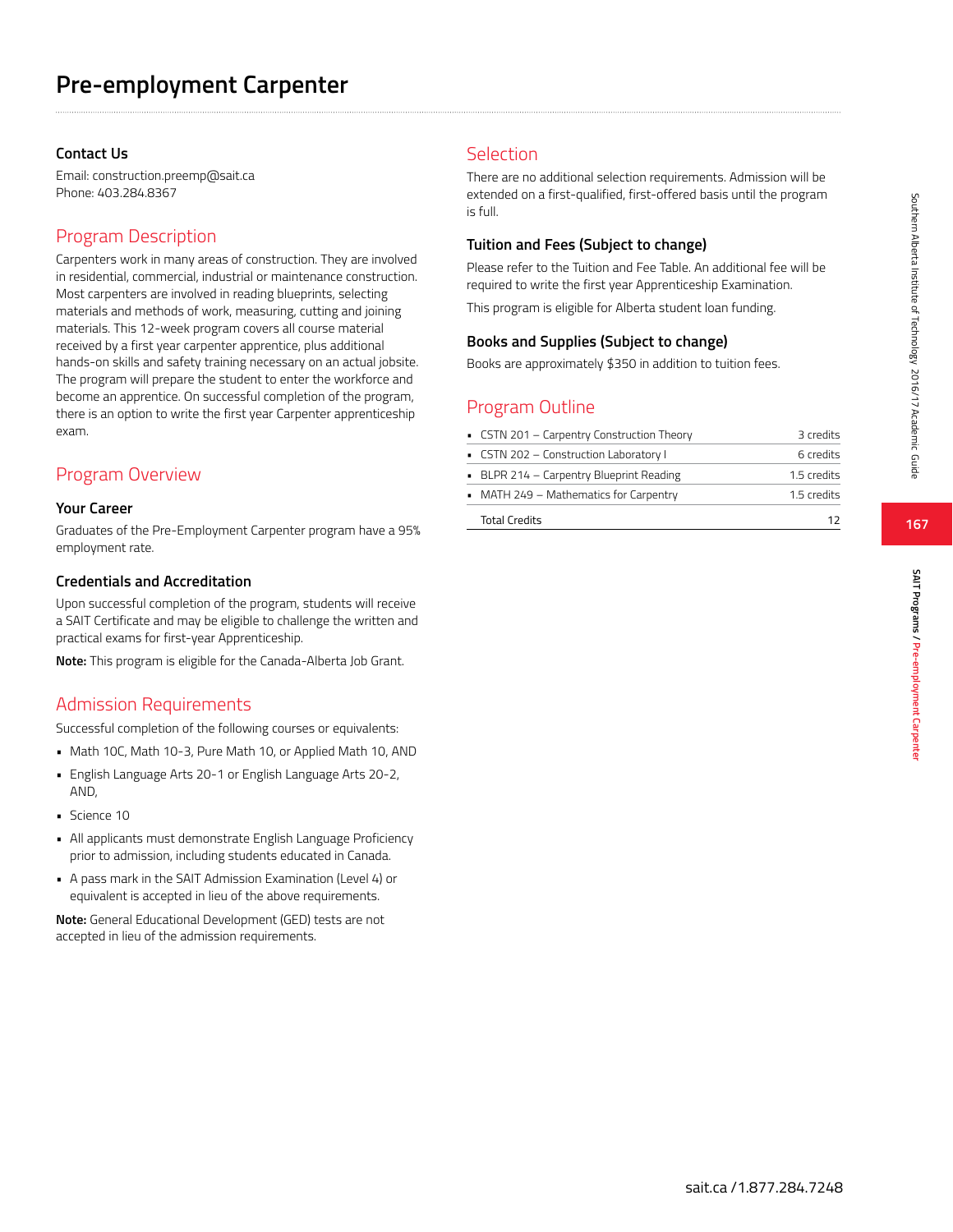# Pre-employment Carpenter

### Contact Us

Email: construction.preemp@sait.ca
Phone: 403.284.8367

## Program Description

Carpenters work in many areas of construction. They are involved in residential, commercial, industrial or maintenance construction. Most carpenters are involved in reading blueprints, selecting materials and methods of work, measuring, cutting and joining materials. This 12-week program covers all course material received by a first year carpenter apprentice, plus additional hands-on skills and safety training necessary on an actual jobsite. The program will prepare the student to enter the workforce and become an apprentice. On successful completion of the program, there is an option to write the first year Carpenter apprenticeship exam.

## Program Overview

### Your Career

Graduates of the Pre-Employment Carpenter program have a 95% employment rate.

### Credentials and Accreditation

Upon successful completion of the program, students will receive a SAIT Certificate and may be eligible to challenge the written and practical exams for first-year Apprenticeship.

**Note:** This program is eligible for the Canada-Alberta Job Grant.

## Admission Requirements

Successful completion of the following courses or equivalents:

- Math 10C, Math 10-3, Pure Math 10, or Applied Math 10, AND
- English Language Arts 20-1 or English Language Arts 20-2, AND,
- Science 10
- All applicants must demonstrate English Language Proficiency prior to admission, including students educated in Canada.
- A pass mark in the SAIT Admission Examination (Level 4) or equivalent is accepted in lieu of the above requirements.

**Note:** General Educational Development (GED) tests are not accepted in lieu of the admission requirements.

## Selection

There are no additional selection requirements. Admission will be extended on a first-qualified, first-offered basis until the program is full.

### Tuition and Fees (Subject to change)

Please refer to the Tuition and Fee Table. An additional fee will be required to write the first year Apprenticeship Examination.

This program is eligible for Alberta student loan funding.

### Books and Supplies (Subject to change)

Books are approximately $350 in addition to tuition fees.

## Program Outline

| Course | Credits |
|---|---|
| CSTN 201 – Carpentry Construction Theory | 3 credits |
| CSTN 202 – Construction Laboratory I | 6 credits |
| BLPR 214 – Carpentry Blueprint Reading | 1.5 credits |
| MATH 249 – Mathematics for Carpentry | 1.5 credits |
| Total Credits | 12 |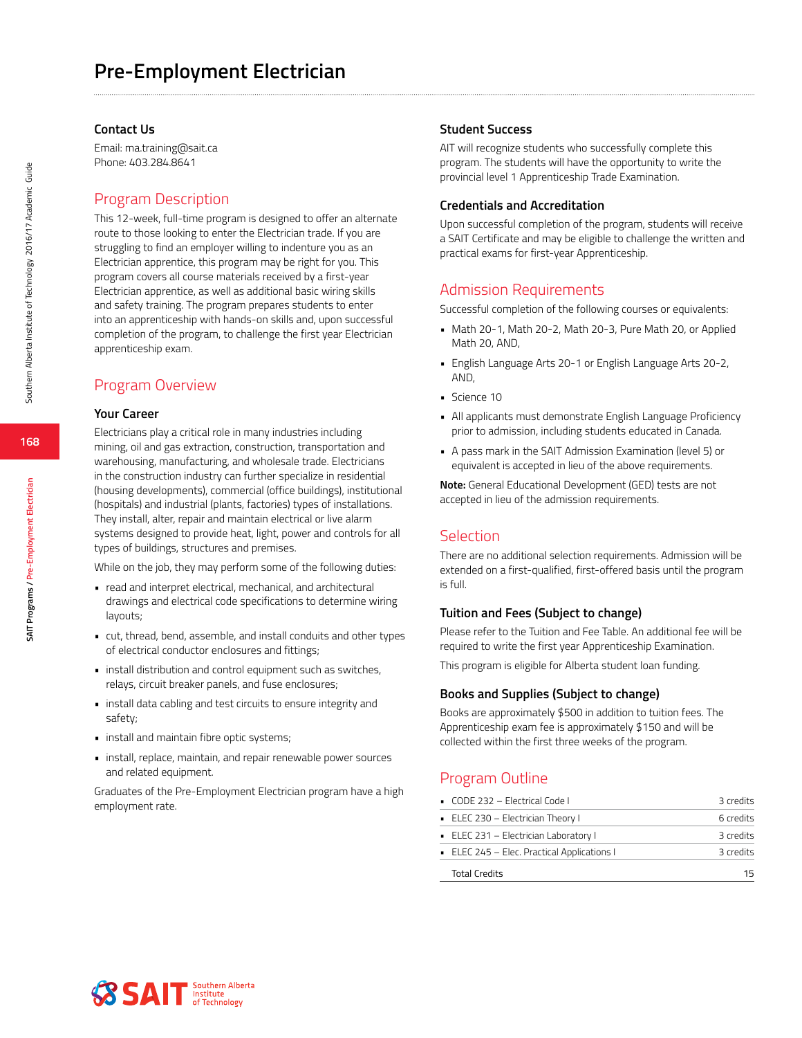# Pre-Employment Electrician

### Contact Us

Email: ma.training@sait.ca
Phone: 403.284.8641

## Program Description

This 12-week, full-time program is designed to offer an alternate route to those looking to enter the Electrician trade. If you are struggling to find an employer willing to indenture you as an Electrician apprentice, this program may be right for you. This program covers all course materials received by a first-year Electrician apprentice, as well as additional basic wiring skills and safety training. The program prepares students to enter into an apprenticeship with hands-on skills and, upon successful completion of the program, to challenge the first year Electrician apprenticeship exam.

## Program Overview

### Your Career

Electricians play a critical role in many industries including mining, oil and gas extraction, construction, transportation and warehousing, manufacturing, and wholesale trade. Electricians in the construction industry can further specialize in residential (housing developments), commercial (office buildings), institutional (hospitals) and industrial (plants, factories) types of installations. They install, alter, repair and maintain electrical or live alarm systems designed to provide heat, light, power and controls for all types of buildings, structures and premises.

While on the job, they may perform some of the following duties:

- read and interpret electrical, mechanical, and architectural drawings and electrical code specifications to determine wiring layouts;
- cut, thread, bend, assemble, and install conduits and other types of electrical conductor enclosures and fittings;
- install distribution and control equipment such as switches, relays, circuit breaker panels, and fuse enclosures;
- install data cabling and test circuits to ensure integrity and safety;
- install and maintain fibre optic systems;
- install, replace, maintain, and repair renewable power sources and related equipment.

Graduates of the Pre-Employment Electrician program have a high employment rate.

### Student Success

AIT will recognize students who successfully complete this program. The students will have the opportunity to write the provincial level 1 Apprenticeship Trade Examination.

### Credentials and Accreditation

Upon successful completion of the program, students will receive a SAIT Certificate and may be eligible to challenge the written and practical exams for first-year Apprenticeship.

## Admission Requirements

Successful completion of the following courses or equivalents:

- Math 20-1, Math 20-2, Math 20-3, Pure Math 20, or Applied Math 20, AND,
- English Language Arts 20-1 or English Language Arts 20-2, AND,
- Science 10
- All applicants must demonstrate English Language Proficiency prior to admission, including students educated in Canada.
- A pass mark in the SAIT Admission Examination (level 5) or equivalent is accepted in lieu of the above requirements.

**Note:** General Educational Development (GED) tests are not accepted in lieu of the admission requirements.

## Selection

There are no additional selection requirements. Admission will be extended on a first-qualified, first-offered basis until the program is full.

### Tuition and Fees (Subject to change)

Please refer to the Tuition and Fee Table. An additional fee will be required to write the first year Apprenticeship Examination.

This program is eligible for Alberta student loan funding.

### Books and Supplies (Subject to change)

Books are approximately $500 in addition to tuition fees. The Apprenticeship exam fee is approximately $150 and will be collected within the first three weeks of the program.

## Program Outline

| Course | Credits |
|---|---|
| CODE 232 – Electrical Code I | 3 credits |
| ELEC 230 – Electrician Theory I | 6 credits |
| ELEC 231 – Electrician Laboratory I | 3 credits |
| ELEC 245 – Elec. Practical Applications I | 3 credits |
| Total Credits | 15 |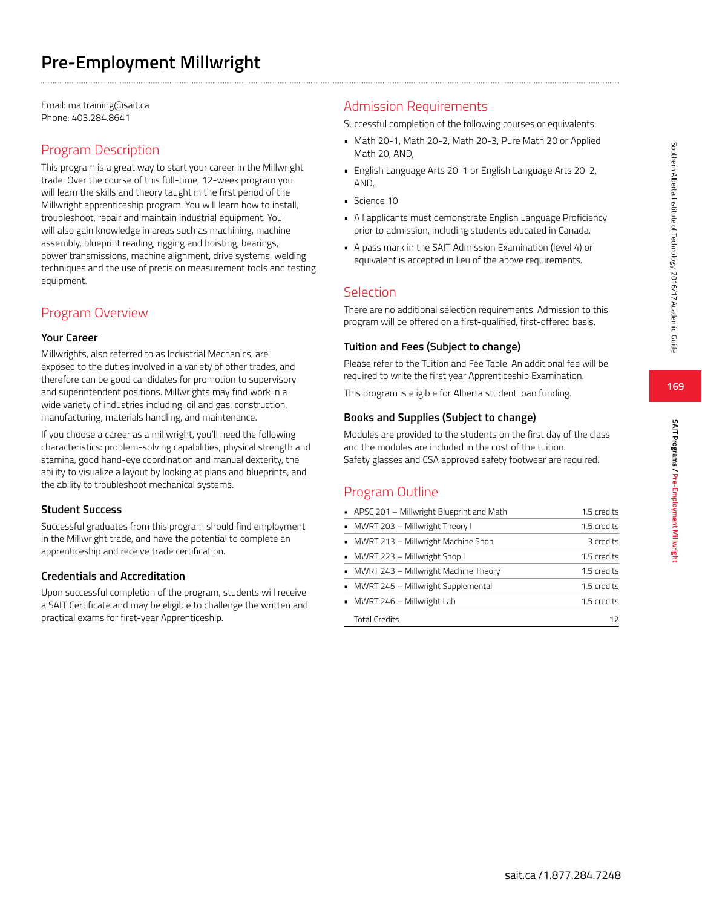# Pre-Employment Millwright

Email: ma.training@sait.ca
Phone: 403.284.8641

## Program Description

This program is a great way to start your career in the Millwright trade. Over the course of this full-time, 12-week program you will learn the skills and theory taught in the first period of the Millwright apprenticeship program. You will learn how to install, troubleshoot, repair and maintain industrial equipment. You will also gain knowledge in areas such as machining, machine assembly, blueprint reading, rigging and hoisting, bearings, power transmissions, machine alignment, drive systems, welding techniques and the use of precision measurement tools and testing equipment.

## Program Overview

### Your Career

Millwrights, also referred to as Industrial Mechanics, are exposed to the duties involved in a variety of other trades, and therefore can be good candidates for promotion to supervisory and superintendent positions. Millwrights may find work in a wide variety of industries including: oil and gas, construction, manufacturing, materials handling, and maintenance.

If you choose a career as a millwright, you'll need the following characteristics: problem-solving capabilities, physical strength and stamina, good hand-eye coordination and manual dexterity, the ability to visualize a layout by looking at plans and blueprints, and the ability to troubleshoot mechanical systems.

### Student Success

Successful graduates from this program should find employment in the Millwright trade, and have the potential to complete an apprenticeship and receive trade certification.

### Credentials and Accreditation

Upon successful completion of the program, students will receive a SAIT Certificate and may be eligible to challenge the written and practical exams for first-year Apprenticeship.

## Admission Requirements

Successful completion of the following courses or equivalents:

- Math 20-1, Math 20-2, Math 20-3, Pure Math 20 or Applied Math 20, AND,
- English Language Arts 20-1 or English Language Arts 20-2, AND,
- Science 10
- All applicants must demonstrate English Language Proficiency prior to admission, including students educated in Canada.
- A pass mark in the SAIT Admission Examination (level 4) or equivalent is accepted in lieu of the above requirements.

## Selection

There are no additional selection requirements. Admission to this program will be offered on a first-qualified, first-offered basis.

### Tuition and Fees (Subject to change)

Please refer to the Tuition and Fee Table. An additional fee will be required to write the first year Apprenticeship Examination.

This program is eligible for Alberta student loan funding.

### Books and Supplies (Subject to change)

Modules are provided to the students on the first day of the class and the modules are included in the cost of the tuition.
Safety glasses and CSA approved safety footwear are required.

## Program Outline

| Course | Credits |
|---|---|
| APSC 201 – Millwright Blueprint and Math | 1.5 credits |
| MWRT 203 – Millwright Theory I | 1.5 credits |
| MWRT 213 – Millwright Machine Shop | 3 credits |
| MWRT 223 – Millwright Shop I | 1.5 credits |
| MWRT 243 – Millwright Machine Theory | 1.5 credits |
| MWRT 245 – Millwright Supplemental | 1.5 credits |
| MWRT 246 – Millwright Lab | 1.5 credits |
| Total Credits | 12 |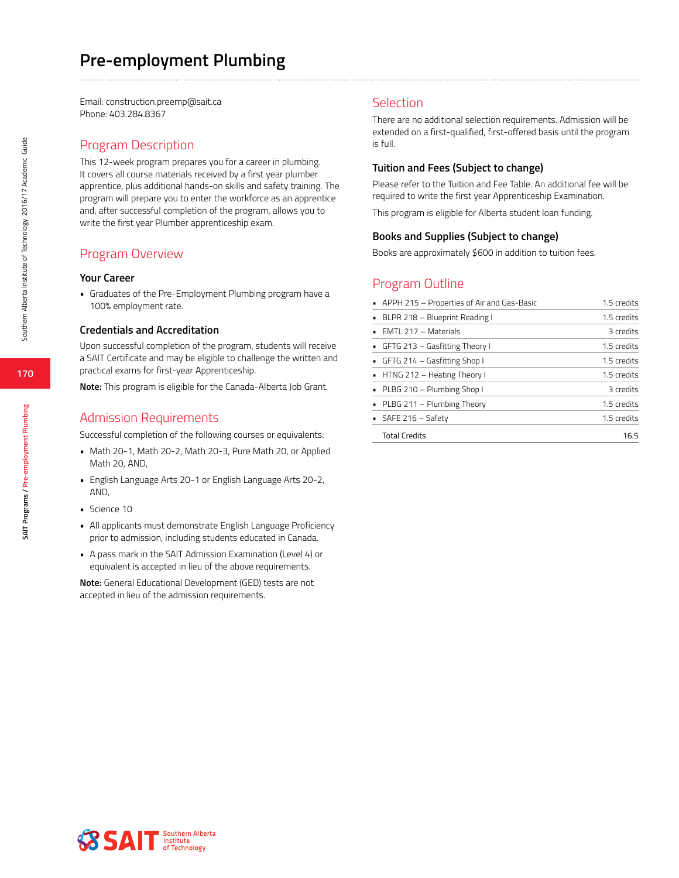# Pre-employment Plumbing

Email: construction.preemp@sait.ca
Phone: 403.284.8367

## Program Description

This 12-week program prepares you for a career in plumbing. It covers all course materials received by a first year plumber apprentice, plus additional hands-on skills and safety training. The program will prepare you to enter the workforce as an apprentice and, after successful completion of the program, allows you to write the first year Plumber apprenticeship exam.

## Program Overview

### Your Career

- Graduates of the Pre-Employment Plumbing program have a 100% employment rate.

### Credentials and Accreditation

Upon successful completion of the program, students will receive a SAIT Certificate and may be eligible to challenge the written and practical exams for first-year Apprenticeship.

**Note:** This program is eligible for the Canada-Alberta Job Grant.

## Admission Requirements

Successful completion of the following courses or equivalents:

- Math 20-1, Math 20-2, Math 20-3, Pure Math 20, or Applied Math 20, AND,
- English Language Arts 20-1 or English Language Arts 20-2, AND,
- Science 10
- All applicants must demonstrate English Language Proficiency prior to admission, including students educated in Canada.
- A pass mark in the SAIT Admission Examination (Level 4) or equivalent is accepted in lieu of the above requirements.

**Note:** General Educational Development (GED) tests are not accepted in lieu of the admission requirements.

## Selection

There are no additional selection requirements. Admission will be extended on a first-qualified, first-offered basis until the program is full.

### Tuition and Fees (Subject to change)

Please refer to the Tuition and Fee Table. An additional fee will be required to write the first year Apprenticeship Examination.

This program is eligible for Alberta student loan funding.

### Books and Supplies (Subject to change)

Books are approximately $600 in addition to tuition fees.

## Program Outline

| Course | Credits |
|---|---|
| APPH 215 – Properties of Air and Gas-Basic | 1.5 credits |
| BLPR 218 – Blueprint Reading I | 1.5 credits |
| EMTL 217 – Materials | 3 credits |
| GFTG 213 – Gasfitting Theory I | 1.5 credits |
| GFTG 214 – Gasfitting Shop I | 1.5 credits |
| HTNG 212 – Heating Theory I | 1.5 credits |
| PLBG 210 – Plumbing Shop I | 3 credits |
| PLBG 211 – Plumbing Theory | 1.5 credits |
| SAFE 216 – Safety | 1.5 credits |
| Total Credits | 16.5 |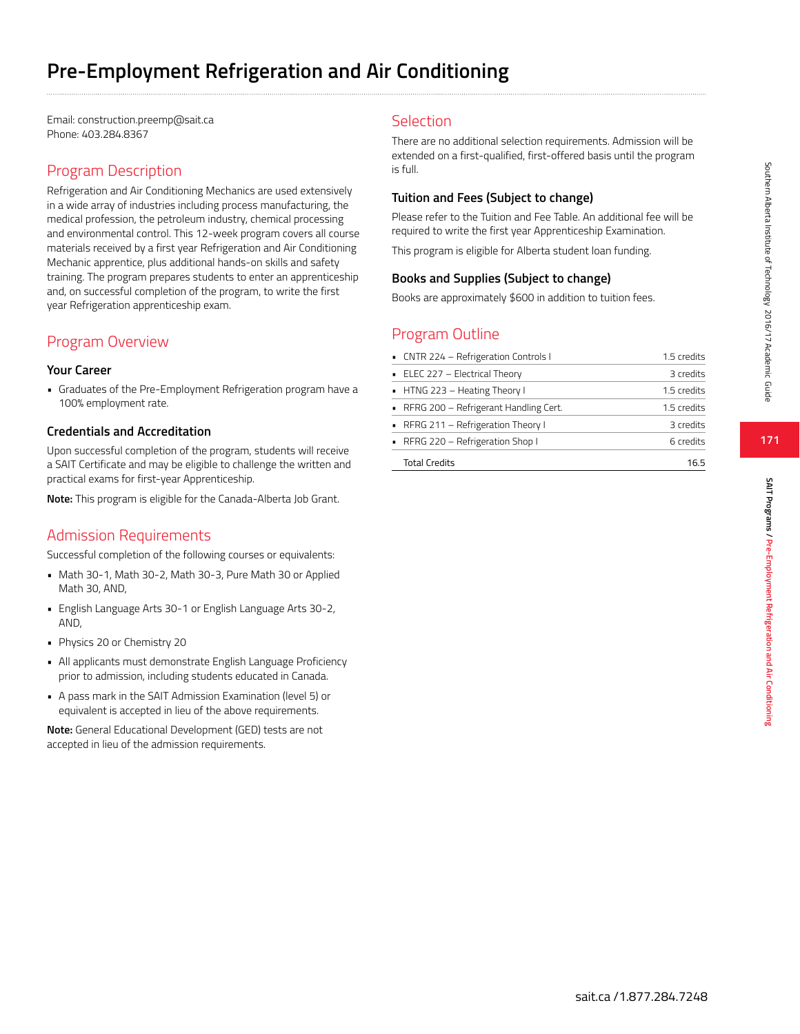# Pre-Employment Refrigeration and Air Conditioning

Email: construction.preemp@sait.ca
Phone: 403.284.8367

## Program Description

Refrigeration and Air Conditioning Mechanics are used extensively in a wide array of industries including process manufacturing, the medical profession, the petroleum industry, chemical processing and environmental control. This 12-week program covers all course materials received by a first year Refrigeration and Air Conditioning Mechanic apprentice, plus additional hands-on skills and safety training. The program prepares students to enter an apprenticeship and, on successful completion of the program, to write the first year Refrigeration apprenticeship exam.

## Program Overview

### Your Career

- Graduates of the Pre-Employment Refrigeration program have a 100% employment rate.

### Credentials and Accreditation

Upon successful completion of the program, students will receive a SAIT Certificate and may be eligible to challenge the written and practical exams for first-year Apprenticeship.

**Note:** This program is eligible for the Canada-Alberta Job Grant.

## Admission Requirements

Successful completion of the following courses or equivalents:

- Math 30-1, Math 30-2, Math 30-3, Pure Math 30 or Applied Math 30, AND,
- English Language Arts 30-1 or English Language Arts 30-2, AND,
- Physics 20 or Chemistry 20
- All applicants must demonstrate English Language Proficiency prior to admission, including students educated in Canada.
- A pass mark in the SAIT Admission Examination (level 5) or equivalent is accepted in lieu of the above requirements.

**Note:** General Educational Development (GED) tests are not accepted in lieu of the admission requirements.

## Selection

There are no additional selection requirements. Admission will be extended on a first-qualified, first-offered basis until the program is full.

### Tuition and Fees (Subject to change)

Please refer to the Tuition and Fee Table. An additional fee will be required to write the first year Apprenticeship Examination.

This program is eligible for Alberta student loan funding.

### Books and Supplies (Subject to change)

Books are approximately $600 in addition to tuition fees.

## Program Outline

| Course | Credits |
|---|---|
| CNTR 224 – Refrigeration Controls I | 1.5 credits |
| ELEC 227 – Electrical Theory | 3 credits |
| HTNG 223 – Heating Theory I | 1.5 credits |
| RFRG 200 – Refrigerant Handling Cert. | 1.5 credits |
| RFRG 211 – Refrigeration Theory I | 3 credits |
| RFRG 220 – Refrigeration Shop I | 6 credits |
| Total Credits | 16.5 |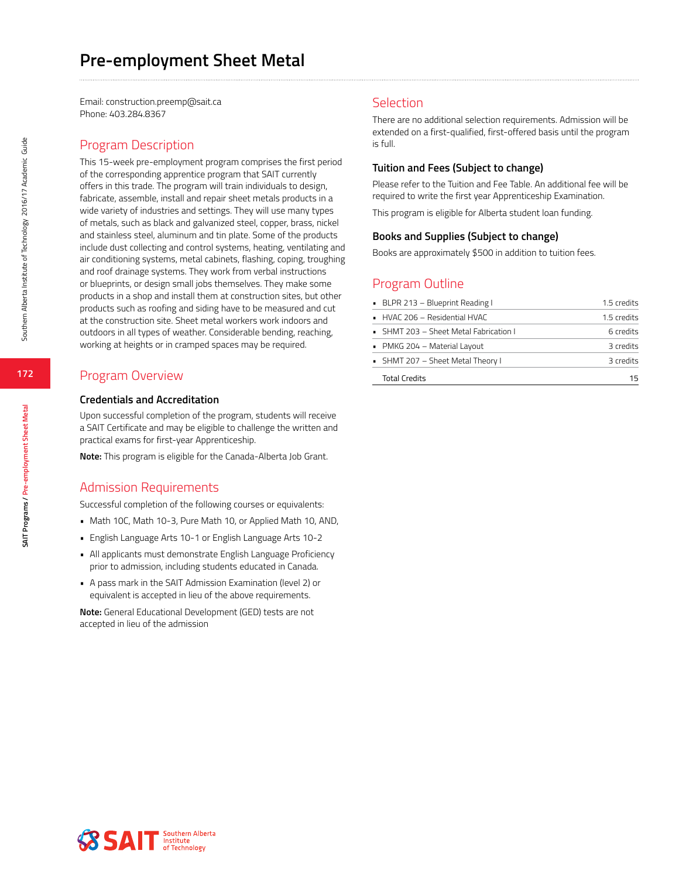# Pre-employment Sheet Metal

Email: construction.preemp@sait.ca
Phone: 403.284.8367

## Program Description

This 15-week pre-employment program comprises the first period of the corresponding apprentice program that SAIT currently offers in this trade. The program will train individuals to design, fabricate, assemble, install and repair sheet metals products in a wide variety of industries and settings. They will use many types of metals, such as black and galvanized steel, copper, brass, nickel and stainless steel, aluminum and tin plate. Some of the products include dust collecting and control systems, heating, ventilating and air conditioning systems, metal cabinets, flashing, coping, troughing and roof drainage systems. They work from verbal instructions or blueprints, or design small jobs themselves. They make some products in a shop and install them at construction sites, but other products such as roofing and siding have to be measured and cut at the construction site. Sheet metal workers work indoors and outdoors in all types of weather. Considerable bending, reaching, working at heights or in cramped spaces may be required.

## Program Overview

### Credentials and Accreditation

Upon successful completion of the program, students will receive a SAIT Certificate and may be eligible to challenge the written and practical exams for first-year Apprenticeship.

**Note:** This program is eligible for the Canada-Alberta Job Grant.

## Admission Requirements

Successful completion of the following courses or equivalents:

- Math 10C, Math 10-3, Pure Math 10, or Applied Math 10, AND,
- English Language Arts 10-1 or English Language Arts 10-2
- All applicants must demonstrate English Language Proficiency prior to admission, including students educated in Canada.
- A pass mark in the SAIT Admission Examination (level 2) or equivalent is accepted in lieu of the above requirements.

**Note:** General Educational Development (GED) tests are not accepted in lieu of the admission

## Selection

There are no additional selection requirements. Admission will be extended on a first-qualified, first-offered basis until the program is full.

### Tuition and Fees (Subject to change)

Please refer to the Tuition and Fee Table. An additional fee will be required to write the first year Apprenticeship Examination.

This program is eligible for Alberta student loan funding.

### Books and Supplies (Subject to change)

Books are approximately $500 in addition to tuition fees.

## Program Outline

| Course | Credits |
|---|---|
| BLPR 213 – Blueprint Reading I | 1.5 credits |
| HVAC 206 – Residential HVAC | 1.5 credits |
| SHMT 203 – Sheet Metal Fabrication I | 6 credits |
| PMKG 204 – Material Layout | 3 credits |
| SHMT 207 – Sheet Metal Theory I | 3 credits |
| Total Credits | 15 |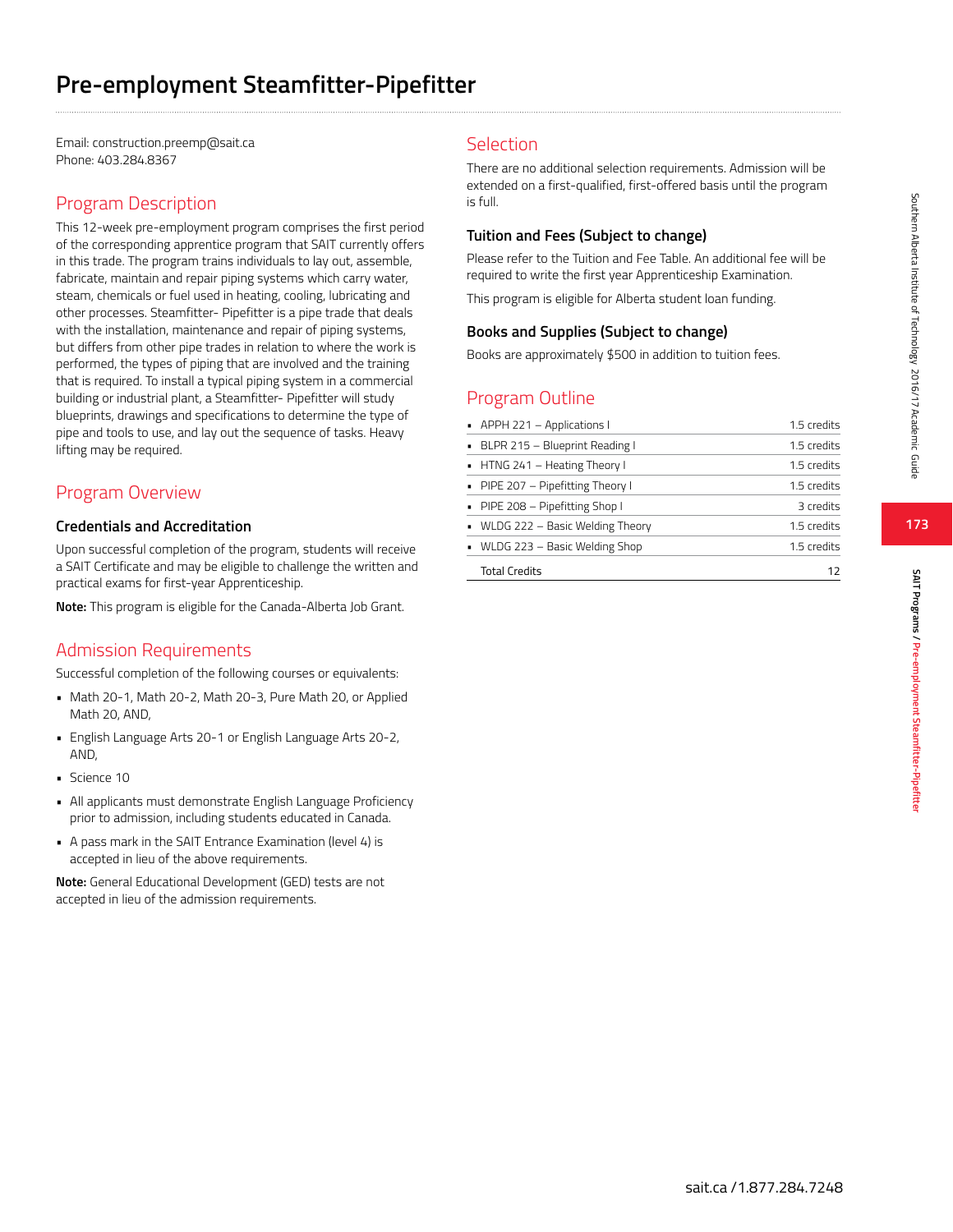# Pre-employment Steamfitter-Pipefitter

Email: construction.preemp@sait.ca
Phone: 403.284.8367

## Program Description

This 12-week pre-employment program comprises the first period of the corresponding apprentice program that SAIT currently offers in this trade. The program trains individuals to lay out, assemble, fabricate, maintain and repair piping systems which carry water, steam, chemicals or fuel used in heating, cooling, lubricating and other processes. Steamfitter- Pipefitter is a pipe trade that deals with the installation, maintenance and repair of piping systems, but differs from other pipe trades in relation to where the work is performed, the types of piping that are involved and the training that is required. To install a typical piping system in a commercial building or industrial plant, a Steamfitter- Pipefitter will study blueprints, drawings and specifications to determine the type of pipe and tools to use, and lay out the sequence of tasks. Heavy lifting may be required.

## Program Overview

### Credentials and Accreditation

Upon successful completion of the program, students will receive a SAIT Certificate and may be eligible to challenge the written and practical exams for first-year Apprenticeship.

**Note:** This program is eligible for the Canada-Alberta Job Grant.

## Admission Requirements

Successful completion of the following courses or equivalents:

- Math 20-1, Math 20-2, Math 20-3, Pure Math 20, or Applied Math 20, AND,
- English Language Arts 20-1 or English Language Arts 20-2, AND,
- Science 10
- All applicants must demonstrate English Language Proficiency prior to admission, including students educated in Canada.
- A pass mark in the SAIT Entrance Examination (level 4) is accepted in lieu of the above requirements.

**Note:** General Educational Development (GED) tests are not accepted in lieu of the admission requirements.

## Selection

There are no additional selection requirements. Admission will be extended on a first-qualified, first-offered basis until the program is full.

### Tuition and Fees (Subject to change)

Please refer to the Tuition and Fee Table. An additional fee will be required to write the first year Apprenticeship Examination.

This program is eligible for Alberta student loan funding.

### Books and Supplies (Subject to change)

Books are approximately $500 in addition to tuition fees.

## Program Outline

| Course | Credits |
|---|---|
| APPH 221 – Applications I | 1.5 credits |
| BLPR 215 – Blueprint Reading I | 1.5 credits |
| HTNG 241 – Heating Theory I | 1.5 credits |
| PIPE 207 – Pipefitting Theory I | 1.5 credits |
| PIPE 208 – Pipefitting Shop I | 3 credits |
| WLDG 222 – Basic Welding Theory | 1.5 credits |
| WLDG 223 – Basic Welding Shop | 1.5 credits |
| Total Credits | 12 |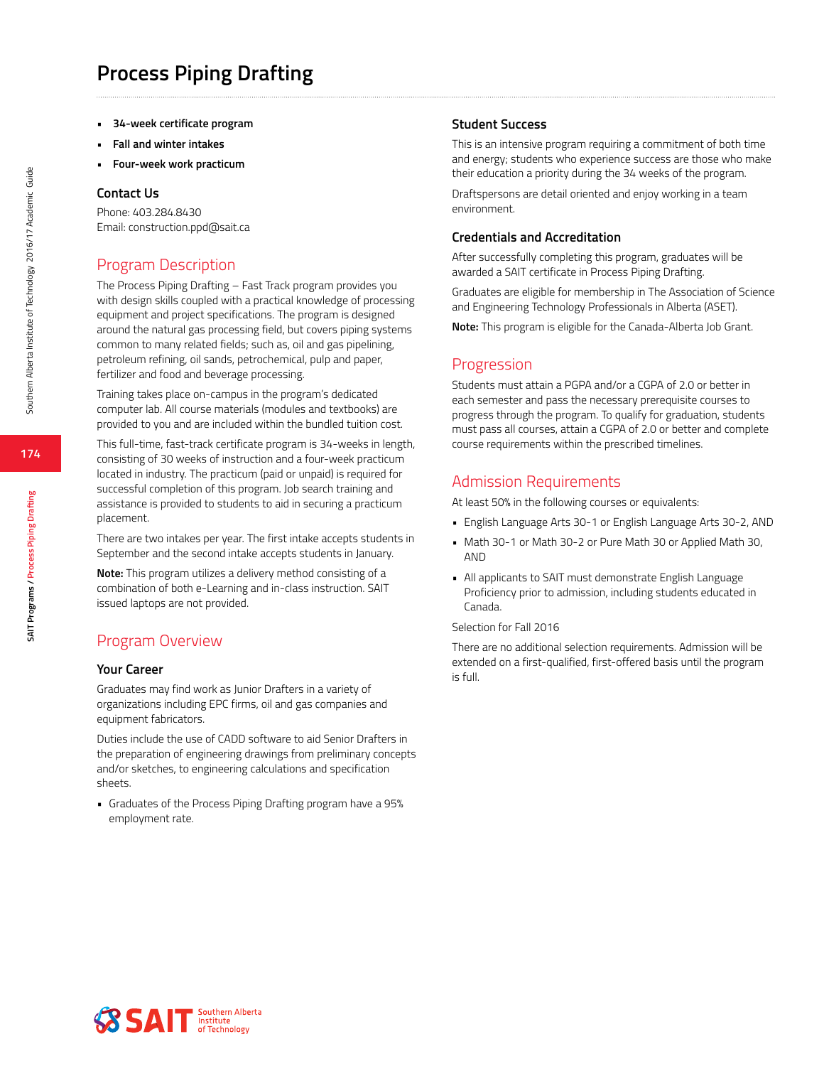# Process Piping Drafting

- **34-week certificate program**
- **Fall and winter intakes**
- **Four-week work practicum**

### Contact Us

Phone: 403.284.8430
Email: construction.ppd@sait.ca

## Program Description

The Process Piping Drafting – Fast Track program provides you with design skills coupled with a practical knowledge of processing equipment and project specifications. The program is designed around the natural gas processing field, but covers piping systems common to many related fields; such as, oil and gas pipelining, petroleum refining, oil sands, petrochemical, pulp and paper, fertilizer and food and beverage processing.

Training takes place on-campus in the program's dedicated computer lab. All course materials (modules and textbooks) are provided to you and are included within the bundled tuition cost.

This full-time, fast-track certificate program is 34-weeks in length, consisting of 30 weeks of instruction and a four-week practicum located in industry. The practicum (paid or unpaid) is required for successful completion of this program. Job search training and assistance is provided to students to aid in securing a practicum placement.

There are two intakes per year. The first intake accepts students in September and the second intake accepts students in January.

**Note:** This program utilizes a delivery method consisting of a combination of both e-Learning and in-class instruction. SAIT issued laptops are not provided.

## Program Overview

### Your Career

Graduates may find work as Junior Drafters in a variety of organizations including EPC firms, oil and gas companies and equipment fabricators.

Duties include the use of CADD software to aid Senior Drafters in the preparation of engineering drawings from preliminary concepts and/or sketches, to engineering calculations and specification sheets.

- Graduates of the Process Piping Drafting program have a 95% employment rate.

### Student Success

This is an intensive program requiring a commitment of both time and energy; students who experience success are those who make their education a priority during the 34 weeks of the program.

Draftspersons are detail oriented and enjoy working in a team environment.

### Credentials and Accreditation

After successfully completing this program, graduates will be awarded a SAIT certificate in Process Piping Drafting.

Graduates are eligible for membership in The Association of Science and Engineering Technology Professionals in Alberta (ASET).

**Note:** This program is eligible for the Canada-Alberta Job Grant.

## Progression

Students must attain a PGPA and/or a CGPA of 2.0 or better in each semester and pass the necessary prerequisite courses to progress through the program. To qualify for graduation, students must pass all courses, attain a CGPA of 2.0 or better and complete course requirements within the prescribed timelines.

## Admission Requirements

At least 50% in the following courses or equivalents:

- English Language Arts 30-1 or English Language Arts 30-2, AND
- Math 30-1 or Math 30-2 or Pure Math 30 or Applied Math 30, AND
- All applicants to SAIT must demonstrate English Language Proficiency prior to admission, including students educated in Canada.

Selection for Fall 2016

There are no additional selection requirements. Admission will be extended on a first-qualified, first-offered basis until the program is full.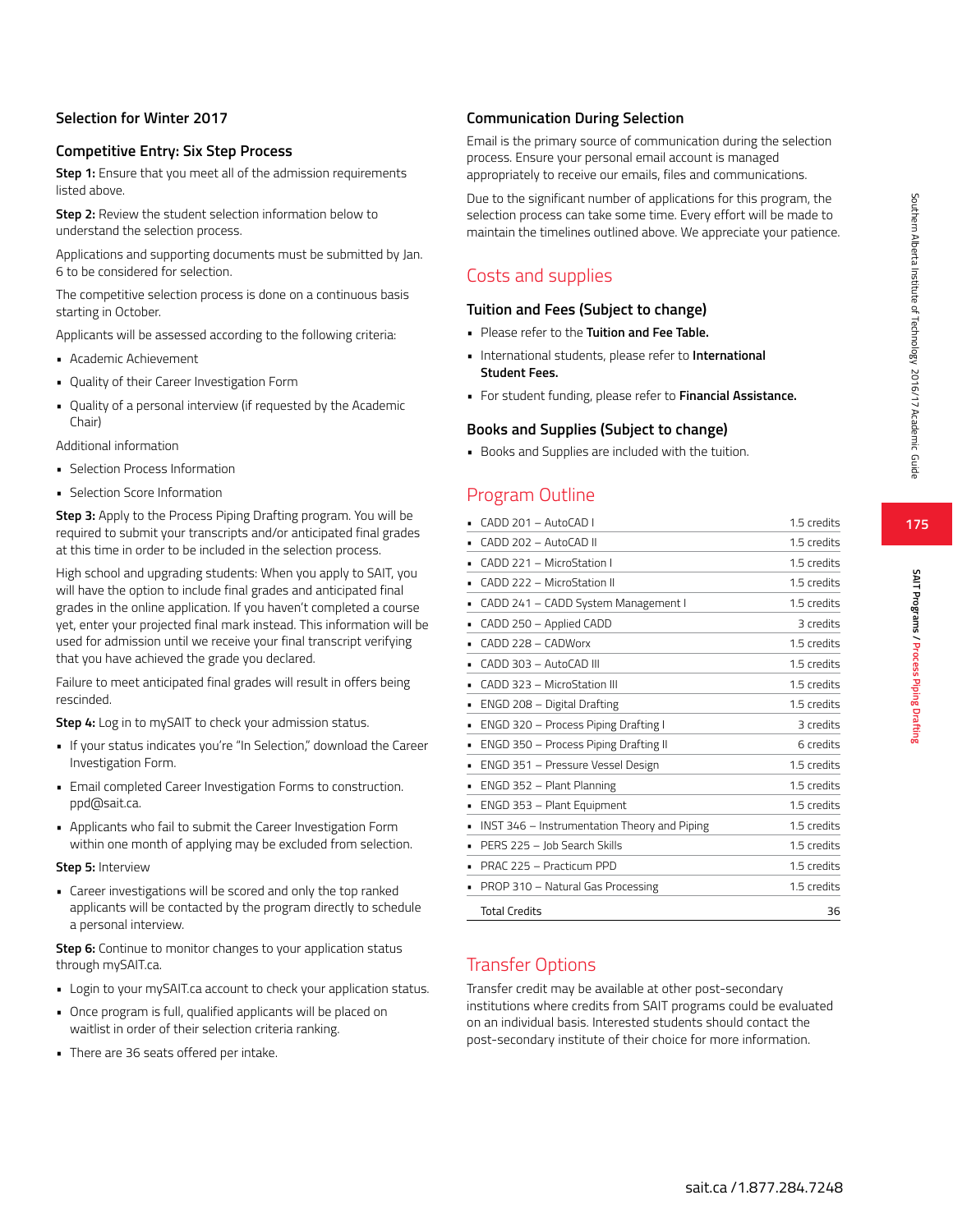### Selection for Winter 2017

### Competitive Entry: Six Step Process

**Step 1:** Ensure that you meet all of the admission requirements listed above.

**Step 2:** Review the student selection information below to understand the selection process.

Applications and supporting documents must be submitted by Jan. 6 to be considered for selection.

The competitive selection process is done on a continuous basis starting in October.

Applicants will be assessed according to the following criteria:

- Academic Achievement
- Quality of their Career Investigation Form
- Quality of a personal interview (if requested by the Academic Chair)

Additional information

- Selection Process Information
- Selection Score Information

**Step 3:** Apply to the Process Piping Drafting program. You will be required to submit your transcripts and/or anticipated final grades at this time in order to be included in the selection process.

High school and upgrading students: When you apply to SAIT, you will have the option to include final grades and anticipated final grades in the online application. If you haven't completed a course yet, enter your projected final mark instead. This information will be used for admission until we receive your final transcript verifying that you have achieved the grade you declared.

Failure to meet anticipated final grades will result in offers being rescinded.

**Step 4:** Log in to mySAIT to check your admission status.

- If your status indicates you're "In Selection," download the Career Investigation Form.
- Email completed Career Investigation Forms to construction.ppd@sait.ca.
- Applicants who fail to submit the Career Investigation Form within one month of applying may be excluded from selection.

**Step 5:** Interview

- Career investigations will be scored and only the top ranked applicants will be contacted by the program directly to schedule a personal interview.

**Step 6:** Continue to monitor changes to your application status through mySAIT.ca.

- Login to your mySAIT.ca account to check your application status.
- Once program is full, qualified applicants will be placed on waitlist in order of their selection criteria ranking.
- There are 36 seats offered per intake.

### Communication During Selection

Email is the primary source of communication during the selection process. Ensure your personal email account is managed appropriately to receive our emails, files and communications.

Due to the significant number of applications for this program, the selection process can take some time. Every effort will be made to maintain the timelines outlined above. We appreciate your patience.

## Costs and supplies

### Tuition and Fees (Subject to change)

- Please refer to the **Tuition and Fee Table.**
- International students, please refer to **International Student Fees.**
- For student funding, please refer to **Financial Assistance.**

### Books and Supplies (Subject to change)

- Books and Supplies are included with the tuition.

## Program Outline

| Course | Credits |
|---|---|
| CADD 201 – AutoCAD I | 1.5 credits |
| CADD 202 – AutoCAD II | 1.5 credits |
| CADD 221 – MicroStation I | 1.5 credits |
| CADD 222 – MicroStation II | 1.5 credits |
| CADD 241 – CADD System Management I | 1.5 credits |
| CADD 250 – Applied CADD | 3 credits |
| CADD 228 – CADWorx | 1.5 credits |
| CADD 303 – AutoCAD III | 1.5 credits |
| CADD 323 – MicroStation III | 1.5 credits |
| ENGD 208 – Digital Drafting | 1.5 credits |
| ENGD 320 – Process Piping Drafting I | 3 credits |
| ENGD 350 – Process Piping Drafting II | 6 credits |
| ENGD 351 – Pressure Vessel Design | 1.5 credits |
| ENGD 352 – Plant Planning | 1.5 credits |
| ENGD 353 – Plant Equipment | 1.5 credits |
| INST 346 – Instrumentation Theory and Piping | 1.5 credits |
| PERS 225 – Job Search Skills | 1.5 credits |
| PRAC 225 – Practicum PPD | 1.5 credits |
| PROP 310 – Natural Gas Processing | 1.5 credits |
| Total Credits | 36 |

## Transfer Options

Transfer credit may be available at other post-secondary institutions where credits from SAIT programs could be evaluated on an individual basis. Interested students should contact the post-secondary institute of their choice for more information.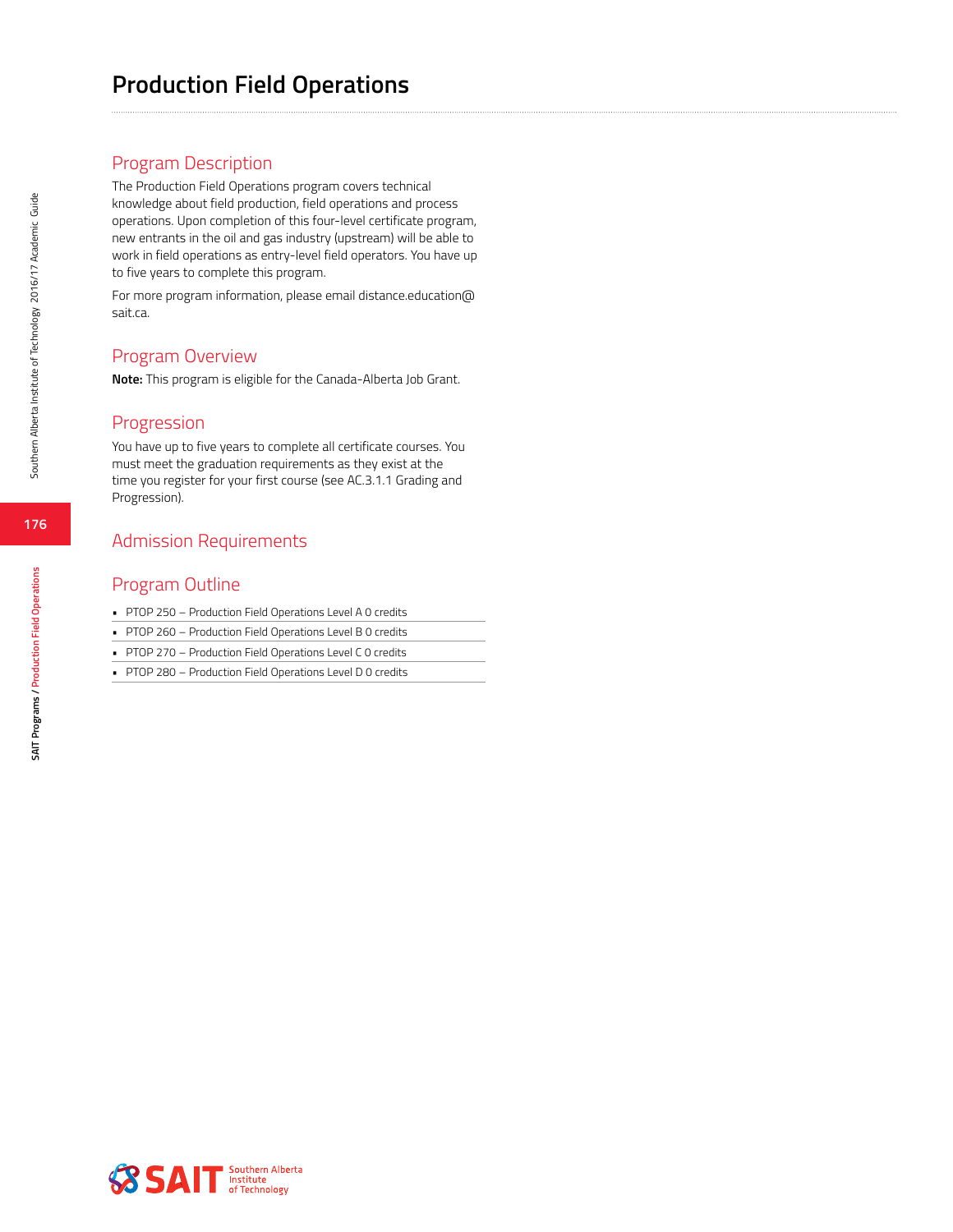# Production Field Operations

## Program Description

The Production Field Operations program covers technical knowledge about field production, field operations and process operations. Upon completion of this four-level certificate program, new entrants in the oil and gas industry (upstream) will be able to work in field operations as entry-level field operators. You have up to five years to complete this program.

For more program information, please email distance.education@sait.ca.

## Program Overview

**Note:** This program is eligible for the Canada-Alberta Job Grant.

## Progression

You have up to five years to complete all certificate courses. You must meet the graduation requirements as they exist at the time you register for your first course (see AC.3.1.1 Grading and Progression).

## Admission Requirements

## Program Outline

- PTOP 250 – Production Field Operations Level A 0 credits
- PTOP 260 – Production Field Operations Level B 0 credits
- PTOP 270 – Production Field Operations Level C 0 credits
- PTOP 280 – Production Field Operations Level D 0 credits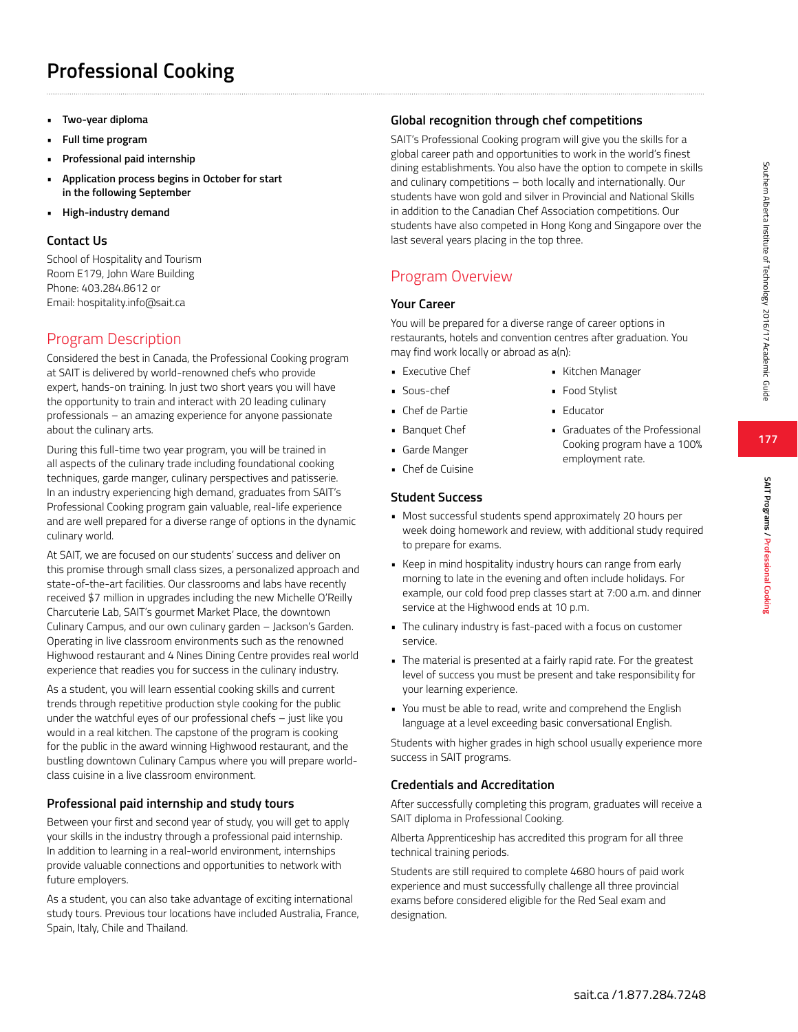# Professional Cooking

- **Two-year diploma**
- **Full time program**
- **Professional paid internship**
- **Application process begins in October for start in the following September**
- **High-industry demand**

### Contact Us

School of Hospitality and Tourism
Room E179, John Ware Building
Phone: 403.284.8612 or
Email: hospitality.info@sait.ca

## Program Description

Considered the best in Canada, the Professional Cooking program at SAIT is delivered by world-renowned chefs who provide expert, hands-on training. In just two short years you will have the opportunity to train and interact with 20 leading culinary professionals – an amazing experience for anyone passionate about the culinary arts.

During this full-time two year program, you will be trained in all aspects of the culinary trade including foundational cooking techniques, garde manger, culinary perspectives and patisserie. In an industry experiencing high demand, graduates from SAIT's Professional Cooking program gain valuable, real-life experience and are well prepared for a diverse range of options in the dynamic culinary world.

At SAIT, we are focused on our students' success and deliver on this promise through small class sizes, a personalized approach and state-of-the-art facilities. Our classrooms and labs have recently received $7 million in upgrades including the new Michelle O'Reilly Charcuterie Lab, SAIT's gourmet Market Place, the downtown Culinary Campus, and our own culinary garden – Jackson's Garden. Operating in live classroom environments such as the renowned Highwood restaurant and 4 Nines Dining Centre provides real world experience that readies you for success in the culinary industry.

As a student, you will learn essential cooking skills and current trends through repetitive production style cooking for the public under the watchful eyes of our professional chefs – just like you would in a real kitchen. The capstone of the program is cooking for the public in the award winning Highwood restaurant, and the bustling downtown Culinary Campus where you will prepare world-class cuisine in a live classroom environment.

### Professional paid internship and study tours

Between your first and second year of study, you will get to apply your skills in the industry through a professional paid internship. In addition to learning in a real-world environment, internships provide valuable connections and opportunities to network with future employers.

As a student, you can also take advantage of exciting international study tours. Previous tour locations have included Australia, France, Spain, Italy, Chile and Thailand.

### Global recognition through chef competitions

SAIT's Professional Cooking program will give you the skills for a global career path and opportunities to work in the world's finest dining establishments. You also have the option to compete in skills and culinary competitions – both locally and internationally. Our students have won gold and silver in Provincial and National Skills in addition to the Canadian Chef Association competitions. Our students have also competed in Hong Kong and Singapore over the last several years placing in the top three.

## Program Overview

### Your Career

You will be prepared for a diverse range of career options in restaurants, hotels and convention centres after graduation. You may find work locally or abroad as a(n):

- Executive Chef
- Sous-chef
- Chef de Partie
- Banquet Chef
- Garde Manger
- Chef de Cuisine
- Kitchen Manager
- Food Stylist
- Educator
- Graduates of the Professional Cooking program have a 100% employment rate.

### Student Success

- Most successful students spend approximately 20 hours per week doing homework and review, with additional study required to prepare for exams.
- Keep in mind hospitality industry hours can range from early morning to late in the evening and often include holidays. For example, our cold food prep classes start at 7:00 a.m. and dinner service at the Highwood ends at 10 p.m.
- The culinary industry is fast-paced with a focus on customer service.
- The material is presented at a fairly rapid rate. For the greatest level of success you must be present and take responsibility for your learning experience.
- You must be able to read, write and comprehend the English language at a level exceeding basic conversational English.

Students with higher grades in high school usually experience more success in SAIT programs.

### Credentials and Accreditation

After successfully completing this program, graduates will receive a SAIT diploma in Professional Cooking.

Alberta Apprenticeship has accredited this program for all three technical training periods.

Students are still required to complete 4680 hours of paid work experience and must successfully challenge all three provincial exams before considered eligible for the Red Seal exam and designation.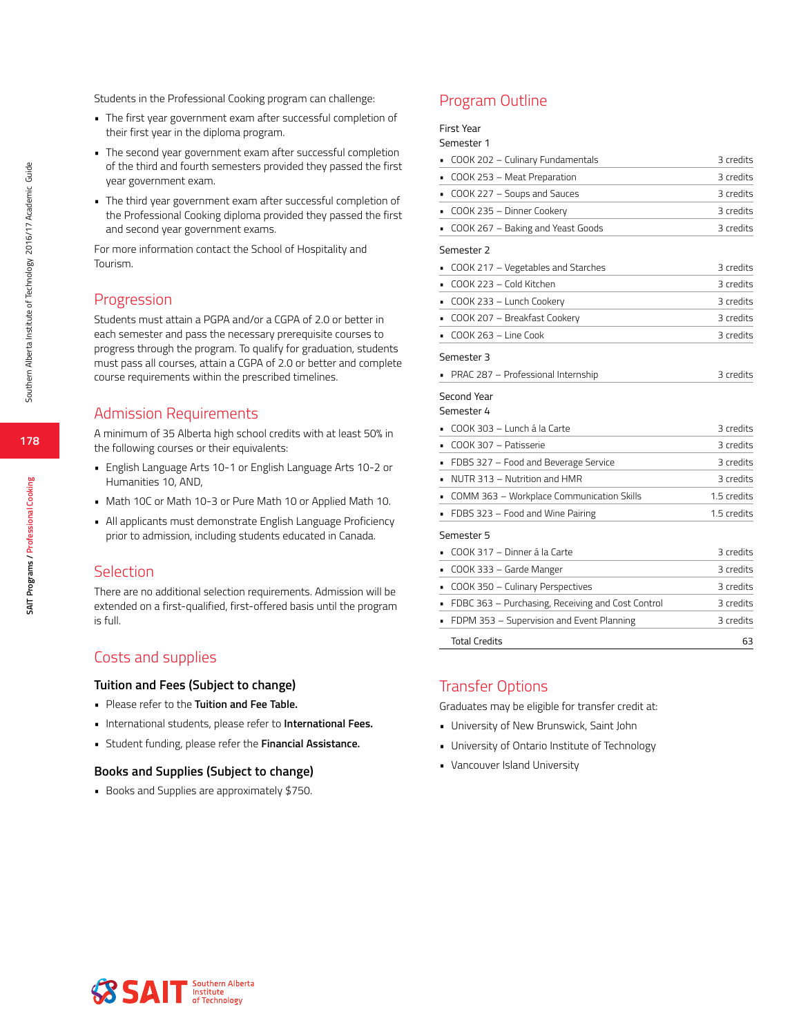Students in the Professional Cooking program can challenge:

- The first year government exam after successful completion of their first year in the diploma program.
- The second year government exam after successful completion of the third and fourth semesters provided they passed the first year government exam.
- The third year government exam after successful completion of the Professional Cooking diploma provided they passed the first and second year government exams.

For more information contact the School of Hospitality and Tourism.

## Progression

Students must attain a PGPA and/or a CGPA of 2.0 or better in each semester and pass the necessary prerequisite courses to progress through the program. To qualify for graduation, students must pass all courses, attain a CGPA of 2.0 or better and complete course requirements within the prescribed timelines.

## Admission Requirements

A minimum of 35 Alberta high school credits with at least 50% in the following courses or their equivalents:

- English Language Arts 10-1 or English Language Arts 10-2 or Humanities 10, AND,
- Math 10C or Math 10-3 or Pure Math 10 or Applied Math 10.
- All applicants must demonstrate English Language Proficiency prior to admission, including students educated in Canada.

## Selection

There are no additional selection requirements. Admission will be extended on a first-qualified, first-offered basis until the program is full.

## Costs and supplies

### Tuition and Fees (Subject to change)

- Please refer to the **Tuition and Fee Table.**
- International students, please refer to **International Fees.**
- Student funding, please refer the **Financial Assistance.**

### Books and Supplies (Subject to change)

- Books and Supplies are approximately $750.

## Program Outline

First Year

Semester 1

| Course | Credits |
|---|---|
| COOK 202 – Culinary Fundamentals | 3 credits |
| COOK 253 – Meat Preparation | 3 credits |
| COOK 227 – Soups and Sauces | 3 credits |
| COOK 235 – Dinner Cookery | 3 credits |
| COOK 267 – Baking and Yeast Goods | 3 credits |

Semester 2

| Course | Credits |
|---|---|
| COOK 217 – Vegetables and Starches | 3 credits |
| COOK 223 – Cold Kitchen | 3 credits |
| COOK 233 – Lunch Cookery | 3 credits |
| COOK 207 – Breakfast Cookery | 3 credits |
| COOK 263 – Line Cook | 3 credits |

Semester 3

| Course | Credits |
|---|---|
| PRAC 287 – Professional Internship | 3 credits |

Second Year

Semester 4

| Course | Credits |
|---|---|
| COOK 303 – Lunch á la Carte | 3 credits |
| COOK 307 – Patisserie | 3 credits |
| FDBS 327 – Food and Beverage Service | 3 credits |
| NUTR 313 – Nutrition and HMR | 3 credits |
| COMM 363 – Workplace Communication Skills | 1.5 credits |
| FDBS 323 – Food and Wine Pairing | 1.5 credits |

Semester 5

| Course | Credits |
|---|---|
| COOK 317 – Dinner á la Carte | 3 credits |
| COOK 333 – Garde Manger | 3 credits |
| COOK 350 – Culinary Perspectives | 3 credits |
| FDBC 363 – Purchasing, Receiving and Cost Control | 3 credits |
| FDPM 353 – Supervision and Event Planning | 3 credits |
| Total Credits | 63 |

## Transfer Options

Graduates may be eligible for transfer credit at:

- University of New Brunswick, Saint John
- University of Ontario Institute of Technology
- Vancouver Island University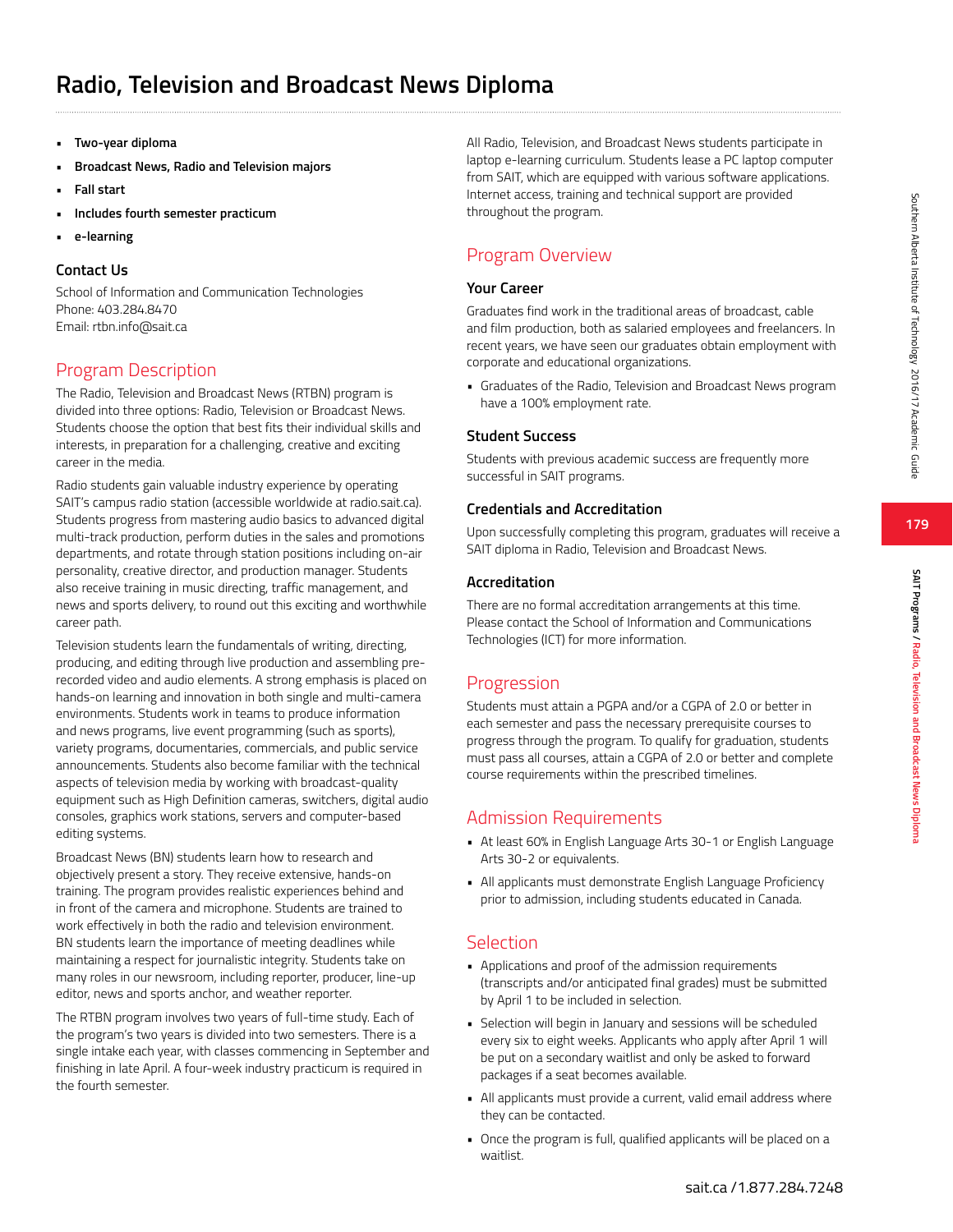# Radio, Television and Broadcast News Diploma

- **Two-year diploma**
- **Broadcast News, Radio and Television majors**
- **Fall start**
- **Includes fourth semester practicum**
- **e-learning**

### Contact Us

School of Information and Communication Technologies
Phone: 403.284.8470
Email: rtbn.info@sait.ca

## Program Description

The Radio, Television and Broadcast News (RTBN) program is divided into three options: Radio, Television or Broadcast News. Students choose the option that best fits their individual skills and interests, in preparation for a challenging, creative and exciting career in the media.

Radio students gain valuable industry experience by operating SAIT's campus radio station (accessible worldwide at radio.sait.ca). Students progress from mastering audio basics to advanced digital multi-track production, perform duties in the sales and promotions departments, and rotate through station positions including on-air personality, creative director, and production manager. Students also receive training in music directing, traffic management, and news and sports delivery, to round out this exciting and worthwhile career path.

Television students learn the fundamentals of writing, directing, producing, and editing through live production and assembling pre-recorded video and audio elements. A strong emphasis is placed on hands-on learning and innovation in both single and multi-camera environments. Students work in teams to produce information and news programs, live event programming (such as sports), variety programs, documentaries, commercials, and public service announcements. Students also become familiar with the technical aspects of television media by working with broadcast-quality equipment such as High Definition cameras, switchers, digital audio consoles, graphics work stations, servers and computer-based editing systems.

Broadcast News (BN) students learn how to research and objectively present a story. They receive extensive, hands-on training. The program provides realistic experiences behind and in front of the camera and microphone. Students are trained to work effectively in both the radio and television environment. BN students learn the importance of meeting deadlines while maintaining a respect for journalistic integrity. Students take on many roles in our newsroom, including reporter, producer, line-up editor, news and sports anchor, and weather reporter.

The RTBN program involves two years of full-time study. Each of the program's two years is divided into two semesters. There is a single intake each year, with classes commencing in September and finishing in late April. A four-week industry practicum is required in the fourth semester.

All Radio, Television, and Broadcast News students participate in laptop e-learning curriculum. Students lease a PC laptop computer from SAIT, which are equipped with various software applications. Internet access, training and technical support are provided throughout the program.

## Program Overview

### Your Career

Graduates find work in the traditional areas of broadcast, cable and film production, both as salaried employees and freelancers. In recent years, we have seen our graduates obtain employment with corporate and educational organizations.

- Graduates of the Radio, Television and Broadcast News program have a 100% employment rate.

### Student Success

Students with previous academic success are frequently more successful in SAIT programs.

### Credentials and Accreditation

Upon successfully completing this program, graduates will receive a SAIT diploma in Radio, Television and Broadcast News.

### Accreditation

There are no formal accreditation arrangements at this time. Please contact the School of Information and Communications Technologies (ICT) for more information.

## Progression

Students must attain a PGPA and/or a CGPA of 2.0 or better in each semester and pass the necessary prerequisite courses to progress through the program. To qualify for graduation, students must pass all courses, attain a CGPA of 2.0 or better and complete course requirements within the prescribed timelines.

## Admission Requirements

- At least 60% in English Language Arts 30-1 or English Language Arts 30-2 or equivalents.
- All applicants must demonstrate English Language Proficiency prior to admission, including students educated in Canada.

## Selection

- Applications and proof of the admission requirements (transcripts and/or anticipated final grades) must be submitted by April 1 to be included in selection.
- Selection will begin in January and sessions will be scheduled every six to eight weeks. Applicants who apply after April 1 will be put on a secondary waitlist and only be asked to forward packages if a seat becomes available.
- All applicants must provide a current, valid email address where they can be contacted.
- Once the program is full, qualified applicants will be placed on a waitlist.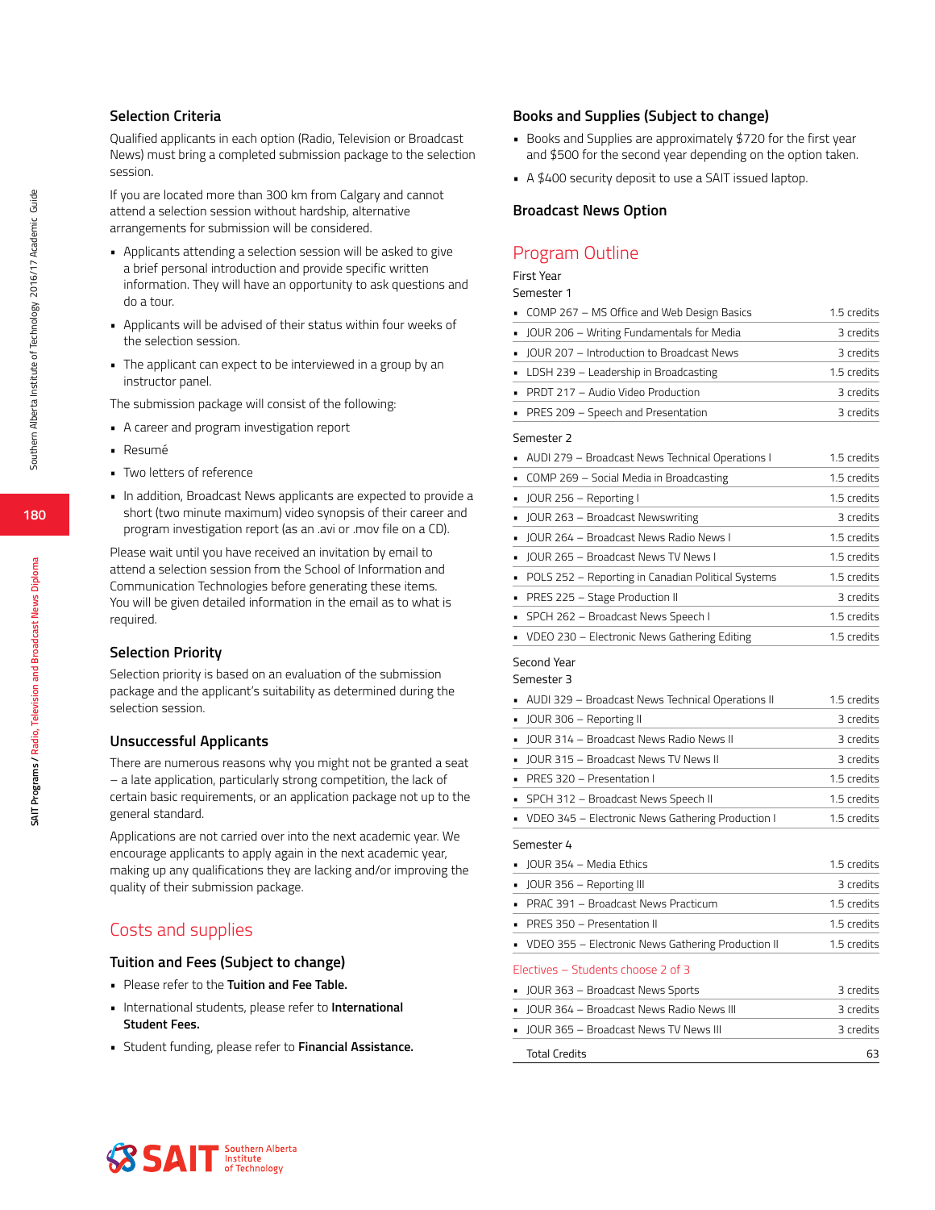### Selection Criteria

Qualified applicants in each option (Radio, Television or Broadcast News) must bring a completed submission package to the selection session.

If you are located more than 300 km from Calgary and cannot attend a selection session without hardship, alternative arrangements for submission will be considered.

- Applicants attending a selection session will be asked to give a brief personal introduction and provide specific written information. They will have an opportunity to ask questions and do a tour.
- Applicants will be advised of their status within four weeks of the selection session.
- The applicant can expect to be interviewed in a group by an instructor panel.

The submission package will consist of the following:

- A career and program investigation report
- Resumé
- Two letters of reference
- In addition, Broadcast News applicants are expected to provide a short (two minute maximum) video synopsis of their career and program investigation report (as an .avi or .mov file on a CD).

Please wait until you have received an invitation by email to attend a selection session from the School of Information and Communication Technologies before generating these items. You will be given detailed information in the email as to what is required.

### Selection Priority

Selection priority is based on an evaluation of the submission package and the applicant's suitability as determined during the selection session.

### Unsuccessful Applicants

There are numerous reasons why you might not be granted a seat – a late application, particularly strong competition, the lack of certain basic requirements, or an application package not up to the general standard.

Applications are not carried over into the next academic year. We encourage applicants to apply again in the next academic year, making up any qualifications they are lacking and/or improving the quality of their submission package.

## Costs and supplies

### Tuition and Fees (Subject to change)

- Please refer to the **Tuition and Fee Table.**
- International students, please refer to **International Student Fees.**
- Student funding, please refer to **Financial Assistance.**

### Books and Supplies (Subject to change)

- Books and Supplies are approximately $720 for the first year and $500 for the second year depending on the option taken.
- A $400 security deposit to use a SAIT issued laptop.

### Broadcast News Option

## Program Outline

First Year

Semester 1

| Course | Credits |
|---|---|
| COMP 267 – MS Office and Web Design Basics | 1.5 credits |
| JOUR 206 – Writing Fundamentals for Media | 3 credits |
| JOUR 207 – Introduction to Broadcast News | 3 credits |
| LDSH 239 – Leadership in Broadcasting | 1.5 credits |
| PRDT 217 – Audio Video Production | 3 credits |
| PRES 209 – Speech and Presentation | 3 credits |

Semester 2

| Course | Credits |
|---|---|
| AUDI 279 – Broadcast News Technical Operations I | 1.5 credits |
| COMP 269 – Social Media in Broadcasting | 1.5 credits |
| JOUR 256 – Reporting I | 1.5 credits |
| JOUR 263 – Broadcast Newswriting | 3 credits |
| JOUR 264 – Broadcast News Radio News I | 1.5 credits |
| JOUR 265 – Broadcast News TV News I | 1.5 credits |
| POLS 252 – Reporting in Canadian Political Systems | 1.5 credits |
| PRES 225 – Stage Production II | 3 credits |
| SPCH 262 – Broadcast News Speech I | 1.5 credits |
| VDEO 230 – Electronic News Gathering Editing | 1.5 credits |

Second Year

Semester 3

| Course | Credits |
|---|---|
| AUDI 329 – Broadcast News Technical Operations II | 1.5 credits |
| JOUR 306 – Reporting II | 3 credits |
| JOUR 314 – Broadcast News Radio News II | 3 credits |
| JOUR 315 – Broadcast News TV News II | 3 credits |
| PRES 320 – Presentation I | 1.5 credits |
| SPCH 312 – Broadcast News Speech II | 1.5 credits |
| VDEO 345 – Electronic News Gathering Production I | 1.5 credits |

Semester 4

| Course | Credits |
|---|---|
| JOUR 354 – Media Ethics | 1.5 credits |
| JOUR 356 – Reporting III | 3 credits |
| PRAC 391 – Broadcast News Practicum | 1.5 credits |
| PRES 350 – Presentation II | 1.5 credits |
| VDEO 355 – Electronic News Gathering Production II | 1.5 credits |

Electives – Students choose 2 of 3

| Course | Credits |
|---|---|
| JOUR 363 – Broadcast News Sports | 3 credits |
| JOUR 364 – Broadcast News Radio News III | 3 credits |
| JOUR 365 – Broadcast News TV News III | 3 credits |
| Total Credits | 63 |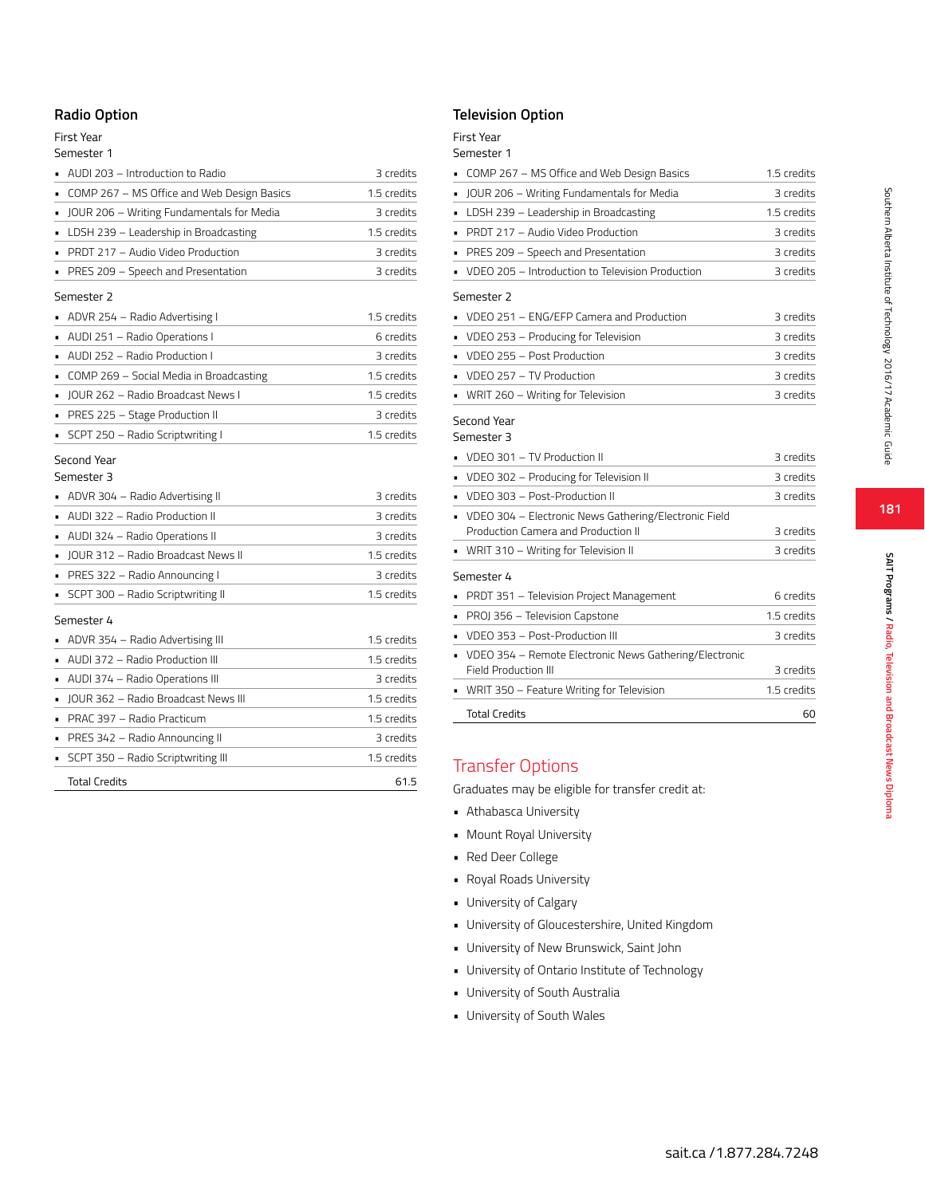## Radio Option

First Year
Semester 1

| Course | Credits |
|---|---|
| AUDI 203 – Introduction to Radio | 3 credits |
| COMP 267 – MS Office and Web Design Basics | 1.5 credits |
| JOUR 206 – Writing Fundamentals for Media | 3 credits |
| LDSH 239 – Leadership in Broadcasting | 1.5 credits |
| PRDT 217 – Audio Video Production | 3 credits |
| PRES 209 – Speech and Presentation | 3 credits |

Semester 2

| Course | Credits |
|---|---|
| ADVR 254 – Radio Advertising I | 1.5 credits |
| AUDI 251 – Radio Operations I | 6 credits |
| AUDI 252 – Radio Production I | 3 credits |
| COMP 269 – Social Media in Broadcasting | 1.5 credits |
| JOUR 262 – Radio Broadcast News I | 1.5 credits |
| PRES 225 – Stage Production II | 3 credits |
| SCPT 250 – Radio Scriptwriting I | 1.5 credits |

Second Year
Semester 3

| Course | Credits |
|---|---|
| ADVR 304 – Radio Advertising II | 3 credits |
| AUDI 322 – Radio Production II | 3 credits |
| AUDI 324 – Radio Operations II | 3 credits |
| JOUR 312 – Radio Broadcast News II | 1.5 credits |
| PRES 322 – Radio Announcing I | 3 credits |
| SCPT 300 – Radio Scriptwriting II | 1.5 credits |

Semester 4

| Course | Credits |
|---|---|
| ADVR 354 – Radio Advertising III | 1.5 credits |
| AUDI 372 – Radio Production III | 1.5 credits |
| AUDI 374 – Radio Operations III | 3 credits |
| JOUR 362 – Radio Broadcast News III | 1.5 credits |
| PRAC 397 – Radio Practicum | 1.5 credits |
| PRES 342 – Radio Announcing II | 3 credits |
| SCPT 350 – Radio Scriptwriting III | 1.5 credits |
| Total Credits | 61.5 |

## Television Option

First Year
Semester 1

| Course | Credits |
|---|---|
| COMP 267 – MS Office and Web Design Basics | 1.5 credits |
| JOUR 206 – Writing Fundamentals for Media | 3 credits |
| LDSH 239 – Leadership in Broadcasting | 1.5 credits |
| PRDT 217 – Audio Video Production | 3 credits |
| PRES 209 – Speech and Presentation | 3 credits |
| VDEO 205 – Introduction to Television Production | 3 credits |

Semester 2

| Course | Credits |
|---|---|
| VDEO 251 – ENG/EFP Camera and Production | 3 credits |
| VDEO 253 – Producing for Television | 3 credits |
| VDEO 255 – Post Production | 3 credits |
| VDEO 257 – TV Production | 3 credits |
| WRIT 260 – Writing for Television | 3 credits |

Second Year
Semester 3

| Course | Credits |
|---|---|
| VDEO 301 – TV Production II | 3 credits |
| VDEO 302 – Producing for Television II | 3 credits |
| VDEO 303 – Post-Production II | 3 credits |
| VDEO 304 – Electronic News Gathering/Electronic Field Production Camera and Production II | 3 credits |
| WRIT 310 – Writing for Television II | 3 credits |

Semester 4

| Course | Credits |
|---|---|
| PRDT 351 – Television Project Management | 6 credits |
| PROJ 356 – Television Capstone | 1.5 credits |
| VDEO 353 – Post-Production III | 3 credits |
| VDEO 354 – Remote Electronic News Gathering/Electronic Field Production III | 3 credits |
| WRIT 350 – Feature Writing for Television | 1.5 credits |
| Total Credits | 60 |

## Transfer Options

Graduates may be eligible for transfer credit at:

- Athabasca University
- Mount Royal University
- Red Deer College
- Royal Roads University
- University of Calgary
- University of Gloucestershire, United Kingdom
- University of New Brunswick, Saint John
- University of Ontario Institute of Technology
- University of South Australia
- University of South Wales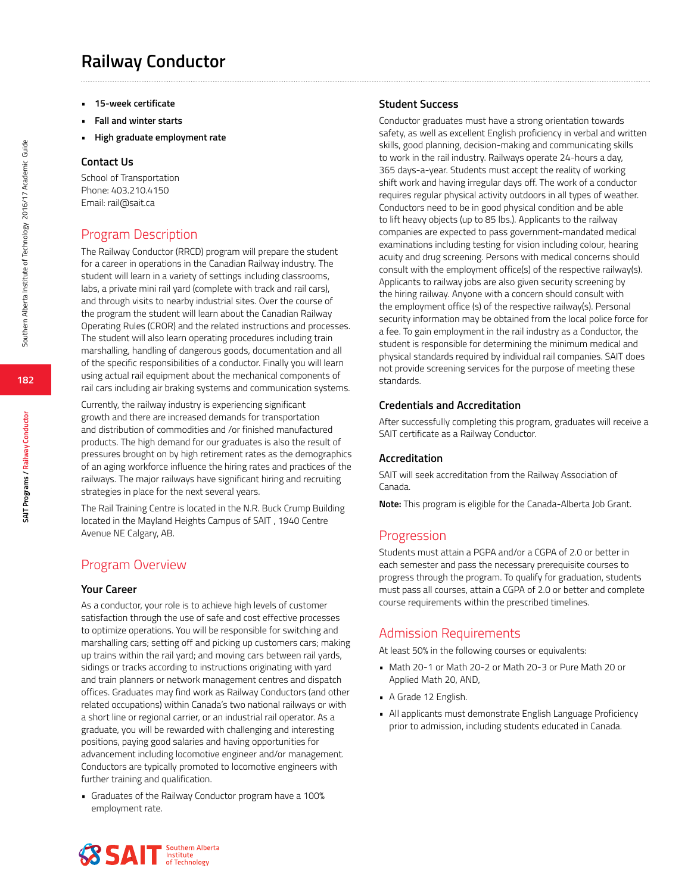# Railway Conductor

- **15-week certificate**
- **Fall and winter starts**
- **High graduate employment rate**

### Contact Us

School of Transportation
Phone: 403.210.4150
Email: rail@sait.ca

## Program Description

The Railway Conductor (RRCD) program will prepare the student for a career in operations in the Canadian Railway industry. The student will learn in a variety of settings including classrooms, labs, a private mini rail yard (complete with track and rail cars), and through visits to nearby industrial sites. Over the course of the program the student will learn about the Canadian Railway Operating Rules (CROR) and the related instructions and processes. The student will also learn operating procedures including train marshalling, handling of dangerous goods, documentation and all of the specific responsibilities of a conductor. Finally you will learn using actual rail equipment about the mechanical components of rail cars including air braking systems and communication systems.

Currently, the railway industry is experiencing significant growth and there are increased demands for transportation and distribution of commodities and /or finished manufactured products. The high demand for our graduates is also the result of pressures brought on by high retirement rates as the demographics of an aging workforce influence the hiring rates and practices of the railways. The major railways have significant hiring and recruiting strategies in place for the next several years.

The Rail Training Centre is located in the N.R. Buck Crump Building located in the Mayland Heights Campus of SAIT , 1940 Centre Avenue NE Calgary, AB.

## Program Overview

### Your Career

As a conductor, your role is to achieve high levels of customer satisfaction through the use of safe and cost effective processes to optimize operations. You will be responsible for switching and marshalling cars; setting off and picking up customers cars; making up trains within the rail yard; and moving cars between rail yards, sidings or tracks according to instructions originating with yard and train planners or network management centres and dispatch offices. Graduates may find work as Railway Conductors (and other related occupations) within Canada's two national railways or with a short line or regional carrier, or an industrial rail operator. As a graduate, you will be rewarded with challenging and interesting positions, paying good salaries and having opportunities for advancement including locomotive engineer and/or management. Conductors are typically promoted to locomotive engineers with further training and qualification.

- Graduates of the Railway Conductor program have a 100% employment rate.

### Student Success

Conductor graduates must have a strong orientation towards safety, as well as excellent English proficiency in verbal and written skills, good planning, decision-making and communicating skills to work in the rail industry. Railways operate 24-hours a day, 365 days-a-year. Students must accept the reality of working shift work and having irregular days off. The work of a conductor requires regular physical activity outdoors in all types of weather. Conductors need to be in good physical condition and be able to lift heavy objects (up to 85 lbs.). Applicants to the railway companies are expected to pass government-mandated medical examinations including testing for vision including colour, hearing acuity and drug screening. Persons with medical concerns should consult with the employment office(s) of the respective railway(s). Applicants to railway jobs are also given security screening by the hiring railway. Anyone with a concern should consult with the employment office (s) of the respective railway(s). Personal security information may be obtained from the local police force for a fee. To gain employment in the rail industry as a Conductor, the student is responsible for determining the minimum medical and physical standards required by individual rail companies. SAIT does not provide screening services for the purpose of meeting these standards.

### Credentials and Accreditation

After successfully completing this program, graduates will receive a SAIT certificate as a Railway Conductor.

### Accreditation

SAIT will seek accreditation from the Railway Association of Canada.

**Note:** This program is eligible for the Canada-Alberta Job Grant.

## Progression

Students must attain a PGPA and/or a CGPA of 2.0 or better in each semester and pass the necessary prerequisite courses to progress through the program. To qualify for graduation, students must pass all courses, attain a CGPA of 2.0 or better and complete course requirements within the prescribed timelines.

## Admission Requirements

At least 50% in the following courses or equivalents:

- Math 20-1 or Math 20-2 or Math 20-3 or Pure Math 20 or Applied Math 20, AND,
- A Grade 12 English.
- All applicants must demonstrate English Language Proficiency prior to admission, including students educated in Canada.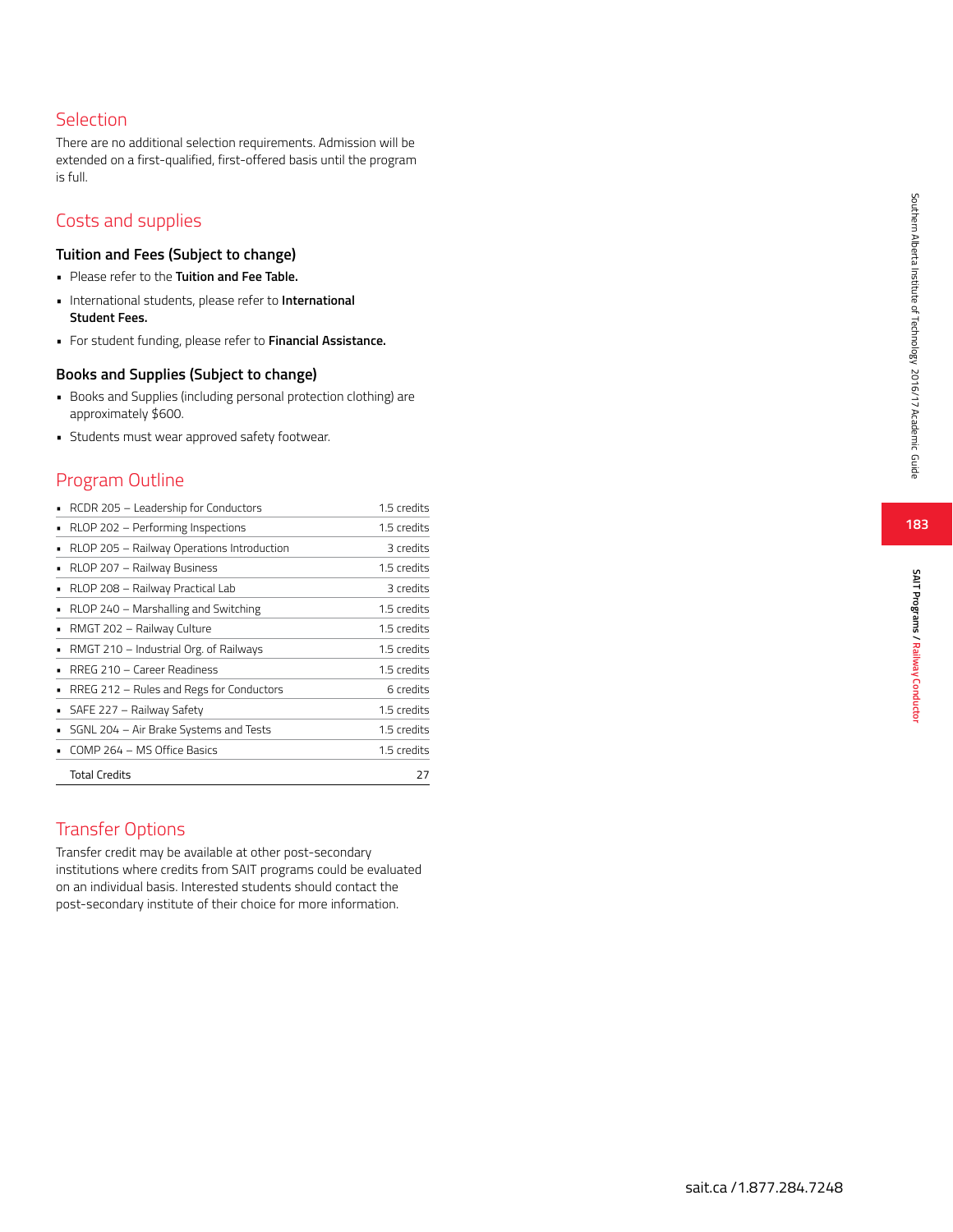## Selection

There are no additional selection requirements. Admission will be extended on a first-qualified, first-offered basis until the program is full.

## Costs and supplies

### Tuition and Fees (Subject to change)

- Please refer to the **Tuition and Fee Table.**
- International students, please refer to **International Student Fees.**
- For student funding, please refer to **Financial Assistance.**

### Books and Supplies (Subject to change)

- Books and Supplies (including personal protection clothing) are approximately $600.
- Students must wear approved safety footwear.

## Program Outline

| Course | Credits |
|---|---|
| RCDR 205 – Leadership for Conductors | 1.5 credits |
| RLOP 202 – Performing Inspections | 1.5 credits |
| RLOP 205 – Railway Operations Introduction | 3 credits |
| RLOP 207 – Railway Business | 1.5 credits |
| RLOP 208 – Railway Practical Lab | 3 credits |
| RLOP 240 – Marshalling and Switching | 1.5 credits |
| RMGT 202 – Railway Culture | 1.5 credits |
| RMGT 210 – Industrial Org. of Railways | 1.5 credits |
| RREG 210 – Career Readiness | 1.5 credits |
| RREG 212 – Rules and Regs for Conductors | 6 credits |
| SAFE 227 – Railway Safety | 1.5 credits |
| SGNL 204 – Air Brake Systems and Tests | 1.5 credits |
| COMP 264 – MS Office Basics | 1.5 credits |
| Total Credits | 27 |

## Transfer Options

Transfer credit may be available at other post-secondary institutions where credits from SAIT programs could be evaluated on an individual basis. Interested students should contact the post-secondary institute of their choice for more information.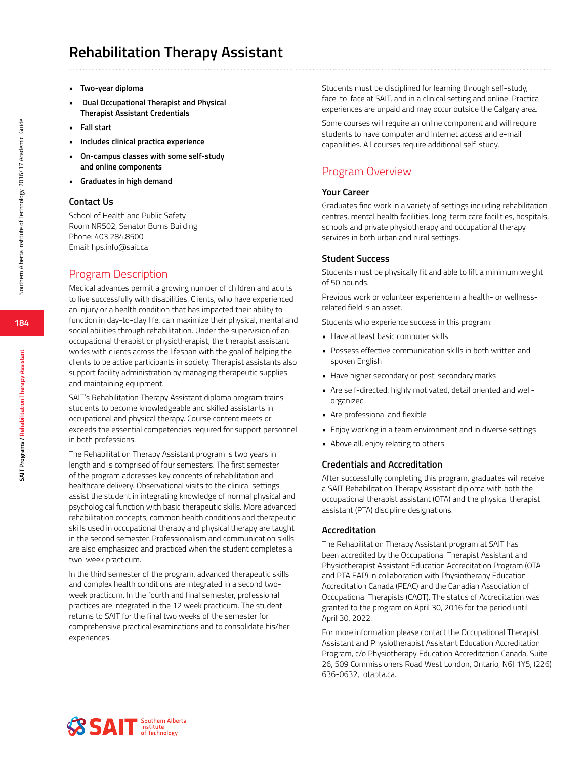# Rehabilitation Therapy Assistant

- **Two-year diploma**
- **Dual Occupational Therapist and Physical Therapist Assistant Credentials**
- **Fall start**
- **Includes clinical practica experience**
- **On-campus classes with some self-study and online components**
- **Graduates in high demand**

### Contact Us

School of Health and Public Safety
Room NR502, Senator Burns Building
Phone: 403.284.8500
Email: hps.info@sait.ca

## Program Description

Medical advances permit a growing number of children and adults to live successfully with disabilities. Clients, who have experienced an injury or a health condition that has impacted their ability to function in day-to-clay life, can maximize their physical, mental and social abilities through rehabilitation. Under the supervision of an occupational therapist or physiotherapist, the therapist assistant works with clients across the lifespan with the goal of helping the clients to be active participants in society. Therapist assistants also support facility administration by managing therapeutic supplies and maintaining equipment.

SAIT's Rehabilitation Therapy Assistant diploma program trains students to become knowledgeable and skilled assistants in occupational and physical therapy. Course content meets or exceeds the essential competencies required for support personnel in both professions.

The Rehabilitation Therapy Assistant program is two years in length and is comprised of four semesters. The first semester of the program addresses key concepts of rehabilitation and healthcare delivery. Observational visits to the clinical settings assist the student in integrating knowledge of normal physical and psychological function with basic therapeutic skills. More advanced rehabilitation concepts, common health conditions and therapeutic skills used in occupational therapy and physical therapy are taught in the second semester. Professionalism and communication skills are also emphasized and practiced when the student completes a two-week practicum.

In the third semester of the program, advanced therapeutic skills and complex health conditions are integrated in a second two-week practicum. In the fourth and final semester, professional practices are integrated in the 12 week practicum. The student returns to SAIT for the final two weeks of the semester for comprehensive practical examinations and to consolidate his/her experiences.

Students must be disciplined for learning through self-study, face-to-face at SAIT, and in a clinical setting and online. Practica experiences are unpaid and may occur outside the Calgary area.

Some courses will require an online component and will require students to have computer and Internet access and e-mail capabilities. All courses require additional self-study.

## Program Overview

### Your Career

Graduates find work in a variety of settings including rehabilitation centres, mental health facilities, long-term care facilities, hospitals, schools and private physiotherapy and occupational therapy services in both urban and rural settings.

### Student Success

Students must be physically fit and able to lift a minimum weight of 50 pounds.

Previous work or volunteer experience in a health- or wellness-related field is an asset.

Students who experience success in this program:

- Have at least basic computer skills
- Possess effective communication skills in both written and spoken English
- Have higher secondary or post-secondary marks
- Are self-directed, highly motivated, detail oriented and well-organized
- Are professional and flexible
- Enjoy working in a team environment and in diverse settings
- Above all, enjoy relating to others

### Credentials and Accreditation

After successfully completing this program, graduates will receive a SAIT Rehabilitation Therapy Assistant diploma with both the occupational therapist assistant (OTA) and the physical therapist assistant (PTA) discipline designations.

### Accreditation

The Rehabilitation Therapy Assistant program at SAIT has been accredited by the Occupational Therapist Assistant and Physiotherapist Assistant Education Accreditation Program (OTA and PTA EAP) in collaboration with Physiotherapy Education Accreditation Canada (PEAC) and the Canadian Association of Occupational Therapists (CAOT). The status of Accreditation was granted to the program on April 30, 2016 for the period until April 30, 2022.

For more information please contact the Occupational Therapist Assistant and Physiotherapist Assistant Education Accreditation Program, c/o Physiotherapy Education Accreditation Canada, Suite 26, 509 Commissioners Road West London, Ontario, N6J 1Y5, (226) 636-0632, otapta.ca.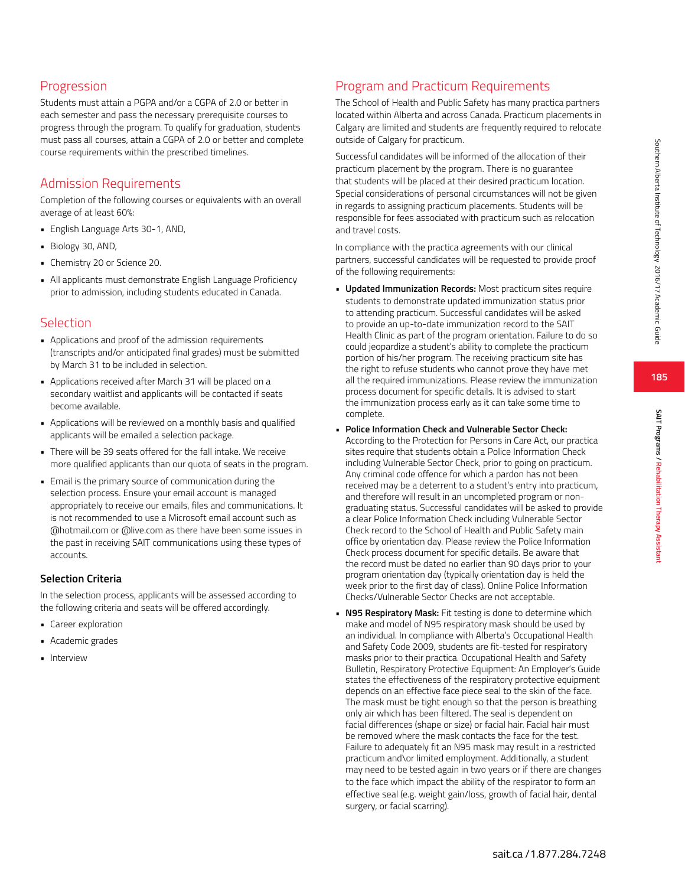## Progression

Students must attain a PGPA and/or a CGPA of 2.0 or better in each semester and pass the necessary prerequisite courses to progress through the program. To qualify for graduation, students must pass all courses, attain a CGPA of 2.0 or better and complete course requirements within the prescribed timelines.

## Admission Requirements

Completion of the following courses or equivalents with an overall average of at least 60%:

- English Language Arts 30-1, AND,
- Biology 30, AND,
- Chemistry 20 or Science 20.
- All applicants must demonstrate English Language Proficiency prior to admission, including students educated in Canada.

## Selection

- Applications and proof of the admission requirements (transcripts and/or anticipated final grades) must be submitted by March 31 to be included in selection.
- Applications received after March 31 will be placed on a secondary waitlist and applicants will be contacted if seats become available.
- Applications will be reviewed on a monthly basis and qualified applicants will be emailed a selection package.
- There will be 39 seats offered for the fall intake. We receive more qualified applicants than our quota of seats in the program.
- Email is the primary source of communication during the selection process. Ensure your email account is managed appropriately to receive our emails, files and communications. It is not recommended to use a Microsoft email account such as @hotmail.com or @live.com as there have been some issues in the past in receiving SAIT communications using these types of accounts.

### Selection Criteria

In the selection process, applicants will be assessed according to the following criteria and seats will be offered accordingly.

- Career exploration
- Academic grades
- Interview

## Program and Practicum Requirements

The School of Health and Public Safety has many practica partners located within Alberta and across Canada. Practicum placements in Calgary are limited and students are frequently required to relocate outside of Calgary for practicum.

Successful candidates will be informed of the allocation of their practicum placement by the program. There is no guarantee that students will be placed at their desired practicum location. Special considerations of personal circumstances will not be given in regards to assigning practicum placements. Students will be responsible for fees associated with practicum such as relocation and travel costs.

In compliance with the practica agreements with our clinical partners, successful candidates will be requested to provide proof of the following requirements:

- **Updated Immunization Records:** Most practicum sites require students to demonstrate updated immunization status prior to attending practicum. Successful candidates will be asked to provide an up-to-date immunization record to the SAIT Health Clinic as part of the program orientation. Failure to do so could jeopardize a student's ability to complete the practicum portion of his/her program. The receiving practicum site has the right to refuse students who cannot prove they have met all the required immunizations. Please review the immunization process document for specific details. It is advised to start the immunization process early as it can take some time to complete.
- **Police Information Check and Vulnerable Sector Check:** According to the Protection for Persons in Care Act, our practica sites require that students obtain a Police Information Check including Vulnerable Sector Check, prior to going on practicum. Any criminal code offence for which a pardon has not been received may be a deterrent to a student's entry into practicum, and therefore will result in an uncompleted program or non-graduating status. Successful candidates will be asked to provide a clear Police Information Check including Vulnerable Sector Check record to the School of Health and Public Safety main office by orientation day. Please review the Police Information Check process document for specific details. Be aware that the record must be dated no earlier than 90 days prior to your program orientation day (typically orientation day is held the week prior to the first day of class). Online Police Information Checks/Vulnerable Sector Checks are not acceptable.
- **N95 Respiratory Mask:** Fit testing is done to determine which make and model of N95 respiratory mask should be used by an individual. In compliance with Alberta's Occupational Health and Safety Code 2009, students are fit-tested for respiratory masks prior to their practica. Occupational Health and Safety Bulletin, Respiratory Protective Equipment: An Employer's Guide states the effectiveness of the respiratory protective equipment depends on an effective face piece seal to the skin of the face. The mask must be tight enough so that the person is breathing only air which has been filtered. The seal is dependent on facial differences (shape or size) or facial hair. Facial hair must be removed where the mask contacts the face for the test. Failure to adequately fit an N95 mask may result in a restricted practicum and\or limited employment. Additionally, a student may need to be tested again in two years or if there are changes to the face which impact the ability of the respirator to form an effective seal (e.g. weight gain/loss, growth of facial hair, dental surgery, or facial scarring).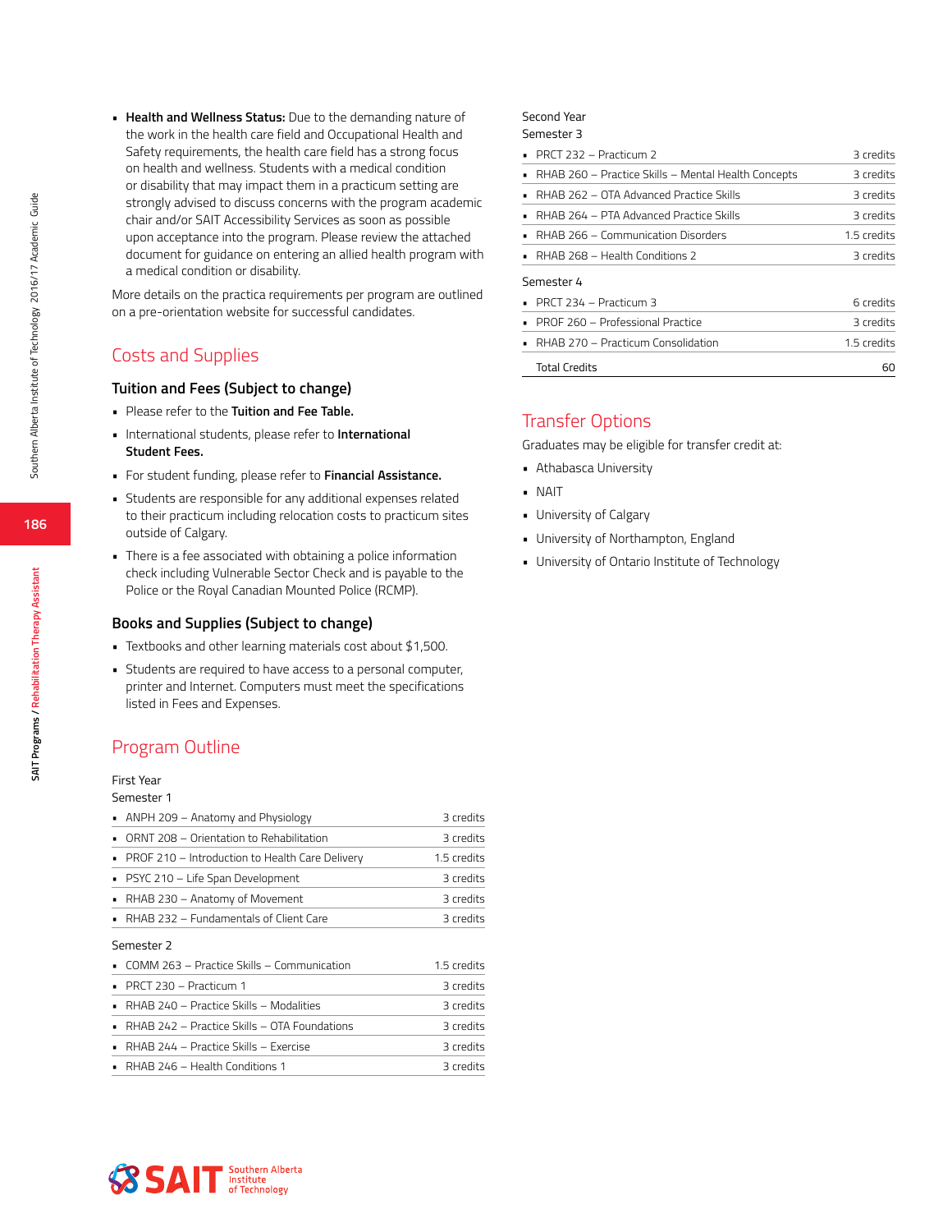- **Health and Wellness Status:** Due to the demanding nature of the work in the health care field and Occupational Health and Safety requirements, the health care field has a strong focus on health and wellness. Students with a medical condition or disability that may impact them in a practicum setting are strongly advised to discuss concerns with the program academic chair and/or SAIT Accessibility Services as soon as possible upon acceptance into the program. Please review the attached document for guidance on entering an allied health program with a medical condition or disability.

More details on the practica requirements per program are outlined on a pre-orientation website for successful candidates.

## Costs and Supplies

### Tuition and Fees (Subject to change)

- Please refer to the **Tuition and Fee Table.**
- International students, please refer to **International Student Fees.**
- For student funding, please refer to **Financial Assistance.**
- Students are responsible for any additional expenses related to their practicum including relocation costs to practicum sites outside of Calgary.
- There is a fee associated with obtaining a police information check including Vulnerable Sector Check and is payable to the Police or the Royal Canadian Mounted Police (RCMP).

### Books and Supplies (Subject to change)

- Textbooks and other learning materials cost about $1,500.
- Students are required to have access to a personal computer, printer and Internet. Computers must meet the specifications listed in Fees and Expenses.

## Program Outline

First Year

Semester 1

| Course | Credits |
|---|---|
| ANPH 209 – Anatomy and Physiology | 3 credits |
| ORNT 208 – Orientation to Rehabilitation | 3 credits |
| PROF 210 – Introduction to Health Care Delivery | 1.5 credits |
| PSYC 210 – Life Span Development | 3 credits |
| RHAB 230 – Anatomy of Movement | 3 credits |
| RHAB 232 – Fundamentals of Client Care | 3 credits |

Semester 2

| Course | Credits |
|---|---|
| COMM 263 – Practice Skills – Communication | 1.5 credits |
| PRCT 230 – Practicum 1 | 3 credits |
| RHAB 240 – Practice Skills – Modalities | 3 credits |
| RHAB 242 – Practice Skills – OTA Foundations | 3 credits |
| RHAB 244 – Practice Skills – Exercise | 3 credits |
| RHAB 246 – Health Conditions 1 | 3 credits |

Second Year

Semester 3

| Course | Credits |
|---|---|
| PRCT 232 – Practicum 2 | 3 credits |
| RHAB 260 – Practice Skills – Mental Health Concepts | 3 credits |
| RHAB 262 – OTA Advanced Practice Skills | 3 credits |
| RHAB 264 – PTA Advanced Practice Skills | 3 credits |
| RHAB 266 – Communication Disorders | 1.5 credits |
| RHAB 268 – Health Conditions 2 | 3 credits |

Semester 4

| Course | Credits |
|---|---|
| PRCT 234 – Practicum 3 | 6 credits |
| PROF 260 – Professional Practice | 3 credits |
| RHAB 270 – Practicum Consolidation | 1.5 credits |
| Total Credits | 60 |

## Transfer Options

Graduates may be eligible for transfer credit at:

- Athabasca University
- NAIT
- University of Calgary
- University of Northampton, England
- University of Ontario Institute of Technology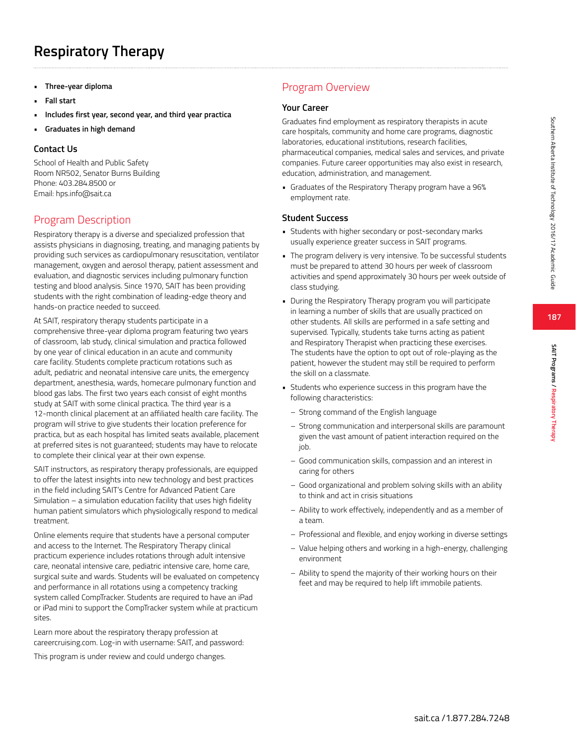# Respiratory Therapy

- **Three-year diploma**
- **Fall start**
- **Includes first year, second year, and third year practica**
- **Graduates in high demand**

### Contact Us

School of Health and Public Safety
Room NR502, Senator Burns Building
Phone: 403.284.8500 or
Email: hps.info@sait.ca

## Program Description

Respiratory therapy is a diverse and specialized profession that assists physicians in diagnosing, treating, and managing patients by providing such services as cardiopulmonary resuscitation, ventilator management, oxygen and aerosol therapy, patient assessment and evaluation, and diagnostic services including pulmonary function testing and blood analysis. Since 1970, SAIT has been providing students with the right combination of leading-edge theory and hands-on practice needed to succeed.

At SAIT, respiratory therapy students participate in a comprehensive three-year diploma program featuring two years of classroom, lab study, clinical simulation and practica followed by one year of clinical education in an acute and community care facility. Students complete practicum rotations such as adult, pediatric and neonatal intensive care units, the emergency department, anesthesia, wards, homecare pulmonary function and blood gas labs. The first two years each consist of eight months study at SAIT with some clinical practica. The third year is a 12-month clinical placement at an affiliated health care facility. The program will strive to give students their location preference for practica, but as each hospital has limited seats available, placement at preferred sites is not guaranteed; students may have to relocate to complete their clinical year at their own expense.

SAIT instructors, as respiratory therapy professionals, are equipped to offer the latest insights into new technology and best practices in the field including SAIT's Centre for Advanced Patient Care Simulation – a simulation education facility that uses high fidelity human patient simulators which physiologically respond to medical treatment.

Online elements require that students have a personal computer and access to the Internet. The Respiratory Therapy clinical practicum experience includes rotations through adult intensive care, neonatal intensive care, pediatric intensive care, home care, surgical suite and wards. Students will be evaluated on competency and performance in all rotations using a competency tracking system called CompTracker. Students are required to have an iPad or iPad mini to support the CompTracker system while at practicum sites.

Learn more about the respiratory therapy profession at careercruising.com. Log-in with username: SAIT, and password:

This program is under review and could undergo changes.

## Program Overview

### Your Career

Graduates find employment as respiratory therapists in acute care hospitals, community and home care programs, diagnostic laboratories, educational institutions, research facilities, pharmaceutical companies, medical sales and services, and private companies. Future career opportunities may also exist in research, education, administration, and management.

- Graduates of the Respiratory Therapy program have a 96% employment rate.

### Student Success

- Students with higher secondary or post-secondary marks usually experience greater success in SAIT programs.
- The program delivery is very intensive. To be successful students must be prepared to attend 30 hours per week of classroom activities and spend approximately 30 hours per week outside of class studying.
- During the Respiratory Therapy program you will participate in learning a number of skills that are usually practiced on other students. All skills are performed in a safe setting and supervised. Typically, students take turns acting as patient and Respiratory Therapist when practicing these exercises. The students have the option to opt out of role-playing as the patient, however the student may still be required to perform the skill on a classmate.
- Students who experience success in this program have the following characteristics:
  - Strong command of the English language
  - Strong communication and interpersonal skills are paramount given the vast amount of patient interaction required on the job.
  - Good communication skills, compassion and an interest in caring for others
  - Good organizational and problem solving skills with an ability to think and act in crisis situations
  - Ability to work effectively, independently and as a member of a team.
  - Professional and flexible, and enjoy working in diverse settings
  - Value helping others and working in a high-energy, challenging environment
  - Ability to spend the majority of their working hours on their feet and may be required to help lift immobile patients.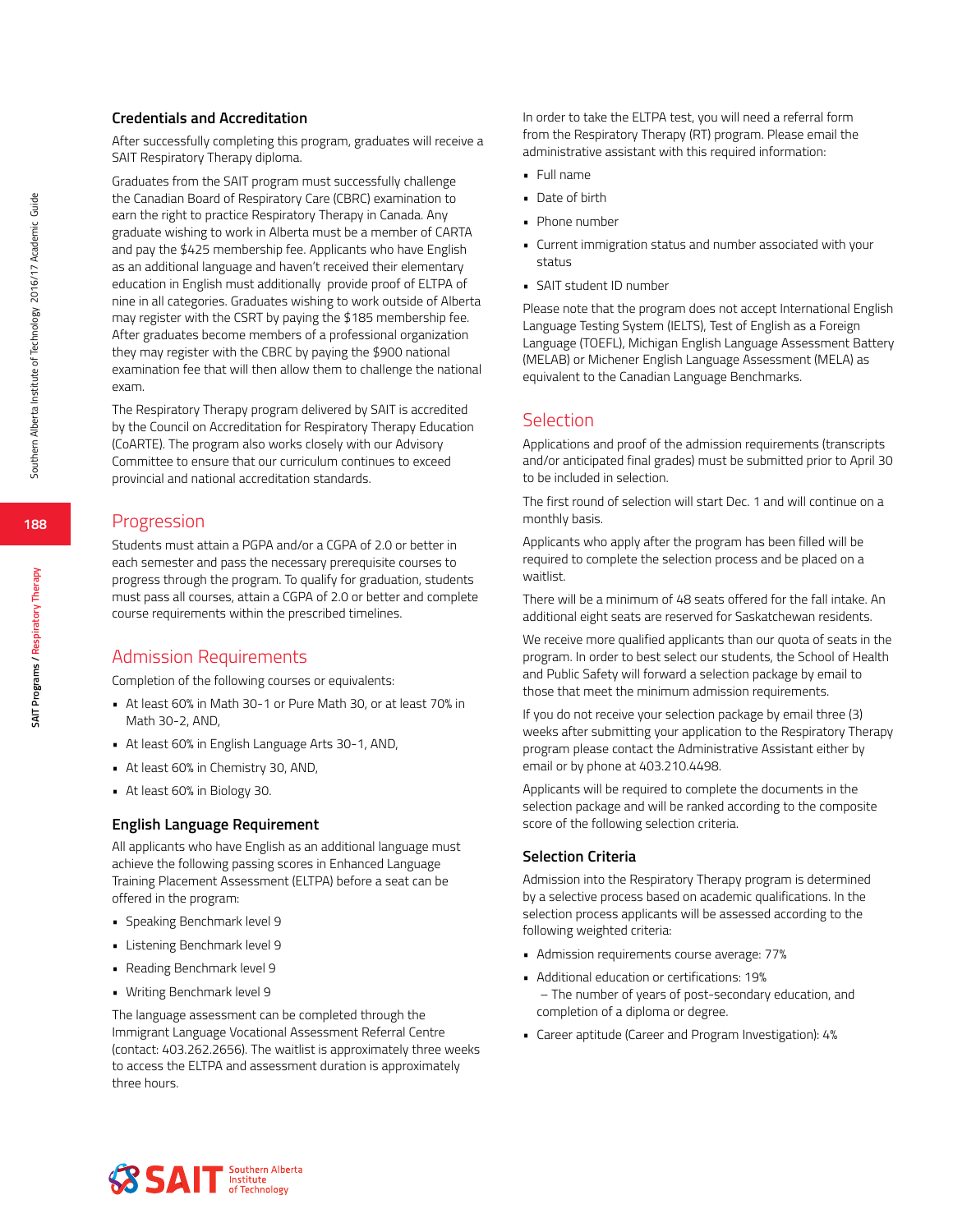### Credentials and Accreditation

After successfully completing this program, graduates will receive a SAIT Respiratory Therapy diploma.

Graduates from the SAIT program must successfully challenge the Canadian Board of Respiratory Care (CBRC) examination to earn the right to practice Respiratory Therapy in Canada. Any graduate wishing to work in Alberta must be a member of CARTA and pay the $425 membership fee. Applicants who have English as an additional language and haven't received their elementary education in English must additionally provide proof of ELTPA of nine in all categories. Graduates wishing to work outside of Alberta may register with the CSRT by paying the $185 membership fee. After graduates become members of a professional organization they may register with the CBRC by paying the $900 national examination fee that will then allow them to challenge the national exam.

The Respiratory Therapy program delivered by SAIT is accredited by the Council on Accreditation for Respiratory Therapy Education (CoARTE). The program also works closely with our Advisory Committee to ensure that our curriculum continues to exceed provincial and national accreditation standards.

## Progression

Students must attain a PGPA and/or a CGPA of 2.0 or better in each semester and pass the necessary prerequisite courses to progress through the program. To qualify for graduation, students must pass all courses, attain a CGPA of 2.0 or better and complete course requirements within the prescribed timelines.

## Admission Requirements

Completion of the following courses or equivalents:

- At least 60% in Math 30-1 or Pure Math 30, or at least 70% in Math 30-2, AND,
- At least 60% in English Language Arts 30-1, AND,
- At least 60% in Chemistry 30, AND,
- At least 60% in Biology 30.

### English Language Requirement

All applicants who have English as an additional language must achieve the following passing scores in Enhanced Language Training Placement Assessment (ELTPA) before a seat can be offered in the program:

- Speaking Benchmark level 9
- Listening Benchmark level 9
- Reading Benchmark level 9
- Writing Benchmark level 9

The language assessment can be completed through the Immigrant Language Vocational Assessment Referral Centre (contact: 403.262.2656). The waitlist is approximately three weeks to access the ELTPA and assessment duration is approximately three hours.

In order to take the ELTPA test, you will need a referral form from the Respiratory Therapy (RT) program. Please email the administrative assistant with this required information:

- Full name
- Date of birth
- Phone number
- Current immigration status and number associated with your status
- SAIT student ID number

Please note that the program does not accept International English Language Testing System (IELTS), Test of English as a Foreign Language (TOEFL), Michigan English Language Assessment Battery (MELAB) or Michener English Language Assessment (MELA) as equivalent to the Canadian Language Benchmarks.

## Selection

Applications and proof of the admission requirements (transcripts and/or anticipated final grades) must be submitted prior to April 30 to be included in selection.

The first round of selection will start Dec. 1 and will continue on a monthly basis.

Applicants who apply after the program has been filled will be required to complete the selection process and be placed on a waitlist.

There will be a minimum of 48 seats offered for the fall intake. An additional eight seats are reserved for Saskatchewan residents.

We receive more qualified applicants than our quota of seats in the program. In order to best select our students, the School of Health and Public Safety will forward a selection package by email to those that meet the minimum admission requirements.

If you do not receive your selection package by email three (3) weeks after submitting your application to the Respiratory Therapy program please contact the Administrative Assistant either by email or by phone at 403.210.4498.

Applicants will be required to complete the documents in the selection package and will be ranked according to the composite score of the following selection criteria.

### Selection Criteria

Admission into the Respiratory Therapy program is determined by a selective process based on academic qualifications. In the selection process applicants will be assessed according to the following weighted criteria:

- Admission requirements course average: 77%
- Additional education or certifications: 19%
  – The number of years of post-secondary education, and completion of a diploma or degree.
- Career aptitude (Career and Program Investigation): 4%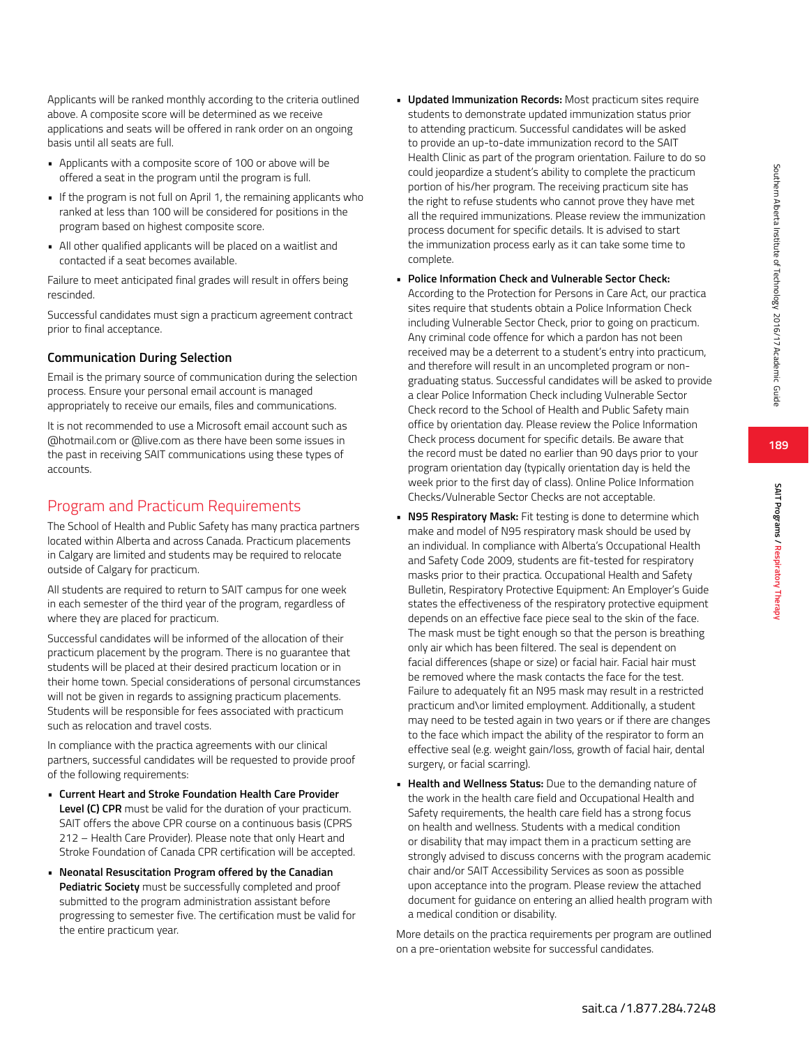Applicants will be ranked monthly according to the criteria outlined above. A composite score will be determined as we receive applications and seats will be offered in rank order on an ongoing basis until all seats are full.

- Applicants with a composite score of 100 or above will be offered a seat in the program until the program is full.
- If the program is not full on April 1, the remaining applicants who ranked at less than 100 will be considered for positions in the program based on highest composite score.
- All other qualified applicants will be placed on a waitlist and contacted if a seat becomes available.

Failure to meet anticipated final grades will result in offers being rescinded.

Successful candidates must sign a practicum agreement contract prior to final acceptance.

### Communication During Selection

Email is the primary source of communication during the selection process. Ensure your personal email account is managed appropriately to receive our emails, files and communications.

It is not recommended to use a Microsoft email account such as @hotmail.com or @live.com as there have been some issues in the past in receiving SAIT communications using these types of accounts.

## Program and Practicum Requirements

The School of Health and Public Safety has many practica partners located within Alberta and across Canada. Practicum placements in Calgary are limited and students may be required to relocate outside of Calgary for practicum.

All students are required to return to SAIT campus for one week in each semester of the third year of the program, regardless of where they are placed for practicum.

Successful candidates will be informed of the allocation of their practicum placement by the program. There is no guarantee that students will be placed at their desired practicum location or in their home town. Special considerations of personal circumstances will not be given in regards to assigning practicum placements. Students will be responsible for fees associated with practicum such as relocation and travel costs.

In compliance with the practica agreements with our clinical partners, successful candidates will be requested to provide proof of the following requirements:

- **Current Heart and Stroke Foundation Health Care Provider Level (C) CPR** must be valid for the duration of your practicum. SAIT offers the above CPR course on a continuous basis (CPRS 212 – Health Care Provider). Please note that only Heart and Stroke Foundation of Canada CPR certification will be accepted.
- **Neonatal Resuscitation Program offered by the Canadian Pediatric Society** must be successfully completed and proof submitted to the program administration assistant before progressing to semester five. The certification must be valid for the entire practicum year.
- **Updated Immunization Records:** Most practicum sites require students to demonstrate updated immunization status prior to attending practicum. Successful candidates will be asked to provide an up-to-date immunization record to the SAIT Health Clinic as part of the program orientation. Failure to do so could jeopardize a student's ability to complete the practicum portion of his/her program. The receiving practicum site has the right to refuse students who cannot prove they have met all the required immunizations. Please review the immunization process document for specific details. It is advised to start the immunization process early as it can take some time to complete.
- **Police Information Check and Vulnerable Sector Check:** According to the Protection for Persons in Care Act, our practica sites require that students obtain a Police Information Check including Vulnerable Sector Check, prior to going on practicum. Any criminal code offence for which a pardon has not been received may be a deterrent to a student's entry into practicum, and therefore will result in an uncompleted program or non-graduating status. Successful candidates will be asked to provide a clear Police Information Check including Vulnerable Sector Check record to the School of Health and Public Safety main office by orientation day. Please review the Police Information Check process document for specific details. Be aware that the record must be dated no earlier than 90 days prior to your program orientation day (typically orientation day is held the week prior to the first day of class). Online Police Information Checks/Vulnerable Sector Checks are not acceptable.
- **N95 Respiratory Mask:** Fit testing is done to determine which make and model of N95 respiratory mask should be used by an individual. In compliance with Alberta's Occupational Health and Safety Code 2009, students are fit-tested for respiratory masks prior to their practica. Occupational Health and Safety Bulletin, Respiratory Protective Equipment: An Employer's Guide states the effectiveness of the respiratory protective equipment depends on an effective face piece seal to the skin of the face. The mask must be tight enough so that the person is breathing only air which has been filtered. The seal is dependent on facial differences (shape or size) or facial hair. Facial hair must be removed where the mask contacts the face for the test. Failure to adequately fit an N95 mask may result in a restricted practicum and\or limited employment. Additionally, a student may need to be tested again in two years or if there are changes to the face which impact the ability of the respirator to form an effective seal (e.g. weight gain/loss, growth of facial hair, dental surgery, or facial scarring).
- **Health and Wellness Status:** Due to the demanding nature of the work in the health care field and Occupational Health and Safety requirements, the health care field has a strong focus on health and wellness. Students with a medical condition or disability that may impact them in a practicum setting are strongly advised to discuss concerns with the program academic chair and/or SAIT Accessibility Services as soon as possible upon acceptance into the program. Please review the attached document for guidance on entering an allied health program with a medical condition or disability.

More details on the practica requirements per program are outlined on a pre-orientation website for successful candidates.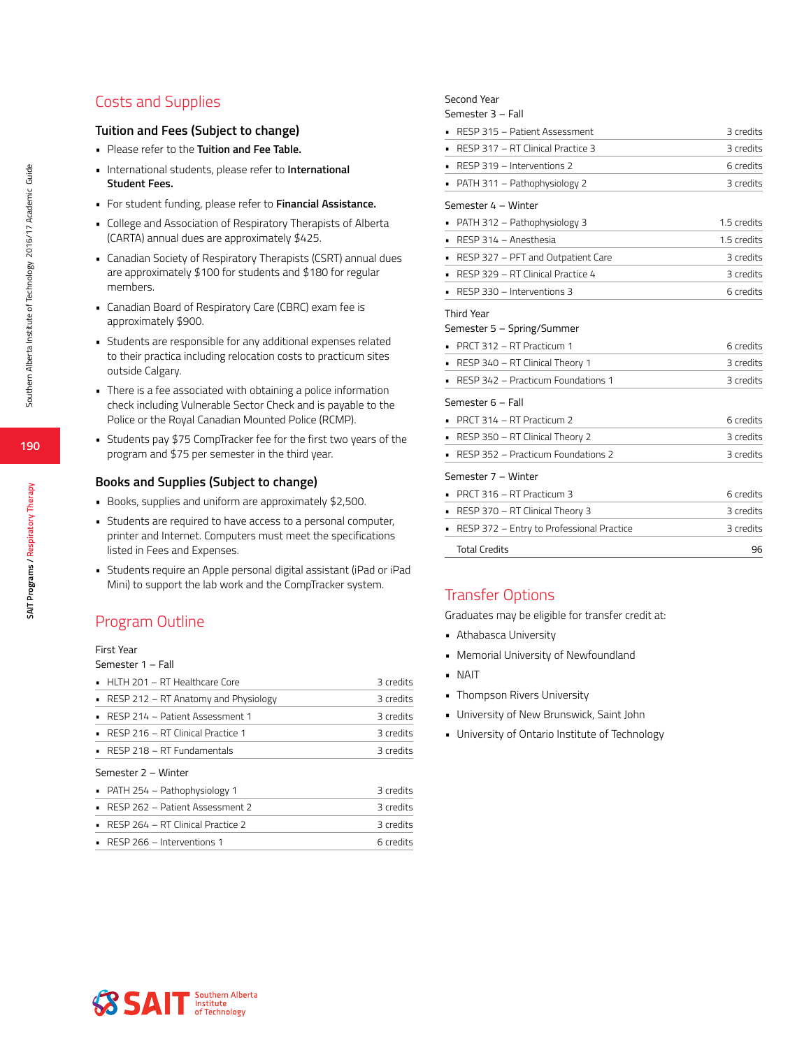## Costs and Supplies

### Tuition and Fees (Subject to change)

- Please refer to the **Tuition and Fee Table.**
- International students, please refer to **International Student Fees.**
- For student funding, please refer to **Financial Assistance.**
- College and Association of Respiratory Therapists of Alberta (CARTA) annual dues are approximately $425.
- Canadian Society of Respiratory Therapists (CSRT) annual dues are approximately $100 for students and $180 for regular members.
- Canadian Board of Respiratory Care (CBRC) exam fee is approximately $900.
- Students are responsible for any additional expenses related to their practica including relocation costs to practicum sites outside Calgary.
- There is a fee associated with obtaining a police information check including Vulnerable Sector Check and is payable to the Police or the Royal Canadian Mounted Police (RCMP).
- Students pay $75 CompTracker fee for the first two years of the program and $75 per semester in the third year.

### Books and Supplies (Subject to change)

- Books, supplies and uniform are approximately $2,500.
- Students are required to have access to a personal computer, printer and Internet. Computers must meet the specifications listed in Fees and Expenses.
- Students require an Apple personal digital assistant (iPad or iPad Mini) to support the lab work and the CompTracker system.

## Program Outline

First Year

Semester 1 – Fall

| Course | Credits |
|---|---|
| HLTH 201 – RT Healthcare Core | 3 credits |
| RESP 212 – RT Anatomy and Physiology | 3 credits |
| RESP 214 – Patient Assessment 1 | 3 credits |
| RESP 216 – RT Clinical Practice 1 | 3 credits |
| RESP 218 – RT Fundamentals | 3 credits |

Semester 2 – Winter

| Course | Credits |
|---|---|
| PATH 254 – Pathophysiology 1 | 3 credits |
| RESP 262 – Patient Assessment 2 | 3 credits |
| RESP 264 – RT Clinical Practice 2 | 3 credits |
| RESP 266 – Interventions 1 | 6 credits |

Second Year

Semester 3 – Fall

| Course | Credits |
|---|---|
| RESP 315 – Patient Assessment | 3 credits |
| RESP 317 – RT Clinical Practice 3 | 3 credits |
| RESP 319 – Interventions 2 | 6 credits |
| PATH 311 – Pathophysiology 2 | 3 credits |

Semester 4 – Winter

| Course | Credits |
|---|---|
| PATH 312 – Pathophysiology 3 | 1.5 credits |
| RESP 314 – Anesthesia | 1.5 credits |
| RESP 327 – PFT and Outpatient Care | 3 credits |
| RESP 329 – RT Clinical Practice 4 | 3 credits |
| RESP 330 – Interventions 3 | 6 credits |

Third Year

Semester 5 – Spring/Summer

| Course | Credits |
|---|---|
| PRCT 312 – RT Practicum 1 | 6 credits |
| RESP 340 – RT Clinical Theory 1 | 3 credits |
| RESP 342 – Practicum Foundations 1 | 3 credits |

Semester 6 – Fall

| Course | Credits |
|---|---|
| PRCT 314 – RT Practicum 2 | 6 credits |
| RESP 350 – RT Clinical Theory 2 | 3 credits |
| RESP 352 – Practicum Foundations 2 | 3 credits |

Semester 7 – Winter

| Course | Credits |
|---|---|
| PRCT 316 – RT Practicum 3 | 6 credits |
| RESP 370 – RT Clinical Theory 3 | 3 credits |
| RESP 372 – Entry to Professional Practice | 3 credits |
| Total Credits | 96 |

## Transfer Options

Graduates may be eligible for transfer credit at:

- Athabasca University
- Memorial University of Newfoundland
- NAIT
- Thompson Rivers University
- University of New Brunswick, Saint John
- University of Ontario Institute of Technology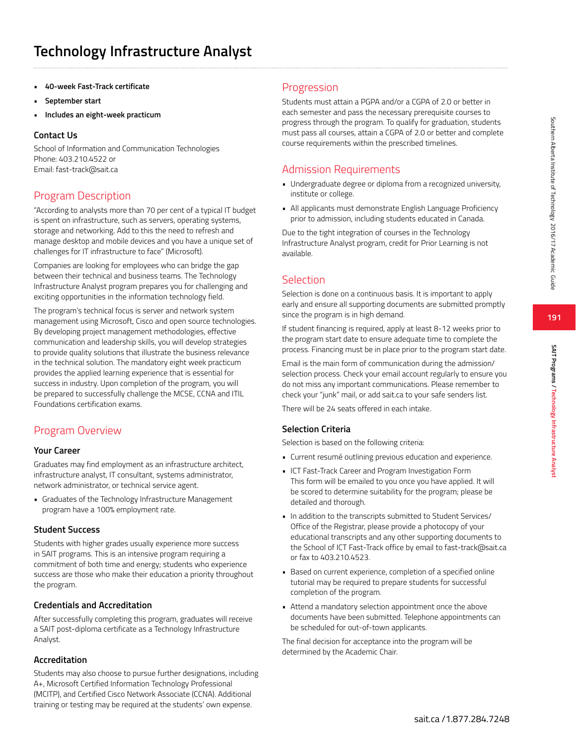# Technology Infrastructure Analyst

- **40-week Fast-Track certificate**
- **September start**
- **Includes an eight-week practicum**

### Contact Us

School of Information and Communication Technologies
Phone: 403.210.4522 or
Email: fast-track@sait.ca

## Program Description

"According to analysts more than 70 per cent of a typical IT budget is spent on infrastructure, such as servers, operating systems, storage and networking. Add to this the need to refresh and manage desktop and mobile devices and you have a unique set of challenges for IT infrastructure to face" (Microsoft).

Companies are looking for employees who can bridge the gap between their technical and business teams. The Technology Infrastructure Analyst program prepares you for challenging and exciting opportunities in the information technology field.

The program's technical focus is server and network system management using Microsoft, Cisco and open source technologies. By developing project management methodologies, effective communication and leadership skills, you will develop strategies to provide quality solutions that illustrate the business relevance in the technical solution. The mandatory eight week practicum provides the applied learning experience that is essential for success in industry. Upon completion of the program, you will be prepared to successfully challenge the MCSE, CCNA and ITIL Foundations certification exams.

## Program Overview

### Your Career

Graduates may find employment as an infrastructure architect, infrastructure analyst, IT consultant, systems administrator, network administrator, or technical service agent.

- Graduates of the Technology Infrastructure Management program have a 100% employment rate.

### Student Success

Students with higher grades usually experience more success in SAIT programs. This is an intensive program requiring a commitment of both time and energy; students who experience success are those who make their education a priority throughout the program.

### Credentials and Accreditation

After successfully completing this program, graduates will receive a SAIT post-diploma certificate as a Technology Infrastructure Analyst.

### Accreditation

Students may also choose to pursue further designations, including A+, Microsoft Certified Information Technology Professional (MCITP), and Certified Cisco Network Associate (CCNA). Additional training or testing may be required at the students' own expense.

## Progression

Students must attain a PGPA and/or a CGPA of 2.0 or better in each semester and pass the necessary prerequisite courses to progress through the program. To qualify for graduation, students must pass all courses, attain a CGPA of 2.0 or better and complete course requirements within the prescribed timelines.

## Admission Requirements

- Undergraduate degree or diploma from a recognized university, institute or college.
- All applicants must demonstrate English Language Proficiency prior to admission, including students educated in Canada.

Due to the tight integration of courses in the Technology Infrastructure Analyst program, credit for Prior Learning is not available.

## Selection

Selection is done on a continuous basis. It is important to apply early and ensure all supporting documents are submitted promptly since the program is in high demand.

If student financing is required, apply at least 8-12 weeks prior to the program start date to ensure adequate time to complete the process. Financing must be in place prior to the program start date.

Email is the main form of communication during the admission/selection process. Check your email account regularly to ensure you do not miss any important communications. Please remember to check your "junk" mail, or add sait.ca to your safe senders list.

There will be 24 seats offered in each intake.

### Selection Criteria

Selection is based on the following criteria:

- Current resumé outlining previous education and experience.
- ICT Fast-Track Career and Program Investigation Form
  This form will be emailed to you once you have applied. It will be scored to determine suitability for the program; please be detailed and thorough.
- In addition to the transcripts submitted to Student Services/Office of the Registrar, please provide a photocopy of your educational transcripts and any other supporting documents to the School of ICT Fast-Track office by email to fast-track@sait.ca or fax to 403.210.4523.
- Based on current experience, completion of a specified online tutorial may be required to prepare students for successful completion of the program.
- Attend a mandatory selection appointment once the above documents have been submitted. Telephone appointments can be scheduled for out-of-town applicants.

The final decision for acceptance into the program will be determined by the Academic Chair.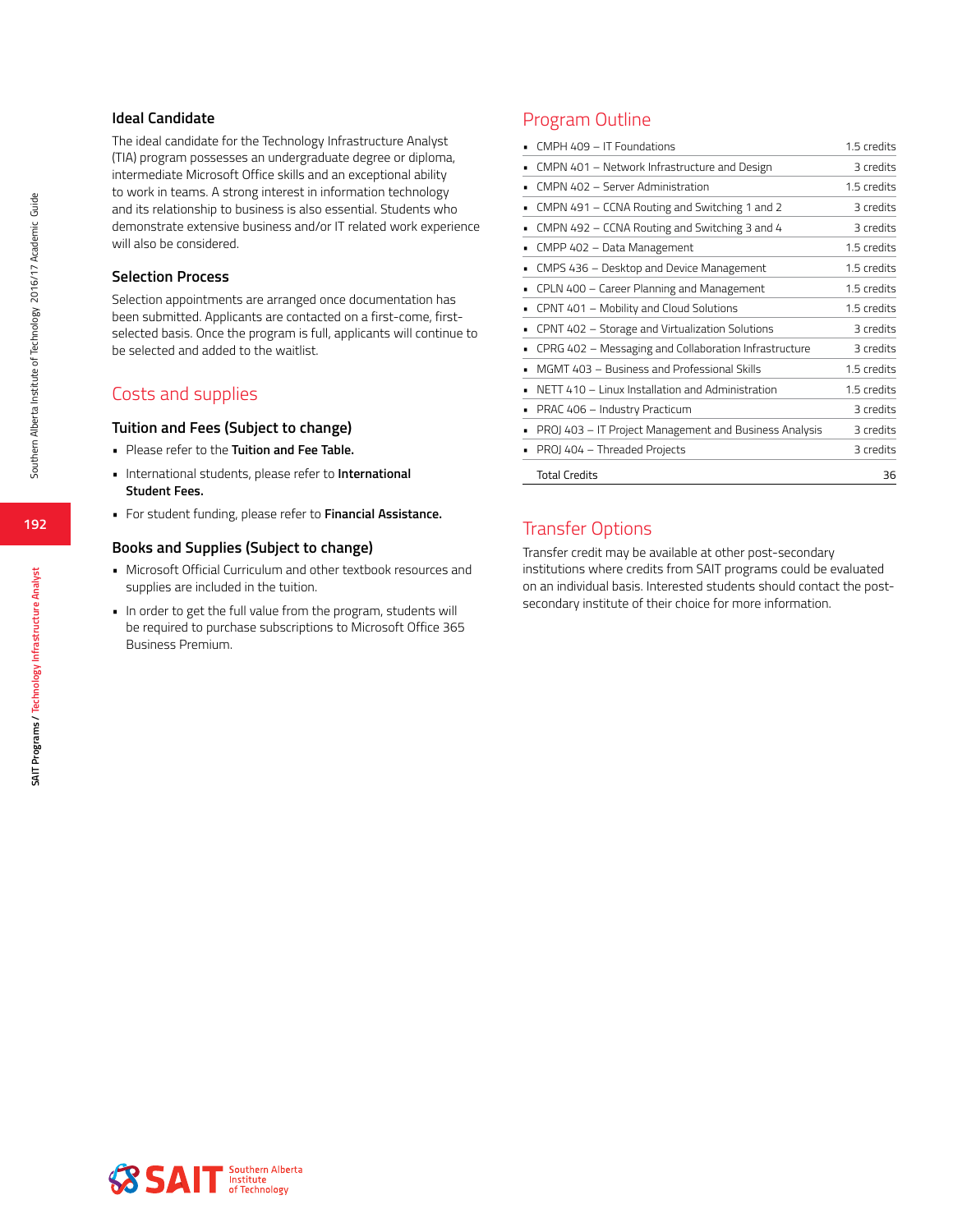### Ideal Candidate

The ideal candidate for the Technology Infrastructure Analyst (TIA) program possesses an undergraduate degree or diploma, intermediate Microsoft Office skills and an exceptional ability to work in teams. A strong interest in information technology and its relationship to business is also essential. Students who demonstrate extensive business and/or IT related work experience will also be considered.

### Selection Process

Selection appointments are arranged once documentation has been submitted. Applicants are contacted on a first-come, first-selected basis. Once the program is full, applicants will continue to be selected and added to the waitlist.

## Costs and supplies

### Tuition and Fees (Subject to change)

- Please refer to the **Tuition and Fee Table.**
- International students, please refer to **International Student Fees.**
- For student funding, please refer to **Financial Assistance.**

### Books and Supplies (Subject to change)

- Microsoft Official Curriculum and other textbook resources and supplies are included in the tuition.
- In order to get the full value from the program, students will be required to purchase subscriptions to Microsoft Office 365 Business Premium.

## Program Outline

| Course | Credits |
|---|---|
| CMPH 409 – IT Foundations | 1.5 credits |
| CMPN 401 – Network Infrastructure and Design | 3 credits |
| CMPN 402 – Server Administration | 1.5 credits |
| CMPN 491 – CCNA Routing and Switching 1 and 2 | 3 credits |
| CMPN 492 – CCNA Routing and Switching 3 and 4 | 3 credits |
| CMPP 402 – Data Management | 1.5 credits |
| CMPS 436 – Desktop and Device Management | 1.5 credits |
| CPLN 400 – Career Planning and Management | 1.5 credits |
| CPNT 401 – Mobility and Cloud Solutions | 1.5 credits |
| CPNT 402 – Storage and Virtualization Solutions | 3 credits |
| CPRG 402 – Messaging and Collaboration Infrastructure | 3 credits |
| MGMT 403 – Business and Professional Skills | 1.5 credits |
| NETT 410 – Linux Installation and Administration | 1.5 credits |
| PRAC 406 – Industry Practicum | 3 credits |
| PROJ 403 – IT Project Management and Business Analysis | 3 credits |
| PROJ 404 – Threaded Projects | 3 credits |
| Total Credits | 36 |

## Transfer Options

Transfer credit may be available at other post-secondary institutions where credits from SAIT programs could be evaluated on an individual basis. Interested students should contact the post-secondary institute of their choice for more information.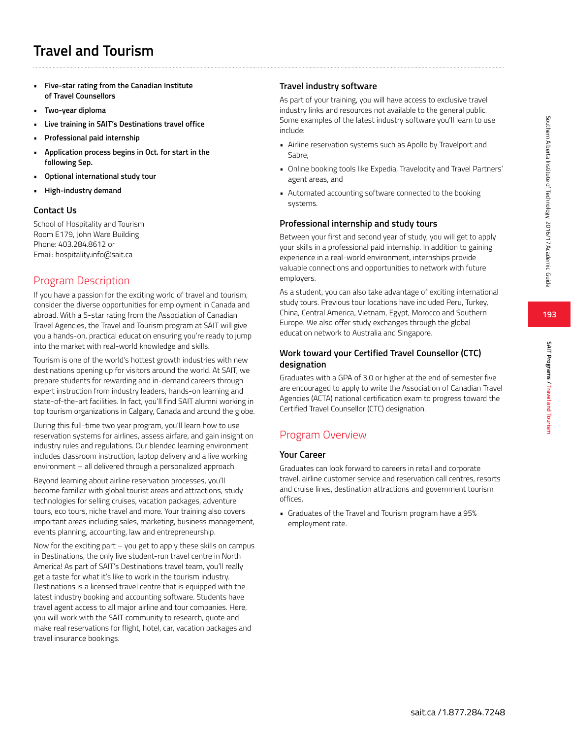# Travel and Tourism

- **Five-star rating from the Canadian Institute of Travel Counsellors**
- **Two-year diploma**
- **Live training in SAIT's Destinations travel office**
- **Professional paid internship**
- **Application process begins in Oct. for start in the following Sep.**
- **Optional international study tour**
- **High-industry demand**

### Contact Us

School of Hospitality and Tourism
Room E179, John Ware Building
Phone: 403.284.8612 or
Email: hospitality.info@sait.ca

## Program Description

If you have a passion for the exciting world of travel and tourism, consider the diverse opportunities for employment in Canada and abroad. With a 5-star rating from the Association of Canadian Travel Agencies, the Travel and Tourism program at SAIT will give you a hands-on, practical education ensuring you're ready to jump into the market with real-world knowledge and skills.

Tourism is one of the world's hottest growth industries with new destinations opening up for visitors around the world. At SAIT, we prepare students for rewarding and in-demand careers through expert instruction from industry leaders, hands-on learning and state-of-the-art facilities. In fact, you'll find SAIT alumni working in top tourism organizations in Calgary, Canada and around the globe.

During this full-time two year program, you'll learn how to use reservation systems for airlines, assess airfare, and gain insight on industry rules and regulations. Our blended learning environment includes classroom instruction, laptop delivery and a live working environment – all delivered through a personalized approach.

Beyond learning about airline reservation processes, you'll become familiar with global tourist areas and attractions, study technologies for selling cruises, vacation packages, adventure tours, eco tours, niche travel and more. Your training also covers important areas including sales, marketing, business management, events planning, accounting, law and entrepreneurship.

Now for the exciting part – you get to apply these skills on campus in Destinations, the only live student-run travel centre in North America! As part of SAIT's Destinations travel team, you'll really get a taste for what it's like to work in the tourism industry. Destinations is a licensed travel centre that is equipped with the latest industry booking and accounting software. Students have travel agent access to all major airline and tour companies. Here, you will work with the SAIT community to research, quote and make real reservations for flight, hotel, car, vacation packages and travel insurance bookings.

### Travel industry software

As part of your training, you will have access to exclusive travel industry links and resources not available to the general public. Some examples of the latest industry software you'll learn to use include:

- Airline reservation systems such as Apollo by Travelport and Sabre,
- Online booking tools like Expedia, Travelocity and Travel Partners' agent areas, and
- Automated accounting software connected to the booking systems.

### Professional internship and study tours

Between your first and second year of study, you will get to apply your skills in a professional paid internship. In addition to gaining experience in a real-world environment, internships provide valuable connections and opportunities to network with future employers.

As a student, you can also take advantage of exciting international study tours. Previous tour locations have included Peru, Turkey, China, Central America, Vietnam, Egypt, Morocco and Southern Europe. We also offer study exchanges through the global education network to Australia and Singapore.

### Work toward your Certified Travel Counsellor (CTC) designation

Graduates with a GPA of 3.0 or higher at the end of semester five are encouraged to apply to write the Association of Canadian Travel Agencies (ACTA) national certification exam to progress toward the Certified Travel Counsellor (CTC) designation.

## Program Overview

### Your Career

Graduates can look forward to careers in retail and corporate travel, airline customer service and reservation call centres, resorts and cruise lines, destination attractions and government tourism offices.

- Graduates of the Travel and Tourism program have a 95% employment rate.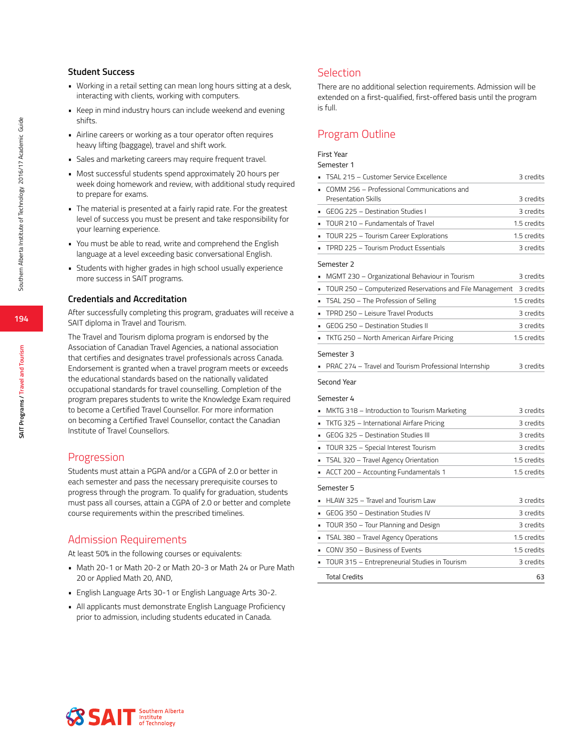### Student Success

- Working in a retail setting can mean long hours sitting at a desk, interacting with clients, working with computers.
- Keep in mind industry hours can include weekend and evening shifts.
- Airline careers or working as a tour operator often requires heavy lifting (baggage), travel and shift work.
- Sales and marketing careers may require frequent travel.
- Most successful students spend approximately 20 hours per week doing homework and review, with additional study required to prepare for exams.
- The material is presented at a fairly rapid rate. For the greatest level of success you must be present and take responsibility for your learning experience.
- You must be able to read, write and comprehend the English language at a level exceeding basic conversational English.
- Students with higher grades in high school usually experience more success in SAIT programs.

### Credentials and Accreditation

After successfully completing this program, graduates will receive a SAIT diploma in Travel and Tourism.

The Travel and Tourism diploma program is endorsed by the Association of Canadian Travel Agencies, a national association that certifies and designates travel professionals across Canada. Endorsement is granted when a travel program meets or exceeds the educational standards based on the nationally validated occupational standards for travel counselling. Completion of the program prepares students to write the Knowledge Exam required to become a Certified Travel Counsellor. For more information on becoming a Certified Travel Counsellor, contact the Canadian Institute of Travel Counsellors.

## Progression

Students must attain a PGPA and/or a CGPA of 2.0 or better in each semester and pass the necessary prerequisite courses to progress through the program. To qualify for graduation, students must pass all courses, attain a CGPA of 2.0 or better and complete course requirements within the prescribed timelines.

## Admission Requirements

At least 50% in the following courses or equivalents:

- Math 20-1 or Math 20-2 or Math 20-3 or Math 24 or Pure Math 20 or Applied Math 20, AND,
- English Language Arts 30-1 or English Language Arts 30-2.
- All applicants must demonstrate English Language Proficiency prior to admission, including students educated in Canada.

## Selection

There are no additional selection requirements. Admission will be extended on a first-qualified, first-offered basis until the program is full.

## Program Outline

First Year

Semester 1

| Course | Credits |
|---|---|
| TSAL 215 – Customer Service Excellence | 3 credits |
| COMM 256 – Professional Communications and Presentation Skills | 3 credits |
| GEOG 225 – Destination Studies I | 3 credits |
| TOUR 210 – Fundamentals of Travel | 1.5 credits |
| TOUR 225 – Tourism Career Explorations | 1.5 credits |
| TPRD 225 – Tourism Product Essentials | 3 credits |

Semester 2

| Course | Credits |
|---|---|
| MGMT 230 – Organizational Behaviour in Tourism | 3 credits |
| TOUR 250 – Computerized Reservations and File Management | 3 credits |
| TSAL 250 – The Profession of Selling | 1.5 credits |
| TPRD 250 – Leisure Travel Products | 3 credits |
| GEOG 250 – Destination Studies II | 3 credits |
| TKTG 250 – North American Airfare Pricing | 1.5 credits |

Semester 3

| Course | Credits |
|---|---|
| PRAC 274 – Travel and Tourism Professional Internship | 3 credits |

Second Year

Semester 4

| Course | Credits |
|---|---|
| MKTG 318 – Introduction to Tourism Marketing | 3 credits |
| TKTG 325 – International Airfare Pricing | 3 credits |
| GEOG 325 – Destination Studies III | 3 credits |
| TOUR 325 – Special Interest Tourism | 3 credits |
| TSAL 320 – Travel Agency Orientation | 1.5 credits |
| ACCT 200 – Accounting Fundamentals 1 | 1.5 credits |

Semester 5

| Course | Credits |
|---|---|
| HLAW 325 – Travel and Tourism Law | 3 credits |
| GEOG 350 – Destination Studies IV | 3 credits |
| TOUR 350 – Tour Planning and Design | 3 credits |
| TSAL 380 – Travel Agency Operations | 1.5 credits |
| CONV 350 – Business of Events | 1.5 credits |
| TOUR 315 – Entrepreneurial Studies in Tourism | 3 credits |
| Total Credits | 63 |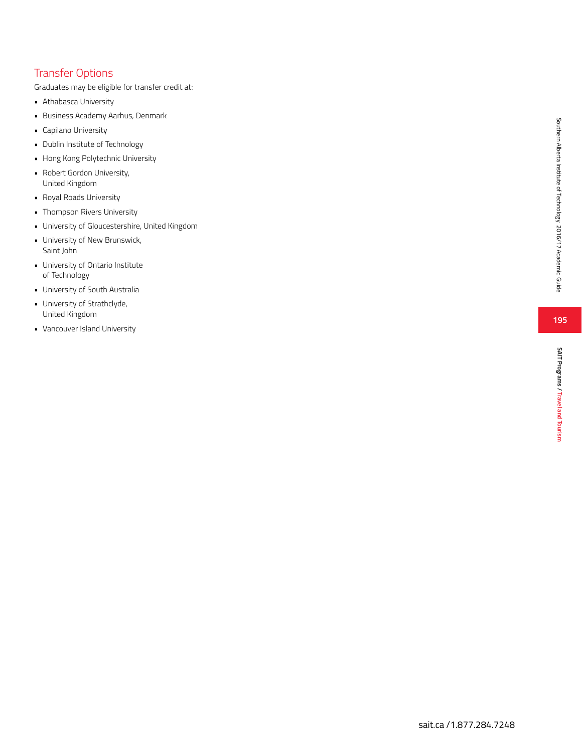## Transfer Options

Graduates may be eligible for transfer credit at:

- Athabasca University
- Business Academy Aarhus, Denmark
- Capilano University
- Dublin Institute of Technology
- Hong Kong Polytechnic University
- Robert Gordon University, United Kingdom
- Royal Roads University
- Thompson Rivers University
- University of Gloucestershire, United Kingdom
- University of New Brunswick, Saint John
- University of Ontario Institute of Technology
- University of South Australia
- University of Strathclyde, United Kingdom
- Vancouver Island University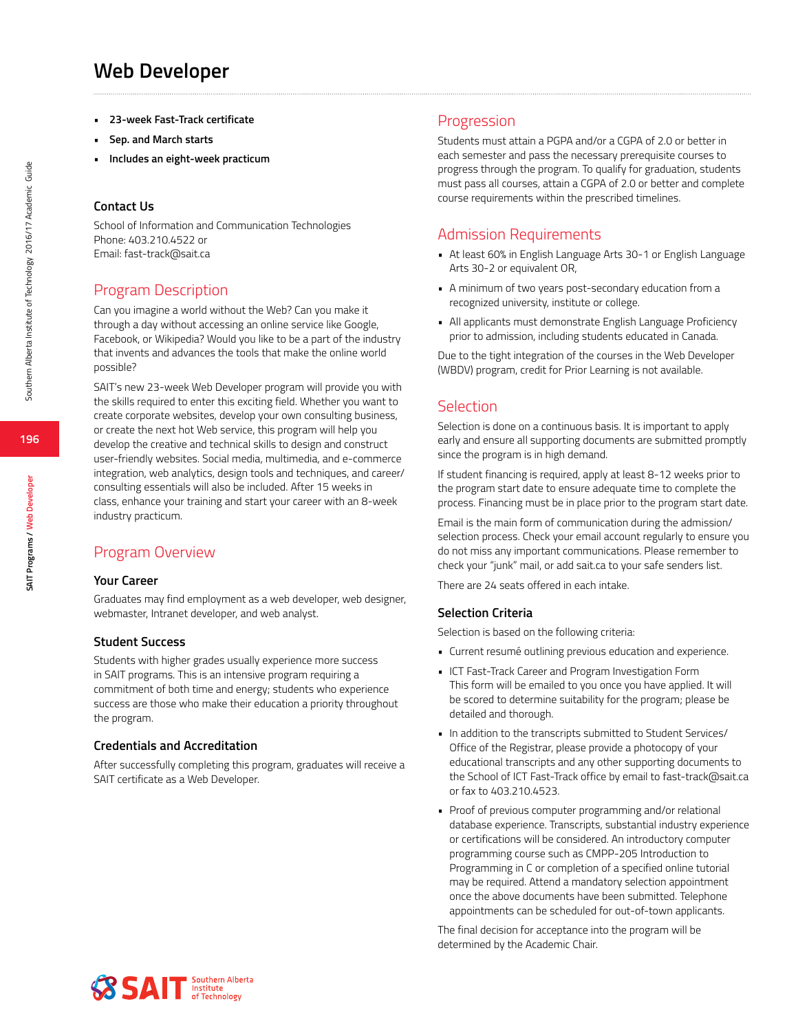# Web Developer

- **23-week Fast-Track certificate**
- **Sep. and March starts**
- **Includes an eight-week practicum**

### Contact Us

School of Information and Communication Technologies
Phone: 403.210.4522 or
Email: fast-track@sait.ca

## Program Description

Can you imagine a world without the Web? Can you make it through a day without accessing an online service like Google, Facebook, or Wikipedia? Would you like to be a part of the industry that invents and advances the tools that make the online world possible?

SAIT's new 23-week Web Developer program will provide you with the skills required to enter this exciting field. Whether you want to create corporate websites, develop your own consulting business, or create the next hot Web service, this program will help you develop the creative and technical skills to design and construct user-friendly websites. Social media, multimedia, and e-commerce integration, web analytics, design tools and techniques, and career/consulting essentials will also be included. After 15 weeks in class, enhance your training and start your career with an 8-week industry practicum.

## Program Overview

### Your Career

Graduates may find employment as a web developer, web designer, webmaster, Intranet developer, and web analyst.

### Student Success

Students with higher grades usually experience more success in SAIT programs. This is an intensive program requiring a commitment of both time and energy; students who experience success are those who make their education a priority throughout the program.

### Credentials and Accreditation

After successfully completing this program, graduates will receive a SAIT certificate as a Web Developer.

## Progression

Students must attain a PGPA and/or a CGPA of 2.0 or better in each semester and pass the necessary prerequisite courses to progress through the program. To qualify for graduation, students must pass all courses, attain a CGPA of 2.0 or better and complete course requirements within the prescribed timelines.

## Admission Requirements

- At least 60% in English Language Arts 30-1 or English Language Arts 30-2 or equivalent OR,
- A minimum of two years post-secondary education from a recognized university, institute or college.
- All applicants must demonstrate English Language Proficiency prior to admission, including students educated in Canada.

Due to the tight integration of the courses in the Web Developer (WBDV) program, credit for Prior Learning is not available.

## Selection

Selection is done on a continuous basis. It is important to apply early and ensure all supporting documents are submitted promptly since the program is in high demand.

If student financing is required, apply at least 8-12 weeks prior to the program start date to ensure adequate time to complete the process. Financing must be in place prior to the program start date.

Email is the main form of communication during the admission/selection process. Check your email account regularly to ensure you do not miss any important communications. Please remember to check your "junk" mail, or add sait.ca to your safe senders list.

There are 24 seats offered in each intake.

### Selection Criteria

Selection is based on the following criteria:

- Current resumé outlining previous education and experience.
- ICT Fast-Track Career and Program Investigation Form
  This form will be emailed to you once you have applied. It will be scored to determine suitability for the program; please be detailed and thorough.
- In addition to the transcripts submitted to Student Services/Office of the Registrar, please provide a photocopy of your educational transcripts and any other supporting documents to the School of ICT Fast-Track office by email to fast-track@sait.ca or fax to 403.210.4523.
- Proof of previous computer programming and/or relational database experience. Transcripts, substantial industry experience or certifications will be considered. An introductory computer programming course such as CMPP-205 Introduction to Programming in C or completion of a specified online tutorial may be required. Attend a mandatory selection appointment once the above documents have been submitted. Telephone appointments can be scheduled for out-of-town applicants.

The final decision for acceptance into the program will be determined by the Academic Chair.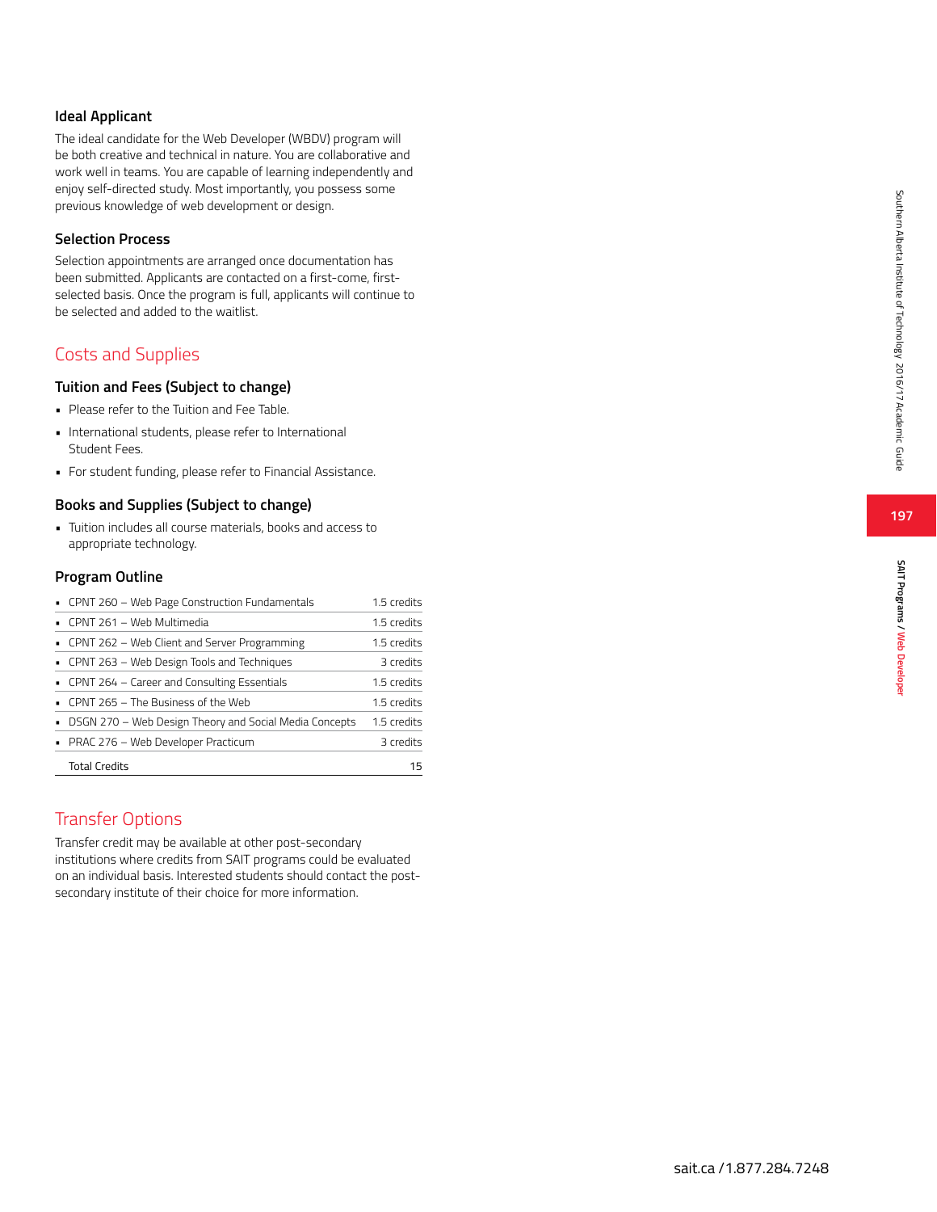### Ideal Applicant

The ideal candidate for the Web Developer (WBDV) program will be both creative and technical in nature. You are collaborative and work well in teams. You are capable of learning independently and enjoy self-directed study. Most importantly, you possess some previous knowledge of web development or design.

### Selection Process

Selection appointments are arranged once documentation has been submitted. Applicants are contacted on a first-come, first-selected basis. Once the program is full, applicants will continue to be selected and added to the waitlist.

## Costs and Supplies

### Tuition and Fees (Subject to change)

- Please refer to the Tuition and Fee Table.
- International students, please refer to International Student Fees.
- For student funding, please refer to Financial Assistance.

### Books and Supplies (Subject to change)

- Tuition includes all course materials, books and access to appropriate technology.

### Program Outline

| Course | Credits |
|---|---|
| CPNT 260 – Web Page Construction Fundamentals | 1.5 credits |
| CPNT 261 – Web Multimedia | 1.5 credits |
| CPNT 262 – Web Client and Server Programming | 1.5 credits |
| CPNT 263 – Web Design Tools and Techniques | 3 credits |
| CPNT 264 – Career and Consulting Essentials | 1.5 credits |
| CPNT 265 – The Business of the Web | 1.5 credits |
| DSGN 270 – Web Design Theory and Social Media Concepts | 1.5 credits |
| PRAC 276 – Web Developer Practicum | 3 credits |
| Total Credits | 15 |

## Transfer Options

Transfer credit may be available at other post-secondary institutions where credits from SAIT programs could be evaluated on an individual basis. Interested students should contact the post-secondary institute of their choice for more information.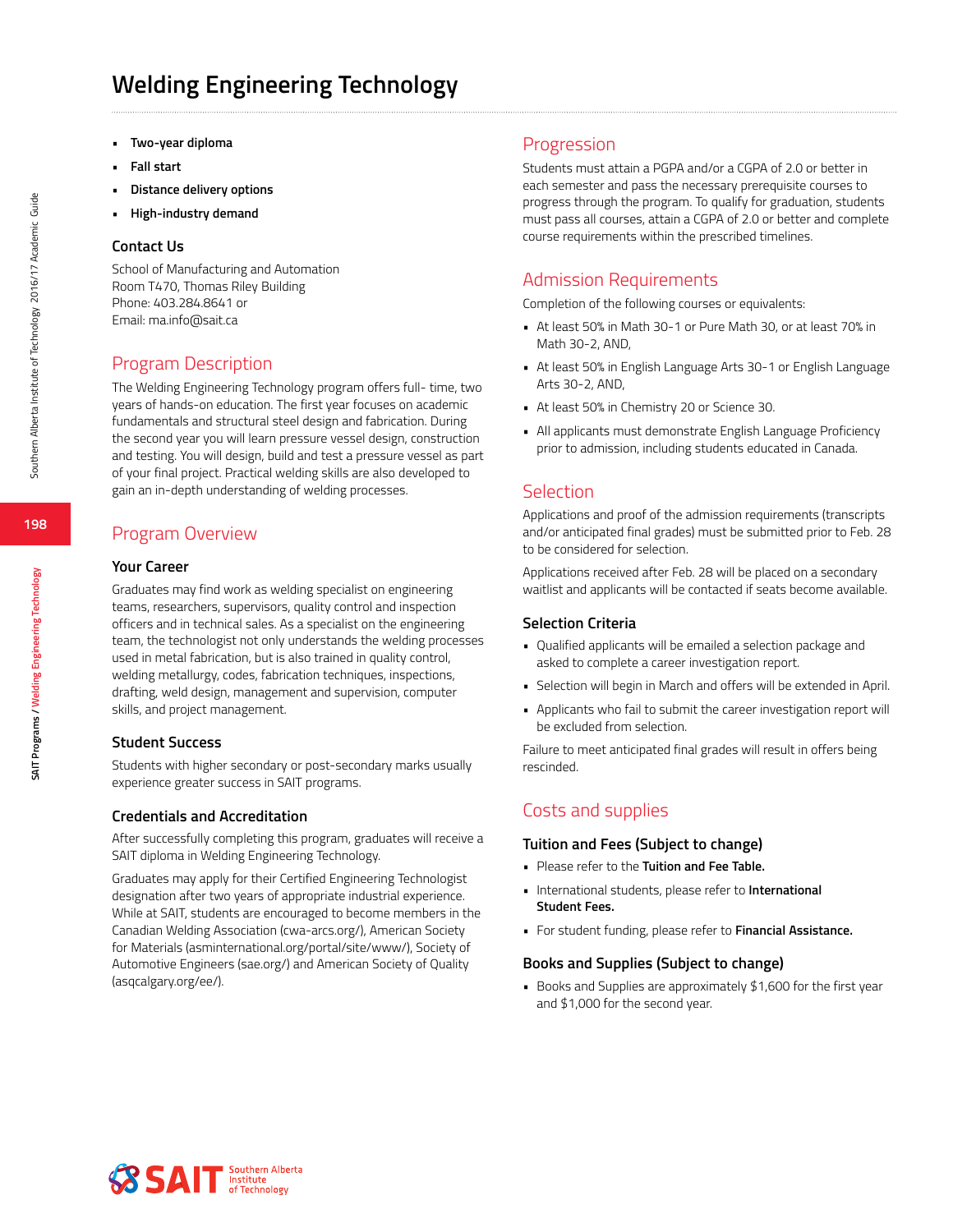# Welding Engineering Technology

- **Two-year diploma**
- **Fall start**
- **Distance delivery options**
- **High-industry demand**

### Contact Us

School of Manufacturing and Automation
Room T470, Thomas Riley Building
Phone: 403.284.8641 or
Email: ma.info@sait.ca

## Program Description

The Welding Engineering Technology program offers full- time, two years of hands-on education. The first year focuses on academic fundamentals and structural steel design and fabrication. During the second year you will learn pressure vessel design, construction and testing. You will design, build and test a pressure vessel as part of your final project. Practical welding skills are also developed to gain an in-depth understanding of welding processes.

## Program Overview

### Your Career

Graduates may find work as welding specialist on engineering teams, researchers, supervisors, quality control and inspection officers and in technical sales. As a specialist on the engineering team, the technologist not only understands the welding processes used in metal fabrication, but is also trained in quality control, welding metallurgy, codes, fabrication techniques, inspections, drafting, weld design, management and supervision, computer skills, and project management.

### Student Success

Students with higher secondary or post-secondary marks usually experience greater success in SAIT programs.

### Credentials and Accreditation

After successfully completing this program, graduates will receive a SAIT diploma in Welding Engineering Technology.

Graduates may apply for their Certified Engineering Technologist designation after two years of appropriate industrial experience. While at SAIT, students are encouraged to become members in the Canadian Welding Association (cwa-arcs.org/), American Society for Materials (asminternational.org/portal/site/www/), Society of Automotive Engineers (sae.org/) and American Society of Quality (asqcalgary.org/ee/).

## Progression

Students must attain a PGPA and/or a CGPA of 2.0 or better in each semester and pass the necessary prerequisite courses to progress through the program. To qualify for graduation, students must pass all courses, attain a CGPA of 2.0 or better and complete course requirements within the prescribed timelines.

## Admission Requirements

Completion of the following courses or equivalents:

- At least 50% in Math 30-1 or Pure Math 30, or at least 70% in Math 30-2, AND,
- At least 50% in English Language Arts 30-1 or English Language Arts 30-2, AND,
- At least 50% in Chemistry 20 or Science 30.
- All applicants must demonstrate English Language Proficiency prior to admission, including students educated in Canada.

## Selection

Applications and proof of the admission requirements (transcripts and/or anticipated final grades) must be submitted prior to Feb. 28 to be considered for selection.

Applications received after Feb. 28 will be placed on a secondary waitlist and applicants will be contacted if seats become available.

### Selection Criteria

- Qualified applicants will be emailed a selection package and asked to complete a career investigation report.
- Selection will begin in March and offers will be extended in April.
- Applicants who fail to submit the career investigation report will be excluded from selection.

Failure to meet anticipated final grades will result in offers being rescinded.

## Costs and supplies

### Tuition and Fees (Subject to change)

- Please refer to the **Tuition and Fee Table.**
- International students, please refer to **International Student Fees.**
- For student funding, please refer to **Financial Assistance.**

### Books and Supplies (Subject to change)

- Books and Supplies are approximately $1,600 for the first year and $1,000 for the second year.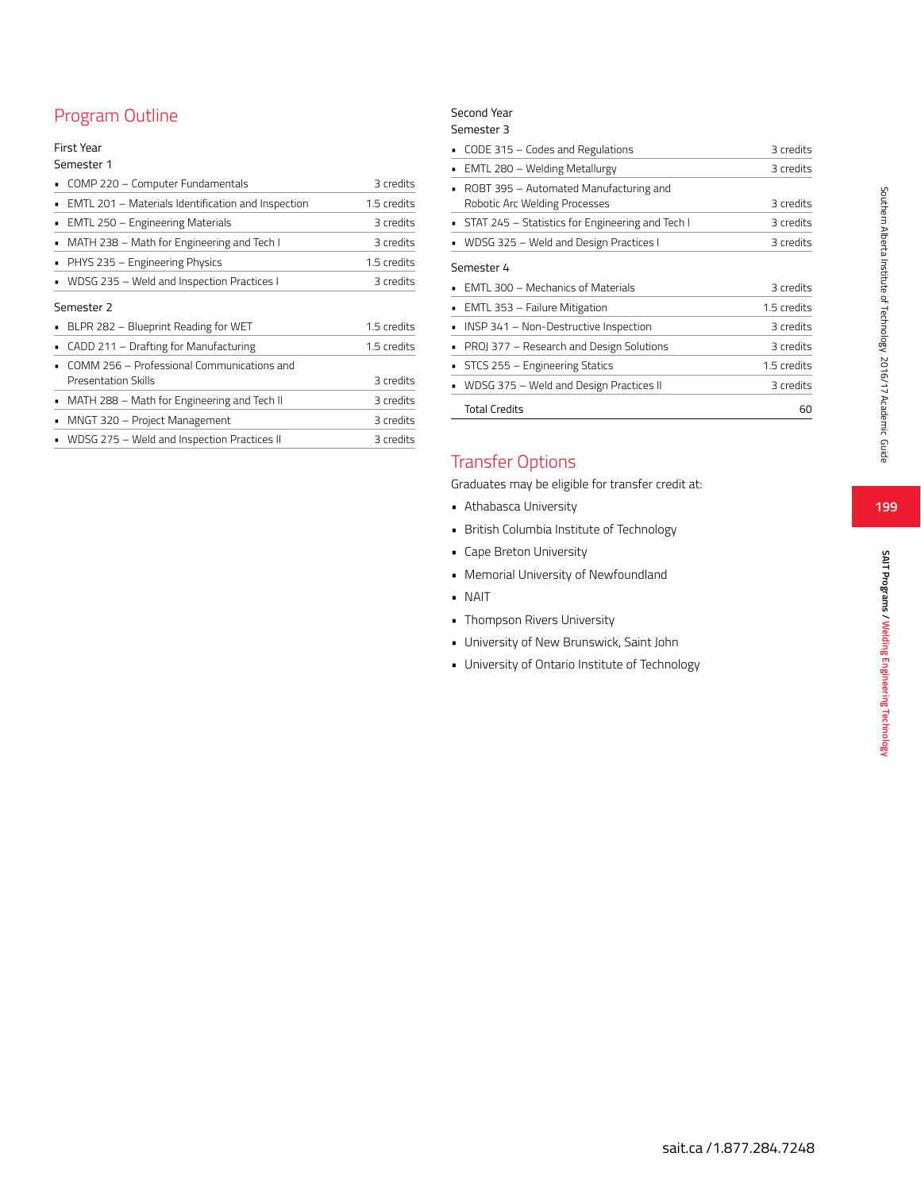## Program Outline

First Year

Semester 1

| Course | Credits |
|---|---|
| COMP 220 – Computer Fundamentals | 3 credits |
| EMTL 201 – Materials Identification and Inspection | 1.5 credits |
| EMTL 250 – Engineering Materials | 3 credits |
| MATH 238 – Math for Engineering and Tech I | 3 credits |
| PHYS 235 – Engineering Physics | 1.5 credits |
| WDSG 235 – Weld and Inspection Practices I | 3 credits |

Semester 2

| Course | Credits |
|---|---|
| BLPR 282 – Blueprint Reading for WET | 1.5 credits |
| CADD 211 – Drafting for Manufacturing | 1.5 credits |
| COMM 256 – Professional Communications and Presentation Skills | 3 credits |
| MATH 288 – Math for Engineering and Tech II | 3 credits |
| MNGT 320 – Project Management | 3 credits |
| WDSG 275 – Weld and Inspection Practices II | 3 credits |

Second Year

Semester 3

| Course | Credits |
|---|---|
| CODE 315 – Codes and Regulations | 3 credits |
| EMTL 280 – Welding Metallurgy | 3 credits |
| ROBT 395 – Automated Manufacturing and Robotic Arc Welding Processes | 3 credits |
| STAT 245 – Statistics for Engineering and Tech I | 3 credits |
| WDSG 325 – Weld and Design Practices I | 3 credits |

Semester 4

| Course | Credits |
|---|---|
| EMTL 300 – Mechanics of Materials | 3 credits |
| EMTL 353 – Failure Mitigation | 1.5 credits |
| INSP 341 – Non-Destructive Inspection | 3 credits |
| PROJ 377 – Research and Design Solutions | 3 credits |
| STCS 255 – Engineering Statics | 1.5 credits |
| WDSG 375 – Weld and Design Practices II | 3 credits |
| Total Credits | 60 |

## Transfer Options

Graduates may be eligible for transfer credit at:

- Athabasca University
- British Columbia Institute of Technology
- Cape Breton University
- Memorial University of Newfoundland
- NAIT
- Thompson Rivers University
- University of New Brunswick, Saint John
- University of Ontario Institute of Technology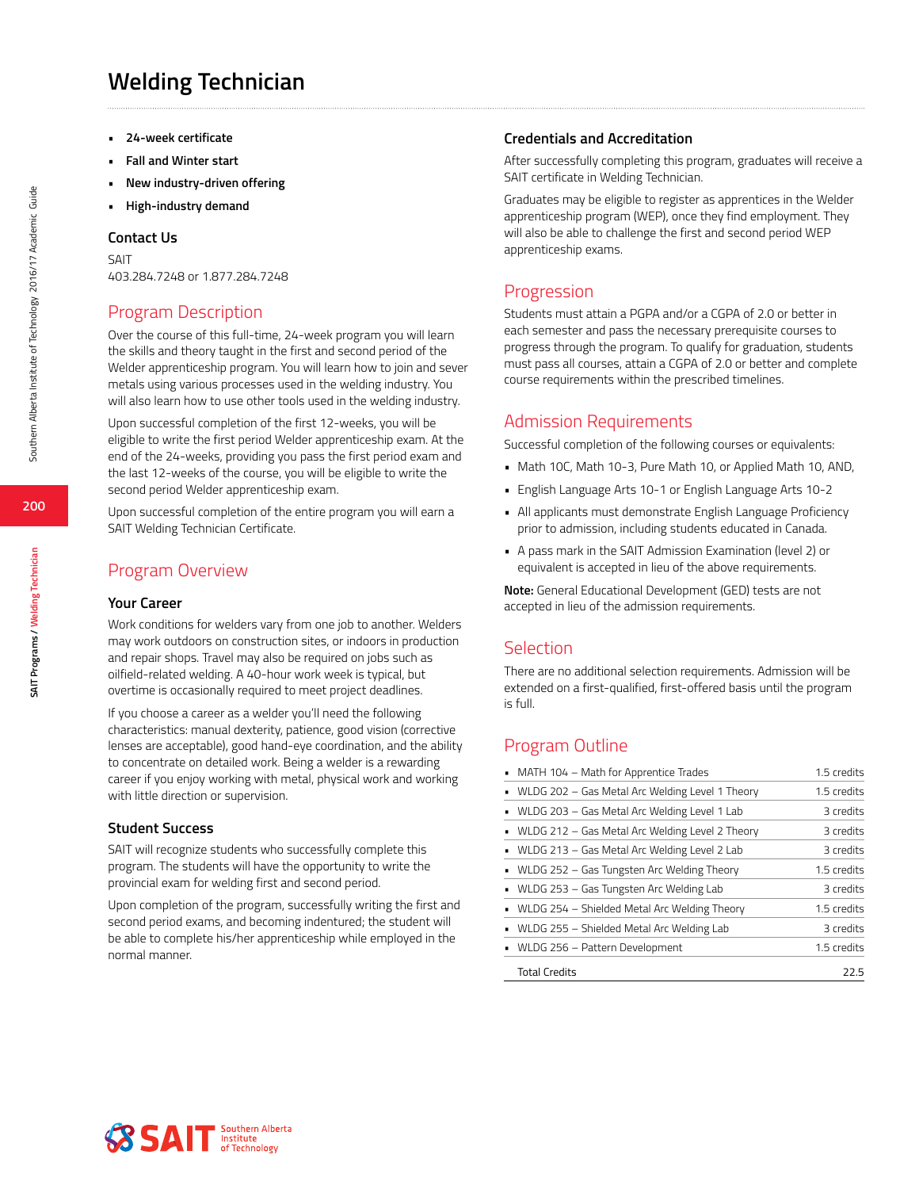# Welding Technician

- **24-week certificate**
- **Fall and Winter start**
- **New industry-driven offering**
- **High-industry demand**

### Contact Us

SAIT
403.284.7248 or 1.877.284.7248

## Program Description

Over the course of this full-time, 24-week program you will learn the skills and theory taught in the first and second period of the Welder apprenticeship program. You will learn how to join and sever metals using various processes used in the welding industry. You will also learn how to use other tools used in the welding industry.

Upon successful completion of the first 12-weeks, you will be eligible to write the first period Welder apprenticeship exam. At the end of the 24-weeks, providing you pass the first period exam and the last 12-weeks of the course, you will be eligible to write the second period Welder apprenticeship exam.

Upon successful completion of the entire program you will earn a SAIT Welding Technician Certificate.

## Program Overview

### Your Career

Work conditions for welders vary from one job to another. Welders may work outdoors on construction sites, or indoors in production and repair shops. Travel may also be required on jobs such as oilfield-related welding. A 40-hour work week is typical, but overtime is occasionally required to meet project deadlines.

If you choose a career as a welder you'll need the following characteristics: manual dexterity, patience, good vision (corrective lenses are acceptable), good hand-eye coordination, and the ability to concentrate on detailed work. Being a welder is a rewarding career if you enjoy working with metal, physical work and working with little direction or supervision.

### Student Success

SAIT will recognize students who successfully complete this program. The students will have the opportunity to write the provincial exam for welding first and second period.

Upon completion of the program, successfully writing the first and second period exams, and becoming indentured; the student will be able to complete his/her apprenticeship while employed in the normal manner.

### Credentials and Accreditation

After successfully completing this program, graduates will receive a SAIT certificate in Welding Technician.

Graduates may be eligible to register as apprentices in the Welder apprenticeship program (WEP), once they find employment. They will also be able to challenge the first and second period WEP apprenticeship exams.

## Progression

Students must attain a PGPA and/or a CGPA of 2.0 or better in each semester and pass the necessary prerequisite courses to progress through the program. To qualify for graduation, students must pass all courses, attain a CGPA of 2.0 or better and complete course requirements within the prescribed timelines.

## Admission Requirements

Successful completion of the following courses or equivalents:

- Math 10C, Math 10-3, Pure Math 10, or Applied Math 10, AND,
- English Language Arts 10-1 or English Language Arts 10-2
- All applicants must demonstrate English Language Proficiency prior to admission, including students educated in Canada.
- A pass mark in the SAIT Admission Examination (level 2) or equivalent is accepted in lieu of the above requirements.

**Note:** General Educational Development (GED) tests are not accepted in lieu of the admission requirements.

## Selection

There are no additional selection requirements. Admission will be extended on a first-qualified, first-offered basis until the program is full.

## Program Outline

| Course | Credits |
|---|---|
| MATH 104 – Math for Apprentice Trades | 1.5 credits |
| WLDG 202 – Gas Metal Arc Welding Level 1 Theory | 1.5 credits |
| WLDG 203 – Gas Metal Arc Welding Level 1 Lab | 3 credits |
| WLDG 212 – Gas Metal Arc Welding Level 2 Theory | 3 credits |
| WLDG 213 – Gas Metal Arc Welding Level 2 Lab | 3 credits |
| WLDG 252 – Gas Tungsten Arc Welding Theory | 1.5 credits |
| WLDG 253 – Gas Tungsten Arc Welding Lab | 3 credits |
| WLDG 254 – Shielded Metal Arc Welding Theory | 1.5 credits |
| WLDG 255 – Shielded Metal Arc Welding Lab | 3 credits |
| WLDG 256 – Pattern Development | 1.5 credits |
| Total Credits | 22.5 |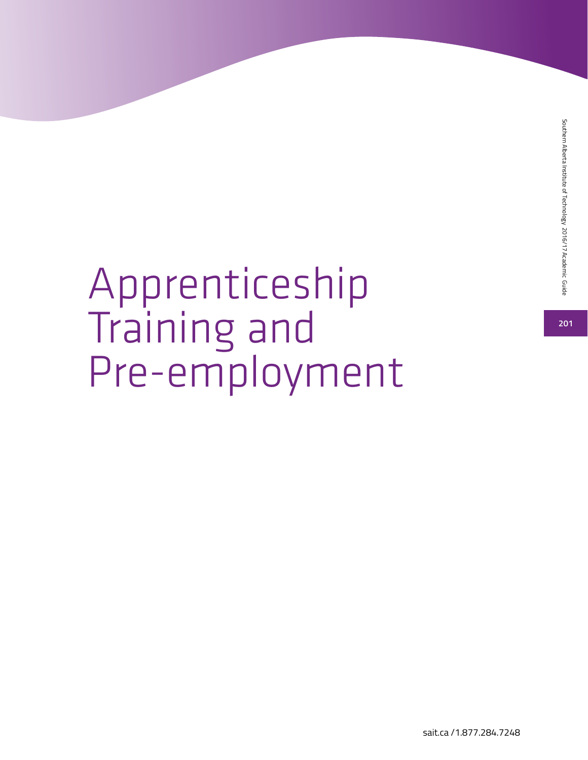# Apprenticeship Training and Pre-employment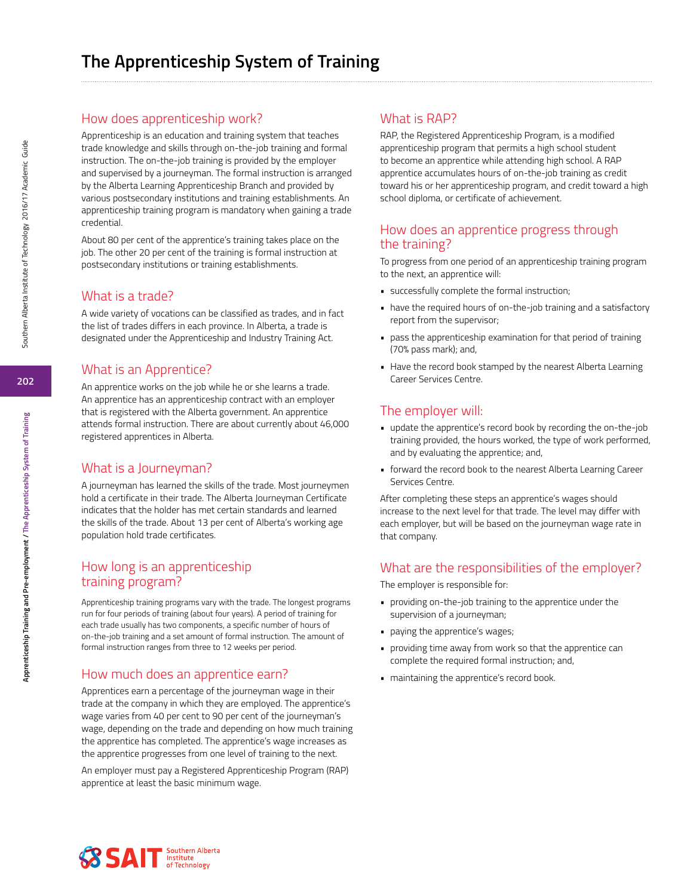# The Apprenticeship System of Training

## How does apprenticeship work?

Apprenticeship is an education and training system that teaches trade knowledge and skills through on-the-job training and formal instruction. The on-the-job training is provided by the employer and supervised by a journeyman. The formal instruction is arranged by the Alberta Learning Apprenticeship Branch and provided by various postsecondary institutions and training establishments. An apprenticeship training program is mandatory when gaining a trade credential.

About 80 per cent of the apprentice's training takes place on the job. The other 20 per cent of the training is formal instruction at postsecondary institutions or training establishments.

## What is a trade?

A wide variety of vocations can be classified as trades, and in fact the list of trades differs in each province. In Alberta, a trade is designated under the Apprenticeship and Industry Training Act.

## What is an Apprentice?

An apprentice works on the job while he or she learns a trade. An apprentice has an apprenticeship contract with an employer that is registered with the Alberta government. An apprentice attends formal instruction. There are about currently about 46,000 registered apprentices in Alberta.

## What is a Journeyman?

A journeyman has learned the skills of the trade. Most journeymen hold a certificate in their trade. The Alberta Journeyman Certificate indicates that the holder has met certain standards and learned the skills of the trade. About 13 per cent of Alberta's working age population hold trade certificates.

## How long is an apprenticeship training program?

Apprenticeship training programs vary with the trade. The longest programs run for four periods of training (about four years). A period of training for each trade usually has two components, a specific number of hours of on-the-job training and a set amount of formal instruction. The amount of formal instruction ranges from three to 12 weeks per period.

## How much does an apprentice earn?

Apprentices earn a percentage of the journeyman wage in their trade at the company in which they are employed. The apprentice's wage varies from 40 per cent to 90 per cent of the journeyman's wage, depending on the trade and depending on how much training the apprentice has completed. The apprentice's wage increases as the apprentice progresses from one level of training to the next.

An employer must pay a Registered Apprenticeship Program (RAP) apprentice at least the basic minimum wage.

## What is RAP?

RAP, the Registered Apprenticeship Program, is a modified apprenticeship program that permits a high school student to become an apprentice while attending high school. A RAP apprentice accumulates hours of on-the-job training as credit toward his or her apprenticeship program, and credit toward a high school diploma, or certificate of achievement.

## How does an apprentice progress through the training?

To progress from one period of an apprenticeship training program to the next, an apprentice will:

- successfully complete the formal instruction;
- have the required hours of on-the-job training and a satisfactory report from the supervisor;
- pass the apprenticeship examination for that period of training (70% pass mark); and,
- Have the record book stamped by the nearest Alberta Learning Career Services Centre.

## The employer will:

- update the apprentice's record book by recording the on-the-job training provided, the hours worked, the type of work performed, and by evaluating the apprentice; and,
- forward the record book to the nearest Alberta Learning Career Services Centre.

After completing these steps an apprentice's wages should increase to the next level for that trade. The level may differ with each employer, but will be based on the journeyman wage rate in that company.

## What are the responsibilities of the employer?

The employer is responsible for:

- providing on-the-job training to the apprentice under the supervision of a journeyman;
- paying the apprentice's wages;
- providing time away from work so that the apprentice can complete the required formal instruction; and,
- maintaining the apprentice's record book.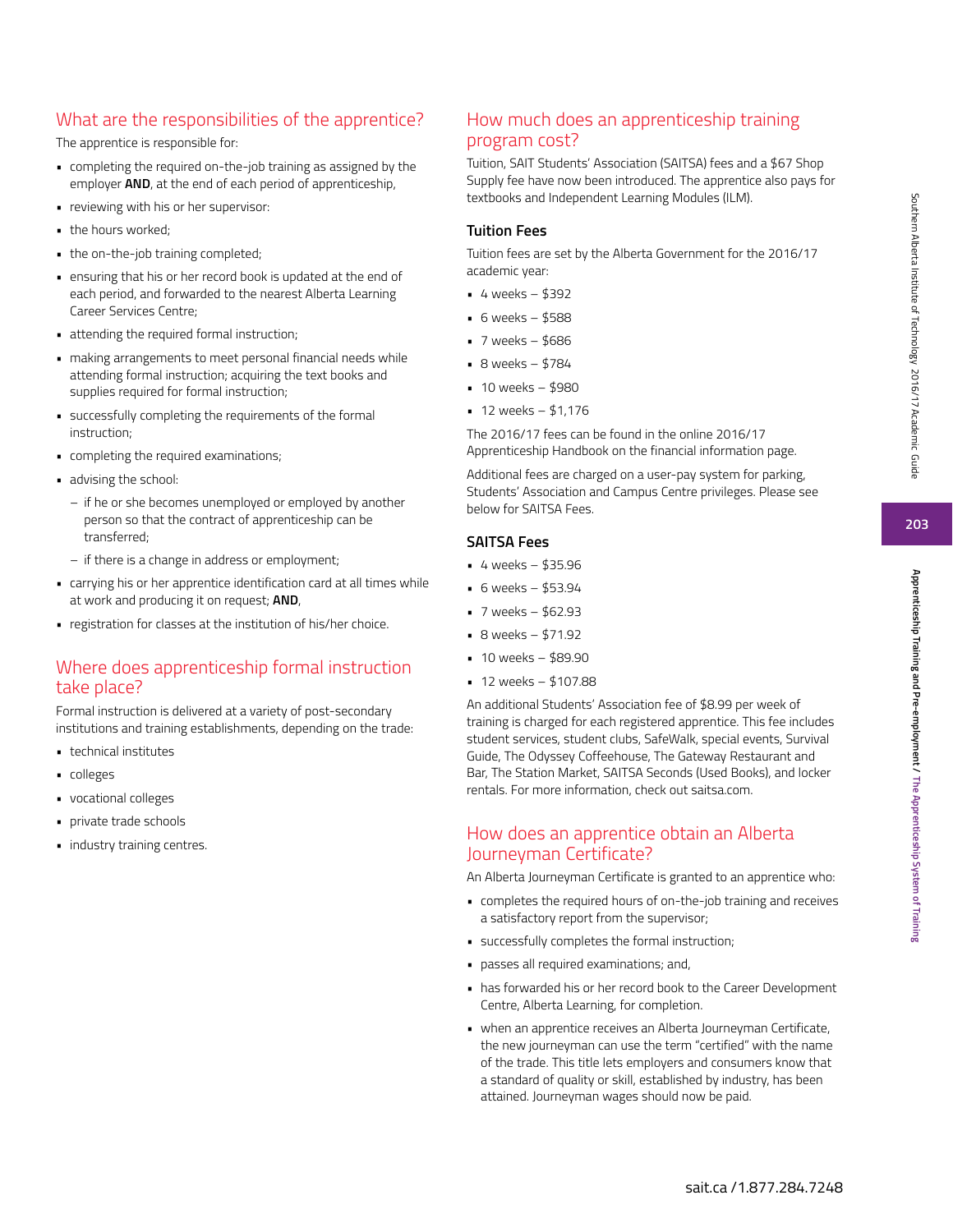## What are the responsibilities of the apprentice?

The apprentice is responsible for:

- completing the required on-the-job training as assigned by the employer **AND**, at the end of each period of apprenticeship,
- reviewing with his or her supervisor:
- the hours worked;
- the on-the-job training completed;
- ensuring that his or her record book is updated at the end of each period, and forwarded to the nearest Alberta Learning Career Services Centre;
- attending the required formal instruction;
- making arrangements to meet personal financial needs while attending formal instruction; acquiring the text books and supplies required for formal instruction;
- successfully completing the requirements of the formal instruction;
- completing the required examinations;
- advising the school:
  - if he or she becomes unemployed or employed by another person so that the contract of apprenticeship can be transferred;
  - if there is a change in address or employment;
- carrying his or her apprentice identification card at all times while at work and producing it on request; **AND**,
- registration for classes at the institution of his/her choice.

## Where does apprenticeship formal instruction take place?

Formal instruction is delivered at a variety of post-secondary institutions and training establishments, depending on the trade:

- technical institutes
- colleges
- vocational colleges
- private trade schools
- industry training centres.

## How much does an apprenticeship training program cost?

Tuition, SAIT Students' Association (SAITSA) fees and a $67 Shop Supply fee have now been introduced. The apprentice also pays for textbooks and Independent Learning Modules (ILM).

### Tuition Fees

Tuition fees are set by the Alberta Government for the 2016/17 academic year:

- 4 weeks – $392
- 6 weeks – $588
- 7 weeks – $686
- 8 weeks – $784
- 10 weeks – $980
- 12 weeks – $1,176

The 2016/17 fees can be found in the online 2016/17 Apprenticeship Handbook on the financial information page.

Additional fees are charged on a user-pay system for parking, Students' Association and Campus Centre privileges. Please see below for SAITSA Fees.

### SAITSA Fees

- 4 weeks – $35.96
- 6 weeks – $53.94
- 7 weeks – $62.93
- 8 weeks – $71.92
- 10 weeks – $89.90
- 12 weeks – $107.88

An additional Students' Association fee of $8.99 per week of training is charged for each registered apprentice. This fee includes student services, student clubs, SafeWalk, special events, Survival Guide, The Odyssey Coffeehouse, The Gateway Restaurant and Bar, The Station Market, SAITSA Seconds (Used Books), and locker rentals. For more information, check out saitsa.com.

## How does an apprentice obtain an Alberta Journeyman Certificate?

An Alberta Journeyman Certificate is granted to an apprentice who:

- completes the required hours of on-the-job training and receives a satisfactory report from the supervisor;
- successfully completes the formal instruction;
- passes all required examinations; and,
- has forwarded his or her record book to the Career Development Centre, Alberta Learning, for completion.
- when an apprentice receives an Alberta Journeyman Certificate, the new journeyman can use the term "certified" with the name of the trade. This title lets employers and consumers know that a standard of quality or skill, established by industry, has been attained. Journeyman wages should now be paid.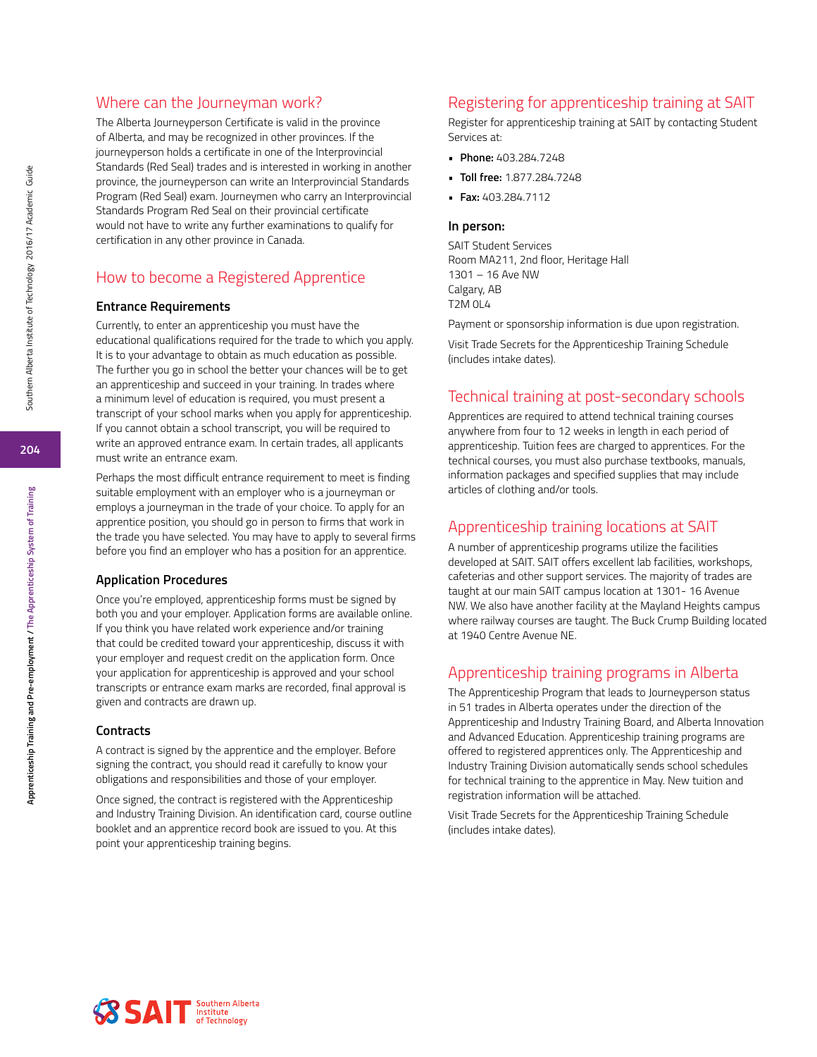## Where can the Journeyman work?

The Alberta Journeyperson Certificate is valid in the province of Alberta, and may be recognized in other provinces. If the journeyperson holds a certificate in one of the Interprovincial Standards (Red Seal) trades and is interested in working in another province, the journeyperson can write an Interprovincial Standards Program (Red Seal) exam. Journeymen who carry an Interprovincial Standards Program Red Seal on their provincial certificate would not have to write any further examinations to qualify for certification in any other province in Canada.

## How to become a Registered Apprentice

### Entrance Requirements

Currently, to enter an apprenticeship you must have the educational qualifications required for the trade to which you apply. It is to your advantage to obtain as much education as possible. The further you go in school the better your chances will be to get an apprenticeship and succeed in your training. In trades where a minimum level of education is required, you must present a transcript of your school marks when you apply for apprenticeship. If you cannot obtain a school transcript, you will be required to write an approved entrance exam. In certain trades, all applicants must write an entrance exam.

Perhaps the most difficult entrance requirement to meet is finding suitable employment with an employer who is a journeyman or employs a journeyman in the trade of your choice. To apply for an apprentice position, you should go in person to firms that work in the trade you have selected. You may have to apply to several firms before you find an employer who has a position for an apprentice.

### Application Procedures

Once you're employed, apprenticeship forms must be signed by both you and your employer. Application forms are available online. If you think you have related work experience and/or training that could be credited toward your apprenticeship, discuss it with your employer and request credit on the application form. Once your application for apprenticeship is approved and your school transcripts or entrance exam marks are recorded, final approval is given and contracts are drawn up.

### Contracts

A contract is signed by the apprentice and the employer. Before signing the contract, you should read it carefully to know your obligations and responsibilities and those of your employer.

Once signed, the contract is registered with the Apprenticeship and Industry Training Division. An identification card, course outline booklet and an apprentice record book are issued to you. At this point your apprenticeship training begins.

## Registering for apprenticeship training at SAIT

Register for apprenticeship training at SAIT by contacting Student Services at:

- **Phone:** 403.284.7248
- **Toll free:** 1.877.284.7248
- **Fax:** 403.284.7112

### In person:

SAIT Student Services
Room MA211, 2nd floor, Heritage Hall
1301 – 16 Ave NW
Calgary, AB
T2M 0L4

Payment or sponsorship information is due upon registration.

Visit Trade Secrets for the Apprenticeship Training Schedule (includes intake dates).

## Technical training at post-secondary schools

Apprentices are required to attend technical training courses anywhere from four to 12 weeks in length in each period of apprenticeship. Tuition fees are charged to apprentices. For the technical courses, you must also purchase textbooks, manuals, information packages and specified supplies that may include articles of clothing and/or tools.

## Apprenticeship training locations at SAIT

A number of apprenticeship programs utilize the facilities developed at SAIT. SAIT offers excellent lab facilities, workshops, cafeterias and other support services. The majority of trades are taught at our main SAIT campus location at 1301- 16 Avenue NW. We also have another facility at the Mayland Heights campus where railway courses are taught. The Buck Crump Building located at 1940 Centre Avenue NE.

## Apprenticeship training programs in Alberta

The Apprenticeship Program that leads to Journeyperson status in 51 trades in Alberta operates under the direction of the Apprenticeship and Industry Training Board, and Alberta Innovation and Advanced Education. Apprenticeship training programs are offered to registered apprentices only. The Apprenticeship and Industry Training Division automatically sends school schedules for technical training to the apprentice in May. New tuition and registration information will be attached.

Visit Trade Secrets for the Apprenticeship Training Schedule (includes intake dates).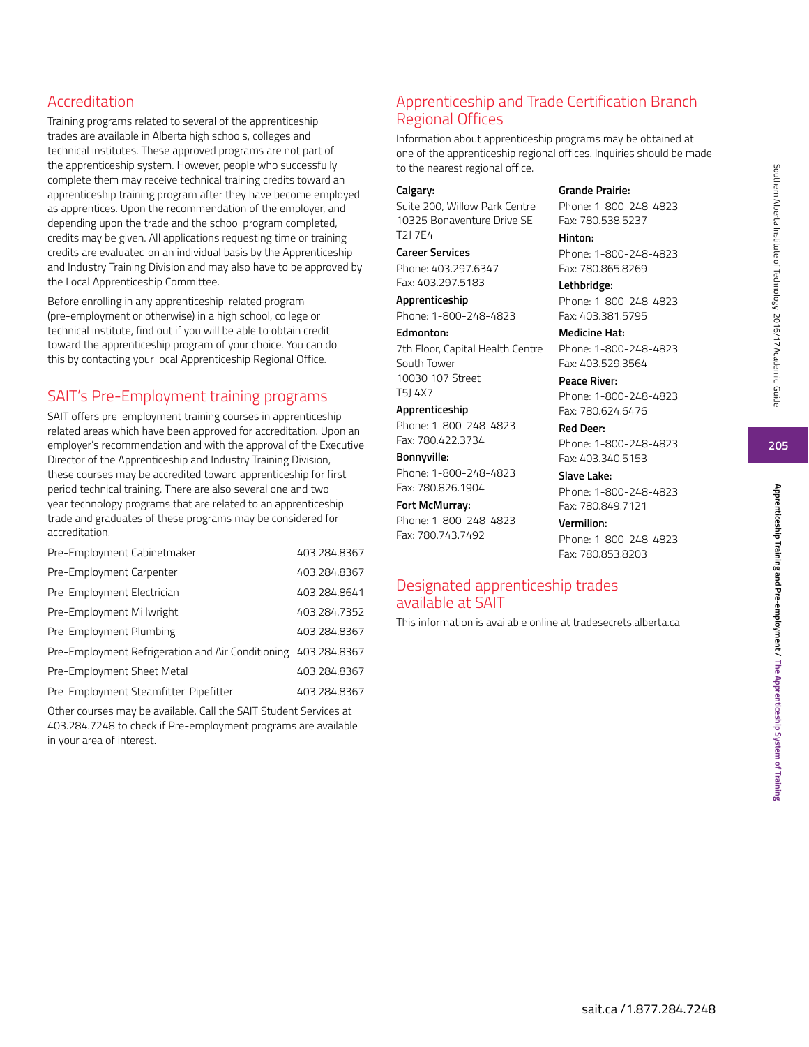## Accreditation

Training programs related to several of the apprenticeship trades are available in Alberta high schools, colleges and technical institutes. These approved programs are not part of the apprenticeship system. However, people who successfully complete them may receive technical training credits toward an apprenticeship training program after they have become employed as apprentices. Upon the recommendation of the employer, and depending upon the trade and the school program completed, credits may be given. All applications requesting time or training credits are evaluated on an individual basis by the Apprenticeship and Industry Training Division and may also have to be approved by the Local Apprenticeship Committee.

Before enrolling in any apprenticeship-related program (pre-employment or otherwise) in a high school, college or technical institute, find out if you will be able to obtain credit toward the apprenticeship program of your choice. You can do this by contacting your local Apprenticeship Regional Office.

## SAIT's Pre-Employment training programs

SAIT offers pre-employment training courses in apprenticeship related areas which have been approved for accreditation. Upon an employer's recommendation and with the approval of the Executive Director of the Apprenticeship and Industry Training Division, these courses may be accredited toward apprenticeship for first period technical training. There are also several one and two year technology programs that are related to an apprenticeship trade and graduates of these programs may be considered for accreditation.

| Program | Phone |
|---|---|
| Pre-Employment Cabinetmaker | 403.284.8367 |
| Pre-Employment Carpenter | 403.284.8367 |
| Pre-Employment Electrician | 403.284.8641 |
| Pre-Employment Millwright | 403.284.7352 |
| Pre-Employment Plumbing | 403.284.8367 |
| Pre-Employment Refrigeration and Air Conditioning | 403.284.8367 |
| Pre-Employment Sheet Metal | 403.284.8367 |
| Pre-Employment Steamfitter-Pipefitter | 403.284.8367 |

Other courses may be available. Call the SAIT Student Services at 403.284.7248 to check if Pre-employment programs are available in your area of interest.

## Apprenticeship and Trade Certification Branch Regional Offices

Information about apprenticeship programs may be obtained at one of the apprenticeship regional offices. Inquiries should be made to the nearest regional office.

**Calgary:**
Suite 200, Willow Park Centre
10325 Bonaventure Drive SE
T2J 7E4

**Career Services**
Phone: 403.297.6347
Fax: 403.297.5183

**Apprenticeship**
Phone: 1-800-248-4823

**Edmonton:**
7th Floor, Capital Health Centre South Tower
10030 107 Street
T5J 4X7

**Apprenticeship**
Phone: 1-800-248-4823
Fax: 780.422.3734

**Bonnyville:**
Phone: 1-800-248-4823
Fax: 780.826.1904

**Fort McMurray:**
Phone: 1-800-248-4823
Fax: 780.743.7492

**Grande Prairie:**
Phone: 1-800-248-4823
Fax: 780.538.5237

**Hinton:**
Phone: 1-800-248-4823
Fax: 780.865.8269

**Lethbridge:**
Phone: 1-800-248-4823
Fax: 403.381.5795

**Medicine Hat:**
Phone: 1-800-248-4823
Fax: 403.529.3564

**Peace River:**
Phone: 1-800-248-4823
Fax: 780.624.6476

**Red Deer:**
Phone: 1-800-248-4823
Fax: 403.340.5153

**Slave Lake:**
Phone: 1-800-248-4823
Fax: 780.849.7121

**Vermilion:**
Phone: 1-800-248-4823
Fax: 780.853.8203

## Designated apprenticeship trades available at SAIT

This information is available online at tradesecrets.alberta.ca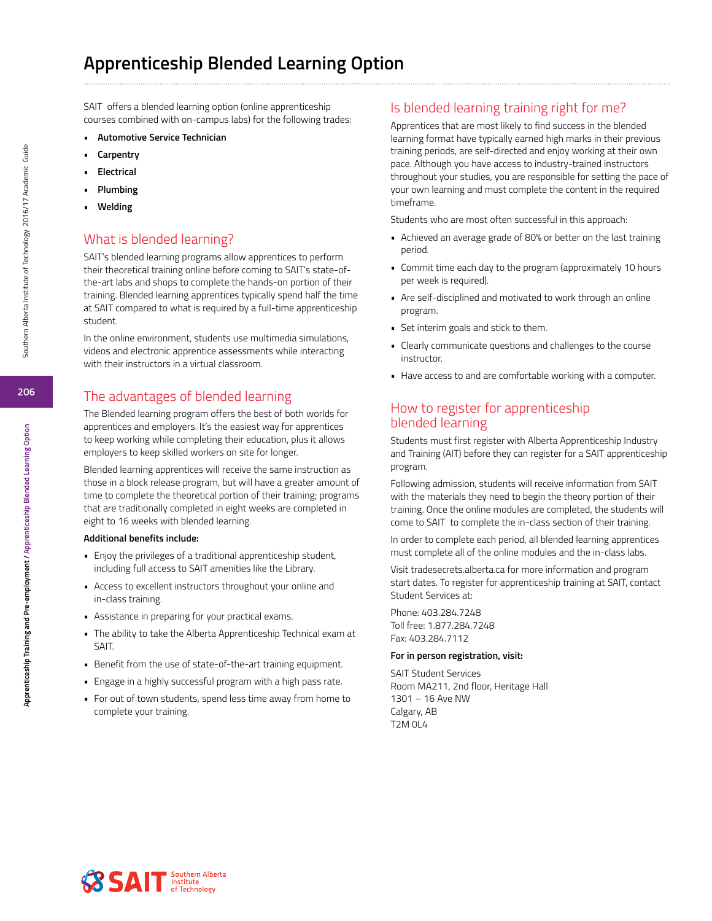# Apprenticeship Blended Learning Option

SAIT offers a blended learning option (online apprenticeship courses combined with on-campus labs) for the following trades:

- **Automotive Service Technician**
- **Carpentry**
- **Electrical**
- **Plumbing**
- **Welding**

## What is blended learning?

SAIT's blended learning programs allow apprentices to perform their theoretical training online before coming to SAIT's state-of-the-art labs and shops to complete the hands-on portion of their training. Blended learning apprentices typically spend half the time at SAIT compared to what is required by a full-time apprenticeship student.

In the online environment, students use multimedia simulations, videos and electronic apprentice assessments while interacting with their instructors in a virtual classroom.

## The advantages of blended learning

The Blended learning program offers the best of both worlds for apprentices and employers. It's the easiest way for apprentices to keep working while completing their education, plus it allows employers to keep skilled workers on site for longer.

Blended learning apprentices will receive the same instruction as those in a block release program, but will have a greater amount of time to complete the theoretical portion of their training; programs that are traditionally completed in eight weeks are completed in eight to 16 weeks with blended learning.

**Additional benefits include:**

- Enjoy the privileges of a traditional apprenticeship student, including full access to SAIT amenities like the Library.
- Access to excellent instructors throughout your online and in-class training.
- Assistance in preparing for your practical exams.
- The ability to take the Alberta Apprenticeship Technical exam at SAIT.
- Benefit from the use of state-of-the-art training equipment.
- Engage in a highly successful program with a high pass rate.
- For out of town students, spend less time away from home to complete your training.

## Is blended learning training right for me?

Apprentices that are most likely to find success in the blended learning format have typically earned high marks in their previous training periods, are self-directed and enjoy working at their own pace. Although you have access to industry-trained instructors throughout your studies, you are responsible for setting the pace of your own learning and must complete the content in the required timeframe.

Students who are most often successful in this approach:

- Achieved an average grade of 80% or better on the last training period.
- Commit time each day to the program (approximately 10 hours per week is required).
- Are self-disciplined and motivated to work through an online program.
- Set interim goals and stick to them.
- Clearly communicate questions and challenges to the course instructor.
- Have access to and are comfortable working with a computer.

## How to register for apprenticeship blended learning

Students must first register with Alberta Apprenticeship Industry and Training (AIT) before they can register for a SAIT apprenticeship program.

Following admission, students will receive information from SAIT with the materials they need to begin the theory portion of their training. Once the online modules are completed, the students will come to SAIT to complete the in-class section of their training.

In order to complete each period, all blended learning apprentices must complete all of the online modules and the in-class labs.

Visit tradesecrets.alberta.ca for more information and program start dates. To register for apprenticeship training at SAIT, contact Student Services at:

Phone: 403.284.7248  
Toll free: 1.877.284.7248  
Fax: 403.284.7112

**For in person registration, visit:**

SAIT Student Services  
Room MA211, 2nd floor, Heritage Hall  
1301 – 16 Ave NW  
Calgary, AB  
T2M 0L4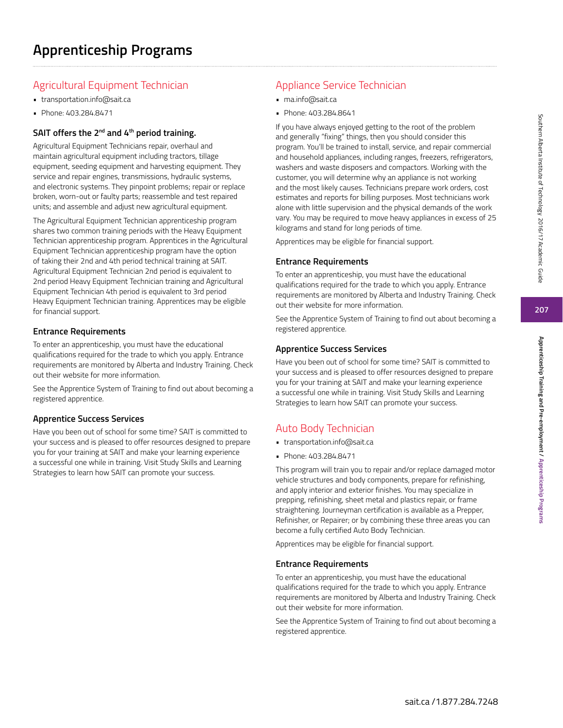# Apprenticeship Programs

## Agricultural Equipment Technician

- transportation.info@sait.ca
- Phone: 403.284.8471

### SAIT offers the 2nd and 4th period training.

Agricultural Equipment Technicians repair, overhaul and maintain agricultural equipment including tractors, tillage equipment, seeding equipment and harvesting equipment. They service and repair engines, transmissions, hydraulic systems, and electronic systems. They pinpoint problems; repair or replace broken, worn-out or faulty parts; reassemble and test repaired units; and assemble and adjust new agricultural equipment.

The Agricultural Equipment Technician apprenticeship program shares two common training periods with the Heavy Equipment Technician apprenticeship program. Apprentices in the Agricultural Equipment Technician apprenticeship program have the option of taking their 2nd and 4th period technical training at SAIT. Agricultural Equipment Technician 2nd period is equivalent to 2nd period Heavy Equipment Technician training and Agricultural Equipment Technician 4th period is equivalent to 3rd period Heavy Equipment Technician training. Apprentices may be eligible for financial support.

### Entrance Requirements

To enter an apprenticeship, you must have the educational qualifications required for the trade to which you apply. Entrance requirements are monitored by Alberta and Industry Training. Check out their website for more information.

See the Apprentice System of Training to find out about becoming a registered apprentice.

### Apprentice Success Services

Have you been out of school for some time? SAIT is committed to your success and is pleased to offer resources designed to prepare you for your training at SAIT and make your learning experience a successful one while in training. Visit Study Skills and Learning Strategies to learn how SAIT can promote your success.

## Appliance Service Technician

- ma.info@sait.ca
- Phone: 403.284.8641

If you have always enjoyed getting to the root of the problem and generally "fixing" things, then you should consider this program. You'll be trained to install, service, and repair commercial and household appliances, including ranges, freezers, refrigerators, washers and waste disposers and compactors. Working with the customer, you will determine why an appliance is not working and the most likely causes. Technicians prepare work orders, cost estimates and reports for billing purposes. Most technicians work alone with little supervision and the physical demands of the work vary. You may be required to move heavy appliances in excess of 25 kilograms and stand for long periods of time.

Apprentices may be eligible for financial support.

### Entrance Requirements

To enter an apprenticeship, you must have the educational qualifications required for the trade to which you apply. Entrance requirements are monitored by Alberta and Industry Training. Check out their website for more information.

See the Apprentice System of Training to find out about becoming a registered apprentice.

### Apprentice Success Services

Have you been out of school for some time? SAIT is committed to your success and is pleased to offer resources designed to prepare you for your training at SAIT and make your learning experience a successful one while in training. Visit Study Skills and Learning Strategies to learn how SAIT can promote your success.

## Auto Body Technician

- transportation.info@sait.ca
- Phone: 403.284.8471

This program will train you to repair and/or replace damaged motor vehicle structures and body components, prepare for refinishing, and apply interior and exterior finishes. You may specialize in prepping, refinishing, sheet metal and plastics repair, or frame straightening. Journeyman certification is available as a Prepper, Refinisher, or Repairer; or by combining these three areas you can become a fully certified Auto Body Technician.

Apprentices may be eligible for financial support.

### Entrance Requirements

To enter an apprenticeship, you must have the educational qualifications required for the trade to which you apply. Entrance requirements are monitored by Alberta and Industry Training. Check out their website for more information.

See the Apprentice System of Training to find out about becoming a registered apprentice.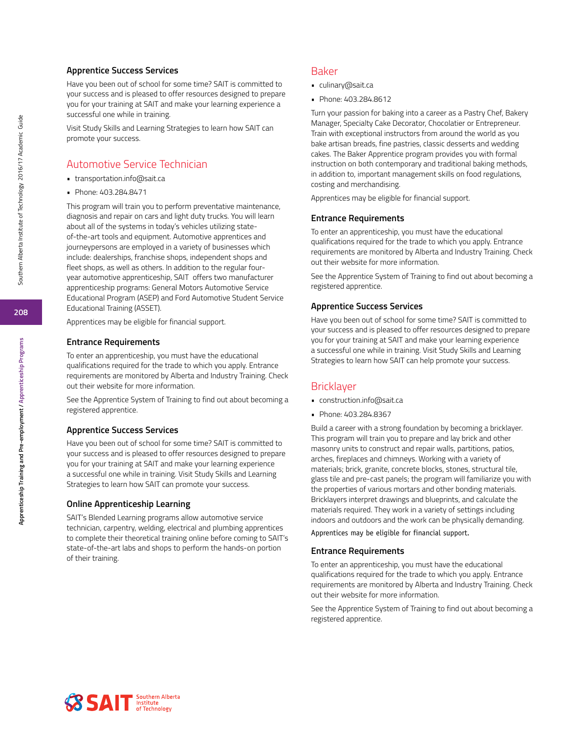### Apprentice Success Services

Have you been out of school for some time? SAIT is committed to your success and is pleased to offer resources designed to prepare you for your training at SAIT and make your learning experience a successful one while in training.

Visit Study Skills and Learning Strategies to learn how SAIT can promote your success.

## Automotive Service Technician

- transportation.info@sait.ca
- Phone: 403.284.8471

This program will train you to perform preventative maintenance, diagnosis and repair on cars and light duty trucks. You will learn about all of the systems in today's vehicles utilizing state-of-the-art tools and equipment. Automotive apprentices and journeypersons are employed in a variety of businesses which include: dealerships, franchise shops, independent shops and fleet shops, as well as others. In addition to the regular four-year automotive apprenticeship, SAIT offers two manufacturer apprenticeship programs: General Motors Automotive Service Educational Program (ASEP) and Ford Automotive Student Service Educational Training (ASSET).

Apprentices may be eligible for financial support.

### Entrance Requirements

To enter an apprenticeship, you must have the educational qualifications required for the trade to which you apply. Entrance requirements are monitored by Alberta and Industry Training. Check out their website for more information.

See the Apprentice System of Training to find out about becoming a registered apprentice.

### Apprentice Success Services

Have you been out of school for some time? SAIT is committed to your success and is pleased to offer resources designed to prepare you for your training at SAIT and make your learning experience a successful one while in training. Visit Study Skills and Learning Strategies to learn how SAIT can promote your success.

### Online Apprenticeship Learning

SAIT's Blended Learning programs allow automotive service technician, carpentry, welding, electrical and plumbing apprentices to complete their theoretical training online before coming to SAIT's state-of-the-art labs and shops to perform the hands-on portion of their training.

## Baker

- culinary@sait.ca
- Phone: 403.284.8612

Turn your passion for baking into a career as a Pastry Chef, Bakery Manager, Specialty Cake Decorator, Chocolatier or Entrepreneur. Train with exceptional instructors from around the world as you bake artisan breads, fine pastries, classic desserts and wedding cakes. The Baker Apprentice program provides you with formal instruction on both contemporary and traditional baking methods, in addition to, important management skills on food regulations, costing and merchandising.

Apprentices may be eligible for financial support.

### Entrance Requirements

To enter an apprenticeship, you must have the educational qualifications required for the trade to which you apply. Entrance requirements are monitored by Alberta and Industry Training. Check out their website for more information.

See the Apprentice System of Training to find out about becoming a registered apprentice.

### Apprentice Success Services

Have you been out of school for some time? SAIT is committed to your success and is pleased to offer resources designed to prepare you for your training at SAIT and make your learning experience a successful one while in training. Visit Study Skills and Learning Strategies to learn how SAIT can help promote your success.

## Bricklayer

- construction.info@sait.ca
- Phone: 403.284.8367

Build a career with a strong foundation by becoming a bricklayer. This program will train you to prepare and lay brick and other masonry units to construct and repair walls, partitions, patios, arches, fireplaces and chimneys. Working with a variety of materials; brick, granite, concrete blocks, stones, structural tile, glass tile and pre-cast panels; the program will familiarize you with the properties of various mortars and other bonding materials. Bricklayers interpret drawings and blueprints, and calculate the materials required. They work in a variety of settings including indoors and outdoors and the work can be physically demanding.

Apprentices may be eligible for financial support.

### Entrance Requirements

To enter an apprenticeship, you must have the educational qualifications required for the trade to which you apply. Entrance requirements are monitored by Alberta and Industry Training. Check out their website for more information.

See the Apprentice System of Training to find out about becoming a registered apprentice.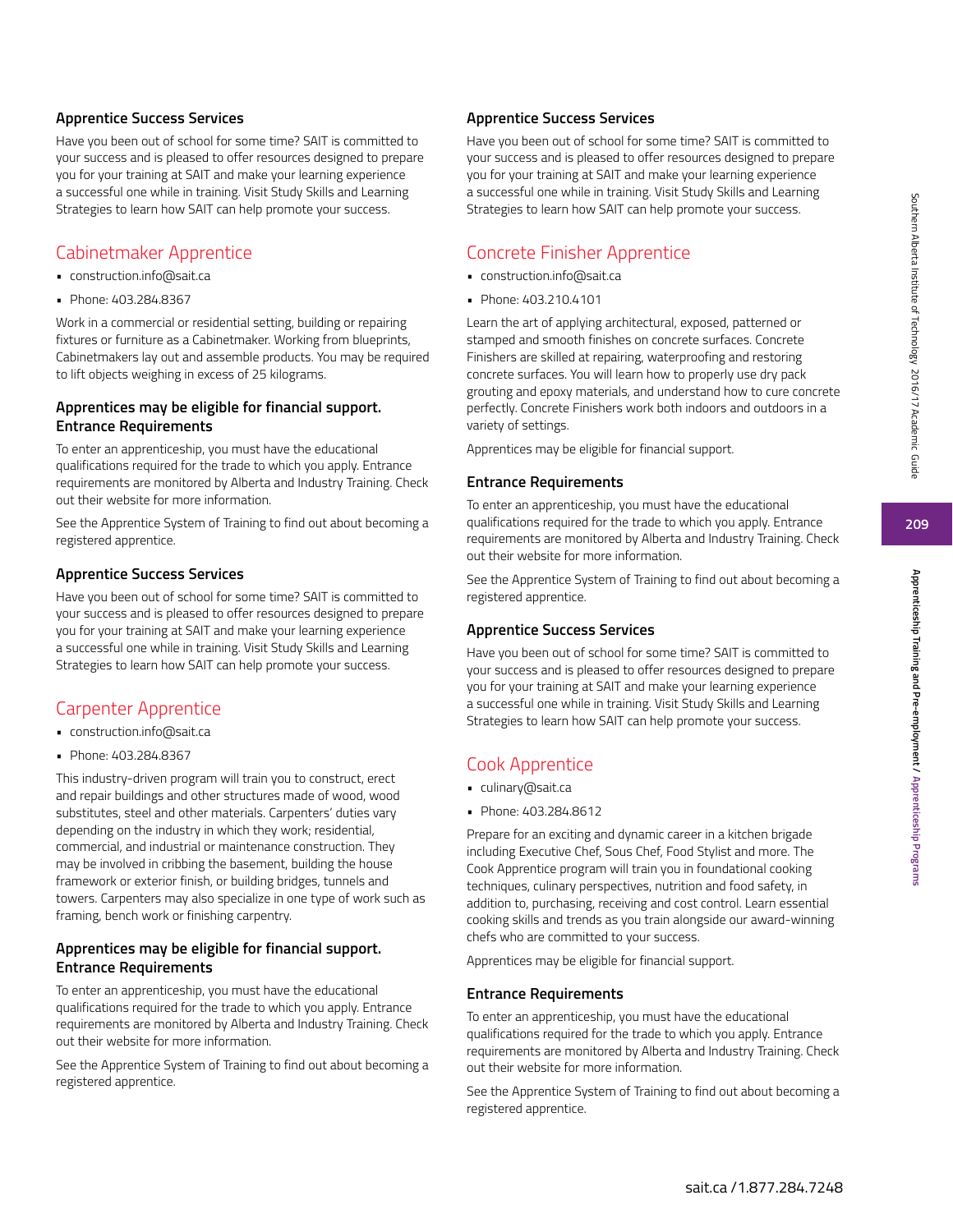### Apprentice Success Services

Have you been out of school for some time? SAIT is committed to your success and is pleased to offer resources designed to prepare you for your training at SAIT and make your learning experience a successful one while in training. Visit Study Skills and Learning Strategies to learn how SAIT can help promote your success.

## Cabinetmaker Apprentice

- construction.info@sait.ca
- Phone: 403.284.8367

Work in a commercial or residential setting, building or repairing fixtures or furniture as a Cabinetmaker. Working from blueprints, Cabinetmakers lay out and assemble products. You may be required to lift objects weighing in excess of 25 kilograms.

### Apprentices may be eligible for financial support.

### Entrance Requirements

To enter an apprenticeship, you must have the educational qualifications required for the trade to which you apply. Entrance requirements are monitored by Alberta and Industry Training. Check out their website for more information.

See the Apprentice System of Training to find out about becoming a registered apprentice.

### Apprentice Success Services

Have you been out of school for some time? SAIT is committed to your success and is pleased to offer resources designed to prepare you for your training at SAIT and make your learning experience a successful one while in training. Visit Study Skills and Learning Strategies to learn how SAIT can help promote your success.

## Carpenter Apprentice

- construction.info@sait.ca
- Phone: 403.284.8367

This industry-driven program will train you to construct, erect and repair buildings and other structures made of wood, wood substitutes, steel and other materials. Carpenters' duties vary depending on the industry in which they work; residential, commercial, and industrial or maintenance construction. They may be involved in cribbing the basement, building the house framework or exterior finish, or building bridges, tunnels and towers. Carpenters may also specialize in one type of work such as framing, bench work or finishing carpentry.

### Apprentices may be eligible for financial support.

### Entrance Requirements

To enter an apprenticeship, you must have the educational qualifications required for the trade to which you apply. Entrance requirements are monitored by Alberta and Industry Training. Check out their website for more information.

See the Apprentice System of Training to find out about becoming a registered apprentice.

### Apprentice Success Services

Have you been out of school for some time? SAIT is committed to your success and is pleased to offer resources designed to prepare you for your training at SAIT and make your learning experience a successful one while in training. Visit Study Skills and Learning Strategies to learn how SAIT can help promote your success.

## Concrete Finisher Apprentice

- construction.info@sait.ca
- Phone: 403.210.4101

Learn the art of applying architectural, exposed, patterned or stamped and smooth finishes on concrete surfaces. Concrete Finishers are skilled at repairing, waterproofing and restoring concrete surfaces. You will learn how to properly use dry pack grouting and epoxy materials, and understand how to cure concrete perfectly. Concrete Finishers work both indoors and outdoors in a variety of settings.

Apprentices may be eligible for financial support.

### Entrance Requirements

To enter an apprenticeship, you must have the educational qualifications required for the trade to which you apply. Entrance requirements are monitored by Alberta and Industry Training. Check out their website for more information.

See the Apprentice System of Training to find out about becoming a registered apprentice.

### Apprentice Success Services

Have you been out of school for some time? SAIT is committed to your success and is pleased to offer resources designed to prepare you for your training at SAIT and make your learning experience a successful one while in training. Visit Study Skills and Learning Strategies to learn how SAIT can help promote your success.

## Cook Apprentice

- culinary@sait.ca
- Phone: 403.284.8612

Prepare for an exciting and dynamic career in a kitchen brigade including Executive Chef, Sous Chef, Food Stylist and more. The Cook Apprentice program will train you in foundational cooking techniques, culinary perspectives, nutrition and food safety, in addition to, purchasing, receiving and cost control. Learn essential cooking skills and trends as you train alongside our award-winning chefs who are committed to your success.

Apprentices may be eligible for financial support.

### Entrance Requirements

To enter an apprenticeship, you must have the educational qualifications required for the trade to which you apply. Entrance requirements are monitored by Alberta and Industry Training. Check out their website for more information.

See the Apprentice System of Training to find out about becoming a registered apprentice.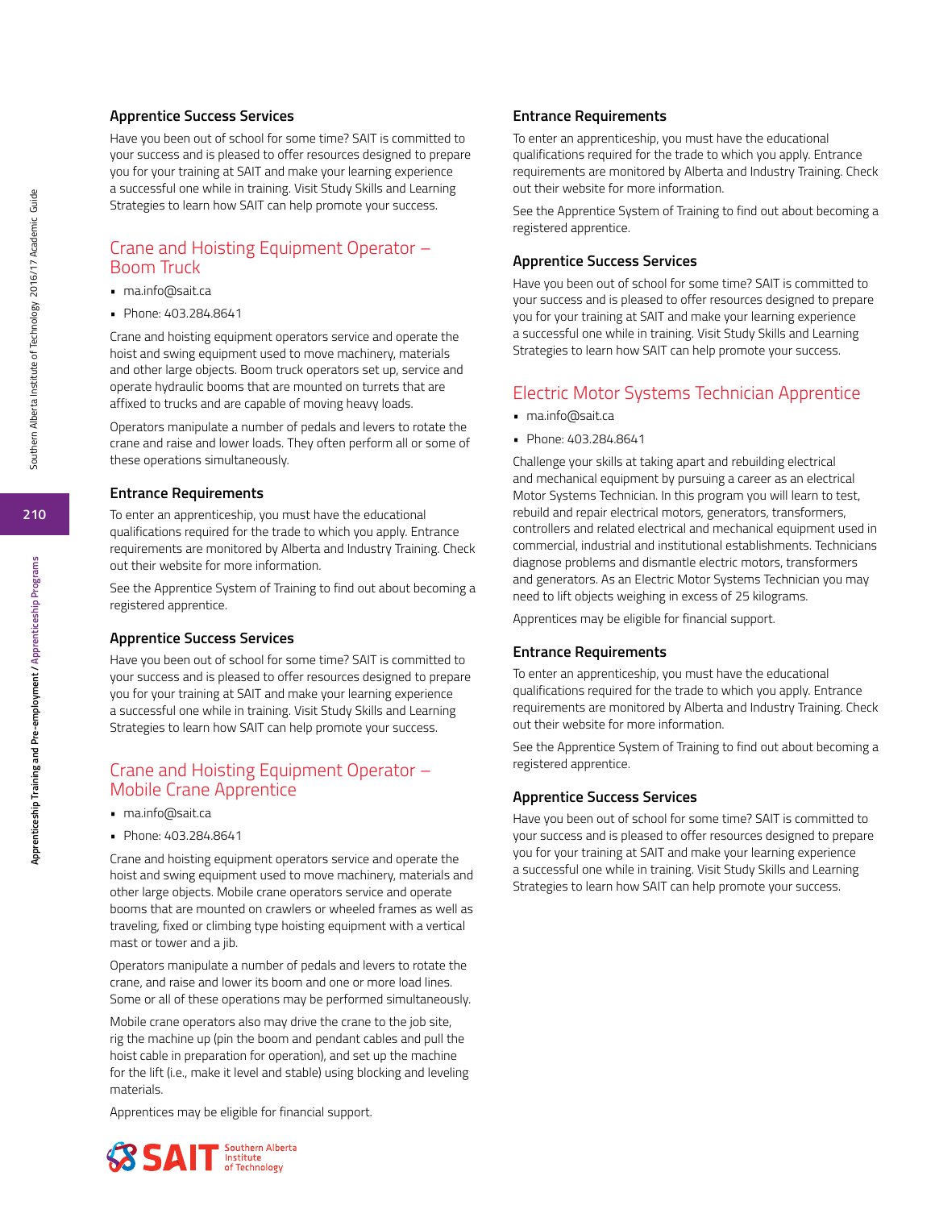### Apprentice Success Services

Have you been out of school for some time? SAIT is committed to your success and is pleased to offer resources designed to prepare you for your training at SAIT and make your learning experience a successful one while in training. Visit Study Skills and Learning Strategies to learn how SAIT can help promote your success.

## Crane and Hoisting Equipment Operator – Boom Truck

- ma.info@sait.ca
- Phone: 403.284.8641

Crane and hoisting equipment operators service and operate the hoist and swing equipment used to move machinery, materials and other large objects. Boom truck operators set up, service and operate hydraulic booms that are mounted on turrets that are affixed to trucks and are capable of moving heavy loads.

Operators manipulate a number of pedals and levers to rotate the crane and raise and lower loads. They often perform all or some of these operations simultaneously.

### Entrance Requirements

To enter an apprenticeship, you must have the educational qualifications required for the trade to which you apply. Entrance requirements are monitored by Alberta and Industry Training. Check out their website for more information.

See the Apprentice System of Training to find out about becoming a registered apprentice.

### Apprentice Success Services

Have you been out of school for some time? SAIT is committed to your success and is pleased to offer resources designed to prepare you for your training at SAIT and make your learning experience a successful one while in training. Visit Study Skills and Learning Strategies to learn how SAIT can help promote your success.

## Crane and Hoisting Equipment Operator – Mobile Crane Apprentice

- ma.info@sait.ca
- Phone: 403.284.8641

Crane and hoisting equipment operators service and operate the hoist and swing equipment used to move machinery, materials and other large objects. Mobile crane operators service and operate booms that are mounted on crawlers or wheeled frames as well as traveling, fixed or climbing type hoisting equipment with a vertical mast or tower and a jib.

Operators manipulate a number of pedals and levers to rotate the crane, and raise and lower its boom and one or more load lines. Some or all of these operations may be performed simultaneously.

Mobile crane operators also may drive the crane to the job site, rig the machine up (pin the boom and pendant cables and pull the hoist cable in preparation for operation), and set up the machine for the lift (i.e., make it level and stable) using blocking and leveling materials.

Apprentices may be eligible for financial support.

### Entrance Requirements

To enter an apprenticeship, you must have the educational qualifications required for the trade to which you apply. Entrance requirements are monitored by Alberta and Industry Training. Check out their website for more information.

See the Apprentice System of Training to find out about becoming a registered apprentice.

### Apprentice Success Services

Have you been out of school for some time? SAIT is committed to your success and is pleased to offer resources designed to prepare you for your training at SAIT and make your learning experience a successful one while in training. Visit Study Skills and Learning Strategies to learn how SAIT can help promote your success.

## Electric Motor Systems Technician Apprentice

- ma.info@sait.ca
- Phone: 403.284.8641

Challenge your skills at taking apart and rebuilding electrical and mechanical equipment by pursuing a career as an electrical Motor Systems Technician. In this program you will learn to test, rebuild and repair electrical motors, generators, transformers, controllers and related electrical and mechanical equipment used in commercial, industrial and institutional establishments. Technicians diagnose problems and dismantle electric motors, transformers and generators. As an Electric Motor Systems Technician you may need to lift objects weighing in excess of 25 kilograms.

Apprentices may be eligible for financial support.

### Entrance Requirements

To enter an apprenticeship, you must have the educational qualifications required for the trade to which you apply. Entrance requirements are monitored by Alberta and Industry Training. Check out their website for more information.

See the Apprentice System of Training to find out about becoming a registered apprentice.

### Apprentice Success Services

Have you been out of school for some time? SAIT is committed to your success and is pleased to offer resources designed to prepare you for your training at SAIT and make your learning experience a successful one while in training. Visit Study Skills and Learning Strategies to learn how SAIT can help promote your success.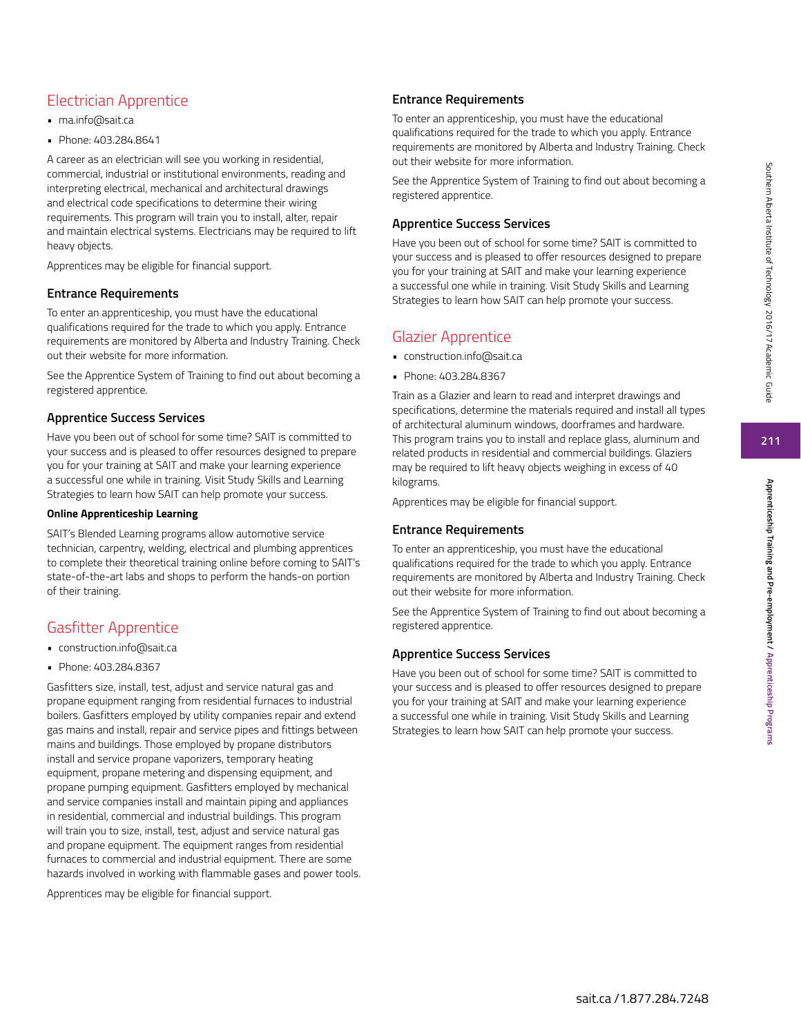## Electrician Apprentice

- ma.info@sait.ca
- Phone: 403.284.8641

A career as an electrician will see you working in residential, commercial, industrial or institutional environments, reading and interpreting electrical, mechanical and architectural drawings and electrical code specifications to determine their wiring requirements. This program will train you to install, alter, repair and maintain electrical systems. Electricians may be required to lift heavy objects.

Apprentices may be eligible for financial support.

### Entrance Requirements

To enter an apprenticeship, you must have the educational qualifications required for the trade to which you apply. Entrance requirements are monitored by Alberta and Industry Training. Check out their website for more information.

See the Apprentice System of Training to find out about becoming a registered apprentice.

### Apprentice Success Services

Have you been out of school for some time? SAIT is committed to your success and is pleased to offer resources designed to prepare you for your training at SAIT and make your learning experience a successful one while in training. Visit Study Skills and Learning Strategies to learn how SAIT can help promote your success.

#### Online Apprenticeship Learning

SAIT's Blended Learning programs allow automotive service technician, carpentry, welding, electrical and plumbing apprentices to complete their theoretical training online before coming to SAIT's state-of-the-art labs and shops to perform the hands-on portion of their training.

## Gasfitter Apprentice

- construction.info@sait.ca
- Phone: 403.284.8367

Gasfitters size, install, test, adjust and service natural gas and propane equipment ranging from residential furnaces to industrial boilers. Gasfitters employed by utility companies repair and extend gas mains and install, repair and service pipes and fittings between mains and buildings. Those employed by propane distributors install and service propane vaporizers, temporary heating equipment, propane metering and dispensing equipment, and propane pumping equipment. Gasfitters employed by mechanical and service companies install and maintain piping and appliances in residential, commercial and industrial buildings. This program will train you to size, install, test, adjust and service natural gas and propane equipment. The equipment ranges from residential furnaces to commercial and industrial equipment. There are some hazards involved in working with flammable gases and power tools.

Apprentices may be eligible for financial support.

### Entrance Requirements

To enter an apprenticeship, you must have the educational qualifications required for the trade to which you apply. Entrance requirements are monitored by Alberta and Industry Training. Check out their website for more information.

See the Apprentice System of Training to find out about becoming a registered apprentice.

### Apprentice Success Services

Have you been out of school for some time? SAIT is committed to your success and is pleased to offer resources designed to prepare you for your training at SAIT and make your learning experience a successful one while in training. Visit Study Skills and Learning Strategies to learn how SAIT can help promote your success.

## Glazier Apprentice

- construction.info@sait.ca
- Phone: 403.284.8367

Train as a Glazier and learn to read and interpret drawings and specifications, determine the materials required and install all types of architectural aluminum windows, doorframes and hardware. This program trains you to install and replace glass, aluminum and related products in residential and commercial buildings. Glaziers may be required to lift heavy objects weighing in excess of 40 kilograms.

Apprentices may be eligible for financial support.

### Entrance Requirements

To enter an apprenticeship, you must have the educational qualifications required for the trade to which you apply. Entrance requirements are monitored by Alberta and Industry Training. Check out their website for more information.

See the Apprentice System of Training to find out about becoming a registered apprentice.

### Apprentice Success Services

Have you been out of school for some time? SAIT is committed to your success and is pleased to offer resources designed to prepare you for your training at SAIT and make your learning experience a successful one while in training. Visit Study Skills and Learning Strategies to learn how SAIT can help promote your success.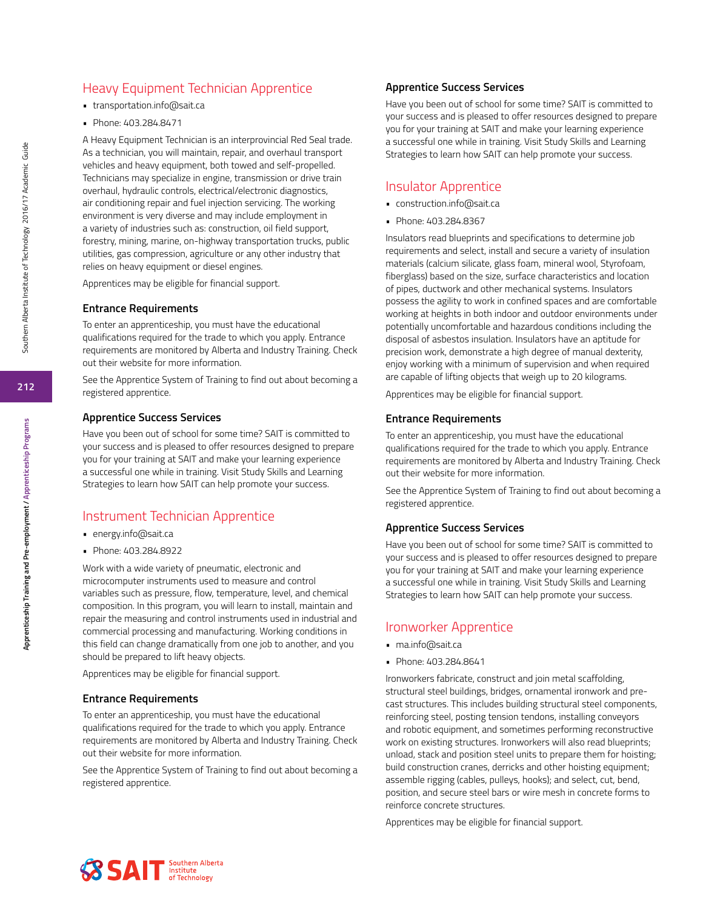## Heavy Equipment Technician Apprentice

- transportation.info@sait.ca
- Phone: 403.284.8471

A Heavy Equipment Technician is an interprovincial Red Seal trade. As a technician, you will maintain, repair, and overhaul transport vehicles and heavy equipment, both towed and self-propelled. Technicians may specialize in engine, transmission or drive train overhaul, hydraulic controls, electrical/electronic diagnostics, air conditioning repair and fuel injection servicing. The working environment is very diverse and may include employment in a variety of industries such as: construction, oil field support, forestry, mining, marine, on-highway transportation trucks, public utilities, gas compression, agriculture or any other industry that relies on heavy equipment or diesel engines.

Apprentices may be eligible for financial support.

### Entrance Requirements

To enter an apprenticeship, you must have the educational qualifications required for the trade to which you apply. Entrance requirements are monitored by Alberta and Industry Training. Check out their website for more information.

See the Apprentice System of Training to find out about becoming a registered apprentice.

### Apprentice Success Services

Have you been out of school for some time? SAIT is committed to your success and is pleased to offer resources designed to prepare you for your training at SAIT and make your learning experience a successful one while in training. Visit Study Skills and Learning Strategies to learn how SAIT can help promote your success.

## Instrument Technician Apprentice

- energy.info@sait.ca
- Phone: 403.284.8922

Work with a wide variety of pneumatic, electronic and microcomputer instruments used to measure and control variables such as pressure, flow, temperature, level, and chemical composition. In this program, you will learn to install, maintain and repair the measuring and control instruments used in industrial and commercial processing and manufacturing. Working conditions in this field can change dramatically from one job to another, and you should be prepared to lift heavy objects.

Apprentices may be eligible for financial support.

### Entrance Requirements

To enter an apprenticeship, you must have the educational qualifications required for the trade to which you apply. Entrance requirements are monitored by Alberta and Industry Training. Check out their website for more information.

See the Apprentice System of Training to find out about becoming a registered apprentice.

### Apprentice Success Services

Have you been out of school for some time? SAIT is committed to your success and is pleased to offer resources designed to prepare you for your training at SAIT and make your learning experience a successful one while in training. Visit Study Skills and Learning Strategies to learn how SAIT can help promote your success.

## Insulator Apprentice

- construction.info@sait.ca
- Phone: 403.284.8367

Insulators read blueprints and specifications to determine job requirements and select, install and secure a variety of insulation materials (calcium silicate, glass foam, mineral wool, Styrofoam, fiberglass) based on the size, surface characteristics and location of pipes, ductwork and other mechanical systems. Insulators possess the agility to work in confined spaces and are comfortable working at heights in both indoor and outdoor environments under potentially uncomfortable and hazardous conditions including the disposal of asbestos insulation. Insulators have an aptitude for precision work, demonstrate a high degree of manual dexterity, enjoy working with a minimum of supervision and when required are capable of lifting objects that weigh up to 20 kilograms.

Apprentices may be eligible for financial support.

### Entrance Requirements

To enter an apprenticeship, you must have the educational qualifications required for the trade to which you apply. Entrance requirements are monitored by Alberta and Industry Training. Check out their website for more information.

See the Apprentice System of Training to find out about becoming a registered apprentice.

### Apprentice Success Services

Have you been out of school for some time? SAIT is committed to your success and is pleased to offer resources designed to prepare you for your training at SAIT and make your learning experience a successful one while in training. Visit Study Skills and Learning Strategies to learn how SAIT can help promote your success.

## Ironworker Apprentice

- ma.info@sait.ca
- Phone: 403.284.8641

Ironworkers fabricate, construct and join metal scaffolding, structural steel buildings, bridges, ornamental ironwork and pre-cast structures. This includes building structural steel components, reinforcing steel, posting tension tendons, installing conveyors and robotic equipment, and sometimes performing reconstructive work on existing structures. Ironworkers will also read blueprints; unload, stack and position steel units to prepare them for hoisting; build construction cranes, derricks and other hoisting equipment; assemble rigging (cables, pulleys, hooks); and select, cut, bend, position, and secure steel bars or wire mesh in concrete forms to reinforce concrete structures.

Apprentices may be eligible for financial support.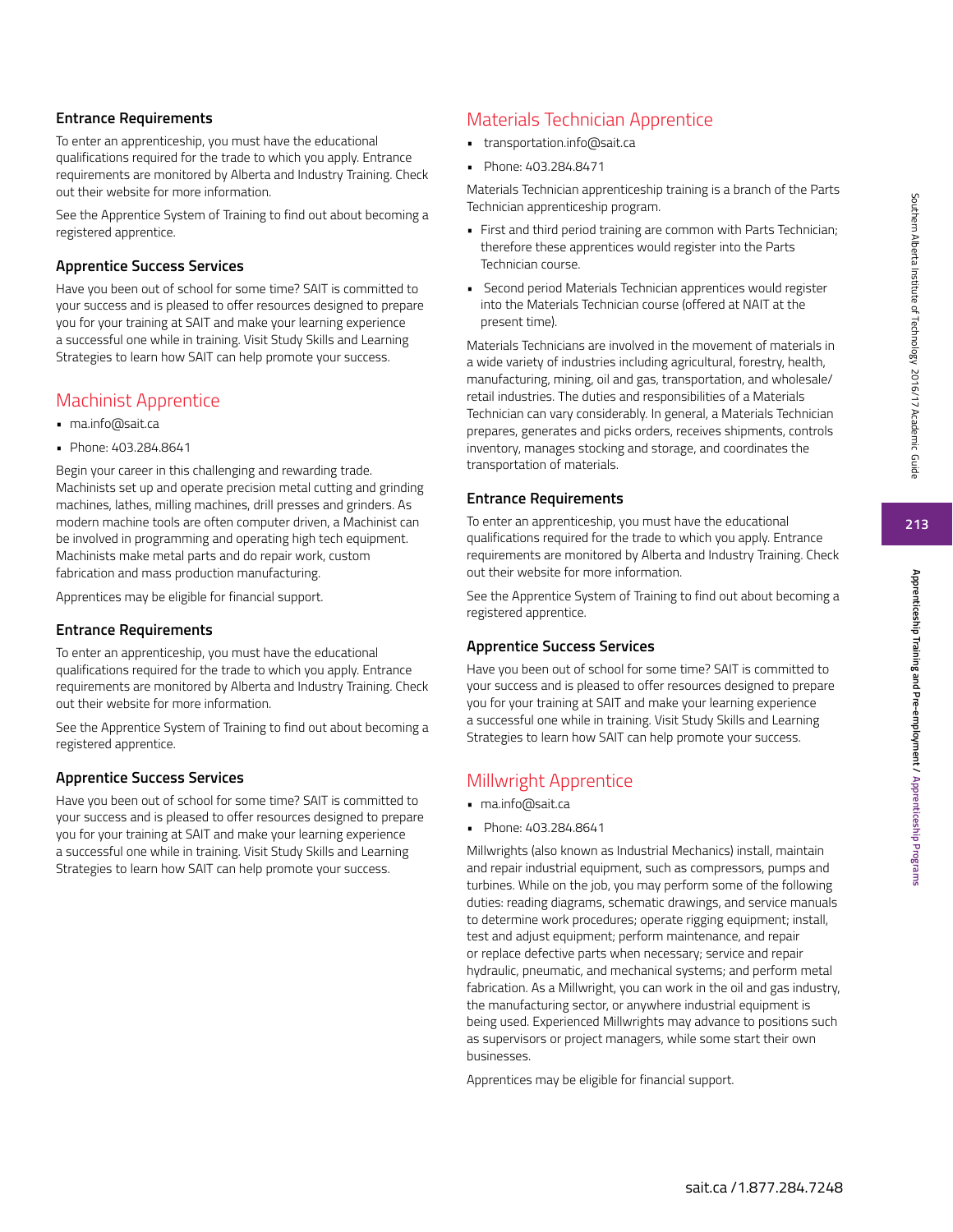### Entrance Requirements

To enter an apprenticeship, you must have the educational qualifications required for the trade to which you apply. Entrance requirements are monitored by Alberta and Industry Training. Check out their website for more information.

See the Apprentice System of Training to find out about becoming a registered apprentice.

### Apprentice Success Services

Have you been out of school for some time? SAIT is committed to your success and is pleased to offer resources designed to prepare you for your training at SAIT and make your learning experience a successful one while in training. Visit Study Skills and Learning Strategies to learn how SAIT can help promote your success.

## Machinist Apprentice

- ma.info@sait.ca
- Phone: 403.284.8641

Begin your career in this challenging and rewarding trade. Machinists set up and operate precision metal cutting and grinding machines, lathes, milling machines, drill presses and grinders. As modern machine tools are often computer driven, a Machinist can be involved in programming and operating high tech equipment. Machinists make metal parts and do repair work, custom fabrication and mass production manufacturing.

Apprentices may be eligible for financial support.

### Entrance Requirements

To enter an apprenticeship, you must have the educational qualifications required for the trade to which you apply. Entrance requirements are monitored by Alberta and Industry Training. Check out their website for more information.

See the Apprentice System of Training to find out about becoming a registered apprentice.

### Apprentice Success Services

Have you been out of school for some time? SAIT is committed to your success and is pleased to offer resources designed to prepare you for your training at SAIT and make your learning experience a successful one while in training. Visit Study Skills and Learning Strategies to learn how SAIT can help promote your success.

## Materials Technician Apprentice

- transportation.info@sait.ca
- Phone: 403.284.8471

Materials Technician apprenticeship training is a branch of the Parts Technician apprenticeship program.

- First and third period training are common with Parts Technician; therefore these apprentices would register into the Parts Technician course.
- Second period Materials Technician apprentices would register into the Materials Technician course (offered at NAIT at the present time).

Materials Technicians are involved in the movement of materials in a wide variety of industries including agricultural, forestry, health, manufacturing, mining, oil and gas, transportation, and wholesale/retail industries. The duties and responsibilities of a Materials Technician can vary considerably. In general, a Materials Technician prepares, generates and picks orders, receives shipments, controls inventory, manages stocking and storage, and coordinates the transportation of materials.

### Entrance Requirements

To enter an apprenticeship, you must have the educational qualifications required for the trade to which you apply. Entrance requirements are monitored by Alberta and Industry Training. Check out their website for more information.

See the Apprentice System of Training to find out about becoming a registered apprentice.

### Apprentice Success Services

Have you been out of school for some time? SAIT is committed to your success and is pleased to offer resources designed to prepare you for your training at SAIT and make your learning experience a successful one while in training. Visit Study Skills and Learning Strategies to learn how SAIT can help promote your success.

## Millwright Apprentice

- ma.info@sait.ca
- Phone: 403.284.8641

Millwrights (also known as Industrial Mechanics) install, maintain and repair industrial equipment, such as compressors, pumps and turbines. While on the job, you may perform some of the following duties: reading diagrams, schematic drawings, and service manuals to determine work procedures; operate rigging equipment; install, test and adjust equipment; perform maintenance, and repair or replace defective parts when necessary; service and repair hydraulic, pneumatic, and mechanical systems; and perform metal fabrication. As a Millwright, you can work in the oil and gas industry, the manufacturing sector, or anywhere industrial equipment is being used. Experienced Millwrights may advance to positions such as supervisors or project managers, while some start their own businesses.

Apprentices may be eligible for financial support.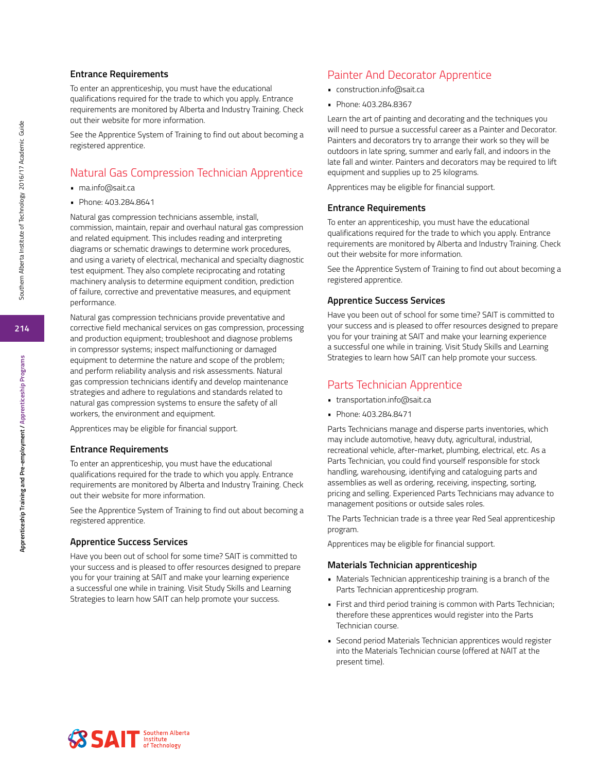### Entrance Requirements

To enter an apprenticeship, you must have the educational qualifications required for the trade to which you apply. Entrance requirements are monitored by Alberta and Industry Training. Check out their website for more information.

See the Apprentice System of Training to find out about becoming a registered apprentice.

## Natural Gas Compression Technician Apprentice

- ma.info@sait.ca
- Phone: 403.284.8641

Natural gas compression technicians assemble, install, commission, maintain, repair and overhaul natural gas compression and related equipment. This includes reading and interpreting diagrams or schematic drawings to determine work procedures, and using a variety of electrical, mechanical and specialty diagnostic test equipment. They also complete reciprocating and rotating machinery analysis to determine equipment condition, prediction of failure, corrective and preventative measures, and equipment performance.

Natural gas compression technicians provide preventative and corrective field mechanical services on gas compression, processing and production equipment; troubleshoot and diagnose problems in compressor systems; inspect malfunctioning or damaged equipment to determine the nature and scope of the problem; and perform reliability analysis and risk assessments. Natural gas compression technicians identify and develop maintenance strategies and adhere to regulations and standards related to natural gas compression systems to ensure the safety of all workers, the environment and equipment.

Apprentices may be eligible for financial support.

### Entrance Requirements

To enter an apprenticeship, you must have the educational qualifications required for the trade to which you apply. Entrance requirements are monitored by Alberta and Industry Training. Check out their website for more information.

See the Apprentice System of Training to find out about becoming a registered apprentice.

### Apprentice Success Services

Have you been out of school for some time? SAIT is committed to your success and is pleased to offer resources designed to prepare you for your training at SAIT and make your learning experience a successful one while in training. Visit Study Skills and Learning Strategies to learn how SAIT can help promote your success.

## Painter And Decorator Apprentice

- construction.info@sait.ca
- Phone: 403.284.8367

Learn the art of painting and decorating and the techniques you will need to pursue a successful career as a Painter and Decorator. Painters and decorators try to arrange their work so they will be outdoors in late spring, summer and early fall, and indoors in the late fall and winter. Painters and decorators may be required to lift equipment and supplies up to 25 kilograms.

Apprentices may be eligible for financial support.

### Entrance Requirements

To enter an apprenticeship, you must have the educational qualifications required for the trade to which you apply. Entrance requirements are monitored by Alberta and Industry Training. Check out their website for more information.

See the Apprentice System of Training to find out about becoming a registered apprentice.

### Apprentice Success Services

Have you been out of school for some time? SAIT is committed to your success and is pleased to offer resources designed to prepare you for your training at SAIT and make your learning experience a successful one while in training. Visit Study Skills and Learning Strategies to learn how SAIT can help promote your success.

## Parts Technician Apprentice

- transportation.info@sait.ca
- Phone: 403.284.8471

Parts Technicians manage and disperse parts inventories, which may include automotive, heavy duty, agricultural, industrial, recreational vehicle, after-market, plumbing, electrical, etc. As a Parts Technician, you could find yourself responsible for stock handling, warehousing, identifying and cataloguing parts and assemblies as well as ordering, receiving, inspecting, sorting, pricing and selling. Experienced Parts Technicians may advance to management positions or outside sales roles.

The Parts Technician trade is a three year Red Seal apprenticeship program.

Apprentices may be eligible for financial support.

### Materials Technician apprenticeship

- Materials Technician apprenticeship training is a branch of the Parts Technician apprenticeship program.
- First and third period training is common with Parts Technician; therefore these apprentices would register into the Parts Technician course.
- Second period Materials Technician apprentices would register into the Materials Technician course (offered at NAIT at the present time).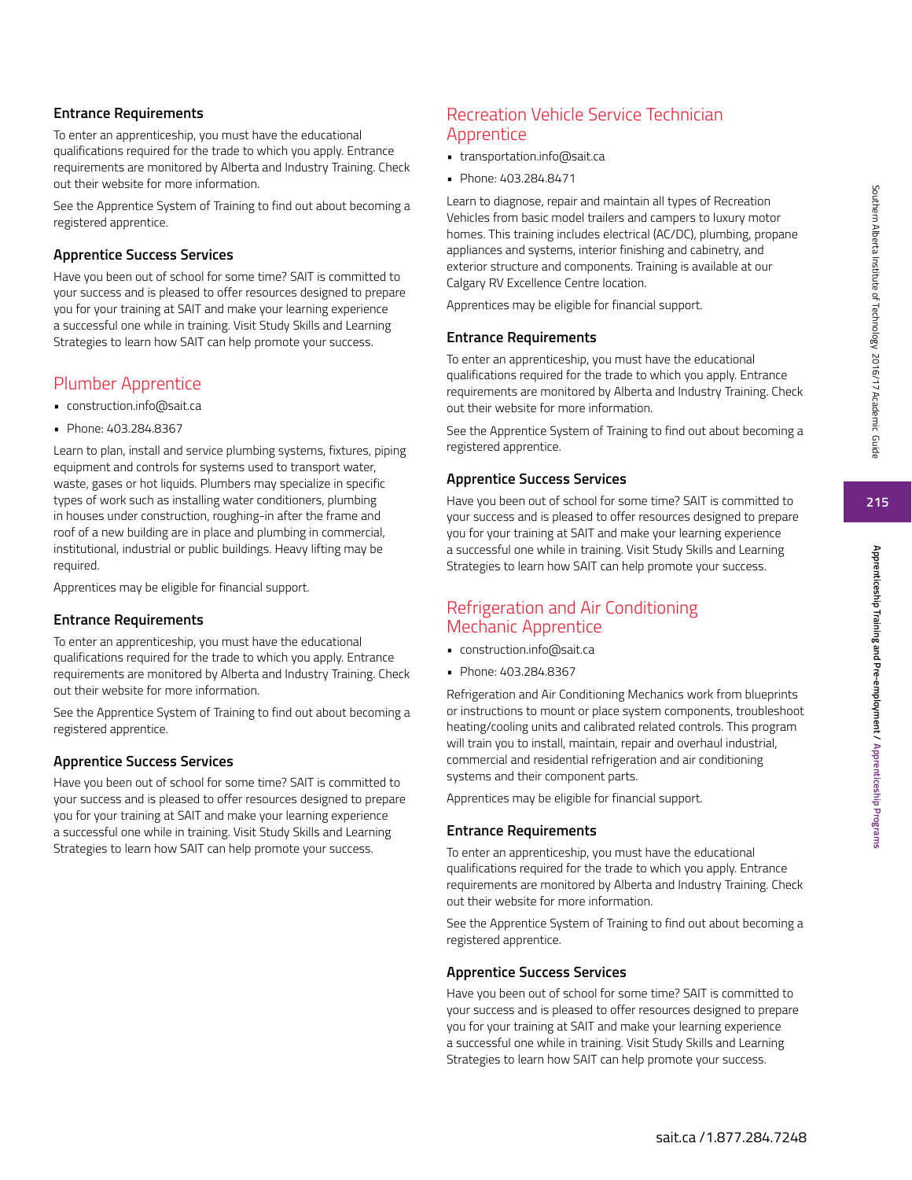### Entrance Requirements

To enter an apprenticeship, you must have the educational qualifications required for the trade to which you apply. Entrance requirements are monitored by Alberta and Industry Training. Check out their website for more information.

See the Apprentice System of Training to find out about becoming a registered apprentice.

### Apprentice Success Services

Have you been out of school for some time? SAIT is committed to your success and is pleased to offer resources designed to prepare you for your training at SAIT and make your learning experience a successful one while in training. Visit Study Skills and Learning Strategies to learn how SAIT can help promote your success.

## Plumber Apprentice

- construction.info@sait.ca
- Phone: 403.284.8367

Learn to plan, install and service plumbing systems, fixtures, piping equipment and controls for systems used to transport water, waste, gases or hot liquids. Plumbers may specialize in specific types of work such as installing water conditioners, plumbing in houses under construction, roughing-in after the frame and roof of a new building are in place and plumbing in commercial, institutional, industrial or public buildings. Heavy lifting may be required.

Apprentices may be eligible for financial support.

### Entrance Requirements

To enter an apprenticeship, you must have the educational qualifications required for the trade to which you apply. Entrance requirements are monitored by Alberta and Industry Training. Check out their website for more information.

See the Apprentice System of Training to find out about becoming a registered apprentice.

### Apprentice Success Services

Have you been out of school for some time? SAIT is committed to your success and is pleased to offer resources designed to prepare you for your training at SAIT and make your learning experience a successful one while in training. Visit Study Skills and Learning Strategies to learn how SAIT can help promote your success.

## Recreation Vehicle Service Technician Apprentice

- transportation.info@sait.ca
- Phone: 403.284.8471

Learn to diagnose, repair and maintain all types of Recreation Vehicles from basic model trailers and campers to luxury motor homes. This training includes electrical (AC/DC), plumbing, propane appliances and systems, interior finishing and cabinetry, and exterior structure and components. Training is available at our Calgary RV Excellence Centre location.

Apprentices may be eligible for financial support.

### Entrance Requirements

To enter an apprenticeship, you must have the educational qualifications required for the trade to which you apply. Entrance requirements are monitored by Alberta and Industry Training. Check out their website for more information.

See the Apprentice System of Training to find out about becoming a registered apprentice.

### Apprentice Success Services

Have you been out of school for some time? SAIT is committed to your success and is pleased to offer resources designed to prepare you for your training at SAIT and make your learning experience a successful one while in training. Visit Study Skills and Learning Strategies to learn how SAIT can help promote your success.

## Refrigeration and Air Conditioning Mechanic Apprentice

- construction.info@sait.ca
- Phone: 403.284.8367

Refrigeration and Air Conditioning Mechanics work from blueprints or instructions to mount or place system components, troubleshoot heating/cooling units and calibrated related controls. This program will train you to install, maintain, repair and overhaul industrial, commercial and residential refrigeration and air conditioning systems and their component parts.

Apprentices may be eligible for financial support.

### Entrance Requirements

To enter an apprenticeship, you must have the educational qualifications required for the trade to which you apply. Entrance requirements are monitored by Alberta and Industry Training. Check out their website for more information.

See the Apprentice System of Training to find out about becoming a registered apprentice.

### Apprentice Success Services

Have you been out of school for some time? SAIT is committed to your success and is pleased to offer resources designed to prepare you for your training at SAIT and make your learning experience a successful one while in training. Visit Study Skills and Learning Strategies to learn how SAIT can help promote your success.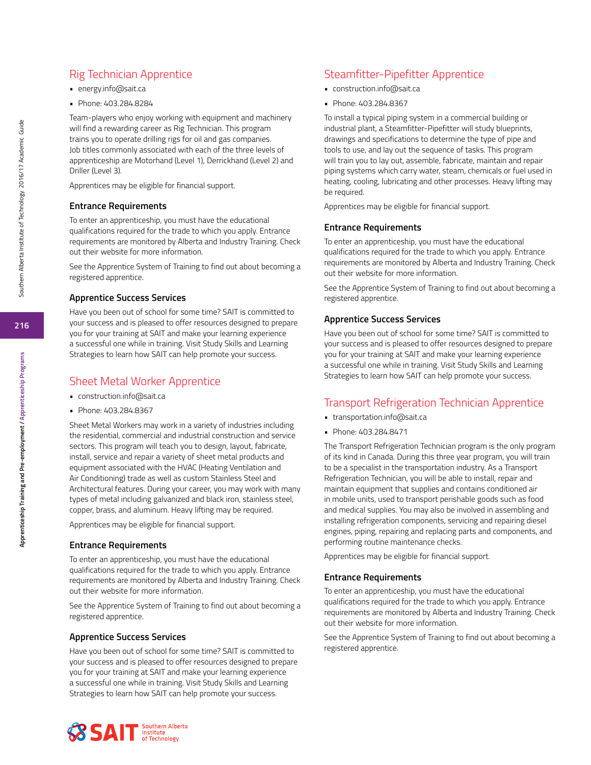## Rig Technician Apprentice

- energy.info@sait.ca
- Phone: 403.284.8284

Team-players who enjoy working with equipment and machinery will find a rewarding career as Rig Technician. This program trains you to operate drilling rigs for oil and gas companies. Job titles commonly associated with each of the three levels of apprenticeship are Motorhand (Level 1), Derrickhand (Level 2) and Driller (Level 3).

Apprentices may be eligible for financial support.

### Entrance Requirements

To enter an apprenticeship, you must have the educational qualifications required for the trade to which you apply. Entrance requirements are monitored by Alberta and Industry Training. Check out their website for more information.

See the Apprentice System of Training to find out about becoming a registered apprentice.

### Apprentice Success Services

Have you been out of school for some time? SAIT is committed to your success and is pleased to offer resources designed to prepare you for your training at SAIT and make your learning experience a successful one while in training. Visit Study Skills and Learning Strategies to learn how SAIT can help promote your success.

## Sheet Metal Worker Apprentice

- construction.info@sait.ca
- Phone: 403.284.8367

Sheet Metal Workers may work in a variety of industries including the residential, commercial and industrial construction and service sectors. This program will teach you to design, layout, fabricate, install, service and repair a variety of sheet metal products and equipment associated with the HVAC (Heating Ventilation and Air Conditioning) trade as well as custom Stainless Steel and Architectural features. During your career, you may work with many types of metal including galvanized and black iron, stainless steel, copper, brass, and aluminum. Heavy lifting may be required.

Apprentices may be eligible for financial support.

### Entrance Requirements

To enter an apprenticeship, you must have the educational qualifications required for the trade to which you apply. Entrance requirements are monitored by Alberta and Industry Training. Check out their website for more information.

See the Apprentice System of Training to find out about becoming a registered apprentice.

### Apprentice Success Services

Have you been out of school for some time? SAIT is committed to your success and is pleased to offer resources designed to prepare you for your training at SAIT and make your learning experience a successful one while in training. Visit Study Skills and Learning Strategies to learn how SAIT can help promote your success.

## Steamfitter-Pipefitter Apprentice

- construction.info@sait.ca
- Phone: 403.284.8367

To install a typical piping system in a commercial building or industrial plant, a Steamfitter-Pipefitter will study blueprints, drawings and specifications to determine the type of pipe and tools to use, and lay out the sequence of tasks. This program will train you to lay out, assemble, fabricate, maintain and repair piping systems which carry water, steam, chemicals or fuel used in heating, cooling, lubricating and other processes. Heavy lifting may be required.

Apprentices may be eligible for financial support.

### Entrance Requirements

To enter an apprenticeship, you must have the educational qualifications required for the trade to which you apply. Entrance requirements are monitored by Alberta and Industry Training. Check out their website for more information.

See the Apprentice System of Training to find out about becoming a registered apprentice.

### Apprentice Success Services

Have you been out of school for some time? SAIT is committed to your success and is pleased to offer resources designed to prepare you for your training at SAIT and make your learning experience a successful one while in training. Visit Study Skills and Learning Strategies to learn how SAIT can help promote your success.

## Transport Refrigeration Technician Apprentice

- transportation.info@sait.ca
- Phone: 403.284.8471

The Transport Refrigeration Technician program is the only program of its kind in Canada. During this three year program, you will train to be a specialist in the transportation industry. As a Transport Refrigeration Technician, you will be able to install, repair and maintain equipment that supplies and contains conditioned air in mobile units, used to transport perishable goods such as food and medical supplies. You may also be involved in assembling and installing refrigeration components, servicing and repairing diesel engines, piping, repairing and replacing parts and components, and performing routine maintenance checks.

Apprentices may be eligible for financial support.

### Entrance Requirements

To enter an apprenticeship, you must have the educational qualifications required for the trade to which you apply. Entrance requirements are monitored by Alberta and Industry Training. Check out their website for more information.

See the Apprentice System of Training to find out about becoming a registered apprentice.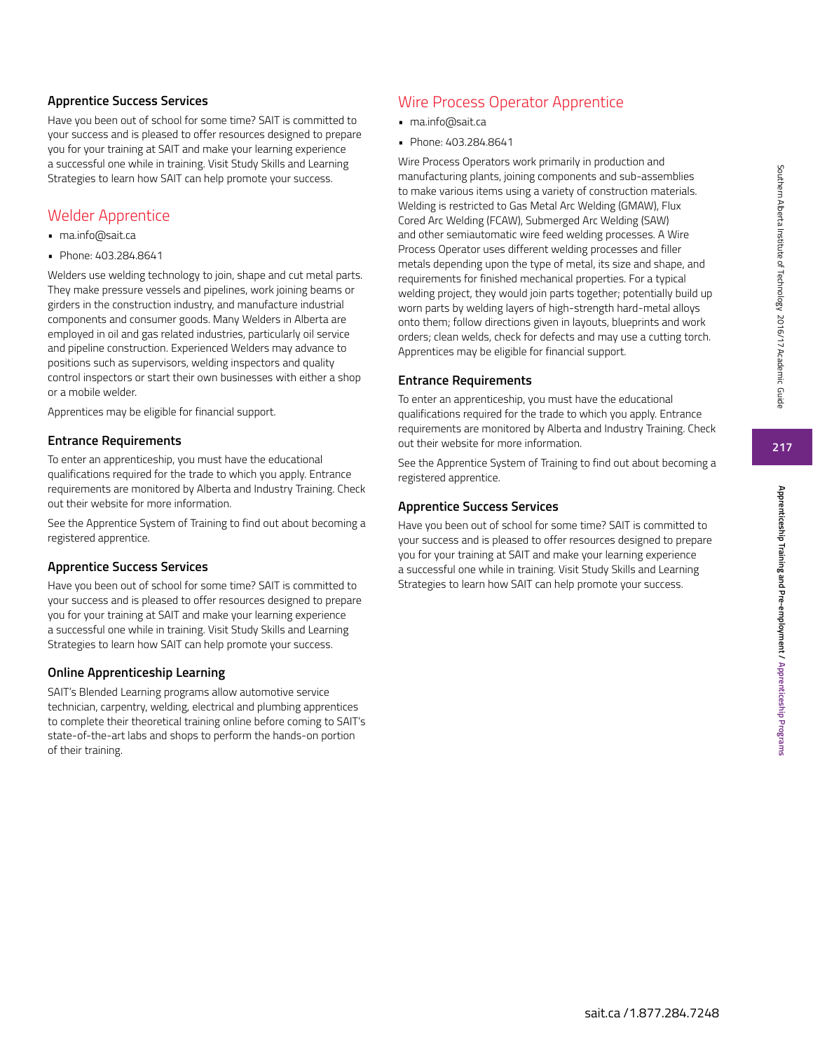### Apprentice Success Services

Have you been out of school for some time? SAIT is committed to your success and is pleased to offer resources designed to prepare you for your training at SAIT and make your learning experience a successful one while in training. Visit Study Skills and Learning Strategies to learn how SAIT can help promote your success.

## Welder Apprentice

- ma.info@sait.ca
- Phone: 403.284.8641

Welders use welding technology to join, shape and cut metal parts. They make pressure vessels and pipelines, work joining beams or girders in the construction industry, and manufacture industrial components and consumer goods. Many Welders in Alberta are employed in oil and gas related industries, particularly oil service and pipeline construction. Experienced Welders may advance to positions such as supervisors, welding inspectors and quality control inspectors or start their own businesses with either a shop or a mobile welder.

Apprentices may be eligible for financial support.

### Entrance Requirements

To enter an apprenticeship, you must have the educational qualifications required for the trade to which you apply. Entrance requirements are monitored by Alberta and Industry Training. Check out their website for more information.

See the Apprentice System of Training to find out about becoming a registered apprentice.

### Apprentice Success Services

Have you been out of school for some time? SAIT is committed to your success and is pleased to offer resources designed to prepare you for your training at SAIT and make your learning experience a successful one while in training. Visit Study Skills and Learning Strategies to learn how SAIT can help promote your success.

### Online Apprenticeship Learning

SAIT's Blended Learning programs allow automotive service technician, carpentry, welding, electrical and plumbing apprentices to complete their theoretical training online before coming to SAIT's state-of-the-art labs and shops to perform the hands-on portion of their training.

## Wire Process Operator Apprentice

- ma.info@sait.ca
- Phone: 403.284.8641

Wire Process Operators work primarily in production and manufacturing plants, joining components and sub-assemblies to make various items using a variety of construction materials. Welding is restricted to Gas Metal Arc Welding (GMAW), Flux Cored Arc Welding (FCAW), Submerged Arc Welding (SAW) and other semiautomatic wire feed welding processes. A Wire Process Operator uses different welding processes and filler metals depending upon the type of metal, its size and shape, and requirements for finished mechanical properties. For a typical welding project, they would join parts together; potentially build up worn parts by welding layers of high-strength hard-metal alloys onto them; follow directions given in layouts, blueprints and work orders; clean welds, check for defects and may use a cutting torch. Apprentices may be eligible for financial support.

### Entrance Requirements

To enter an apprenticeship, you must have the educational qualifications required for the trade to which you apply. Entrance requirements are monitored by Alberta and Industry Training. Check out their website for more information.

See the Apprentice System of Training to find out about becoming a registered apprentice.

### Apprentice Success Services

Have you been out of school for some time? SAIT is committed to your success and is pleased to offer resources designed to prepare you for your training at SAIT and make your learning experience a successful one while in training. Visit Study Skills and Learning Strategies to learn how SAIT can help promote your success.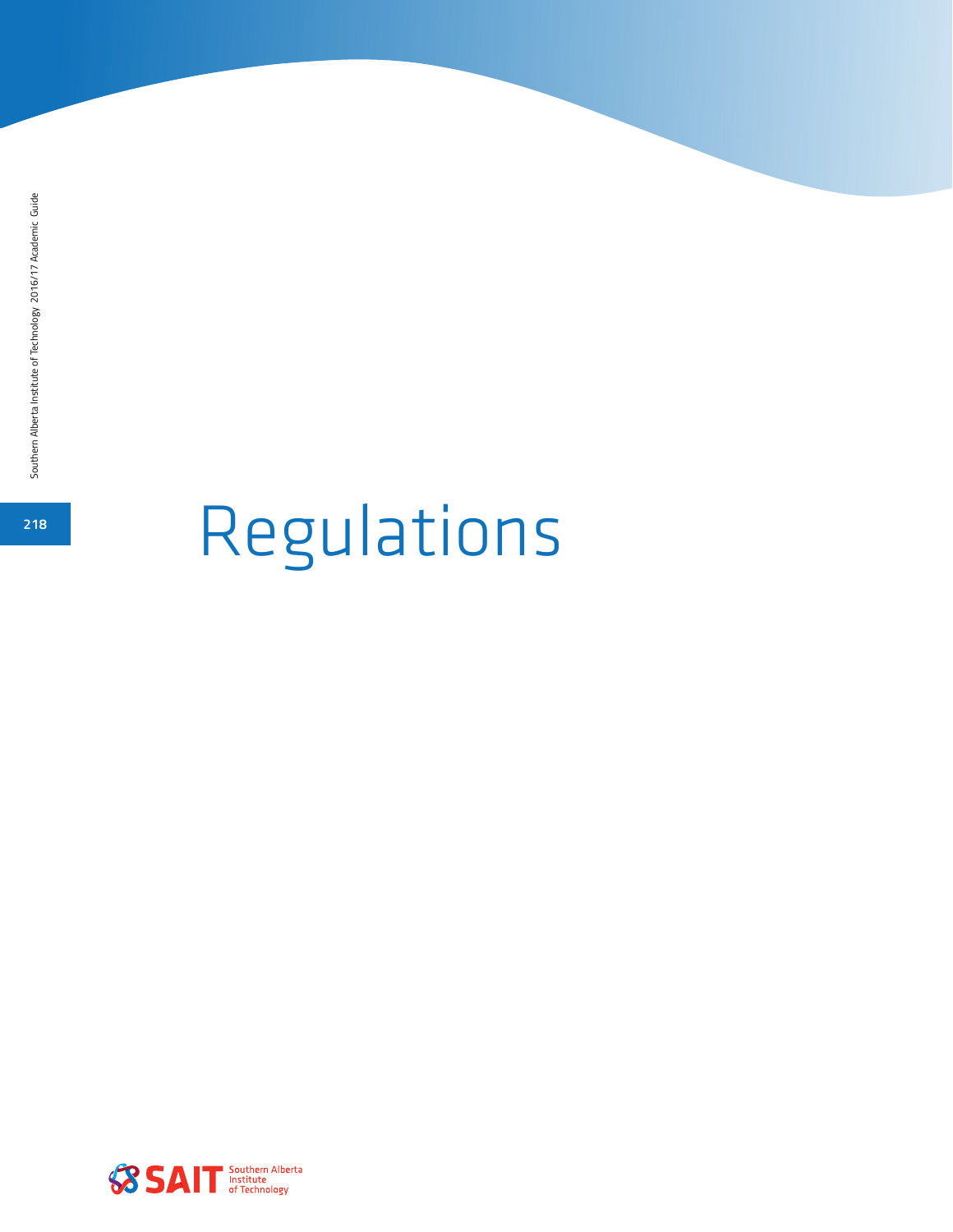# Regulations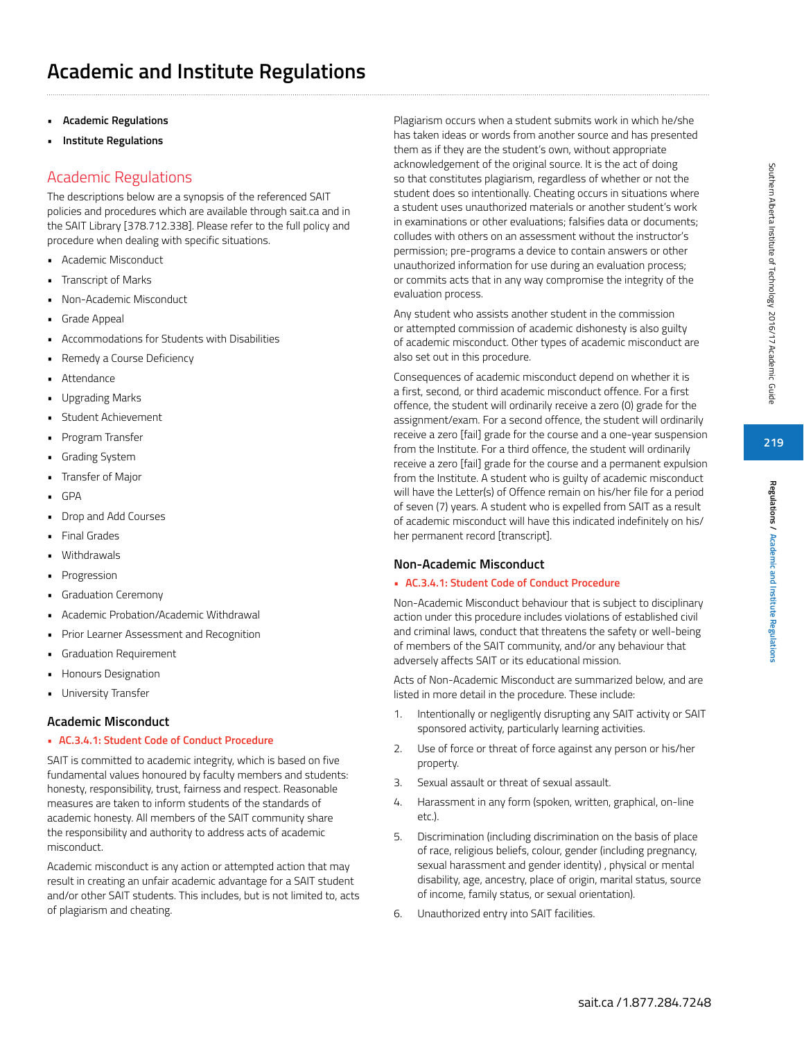# Academic and Institute Regulations

- **Academic Regulations**
- **Institute Regulations**

## Academic Regulations

The descriptions below are a synopsis of the referenced SAIT policies and procedures which are available through sait.ca and in the SAIT Library [378.712.338]. Please refer to the full policy and procedure when dealing with specific situations.

- Academic Misconduct
- Transcript of Marks
- Non-Academic Misconduct
- Grade Appeal
- Accommodations for Students with Disabilities
- Remedy a Course Deficiency
- Attendance
- Upgrading Marks
- Student Achievement
- Program Transfer
- Grading System
- Transfer of Major
- GPA
- Drop and Add Courses
- Final Grades
- Withdrawals
- Progression
- Graduation Ceremony
- Academic Probation/Academic Withdrawal
- Prior Learner Assessment and Recognition
- Graduation Requirement
- Honours Designation
- University Transfer

### Academic Misconduct

- AC.3.4.1: Student Code of Conduct Procedure

SAIT is committed to academic integrity, which is based on five fundamental values honoured by faculty members and students: honesty, responsibility, trust, fairness and respect. Reasonable measures are taken to inform students of the standards of academic honesty. All members of the SAIT community share the responsibility and authority to address acts of academic misconduct.

Academic misconduct is any action or attempted action that may result in creating an unfair academic advantage for a SAIT student and/or other SAIT students. This includes, but is not limited to, acts of plagiarism and cheating.

Plagiarism occurs when a student submits work in which he/she has taken ideas or words from another source and has presented them as if they are the student's own, without appropriate acknowledgement of the original source. It is the act of doing so that constitutes plagiarism, regardless of whether or not the student does so intentionally. Cheating occurs in situations where a student uses unauthorized materials or another student's work in examinations or other evaluations; falsifies data or documents; colludes with others on an assessment without the instructor's permission; pre-programs a device to contain answers or other unauthorized information for use during an evaluation process; or commits acts that in any way compromise the integrity of the evaluation process.

Any student who assists another student in the commission or attempted commission of academic dishonesty is also guilty of academic misconduct. Other types of academic misconduct are also set out in this procedure.

Consequences of academic misconduct depend on whether it is a first, second, or third academic misconduct offence. For a first offence, the student will ordinarily receive a zero (0) grade for the assignment/exam. For a second offence, the student will ordinarily receive a zero [fail] grade for the course and a one-year suspension from the Institute. For a third offence, the student will ordinarily receive a zero [fail] grade for the course and a permanent expulsion from the Institute. A student who is guilty of academic misconduct will have the Letter(s) of Offence remain on his/her file for a period of seven (7) years. A student who is expelled from SAIT as a result of academic misconduct will have this indicated indefinitely on his/her permanent record [transcript].

### Non-Academic Misconduct

- AC.3.4.1: Student Code of Conduct Procedure

Non-Academic Misconduct behaviour that is subject to disciplinary action under this procedure includes violations of established civil and criminal laws, conduct that threatens the safety or well-being of members of the SAIT community, and/or any behaviour that adversely affects SAIT or its educational mission.

Acts of Non-Academic Misconduct are summarized below, and are listed in more detail in the procedure. These include:

1. Intentionally or negligently disrupting any SAIT activity or SAIT sponsored activity, particularly learning activities.
2. Use of force or threat of force against any person or his/her property.
3. Sexual assault or threat of sexual assault.
4. Harassment in any form (spoken, written, graphical, on-line etc.).
5. Discrimination (including discrimination on the basis of place of race, religious beliefs, colour, gender (including pregnancy, sexual harassment and gender identity) , physical or mental disability, age, ancestry, place of origin, marital status, source of income, family status, or sexual orientation).
6. Unauthorized entry into SAIT facilities.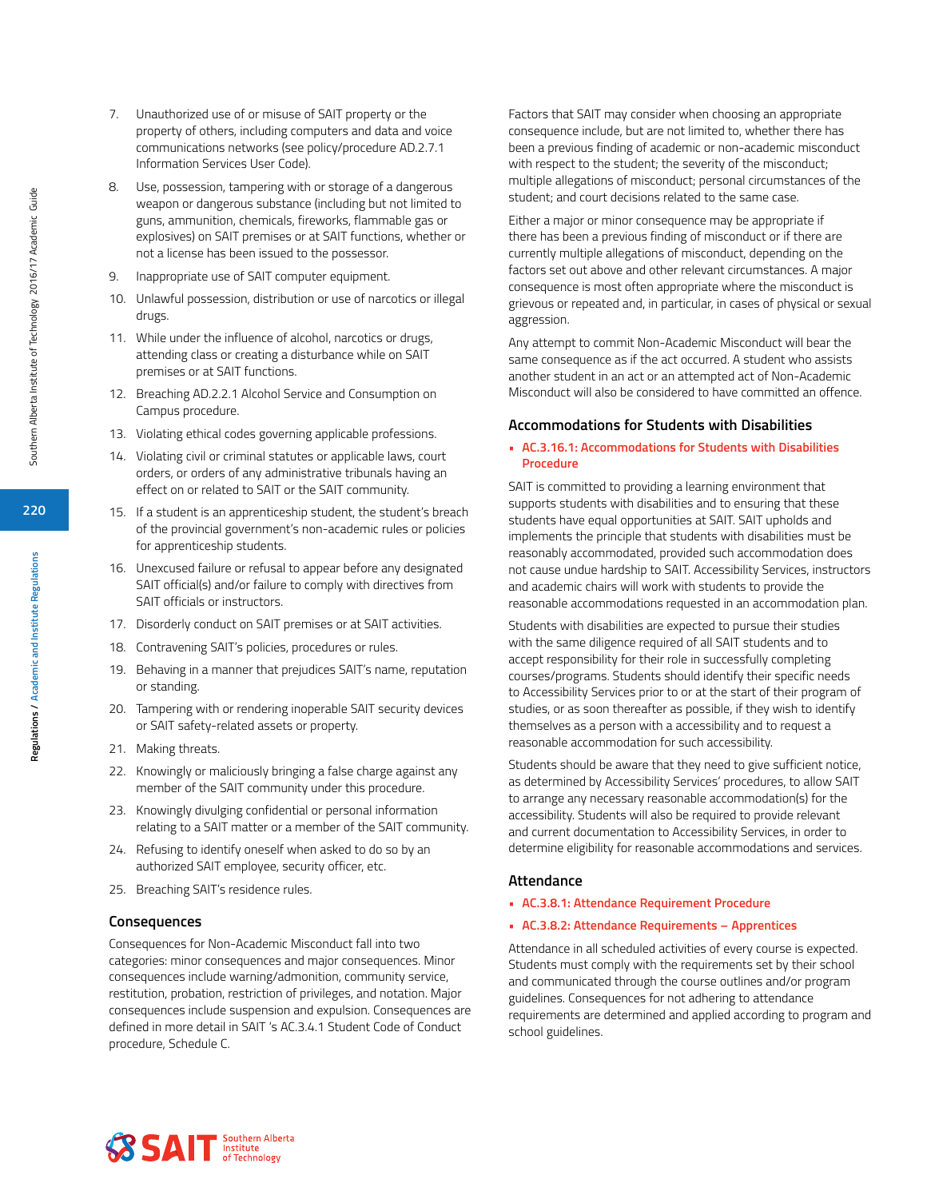7. Unauthorized use of or misuse of SAIT property or the property of others, including computers and data and voice communications networks (see policy/procedure AD.2.7.1 Information Services User Code).
8. Use, possession, tampering with or storage of a dangerous weapon or dangerous substance (including but not limited to guns, ammunition, chemicals, fireworks, flammable gas or explosives) on SAIT premises or at SAIT functions, whether or not a license has been issued to the possessor.
9. Inappropriate use of SAIT computer equipment.
10. Unlawful possession, distribution or use of narcotics or illegal drugs.
11. While under the influence of alcohol, narcotics or drugs, attending class or creating a disturbance while on SAIT premises or at SAIT functions.
12. Breaching AD.2.2.1 Alcohol Service and Consumption on Campus procedure.
13. Violating ethical codes governing applicable professions.
14. Violating civil or criminal statutes or applicable laws, court orders, or orders of any administrative tribunals having an effect on or related to SAIT or the SAIT community.
15. If a student is an apprenticeship student, the student's breach of the provincial government's non-academic rules or policies for apprenticeship students.
16. Unexcused failure or refusal to appear before any designated SAIT official(s) and/or failure to comply with directives from SAIT officials or instructors.
17. Disorderly conduct on SAIT premises or at SAIT activities.
18. Contravening SAIT's policies, procedures or rules.
19. Behaving in a manner that prejudices SAIT's name, reputation or standing.
20. Tampering with or rendering inoperable SAIT security devices or SAIT safety-related assets or property.
21. Making threats.
22. Knowingly or maliciously bringing a false charge against any member of the SAIT community under this procedure.
23. Knowingly divulging confidential or personal information relating to a SAIT matter or a member of the SAIT community.
24. Refusing to identify oneself when asked to do so by an authorized SAIT employee, security officer, etc.
25. Breaching SAIT's residence rules.

### Consequences

Consequences for Non-Academic Misconduct fall into two categories: minor consequences and major consequences. Minor consequences include warning/admonition, community service, restitution, probation, restriction of privileges, and notation. Major consequences include suspension and expulsion. Consequences are defined in more detail in SAIT 's AC.3.4.1 Student Code of Conduct procedure, Schedule C.

Factors that SAIT may consider when choosing an appropriate consequence include, but are not limited to, whether there has been a previous finding of academic or non-academic misconduct with respect to the student; the severity of the misconduct; multiple allegations of misconduct; personal circumstances of the student; and court decisions related to the same case.

Either a major or minor consequence may be appropriate if there has been a previous finding of misconduct or if there are currently multiple allegations of misconduct, depending on the factors set out above and other relevant circumstances. A major consequence is most often appropriate where the misconduct is grievous or repeated and, in particular, in cases of physical or sexual aggression.

Any attempt to commit Non-Academic Misconduct will bear the same consequence as if the act occurred. A student who assists another student in an act or an attempted act of Non-Academic Misconduct will also be considered to have committed an offence.

### Accommodations for Students with Disabilities

- **AC.3.16.1: Accommodations for Students with Disabilities Procedure**

SAIT is committed to providing a learning environment that supports students with disabilities and to ensuring that these students have equal opportunities at SAIT. SAIT upholds and implements the principle that students with disabilities must be reasonably accommodated, provided such accommodation does not cause undue hardship to SAIT. Accessibility Services, instructors and academic chairs will work with students to provide the reasonable accommodations requested in an accommodation plan.

Students with disabilities are expected to pursue their studies with the same diligence required of all SAIT students and to accept responsibility for their role in successfully completing courses/programs. Students should identify their specific needs to Accessibility Services prior to or at the start of their program of studies, or as soon thereafter as possible, if they wish to identify themselves as a person with a accessibility and to request a reasonable accommodation for such accessibility.

Students should be aware that they need to give sufficient notice, as determined by Accessibility Services' procedures, to allow SAIT to arrange any necessary reasonable accommodation(s) for the accessibility. Students will also be required to provide relevant and current documentation to Accessibility Services, in order to determine eligibility for reasonable accommodations and services.

### Attendance

- **AC.3.8.1: Attendance Requirement Procedure**
- **AC.3.8.2: Attendance Requirements – Apprentices**

Attendance in all scheduled activities of every course is expected. Students must comply with the requirements set by their school and communicated through the course outlines and/or program guidelines. Consequences for not adhering to attendance requirements are determined and applied according to program and school guidelines.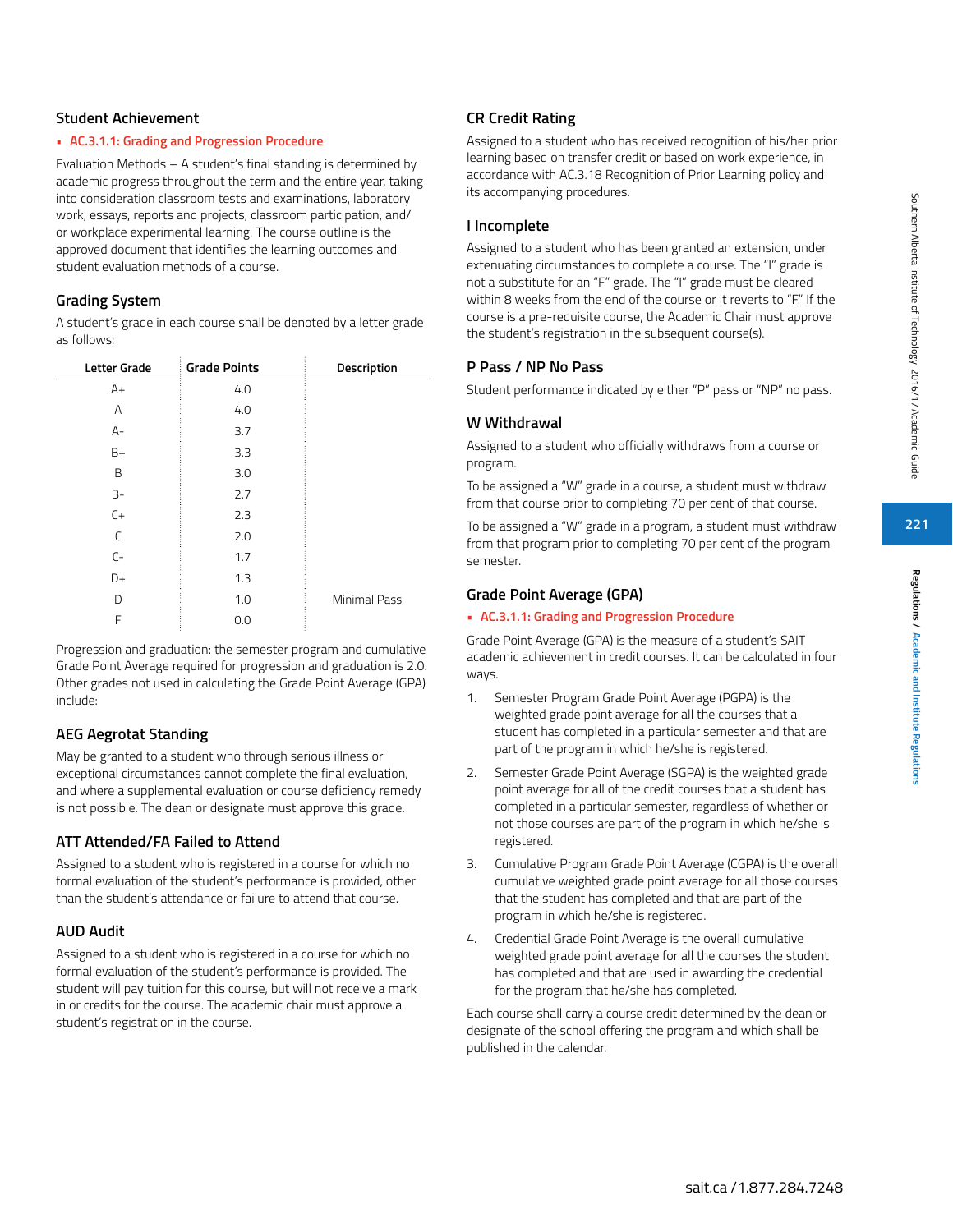## Student Achievement

- AC.3.1.1: Grading and Progression Procedure

Evaluation Methods – A student's final standing is determined by academic progress throughout the term and the entire year, taking into consideration classroom tests and examinations, laboratory work, essays, reports and projects, classroom participation, and/or workplace experimental learning. The course outline is the approved document that identifies the learning outcomes and student evaluation methods of a course.

### Grading System

A student's grade in each course shall be denoted by a letter grade as follows:

| Letter Grade | Grade Points | Description |
|---|---|---|
| A+ | 4.0 | |
| A | 4.0 | |
| A- | 3.7 | |
| B+ | 3.3 | |
| B | 3.0 | |
| B- | 2.7 | |
| C+ | 2.3 | |
| C | 2.0 | |
| C- | 1.7 | |
| D+ | 1.3 | |
| D | 1.0 | Minimal Pass |
| F | 0.0 | |

Progression and graduation: the semester program and cumulative Grade Point Average required for progression and graduation is 2.0. Other grades not used in calculating the Grade Point Average (GPA) include:

### AEG Aegrotat Standing

May be granted to a student who through serious illness or exceptional circumstances cannot complete the final evaluation, and where a supplemental evaluation or course deficiency remedy is not possible. The dean or designate must approve this grade.

### ATT Attended/FA Failed to Attend

Assigned to a student who is registered in a course for which no formal evaluation of the student's performance is provided, other than the student's attendance or failure to attend that course.

### AUD Audit

Assigned to a student who is registered in a course for which no formal evaluation of the student's performance is provided. The student will pay tuition for this course, but will not receive a mark in or credits for the course. The academic chair must approve a student's registration in the course.

### CR Credit Rating

Assigned to a student who has received recognition of his/her prior learning based on transfer credit or based on work experience, in accordance with AC.3.18 Recognition of Prior Learning policy and its accompanying procedures.

### I Incomplete

Assigned to a student who has been granted an extension, under extenuating circumstances to complete a course. The "I" grade is not a substitute for an "F" grade. The "I" grade must be cleared within 8 weeks from the end of the course or it reverts to "F." If the course is a pre-requisite course, the Academic Chair must approve the student's registration in the subsequent course(s).

### P Pass / NP No Pass

Student performance indicated by either "P" pass or "NP" no pass.

### W Withdrawal

Assigned to a student who officially withdraws from a course or program.

To be assigned a "W" grade in a course, a student must withdraw from that course prior to completing 70 per cent of that course.

To be assigned a "W" grade in a program, a student must withdraw from that program prior to completing 70 per cent of the program semester.

### Grade Point Average (GPA)

- AC.3.1.1: Grading and Progression Procedure

Grade Point Average (GPA) is the measure of a student's SAIT academic achievement in credit courses. It can be calculated in four ways.

1. Semester Program Grade Point Average (PGPA) is the weighted grade point average for all the courses that a student has completed in a particular semester and that are part of the program in which he/she is registered.
2. Semester Grade Point Average (SGPA) is the weighted grade point average for all of the credit courses that a student has completed in a particular semester, regardless of whether or not those courses are part of the program in which he/she is registered.
3. Cumulative Program Grade Point Average (CGPA) is the overall cumulative weighted grade point average for all those courses that the student has completed and that are part of the program in which he/she is registered.
4. Credential Grade Point Average is the overall cumulative weighted grade point average for all the courses the student has completed and that are used in awarding the credential for the program that he/she has completed.

Each course shall carry a course credit determined by the dean or designate of the school offering the program and which shall be published in the calendar.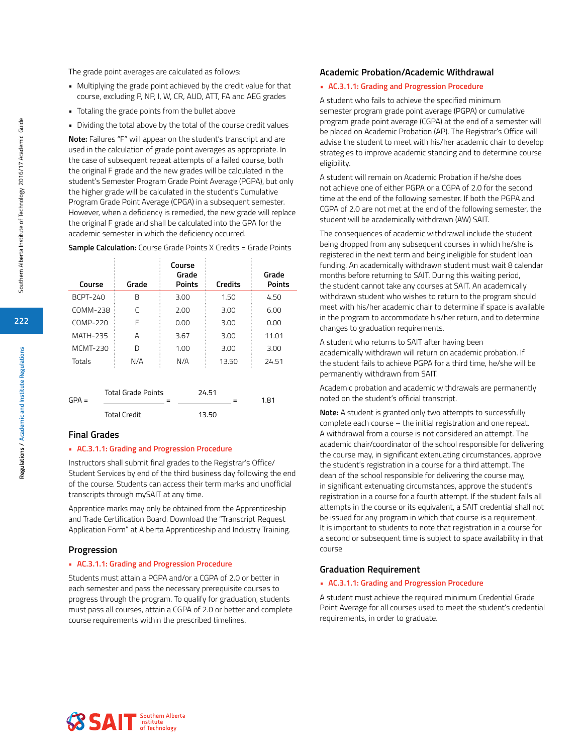The grade point averages are calculated as follows:

- Multiplying the grade point achieved by the credit value for that course, excluding P, NP, I, W, CR, AUD, ATT, FA and AEG grades
- Totaling the grade points from the bullet above
- Dividing the total above by the total of the course credit values

**Note:** Failures "F" will appear on the student's transcript and are used in the calculation of grade point averages as appropriate. In the case of subsequent repeat attempts of a failed course, both the original F grade and the new grades will be calculated in the student's Semester Program Grade Point Average (PGPA), but only the higher grade will be calculated in the student's Cumulative Program Grade Point Average (CPGA) in a subsequent semester. However, when a deficiency is remedied, the new grade will replace the original F grade and shall be calculated into the GPA for the academic semester in which the deficiency occurred.

**Sample Calculation:** Course Grade Points X Credits = Grade Points

| Course | Grade | Course Grade Points | Credits | Grade Points |
|---|---|---|---|---|
| BCPT-240 | B | 3.00 | 1.50 | 4.50 |
| COMM-238 | C | 2.00 | 3.00 | 6.00 |
| COMP-220 | F | 0.00 | 3.00 | 0.00 |
| MATH-235 | A | 3.67 | 3.00 | 11.01 |
| MCMT-230 | D | 1.00 | 3.00 | 3.00 |
| Totals | N/A | N/A | 13.50 | 24.51 |

$$GPA = \frac{\text{Total Grade Points}}{\text{Total Credit}} = \frac{24.51}{13.50} = 1.81$$

## Final Grades

- AC.3.1.1: Grading and Progression Procedure

Instructors shall submit final grades to the Registrar's Office/ Student Services by end of the third business day following the end of the course. Students can access their term marks and unofficial transcripts through mySAIT at any time.

Apprentice marks may only be obtained from the Apprenticeship and Trade Certification Board. Download the "Transcript Request Application Form" at Alberta Apprenticeship and Industry Training.

## Progression

- AC.3.1.1: Grading and Progression Procedure

Students must attain a PGPA and/or a CGPA of 2.0 or better in each semester and pass the necessary prerequisite courses to progress through the program. To qualify for graduation, students must pass all courses, attain a CGPA of 2.0 or better and complete course requirements within the prescribed timelines.

## Academic Probation/Academic Withdrawal

- AC.3.1.1: Grading and Progression Procedure

A student who fails to achieve the specified minimum semester program grade point average (PGPA) or cumulative program grade point average (CGPA) at the end of a semester will be placed on Academic Probation (AP). The Registrar's Office will advise the student to meet with his/her academic chair to develop strategies to improve academic standing and to determine course eligibility.

A student will remain on Academic Probation if he/she does not achieve one of either PGPA or a CGPA of 2.0 for the second time at the end of the following semester. If both the PGPA and CGPA of 2.0 are not met at the end of the following semester, the student will be academically withdrawn (AW) SAIT.

The consequences of academic withdrawal include the student being dropped from any subsequent courses in which he/she is registered in the next term and being ineligible for student loan funding. An academically withdrawn student must wait 8 calendar months before returning to SAIT. During this waiting period, the student cannot take any courses at SAIT. An academically withdrawn student who wishes to return to the program should meet with his/her academic chair to determine if space is available in the program to accommodate his/her return, and to determine changes to graduation requirements.

A student who returns to SAIT after having been academically withdrawn will return on academic probation. If the student fails to achieve PGPA for a third time, he/she will be permanently withdrawn from SAIT.

Academic probation and academic withdrawals are permanently noted on the student's official transcript.

**Note:** A student is granted only two attempts to successfully complete each course – the initial registration and one repeat. A withdrawal from a course is not considered an attempt. The academic chair/coordinator of the school responsible for delivering the course may, in significant extenuating circumstances, approve the student's registration in a course for a third attempt. The dean of the school responsible for delivering the course may, in significant extenuating circumstances, approve the student's registration in a course for a fourth attempt. If the student fails all attempts in the course or its equivalent, a SAIT credential shall not be issued for any program in which that course is a requirement. It is important to students to note that registration in a course for a second or subsequent time is subject to space availability in that course

## Graduation Requirement

- AC.3.1.1: Grading and Progression Procedure

A student must achieve the required minimum Credential Grade Point Average for all courses used to meet the student's credential requirements, in order to graduate.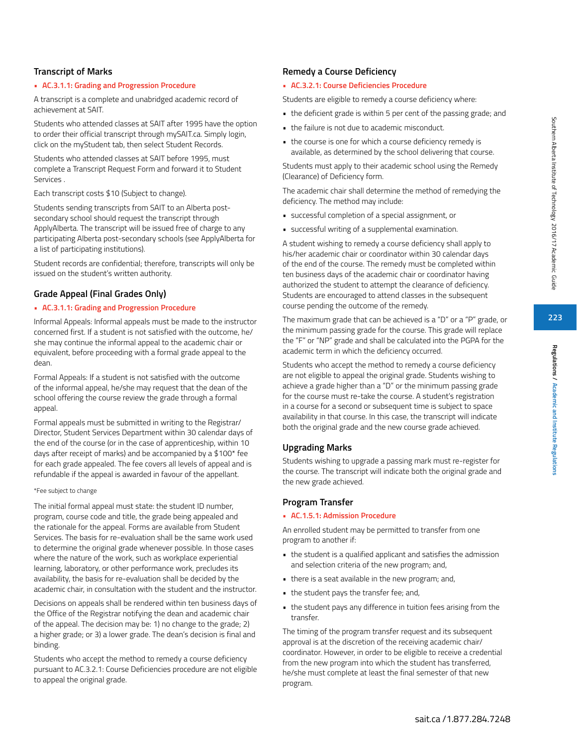## Transcript of Marks

- **AC.3.1.1: Grading and Progression Procedure**

A transcript is a complete and unabridged academic record of achievement at SAIT.

Students who attended classes at SAIT after 1995 have the option to order their official transcript through mySAIT.ca. Simply login, click on the myStudent tab, then select Student Records.

Students who attended classes at SAIT before 1995, must complete a Transcript Request Form and forward it to Student Services .

Each transcript costs $10 (Subject to change).

Students sending transcripts from SAIT to an Alberta post-secondary school should request the transcript through ApplyAlberta. The transcript will be issued free of charge to any participating Alberta post-secondary schools (see ApplyAlberta for a list of participating institutions).

Student records are confidential; therefore, transcripts will only be issued on the student's written authority.

## Grade Appeal (Final Grades Only)

- **AC.3.1.1: Grading and Progression Procedure**

Informal Appeals: Informal appeals must be made to the instructor concerned first. If a student is not satisfied with the outcome, he/she may continue the informal appeal to the academic chair or equivalent, before proceeding with a formal grade appeal to the dean.

Formal Appeals: If a student is not satisfied with the outcome of the informal appeal, he/she may request that the dean of the school offering the course review the grade through a formal appeal.

Formal appeals must be submitted in writing to the Registrar/Director, Student Services Department within 30 calendar days of the end of the course (or in the case of apprenticeship, within 10 days after receipt of marks) and be accompanied by a $100* fee for each grade appealed. The fee covers all levels of appeal and is refundable if the appeal is awarded in favour of the appellant.

*Fee subject to change

The initial formal appeal must state: the student ID number, program, course code and title, the grade being appealed and the rationale for the appeal. Forms are available from Student Services. The basis for re-evaluation shall be the same work used to determine the original grade whenever possible. In those cases where the nature of the work, such as workplace experiential learning, laboratory, or other performance work, precludes its availability, the basis for re-evaluation shall be decided by the academic chair, in consultation with the student and the instructor.

Decisions on appeals shall be rendered within ten business days of the Office of the Registrar notifying the dean and academic chair of the appeal. The decision may be: 1) no change to the grade; 2) a higher grade; or 3) a lower grade. The dean's decision is final and binding.

Students who accept the method to remedy a course deficiency pursuant to AC.3.2.1: Course Deficiencies procedure are not eligible to appeal the original grade.

## Remedy a Course Deficiency

- **AC.3.2.1: Course Deficiencies Procedure**

Students are eligible to remedy a course deficiency where:

- the deficient grade is within 5 per cent of the passing grade; and
- the failure is not due to academic misconduct.
- the course is one for which a course deficiency remedy is available, as determined by the school delivering that course.

Students must apply to their academic school using the Remedy (Clearance) of Deficiency form.

The academic chair shall determine the method of remedying the deficiency. The method may include:

- successful completion of a special assignment, or
- successful writing of a supplemental examination.

A student wishing to remedy a course deficiency shall apply to his/her academic chair or coordinator within 30 calendar days of the end of the course. The remedy must be completed within ten business days of the academic chair or coordinator having authorized the student to attempt the clearance of deficiency. Students are encouraged to attend classes in the subsequent course pending the outcome of the remedy.

The maximum grade that can be achieved is a "D" or a "P" grade, or the minimum passing grade for the course. This grade will replace the "F" or "NP" grade and shall be calculated into the PGPA for the academic term in which the deficiency occurred.

Students who accept the method to remedy a course deficiency are not eligible to appeal the original grade. Students wishing to achieve a grade higher than a "D" or the minimum passing grade for the course must re-take the course. A student's registration in a course for a second or subsequent time is subject to space availability in that course. In this case, the transcript will indicate both the original grade and the new course grade achieved.

## Upgrading Marks

Students wishing to upgrade a passing mark must re-register for the course. The transcript will indicate both the original grade and the new grade achieved.

## Program Transfer

- **AC.1.5.1: Admission Procedure**

An enrolled student may be permitted to transfer from one program to another if:

- the student is a qualified applicant and satisfies the admission and selection criteria of the new program; and,
- there is a seat available in the new program; and,
- the student pays the transfer fee; and,
- the student pays any difference in tuition fees arising from the transfer.

The timing of the program transfer request and its subsequent approval is at the discretion of the receiving academic chair/coordinator. However, in order to be eligible to receive a credential from the new program into which the student has transferred, he/she must complete at least the final semester of that new program.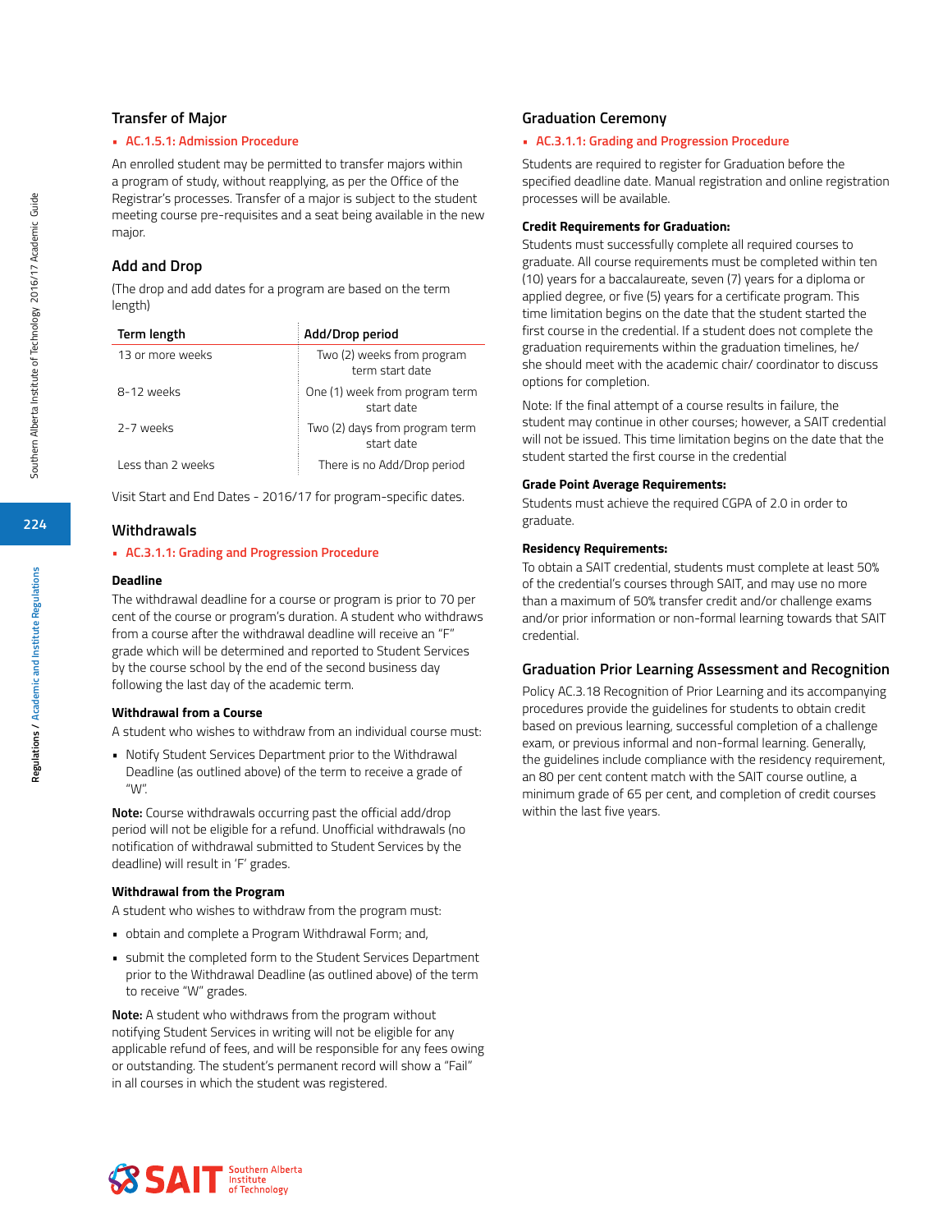## Transfer of Major

- AC.1.5.1: Admission Procedure

An enrolled student may be permitted to transfer majors within a program of study, without reapplying, as per the Office of the Registrar's processes. Transfer of a major is subject to the student meeting course pre-requisites and a seat being available in the new major.

## Add and Drop

(The drop and add dates for a program are based on the term length)

| Term length | Add/Drop period |
|---|---|
| 13 or more weeks | Two (2) weeks from program term start date |
| 8-12 weeks | One (1) week from program term start date |
| 2-7 weeks | Two (2) days from program term start date |
| Less than 2 weeks | There is no Add/Drop period |

Visit Start and End Dates - 2016/17 for program-specific dates.

## Withdrawals

- AC.3.1.1: Grading and Progression Procedure

### Deadline

The withdrawal deadline for a course or program is prior to 70 per cent of the course or program's duration. A student who withdraws from a course after the withdrawal deadline will receive an "F" grade which will be determined and reported to Student Services by the course school by the end of the second business day following the last day of the academic term.

### Withdrawal from a Course

A student who wishes to withdraw from an individual course must:

- Notify Student Services Department prior to the Withdrawal Deadline (as outlined above) of the term to receive a grade of "W".

**Note:** Course withdrawals occurring past the official add/drop period will not be eligible for a refund. Unofficial withdrawals (no notification of withdrawal submitted to Student Services by the deadline) will result in 'F' grades.

### Withdrawal from the Program

A student who wishes to withdraw from the program must:

- obtain and complete a Program Withdrawal Form; and,
- submit the completed form to the Student Services Department prior to the Withdrawal Deadline (as outlined above) of the term to receive "W" grades.

**Note:** A student who withdraws from the program without notifying Student Services in writing will not be eligible for any applicable refund of fees, and will be responsible for any fees owing or outstanding. The student's permanent record will show a "Fail" in all courses in which the student was registered.

## Graduation Ceremony

- AC.3.1.1: Grading and Progression Procedure

Students are required to register for Graduation before the specified deadline date. Manual registration and online registration processes will be available.

### Credit Requirements for Graduation:

Students must successfully complete all required courses to graduate. All course requirements must be completed within ten (10) years for a baccalaureate, seven (7) years for a diploma or applied degree, or five (5) years for a certificate program. This time limitation begins on the date that the student started the first course in the credential. If a student does not complete the graduation requirements within the graduation timelines, he/she should meet with the academic chair/ coordinator to discuss options for completion.

Note: If the final attempt of a course results in failure, the student may continue in other courses; however, a SAIT credential will not be issued. This time limitation begins on the date that the student started the first course in the credential

### Grade Point Average Requirements:

Students must achieve the required CGPA of 2.0 in order to graduate.

### Residency Requirements:

To obtain a SAIT credential, students must complete at least 50% of the credential's courses through SAIT, and may use no more than a maximum of 50% transfer credit and/or challenge exams and/or prior information or non-formal learning towards that SAIT credential.

## Graduation Prior Learning Assessment and Recognition

Policy AC.3.18 Recognition of Prior Learning and its accompanying procedures provide the guidelines for students to obtain credit based on previous learning, successful completion of a challenge exam, or previous informal and non-formal learning. Generally, the guidelines include compliance with the residency requirement, an 80 per cent content match with the SAIT course outline, a minimum grade of 65 per cent, and completion of credit courses within the last five years.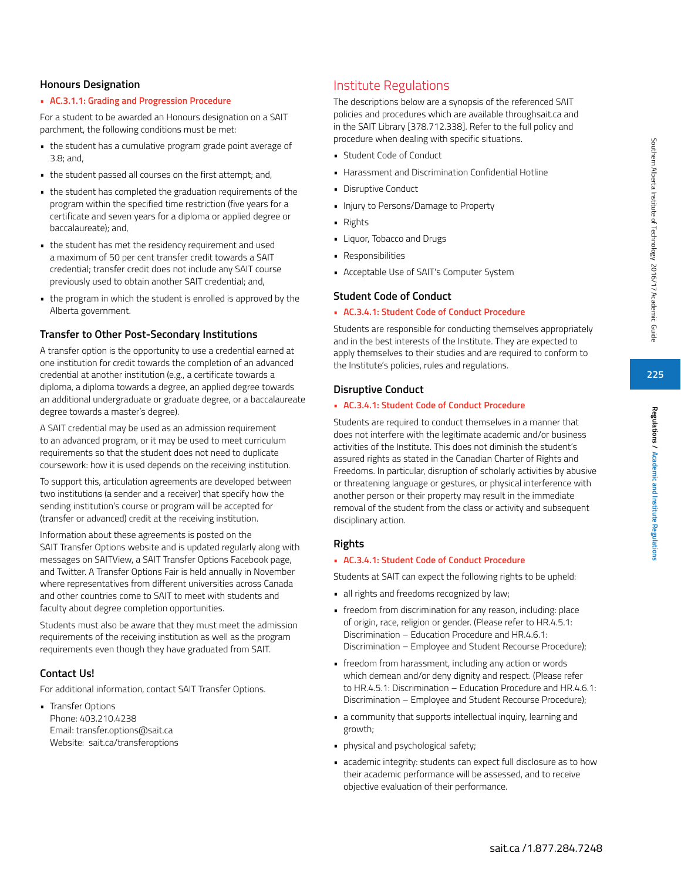## Honours Designation

- AC.3.1.1: Grading and Progression Procedure

For a student to be awarded an Honours designation on a SAIT parchment, the following conditions must be met:

- the student has a cumulative program grade point average of 3.8; and,
- the student passed all courses on the first attempt; and,
- the student has completed the graduation requirements of the program within the specified time restriction (five years for a certificate and seven years for a diploma or applied degree or baccalaureate); and,
- the student has met the residency requirement and used a maximum of 50 per cent transfer credit towards a SAIT credential; transfer credit does not include any SAIT course previously used to obtain another SAIT credential; and,
- the program in which the student is enrolled is approved by the Alberta government.

## Transfer to Other Post-Secondary Institutions

A transfer option is the opportunity to use a credential earned at one institution for credit towards the completion of an advanced credential at another institution (e.g., a certificate towards a diploma, a diploma towards a degree, an applied degree towards an additional undergraduate or graduate degree, or a baccalaureate degree towards a master's degree).

A SAIT credential may be used as an admission requirement to an advanced program, or it may be used to meet curriculum requirements so that the student does not need to duplicate coursework: how it is used depends on the receiving institution.

To support this, articulation agreements are developed between two institutions (a sender and a receiver) that specify how the sending institution's course or program will be accepted for (transfer or advanced) credit at the receiving institution.

Information about these agreements is posted on the SAIT Transfer Options website and is updated regularly along with messages on SAITView, a SAIT Transfer Options Facebook page, and Twitter. A Transfer Options Fair is held annually in November where representatives from different universities across Canada and other countries come to SAIT to meet with students and faculty about degree completion opportunities.

Students must also be aware that they must meet the admission requirements of the receiving institution as well as the program requirements even though they have graduated from SAIT.

## Contact Us!

For additional information, contact SAIT Transfer Options.

- Transfer Options
  Phone: 403.210.4238
  Email: transfer.options@sait.ca
  Website: sait.ca/transferoptions

# Institute Regulations

The descriptions below are a synopsis of the referenced SAIT policies and procedures which are available throughsait.ca and in the SAIT Library [378.712.338]. Refer to the full policy and procedure when dealing with specific situations.

- Student Code of Conduct
- Harassment and Discrimination Confidential Hotline
- Disruptive Conduct
- Injury to Persons/Damage to Property
- Rights
- Liquor, Tobacco and Drugs
- Responsibilities
- Acceptable Use of SAIT's Computer System

## Student Code of Conduct

- AC.3.4.1: Student Code of Conduct Procedure

Students are responsible for conducting themselves appropriately and in the best interests of the Institute. They are expected to apply themselves to their studies and are required to conform to the Institute's policies, rules and regulations.

## Disruptive Conduct

- AC.3.4.1: Student Code of Conduct Procedure

Students are required to conduct themselves in a manner that does not interfere with the legitimate academic and/or business activities of the Institute. This does not diminish the student's assured rights as stated in the Canadian Charter of Rights and Freedoms. In particular, disruption of scholarly activities by abusive or threatening language or gestures, or physical interference with another person or their property may result in the immediate removal of the student from the class or activity and subsequent disciplinary action.

## Rights

- AC.3.4.1: Student Code of Conduct Procedure

Students at SAIT can expect the following rights to be upheld:

- all rights and freedoms recognized by law;
- freedom from discrimination for any reason, including: place of origin, race, religion or gender. (Please refer to HR.4.5.1: Discrimination – Education Procedure and HR.4.6.1: Discrimination – Employee and Student Recourse Procedure);
- freedom from harassment, including any action or words which demean and/or deny dignity and respect. (Please refer to HR.4.5.1: Discrimination – Education Procedure and HR.4.6.1: Discrimination – Employee and Student Recourse Procedure);
- a community that supports intellectual inquiry, learning and growth;
- physical and psychological safety;
- academic integrity: students can expect full disclosure as to how their academic performance will be assessed, and to receive objective evaluation of their performance.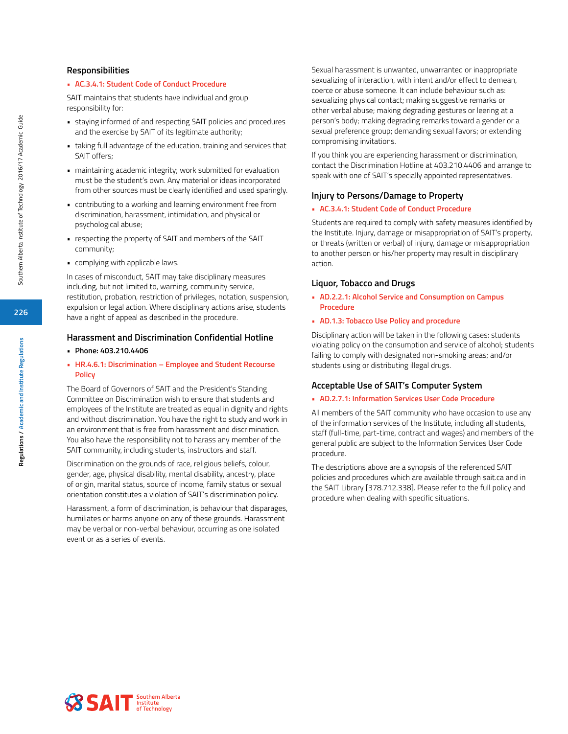### Responsibilities

- AC.3.4.1: Student Code of Conduct Procedure

SAIT maintains that students have individual and group responsibility for:

- staying informed of and respecting SAIT policies and procedures and the exercise by SAIT of its legitimate authority;
- taking full advantage of the education, training and services that SAIT offers;
- maintaining academic integrity; work submitted for evaluation must be the student's own. Any material or ideas incorporated from other sources must be clearly identified and used sparingly.
- contributing to a working and learning environment free from discrimination, harassment, intimidation, and physical or psychological abuse;
- respecting the property of SAIT and members of the SAIT community;
- complying with applicable laws.

In cases of misconduct, SAIT may take disciplinary measures including, but not limited to, warning, community service, restitution, probation, restriction of privileges, notation, suspension, expulsion or legal action. Where disciplinary actions arise, students have a right of appeal as described in the procedure.

### Harassment and Discrimination Confidential Hotline

- **Phone: 403.210.4406**
- HR.4.6.1: Discrimination – Employee and Student Recourse Policy

The Board of Governors of SAIT and the President's Standing Committee on Discrimination wish to ensure that students and employees of the Institute are treated as equal in dignity and rights and without discrimination. You have the right to study and work in an environment that is free from harassment and discrimination. You also have the responsibility not to harass any member of the SAIT community, including students, instructors and staff.

Discrimination on the grounds of race, religious beliefs, colour, gender, age, physical disability, mental disability, ancestry, place of origin, marital status, source of income, family status or sexual orientation constitutes a violation of SAIT's discrimination policy.

Harassment, a form of discrimination, is behaviour that disparages, humiliates or harms anyone on any of these grounds. Harassment may be verbal or non-verbal behaviour, occurring as one isolated event or as a series of events.

Sexual harassment is unwanted, unwarranted or inappropriate sexualizing of interaction, with intent and/or effect to demean, coerce or abuse someone. It can include behaviour such as: sexualizing physical contact; making suggestive remarks or other verbal abuse; making degrading gestures or leering at a person's body; making degrading remarks toward a gender or a sexual preference group; demanding sexual favors; or extending compromising invitations.

If you think you are experiencing harassment or discrimination, contact the Discrimination Hotline at 403.210.4406 and arrange to speak with one of SAIT's specially appointed representatives.

### Injury to Persons/Damage to Property

- AC.3.4.1: Student Code of Conduct Procedure

Students are required to comply with safety measures identified by the Institute. Injury, damage or misappropriation of SAIT's property, or threats (written or verbal) of injury, damage or misappropriation to another person or his/her property may result in disciplinary action.

### Liquor, Tobacco and Drugs

- AD.2.2.1: Alcohol Service and Consumption on Campus Procedure
- AD.1.3: Tobacco Use Policy and procedure

Disciplinary action will be taken in the following cases: students violating policy on the consumption and service of alcohol; students failing to comply with designated non-smoking areas; and/or students using or distributing illegal drugs.

### Acceptable Use of SAIT's Computer System

- AD.2.7.1: Information Services User Code Procedure

All members of the SAIT community who have occasion to use any of the information services of the Institute, including all students, staff (full-time, part-time, contract and wages) and members of the general public are subject to the Information Services User Code procedure.

The descriptions above are a synopsis of the referenced SAIT policies and procedures which are available through sait.ca and in the SAIT Library [378.712.338]. Please refer to the full policy and procedure when dealing with specific situations.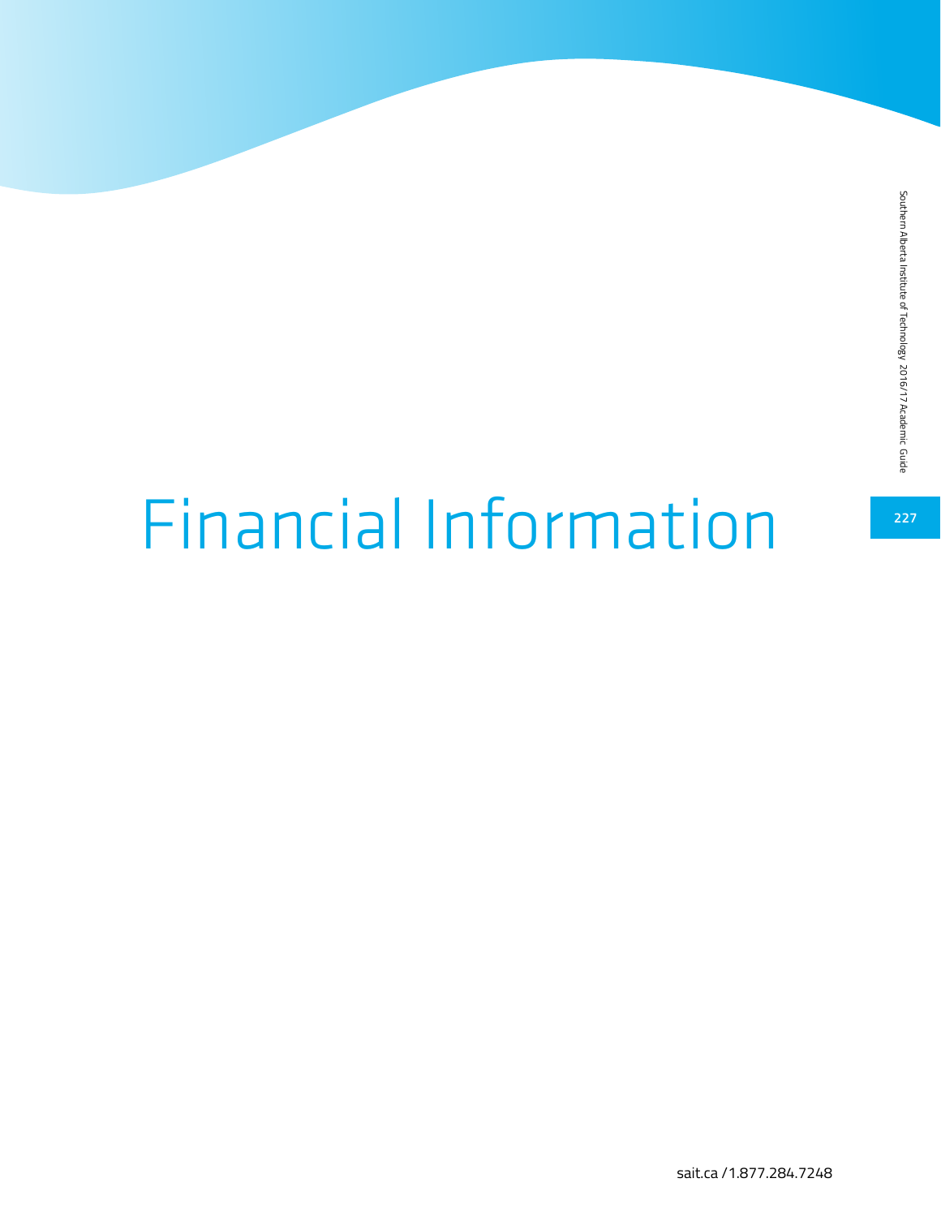# Financial Information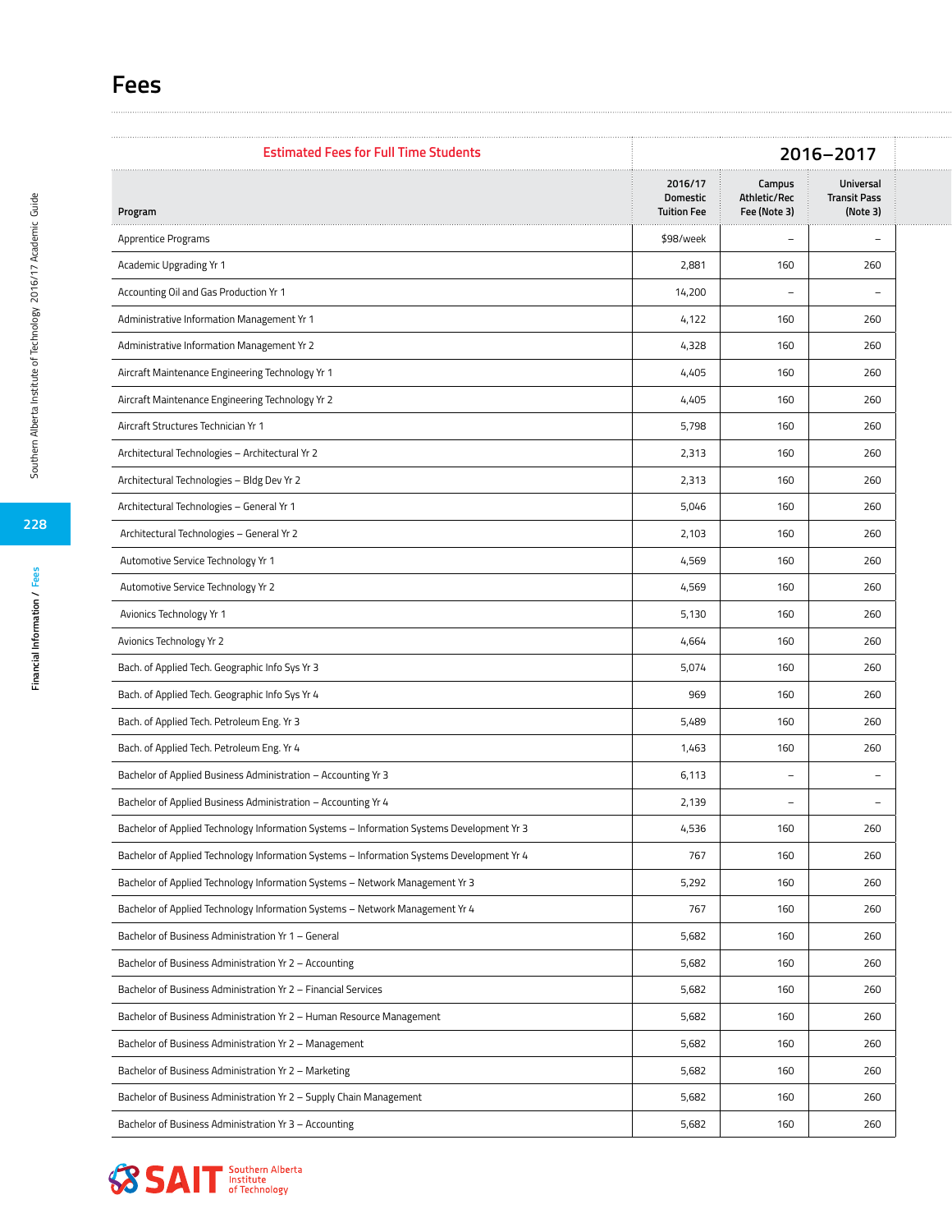# Fees

| Estimated Fees for Full Time Students | 2016–2017 | | |
|---|---|---|---|
| Program | 2016/17 Domestic Tuition Fee | Campus Athletic/Rec Fee (Note 3) | Universal Transit Pass (Note 3) |
| Apprentice Programs | $98/week | – | – |
| Academic Upgrading Yr 1 | 2,881 | 160 | 260 |
| Accounting Oil and Gas Production Yr 1 | 14,200 | – | – |
| Administrative Information Management Yr 1 | 4,122 | 160 | 260 |
| Administrative Information Management Yr 2 | 4,328 | 160 | 260 |
| Aircraft Maintenance Engineering Technology Yr 1 | 4,405 | 160 | 260 |
| Aircraft Maintenance Engineering Technology Yr 2 | 4,405 | 160 | 260 |
| Aircraft Structures Technician Yr 1 | 5,798 | 160 | 260 |
| Architectural Technologies – Architectural Yr 2 | 2,313 | 160 | 260 |
| Architectural Technologies – Bldg Dev Yr 2 | 2,313 | 160 | 260 |
| Architectural Technologies – General Yr 1 | 5,046 | 160 | 260 |
| Architectural Technologies – General Yr 2 | 2,103 | 160 | 260 |
| Automotive Service Technology Yr 1 | 4,569 | 160 | 260 |
| Automotive Service Technology Yr 2 | 4,569 | 160 | 260 |
| Avionics Technology Yr 1 | 5,130 | 160 | 260 |
| Avionics Technology Yr 2 | 4,664 | 160 | 260 |
| Bach. of Applied Tech. Geographic Info Sys Yr 3 | 5,074 | 160 | 260 |
| Bach. of Applied Tech. Geographic Info Sys Yr 4 | 969 | 160 | 260 |
| Bach. of Applied Tech. Petroleum Eng. Yr 3 | 5,489 | 160 | 260 |
| Bach. of Applied Tech. Petroleum Eng. Yr 4 | 1,463 | 160 | 260 |
| Bachelor of Applied Business Administration – Accounting Yr 3 | 6,113 | – | – |
| Bachelor of Applied Business Administration – Accounting Yr 4 | 2,139 | – | – |
| Bachelor of Applied Technology Information Systems – Information Systems Development Yr 3 | 4,536 | 160 | 260 |
| Bachelor of Applied Technology Information Systems – Information Systems Development Yr 4 | 767 | 160 | 260 |
| Bachelor of Applied Technology Information Systems – Network Management Yr 3 | 5,292 | 160 | 260 |
| Bachelor of Applied Technology Information Systems – Network Management Yr 4 | 767 | 160 | 260 |
| Bachelor of Business Administration Yr 1 – General | 5,682 | 160 | 260 |
| Bachelor of Business Administration Yr 2 – Accounting | 5,682 | 160 | 260 |
| Bachelor of Business Administration Yr 2 – Financial Services | 5,682 | 160 | 260 |
| Bachelor of Business Administration Yr 2 – Human Resource Management | 5,682 | 160 | 260 |
| Bachelor of Business Administration Yr 2 – Management | 5,682 | 160 | 260 |
| Bachelor of Business Administration Yr 2 – Marketing | 5,682 | 160 | 260 |
| Bachelor of Business Administration Yr 2 – Supply Chain Management | 5,682 | 160 | 260 |
| Bachelor of Business Administration Yr 3 – Accounting | 5,682 | 160 | 260 |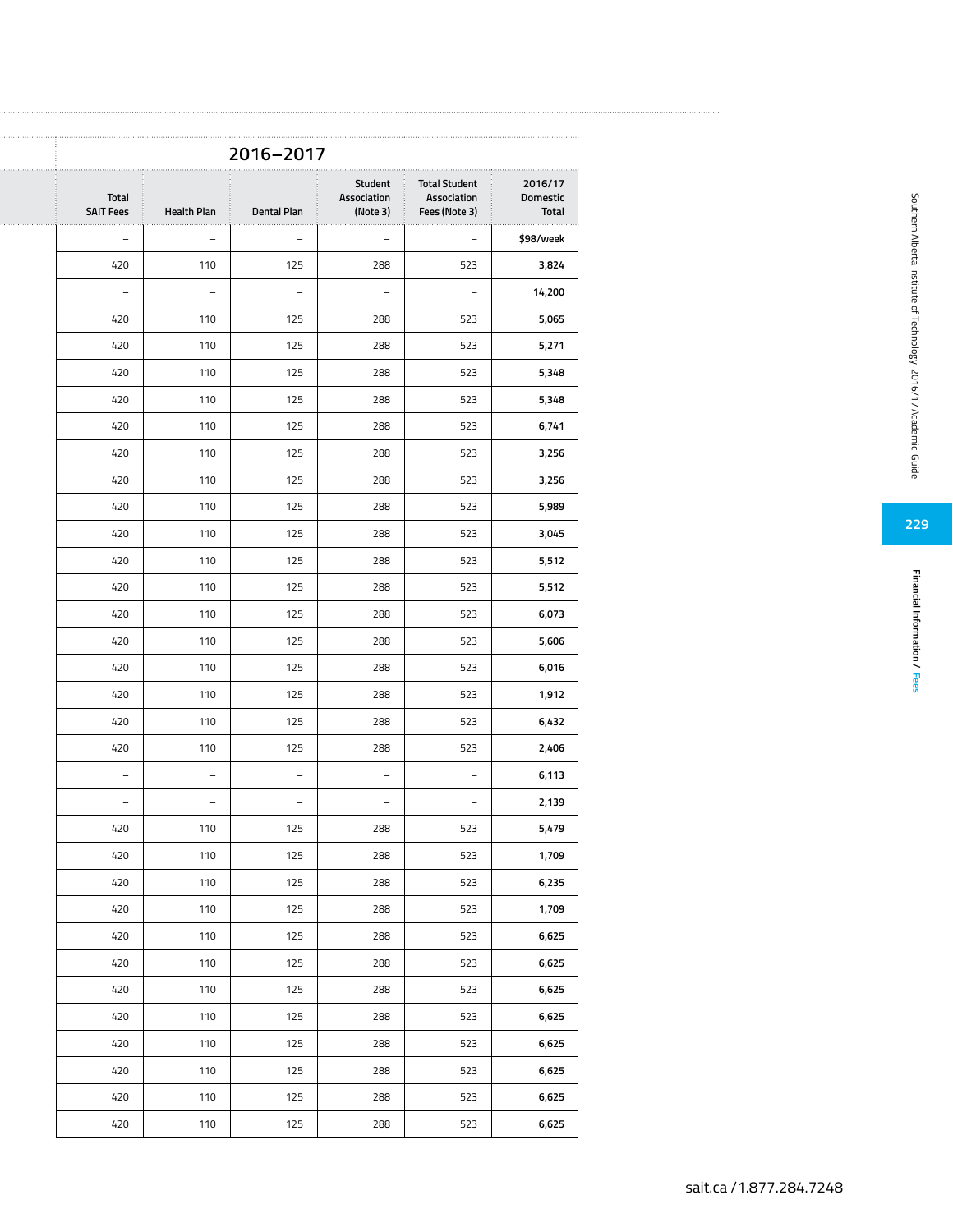| 2016–2017 | | | | | |
|---|---|---|---|---|---|
| Total SAIT Fees | Health Plan | Dental Plan | Student Association (Note 3) | Total Student Association Fees (Note 3) | 2016/17 Domestic Total |
| – | – | – | – | – | $98/week |
| 420 | 110 | 125 | 288 | 523 | 3,824 |
| – | – | – | – | – | 14,200 |
| 420 | 110 | 125 | 288 | 523 | 5,065 |
| 420 | 110 | 125 | 288 | 523 | 5,271 |
| 420 | 110 | 125 | 288 | 523 | 5,348 |
| 420 | 110 | 125 | 288 | 523 | 5,348 |
| 420 | 110 | 125 | 288 | 523 | 6,741 |
| 420 | 110 | 125 | 288 | 523 | 3,256 |
| 420 | 110 | 125 | 288 | 523 | 3,256 |
| 420 | 110 | 125 | 288 | 523 | 5,989 |
| 420 | 110 | 125 | 288 | 523 | 3,045 |
| 420 | 110 | 125 | 288 | 523 | 5,512 |
| 420 | 110 | 125 | 288 | 523 | 5,512 |
| 420 | 110 | 125 | 288 | 523 | 6,073 |
| 420 | 110 | 125 | 288 | 523 | 5,606 |
| 420 | 110 | 125 | 288 | 523 | 6,016 |
| 420 | 110 | 125 | 288 | 523 | 1,912 |
| 420 | 110 | 125 | 288 | 523 | 6,432 |
| 420 | 110 | 125 | 288 | 523 | 2,406 |
| – | – | – | – | – | 6,113 |
| – | – | – | – | – | 2,139 |
| 420 | 110 | 125 | 288 | 523 | 5,479 |
| 420 | 110 | 125 | 288 | 523 | 1,709 |
| 420 | 110 | 125 | 288 | 523 | 6,235 |
| 420 | 110 | 125 | 288 | 523 | 1,709 |
| 420 | 110 | 125 | 288 | 523 | 6,625 |
| 420 | 110 | 125 | 288 | 523 | 6,625 |
| 420 | 110 | 125 | 288 | 523 | 6,625 |
| 420 | 110 | 125 | 288 | 523 | 6,625 |
| 420 | 110 | 125 | 288 | 523 | 6,625 |
| 420 | 110 | 125 | 288 | 523 | 6,625 |
| 420 | 110 | 125 | 288 | 523 | 6,625 |
| 420 | 110 | 125 | 288 | 523 | 6,625 |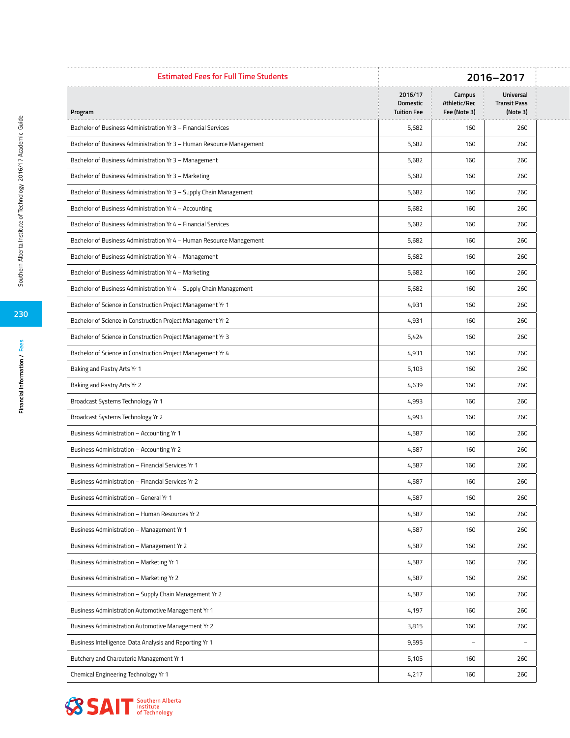| Estimated Fees for Full Time Students | 2016–2017 | | |
|---|---|---|---|
| Program | 2016/17 Domestic Tuition Fee | Campus Athletic/Rec Fee (Note 3) | Universal Transit Pass (Note 3) |
| Bachelor of Business Administration Yr 3 – Financial Services | 5,682 | 160 | 260 |
| Bachelor of Business Administration Yr 3 – Human Resource Management | 5,682 | 160 | 260 |
| Bachelor of Business Administration Yr 3 – Management | 5,682 | 160 | 260 |
| Bachelor of Business Administration Yr 3 – Marketing | 5,682 | 160 | 260 |
| Bachelor of Business Administration Yr 3 – Supply Chain Management | 5,682 | 160 | 260 |
| Bachelor of Business Administration Yr 4 – Accounting | 5,682 | 160 | 260 |
| Bachelor of Business Administration Yr 4 – Financial Services | 5,682 | 160 | 260 |
| Bachelor of Business Administration Yr 4 – Human Resource Management | 5,682 | 160 | 260 |
| Bachelor of Business Administration Yr 4 – Management | 5,682 | 160 | 260 |
| Bachelor of Business Administration Yr 4 – Marketing | 5,682 | 160 | 260 |
| Bachelor of Business Administration Yr 4 – Supply Chain Management | 5,682 | 160 | 260 |
| Bachelor of Science in Construction Project Management Yr 1 | 4,931 | 160 | 260 |
| Bachelor of Science in Construction Project Management Yr 2 | 4,931 | 160 | 260 |
| Bachelor of Science in Construction Project Management Yr 3 | 5,424 | 160 | 260 |
| Bachelor of Science in Construction Project Management Yr 4 | 4,931 | 160 | 260 |
| Baking and Pastry Arts Yr 1 | 5,103 | 160 | 260 |
| Baking and Pastry Arts Yr 2 | 4,639 | 160 | 260 |
| Broadcast Systems Technology Yr 1 | 4,993 | 160 | 260 |
| Broadcast Systems Technology Yr 2 | 4,993 | 160 | 260 |
| Business Administration – Accounting Yr 1 | 4,587 | 160 | 260 |
| Business Administration – Accounting Yr 2 | 4,587 | 160 | 260 |
| Business Administration – Financial Services Yr 1 | 4,587 | 160 | 260 |
| Business Administration – Financial Services Yr 2 | 4,587 | 160 | 260 |
| Business Administration – General Yr 1 | 4,587 | 160 | 260 |
| Business Administration – Human Resources Yr 2 | 4,587 | 160 | 260 |
| Business Administration – Management Yr 1 | 4,587 | 160 | 260 |
| Business Administration – Management Yr 2 | 4,587 | 160 | 260 |
| Business Administration – Marketing Yr 1 | 4,587 | 160 | 260 |
| Business Administration – Marketing Yr 2 | 4,587 | 160 | 260 |
| Business Administration – Supply Chain Management Yr 2 | 4,587 | 160 | 260 |
| Business Administration Automotive Management Yr 1 | 4,197 | 160 | 260 |
| Business Administration Automotive Management Yr 2 | 3,815 | 160 | 260 |
| Business Intelligence: Data Analysis and Reporting Yr 1 | 9,595 | – | – |
| Butchery and Charcuterie Management Yr 1 | 5,105 | 160 | 260 |
| Chemical Engineering Technology Yr 1 | 4,217 | 160 | 260 |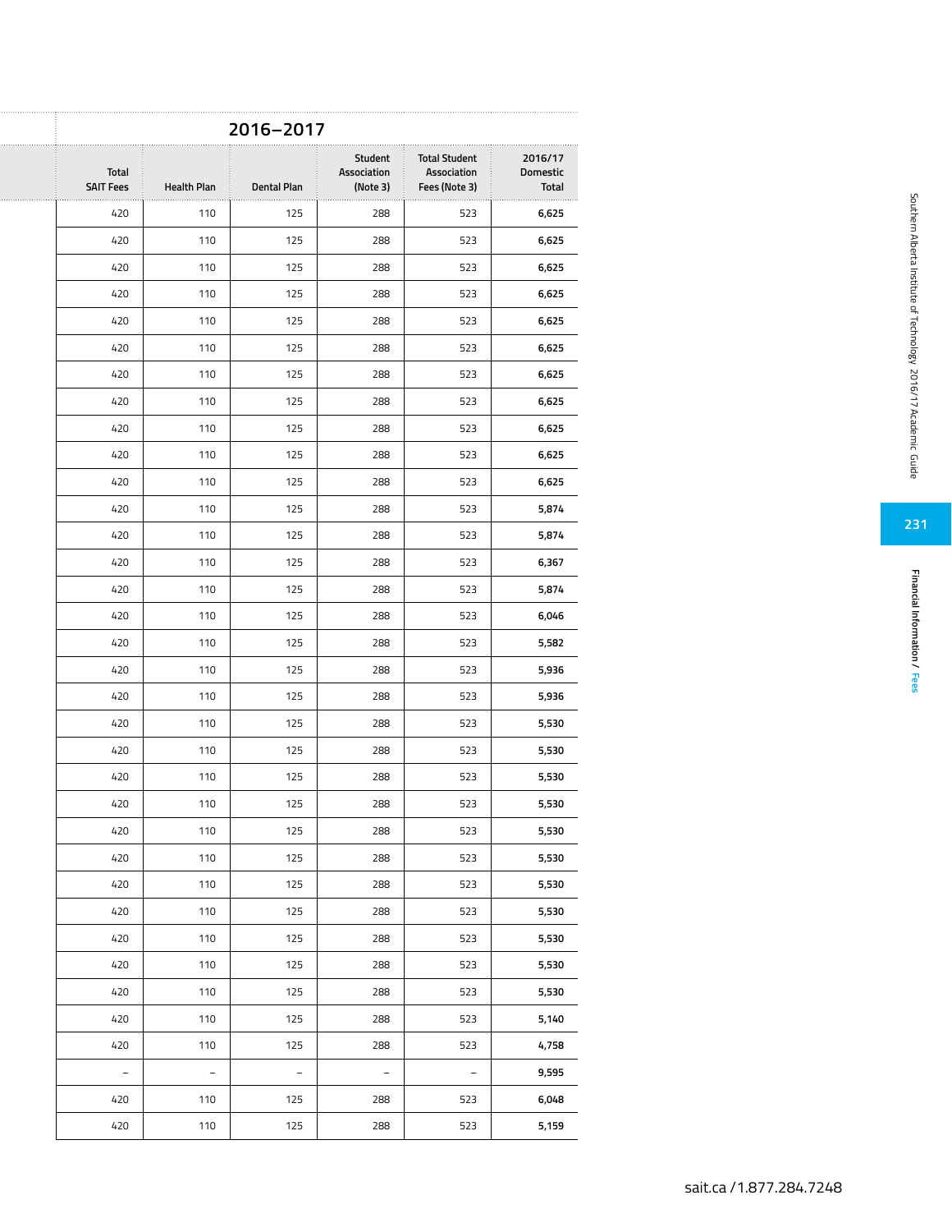| 2016–2017 | | | | | |
|---|---|---|---|---|---|
| Total SAIT Fees | Health Plan | Dental Plan | Student Association (Note 3) | Total Student Association Fees (Note 3) | 2016/17 Domestic Total |
| 420 | 110 | 125 | 288 | 523 | **6,625** |
| 420 | 110 | 125 | 288 | 523 | **6,625** |
| 420 | 110 | 125 | 288 | 523 | **6,625** |
| 420 | 110 | 125 | 288 | 523 | **6,625** |
| 420 | 110 | 125 | 288 | 523 | **6,625** |
| 420 | 110 | 125 | 288 | 523 | **6,625** |
| 420 | 110 | 125 | 288 | 523 | **6,625** |
| 420 | 110 | 125 | 288 | 523 | **6,625** |
| 420 | 110 | 125 | 288 | 523 | **6,625** |
| 420 | 110 | 125 | 288 | 523 | **6,625** |
| 420 | 110 | 125 | 288 | 523 | **6,625** |
| 420 | 110 | 125 | 288 | 523 | **5,874** |
| 420 | 110 | 125 | 288 | 523 | **5,874** |
| 420 | 110 | 125 | 288 | 523 | **6,367** |
| 420 | 110 | 125 | 288 | 523 | **5,874** |
| 420 | 110 | 125 | 288 | 523 | **6,046** |
| 420 | 110 | 125 | 288 | 523 | **5,582** |
| 420 | 110 | 125 | 288 | 523 | **5,936** |
| 420 | 110 | 125 | 288 | 523 | **5,936** |
| 420 | 110 | 125 | 288 | 523 | **5,530** |
| 420 | 110 | 125 | 288 | 523 | **5,530** |
| 420 | 110 | 125 | 288 | 523 | **5,530** |
| 420 | 110 | 125 | 288 | 523 | **5,530** |
| 420 | 110 | 125 | 288 | 523 | **5,530** |
| 420 | 110 | 125 | 288 | 523 | **5,530** |
| 420 | 110 | 125 | 288 | 523 | **5,530** |
| 420 | 110 | 125 | 288 | 523 | **5,530** |
| 420 | 110 | 125 | 288 | 523 | **5,530** |
| 420 | 110 | 125 | 288 | 523 | **5,530** |
| 420 | 110 | 125 | 288 | 523 | **5,530** |
| 420 | 110 | 125 | 288 | 523 | **5,140** |
| 420 | 110 | 125 | 288 | 523 | **4,758** |
| – | – | – | – | – | **9,595** |
| 420 | 110 | 125 | 288 | 523 | **6,048** |
| 420 | 110 | 125 | 288 | 523 | **5,159** |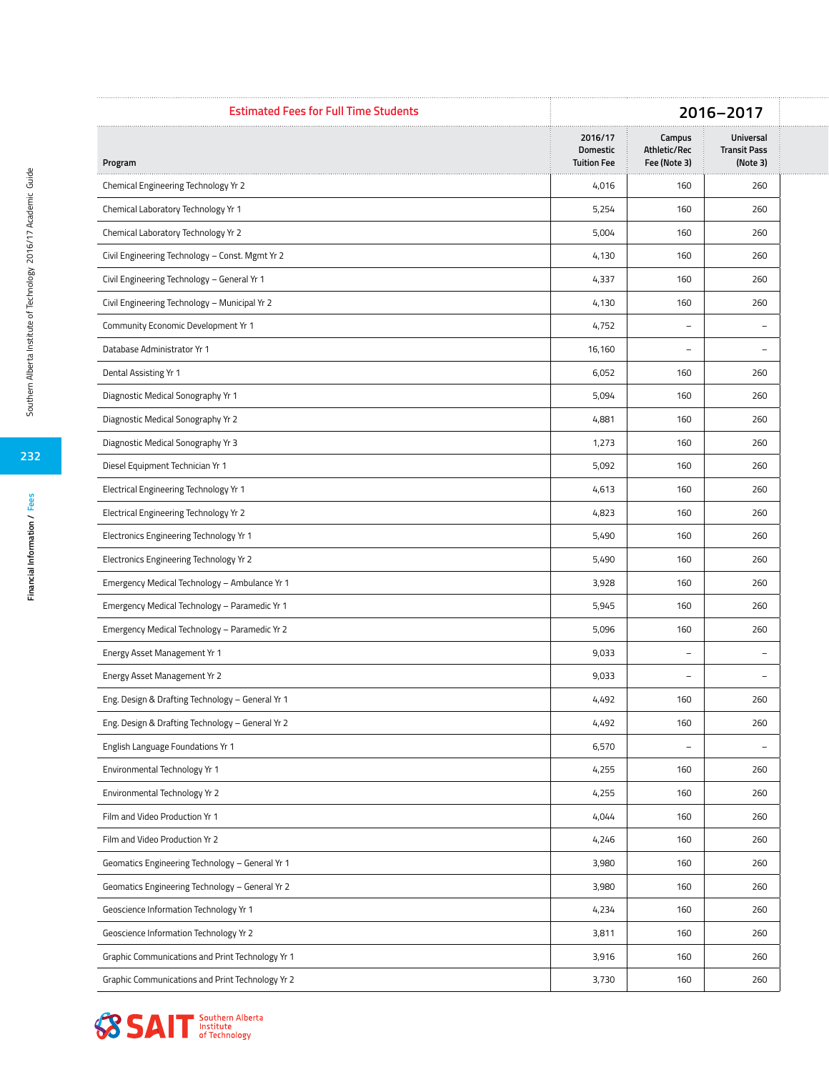| Estimated Fees for Full Time Students | 2016–2017 | | |
|---|---|---|---|
| Program | 2016/17 Domestic Tuition Fee | Campus Athletic/Rec Fee (Note 3) | Universal Transit Pass (Note 3) |
| Chemical Engineering Technology Yr 2 | 4,016 | 160 | 260 |
| Chemical Laboratory Technology Yr 1 | 5,254 | 160 | 260 |
| Chemical Laboratory Technology Yr 2 | 5,004 | 160 | 260 |
| Civil Engineering Technology – Const. Mgmt Yr 2 | 4,130 | 160 | 260 |
| Civil Engineering Technology – General Yr 1 | 4,337 | 160 | 260 |
| Civil Engineering Technology – Municipal Yr 2 | 4,130 | 160 | 260 |
| Community Economic Development Yr 1 | 4,752 | – | – |
| Database Administrator Yr 1 | 16,160 | – | – |
| Dental Assisting Yr 1 | 6,052 | 160 | 260 |
| Diagnostic Medical Sonography Yr 1 | 5,094 | 160 | 260 |
| Diagnostic Medical Sonography Yr 2 | 4,881 | 160 | 260 |
| Diagnostic Medical Sonography Yr 3 | 1,273 | 160 | 260 |
| Diesel Equipment Technician Yr 1 | 5,092 | 160 | 260 |
| Electrical Engineering Technology Yr 1 | 4,613 | 160 | 260 |
| Electrical Engineering Technology Yr 2 | 4,823 | 160 | 260 |
| Electronics Engineering Technology Yr 1 | 5,490 | 160 | 260 |
| Electronics Engineering Technology Yr 2 | 5,490 | 160 | 260 |
| Emergency Medical Technology – Ambulance Yr 1 | 3,928 | 160 | 260 |
| Emergency Medical Technology – Paramedic Yr 1 | 5,945 | 160 | 260 |
| Emergency Medical Technology – Paramedic Yr 2 | 5,096 | 160 | 260 |
| Energy Asset Management Yr 1 | 9,033 | – | – |
| Energy Asset Management Yr 2 | 9,033 | – | – |
| Eng. Design & Drafting Technology – General Yr 1 | 4,492 | 160 | 260 |
| Eng. Design & Drafting Technology – General Yr 2 | 4,492 | 160 | 260 |
| English Language Foundations Yr 1 | 6,570 | – | – |
| Environmental Technology Yr 1 | 4,255 | 160 | 260 |
| Environmental Technology Yr 2 | 4,255 | 160 | 260 |
| Film and Video Production Yr 1 | 4,044 | 160 | 260 |
| Film and Video Production Yr 2 | 4,246 | 160 | 260 |
| Geomatics Engineering Technology – General Yr 1 | 3,980 | 160 | 260 |
| Geomatics Engineering Technology – General Yr 2 | 3,980 | 160 | 260 |
| Geoscience Information Technology Yr 1 | 4,234 | 160 | 260 |
| Geoscience Information Technology Yr 2 | 3,811 | 160 | 260 |
| Graphic Communications and Print Technology Yr 1 | 3,916 | 160 | 260 |
| Graphic Communications and Print Technology Yr 2 | 3,730 | 160 | 260 |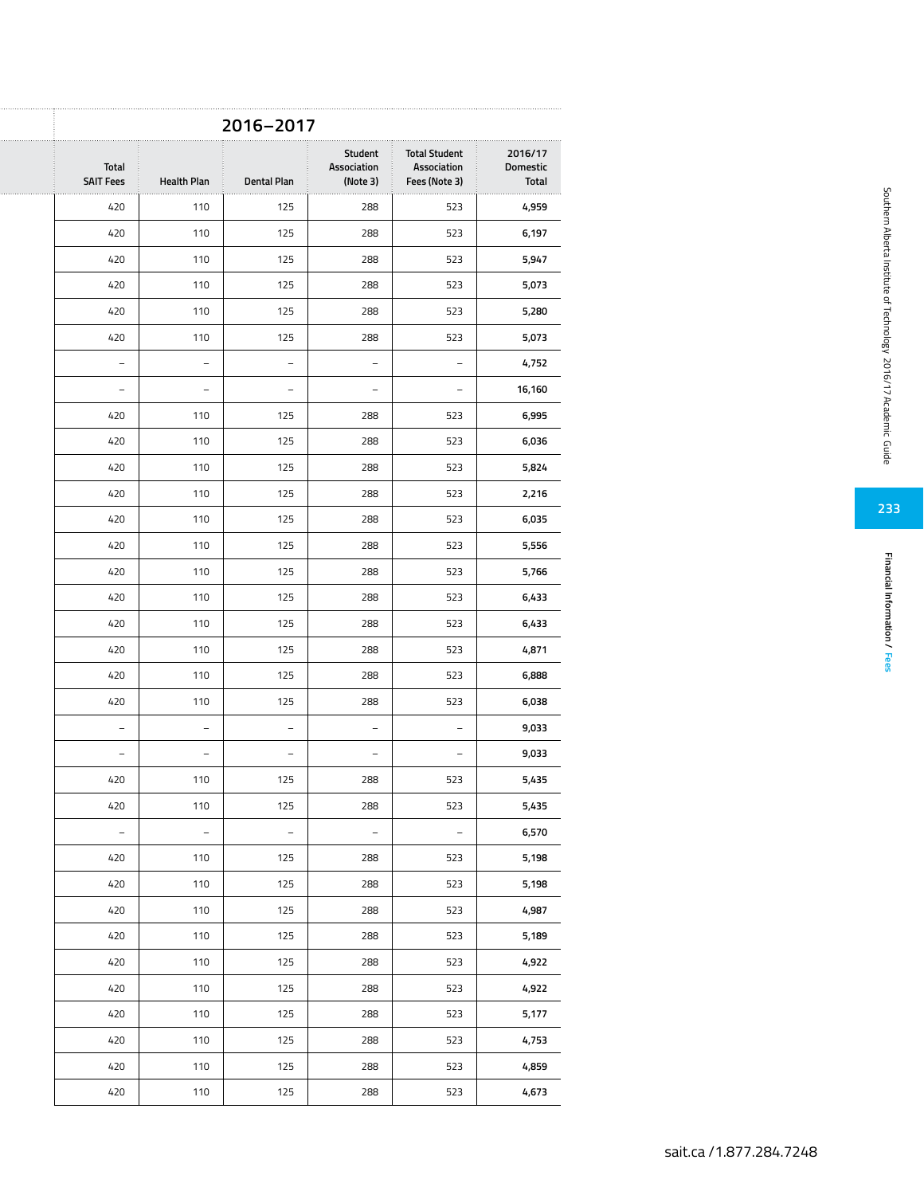| 2016–2017 | | | | | |
|---|---|---|---|---|---|
| Total SAIT Fees | Health Plan | Dental Plan | Student Association (Note 3) | Total Student Association Fees (Note 3) | 2016/17 Domestic Total |
| 420 | 110 | 125 | 288 | 523 | 4,959 |
| 420 | 110 | 125 | 288 | 523 | 6,197 |
| 420 | 110 | 125 | 288 | 523 | 5,947 |
| 420 | 110 | 125 | 288 | 523 | 5,073 |
| 420 | 110 | 125 | 288 | 523 | 5,280 |
| 420 | 110 | 125 | 288 | 523 | 5,073 |
| – | – | – | – | – | 4,752 |
| – | – | – | – | – | 16,160 |
| 420 | 110 | 125 | 288 | 523 | 6,995 |
| 420 | 110 | 125 | 288 | 523 | 6,036 |
| 420 | 110 | 125 | 288 | 523 | 5,824 |
| 420 | 110 | 125 | 288 | 523 | 2,216 |
| 420 | 110 | 125 | 288 | 523 | 6,035 |
| 420 | 110 | 125 | 288 | 523 | 5,556 |
| 420 | 110 | 125 | 288 | 523 | 5,766 |
| 420 | 110 | 125 | 288 | 523 | 6,433 |
| 420 | 110 | 125 | 288 | 523 | 6,433 |
| 420 | 110 | 125 | 288 | 523 | 4,871 |
| 420 | 110 | 125 | 288 | 523 | 6,888 |
| 420 | 110 | 125 | 288 | 523 | 6,038 |
| – | – | – | – | – | 9,033 |
| – | – | – | – | – | 9,033 |
| 420 | 110 | 125 | 288 | 523 | 5,435 |
| 420 | 110 | 125 | 288 | 523 | 5,435 |
| – | – | – | – | – | 6,570 |
| 420 | 110 | 125 | 288 | 523 | 5,198 |
| 420 | 110 | 125 | 288 | 523 | 5,198 |
| 420 | 110 | 125 | 288 | 523 | 4,987 |
| 420 | 110 | 125 | 288 | 523 | 5,189 |
| 420 | 110 | 125 | 288 | 523 | 4,922 |
| 420 | 110 | 125 | 288 | 523 | 4,922 |
| 420 | 110 | 125 | 288 | 523 | 5,177 |
| 420 | 110 | 125 | 288 | 523 | 4,753 |
| 420 | 110 | 125 | 288 | 523 | 4,859 |
| 420 | 110 | 125 | 288 | 523 | 4,673 |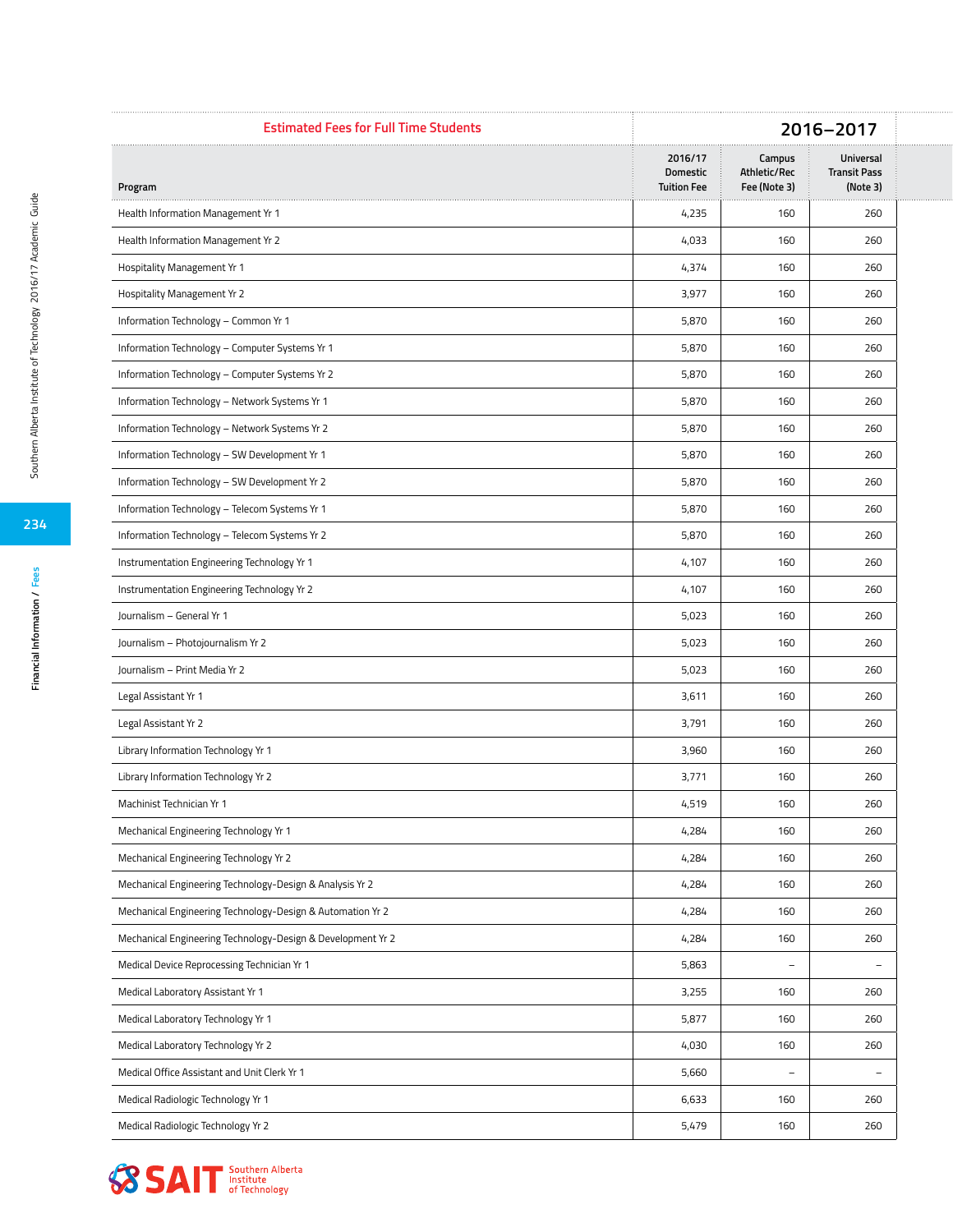| Estimated Fees for Full Time Students | 2016–2017 | | |
|---|---|---|---|
| Program | 2016/17 Domestic Tuition Fee | Campus Athletic/Rec Fee (Note 3) | Universal Transit Pass (Note 3) |
| Health Information Management Yr 1 | 4,235 | 160 | 260 |
| Health Information Management Yr 2 | 4,033 | 160 | 260 |
| Hospitality Management Yr 1 | 4,374 | 160 | 260 |
| Hospitality Management Yr 2 | 3,977 | 160 | 260 |
| Information Technology – Common Yr 1 | 5,870 | 160 | 260 |
| Information Technology – Computer Systems Yr 1 | 5,870 | 160 | 260 |
| Information Technology – Computer Systems Yr 2 | 5,870 | 160 | 260 |
| Information Technology – Network Systems Yr 1 | 5,870 | 160 | 260 |
| Information Technology – Network Systems Yr 2 | 5,870 | 160 | 260 |
| Information Technology – SW Development Yr 1 | 5,870 | 160 | 260 |
| Information Technology – SW Development Yr 2 | 5,870 | 160 | 260 |
| Information Technology – Telecom Systems Yr 1 | 5,870 | 160 | 260 |
| Information Technology – Telecom Systems Yr 2 | 5,870 | 160 | 260 |
| Instrumentation Engineering Technology Yr 1 | 4,107 | 160 | 260 |
| Instrumentation Engineering Technology Yr 2 | 4,107 | 160 | 260 |
| Journalism – General Yr 1 | 5,023 | 160 | 260 |
| Journalism – Photojournalism Yr 2 | 5,023 | 160 | 260 |
| Journalism – Print Media Yr 2 | 5,023 | 160 | 260 |
| Legal Assistant Yr 1 | 3,611 | 160 | 260 |
| Legal Assistant Yr 2 | 3,791 | 160 | 260 |
| Library Information Technology Yr 1 | 3,960 | 160 | 260 |
| Library Information Technology Yr 2 | 3,771 | 160 | 260 |
| Machinist Technician Yr 1 | 4,519 | 160 | 260 |
| Mechanical Engineering Technology Yr 1 | 4,284 | 160 | 260 |
| Mechanical Engineering Technology Yr 2 | 4,284 | 160 | 260 |
| Mechanical Engineering Technology-Design & Analysis Yr 2 | 4,284 | 160 | 260 |
| Mechanical Engineering Technology-Design & Automation Yr 2 | 4,284 | 160 | 260 |
| Mechanical Engineering Technology-Design & Development Yr 2 | 4,284 | 160 | 260 |
| Medical Device Reprocessing Technician Yr 1 | 5,863 | – | – |
| Medical Laboratory Assistant Yr 1 | 3,255 | 160 | 260 |
| Medical Laboratory Technology Yr 1 | 5,877 | 160 | 260 |
| Medical Laboratory Technology Yr 2 | 4,030 | 160 | 260 |
| Medical Office Assistant and Unit Clerk Yr 1 | 5,660 | – | – |
| Medical Radiologic Technology Yr 1 | 6,633 | 160 | 260 |
| Medical Radiologic Technology Yr 2 | 5,479 | 160 | 260 |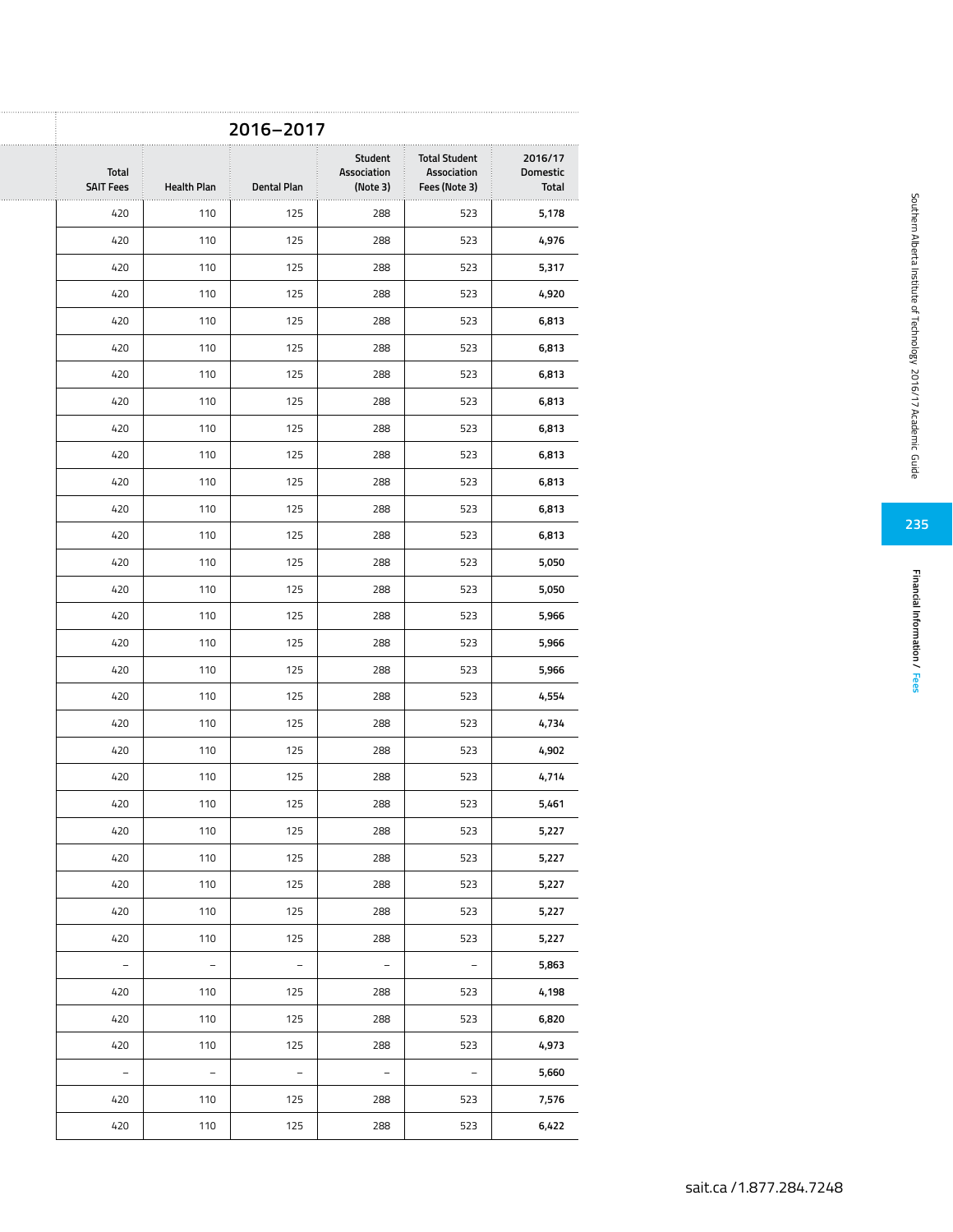| 2016–2017 | | | | | |
|---|---|---|---|---|---|
| Total SAIT Fees | Health Plan | Dental Plan | Student Association (Note 3) | Total Student Association Fees (Note 3) | 2016/17 Domestic Total |
| 420 | 110 | 125 | 288 | 523 | 5,178 |
| 420 | 110 | 125 | 288 | 523 | 4,976 |
| 420 | 110 | 125 | 288 | 523 | 5,317 |
| 420 | 110 | 125 | 288 | 523 | 4,920 |
| 420 | 110 | 125 | 288 | 523 | 6,813 |
| 420 | 110 | 125 | 288 | 523 | 6,813 |
| 420 | 110 | 125 | 288 | 523 | 6,813 |
| 420 | 110 | 125 | 288 | 523 | 6,813 |
| 420 | 110 | 125 | 288 | 523 | 6,813 |
| 420 | 110 | 125 | 288 | 523 | 6,813 |
| 420 | 110 | 125 | 288 | 523 | 6,813 |
| 420 | 110 | 125 | 288 | 523 | 6,813 |
| 420 | 110 | 125 | 288 | 523 | 6,813 |
| 420 | 110 | 125 | 288 | 523 | 5,050 |
| 420 | 110 | 125 | 288 | 523 | 5,050 |
| 420 | 110 | 125 | 288 | 523 | 5,966 |
| 420 | 110 | 125 | 288 | 523 | 5,966 |
| 420 | 110 | 125 | 288 | 523 | 5,966 |
| 420 | 110 | 125 | 288 | 523 | 4,554 |
| 420 | 110 | 125 | 288 | 523 | 4,734 |
| 420 | 110 | 125 | 288 | 523 | 4,902 |
| 420 | 110 | 125 | 288 | 523 | 4,714 |
| 420 | 110 | 125 | 288 | 523 | 5,461 |
| 420 | 110 | 125 | 288 | 523 | 5,227 |
| 420 | 110 | 125 | 288 | 523 | 5,227 |
| 420 | 110 | 125 | 288 | 523 | 5,227 |
| 420 | 110 | 125 | 288 | 523 | 5,227 |
| 420 | 110 | 125 | 288 | 523 | 5,227 |
| – | – | – | – | – | 5,863 |
| 420 | 110 | 125 | 288 | 523 | 4,198 |
| 420 | 110 | 125 | 288 | 523 | 6,820 |
| 420 | 110 | 125 | 288 | 523 | 4,973 |
| – | – | – | – | – | 5,660 |
| 420 | 110 | 125 | 288 | 523 | 7,576 |
| 420 | 110 | 125 | 288 | 523 | 6,422 |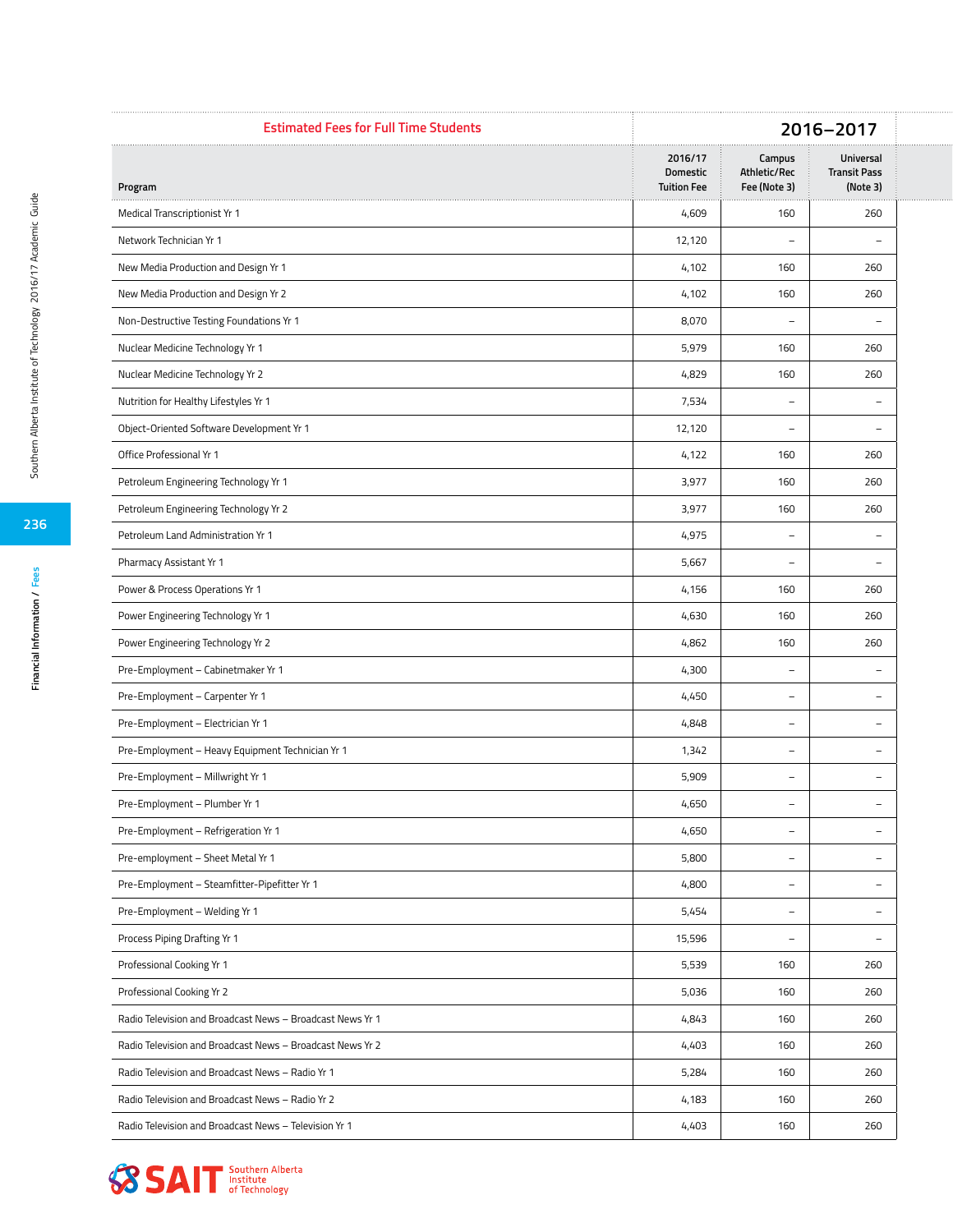| Estimated Fees for Full Time Students | 2016–2017 | | |
|---|---|---|---|
| Program | 2016/17 Domestic Tuition Fee | Campus Athletic/Rec Fee (Note 3) | Universal Transit Pass (Note 3) |
| Medical Transcriptionist Yr 1 | 4,609 | 160 | 260 |
| Network Technician Yr 1 | 12,120 | – | – |
| New Media Production and Design Yr 1 | 4,102 | 160 | 260 |
| New Media Production and Design Yr 2 | 4,102 | 160 | 260 |
| Non-Destructive Testing Foundations Yr 1 | 8,070 | – | – |
| Nuclear Medicine Technology Yr 1 | 5,979 | 160 | 260 |
| Nuclear Medicine Technology Yr 2 | 4,829 | 160 | 260 |
| Nutrition for Healthy Lifestyles Yr 1 | 7,534 | – | – |
| Object-Oriented Software Development Yr 1 | 12,120 | – | – |
| Office Professional Yr 1 | 4,122 | 160 | 260 |
| Petroleum Engineering Technology Yr 1 | 3,977 | 160 | 260 |
| Petroleum Engineering Technology Yr 2 | 3,977 | 160 | 260 |
| Petroleum Land Administration Yr 1 | 4,975 | – | – |
| Pharmacy Assistant Yr 1 | 5,667 | – | – |
| Power & Process Operations Yr 1 | 4,156 | 160 | 260 |
| Power Engineering Technology Yr 1 | 4,630 | 160 | 260 |
| Power Engineering Technology Yr 2 | 4,862 | 160 | 260 |
| Pre-Employment – Cabinetmaker Yr 1 | 4,300 | – | – |
| Pre-Employment – Carpenter Yr 1 | 4,450 | – | – |
| Pre-Employment – Electrician Yr 1 | 4,848 | – | – |
| Pre-Employment – Heavy Equipment Technician Yr 1 | 1,342 | – | – |
| Pre-Employment – Millwright Yr 1 | 5,909 | – | – |
| Pre-Employment – Plumber Yr 1 | 4,650 | – | – |
| Pre-Employment – Refrigeration Yr 1 | 4,650 | – | – |
| Pre-employment – Sheet Metal Yr 1 | 5,800 | – | – |
| Pre-Employment – Steamfitter-Pipefitter Yr 1 | 4,800 | – | – |
| Pre-Employment – Welding Yr 1 | 5,454 | – | – |
| Process Piping Drafting Yr 1 | 15,596 | – | – |
| Professional Cooking Yr 1 | 5,539 | 160 | 260 |
| Professional Cooking Yr 2 | 5,036 | 160 | 260 |
| Radio Television and Broadcast News – Broadcast News Yr 1 | 4,843 | 160 | 260 |
| Radio Television and Broadcast News – Broadcast News Yr 2 | 4,403 | 160 | 260 |
| Radio Television and Broadcast News – Radio Yr 1 | 5,284 | 160 | 260 |
| Radio Television and Broadcast News – Radio Yr 2 | 4,183 | 160 | 260 |
| Radio Television and Broadcast News – Television Yr 1 | 4,403 | 160 | 260 |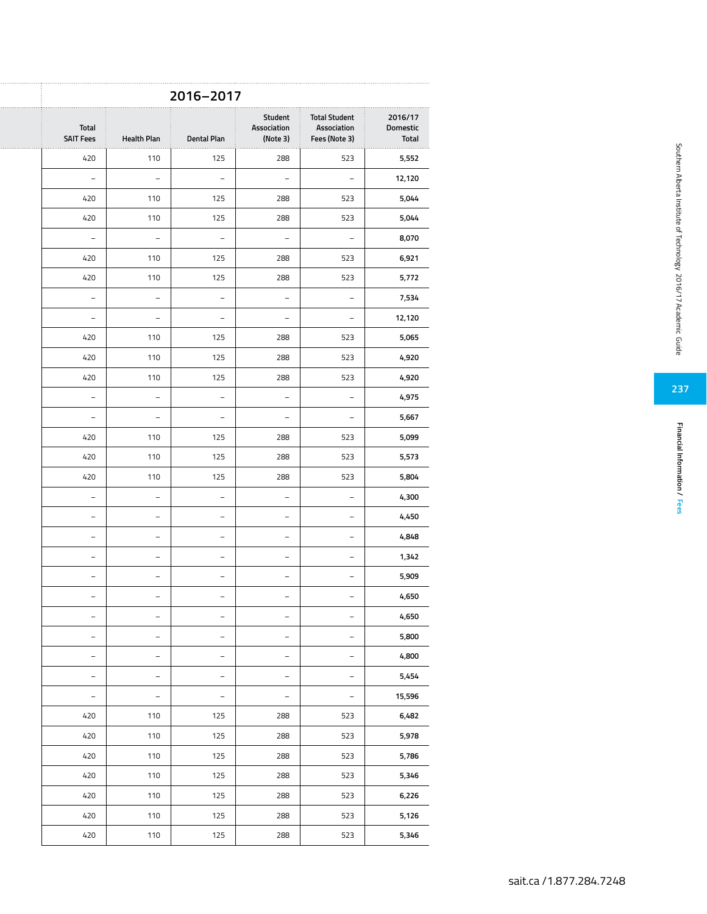| 2016–2017 | | | | | |
|---|---|---|---|---|---|
| Total SAIT Fees | Health Plan | Dental Plan | Student Association (Note 3) | Total Student Association Fees (Note 3) | 2016/17 Domestic Total |
| 420 | 110 | 125 | 288 | 523 | 5,552 |
| – | – | – | – | – | 12,120 |
| 420 | 110 | 125 | 288 | 523 | 5,044 |
| 420 | 110 | 125 | 288 | 523 | 5,044 |
| – | – | – | – | – | 8,070 |
| 420 | 110 | 125 | 288 | 523 | 6,921 |
| 420 | 110 | 125 | 288 | 523 | 5,772 |
| – | – | – | – | – | 7,534 |
| – | – | – | – | – | 12,120 |
| 420 | 110 | 125 | 288 | 523 | 5,065 |
| 420 | 110 | 125 | 288 | 523 | 4,920 |
| 420 | 110 | 125 | 288 | 523 | 4,920 |
| – | – | – | – | – | 4,975 |
| – | – | – | – | – | 5,667 |
| 420 | 110 | 125 | 288 | 523 | 5,099 |
| 420 | 110 | 125 | 288 | 523 | 5,573 |
| 420 | 110 | 125 | 288 | 523 | 5,804 |
| – | – | – | – | – | 4,300 |
| – | – | – | – | – | 4,450 |
| – | – | – | – | – | 4,848 |
| – | – | – | – | – | 1,342 |
| – | – | – | – | – | 5,909 |
| – | – | – | – | – | 4,650 |
| – | – | – | – | – | 4,650 |
| – | – | – | – | – | 5,800 |
| – | – | – | – | – | 4,800 |
| – | – | – | – | – | 5,454 |
| – | – | – | – | – | 15,596 |
| 420 | 110 | 125 | 288 | 523 | 6,482 |
| 420 | 110 | 125 | 288 | 523 | 5,978 |
| 420 | 110 | 125 | 288 | 523 | 5,786 |
| 420 | 110 | 125 | 288 | 523 | 5,346 |
| 420 | 110 | 125 | 288 | 523 | 6,226 |
| 420 | 110 | 125 | 288 | 523 | 5,126 |
| 420 | 110 | 125 | 288 | 523 | 5,346 |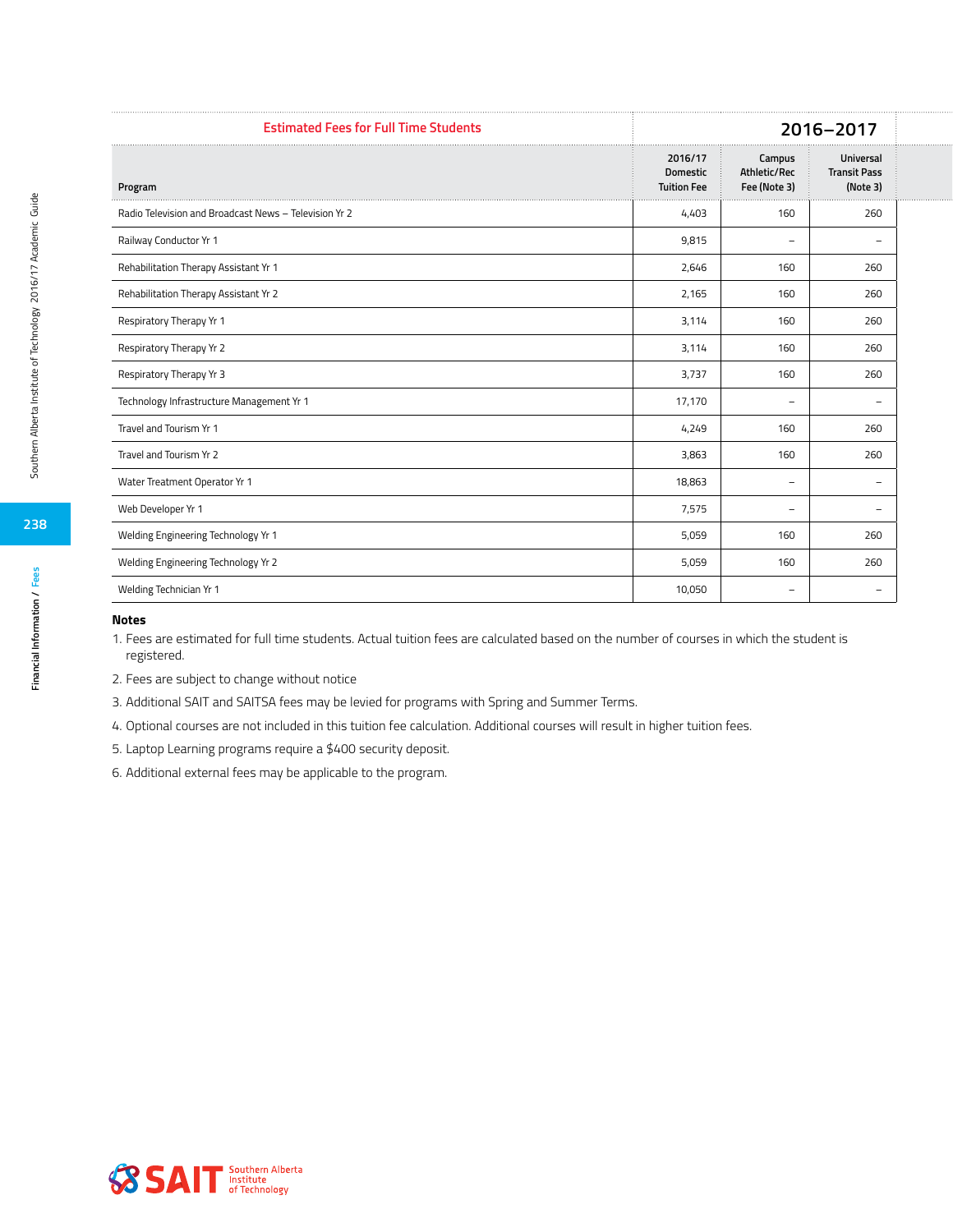| Estimated Fees for Full Time Students | 2016–2017 | | |
|---|---|---|---|
| Program | 2016/17 Domestic Tuition Fee | Campus Athletic/Rec Fee (Note 3) | Universal Transit Pass (Note 3) |
| Radio Television and Broadcast News – Television Yr 2 | 4,403 | 160 | 260 |
| Railway Conductor Yr 1 | 9,815 | – | – |
| Rehabilitation Therapy Assistant Yr 1 | 2,646 | 160 | 260 |
| Rehabilitation Therapy Assistant Yr 2 | 2,165 | 160 | 260 |
| Respiratory Therapy Yr 1 | 3,114 | 160 | 260 |
| Respiratory Therapy Yr 2 | 3,114 | 160 | 260 |
| Respiratory Therapy Yr 3 | 3,737 | 160 | 260 |
| Technology Infrastructure Management Yr 1 | 17,170 | – | – |
| Travel and Tourism Yr 1 | 4,249 | 160 | 260 |
| Travel and Tourism Yr 2 | 3,863 | 160 | 260 |
| Water Treatment Operator Yr 1 | 18,863 | – | – |
| Web Developer Yr 1 | 7,575 | – | – |
| Welding Engineering Technology Yr 1 | 5,059 | 160 | 260 |
| Welding Engineering Technology Yr 2 | 5,059 | 160 | 260 |
| Welding Technician Yr 1 | 10,050 | – | – |

**Notes**

1. Fees are estimated for full time students. Actual tuition fees are calculated based on the number of courses in which the student is registered.
2. Fees are subject to change without notice
3. Additional SAIT and SAITSA fees may be levied for programs with Spring and Summer Terms.
4. Optional courses are not included in this tuition fee calculation. Additional courses will result in higher tuition fees.
5. Laptop Learning programs require a $400 security deposit.
6. Additional external fees may be applicable to the program.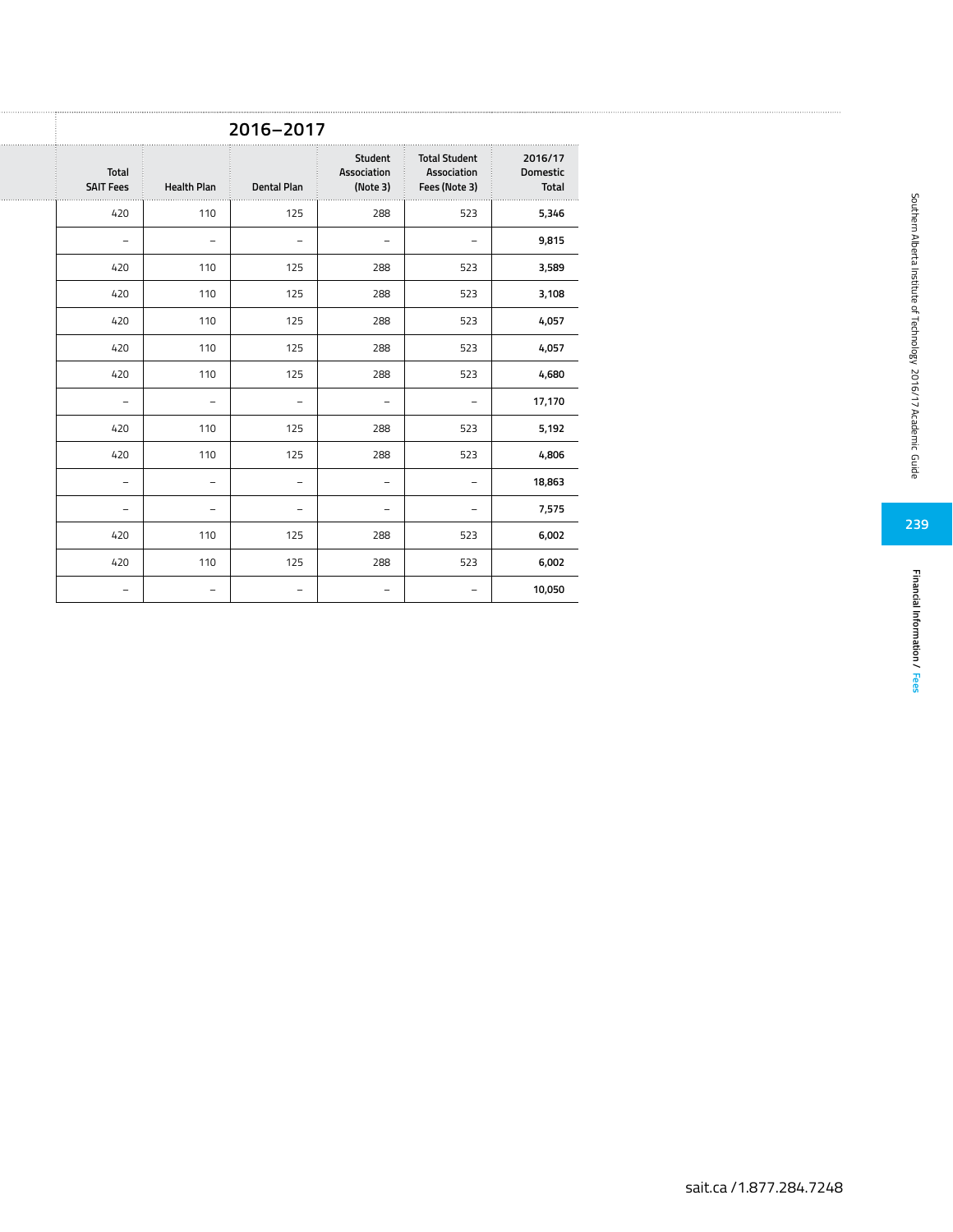| 2016–2017 | | | | | |
|---|---|---|---|---|---|
| Total SAIT Fees | Health Plan | Dental Plan | Student Association (Note 3) | Total Student Association Fees (Note 3) | 2016/17 Domestic Total |
| 420 | 110 | 125 | 288 | 523 | **5,346** |
| – | – | – | – | – | **9,815** |
| 420 | 110 | 125 | 288 | 523 | **3,589** |
| 420 | 110 | 125 | 288 | 523 | **3,108** |
| 420 | 110 | 125 | 288 | 523 | **4,057** |
| 420 | 110 | 125 | 288 | 523 | **4,057** |
| 420 | 110 | 125 | 288 | 523 | **4,680** |
| – | – | – | – | – | **17,170** |
| 420 | 110 | 125 | 288 | 523 | **5,192** |
| 420 | 110 | 125 | 288 | 523 | **4,806** |
| – | – | – | – | – | **18,863** |
| – | – | – | – | – | **7,575** |
| 420 | 110 | 125 | 288 | 523 | **6,002** |
| 420 | 110 | 125 | 288 | 523 | **6,002** |
| – | – | – | – | – | **10,050** |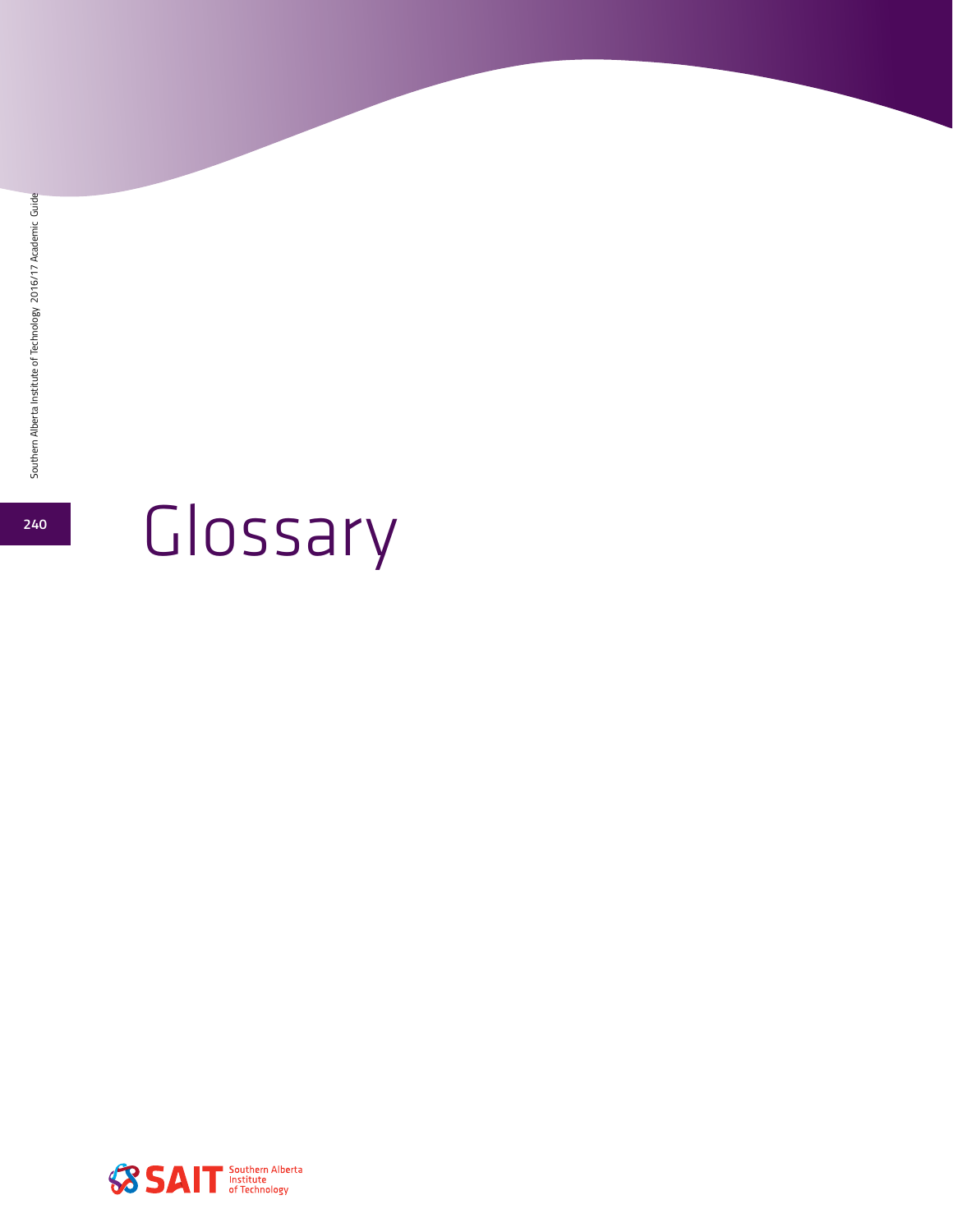# Glossary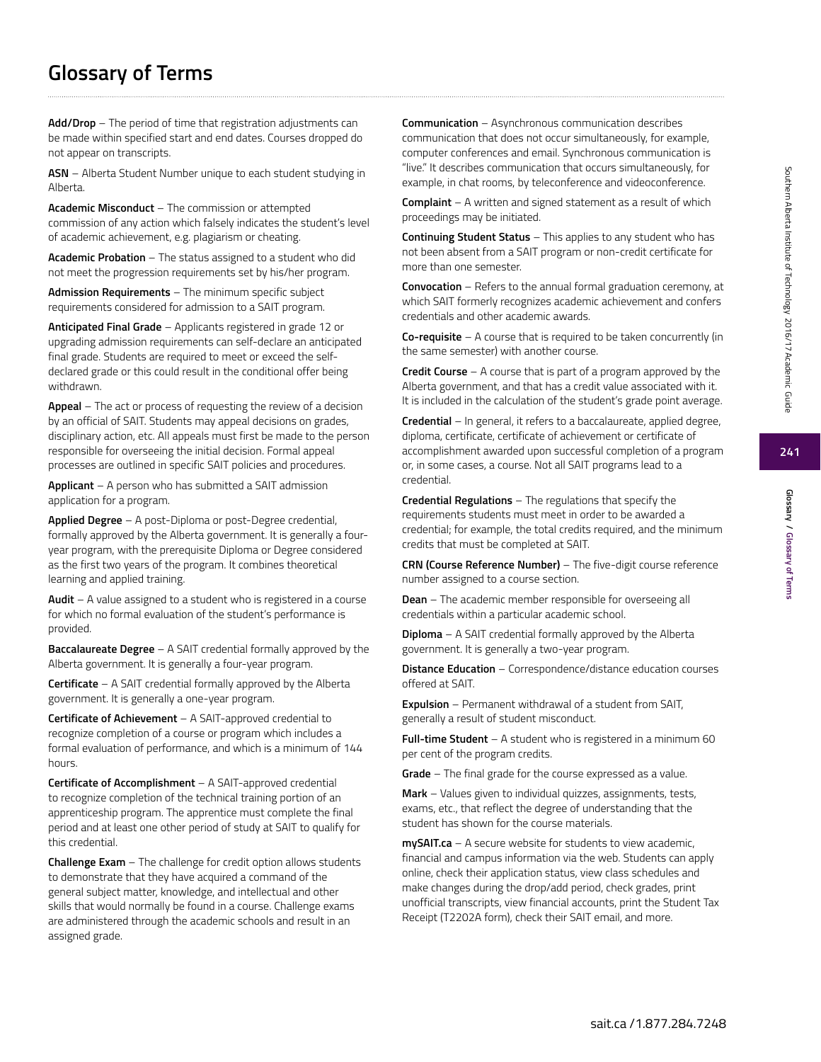# Glossary of Terms

**Add/Drop** – The period of time that registration adjustments can be made within specified start and end dates. Courses dropped do not appear on transcripts.

**ASN** – Alberta Student Number unique to each student studying in Alberta.

**Academic Misconduct** – The commission or attempted commission of any action which falsely indicates the student's level of academic achievement, e.g. plagiarism or cheating.

**Academic Probation** – The status assigned to a student who did not meet the progression requirements set by his/her program.

**Admission Requirements** – The minimum specific subject requirements considered for admission to a SAIT program.

**Anticipated Final Grade** – Applicants registered in grade 12 or upgrading admission requirements can self-declare an anticipated final grade. Students are required to meet or exceed the self-declared grade or this could result in the conditional offer being withdrawn.

**Appeal** – The act or process of requesting the review of a decision by an official of SAIT. Students may appeal decisions on grades, disciplinary action, etc. All appeals must first be made to the person responsible for overseeing the initial decision. Formal appeal processes are outlined in specific SAIT policies and procedures.

**Applicant** – A person who has submitted a SAIT admission application for a program.

**Applied Degree** – A post-Diploma or post-Degree credential, formally approved by the Alberta government. It is generally a four-year program, with the prerequisite Diploma or Degree considered as the first two years of the program. It combines theoretical learning and applied training.

**Audit** – A value assigned to a student who is registered in a course for which no formal evaluation of the student's performance is provided.

**Baccalaureate Degree** – A SAIT credential formally approved by the Alberta government. It is generally a four-year program.

**Certificate** – A SAIT credential formally approved by the Alberta government. It is generally a one-year program.

**Certificate of Achievement** – A SAIT-approved credential to recognize completion of a course or program which includes a formal evaluation of performance, and which is a minimum of 144 hours.

**Certificate of Accomplishment** – A SAIT-approved credential to recognize completion of the technical training portion of an apprenticeship program. The apprentice must complete the final period and at least one other period of study at SAIT to qualify for this credential.

**Challenge Exam** – The challenge for credit option allows students to demonstrate that they have acquired a command of the general subject matter, knowledge, and intellectual and other skills that would normally be found in a course. Challenge exams are administered through the academic schools and result in an assigned grade.

**Communication** – Asynchronous communication describes communication that does not occur simultaneously, for example, computer conferences and email. Synchronous communication is "live." It describes communication that occurs simultaneously, for example, in chat rooms, by teleconference and videoconference.

**Complaint** – A written and signed statement as a result of which proceedings may be initiated.

**Continuing Student Status** – This applies to any student who has not been absent from a SAIT program or non-credit certificate for more than one semester.

**Convocation** – Refers to the annual formal graduation ceremony, at which SAIT formerly recognizes academic achievement and confers credentials and other academic awards.

**Co-requisite** – A course that is required to be taken concurrently (in the same semester) with another course.

**Credit Course** – A course that is part of a program approved by the Alberta government, and that has a credit value associated with it. It is included in the calculation of the student's grade point average.

**Credential** – In general, it refers to a baccalaureate, applied degree, diploma, certificate, certificate of achievement or certificate of accomplishment awarded upon successful completion of a program or, in some cases, a course. Not all SAIT programs lead to a credential.

**Credential Regulations** – The regulations that specify the requirements students must meet in order to be awarded a credential; for example, the total credits required, and the minimum credits that must be completed at SAIT.

**CRN (Course Reference Number)** – The five-digit course reference number assigned to a course section.

**Dean** – The academic member responsible for overseeing all credentials within a particular academic school.

**Diploma** – A SAIT credential formally approved by the Alberta government. It is generally a two-year program.

**Distance Education** – Correspondence/distance education courses offered at SAIT.

**Expulsion** – Permanent withdrawal of a student from SAIT, generally a result of student misconduct.

**Full-time Student** – A student who is registered in a minimum 60 per cent of the program credits.

**Grade** – The final grade for the course expressed as a value.

**Mark** – Values given to individual quizzes, assignments, tests, exams, etc., that reflect the degree of understanding that the student has shown for the course materials.

**mySAIT.ca** – A secure website for students to view academic, financial and campus information via the web. Students can apply online, check their application status, view class schedules and make changes during the drop/add period, check grades, print unofficial transcripts, view financial accounts, print the Student Tax Receipt (T2202A form), check their SAIT email, and more.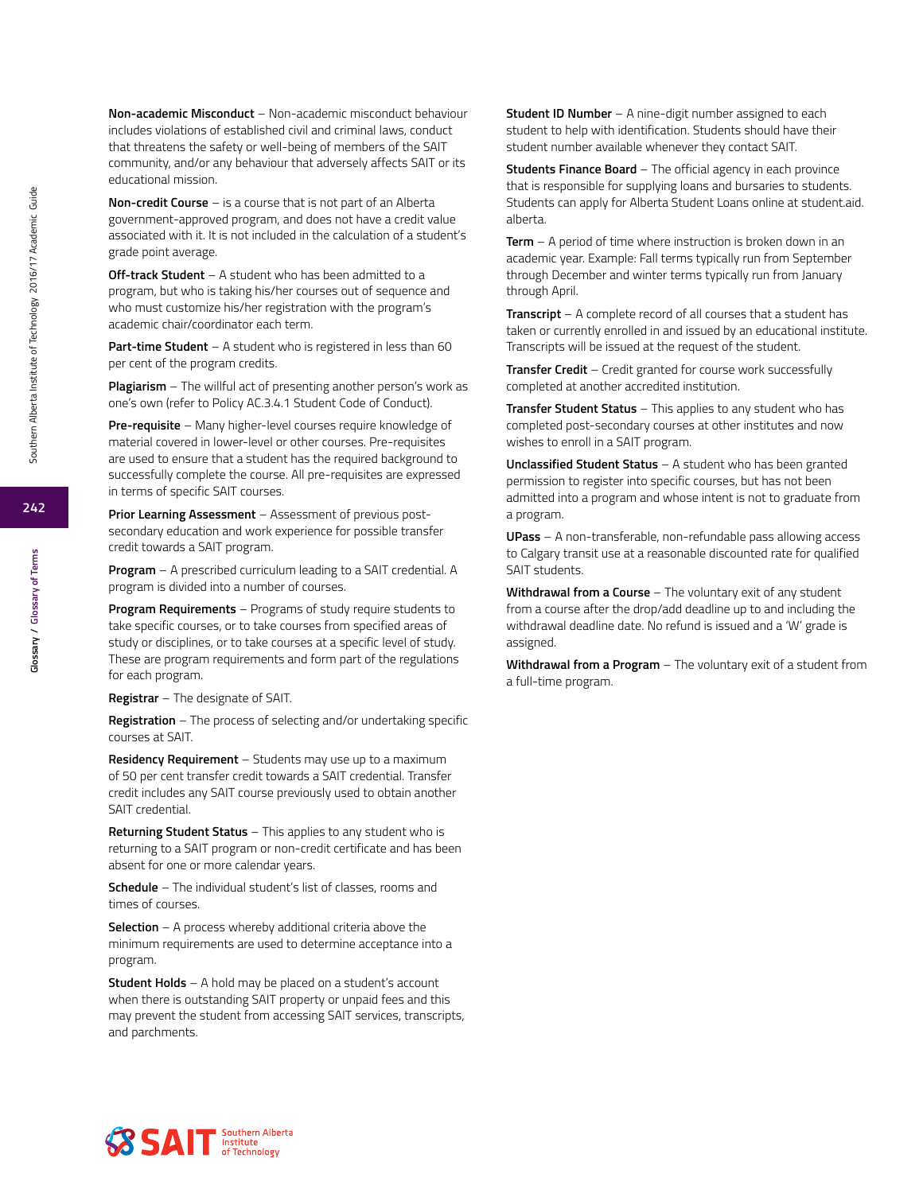**Non-academic Misconduct** – Non-academic misconduct behaviour includes violations of established civil and criminal laws, conduct that threatens the safety or well-being of members of the SAIT community, and/or any behaviour that adversely affects SAIT or its educational mission.

**Non-credit Course** – is a course that is not part of an Alberta government-approved program, and does not have a credit value associated with it. It is not included in the calculation of a student's grade point average.

**Off-track Student** – A student who has been admitted to a program, but who is taking his/her courses out of sequence and who must customize his/her registration with the program's academic chair/coordinator each term.

**Part-time Student** – A student who is registered in less than 60 per cent of the program credits.

**Plagiarism** – The willful act of presenting another person's work as one's own (refer to Policy AC.3.4.1 Student Code of Conduct).

**Pre-requisite** – Many higher-level courses require knowledge of material covered in lower-level or other courses. Pre-requisites are used to ensure that a student has the required background to successfully complete the course. All pre-requisites are expressed in terms of specific SAIT courses.

**Prior Learning Assessment** – Assessment of previous post-secondary education and work experience for possible transfer credit towards a SAIT program.

**Program** – A prescribed curriculum leading to a SAIT credential. A program is divided into a number of courses.

**Program Requirements** – Programs of study require students to take specific courses, or to take courses from specified areas of study or disciplines, or to take courses at a specific level of study. These are program requirements and form part of the regulations for each program.

**Registrar** – The designate of SAIT.

**Registration** – The process of selecting and/or undertaking specific courses at SAIT.

**Residency Requirement** – Students may use up to a maximum of 50 per cent transfer credit towards a SAIT credential. Transfer credit includes any SAIT course previously used to obtain another SAIT credential.

**Returning Student Status** – This applies to any student who is returning to a SAIT program or non-credit certificate and has been absent for one or more calendar years.

**Schedule** – The individual student's list of classes, rooms and times of courses.

**Selection** – A process whereby additional criteria above the minimum requirements are used to determine acceptance into a program.

**Student Holds** – A hold may be placed on a student's account when there is outstanding SAIT property or unpaid fees and this may prevent the student from accessing SAIT services, transcripts, and parchments.

**Student ID Number** – A nine-digit number assigned to each student to help with identification. Students should have their student number available whenever they contact SAIT.

**Students Finance Board** – The official agency in each province that is responsible for supplying loans and bursaries to students. Students can apply for Alberta Student Loans online at student.aid.alberta.

**Term** – A period of time where instruction is broken down in an academic year. Example: Fall terms typically run from September through December and winter terms typically run from January through April.

**Transcript** – A complete record of all courses that a student has taken or currently enrolled in and issued by an educational institute. Transcripts will be issued at the request of the student.

**Transfer Credit** – Credit granted for course work successfully completed at another accredited institution.

**Transfer Student Status** – This applies to any student who has completed post-secondary courses at other institutes and now wishes to enroll in a SAIT program.

**Unclassified Student Status** – A student who has been granted permission to register into specific courses, but has not been admitted into a program and whose intent is not to graduate from a program.

**UPass** – A non-transferable, non-refundable pass allowing access to Calgary transit use at a reasonable discounted rate for qualified SAIT students.

**Withdrawal from a Course** – The voluntary exit of any student from a course after the drop/add deadline up to and including the withdrawal deadline date. No refund is issued and a 'W' grade is assigned.

**Withdrawal from a Program** – The voluntary exit of a student from a full-time program.